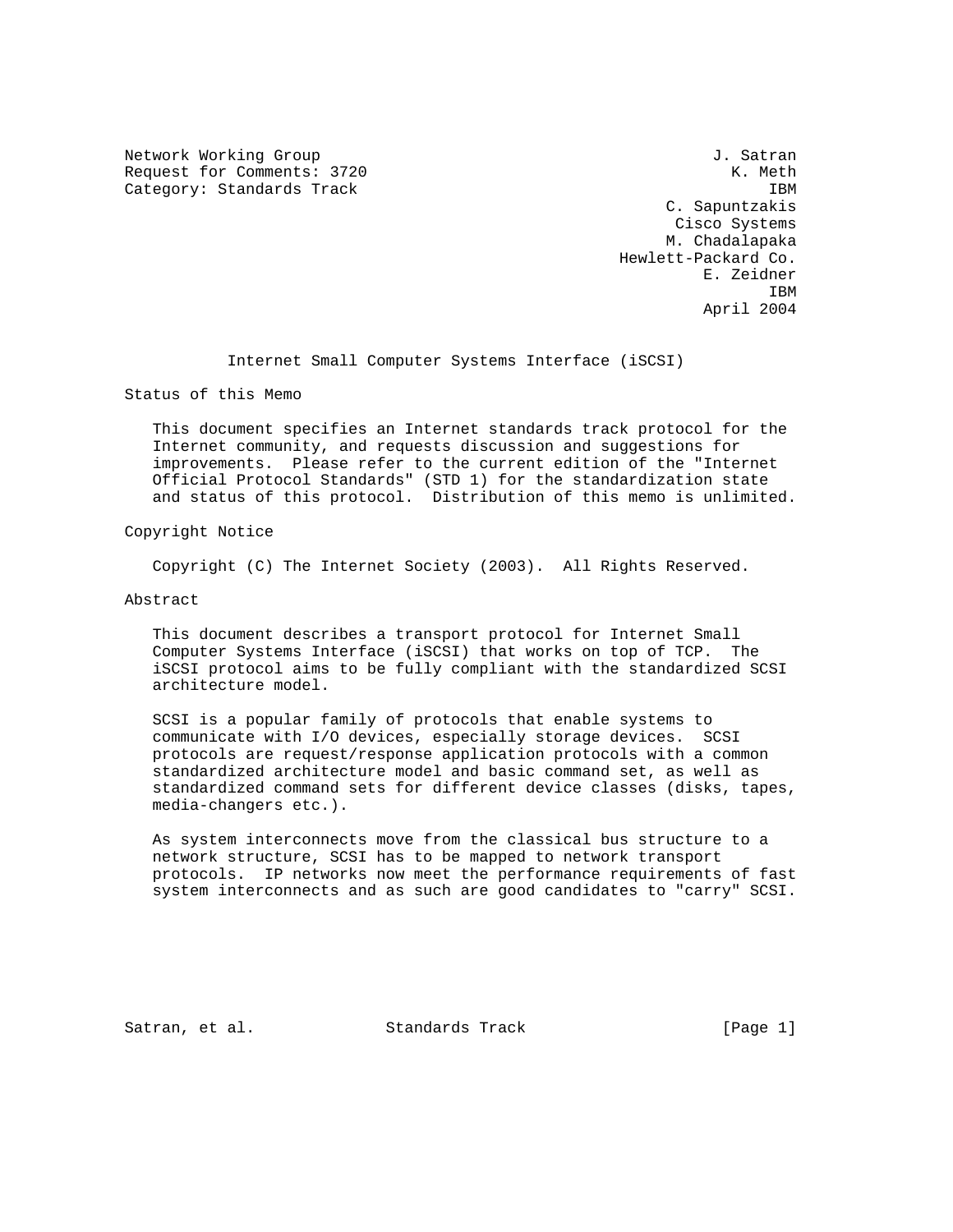Network Working Group J. Satran
Request for Comments: 3720 K. Meth
Category: Standards Track IBM
C. Sapuntzakis
Cisco Systems
M. Chadalapaka
Hewlett-Packard Co.
E. Zeidner
IBM
April 2004

# Internet Small Computer Systems Interface (iSCSI)

## Status of this Memo

This document specifies an Internet standards track protocol for the Internet community, and requests discussion and suggestions for improvements. Please refer to the current edition of the "Internet Official Protocol Standards" (STD 1) for the standardization state and status of this protocol. Distribution of this memo is unlimited.

## Copyright Notice

Copyright (C) The Internet Society (2003). All Rights Reserved.

## Abstract

This document describes a transport protocol for Internet Small Computer Systems Interface (iSCSI) that works on top of TCP. The iSCSI protocol aims to be fully compliant with the standardized SCSI architecture model.

SCSI is a popular family of protocols that enable systems to communicate with I/O devices, especially storage devices. SCSI protocols are request/response application protocols with a common standardized architecture model and basic command set, as well as standardized command sets for different device classes (disks, tapes, media-changers etc.).

As system interconnects move from the classical bus structure to a network structure, SCSI has to be mapped to network transport protocols. IP networks now meet the performance requirements of fast system interconnects and as such are good candidates to "carry" SCSI.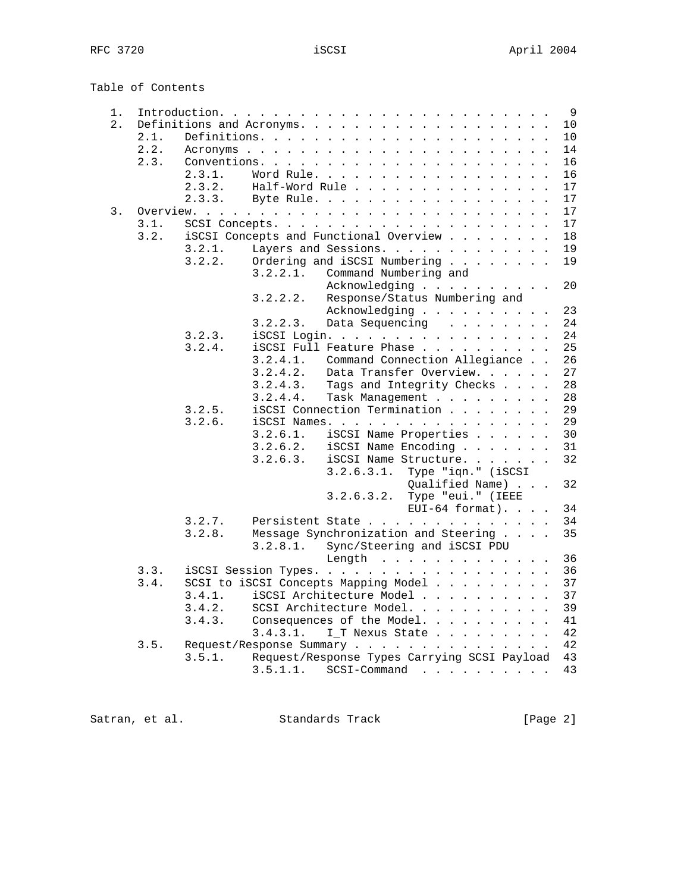Table of Contents

```
   1.  Introduction. . . . . . . . . . . . . . . . . . . . . . . . . .  9
   2.  Definitions and Acronyms. . . . . . . . . . . . . . . . . . . . 10
       2.1.   Definitions. . . . . . . . . . . . . . . . . . . . . . . 10
       2.2.   Acronyms . . . . . . . . . . . . . . . . . . . . . . . . 14
       2.3.   Conventions. . . . . . . . . . . . . . . . . . . . . . . 16
              2.3.1.   Word Rule. . . . . . . . . . . . . . . . . . . 16
              2.3.2.   Half-Word Rule . . . . . . . . . . . . . . . . 17
              2.3.3.   Byte Rule. . . . . . . . . . . . . . . . . . . 17
   3.  Overview. . . . . . . . . . . . . . . . . . . . . . . . . . . . 17
       3.1.   SCSI Concepts. . . . . . . . . . . . . . . . . . . . . . 17
       3.2.   iSCSI Concepts and Functional Overview . . . . . . . . . 18
              3.2.1.   Layers and Sessions. . . . . . . . . . . . . . 19
              3.2.2.   Ordering and iSCSI Numbering . . . . . . . . . 19
                       3.2.2.1.  Command Numbering and
                                 Acknowledging . . . . . . . . . . 20
                       3.2.2.2.  Response/Status Numbering and
                                 Acknowledging . . . . . . . . . . 23
                       3.2.2.3.  Data Sequencing  . . . . . . . . 24
              3.2.3.   iSCSI Login. . . . . . . . . . . . . . . . . . 24
              3.2.4.   iSCSI Full Feature Phase . . . . . . . . . . . 25
                       3.2.4.1.  Command Connection Allegiance . . 26
                       3.2.4.2.  Data Transfer Overview. . . . . . 27
                       3.2.4.3.  Tags and Integrity Checks . . . . 28
                       3.2.4.4.  Task Management . . . . . . . . . 28
              3.2.5.   iSCSI Connection Termination . . . . . . . . . 29
              3.2.6.   iSCSI Names. . . . . . . . . . . . . . . . . . 29
                       3.2.6.1.  iSCSI Name Properties . . . . . . 30
                       3.2.6.2.  iSCSI Name Encoding . . . . . . . 31
                       3.2.6.3.  iSCSI Name Structure. . . . . . . 32
                                 3.2.6.3.1.  Type "iqn." (iSCSI
                                             Qualified Name) . . . 32
                                 3.2.6.3.2.  Type "eui." (IEEE
                                             EUI-64 format). . . . 34
              3.2.7.   Persistent State . . . . . . . . . . . . . . . 34
              3.2.8.   Message Synchronization and Steering . . . . . 35
                       3.2.8.1.  Sync/Steering and iSCSI PDU
                                 Length  . . . . . . . . . . . . . 36
       3.3.   iSCSI Session Types. . . . . . . . . . . . . . . . . . . 36
       3.4.   SCSI to iSCSI Concepts Mapping Model . . . . . . . . . . 37
              3.4.1.   iSCSI Architecture Model . . . . . . . . . . . 37
              3.4.2.   SCSI Architecture Model. . . . . . . . . . . . 39
              3.4.3.   Consequences of the Model. . . . . . . . . . . 41
                       3.4.3.1.  I_T Nexus State . . . . . . . . . 42
       3.5.   Request/Response Summary . . . . . . . . . . . . . . . . 42
              3.5.1.   Request/Response Types Carrying SCSI Payload  43
                       3.5.1.1.  SCSI-Command  . . . . . . . . . . 43
```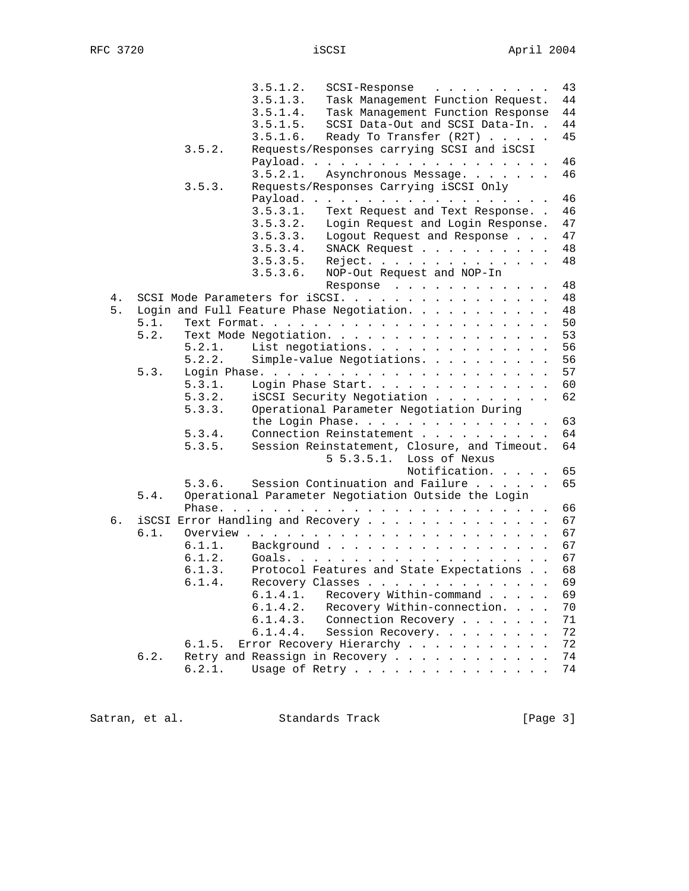```
                  3.5.1.2.   SCSI-Response  . . . . . . . . .  43
                  3.5.1.3.   Task Management Function Request.  44
                  3.5.1.4.   Task Management Function Response  44
                  3.5.1.5.   SCSI Data-Out and SCSI Data-In. .  44
                  3.5.1.6.   Ready To Transfer (R2T) . . . . .  45
          3.5.2.  Requests/Responses carrying SCSI and iSCSI
                  Payload. . . . . . . . . . . . . . . . . . .  46
                  3.5.2.1.   Asynchronous Message. . . . . . .  46
          3.5.3.  Requests/Responses Carrying iSCSI Only
                  Payload. . . . . . . . . . . . . . . . . . .  46
                  3.5.3.1.   Text Request and Text Response. .  46
                  3.5.3.2.   Login Request and Login Response.  47
                  3.5.3.3.   Logout Request and Response . . .  47
                  3.5.3.4.   SNACK Request . . . . . . . . . .  48
                  3.5.3.5.   Reject. . . . . . . . . . . . . .  48
                  3.5.3.6.   NOP-Out Request and NOP-In
                             Response  . . . . . . . . . . . .  48
   4.  SCSI Mode Parameters for iSCSI. . . . . . . . . . . . . . .  48
   5.  Login and Full Feature Phase Negotiation. . . . . . . . . .  48
       5.1.   Text Format. . . . . . . . . . . . . . . . . . . . .  50
       5.2.   Text Mode Negotiation. . . . . . . . . . . . . . . .  53
          5.2.1.  List negotiations. . . . . . . . . . . . . .  56
          5.2.2.  Simple-value Negotiations. . . . . . . . . .  56
       5.3.   Login Phase. . . . . . . . . . . . . . . . . . . . .  57
          5.3.1.  Login Phase Start. . . . . . . . . . . . . .  60
          5.3.2.  iSCSI Security Negotiation . . . . . . . . .  62
          5.3.3.  Operational Parameter Negotiation During
                  the Login Phase. . . . . . . . . . . . . . .  63
          5.3.4.  Connection Reinstatement . . . . . . . . . .  64
          5.3.5.  Session Reinstatement, Closure, and Timeout.  64
                        5 5.3.5.1.  Loss of Nexus
                                    Notification. . . . .  65
          5.3.6.  Session Continuation and Failure . . . . . .  65
       5.4.   Operational Parameter Negotiation Outside the Login
              Phase. . . . . . . . . . . . . . . . . . . . . . . .  66
   6.  iSCSI Error Handling and Recovery . . . . . . . . . . . . .  67
       6.1.   Overview . . . . . . . . . . . . . . . . . . . . . .  67
          6.1.1.  Background . . . . . . . . . . . . . . . . .  67
          6.1.2.  Goals. . . . . . . . . . . . . . . . . . . .  67
          6.1.3.  Protocol Features and State Expectations . .  68
          6.1.4.  Recovery Classes . . . . . . . . . . . . . .  69
                  6.1.4.1.   Recovery Within-command . . . . .  69
                  6.1.4.2.   Recovery Within-connection. . . .  70
                  6.1.4.3.   Connection Recovery . . . . . . .  71
                  6.1.4.4.   Session Recovery. . . . . . . . .  72
          6.1.5. Error Recovery Hierarchy . . . . . . . . . . .  72
       6.2.   Retry and Reassign in Recovery . . . . . . . . . . .  74
          6.2.1.  Usage of Retry . . . . . . . . . . . . . . .  74
```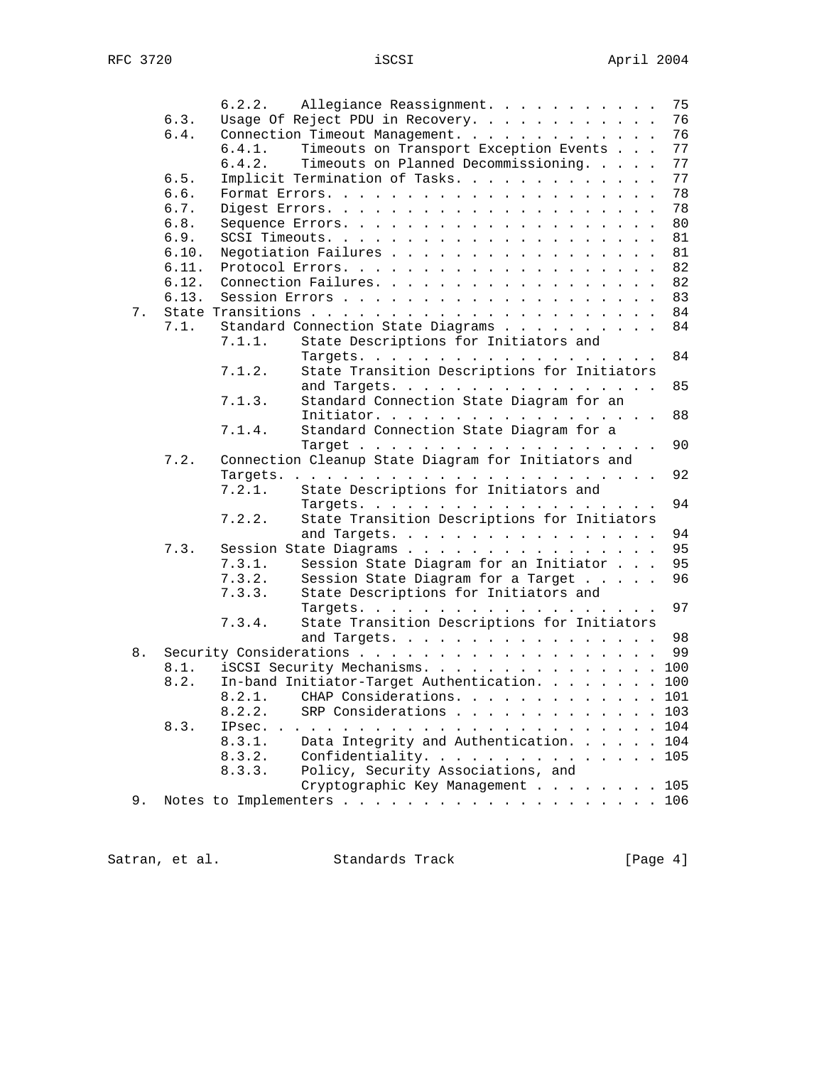```
         6.2.2.   Allegiance Reassignment. . . . . . . . . . .  75
    6.3.   Usage Of Reject PDU in Recovery. . . . . . . . . . . .  76
    6.4.   Connection Timeout Management. . . . . . . . . . . . .  76
         6.4.1.   Timeouts on Transport Exception Events . . .  77
         6.4.2.   Timeouts on Planned Decommissioning. . . . .  77
    6.5.   Implicit Termination of Tasks. . . . . . . . . . . . .  77
    6.6.   Format Errors. . . . . . . . . . . . . . . . . . . . .  78
    6.7.   Digest Errors. . . . . . . . . . . . . . . . . . . . .  78
    6.8.   Sequence Errors. . . . . . . . . . . . . . . . . . . .  80
    6.9.   SCSI Timeouts. . . . . . . . . . . . . . . . . . . . .  81
    6.10.  Negotiation Failures . . . . . . . . . . . . . . . . .  81
    6.11.  Protocol Errors. . . . . . . . . . . . . . . . . . . .  82
    6.12.  Connection Failures. . . . . . . . . . . . . . . . . .  82
    6.13.  Session Errors . . . . . . . . . . . . . . . . . . . .  83
 7.  State Transitions . . . . . . . . . . . . . . . . . . . . . .  84
    7.1.   Standard Connection State Diagrams . . . . . . . . . .  84
         7.1.1.   State Descriptions for Initiators and
                  Targets. . . . . . . . . . . . . . . . . . .  84
         7.1.2.   State Transition Descriptions for Initiators
                  and Targets. . . . . . . . . . . . . . . . .  85
         7.1.3.   Standard Connection State Diagram for an
                  Initiator. . . . . . . . . . . . . . . . . .  88
         7.1.4.   Standard Connection State Diagram for a
                  Target . . . . . . . . . . . . . . . . . . .  90
    7.2.   Connection Cleanup State Diagram for Initiators and
           Targets. . . . . . . . . . . . . . . . . . . . . . . .  92
         7.2.1.   State Descriptions for Initiators and
                  Targets. . . . . . . . . . . . . . . . . . .  94
         7.2.2.   State Transition Descriptions for Initiators
                  and Targets. . . . . . . . . . . . . . . . .  94
    7.3.   Session State Diagrams . . . . . . . . . . . . . . . .  95
         7.3.1.   Session State Diagram for an Initiator . . .  95
         7.3.2.   Session State Diagram for a Target . . . . .  96
         7.3.3.   State Descriptions for Initiators and
                  Targets. . . . . . . . . . . . . . . . . . .  97
         7.3.4.   State Transition Descriptions for Initiators
                  and Targets. . . . . . . . . . . . . . . . .  98
 8.  Security Considerations . . . . . . . . . . . . . . . . . . .  99
    8.1.   iSCSI Security Mechanisms. . . . . . . . . . . . . . . 100
    8.2.   In-band Initiator-Target Authentication. . . . . . . . 100
         8.2.1.   CHAP Considerations. . . . . . . . . . . . . 101
         8.2.2.   SRP Considerations . . . . . . . . . . . . . 103
    8.3.   IPsec. . . . . . . . . . . . . . . . . . . . . . . . . 104
         8.3.1.   Data Integrity and Authentication. . . . . . 104
         8.3.2.   Confidentiality. . . . . . . . . . . . . . . 105
         8.3.3.   Policy, Security Associations, and
                  Cryptographic Key Management . . . . . . . . 105
 9.  Notes to Implementers . . . . . . . . . . . . . . . . . . . . 106
```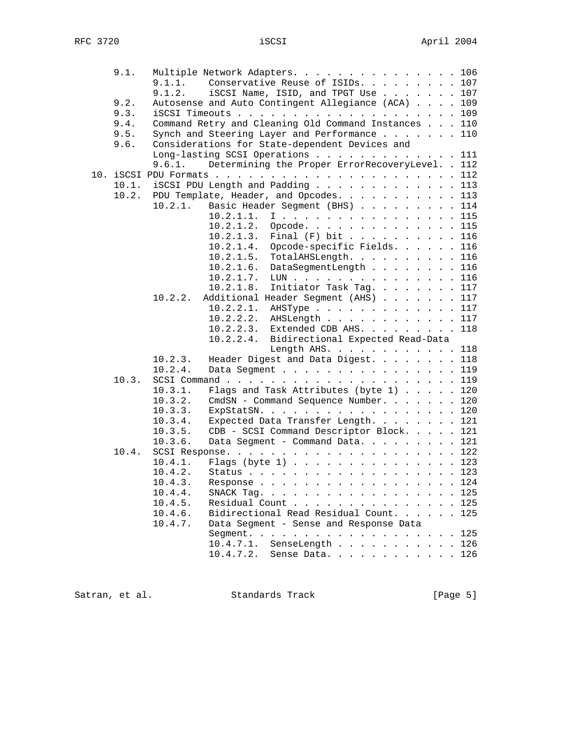```
      9.1.   Multiple Network Adapters. . . . . . . . . . . . . . . . 106
             9.1.1.    Conservative Reuse of ISIDs. . . . . . . . . 107
             9.1.2.    iSCSI Name, ISID, and TPGT Use . . . . . . . 107
      9.2.   Autosense and Auto Contingent Allegiance (ACA) . . . . 109
      9.3.   iSCSI Timeouts . . . . . . . . . . . . . . . . . . . . 109
      9.4.   Command Retry and Cleaning Old Command Instances . . . 110
      9.5.   Synch and Steering Layer and Performance . . . . . . . 110
      9.6.   Considerations for State-dependent Devices and
             Long-lasting SCSI Operations . . . . . . . . . . . . . 111
             9.6.1.    Determining the Proper ErrorRecoveryLevel. . 112
   10. iSCSI PDU Formats . . . . . . . . . . . . . . . . . . . . . . 112
      10.1.  iSCSI PDU Length and Padding . . . . . . . . . . . . . 113
      10.2.  PDU Template, Header, and Opcodes. . . . . . . . . . . 113
             10.2.1.   Basic Header Segment (BHS) . . . . . . . . . 114
                       10.2.1.1.  I . . . . . . . . . . . . . . . . 115
                       10.2.1.2.  Opcode. . . . . . . . . . . . . . 115
                       10.2.1.3.  Final (F) bit . . . . . . . . . . 116
                       10.2.1.4.  Opcode-specific Fields. . . . . . 116
                       10.2.1.5.  TotalAHSLength. . . . . . . . . . 116
                       10.2.1.6.  DataSegmentLength . . . . . . . . 116
                       10.2.1.7.  LUN . . . . . . . . . . . . . . . 116
                       10.2.1.8.  Initiator Task Tag. . . . . . . . 117
             10.2.2.  Additional Header Segment (AHS) . . . . . . . 117
                       10.2.2.1.  AHSType . . . . . . . . . . . . . 117
                       10.2.2.2.  AHSLength . . . . . . . . . . . . 117
                       10.2.2.3.  Extended CDB AHS. . . . . . . . . 118
                       10.2.2.4.  Bidirectional Expected Read-Data
                                  Length AHS. . . . . . . . . . . . 118
             10.2.3.   Header Digest and Data Digest. . . . . . . . 118
             10.2.4.   Data Segment . . . . . . . . . . . . . . . . 119
      10.3.  SCSI Command . . . . . . . . . . . . . . . . . . . . . 119
             10.3.1.   Flags and Task Attributes (byte 1) . . . . . 120
             10.3.2.   CmdSN - Command Sequence Number. . . . . . . 120
             10.3.3.   ExpStatSN. . . . . . . . . . . . . . . . . . 120
             10.3.4.   Expected Data Transfer Length. . . . . . . . 121
             10.3.5.   CDB - SCSI Command Descriptor Block. . . . . 121
             10.3.6.   Data Segment - Command Data. . . . . . . . . 121
      10.4.  SCSI Response. . . . . . . . . . . . . . . . . . . . . 122
             10.4.1.   Flags (byte 1) . . . . . . . . . . . . . . . 123
             10.4.2.   Status . . . . . . . . . . . . . . . . . . . 123
             10.4.3.   Response . . . . . . . . . . . . . . . . . . 124
             10.4.4.   SNACK Tag. . . . . . . . . . . . . . . . . . 125
             10.4.5.   Residual Count . . . . . . . . . . . . . . . 125
             10.4.6.   Bidirectional Read Residual Count. . . . . . 125
             10.4.7.   Data Segment - Sense and Response Data
                       Segment. . . . . . . . . . . . . . . . . . . 125
                       10.4.7.1.  SenseLength . . . . . . . . . . . 126
                       10.4.7.2.  Sense Data. . . . . . . . . . . . 126
```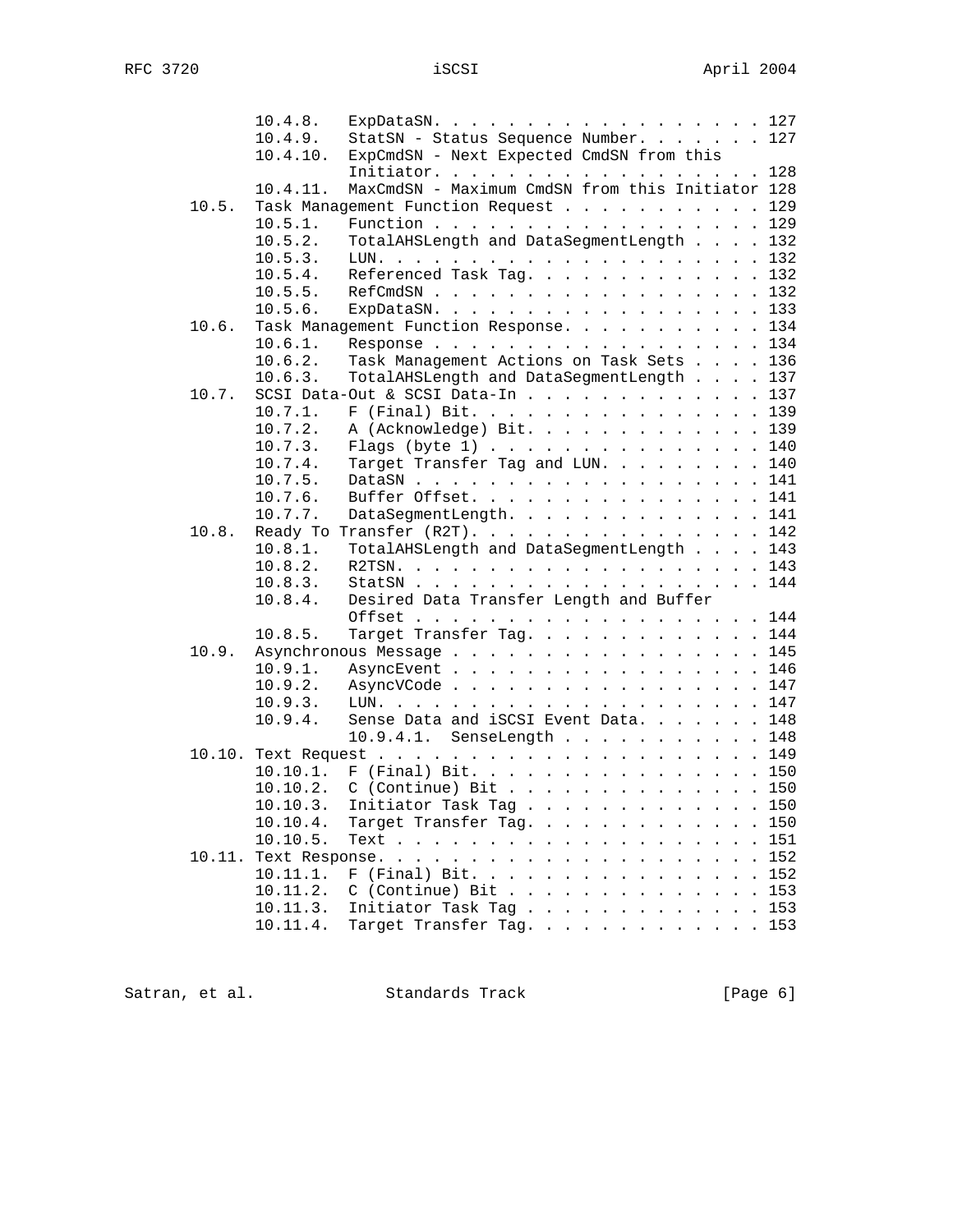```
         10.4.8.   ExpDataSN. . . . . . . . . . . . . . . . . . . 127
         10.4.9.   StatSN - Status Sequence Number. . . . . . . 127
         10.4.10.  ExpCmdSN - Next Expected CmdSN from this
                   Initiator. . . . . . . . . . . . . . . . . . . 128
         10.4.11.  MaxCmdSN - Maximum CmdSN from this Initiator 128
   10.5.  Task Management Function Request . . . . . . . . . . . 129
         10.5.1.   Function . . . . . . . . . . . . . . . . . . . 129
         10.5.2.   TotalAHSLength and DataSegmentLength . . . . 132
         10.5.3.   LUN. . . . . . . . . . . . . . . . . . . . . . 132
         10.5.4.   Referenced Task Tag. . . . . . . . . . . . . 132
         10.5.5.   RefCmdSN . . . . . . . . . . . . . . . . . . . 132
         10.5.6.   ExpDataSN. . . . . . . . . . . . . . . . . . . 133
   10.6.  Task Management Function Response. . . . . . . . . . . 134
         10.6.1.   Response . . . . . . . . . . . . . . . . . . . 134
         10.6.2.   Task Management Actions on Task Sets . . . . 136
         10.6.3.   TotalAHSLength and DataSegmentLength . . . . 137
   10.7.  SCSI Data-Out & SCSI Data-In . . . . . . . . . . . . . 137
         10.7.1.   F (Final) Bit. . . . . . . . . . . . . . . . . 139
         10.7.2.   A (Acknowledge) Bit. . . . . . . . . . . . . 139
         10.7.3.   Flags (byte 1) . . . . . . . . . . . . . . . . 140
         10.7.4.   Target Transfer Tag and LUN. . . . . . . . . 140
         10.7.5.   DataSN . . . . . . . . . . . . . . . . . . . . 141
         10.7.6.   Buffer Offset. . . . . . . . . . . . . . . . . 141
         10.7.7.   DataSegmentLength. . . . . . . . . . . . . . 141
   10.8.  Ready To Transfer (R2T). . . . . . . . . . . . . . . . 142
         10.8.1.   TotalAHSLength and DataSegmentLength . . . . 143
         10.8.2.   R2TSN. . . . . . . . . . . . . . . . . . . . . 143
         10.8.3.   StatSN . . . . . . . . . . . . . . . . . . . . 144
         10.8.4.   Desired Data Transfer Length and Buffer
                   Offset . . . . . . . . . . . . . . . . . . . . 144
         10.8.5.   Target Transfer Tag. . . . . . . . . . . . . 144
   10.9.  Asynchronous Message . . . . . . . . . . . . . . . . . 145
         10.9.1.   AsyncEvent . . . . . . . . . . . . . . . . . . 146
         10.9.2.   AsyncVCode . . . . . . . . . . . . . . . . . . 147
         10.9.3.   LUN. . . . . . . . . . . . . . . . . . . . . . 147
         10.9.4.   Sense Data and iSCSI Event Data. . . . . . . 148
                   10.9.4.1.  SenseLength . . . . . . . . . . . 148
   10.10. Text Request . . . . . . . . . . . . . . . . . . . . . 149
         10.10.1.  F (Final) Bit. . . . . . . . . . . . . . . . . 150
         10.10.2.  C (Continue) Bit . . . . . . . . . . . . . . . 150
         10.10.3.  Initiator Task Tag . . . . . . . . . . . . . 150
         10.10.4.  Target Transfer Tag. . . . . . . . . . . . . 150
         10.10.5.  Text . . . . . . . . . . . . . . . . . . . . . 151
   10.11. Text Response. . . . . . . . . . . . . . . . . . . . . 152
         10.11.1.  F (Final) Bit. . . . . . . . . . . . . . . . . 152
         10.11.2.  C (Continue) Bit . . . . . . . . . . . . . . . 153
         10.11.3.  Initiator Task Tag . . . . . . . . . . . . . 153
         10.11.4.  Target Transfer Tag. . . . . . . . . . . . . 153
```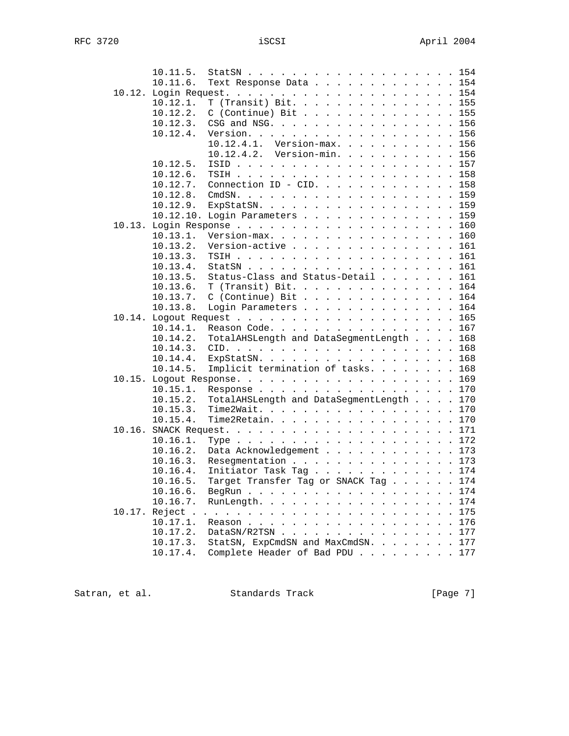```
         10.11.5.  StatSN . . . . . . . . . . . . . . . . . . . . 154
         10.11.6.  Text Response Data . . . . . . . . . . . . . . 154
   10.12. Login Request. . . . . . . . . . . . . . . . . . . . . . 154
         10.12.1.  T (Transit) Bit. . . . . . . . . . . . . . . . 155
         10.12.2.  C (Continue) Bit . . . . . . . . . . . . . . . 155
         10.12.3.  CSG and NSG. . . . . . . . . . . . . . . . . . 156
         10.12.4.  Version. . . . . . . . . . . . . . . . . . . . 156
                   10.12.4.1.  Version-max. . . . . . . . . . . . 156
                   10.12.4.2.  Version-min. . . . . . . . . . . . 156
         10.12.5.  ISID . . . . . . . . . . . . . . . . . . . . . 157
         10.12.6.  TSIH . . . . . . . . . . . . . . . . . . . . . 158
         10.12.7.  Connection ID - CID. . . . . . . . . . . . . . 158
         10.12.8.  CmdSN. . . . . . . . . . . . . . . . . . . . . 159
         10.12.9.  ExpStatSN. . . . . . . . . . . . . . . . . . . 159
         10.12.10. Login Parameters . . . . . . . . . . . . . . . 159
   10.13. Login Response . . . . . . . . . . . . . . . . . . . . . 160
         10.13.1.  Version-max. . . . . . . . . . . . . . . . . . 160
         10.13.2.  Version-active . . . . . . . . . . . . . . . . 161
         10.13.3.  TSIH . . . . . . . . . . . . . . . . . . . . . 161
         10.13.4.  StatSN . . . . . . . . . . . . . . . . . . . . 161
         10.13.5.  Status-Class and Status-Detail . . . . . . . . 161
         10.13.6.  T (Transit) Bit. . . . . . . . . . . . . . . . 164
         10.13.7.  C (Continue) Bit . . . . . . . . . . . . . . . 164
         10.13.8.  Login Parameters . . . . . . . . . . . . . . . 164
   10.14. Logout Request . . . . . . . . . . . . . . . . . . . . . 165
         10.14.1.  Reason Code. . . . . . . . . . . . . . . . . . 167
         10.14.2.  TotalAHSLength and DataSegmentLength . . . . . 168
         10.14.3.  CID. . . . . . . . . . . . . . . . . . . . . . 168
         10.14.4.  ExpStatSN. . . . . . . . . . . . . . . . . . . 168
         10.14.5.  Implicit termination of tasks. . . . . . . . . 168
   10.15. Logout Response. . . . . . . . . . . . . . . . . . . . . 169
         10.15.1.  Response . . . . . . . . . . . . . . . . . . . 170
         10.15.2.  TotalAHSLength and DataSegmentLength . . . . . 170
         10.15.3.  Time2Wait. . . . . . . . . . . . . . . . . . . 170
         10.15.4.  Time2Retain. . . . . . . . . . . . . . . . . . 170
   10.16. SNACK Request. . . . . . . . . . . . . . . . . . . . . . 171
         10.16.1.  Type . . . . . . . . . . . . . . . . . . . . . 172
         10.16.2.  Data Acknowledgement . . . . . . . . . . . . . 173
         10.16.3.  Resegmentation . . . . . . . . . . . . . . . . 173
         10.16.4.  Initiator Task Tag . . . . . . . . . . . . . . 174
         10.16.5.  Target Transfer Tag or SNACK Tag . . . . . . . 174
         10.16.6.  BegRun . . . . . . . . . . . . . . . . . . . . 174
         10.16.7.  RunLength. . . . . . . . . . . . . . . . . . . 174
   10.17. Reject . . . . . . . . . . . . . . . . . . . . . . . . . 175
         10.17.1.  Reason . . . . . . . . . . . . . . . . . . . . 176
         10.17.2.  DataSN/R2TSN . . . . . . . . . . . . . . . . . 177
         10.17.3.  StatSN, ExpCmdSN and MaxCmdSN. . . . . . . . . 177
         10.17.4.  Complete Header of Bad PDU . . . . . . . . . . 177
```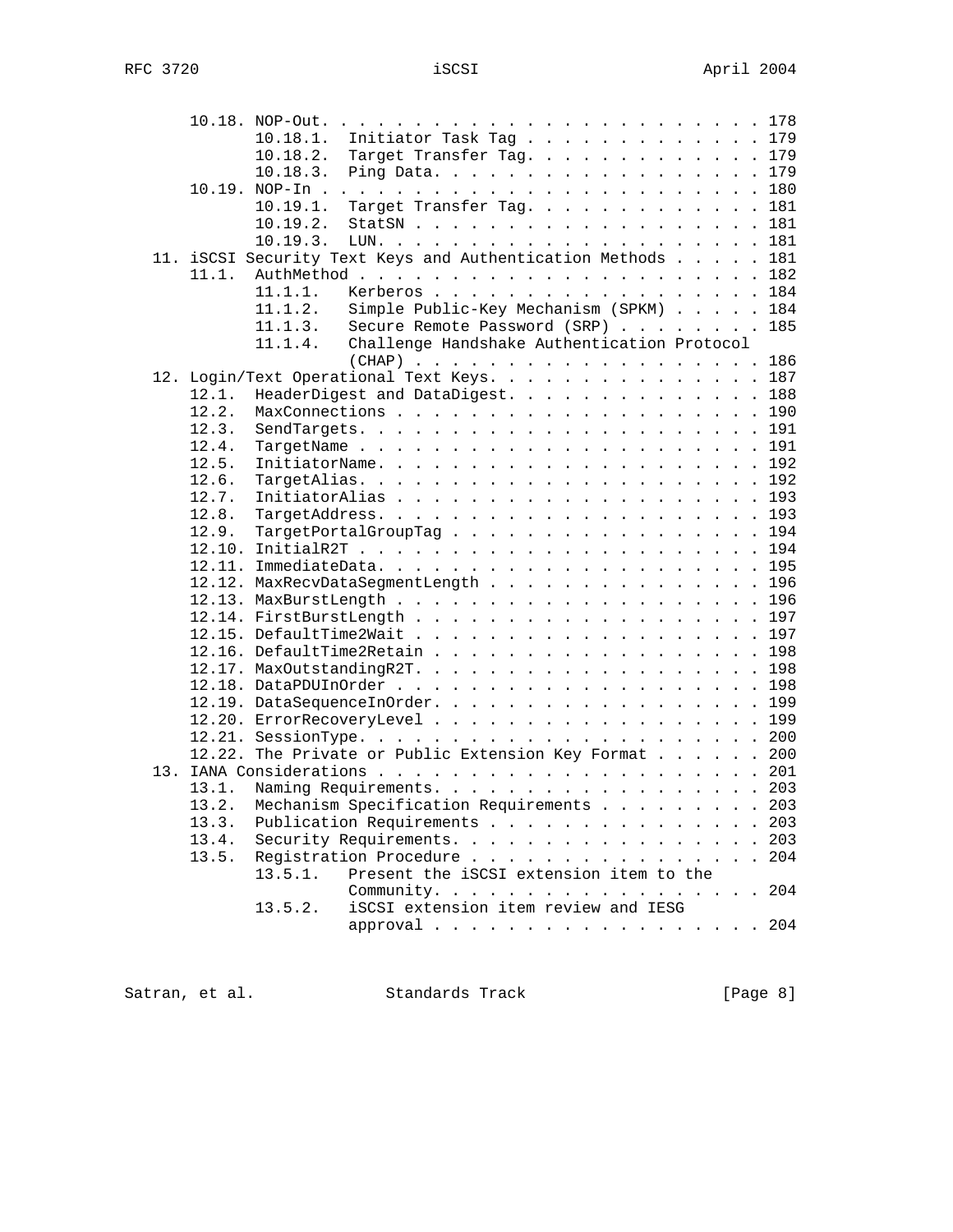```
      10.18. NOP-Out. . . . . . . . . . . . . . . . . . . . . . . . . 178
             10.18.1.  Initiator Task Tag . . . . . . . . . . . . . . 179
             10.18.2.  Target Transfer Tag. . . . . . . . . . . . . . 179
             10.18.3.  Ping Data. . . . . . . . . . . . . . . . . . . 179
      10.19. NOP-In . . . . . . . . . . . . . . . . . . . . . . . . . 180
             10.19.1.  Target Transfer Tag. . . . . . . . . . . . . . 181
             10.19.2.  StatSN . . . . . . . . . . . . . . . . . . . . 181
             10.19.3.  LUN. . . . . . . . . . . . . . . . . . . . . . 181
   11. iSCSI Security Text Keys and Authentication Methods . . . . . 181
      11.1.  AuthMethod . . . . . . . . . . . . . . . . . . . . . . . 182
             11.1.1.   Kerberos . . . . . . . . . . . . . . . . . . . 184
             11.1.2.   Simple Public-Key Mechanism (SPKM) . . . . . 184
             11.1.3.   Secure Remote Password (SRP) . . . . . . . . 185
             11.1.4.   Challenge Handshake Authentication Protocol
                       (CHAP) . . . . . . . . . . . . . . . . . . . . 186
   12. Login/Text Operational Text Keys. . . . . . . . . . . . . . . 187
      12.1.  HeaderDigest and DataDigest. . . . . . . . . . . . . . . 188
      12.2.  MaxConnections . . . . . . . . . . . . . . . . . . . . . 190
      12.3.  SendTargets. . . . . . . . . . . . . . . . . . . . . . . 191
      12.4.  TargetName . . . . . . . . . . . . . . . . . . . . . . . 191
      12.5.  InitiatorName. . . . . . . . . . . . . . . . . . . . . . 192
      12.6.  TargetAlias. . . . . . . . . . . . . . . . . . . . . . . 192
      12.7.  InitiatorAlias . . . . . . . . . . . . . . . . . . . . . 193
      12.8.  TargetAddress. . . . . . . . . . . . . . . . . . . . . . 193
      12.9.  TargetPortalGroupTag . . . . . . . . . . . . . . . . . . 194
      12.10. InitialR2T . . . . . . . . . . . . . . . . . . . . . . . 194
      12.11. ImmediateData. . . . . . . . . . . . . . . . . . . . . . 195
      12.12. MaxRecvDataSegmentLength . . . . . . . . . . . . . . . . 196
      12.13. MaxBurstLength . . . . . . . . . . . . . . . . . . . . . 196
      12.14. FirstBurstLength . . . . . . . . . . . . . . . . . . . . 197
      12.15. DefaultTime2Wait . . . . . . . . . . . . . . . . . . . . 197
      12.16. DefaultTime2Retain . . . . . . . . . . . . . . . . . . . 198
      12.17. MaxOutstandingR2T. . . . . . . . . . . . . . . . . . . . 198
      12.18. DataPDUInOrder . . . . . . . . . . . . . . . . . . . . . 198
      12.19. DataSequenceInOrder. . . . . . . . . . . . . . . . . . . 199
      12.20. ErrorRecoveryLevel . . . . . . . . . . . . . . . . . . . 199
      12.21. SessionType. . . . . . . . . . . . . . . . . . . . . . . 200
      12.22. The Private or Public Extension Key Format . . . . . . 200
   13. IANA Considerations . . . . . . . . . . . . . . . . . . . . . 201
      13.1.  Naming Requirements. . . . . . . . . . . . . . . . . . . 203
      13.2.  Mechanism Specification Requirements . . . . . . . . . . 203
      13.3.  Publication Requirements . . . . . . . . . . . . . . . . 203
      13.4.  Security Requirements. . . . . . . . . . . . . . . . . . 203
      13.5.  Registration Procedure . . . . . . . . . . . . . . . . . 204
             13.5.1.   Present the iSCSI extension item to the
                       Community. . . . . . . . . . . . . . . . . . . 204
             13.5.2.   iSCSI extension item review and IESG
                       approval . . . . . . . . . . . . . . . . . . . 204
```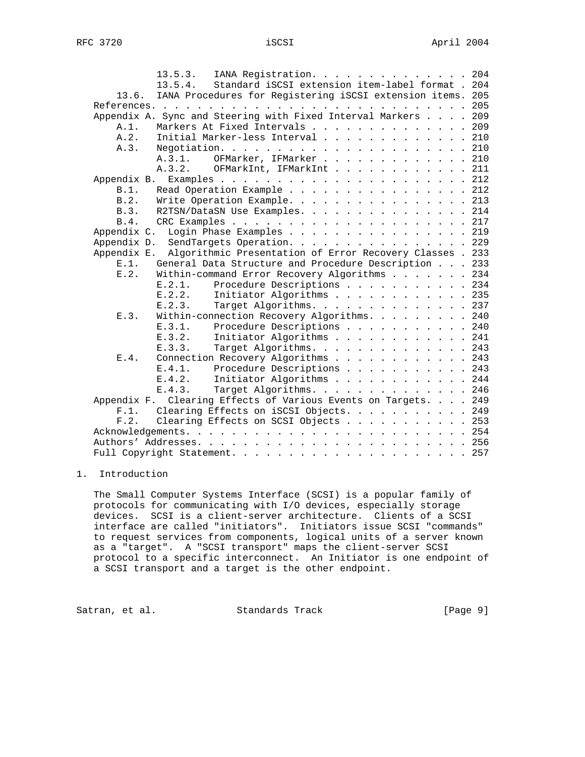```
            13.5.3.  IANA Registration. . . . . . . . . . . . . . . 204
            13.5.4.  Standard iSCSI extension item-label format . 204
      13.6.  IANA Procedures for Registering iSCSI extension items. 205
   References. . . . . . . . . . . . . . . . . . . . . . . . . . . . 205
   Appendix A. Sync and Steering with Fixed Interval Markers . . . . 209
       A.1.   Markers At Fixed Intervals . . . . . . . . . . . . . . 209
       A.2.   Initial Marker-less Interval . . . . . . . . . . . . . 210
       A.3.   Negotiation. . . . . . . . . . . . . . . . . . . . . . 210
              A.3.1.   OFMarker, IFMarker . . . . . . . . . . . . . 210
              A.3.2.   OFMarkInt, IFMarkInt . . . . . . . . . . . . 211
   Appendix B.  Examples . . . . . . . . . . . . . . . . . . . . . . 212
       B.1.   Read Operation Example . . . . . . . . . . . . . . . . 212
       B.2.   Write Operation Example. . . . . . . . . . . . . . . . 213
       B.3.   R2TSN/DataSN Use Examples. . . . . . . . . . . . . . . 214
       B.4.   CRC Examples . . . . . . . . . . . . . . . . . . . . . 217
   Appendix C.  Login Phase Examples . . . . . . . . . . . . . . . . 219
   Appendix D.  SendTargets Operation. . . . . . . . . . . . . . . . 229
   Appendix E.  Algorithmic Presentation of Error Recovery Classes . 233
       E.1.   General Data Structure and Procedure Description . . . 233
       E.2.   Within-command Error Recovery Algorithms . . . . . . . 234
              E.2.1.   Procedure Descriptions . . . . . . . . . . . 234
              E.2.2.   Initiator Algorithms . . . . . . . . . . . . 235
              E.2.3.   Target Algorithms. . . . . . . . . . . . . . 237
       E.3.   Within-connection Recovery Algorithms. . . . . . . . . 240
              E.3.1.   Procedure Descriptions . . . . . . . . . . . 240
              E.3.2.   Initiator Algorithms . . . . . . . . . . . . 241
              E.3.3.   Target Algorithms. . . . . . . . . . . . . . 243
       E.4.   Connection Recovery Algorithms . . . . . . . . . . . . 243
              E.4.1.   Procedure Descriptions . . . . . . . . . . . 243
              E.4.2.   Initiator Algorithms . . . . . . . . . . . . 244
              E.4.3.   Target Algorithms. . . . . . . . . . . . . . 246
   Appendix F.  Clearing Effects of Various Events on Targets. . . . 249
       F.1.   Clearing Effects on iSCSI Objects. . . . . . . . . . . 249
       F.2.   Clearing Effects on SCSI Objects . . . . . . . . . . . 253
   Acknowledgements. . . . . . . . . . . . . . . . . . . . . . . . . 254
   Authors' Addresses. . . . . . . . . . . . . . . . . . . . . . . . 256
   Full Copyright Statement. . . . . . . . . . . . . . . . . . . . . 257
```

# 1. Introduction

The Small Computer Systems Interface (SCSI) is a popular family of protocols for communicating with I/O devices, especially storage devices. SCSI is a client-server architecture. Clients of a SCSI interface are called "initiators". Initiators issue SCSI "commands" to request services from components, logical units of a server known as a "target". A "SCSI transport" maps the client-server SCSI protocol to a specific interconnect. An Initiator is one endpoint of a SCSI transport and a target is the other endpoint.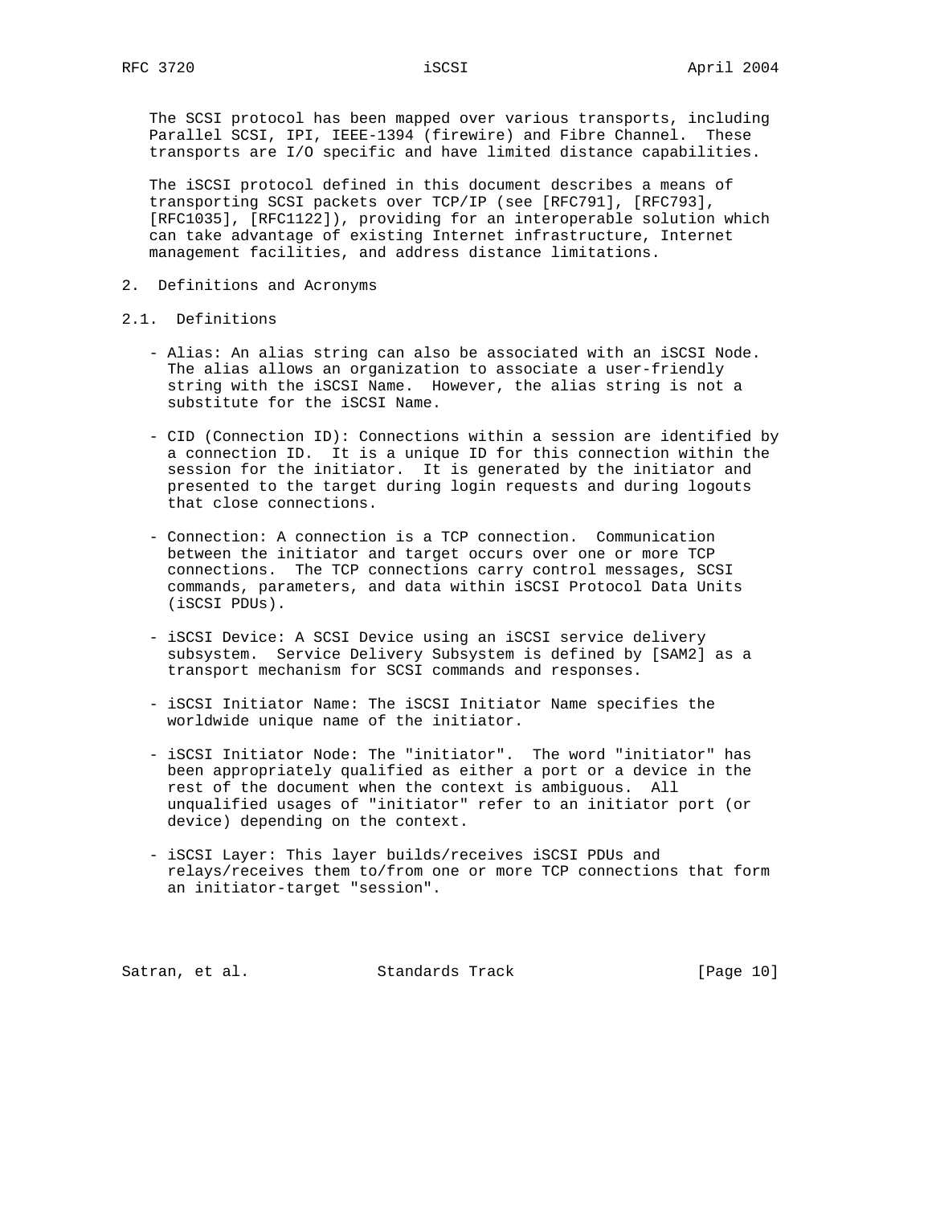The SCSI protocol has been mapped over various transports, including Parallel SCSI, IPI, IEEE-1394 (firewire) and Fibre Channel. These transports are I/O specific and have limited distance capabilities.

The iSCSI protocol defined in this document describes a means of transporting SCSI packets over TCP/IP (see [RFC791], [RFC793], [RFC1035], [RFC1122]), providing for an interoperable solution which can take advantage of existing Internet infrastructure, Internet management facilities, and address distance limitations.

## 2. Definitions and Acronyms

### 2.1. Definitions

- Alias: An alias string can also be associated with an iSCSI Node. The alias allows an organization to associate a user-friendly string with the iSCSI Name. However, the alias string is not a substitute for the iSCSI Name.

- CID (Connection ID): Connections within a session are identified by a connection ID. It is a unique ID for this connection within the session for the initiator. It is generated by the initiator and presented to the target during login requests and during logouts that close connections.

- Connection: A connection is a TCP connection. Communication between the initiator and target occurs over one or more TCP connections. The TCP connections carry control messages, SCSI commands, parameters, and data within iSCSI Protocol Data Units (iSCSI PDUs).

- iSCSI Device: A SCSI Device using an iSCSI service delivery subsystem. Service Delivery Subsystem is defined by [SAM2] as a transport mechanism for SCSI commands and responses.

- iSCSI Initiator Name: The iSCSI Initiator Name specifies the worldwide unique name of the initiator.

- iSCSI Initiator Node: The "initiator". The word "initiator" has been appropriately qualified as either a port or a device in the rest of the document when the context is ambiguous. All unqualified usages of "initiator" refer to an initiator port (or device) depending on the context.

- iSCSI Layer: This layer builds/receives iSCSI PDUs and relays/receives them to/from one or more TCP connections that form an initiator-target "session".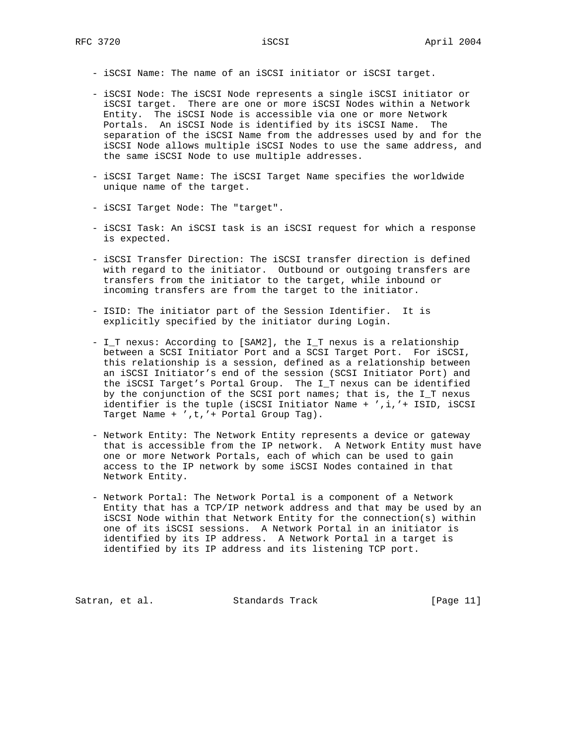- iSCSI Name: The name of an iSCSI initiator or iSCSI target.

- iSCSI Node: The iSCSI Node represents a single iSCSI initiator or iSCSI target. There are one or more iSCSI Nodes within a Network Entity. The iSCSI Node is accessible via one or more Network Portals. An iSCSI Node is identified by its iSCSI Name. The separation of the iSCSI Name from the addresses used by and for the iSCSI Node allows multiple iSCSI Nodes to use the same address, and the same iSCSI Node to use multiple addresses.

- iSCSI Target Name: The iSCSI Target Name specifies the worldwide unique name of the target.

- iSCSI Target Node: The "target".

- iSCSI Task: An iSCSI task is an iSCSI request for which a response is expected.

- iSCSI Transfer Direction: The iSCSI transfer direction is defined with regard to the initiator. Outbound or outgoing transfers are transfers from the initiator to the target, while inbound or incoming transfers are from the target to the initiator.

- ISID: The initiator part of the Session Identifier. It is explicitly specified by the initiator during Login.

- I_T nexus: According to [SAM2], the I_T nexus is a relationship between a SCSI Initiator Port and a SCSI Target Port. For iSCSI, this relationship is a session, defined as a relationship between an iSCSI Initiator's end of the session (SCSI Initiator Port) and the iSCSI Target's Portal Group. The I_T nexus can be identified by the conjunction of the SCSI port names; that is, the I_T nexus identifier is the tuple (iSCSI Initiator Name + ',i,'+ ISID, iSCSI Target Name + ',t,'+ Portal Group Tag).

- Network Entity: The Network Entity represents a device or gateway that is accessible from the IP network. A Network Entity must have one or more Network Portals, each of which can be used to gain access to the IP network by some iSCSI Nodes contained in that Network Entity.

- Network Portal: The Network Portal is a component of a Network Entity that has a TCP/IP network address and that may be used by an iSCSI Node within that Network Entity for the connection(s) within one of its iSCSI sessions. A Network Portal in an initiator is identified by its IP address. A Network Portal in a target is identified by its IP address and its listening TCP port.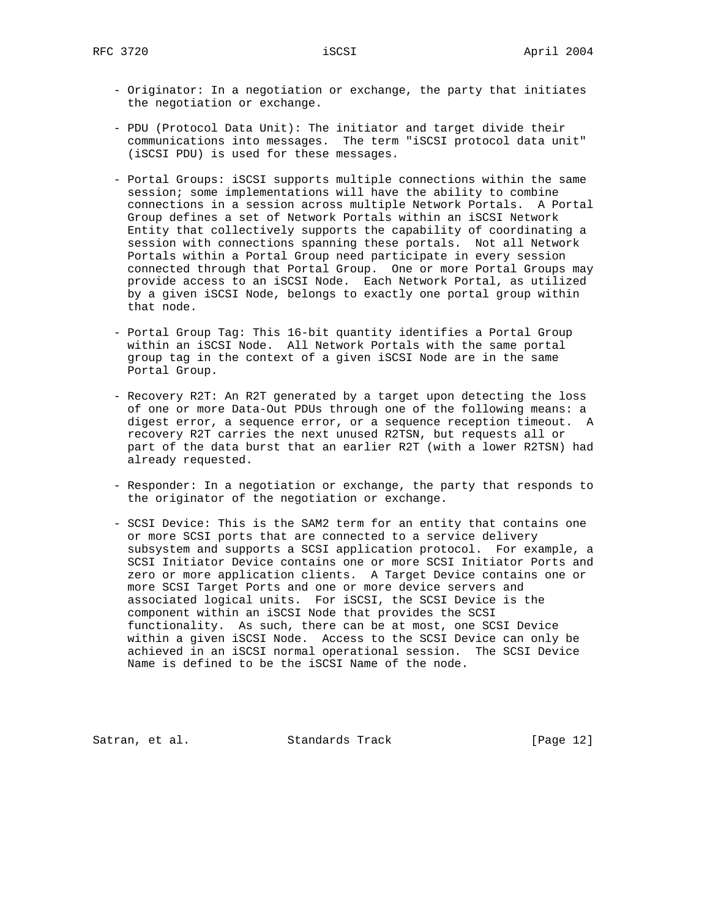- Originator: In a negotiation or exchange, the party that initiates the negotiation or exchange.

- PDU (Protocol Data Unit): The initiator and target divide their communications into messages. The term "iSCSI protocol data unit" (iSCSI PDU) is used for these messages.

- Portal Groups: iSCSI supports multiple connections within the same session; some implementations will have the ability to combine connections in a session across multiple Network Portals. A Portal Group defines a set of Network Portals within an iSCSI Network Entity that collectively supports the capability of coordinating a session with connections spanning these portals. Not all Network Portals within a Portal Group need participate in every session connected through that Portal Group. One or more Portal Groups may provide access to an iSCSI Node. Each Network Portal, as utilized by a given iSCSI Node, belongs to exactly one portal group within that node.

- Portal Group Tag: This 16-bit quantity identifies a Portal Group within an iSCSI Node. All Network Portals with the same portal group tag in the context of a given iSCSI Node are in the same Portal Group.

- Recovery R2T: An R2T generated by a target upon detecting the loss of one or more Data-Out PDUs through one of the following means: a digest error, a sequence error, or a sequence reception timeout. A recovery R2T carries the next unused R2TSN, but requests all or part of the data burst that an earlier R2T (with a lower R2TSN) had already requested.

- Responder: In a negotiation or exchange, the party that responds to the originator of the negotiation or exchange.

- SCSI Device: This is the SAM2 term for an entity that contains one or more SCSI ports that are connected to a service delivery subsystem and supports a SCSI application protocol. For example, a SCSI Initiator Device contains one or more SCSI Initiator Ports and zero or more application clients. A Target Device contains one or more SCSI Target Ports and one or more device servers and associated logical units. For iSCSI, the SCSI Device is the component within an iSCSI Node that provides the SCSI functionality. As such, there can be at most, one SCSI Device within a given iSCSI Node. Access to the SCSI Device can only be achieved in an iSCSI normal operational session. The SCSI Device Name is defined to be the iSCSI Name of the node.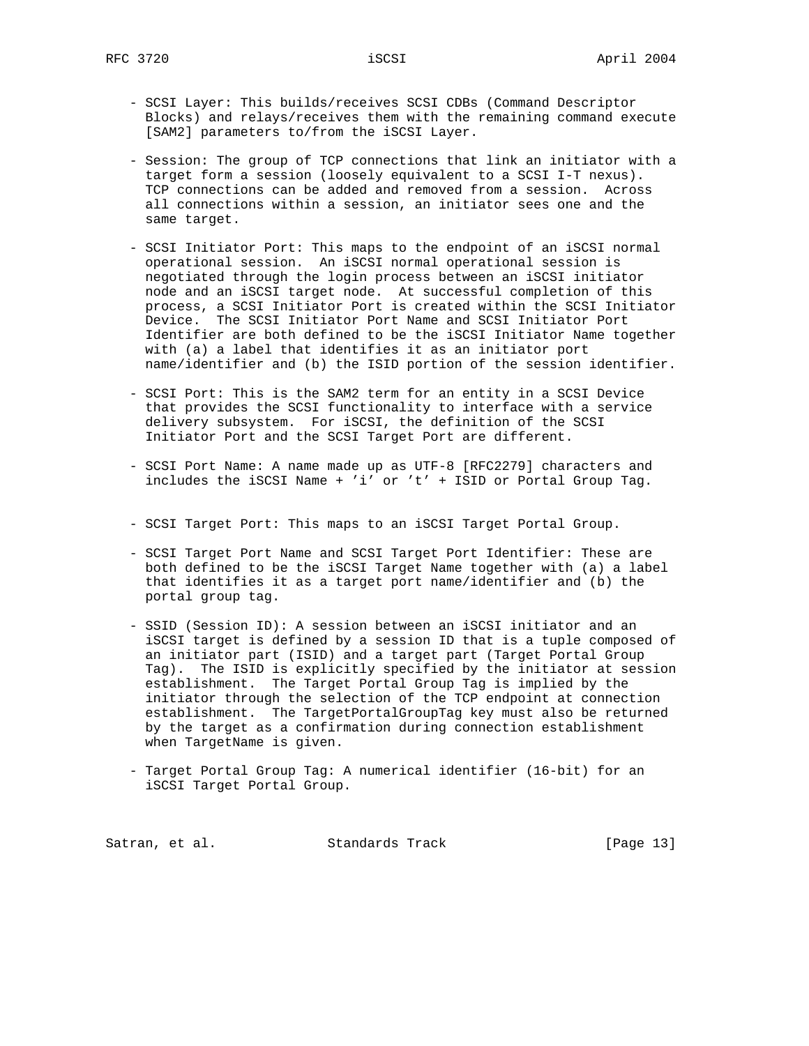- SCSI Layer: This builds/receives SCSI CDBs (Command Descriptor Blocks) and relays/receives them with the remaining command execute [SAM2] parameters to/from the iSCSI Layer.

- Session: The group of TCP connections that link an initiator with a target form a session (loosely equivalent to a SCSI I-T nexus). TCP connections can be added and removed from a session. Across all connections within a session, an initiator sees one and the same target.

- SCSI Initiator Port: This maps to the endpoint of an iSCSI normal operational session. An iSCSI normal operational session is negotiated through the login process between an iSCSI initiator node and an iSCSI target node. At successful completion of this process, a SCSI Initiator Port is created within the SCSI Initiator Device. The SCSI Initiator Port Name and SCSI Initiator Port Identifier are both defined to be the iSCSI Initiator Name together with (a) a label that identifies it as an initiator port name/identifier and (b) the ISID portion of the session identifier.

- SCSI Port: This is the SAM2 term for an entity in a SCSI Device that provides the SCSI functionality to interface with a service delivery subsystem. For iSCSI, the definition of the SCSI Initiator Port and the SCSI Target Port are different.

- SCSI Port Name: A name made up as UTF-8 [RFC2279] characters and includes the iSCSI Name + 'i' or 't' + ISID or Portal Group Tag.

- SCSI Target Port: This maps to an iSCSI Target Portal Group.

- SCSI Target Port Name and SCSI Target Port Identifier: These are both defined to be the iSCSI Target Name together with (a) a label that identifies it as a target port name/identifier and (b) the portal group tag.

- SSID (Session ID): A session between an iSCSI initiator and an iSCSI target is defined by a session ID that is a tuple composed of an initiator part (ISID) and a target part (Target Portal Group Tag). The ISID is explicitly specified by the initiator at session establishment. The Target Portal Group Tag is implied by the initiator through the selection of the TCP endpoint at connection establishment. The TargetPortalGroupTag key must also be returned by the target as a confirmation during connection establishment when TargetName is given.

- Target Portal Group Tag: A numerical identifier (16-bit) for an iSCSI Target Portal Group.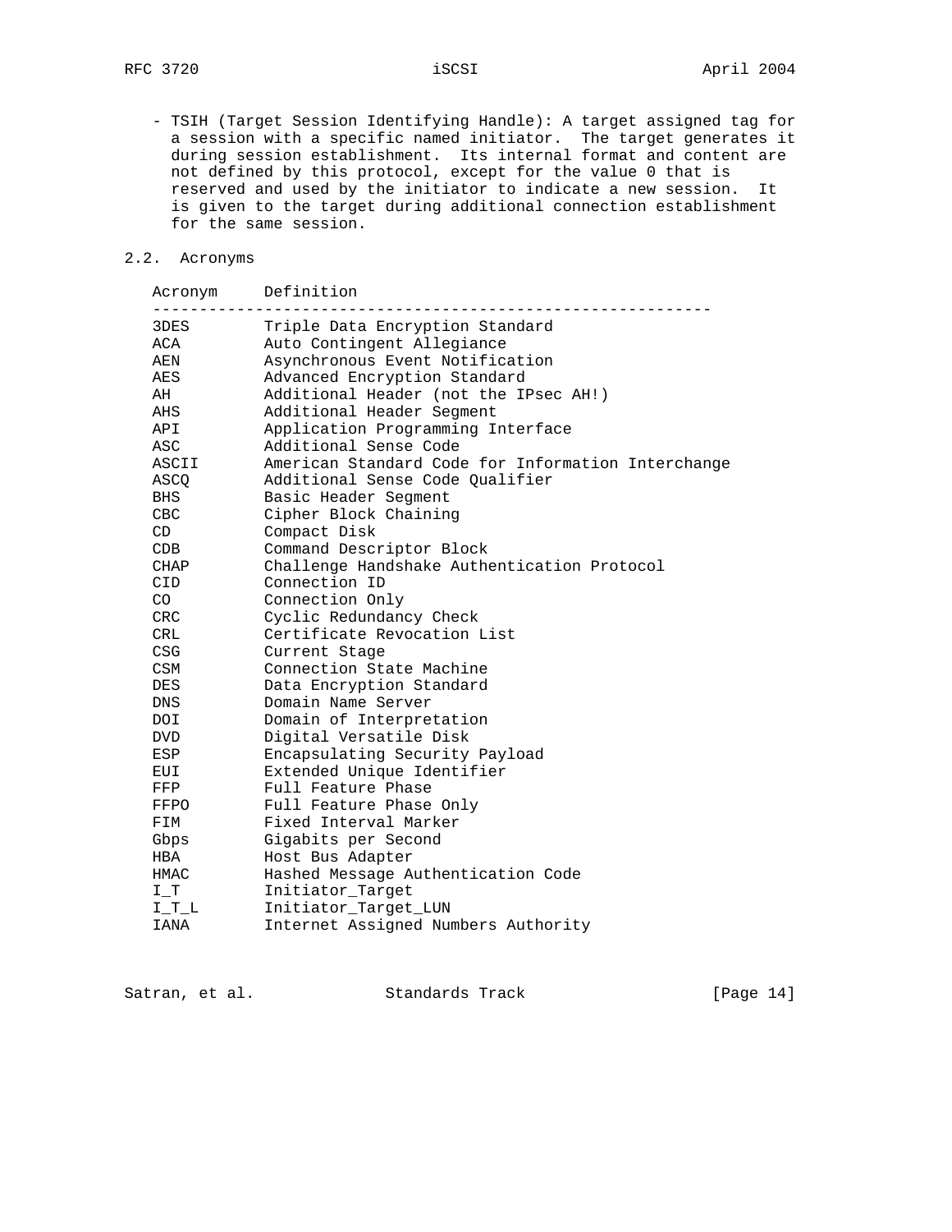- TSIH (Target Session Identifying Handle): A target assigned tag for a session with a specific named initiator. The target generates it during session establishment. Its internal format and content are not defined by this protocol, except for the value 0 that is reserved and used by the initiator to indicate a new session. It is given to the target during additional connection establishment for the same session.

## 2.2. Acronyms

| Acronym | Definition |
|---|---|
| 3DES | Triple Data Encryption Standard |
| ACA | Auto Contingent Allegiance |
| AEN | Asynchronous Event Notification |
| AES | Advanced Encryption Standard |
| AH | Additional Header (not the IPsec AH!) |
| AHS | Additional Header Segment |
| API | Application Programming Interface |
| ASC | Additional Sense Code |
| ASCII | American Standard Code for Information Interchange |
| ASCQ | Additional Sense Code Qualifier |
| BHS | Basic Header Segment |
| CBC | Cipher Block Chaining |
| CD | Compact Disk |
| CDB | Command Descriptor Block |
| CHAP | Challenge Handshake Authentication Protocol |
| CID | Connection ID |
| CO | Connection Only |
| CRC | Cyclic Redundancy Check |
| CRL | Certificate Revocation List |
| CSG | Current Stage |
| CSM | Connection State Machine |
| DES | Data Encryption Standard |
| DNS | Domain Name Server |
| DOI | Domain of Interpretation |
| DVD | Digital Versatile Disk |
| ESP | Encapsulating Security Payload |
| EUI | Extended Unique Identifier |
| FFP | Full Feature Phase |
| FFPO | Full Feature Phase Only |
| FIM | Fixed Interval Marker |
| Gbps | Gigabits per Second |
| HBA | Host Bus Adapter |
| HMAC | Hashed Message Authentication Code |
| I_T | Initiator_Target |
| I_T_L | Initiator_Target_LUN |
| IANA | Internet Assigned Numbers Authority |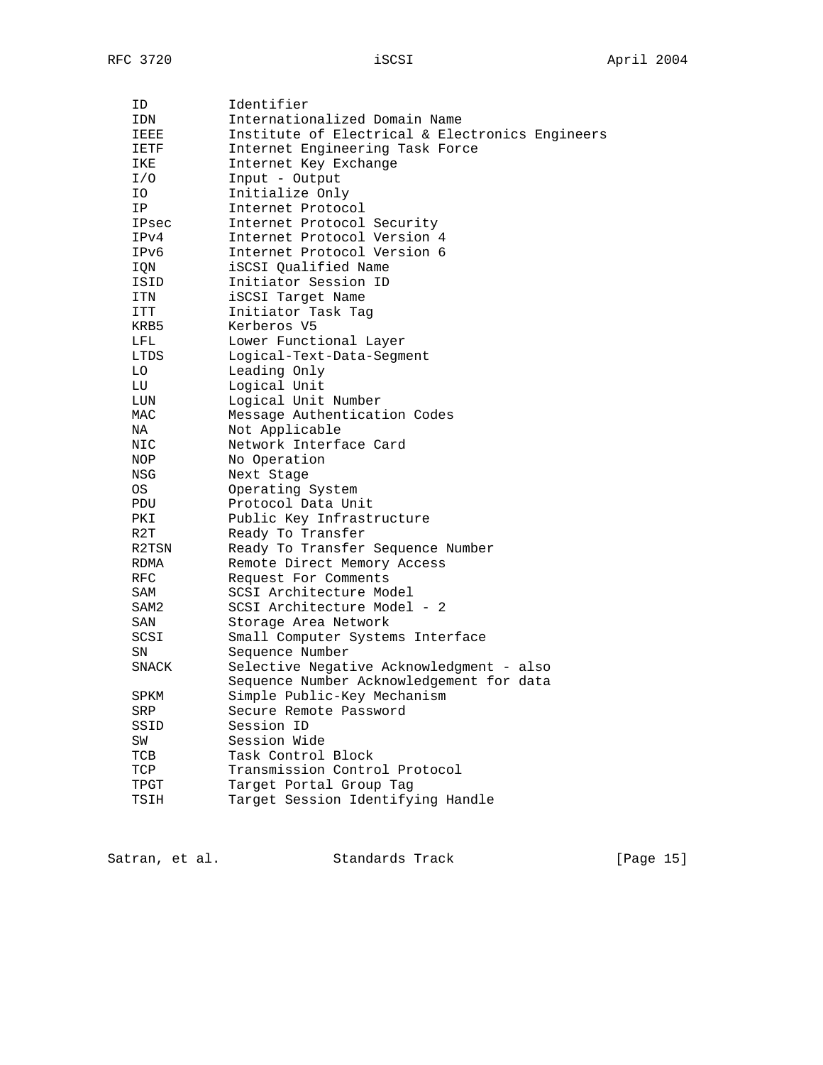| | |
|---|---|
| ID | Identifier |
| IDN | Internationalized Domain Name |
| IEEE | Institute of Electrical & Electronics Engineers |
| IETF | Internet Engineering Task Force |
| IKE | Internet Key Exchange |
| I/O | Input - Output |
| IO | Initialize Only |
| IP | Internet Protocol |
| IPsec | Internet Protocol Security |
| IPv4 | Internet Protocol Version 4 |
| IPv6 | Internet Protocol Version 6 |
| IQN | iSCSI Qualified Name |
| ISID | Initiator Session ID |
| ITN | iSCSI Target Name |
| ITT | Initiator Task Tag |
| KRB5 | Kerberos V5 |
| LFL | Lower Functional Layer |
| LTDS | Logical-Text-Data-Segment |
| LO | Leading Only |
| LU | Logical Unit |
| LUN | Logical Unit Number |
| MAC | Message Authentication Codes |
| NA | Not Applicable |
| NIC | Network Interface Card |
| NOP | No Operation |
| NSG | Next Stage |
| OS | Operating System |
| PDU | Protocol Data Unit |
| PKI | Public Key Infrastructure |
| R2T | Ready To Transfer |
| R2TSN | Ready To Transfer Sequence Number |
| RDMA | Remote Direct Memory Access |
| RFC | Request For Comments |
| SAM | SCSI Architecture Model |
| SAM2 | SCSI Architecture Model - 2 |
| SAN | Storage Area Network |
| SCSI | Small Computer Systems Interface |
| SN | Sequence Number |
| SNACK | Selective Negative Acknowledgment - also Sequence Number Acknowledgement for data |
| SPKM | Simple Public-Key Mechanism |
| SRP | Secure Remote Password |
| SSID | Session ID |
| SW | Session Wide |
| TCB | Task Control Block |
| TCP | Transmission Control Protocol |
| TPGT | Target Portal Group Tag |
| TSIH | Target Session Identifying Handle |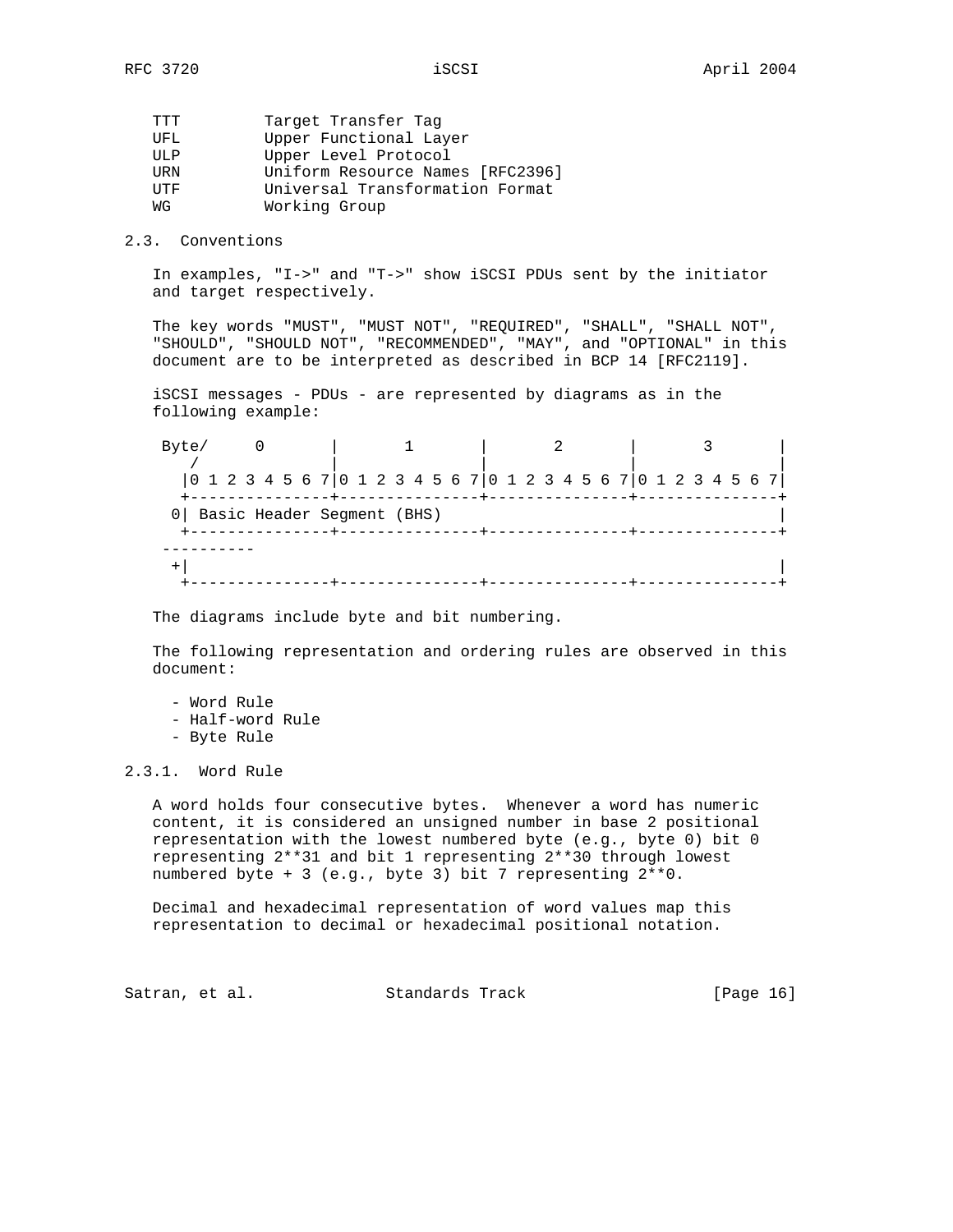```
TTT         Target Transfer Tag
UFL         Upper Functional Layer
ULP         Upper Level Protocol
URN         Uniform Resource Names [RFC2396]
UTF         Universal Transformation Format
WG          Working Group
```

## 2.3. Conventions

In examples, "I->" and "T->" show iSCSI PDUs sent by the initiator and target respectively.

The key words "MUST", "MUST NOT", "REQUIRED", "SHALL", "SHALL NOT", "SHOULD", "SHOULD NOT", "RECOMMENDED", "MAY", and "OPTIONAL" in this document are to be interpreted as described in BCP 14 [RFC2119].

iSCSI messages - PDUs - are represented by diagrams as in the following example:

```
 Byte/     0       |       1       |       2       |       3       |
    /              |               |               |               |
   |0 1 2 3 4 5 6 7|0 1 2 3 4 5 6 7|0 1 2 3 4 5 6 7|0 1 2 3 4 5 6 7|
   +---------------+---------------+---------------+---------------+
  0| Basic Header Segment (BHS)                                    |
   +---------------+---------------+---------------+---------------+
 ----------
  +|                                                               |
   +---------------+---------------+---------------+---------------+
```

The diagrams include byte and bit numbering.

The following representation and ordering rules are observed in this document:

- Word Rule
- Half-word Rule
- Byte Rule

### 2.3.1. Word Rule

A word holds four consecutive bytes. Whenever a word has numeric content, it is considered an unsigned number in base 2 positional representation with the lowest numbered byte (e.g., byte 0) bit 0 representing 2**31 and bit 1 representing 2**30 through lowest numbered byte + 3 (e.g., byte 3) bit 7 representing 2**0.

Decimal and hexadecimal representation of word values map this representation to decimal or hexadecimal positional notation.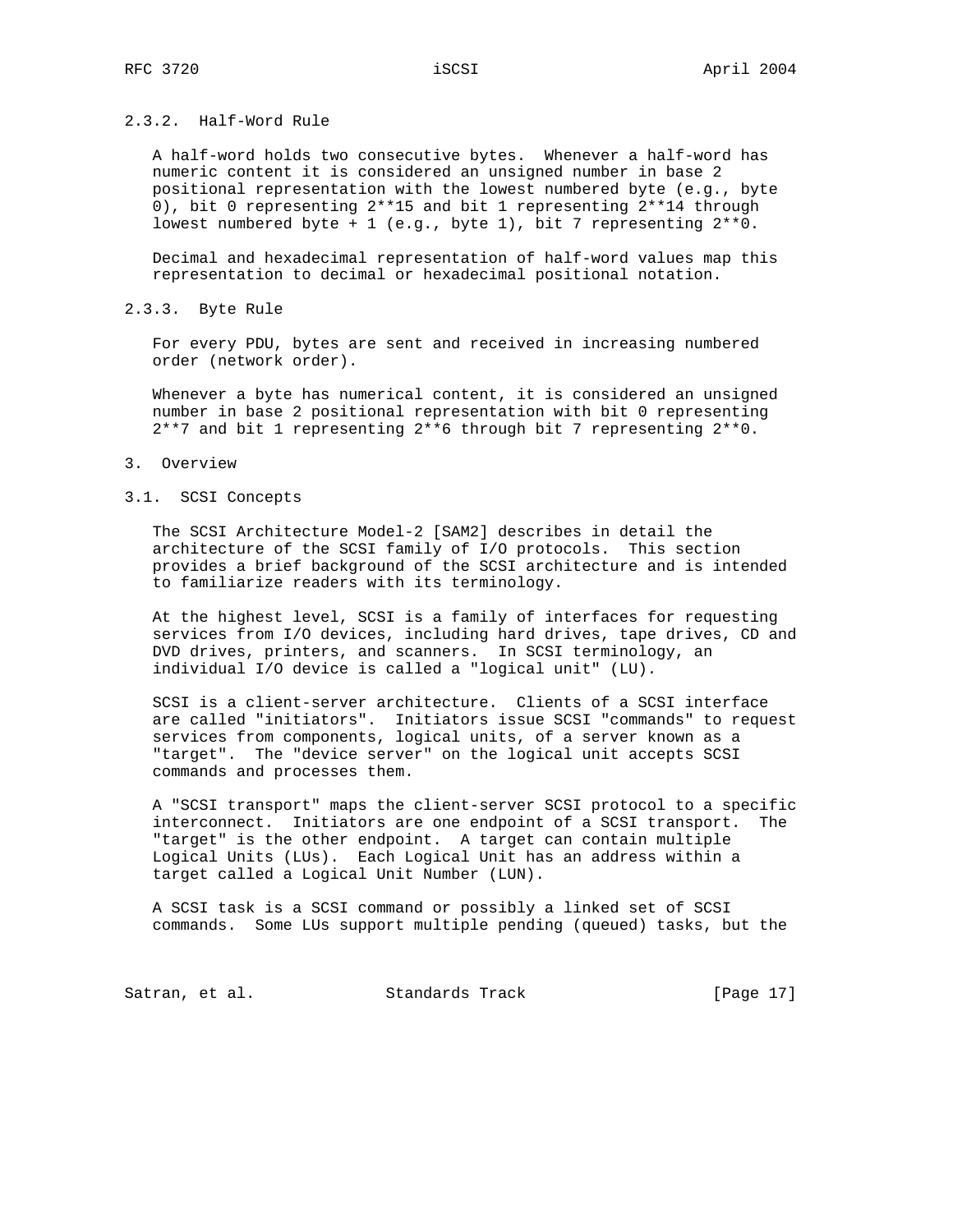### 2.3.2. Half-Word Rule

A half-word holds two consecutive bytes. Whenever a half-word has numeric content it is considered an unsigned number in base 2 positional representation with the lowest numbered byte (e.g., byte 0), bit 0 representing 2**15 and bit 1 representing 2**14 through lowest numbered byte + 1 (e.g., byte 1), bit 7 representing 2**0.

Decimal and hexadecimal representation of half-word values map this representation to decimal or hexadecimal positional notation.

### 2.3.3. Byte Rule

For every PDU, bytes are sent and received in increasing numbered order (network order).

Whenever a byte has numerical content, it is considered an unsigned number in base 2 positional representation with bit 0 representing 2**7 and bit 1 representing 2**6 through bit 7 representing 2**0.

# 3. Overview

## 3.1. SCSI Concepts

The SCSI Architecture Model-2 [SAM2] describes in detail the architecture of the SCSI family of I/O protocols. This section provides a brief background of the SCSI architecture and is intended to familiarize readers with its terminology.

At the highest level, SCSI is a family of interfaces for requesting services from I/O devices, including hard drives, tape drives, CD and DVD drives, printers, and scanners. In SCSI terminology, an individual I/O device is called a "logical unit" (LU).

SCSI is a client-server architecture. Clients of a SCSI interface are called "initiators". Initiators issue SCSI "commands" to request services from components, logical units, of a server known as a "target". The "device server" on the logical unit accepts SCSI commands and processes them.

A "SCSI transport" maps the client-server SCSI protocol to a specific interconnect. Initiators are one endpoint of a SCSI transport. The "target" is the other endpoint. A target can contain multiple Logical Units (LUs). Each Logical Unit has an address within a target called a Logical Unit Number (LUN).

A SCSI task is a SCSI command or possibly a linked set of SCSI commands. Some LUs support multiple pending (queued) tasks, but the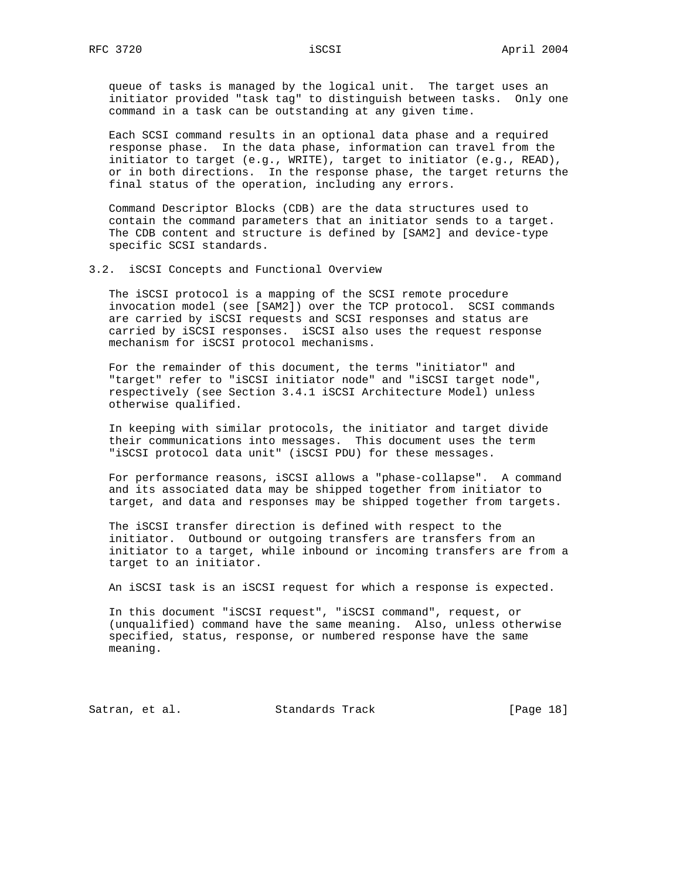queue of tasks is managed by the logical unit. The target uses an initiator provided "task tag" to distinguish between tasks. Only one command in a task can be outstanding at any given time.

Each SCSI command results in an optional data phase and a required response phase. In the data phase, information can travel from the initiator to target (e.g., WRITE), target to initiator (e.g., READ), or in both directions. In the response phase, the target returns the final status of the operation, including any errors.

Command Descriptor Blocks (CDB) are the data structures used to contain the command parameters that an initiator sends to a target. The CDB content and structure is defined by [SAM2] and device-type specific SCSI standards.

## 3.2. iSCSI Concepts and Functional Overview

The iSCSI protocol is a mapping of the SCSI remote procedure invocation model (see [SAM2]) over the TCP protocol. SCSI commands are carried by iSCSI requests and SCSI responses and status are carried by iSCSI responses. iSCSI also uses the request response mechanism for iSCSI protocol mechanisms.

For the remainder of this document, the terms "initiator" and "target" refer to "iSCSI initiator node" and "iSCSI target node", respectively (see Section 3.4.1 iSCSI Architecture Model) unless otherwise qualified.

In keeping with similar protocols, the initiator and target divide their communications into messages. This document uses the term "iSCSI protocol data unit" (iSCSI PDU) for these messages.

For performance reasons, iSCSI allows a "phase-collapse". A command and its associated data may be shipped together from initiator to target, and data and responses may be shipped together from targets.

The iSCSI transfer direction is defined with respect to the initiator. Outbound or outgoing transfers are transfers from an initiator to a target, while inbound or incoming transfers are from a target to an initiator.

An iSCSI task is an iSCSI request for which a response is expected.

In this document "iSCSI request", "iSCSI command", request, or (unqualified) command have the same meaning. Also, unless otherwise specified, status, response, or numbered response have the same meaning.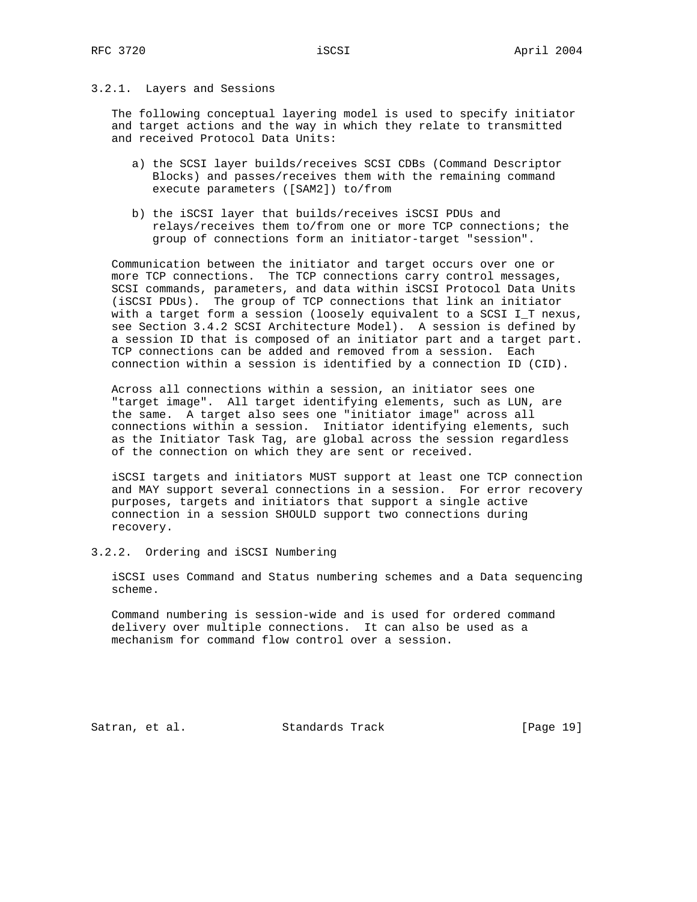### 3.2.1. Layers and Sessions

The following conceptual layering model is used to specify initiator and target actions and the way in which they relate to transmitted and received Protocol Data Units:

a) the SCSI layer builds/receives SCSI CDBs (Command Descriptor Blocks) and passes/receives them with the remaining command execute parameters ([SAM2]) to/from

b) the iSCSI layer that builds/receives iSCSI PDUs and relays/receives them to/from one or more TCP connections; the group of connections form an initiator-target "session".

Communication between the initiator and target occurs over one or more TCP connections. The TCP connections carry control messages, SCSI commands, parameters, and data within iSCSI Protocol Data Units (iSCSI PDUs). The group of TCP connections that link an initiator with a target form a session (loosely equivalent to a SCSI I_T nexus, see Section 3.4.2 SCSI Architecture Model). A session is defined by a session ID that is composed of an initiator part and a target part. TCP connections can be added and removed from a session. Each connection within a session is identified by a connection ID (CID).

Across all connections within a session, an initiator sees one "target image". All target identifying elements, such as LUN, are the same. A target also sees one "initiator image" across all connections within a session. Initiator identifying elements, such as the Initiator Task Tag, are global across the session regardless of the connection on which they are sent or received.

iSCSI targets and initiators MUST support at least one TCP connection and MAY support several connections in a session. For error recovery purposes, targets and initiators that support a single active connection in a session SHOULD support two connections during recovery.

### 3.2.2. Ordering and iSCSI Numbering

iSCSI uses Command and Status numbering schemes and a Data sequencing scheme.

Command numbering is session-wide and is used for ordered command delivery over multiple connections. It can also be used as a mechanism for command flow control over a session.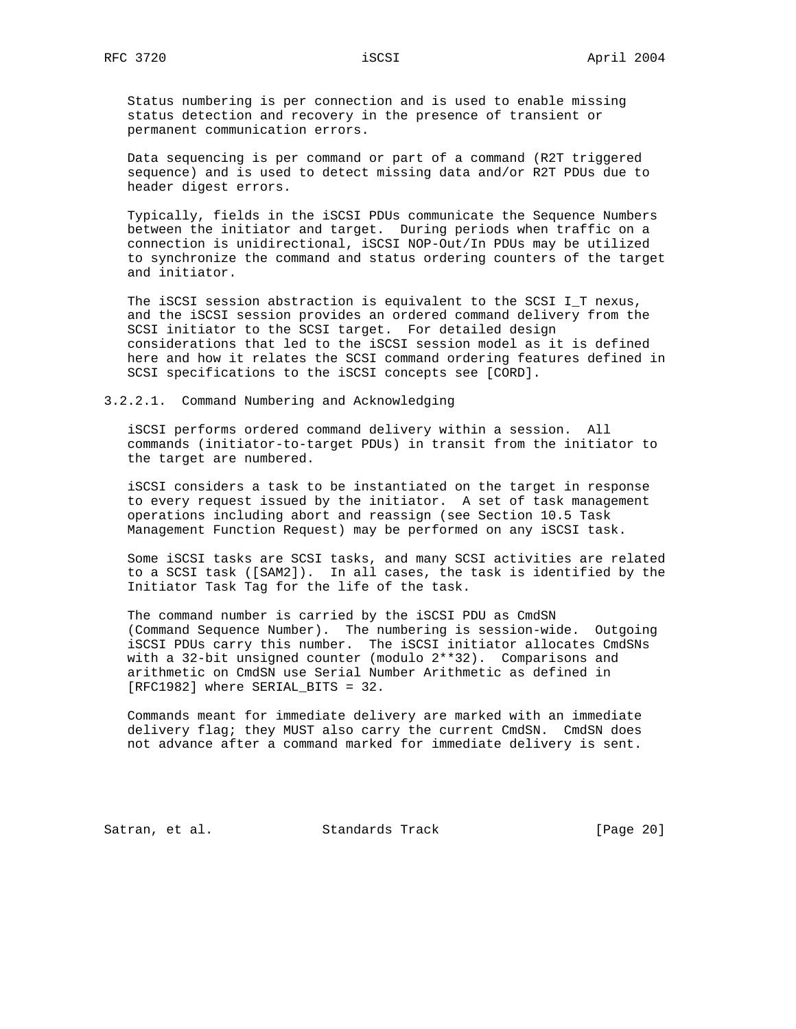Status numbering is per connection and is used to enable missing status detection and recovery in the presence of transient or permanent communication errors.

Data sequencing is per command or part of a command (R2T triggered sequence) and is used to detect missing data and/or R2T PDUs due to header digest errors.

Typically, fields in the iSCSI PDUs communicate the Sequence Numbers between the initiator and target. During periods when traffic on a connection is unidirectional, iSCSI NOP-Out/In PDUs may be utilized to synchronize the command and status ordering counters of the target and initiator.

The iSCSI session abstraction is equivalent to the SCSI I_T nexus, and the iSCSI session provides an ordered command delivery from the SCSI initiator to the SCSI target. For detailed design considerations that led to the iSCSI session model as it is defined here and how it relates the SCSI command ordering features defined in SCSI specifications to the iSCSI concepts see [CORD].

#### 3.2.2.1. Command Numbering and Acknowledging

iSCSI performs ordered command delivery within a session. All commands (initiator-to-target PDUs) in transit from the initiator to the target are numbered.

iSCSI considers a task to be instantiated on the target in response to every request issued by the initiator. A set of task management operations including abort and reassign (see Section 10.5 Task Management Function Request) may be performed on any iSCSI task.

Some iSCSI tasks are SCSI tasks, and many SCSI activities are related to a SCSI task ([SAM2]). In all cases, the task is identified by the Initiator Task Tag for the life of the task.

The command number is carried by the iSCSI PDU as CmdSN (Command Sequence Number). The numbering is session-wide. Outgoing iSCSI PDUs carry this number. The iSCSI initiator allocates CmdSNs with a 32-bit unsigned counter (modulo 2**32). Comparisons and arithmetic on CmdSN use Serial Number Arithmetic as defined in [RFC1982] where SERIAL_BITS = 32.

Commands meant for immediate delivery are marked with an immediate delivery flag; they MUST also carry the current CmdSN. CmdSN does not advance after a command marked for immediate delivery is sent.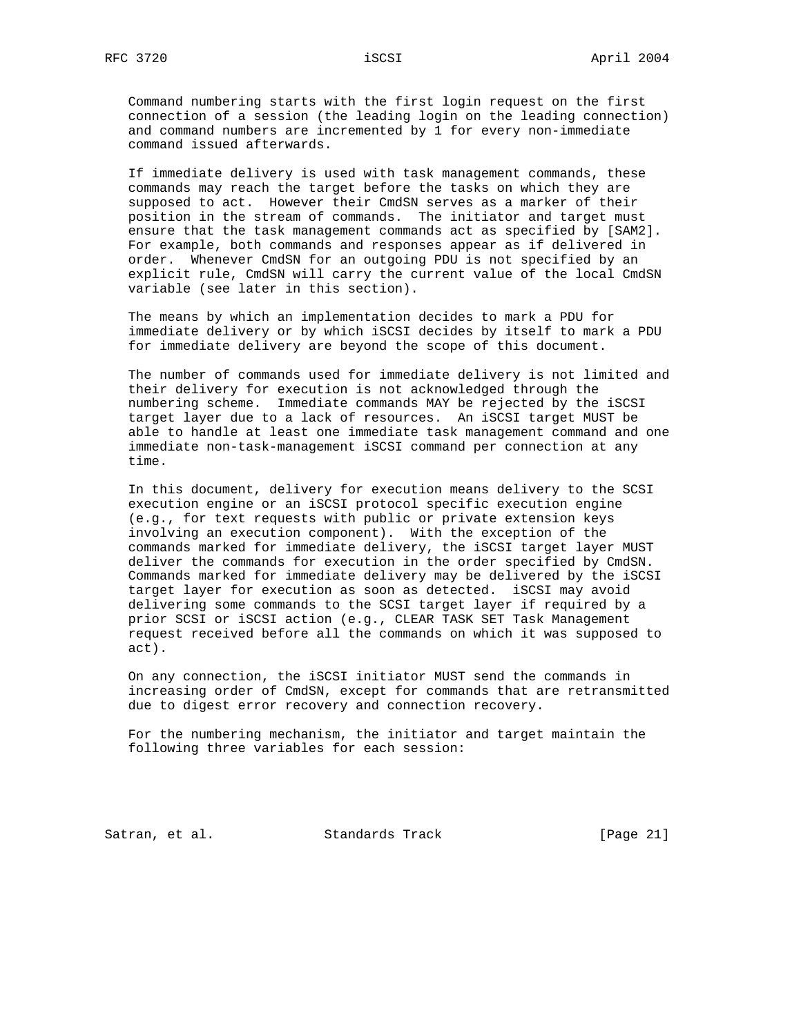Command numbering starts with the first login request on the first connection of a session (the leading login on the leading connection) and command numbers are incremented by 1 for every non-immediate command issued afterwards.

If immediate delivery is used with task management commands, these commands may reach the target before the tasks on which they are supposed to act. However their CmdSN serves as a marker of their position in the stream of commands. The initiator and target must ensure that the task management commands act as specified by [SAM2]. For example, both commands and responses appear as if delivered in order. Whenever CmdSN for an outgoing PDU is not specified by an explicit rule, CmdSN will carry the current value of the local CmdSN variable (see later in this section).

The means by which an implementation decides to mark a PDU for immediate delivery or by which iSCSI decides by itself to mark a PDU for immediate delivery are beyond the scope of this document.

The number of commands used for immediate delivery is not limited and their delivery for execution is not acknowledged through the numbering scheme. Immediate commands MAY be rejected by the iSCSI target layer due to a lack of resources. An iSCSI target MUST be able to handle at least one immediate task management command and one immediate non-task-management iSCSI command per connection at any time.

In this document, delivery for execution means delivery to the SCSI execution engine or an iSCSI protocol specific execution engine (e.g., for text requests with public or private extension keys involving an execution component). With the exception of the commands marked for immediate delivery, the iSCSI target layer MUST deliver the commands for execution in the order specified by CmdSN. Commands marked for immediate delivery may be delivered by the iSCSI target layer for execution as soon as detected. iSCSI may avoid delivering some commands to the SCSI target layer if required by a prior SCSI or iSCSI action (e.g., CLEAR TASK SET Task Management request received before all the commands on which it was supposed to act).

On any connection, the iSCSI initiator MUST send the commands in increasing order of CmdSN, except for commands that are retransmitted due to digest error recovery and connection recovery.

For the numbering mechanism, the initiator and target maintain the following three variables for each session: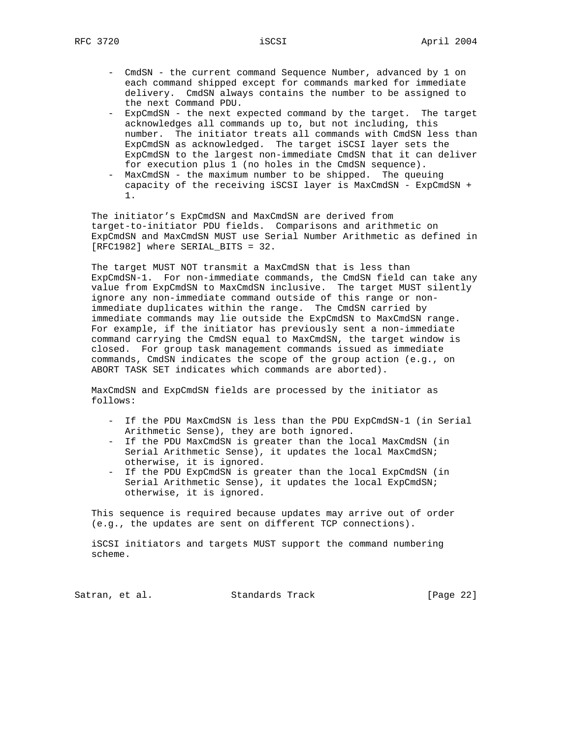- CmdSN - the current command Sequence Number, advanced by 1 on each command shipped except for commands marked for immediate delivery. CmdSN always contains the number to be assigned to the next Command PDU.
- ExpCmdSN - the next expected command by the target. The target acknowledges all commands up to, but not including, this number. The initiator treats all commands with CmdSN less than ExpCmdSN as acknowledged. The target iSCSI layer sets the ExpCmdSN to the largest non-immediate CmdSN that it can deliver for execution plus 1 (no holes in the CmdSN sequence).
- MaxCmdSN - the maximum number to be shipped. The queuing capacity of the receiving iSCSI layer is MaxCmdSN - ExpCmdSN + 1.

The initiator's ExpCmdSN and MaxCmdSN are derived from target-to-initiator PDU fields. Comparisons and arithmetic on ExpCmdSN and MaxCmdSN MUST use Serial Number Arithmetic as defined in [RFC1982] where SERIAL_BITS = 32.

The target MUST NOT transmit a MaxCmdSN that is less than ExpCmdSN-1. For non-immediate commands, the CmdSN field can take any value from ExpCmdSN to MaxCmdSN inclusive. The target MUST silently ignore any non-immediate command outside of this range or non-immediate duplicates within the range. The CmdSN carried by immediate commands may lie outside the ExpCmdSN to MaxCmdSN range. For example, if the initiator has previously sent a non-immediate command carrying the CmdSN equal to MaxCmdSN, the target window is closed. For group task management commands issued as immediate commands, CmdSN indicates the scope of the group action (e.g., on ABORT TASK SET indicates which commands are aborted).

MaxCmdSN and ExpCmdSN fields are processed by the initiator as follows:

- If the PDU MaxCmdSN is less than the PDU ExpCmdSN-1 (in Serial Arithmetic Sense), they are both ignored.
- If the PDU MaxCmdSN is greater than the local MaxCmdSN (in Serial Arithmetic Sense), it updates the local MaxCmdSN; otherwise, it is ignored.
- If the PDU ExpCmdSN is greater than the local ExpCmdSN (in Serial Arithmetic Sense), it updates the local ExpCmdSN; otherwise, it is ignored.

This sequence is required because updates may arrive out of order (e.g., the updates are sent on different TCP connections).

iSCSI initiators and targets MUST support the command numbering scheme.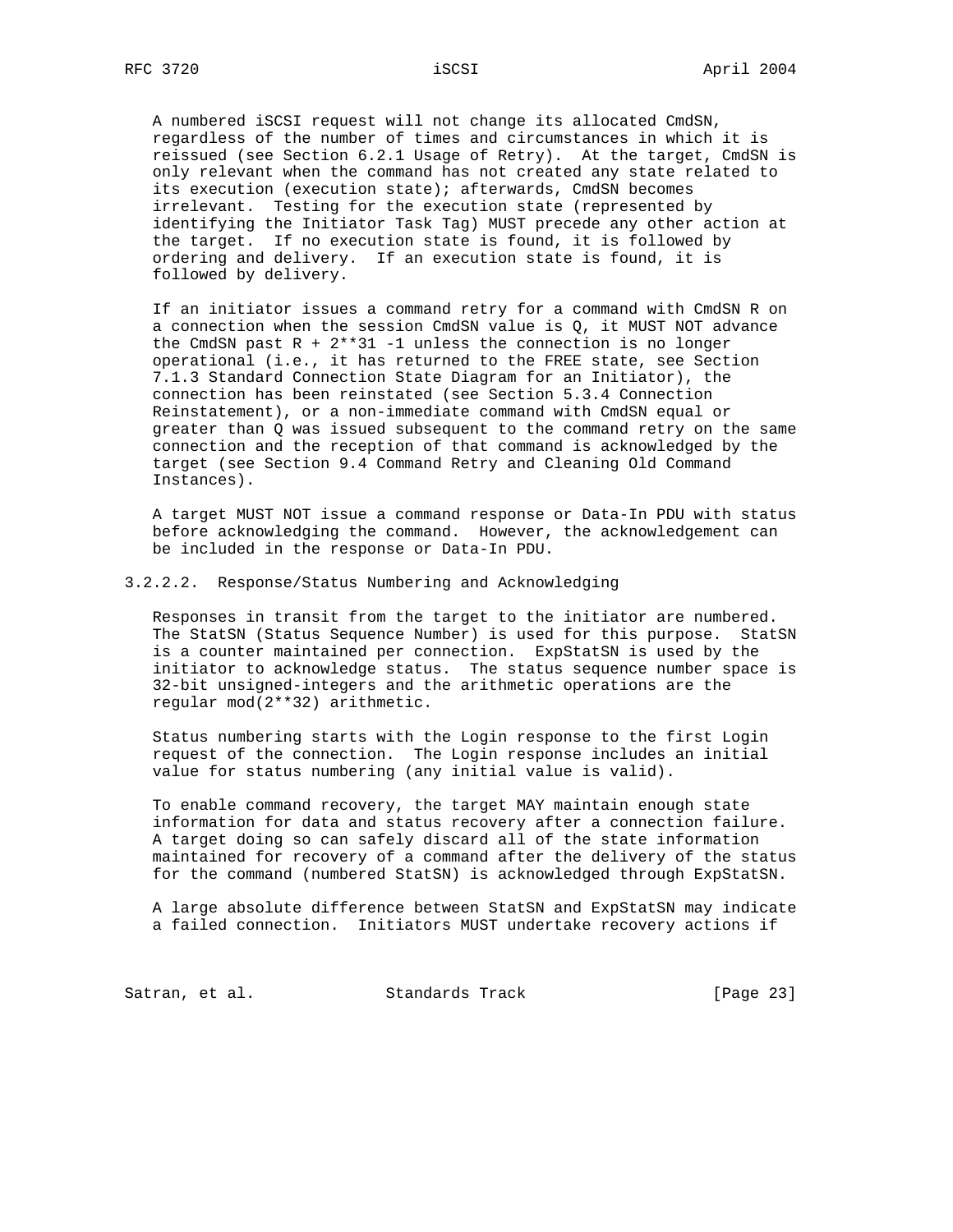A numbered iSCSI request will not change its allocated CmdSN, regardless of the number of times and circumstances in which it is reissued (see Section 6.2.1 Usage of Retry). At the target, CmdSN is only relevant when the command has not created any state related to its execution (execution state); afterwards, CmdSN becomes irrelevant. Testing for the execution state (represented by identifying the Initiator Task Tag) MUST precede any other action at the target. If no execution state is found, it is followed by ordering and delivery. If an execution state is found, it is followed by delivery.

If an initiator issues a command retry for a command with CmdSN R on a connection when the session CmdSN value is Q, it MUST NOT advance the CmdSN past R + 2**31 -1 unless the connection is no longer operational (i.e., it has returned to the FREE state, see Section 7.1.3 Standard Connection State Diagram for an Initiator), the connection has been reinstated (see Section 5.3.4 Connection Reinstatement), or a non-immediate command with CmdSN equal or greater than Q was issued subsequent to the command retry on the same connection and the reception of that command is acknowledged by the target (see Section 9.4 Command Retry and Cleaning Old Command Instances).

A target MUST NOT issue a command response or Data-In PDU with status before acknowledging the command. However, the acknowledgement can be included in the response or Data-In PDU.

#### 3.2.2.2. Response/Status Numbering and Acknowledging

Responses in transit from the target to the initiator are numbered. The StatSN (Status Sequence Number) is used for this purpose. StatSN is a counter maintained per connection. ExpStatSN is used by the initiator to acknowledge status. The status sequence number space is 32-bit unsigned-integers and the arithmetic operations are the regular mod(2**32) arithmetic.

Status numbering starts with the Login response to the first Login request of the connection. The Login response includes an initial value for status numbering (any initial value is valid).

To enable command recovery, the target MAY maintain enough state information for data and status recovery after a connection failure. A target doing so can safely discard all of the state information maintained for recovery of a command after the delivery of the status for the command (numbered StatSN) is acknowledged through ExpStatSN.

A large absolute difference between StatSN and ExpStatSN may indicate a failed connection. Initiators MUST undertake recovery actions if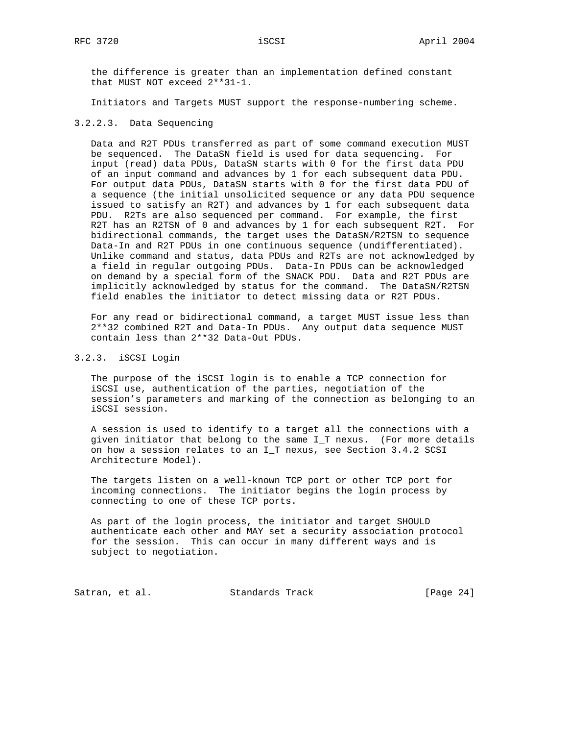the difference is greater than an implementation defined constant that MUST NOT exceed 2**31-1.

Initiators and Targets MUST support the response-numbering scheme.

### 3.2.2.3. Data Sequencing

Data and R2T PDUs transferred as part of some command execution MUST be sequenced. The DataSN field is used for data sequencing. For input (read) data PDUs, DataSN starts with 0 for the first data PDU of an input command and advances by 1 for each subsequent data PDU. For output data PDUs, DataSN starts with 0 for the first data PDU of a sequence (the initial unsolicited sequence or any data PDU sequence issued to satisfy an R2T) and advances by 1 for each subsequent data PDU. R2Ts are also sequenced per command. For example, the first R2T has an R2TSN of 0 and advances by 1 for each subsequent R2T. For bidirectional commands, the target uses the DataSN/R2TSN to sequence Data-In and R2T PDUs in one continuous sequence (undifferentiated). Unlike command and status, data PDUs and R2Ts are not acknowledged by a field in regular outgoing PDUs. Data-In PDUs can be acknowledged on demand by a special form of the SNACK PDU. Data and R2T PDUs are implicitly acknowledged by status for the command. The DataSN/R2TSN field enables the initiator to detect missing data or R2T PDUs.

For any read or bidirectional command, a target MUST issue less than 2**32 combined R2T and Data-In PDUs. Any output data sequence MUST contain less than 2**32 Data-Out PDUs.

### 3.2.3. iSCSI Login

The purpose of the iSCSI login is to enable a TCP connection for iSCSI use, authentication of the parties, negotiation of the session's parameters and marking of the connection as belonging to an iSCSI session.

A session is used to identify to a target all the connections with a given initiator that belong to the same I_T nexus. (For more details on how a session relates to an I_T nexus, see Section 3.4.2 SCSI Architecture Model).

The targets listen on a well-known TCP port or other TCP port for incoming connections. The initiator begins the login process by connecting to one of these TCP ports.

As part of the login process, the initiator and target SHOULD authenticate each other and MAY set a security association protocol for the session. This can occur in many different ways and is subject to negotiation.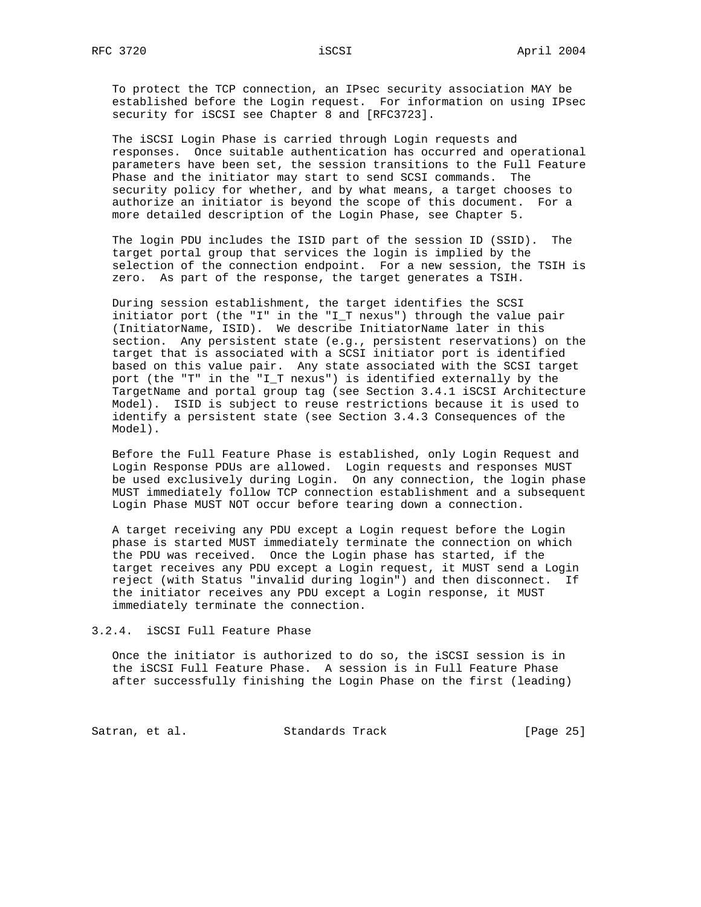To protect the TCP connection, an IPsec security association MAY be established before the Login request. For information on using IPsec security for iSCSI see Chapter 8 and [RFC3723].

The iSCSI Login Phase is carried through Login requests and responses. Once suitable authentication has occurred and operational parameters have been set, the session transitions to the Full Feature Phase and the initiator may start to send SCSI commands. The security policy for whether, and by what means, a target chooses to authorize an initiator is beyond the scope of this document. For a more detailed description of the Login Phase, see Chapter 5.

The login PDU includes the ISID part of the session ID (SSID). The target portal group that services the login is implied by the selection of the connection endpoint. For a new session, the TSIH is zero. As part of the response, the target generates a TSIH.

During session establishment, the target identifies the SCSI initiator port (the "I" in the "I_T nexus") through the value pair (InitiatorName, ISID). We describe InitiatorName later in this section. Any persistent state (e.g., persistent reservations) on the target that is associated with a SCSI initiator port is identified based on this value pair. Any state associated with the SCSI target port (the "T" in the "I_T nexus") is identified externally by the TargetName and portal group tag (see Section 3.4.1 iSCSI Architecture Model). ISID is subject to reuse restrictions because it is used to identify a persistent state (see Section 3.4.3 Consequences of the Model).

Before the Full Feature Phase is established, only Login Request and Login Response PDUs are allowed. Login requests and responses MUST be used exclusively during Login. On any connection, the login phase MUST immediately follow TCP connection establishment and a subsequent Login Phase MUST NOT occur before tearing down a connection.

A target receiving any PDU except a Login request before the Login phase is started MUST immediately terminate the connection on which the PDU was received. Once the Login phase has started, if the target receives any PDU except a Login request, it MUST send a Login reject (with Status "invalid during login") and then disconnect. If the initiator receives any PDU except a Login response, it MUST immediately terminate the connection.

### 3.2.4. iSCSI Full Feature Phase

Once the initiator is authorized to do so, the iSCSI session is in the iSCSI Full Feature Phase. A session is in Full Feature Phase after successfully finishing the Login Phase on the first (leading)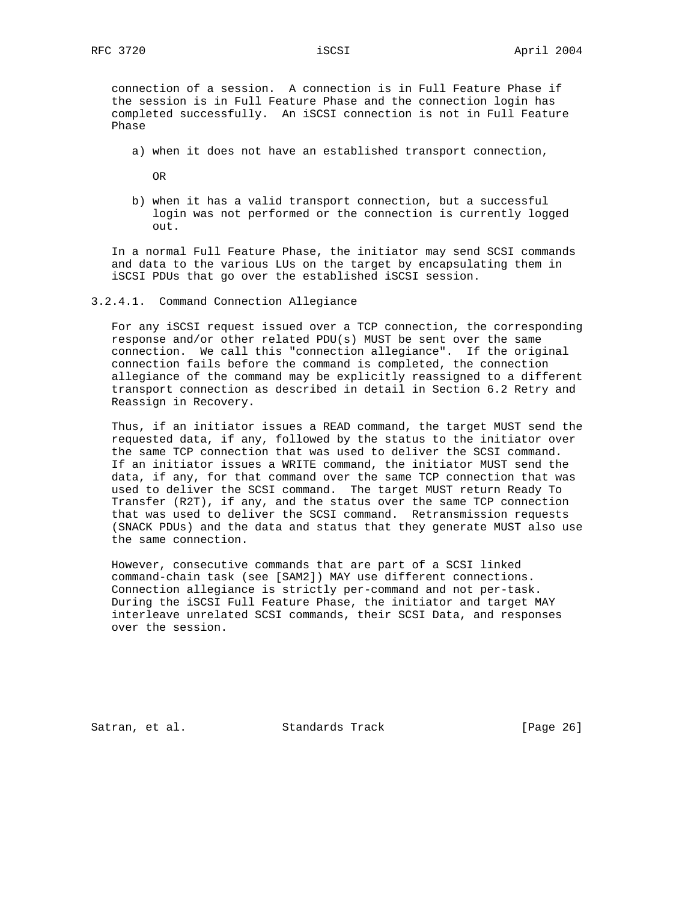connection of a session. A connection is in Full Feature Phase if the session is in Full Feature Phase and the connection login has completed successfully. An iSCSI connection is not in Full Feature Phase

a) when it does not have an established transport connection,

OR

b) when it has a valid transport connection, but a successful login was not performed or the connection is currently logged out.

In a normal Full Feature Phase, the initiator may send SCSI commands and data to the various LUs on the target by encapsulating them in iSCSI PDUs that go over the established iSCSI session.

#### 3.2.4.1. Command Connection Allegiance

For any iSCSI request issued over a TCP connection, the corresponding response and/or other related PDU(s) MUST be sent over the same connection. We call this "connection allegiance". If the original connection fails before the command is completed, the connection allegiance of the command may be explicitly reassigned to a different transport connection as described in detail in Section 6.2 Retry and Reassign in Recovery.

Thus, if an initiator issues a READ command, the target MUST send the requested data, if any, followed by the status to the initiator over the same TCP connection that was used to deliver the SCSI command. If an initiator issues a WRITE command, the initiator MUST send the data, if any, for that command over the same TCP connection that was used to deliver the SCSI command. The target MUST return Ready To Transfer (R2T), if any, and the status over the same TCP connection that was used to deliver the SCSI command. Retransmission requests (SNACK PDUs) and the data and status that they generate MUST also use the same connection.

However, consecutive commands that are part of a SCSI linked command-chain task (see [SAM2]) MAY use different connections. Connection allegiance is strictly per-command and not per-task. During the iSCSI Full Feature Phase, the initiator and target MAY interleave unrelated SCSI commands, their SCSI Data, and responses over the session.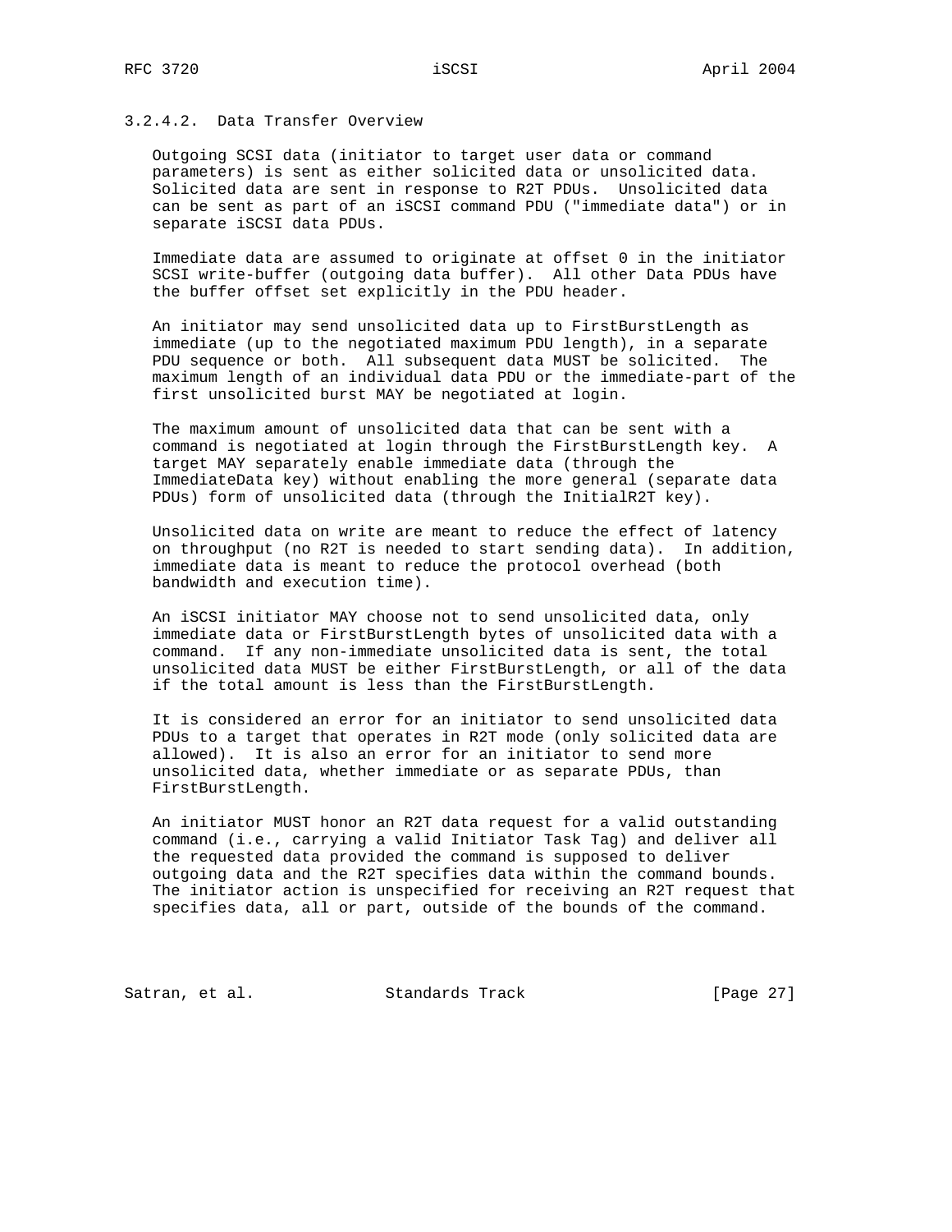### 3.2.4.2. Data Transfer Overview

Outgoing SCSI data (initiator to target user data or command parameters) is sent as either solicited data or unsolicited data. Solicited data are sent in response to R2T PDUs. Unsolicited data can be sent as part of an iSCSI command PDU ("immediate data") or in separate iSCSI data PDUs.

Immediate data are assumed to originate at offset 0 in the initiator SCSI write-buffer (outgoing data buffer). All other Data PDUs have the buffer offset set explicitly in the PDU header.

An initiator may send unsolicited data up to FirstBurstLength as immediate (up to the negotiated maximum PDU length), in a separate PDU sequence or both. All subsequent data MUST be solicited. The maximum length of an individual data PDU or the immediate-part of the first unsolicited burst MAY be negotiated at login.

The maximum amount of unsolicited data that can be sent with a command is negotiated at login through the FirstBurstLength key. A target MAY separately enable immediate data (through the ImmediateData key) without enabling the more general (separate data PDUs) form of unsolicited data (through the InitialR2T key).

Unsolicited data on write are meant to reduce the effect of latency on throughput (no R2T is needed to start sending data). In addition, immediate data is meant to reduce the protocol overhead (both bandwidth and execution time).

An iSCSI initiator MAY choose not to send unsolicited data, only immediate data or FirstBurstLength bytes of unsolicited data with a command. If any non-immediate unsolicited data is sent, the total unsolicited data MUST be either FirstBurstLength, or all of the data if the total amount is less than the FirstBurstLength.

It is considered an error for an initiator to send unsolicited data PDUs to a target that operates in R2T mode (only solicited data are allowed). It is also an error for an initiator to send more unsolicited data, whether immediate or as separate PDUs, than FirstBurstLength.

An initiator MUST honor an R2T data request for a valid outstanding command (i.e., carrying a valid Initiator Task Tag) and deliver all the requested data provided the command is supposed to deliver outgoing data and the R2T specifies data within the command bounds. The initiator action is unspecified for receiving an R2T request that specifies data, all or part, outside of the bounds of the command.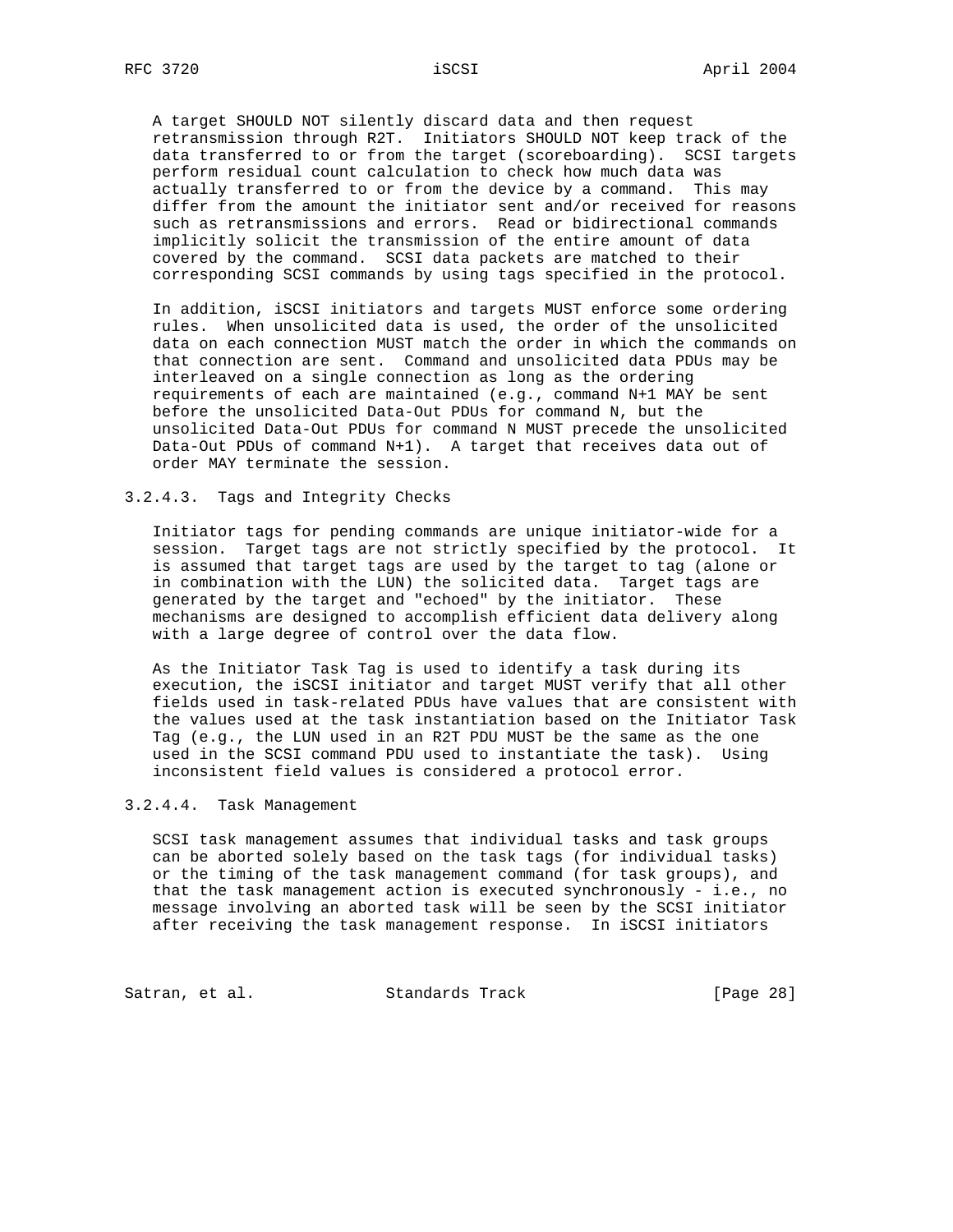A target SHOULD NOT silently discard data and then request retransmission through R2T. Initiators SHOULD NOT keep track of the data transferred to or from the target (scoreboarding). SCSI targets perform residual count calculation to check how much data was actually transferred to or from the device by a command. This may differ from the amount the initiator sent and/or received for reasons such as retransmissions and errors. Read or bidirectional commands implicitly solicit the transmission of the entire amount of data covered by the command. SCSI data packets are matched to their corresponding SCSI commands by using tags specified in the protocol.

In addition, iSCSI initiators and targets MUST enforce some ordering rules. When unsolicited data is used, the order of the unsolicited data on each connection MUST match the order in which the commands on that connection are sent. Command and unsolicited data PDUs may be interleaved on a single connection as long as the ordering requirements of each are maintained (e.g., command N+1 MAY be sent before the unsolicited Data-Out PDUs for command N, but the unsolicited Data-Out PDUs for command N MUST precede the unsolicited Data-Out PDUs of command N+1). A target that receives data out of order MAY terminate the session.

#### 3.2.4.3. Tags and Integrity Checks

Initiator tags for pending commands are unique initiator-wide for a session. Target tags are not strictly specified by the protocol. It is assumed that target tags are used by the target to tag (alone or in combination with the LUN) the solicited data. Target tags are generated by the target and "echoed" by the initiator. These mechanisms are designed to accomplish efficient data delivery along with a large degree of control over the data flow.

As the Initiator Task Tag is used to identify a task during its execution, the iSCSI initiator and target MUST verify that all other fields used in task-related PDUs have values that are consistent with the values used at the task instantiation based on the Initiator Task Tag (e.g., the LUN used in an R2T PDU MUST be the same as the one used in the SCSI command PDU used to instantiate the task). Using inconsistent field values is considered a protocol error.

#### 3.2.4.4. Task Management

SCSI task management assumes that individual tasks and task groups can be aborted solely based on the task tags (for individual tasks) or the timing of the task management command (for task groups), and that the task management action is executed synchronously - i.e., no message involving an aborted task will be seen by the SCSI initiator after receiving the task management response. In iSCSI initiators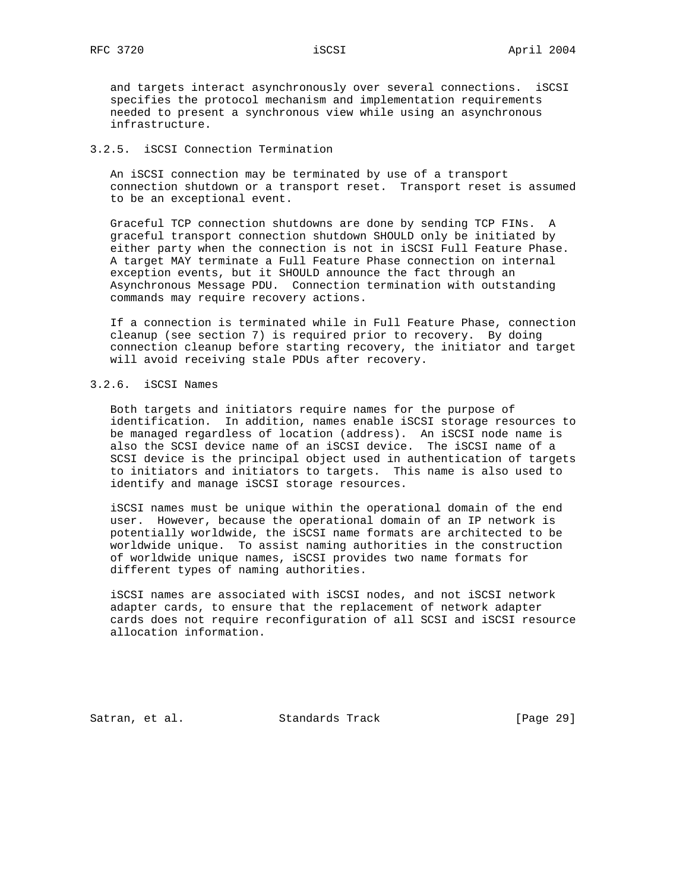and targets interact asynchronously over several connections. iSCSI specifies the protocol mechanism and implementation requirements needed to present a synchronous view while using an asynchronous infrastructure.

### 3.2.5. iSCSI Connection Termination

An iSCSI connection may be terminated by use of a transport connection shutdown or a transport reset. Transport reset is assumed to be an exceptional event.

Graceful TCP connection shutdowns are done by sending TCP FINs. A graceful transport connection shutdown SHOULD only be initiated by either party when the connection is not in iSCSI Full Feature Phase. A target MAY terminate a Full Feature Phase connection on internal exception events, but it SHOULD announce the fact through an Asynchronous Message PDU. Connection termination with outstanding commands may require recovery actions.

If a connection is terminated while in Full Feature Phase, connection cleanup (see section 7) is required prior to recovery. By doing connection cleanup before starting recovery, the initiator and target will avoid receiving stale PDUs after recovery.

### 3.2.6. iSCSI Names

Both targets and initiators require names for the purpose of identification. In addition, names enable iSCSI storage resources to be managed regardless of location (address). An iSCSI node name is also the SCSI device name of an iSCSI device. The iSCSI name of a SCSI device is the principal object used in authentication of targets to initiators and initiators to targets. This name is also used to identify and manage iSCSI storage resources.

iSCSI names must be unique within the operational domain of the end user. However, because the operational domain of an IP network is potentially worldwide, the iSCSI name formats are architected to be worldwide unique. To assist naming authorities in the construction of worldwide unique names, iSCSI provides two name formats for different types of naming authorities.

iSCSI names are associated with iSCSI nodes, and not iSCSI network adapter cards, to ensure that the replacement of network adapter cards does not require reconfiguration of all SCSI and iSCSI resource allocation information.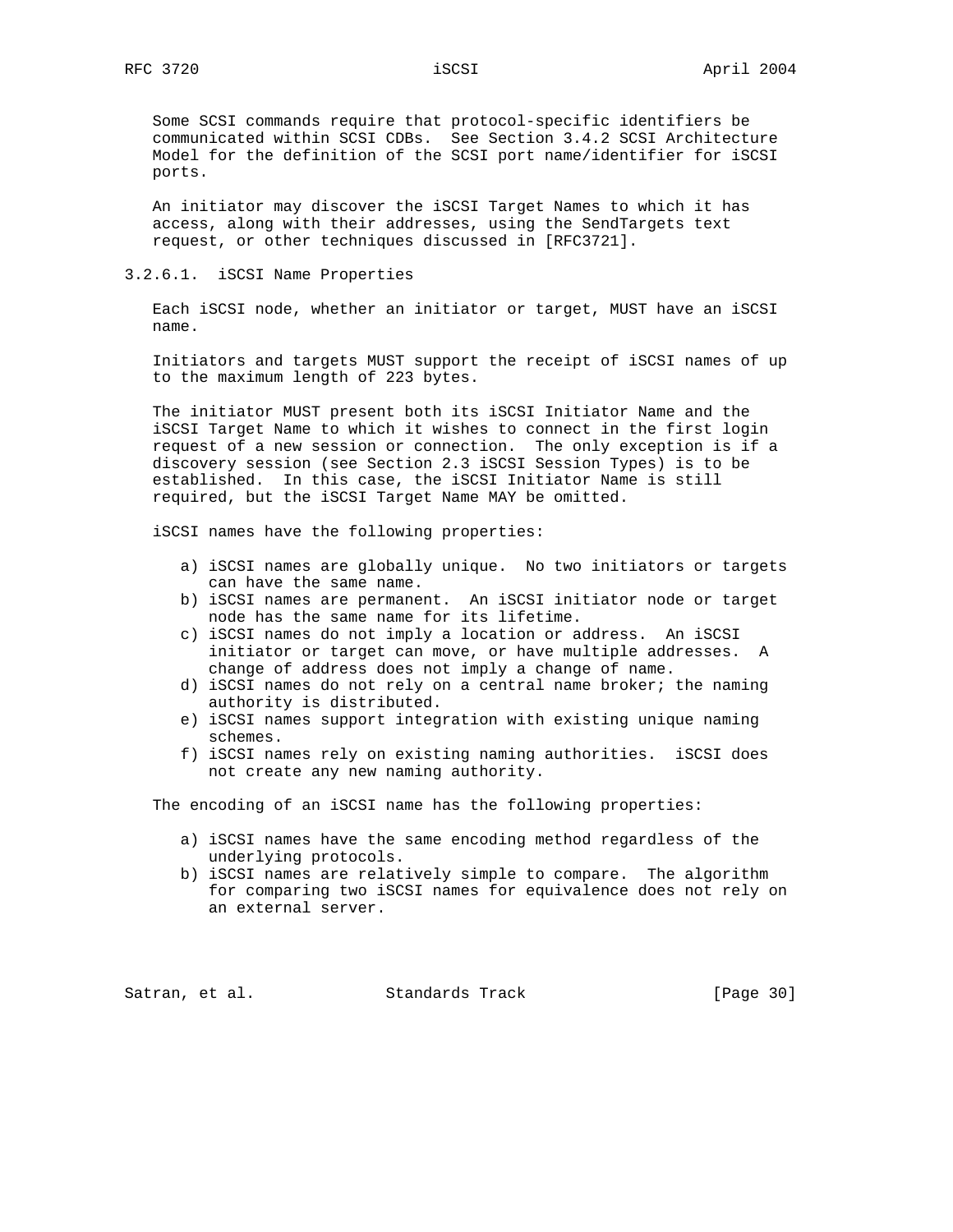Some SCSI commands require that protocol-specific identifiers be communicated within SCSI CDBs. See Section 3.4.2 SCSI Architecture Model for the definition of the SCSI port name/identifier for iSCSI ports.

An initiator may discover the iSCSI Target Names to which it has access, along with their addresses, using the SendTargets text request, or other techniques discussed in [RFC3721].

#### 3.2.6.1. iSCSI Name Properties

Each iSCSI node, whether an initiator or target, MUST have an iSCSI name.

Initiators and targets MUST support the receipt of iSCSI names of up to the maximum length of 223 bytes.

The initiator MUST present both its iSCSI Initiator Name and the iSCSI Target Name to which it wishes to connect in the first login request of a new session or connection. The only exception is if a discovery session (see Section 2.3 iSCSI Session Types) is to be established. In this case, the iSCSI Initiator Name is still required, but the iSCSI Target Name MAY be omitted.

iSCSI names have the following properties:

a) iSCSI names are globally unique. No two initiators or targets can have the same name.
b) iSCSI names are permanent. An iSCSI initiator node or target node has the same name for its lifetime.
c) iSCSI names do not imply a location or address. An iSCSI initiator or target can move, or have multiple addresses. A change of address does not imply a change of name.
d) iSCSI names do not rely on a central name broker; the naming authority is distributed.
e) iSCSI names support integration with existing unique naming schemes.
f) iSCSI names rely on existing naming authorities. iSCSI does not create any new naming authority.

The encoding of an iSCSI name has the following properties:

a) iSCSI names have the same encoding method regardless of the underlying protocols.
b) iSCSI names are relatively simple to compare. The algorithm for comparing two iSCSI names for equivalence does not rely on an external server.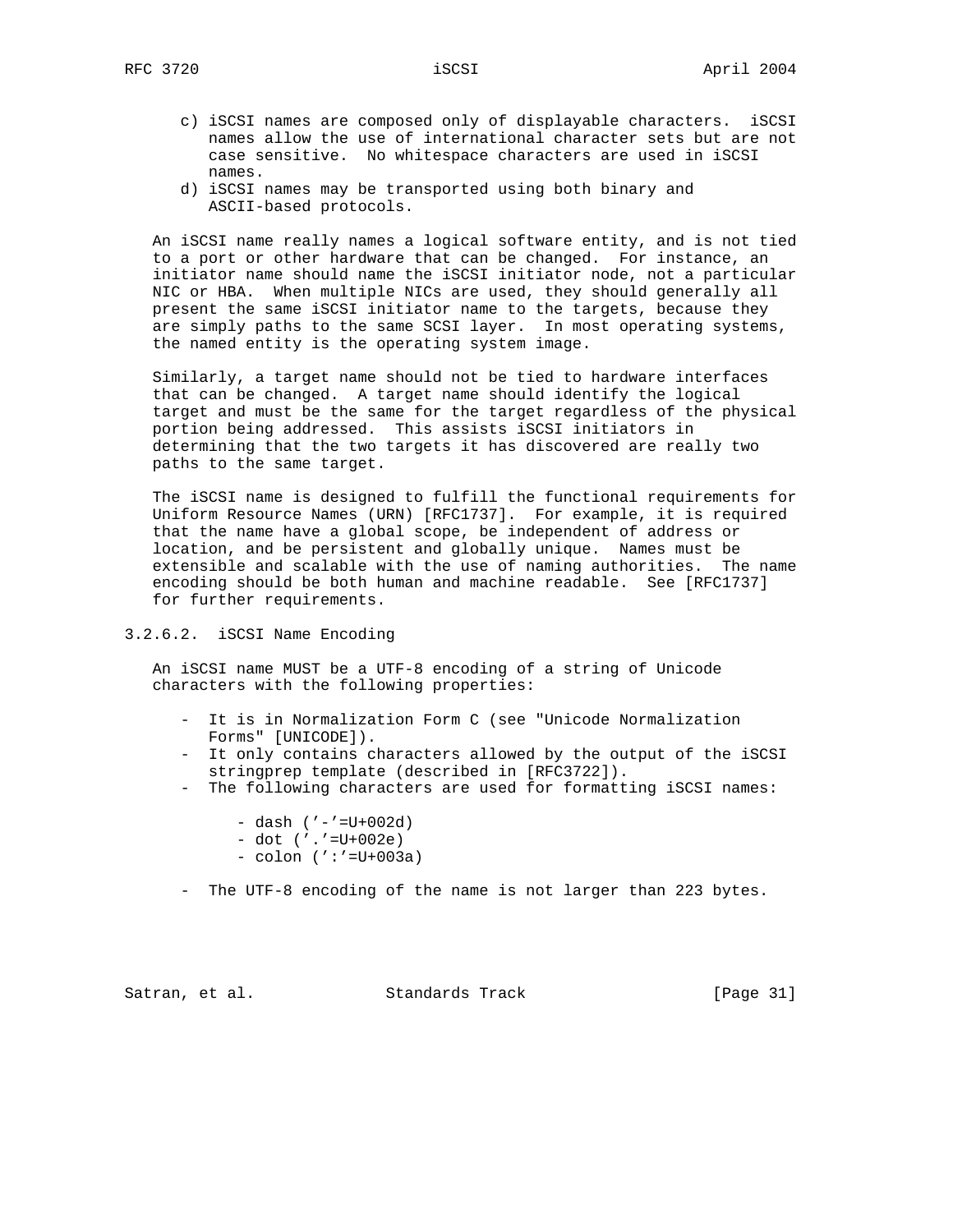c) iSCSI names are composed only of displayable characters. iSCSI names allow the use of international character sets but are not case sensitive. No whitespace characters are used in iSCSI names.
d) iSCSI names may be transported using both binary and ASCII-based protocols.

An iSCSI name really names a logical software entity, and is not tied to a port or other hardware that can be changed. For instance, an initiator name should name the iSCSI initiator node, not a particular NIC or HBA. When multiple NICs are used, they should generally all present the same iSCSI initiator name to the targets, because they are simply paths to the same SCSI layer. In most operating systems, the named entity is the operating system image.

Similarly, a target name should not be tied to hardware interfaces that can be changed. A target name should identify the logical target and must be the same for the target regardless of the physical portion being addressed. This assists iSCSI initiators in determining that the two targets it has discovered are really two paths to the same target.

The iSCSI name is designed to fulfill the functional requirements for Uniform Resource Names (URN) [RFC1737]. For example, it is required that the name have a global scope, be independent of address or location, and be persistent and globally unique. Names must be extensible and scalable with the use of naming authorities. The name encoding should be both human and machine readable. See [RFC1737] for further requirements.

### 3.2.6.2. iSCSI Name Encoding

An iSCSI name MUST be a UTF-8 encoding of a string of Unicode characters with the following properties:

- It is in Normalization Form C (see "Unicode Normalization Forms" [UNICODE]).
- It only contains characters allowed by the output of the iSCSI stringprep template (described in [RFC3722]).
- The following characters are used for formatting iSCSI names:
    - dash ('-'=U+002d)
    - dot ('.'=U+002e)
    - colon (':'=U+003a)
- The UTF-8 encoding of the name is not larger than 223 bytes.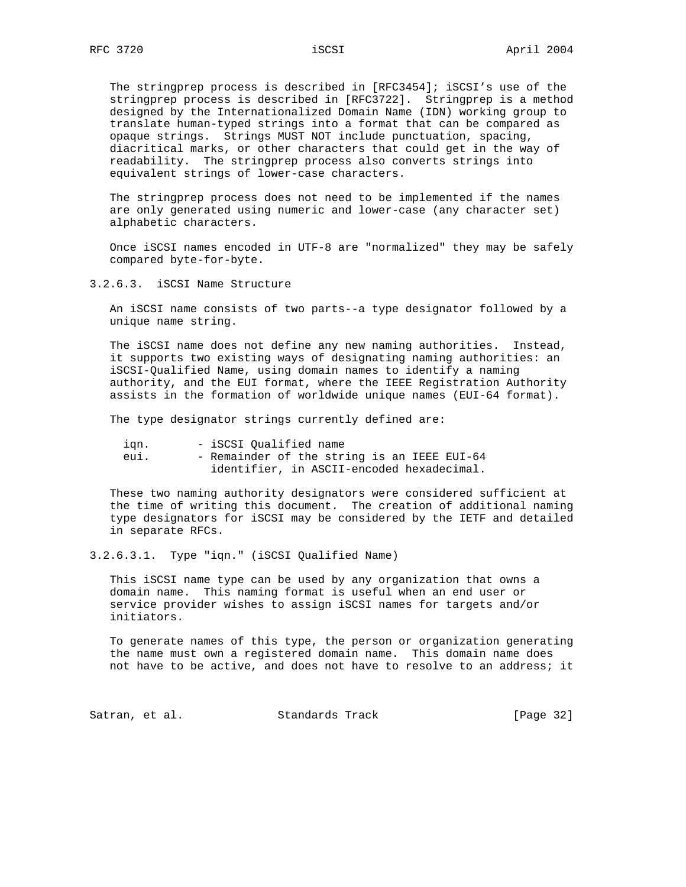The stringprep process is described in [RFC3454]; iSCSI's use of the stringprep process is described in [RFC3722]. Stringprep is a method designed by the Internationalized Domain Name (IDN) working group to translate human-typed strings into a format that can be compared as opaque strings. Strings MUST NOT include punctuation, spacing, diacritical marks, or other characters that could get in the way of readability. The stringprep process also converts strings into equivalent strings of lower-case characters.

The stringprep process does not need to be implemented if the names are only generated using numeric and lower-case (any character set) alphabetic characters.

Once iSCSI names encoded in UTF-8 are "normalized" they may be safely compared byte-for-byte.

### 3.2.6.3. iSCSI Name Structure

An iSCSI name consists of two parts--a type designator followed by a unique name string.

The iSCSI name does not define any new naming authorities. Instead, it supports two existing ways of designating naming authorities: an iSCSI-Qualified Name, using domain names to identify a naming authority, and the EUI format, where the IEEE Registration Authority assists in the formation of worldwide unique names (EUI-64 format).

The type designator strings currently defined are:

```
iqn.       - iSCSI Qualified name
eui.       - Remainder of the string is an IEEE EUI-64
             identifier, in ASCII-encoded hexadecimal.
```

These two naming authority designators were considered sufficient at the time of writing this document. The creation of additional naming type designators for iSCSI may be considered by the IETF and detailed in separate RFCs.

#### 3.2.6.3.1. Type "iqn." (iSCSI Qualified Name)

This iSCSI name type can be used by any organization that owns a domain name. This naming format is useful when an end user or service provider wishes to assign iSCSI names for targets and/or initiators.

To generate names of this type, the person or organization generating the name must own a registered domain name. This domain name does not have to be active, and does not have to resolve to an address; it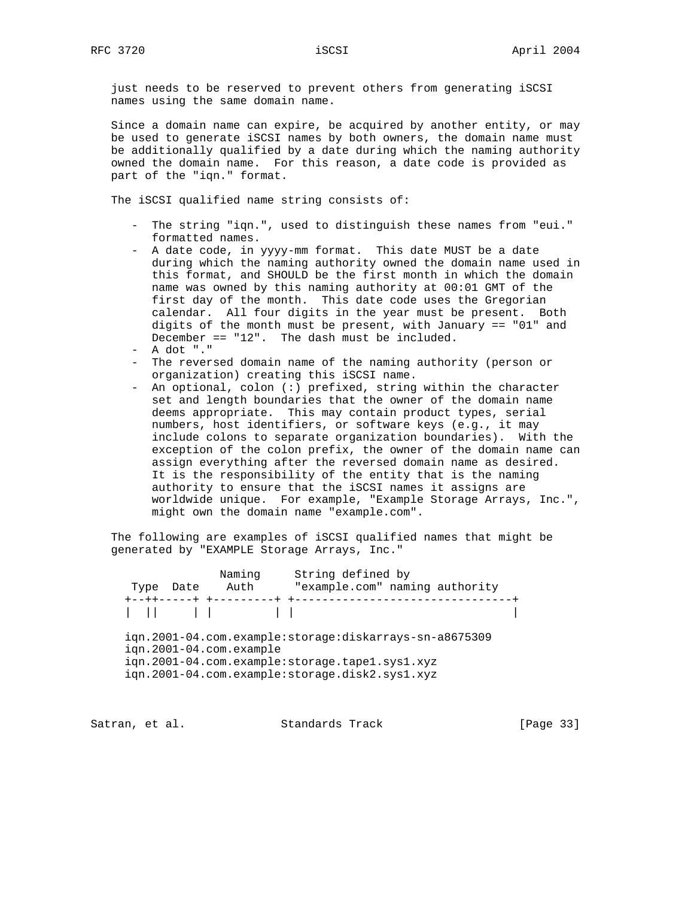just needs to be reserved to prevent others from generating iSCSI names using the same domain name.

Since a domain name can expire, be acquired by another entity, or may be used to generate iSCSI names by both owners, the domain name must be additionally qualified by a date during which the naming authority owned the domain name. For this reason, a date code is provided as part of the "iqn." format.

The iSCSI qualified name string consists of:

- The string "iqn.", used to distinguish these names from "eui." formatted names.
- A date code, in yyyy-mm format. This date MUST be a date during which the naming authority owned the domain name used in this format, and SHOULD be the first month in which the domain name was owned by this naming authority at 00:01 GMT of the first day of the month. This date code uses the Gregorian calendar. All four digits in the year must be present. Both digits of the month must be present, with January == "01" and December == "12". The dash must be included.
- A dot "."
- The reversed domain name of the naming authority (person or organization) creating this iSCSI name.
- An optional, colon (:) prefixed, string within the character set and length boundaries that the owner of the domain name deems appropriate. This may contain product types, serial numbers, host identifiers, or software keys (e.g., it may include colons to separate organization boundaries). With the exception of the colon prefix, the owner of the domain name can assign everything after the reversed domain name as desired. It is the responsibility of the entity that is the naming authority to ensure that the iSCSI names it assigns are worldwide unique. For example, "Example Storage Arrays, Inc.", might own the domain name "example.com".

The following are examples of iSCSI qualified names that might be generated by "EXAMPLE Storage Arrays, Inc."

```
                Naming     String defined by
  Type  Date    Auth      "example.com" naming authority
 +--++-----+ +---------+ +--------------------------------+
 |  ||     | |         | |                                |

 iqn.2001-04.com.example:storage:diskarrays-sn-a8675309
 iqn.2001-04.com.example
 iqn.2001-04.com.example:storage.tape1.sys1.xyz
 iqn.2001-04.com.example:storage.disk2.sys1.xyz
```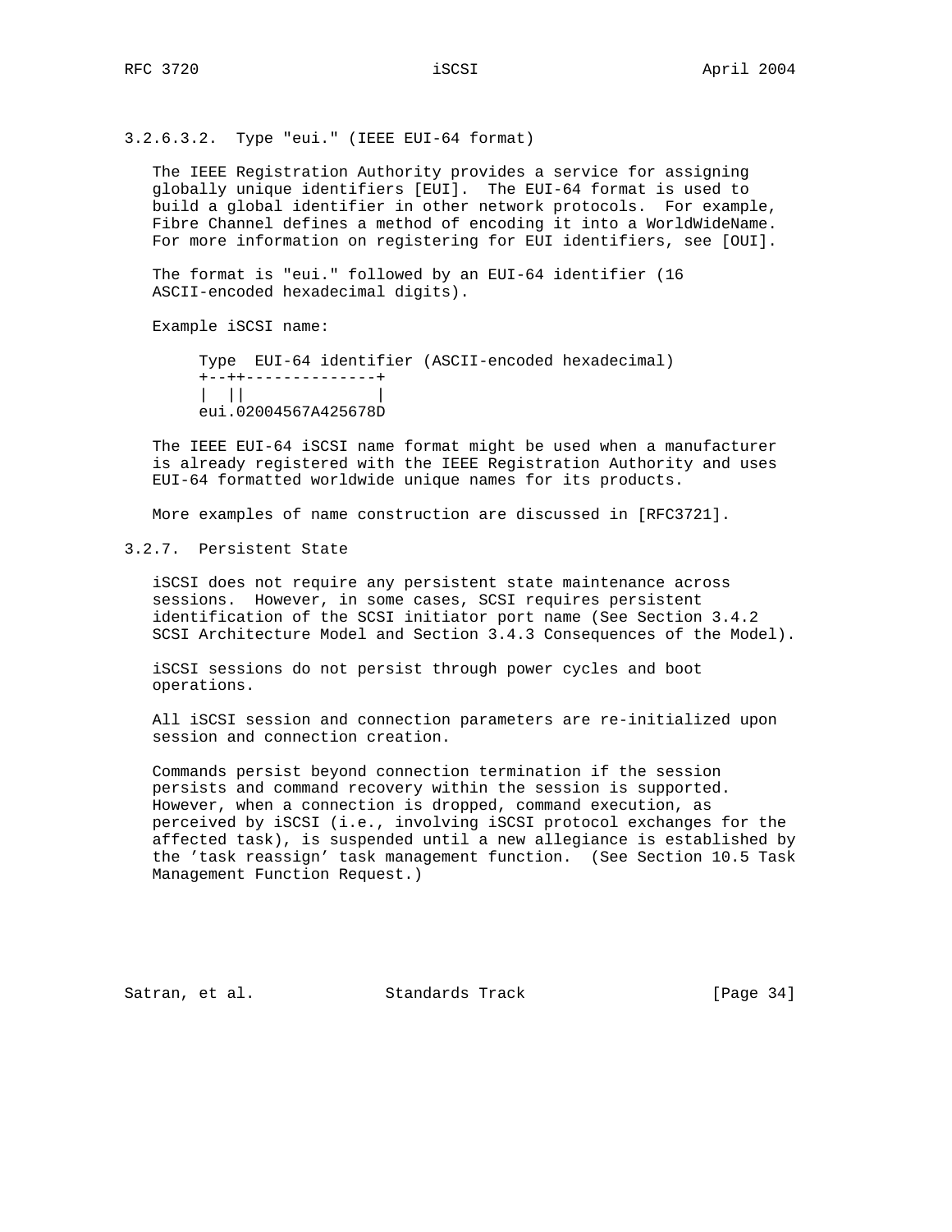### 3.2.6.3.2. Type "eui." (IEEE EUI-64 format)

The IEEE Registration Authority provides a service for assigning globally unique identifiers [EUI]. The EUI-64 format is used to build a global identifier in other network protocols. For example, Fibre Channel defines a method of encoding it into a WorldWideName. For more information on registering for EUI identifiers, see [OUI].

The format is "eui." followed by an EUI-64 identifier (16 ASCII-encoded hexadecimal digits).

Example iSCSI name:

```
Type  EUI-64 identifier (ASCII-encoded hexadecimal)
+--++--------------+
|  ||              |
eui.02004567A425678D
```

The IEEE EUI-64 iSCSI name format might be used when a manufacturer is already registered with the IEEE Registration Authority and uses EUI-64 formatted worldwide unique names for its products.

More examples of name construction are discussed in [RFC3721].

## 3.2.7. Persistent State

iSCSI does not require any persistent state maintenance across sessions. However, in some cases, SCSI requires persistent identification of the SCSI initiator port name (See Section 3.4.2 SCSI Architecture Model and Section 3.4.3 Consequences of the Model).

iSCSI sessions do not persist through power cycles and boot operations.

All iSCSI session and connection parameters are re-initialized upon session and connection creation.

Commands persist beyond connection termination if the session persists and command recovery within the session is supported. However, when a connection is dropped, command execution, as perceived by iSCSI (i.e., involving iSCSI protocol exchanges for the affected task), is suspended until a new allegiance is established by the 'task reassign' task management function. (See Section 10.5 Task Management Function Request.)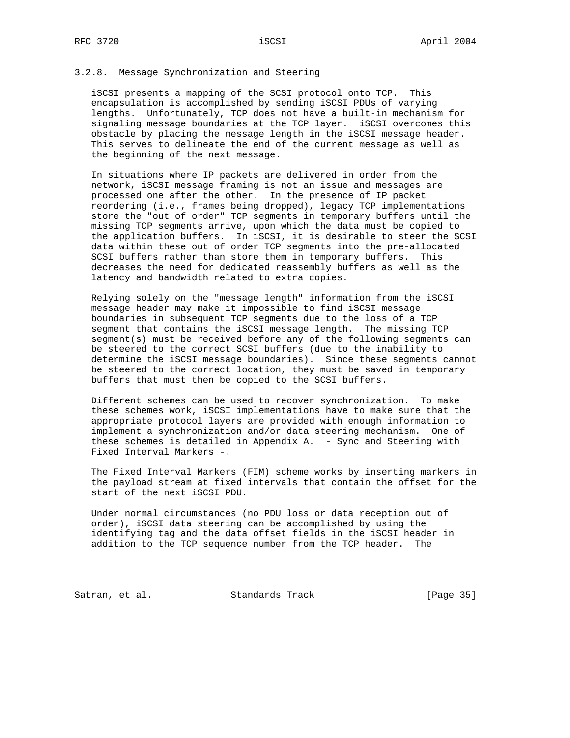### 3.2.8. Message Synchronization and Steering

iSCSI presents a mapping of the SCSI protocol onto TCP. This encapsulation is accomplished by sending iSCSI PDUs of varying lengths. Unfortunately, TCP does not have a built-in mechanism for signaling message boundaries at the TCP layer. iSCSI overcomes this obstacle by placing the message length in the iSCSI message header. This serves to delineate the end of the current message as well as the beginning of the next message.

In situations where IP packets are delivered in order from the network, iSCSI message framing is not an issue and messages are processed one after the other. In the presence of IP packet reordering (i.e., frames being dropped), legacy TCP implementations store the "out of order" TCP segments in temporary buffers until the missing TCP segments arrive, upon which the data must be copied to the application buffers. In iSCSI, it is desirable to steer the SCSI data within these out of order TCP segments into the pre-allocated SCSI buffers rather than store them in temporary buffers. This decreases the need for dedicated reassembly buffers as well as the latency and bandwidth related to extra copies.

Relying solely on the "message length" information from the iSCSI message header may make it impossible to find iSCSI message boundaries in subsequent TCP segments due to the loss of a TCP segment that contains the iSCSI message length. The missing TCP segment(s) must be received before any of the following segments can be steered to the correct SCSI buffers (due to the inability to determine the iSCSI message boundaries). Since these segments cannot be steered to the correct location, they must be saved in temporary buffers that must then be copied to the SCSI buffers.

Different schemes can be used to recover synchronization. To make these schemes work, iSCSI implementations have to make sure that the appropriate protocol layers are provided with enough information to implement a synchronization and/or data steering mechanism. One of these schemes is detailed in Appendix A. - Sync and Steering with Fixed Interval Markers -.

The Fixed Interval Markers (FIM) scheme works by inserting markers in the payload stream at fixed intervals that contain the offset for the start of the next iSCSI PDU.

Under normal circumstances (no PDU loss or data reception out of order), iSCSI data steering can be accomplished by using the identifying tag and the data offset fields in the iSCSI header in addition to the TCP sequence number from the TCP header. The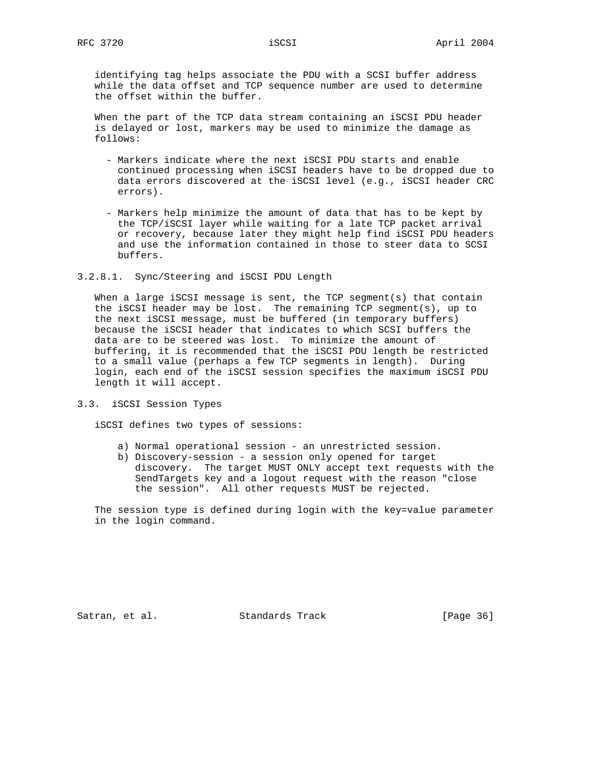identifying tag helps associate the PDU with a SCSI buffer address while the data offset and TCP sequence number are used to determine the offset within the buffer.

When the part of the TCP data stream containing an iSCSI PDU header is delayed or lost, markers may be used to minimize the damage as follows:

- Markers indicate where the next iSCSI PDU starts and enable continued processing when iSCSI headers have to be dropped due to data errors discovered at the iSCSI level (e.g., iSCSI header CRC errors).

- Markers help minimize the amount of data that has to be kept by the TCP/iSCSI layer while waiting for a late TCP packet arrival or recovery, because later they might help find iSCSI PDU headers and use the information contained in those to steer data to SCSI buffers.

#### 3.2.8.1. Sync/Steering and iSCSI PDU Length

When a large iSCSI message is sent, the TCP segment(s) that contain the iSCSI header may be lost. The remaining TCP segment(s), up to the next iSCSI message, must be buffered (in temporary buffers) because the iSCSI header that indicates to which SCSI buffers the data are to be steered was lost. To minimize the amount of buffering, it is recommended that the iSCSI PDU length be restricted to a small value (perhaps a few TCP segments in length). During login, each end of the iSCSI session specifies the maximum iSCSI PDU length it will accept.

## 3.3. iSCSI Session Types

iSCSI defines two types of sessions:

a) Normal operational session - an unrestricted session.
b) Discovery-session - a session only opened for target discovery. The target MUST ONLY accept text requests with the SendTargets key and a logout request with the reason "close the session". All other requests MUST be rejected.

The session type is defined during login with the key=value parameter in the login command.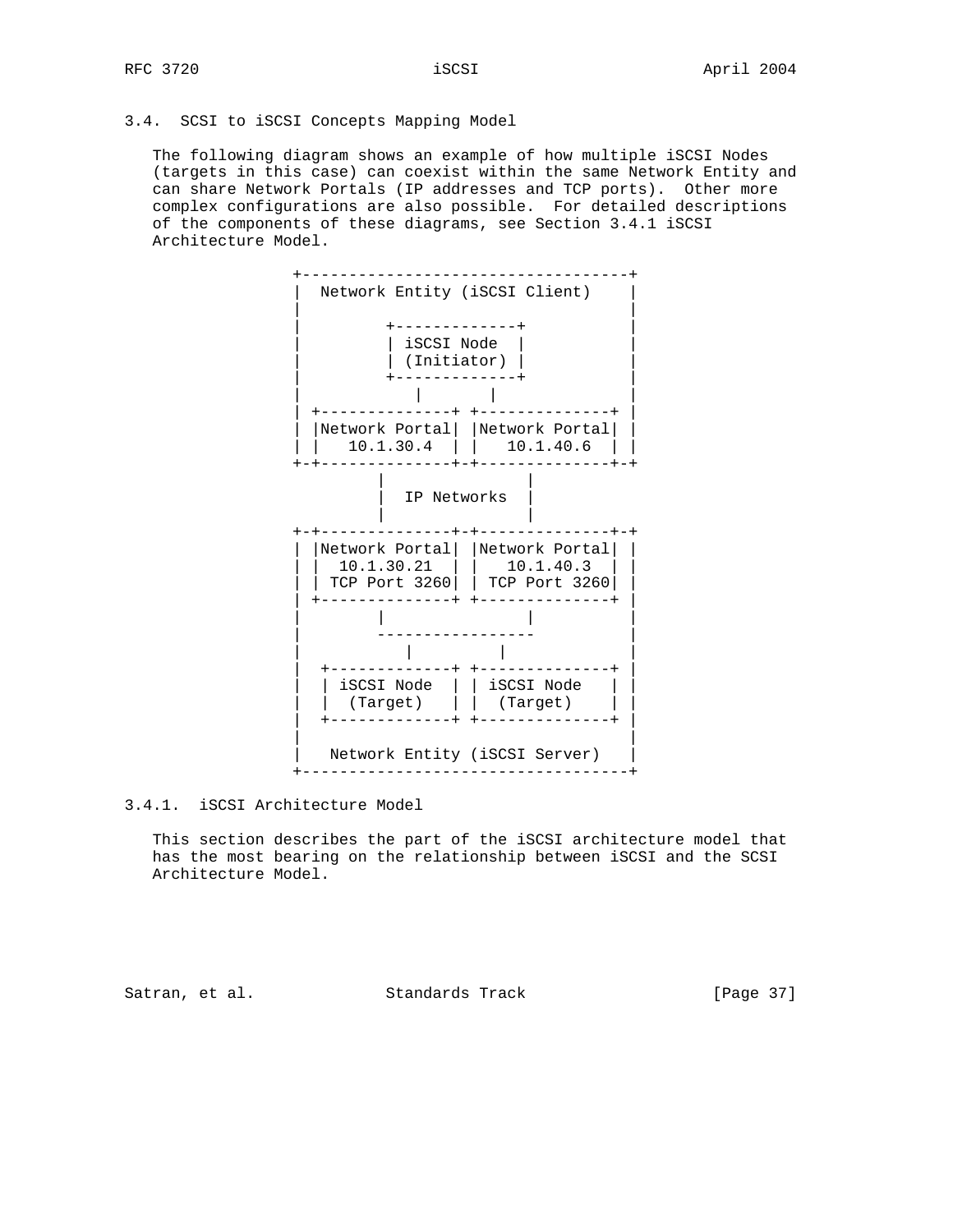### 3.4. SCSI to iSCSI Concepts Mapping Model

The following diagram shows an example of how multiple iSCSI Nodes (targets in this case) can coexist within the same Network Entity and can share Network Portals (IP addresses and TCP ports). Other more complex configurations are also possible. For detailed descriptions of the components of these diagrams, see Section 3.4.1 iSCSI Architecture Model.

```
       +-----------------------------------+
       |  Network Entity (iSCSI Client)    |
       |                                   |
       |         +-------------+           |
       |         | iSCSI Node  |           |
       |         | (Initiator) |           |
       |         +-------------+           |
       |            |       |              |
       | +--------------+ +--------------+ |
       | |Network Portal| |Network Portal| |
       | |   10.1.30.4  | |   10.1.40.6  | |
       +-+--------------+-+--------------+-+
                 |                |
                 |  IP Networks   |
                 |                |
       +-+--------------+-+--------------+-+
       | |Network Portal| |Network Portal| |
       | |  10.1.30.21  | |   10.1.40.3  | |
       | | TCP Port 3260| | TCP Port 3260| |
       | +--------------+ +--------------+ |
       |        |                |         |
       |        -----------------          |
       |           |         |             |
       |  +-------------+ +--------------+ |
       |  | iSCSI Node  | | iSCSI Node   | |
       |  |  (Target)   | |  (Target)    | |
       |  +-------------+ +--------------+ |
       |                                   |
       |   Network Entity (iSCSI Server)   |
       +-----------------------------------+
```

#### 3.4.1. iSCSI Architecture Model

This section describes the part of the iSCSI architecture model that has the most bearing on the relationship between iSCSI and the SCSI Architecture Model.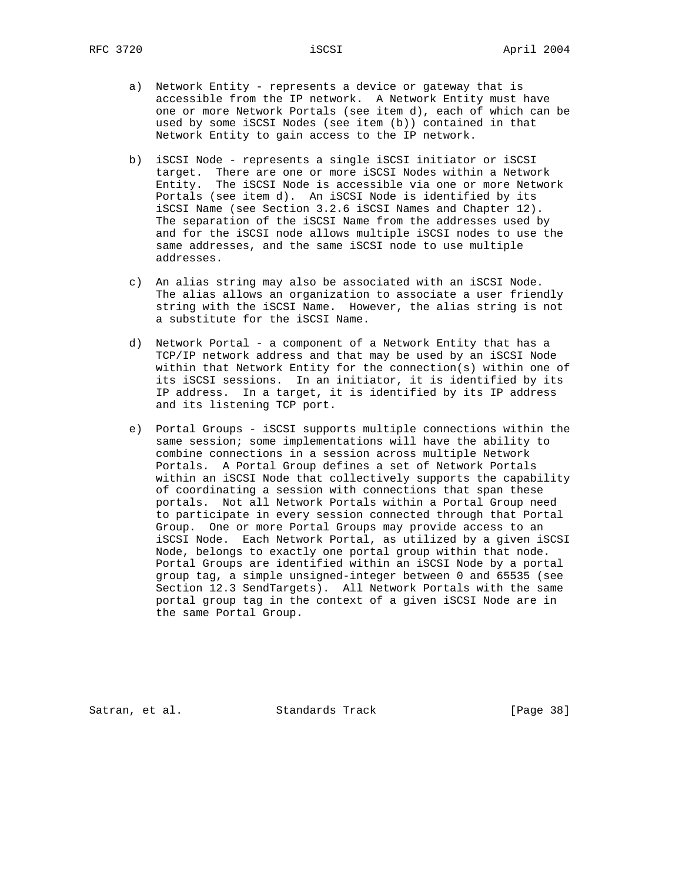a) Network Entity - represents a device or gateway that is accessible from the IP network. A Network Entity must have one or more Network Portals (see item d), each of which can be used by some iSCSI Nodes (see item (b)) contained in that Network Entity to gain access to the IP network.

b) iSCSI Node - represents a single iSCSI initiator or iSCSI target. There are one or more iSCSI Nodes within a Network Entity. The iSCSI Node is accessible via one or more Network Portals (see item d). An iSCSI Node is identified by its iSCSI Name (see Section 3.2.6 iSCSI Names and Chapter 12). The separation of the iSCSI Name from the addresses used by and for the iSCSI node allows multiple iSCSI nodes to use the same addresses, and the same iSCSI node to use multiple addresses.

c) An alias string may also be associated with an iSCSI Node. The alias allows an organization to associate a user friendly string with the iSCSI Name. However, the alias string is not a substitute for the iSCSI Name.

d) Network Portal - a component of a Network Entity that has a TCP/IP network address and that may be used by an iSCSI Node within that Network Entity for the connection(s) within one of its iSCSI sessions. In an initiator, it is identified by its IP address. In a target, it is identified by its IP address and its listening TCP port.

e) Portal Groups - iSCSI supports multiple connections within the same session; some implementations will have the ability to combine connections in a session across multiple Network Portals. A Portal Group defines a set of Network Portals within an iSCSI Node that collectively supports the capability of coordinating a session with connections that span these portals. Not all Network Portals within a Portal Group need to participate in every session connected through that Portal Group. One or more Portal Groups may provide access to an iSCSI Node. Each Network Portal, as utilized by a given iSCSI Node, belongs to exactly one portal group within that node. Portal Groups are identified within an iSCSI Node by a portal group tag, a simple unsigned-integer between 0 and 65535 (see Section 12.3 SendTargets). All Network Portals with the same portal group tag in the context of a given iSCSI Node are in the same Portal Group.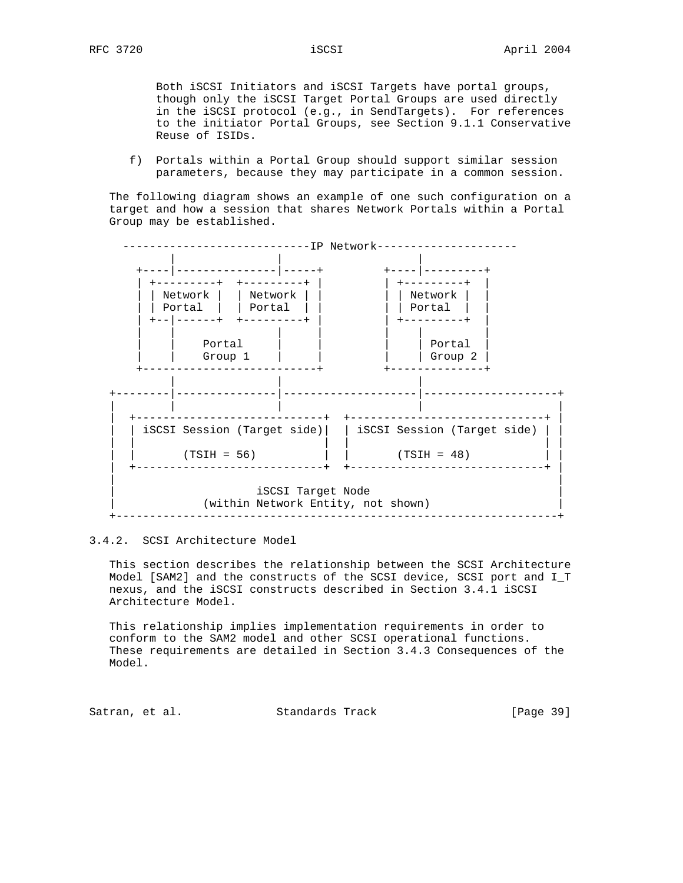Both iSCSI Initiators and iSCSI Targets have portal groups, though only the iSCSI Target Portal Groups are used directly in the iSCSI protocol (e.g., in SendTargets). For references to the initiator Portal Groups, see Section 9.1.1 Conservative Reuse of ISIDs.

f) Portals within a Portal Group should support similar session parameters, because they may participate in a common session.

The following diagram shows an example of one such configuration on a target and how a session that shares Network Portals within a Portal Group may be established.

```
   ----------------------------IP Network---------------------
         |                |                 |
     +----|---------------|-----+         +----|---------+
     | +---------+  +---------+ |         | +---------+  |
     | | Network |  | Network | |         | | Network |  |
     | | Portal  |  | Portal  | |         | | Portal  |  |
     | +--|------+  +---------+ |         | +---------+  |
     |    |             |       |         |    |         |
     |    |    Portal   |       |         |    | Portal  |
     |    |    Group 1  |       |         |    | Group 2 |
     +--------------------------+         +--------------+
          |              |                    |
+--------|---------------|--------------------|--------------------+
|        |               |                    |                    |
|  +----------------------------+  +-----------------------------+ |
|  | iSCSI Session (Target side)|  | iSCSI Session (Target side) | |
|  |                            |  |                             | |
|  |       (TSIH = 56)          |  |       (TSIH = 48)           | |
|  +----------------------------+  +-----------------------------+ |
|                                                                  |
|                    iSCSI Target Node                             |
|             (within Network Entity, not shown)                   |
+------------------------------------------------------------------+
```

### 3.4.2. SCSI Architecture Model

This section describes the relationship between the SCSI Architecture Model [SAM2] and the constructs of the SCSI device, SCSI port and I_T nexus, and the iSCSI constructs described in Section 3.4.1 iSCSI Architecture Model.

This relationship implies implementation requirements in order to conform to the SAM2 model and other SCSI operational functions. These requirements are detailed in Section 3.4.3 Consequences of the Model.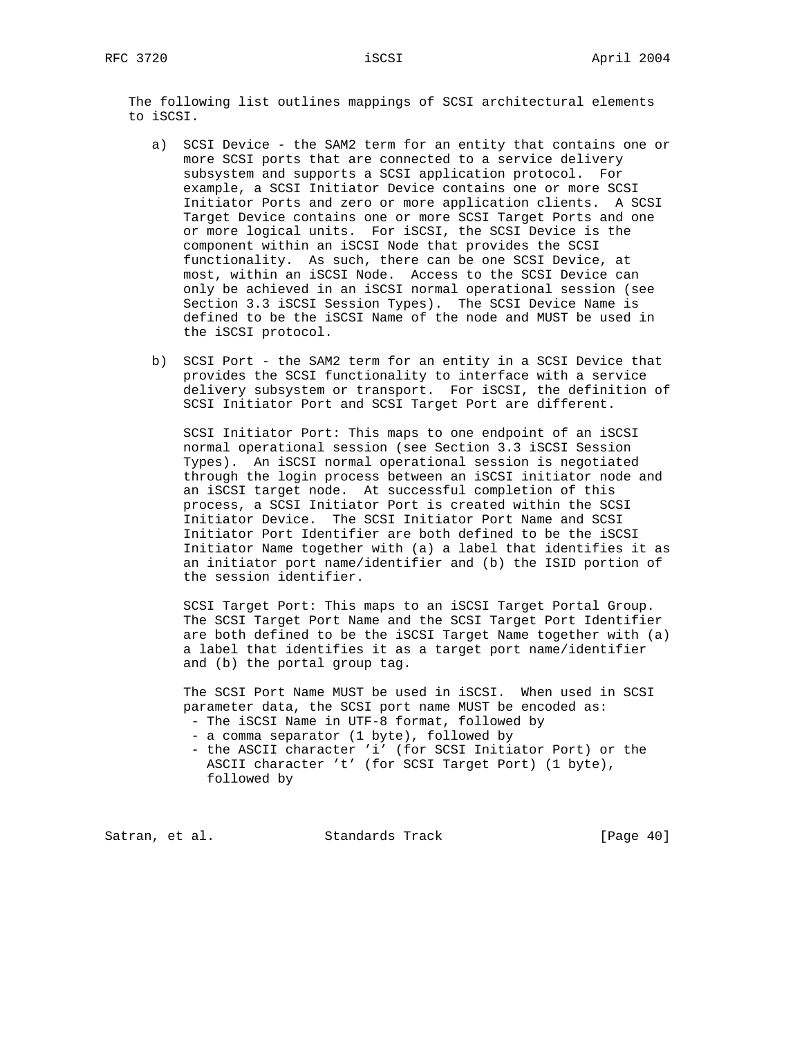The following list outlines mappings of SCSI architectural elements to iSCSI.

a) SCSI Device - the SAM2 term for an entity that contains one or more SCSI ports that are connected to a service delivery subsystem and supports a SCSI application protocol. For example, a SCSI Initiator Device contains one or more SCSI Initiator Ports and zero or more application clients. A SCSI Target Device contains one or more SCSI Target Ports and one or more logical units. For iSCSI, the SCSI Device is the component within an iSCSI Node that provides the SCSI functionality. As such, there can be one SCSI Device, at most, within an iSCSI Node. Access to the SCSI Device can only be achieved in an iSCSI normal operational session (see Section 3.3 iSCSI Session Types). The SCSI Device Name is defined to be the iSCSI Name of the node and MUST be used in the iSCSI protocol.

b) SCSI Port - the SAM2 term for an entity in a SCSI Device that provides the SCSI functionality to interface with a service delivery subsystem or transport. For iSCSI, the definition of SCSI Initiator Port and SCSI Target Port are different.

   SCSI Initiator Port: This maps to one endpoint of an iSCSI normal operational session (see Section 3.3 iSCSI Session Types). An iSCSI normal operational session is negotiated through the login process between an iSCSI initiator node and an iSCSI target node. At successful completion of this process, a SCSI Initiator Port is created within the SCSI Initiator Device. The SCSI Initiator Port Name and SCSI Initiator Port Identifier are both defined to be the iSCSI Initiator Name together with (a) a label that identifies it as an initiator port name/identifier and (b) the ISID portion of the session identifier.

   SCSI Target Port: This maps to an iSCSI Target Portal Group. The SCSI Target Port Name and the SCSI Target Port Identifier are both defined to be the iSCSI Target Name together with (a) a label that identifies it as a target port name/identifier and (b) the portal group tag.

   The SCSI Port Name MUST be used in iSCSI. When used in SCSI parameter data, the SCSI port name MUST be encoded as:
   - The iSCSI Name in UTF-8 format, followed by
   - a comma separator (1 byte), followed by
   - the ASCII character 'i' (for SCSI Initiator Port) or the ASCII character 't' (for SCSI Target Port) (1 byte), followed by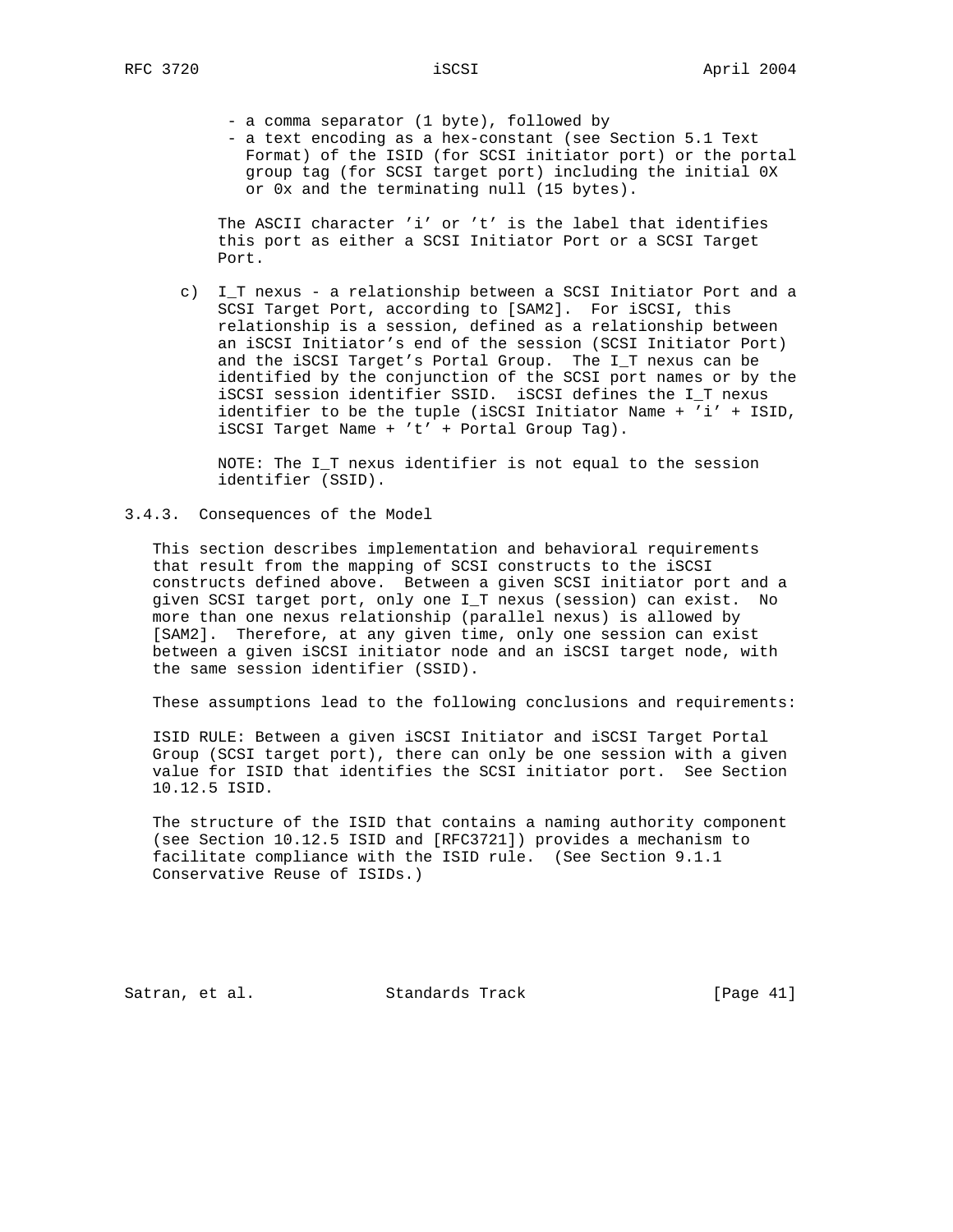- a comma separator (1 byte), followed by
- a text encoding as a hex-constant (see Section 5.1 Text Format) of the ISID (for SCSI initiator port) or the portal group tag (for SCSI target port) including the initial 0X or 0x and the terminating null (15 bytes).

The ASCII character 'i' or 't' is the label that identifies this port as either a SCSI Initiator Port or a SCSI Target Port.

c) I_T nexus - a relationship between a SCSI Initiator Port and a SCSI Target Port, according to [SAM2]. For iSCSI, this relationship is a session, defined as a relationship between an iSCSI Initiator's end of the session (SCSI Initiator Port) and the iSCSI Target's Portal Group. The I_T nexus can be identified by the conjunction of the SCSI port names or by the iSCSI session identifier SSID. iSCSI defines the I_T nexus identifier to be the tuple (iSCSI Initiator Name + 'i' + ISID, iSCSI Target Name + 't' + Portal Group Tag).

   NOTE: The I_T nexus identifier is not equal to the session identifier (SSID).

### 3.4.3. Consequences of the Model

This section describes implementation and behavioral requirements that result from the mapping of SCSI constructs to the iSCSI constructs defined above. Between a given SCSI initiator port and a given SCSI target port, only one I_T nexus (session) can exist. No more than one nexus relationship (parallel nexus) is allowed by [SAM2]. Therefore, at any given time, only one session can exist between a given iSCSI initiator node and an iSCSI target node, with the same session identifier (SSID).

These assumptions lead to the following conclusions and requirements:

ISID RULE: Between a given iSCSI Initiator and iSCSI Target Portal Group (SCSI target port), there can only be one session with a given value for ISID that identifies the SCSI initiator port. See Section 10.12.5 ISID.

The structure of the ISID that contains a naming authority component (see Section 10.12.5 ISID and [RFC3721]) provides a mechanism to facilitate compliance with the ISID rule. (See Section 9.1.1 Conservative Reuse of ISIDs.)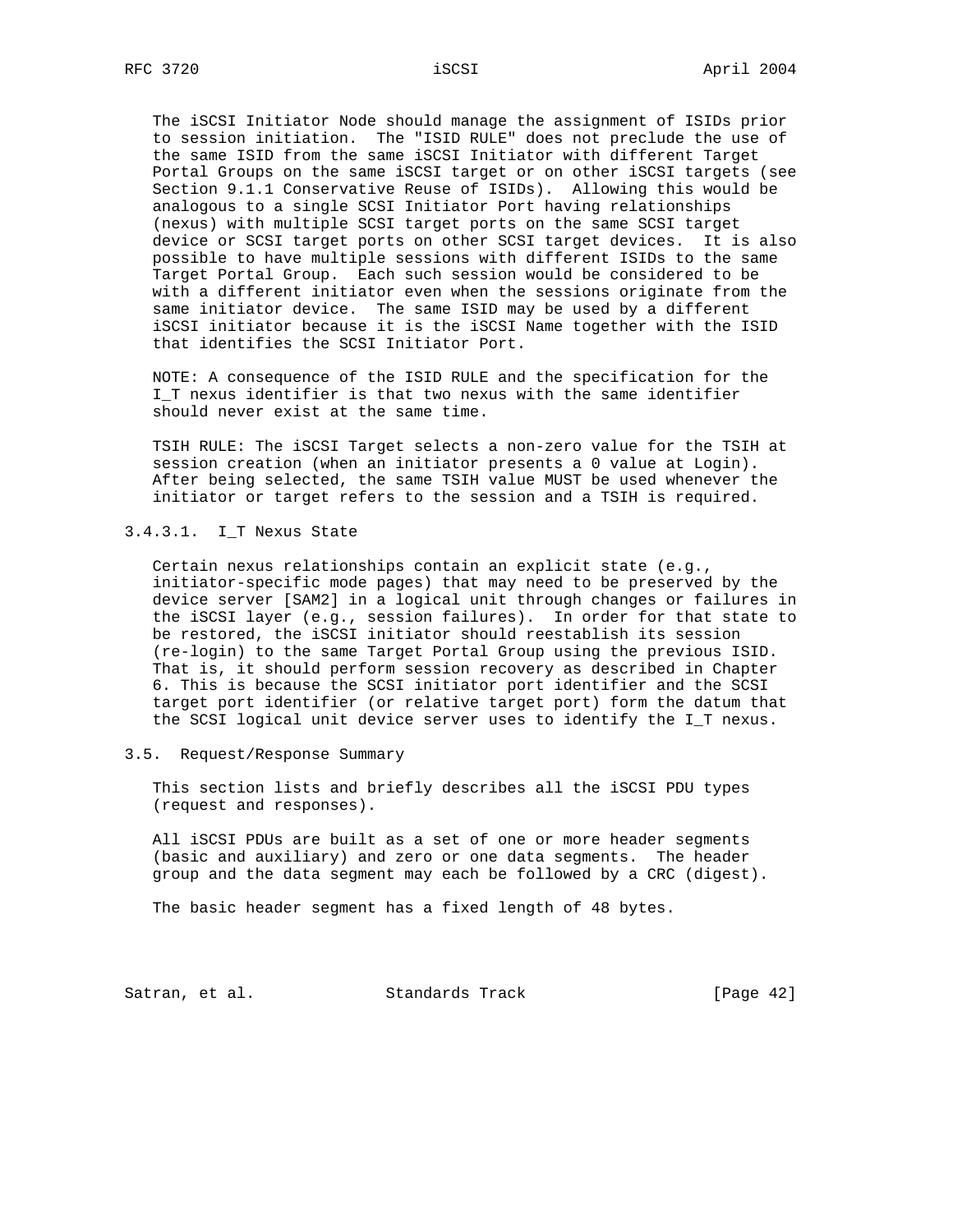The iSCSI Initiator Node should manage the assignment of ISIDs prior to session initiation. The "ISID RULE" does not preclude the use of the same ISID from the same iSCSI Initiator with different Target Portal Groups on the same iSCSI target or on other iSCSI targets (see Section 9.1.1 Conservative Reuse of ISIDs). Allowing this would be analogous to a single SCSI Initiator Port having relationships (nexus) with multiple SCSI target ports on the same SCSI target device or SCSI target ports on other SCSI target devices. It is also possible to have multiple sessions with different ISIDs to the same Target Portal Group. Each such session would be considered to be with a different initiator even when the sessions originate from the same initiator device. The same ISID may be used by a different iSCSI initiator because it is the iSCSI Name together with the ISID that identifies the SCSI Initiator Port.

NOTE: A consequence of the ISID RULE and the specification for the I_T nexus identifier is that two nexus with the same identifier should never exist at the same time.

TSIH RULE: The iSCSI Target selects a non-zero value for the TSIH at session creation (when an initiator presents a 0 value at Login). After being selected, the same TSIH value MUST be used whenever the initiator or target refers to the session and a TSIH is required.

#### 3.4.3.1. I_T Nexus State

Certain nexus relationships contain an explicit state (e.g., initiator-specific mode pages) that may need to be preserved by the device server [SAM2] in a logical unit through changes or failures in the iSCSI layer (e.g., session failures). In order for that state to be restored, the iSCSI initiator should reestablish its session (re-login) to the same Target Portal Group using the previous ISID. That is, it should perform session recovery as described in Chapter 6. This is because the SCSI initiator port identifier and the SCSI target port identifier (or relative target port) form the datum that the SCSI logical unit device server uses to identify the I_T nexus.

## 3.5. Request/Response Summary

This section lists and briefly describes all the iSCSI PDU types (request and responses).

All iSCSI PDUs are built as a set of one or more header segments (basic and auxiliary) and zero or one data segments. The header group and the data segment may each be followed by a CRC (digest).

The basic header segment has a fixed length of 48 bytes.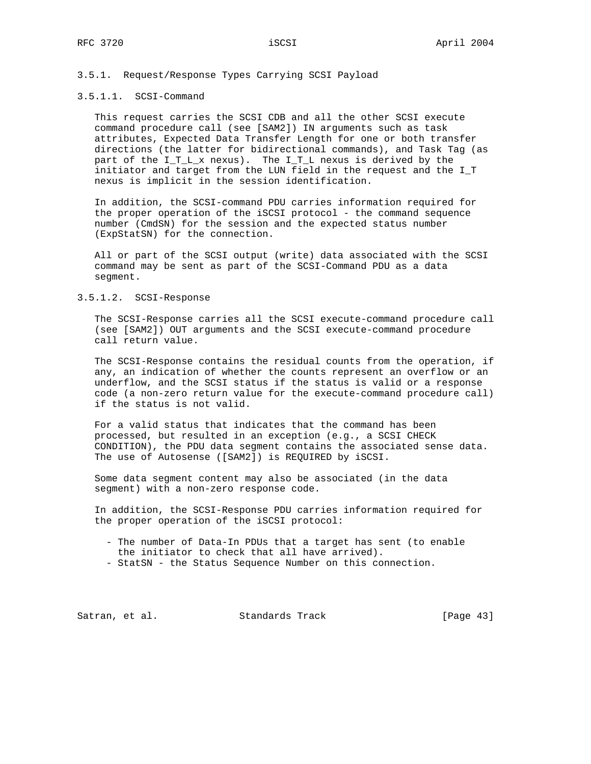### 3.5.1. Request/Response Types Carrying SCSI Payload

#### 3.5.1.1. SCSI-Command

This request carries the SCSI CDB and all the other SCSI execute command procedure call (see [SAM2]) IN arguments such as task attributes, Expected Data Transfer Length for one or both transfer directions (the latter for bidirectional commands), and Task Tag (as part of the I_T_L_x nexus). The I_T_L nexus is derived by the initiator and target from the LUN field in the request and the I_T nexus is implicit in the session identification.

In addition, the SCSI-command PDU carries information required for the proper operation of the iSCSI protocol - the command sequence number (CmdSN) for the session and the expected status number (ExpStatSN) for the connection.

All or part of the SCSI output (write) data associated with the SCSI command may be sent as part of the SCSI-Command PDU as a data segment.

#### 3.5.1.2. SCSI-Response

The SCSI-Response carries all the SCSI execute-command procedure call (see [SAM2]) OUT arguments and the SCSI execute-command procedure call return value.

The SCSI-Response contains the residual counts from the operation, if any, an indication of whether the counts represent an overflow or an underflow, and the SCSI status if the status is valid or a response code (a non-zero return value for the execute-command procedure call) if the status is not valid.

For a valid status that indicates that the command has been processed, but resulted in an exception (e.g., a SCSI CHECK CONDITION), the PDU data segment contains the associated sense data. The use of Autosense ([SAM2]) is REQUIRED by iSCSI.

Some data segment content may also be associated (in the data segment) with a non-zero response code.

In addition, the SCSI-Response PDU carries information required for the proper operation of the iSCSI protocol:

- The number of Data-In PDUs that a target has sent (to enable the initiator to check that all have arrived).
- StatSN - the Status Sequence Number on this connection.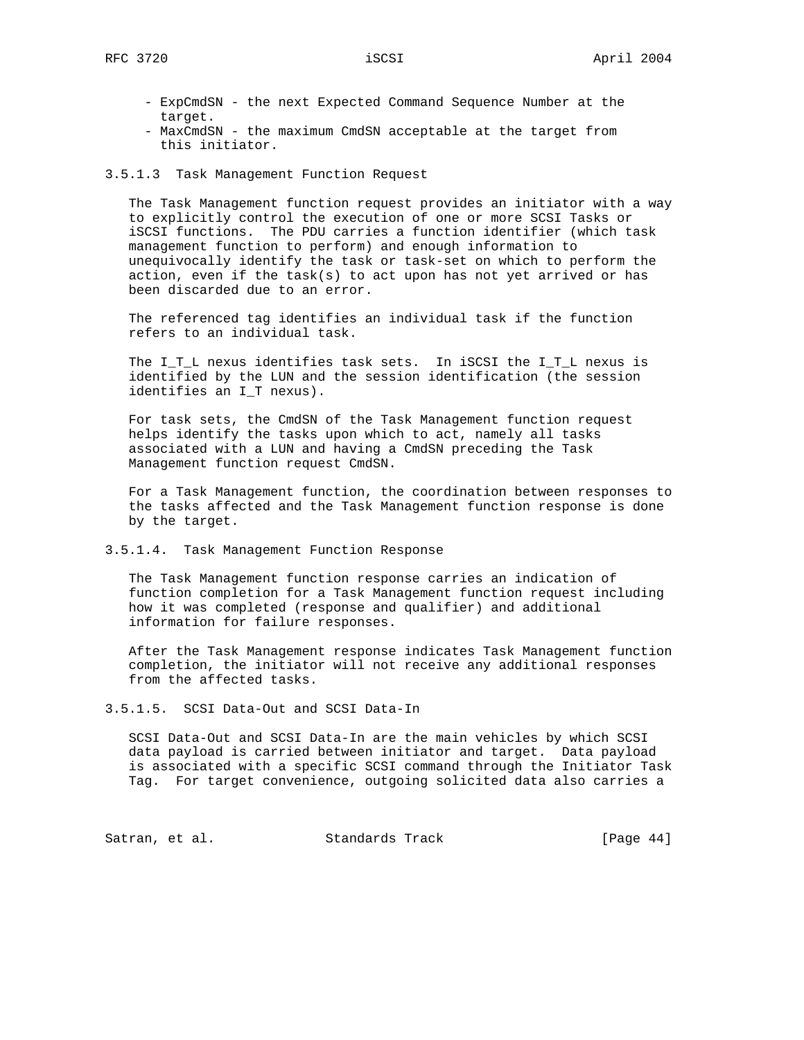- ExpCmdSN - the next Expected Command Sequence Number at the target.
- MaxCmdSN - the maximum CmdSN acceptable at the target from this initiator.

### 3.5.1.3 Task Management Function Request

The Task Management function request provides an initiator with a way to explicitly control the execution of one or more SCSI Tasks or iSCSI functions. The PDU carries a function identifier (which task management function to perform) and enough information to unequivocally identify the task or task-set on which to perform the action, even if the task(s) to act upon has not yet arrived or has been discarded due to an error.

The referenced tag identifies an individual task if the function refers to an individual task.

The I_T_L nexus identifies task sets. In iSCSI the I_T_L nexus is identified by the LUN and the session identification (the session identifies an I_T nexus).

For task sets, the CmdSN of the Task Management function request helps identify the tasks upon which to act, namely all tasks associated with a LUN and having a CmdSN preceding the Task Management function request CmdSN.

For a Task Management function, the coordination between responses to the tasks affected and the Task Management function response is done by the target.

### 3.5.1.4. Task Management Function Response

The Task Management function response carries an indication of function completion for a Task Management function request including how it was completed (response and qualifier) and additional information for failure responses.

After the Task Management response indicates Task Management function completion, the initiator will not receive any additional responses from the affected tasks.

### 3.5.1.5. SCSI Data-Out and SCSI Data-In

SCSI Data-Out and SCSI Data-In are the main vehicles by which SCSI data payload is carried between initiator and target. Data payload is associated with a specific SCSI command through the Initiator Task Tag. For target convenience, outgoing solicited data also carries a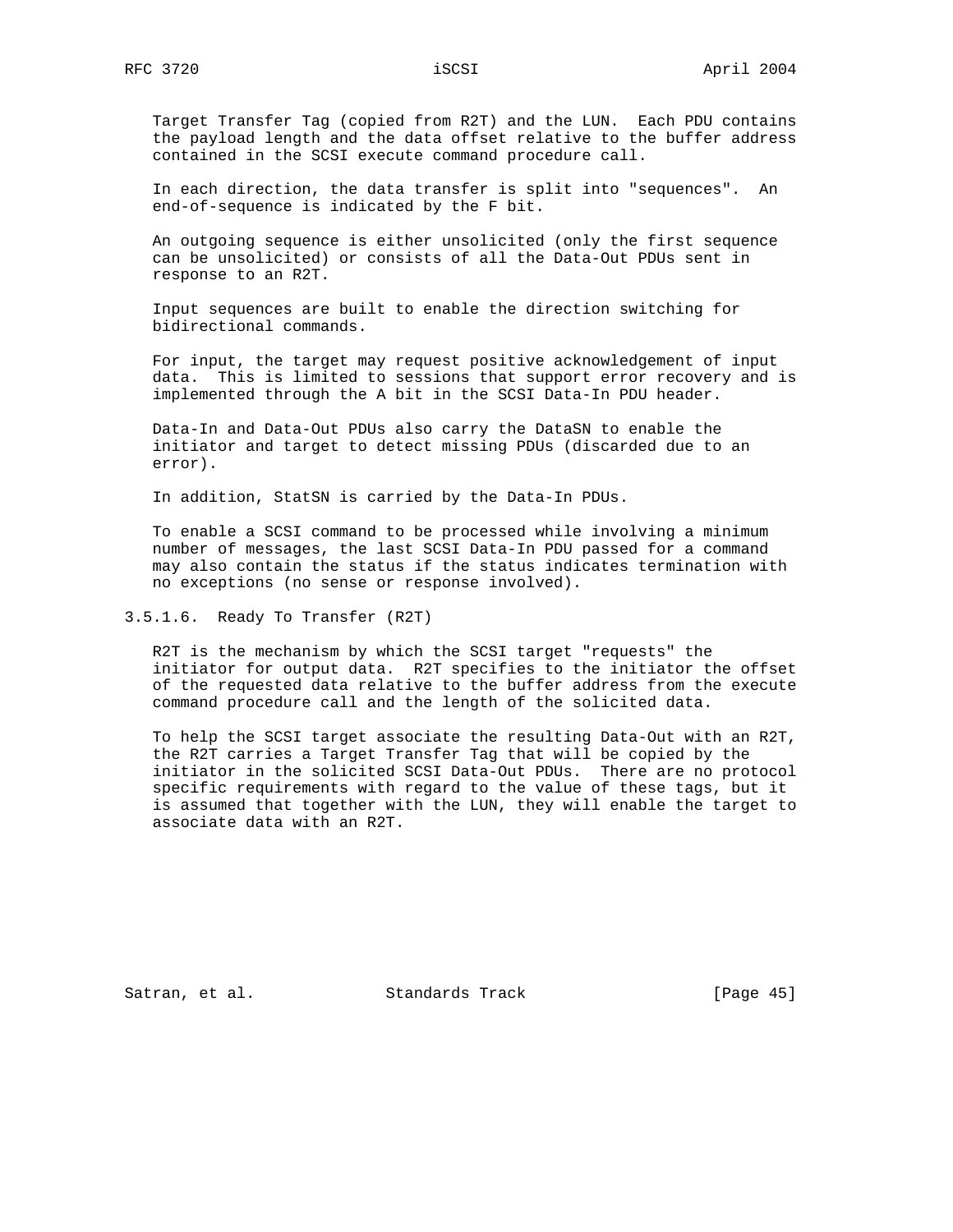Target Transfer Tag (copied from R2T) and the LUN. Each PDU contains the payload length and the data offset relative to the buffer address contained in the SCSI execute command procedure call.

In each direction, the data transfer is split into "sequences". An end-of-sequence is indicated by the F bit.

An outgoing sequence is either unsolicited (only the first sequence can be unsolicited) or consists of all the Data-Out PDUs sent in response to an R2T.

Input sequences are built to enable the direction switching for bidirectional commands.

For input, the target may request positive acknowledgement of input data. This is limited to sessions that support error recovery and is implemented through the A bit in the SCSI Data-In PDU header.

Data-In and Data-Out PDUs also carry the DataSN to enable the initiator and target to detect missing PDUs (discarded due to an error).

In addition, StatSN is carried by the Data-In PDUs.

To enable a SCSI command to be processed while involving a minimum number of messages, the last SCSI Data-In PDU passed for a command may also contain the status if the status indicates termination with no exceptions (no sense or response involved).

#### 3.5.1.6. Ready To Transfer (R2T)

R2T is the mechanism by which the SCSI target "requests" the initiator for output data. R2T specifies to the initiator the offset of the requested data relative to the buffer address from the execute command procedure call and the length of the solicited data.

To help the SCSI target associate the resulting Data-Out with an R2T, the R2T carries a Target Transfer Tag that will be copied by the initiator in the solicited SCSI Data-Out PDUs. There are no protocol specific requirements with regard to the value of these tags, but it is assumed that together with the LUN, they will enable the target to associate data with an R2T.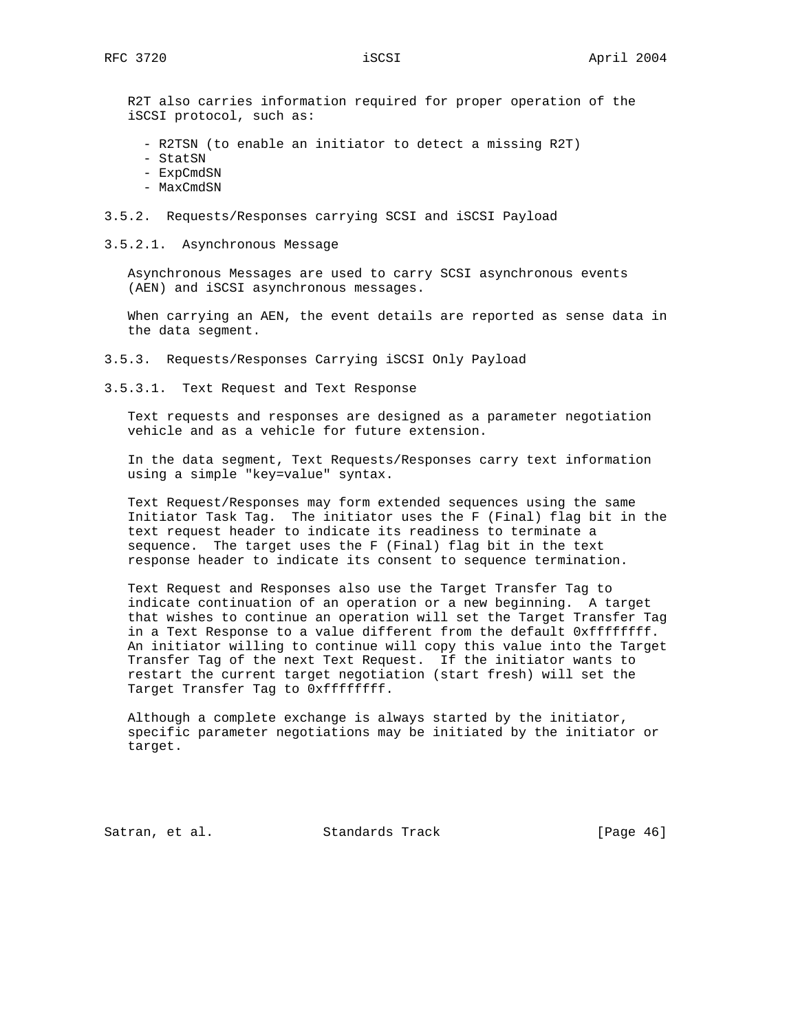R2T also carries information required for proper operation of the iSCSI protocol, such as:

- R2TSN (to enable an initiator to detect a missing R2T)
- StatSN
- ExpCmdSN
- MaxCmdSN

### 3.5.2. Requests/Responses carrying SCSI and iSCSI Payload

#### 3.5.2.1. Asynchronous Message

Asynchronous Messages are used to carry SCSI asynchronous events (AEN) and iSCSI asynchronous messages.

When carrying an AEN, the event details are reported as sense data in the data segment.

### 3.5.3. Requests/Responses Carrying iSCSI Only Payload

#### 3.5.3.1. Text Request and Text Response

Text requests and responses are designed as a parameter negotiation vehicle and as a vehicle for future extension.

In the data segment, Text Requests/Responses carry text information using a simple "key=value" syntax.

Text Request/Responses may form extended sequences using the same Initiator Task Tag. The initiator uses the F (Final) flag bit in the text request header to indicate its readiness to terminate a sequence. The target uses the F (Final) flag bit in the text response header to indicate its consent to sequence termination.

Text Request and Responses also use the Target Transfer Tag to indicate continuation of an operation or a new beginning. A target that wishes to continue an operation will set the Target Transfer Tag in a Text Response to a value different from the default 0xffffffff. An initiator willing to continue will copy this value into the Target Transfer Tag of the next Text Request. If the initiator wants to restart the current target negotiation (start fresh) will set the Target Transfer Tag to 0xffffffff.

Although a complete exchange is always started by the initiator, specific parameter negotiations may be initiated by the initiator or target.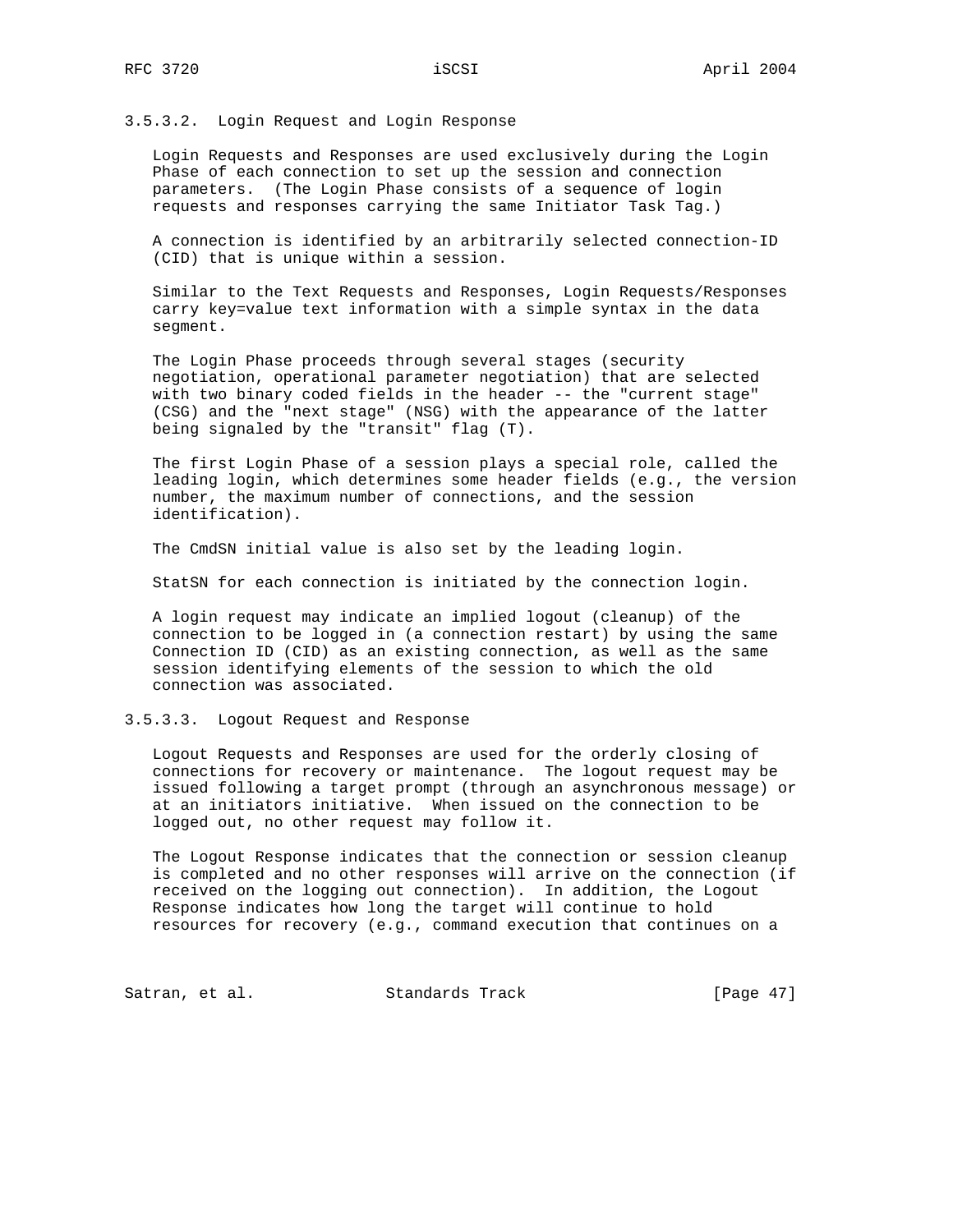#### 3.5.3.2. Login Request and Login Response

Login Requests and Responses are used exclusively during the Login Phase of each connection to set up the session and connection parameters. (The Login Phase consists of a sequence of login requests and responses carrying the same Initiator Task Tag.)

A connection is identified by an arbitrarily selected connection-ID (CID) that is unique within a session.

Similar to the Text Requests and Responses, Login Requests/Responses carry key=value text information with a simple syntax in the data segment.

The Login Phase proceeds through several stages (security negotiation, operational parameter negotiation) that are selected with two binary coded fields in the header -- the "current stage" (CSG) and the "next stage" (NSG) with the appearance of the latter being signaled by the "transit" flag (T).

The first Login Phase of a session plays a special role, called the leading login, which determines some header fields (e.g., the version number, the maximum number of connections, and the session identification).

The CmdSN initial value is also set by the leading login.

StatSN for each connection is initiated by the connection login.

A login request may indicate an implied logout (cleanup) of the connection to be logged in (a connection restart) by using the same Connection ID (CID) as an existing connection, as well as the same session identifying elements of the session to which the old connection was associated.

#### 3.5.3.3. Logout Request and Response

Logout Requests and Responses are used for the orderly closing of connections for recovery or maintenance. The logout request may be issued following a target prompt (through an asynchronous message) or at an initiators initiative. When issued on the connection to be logged out, no other request may follow it.

The Logout Response indicates that the connection or session cleanup is completed and no other responses will arrive on the connection (if received on the logging out connection). In addition, the Logout Response indicates how long the target will continue to hold resources for recovery (e.g., command execution that continues on a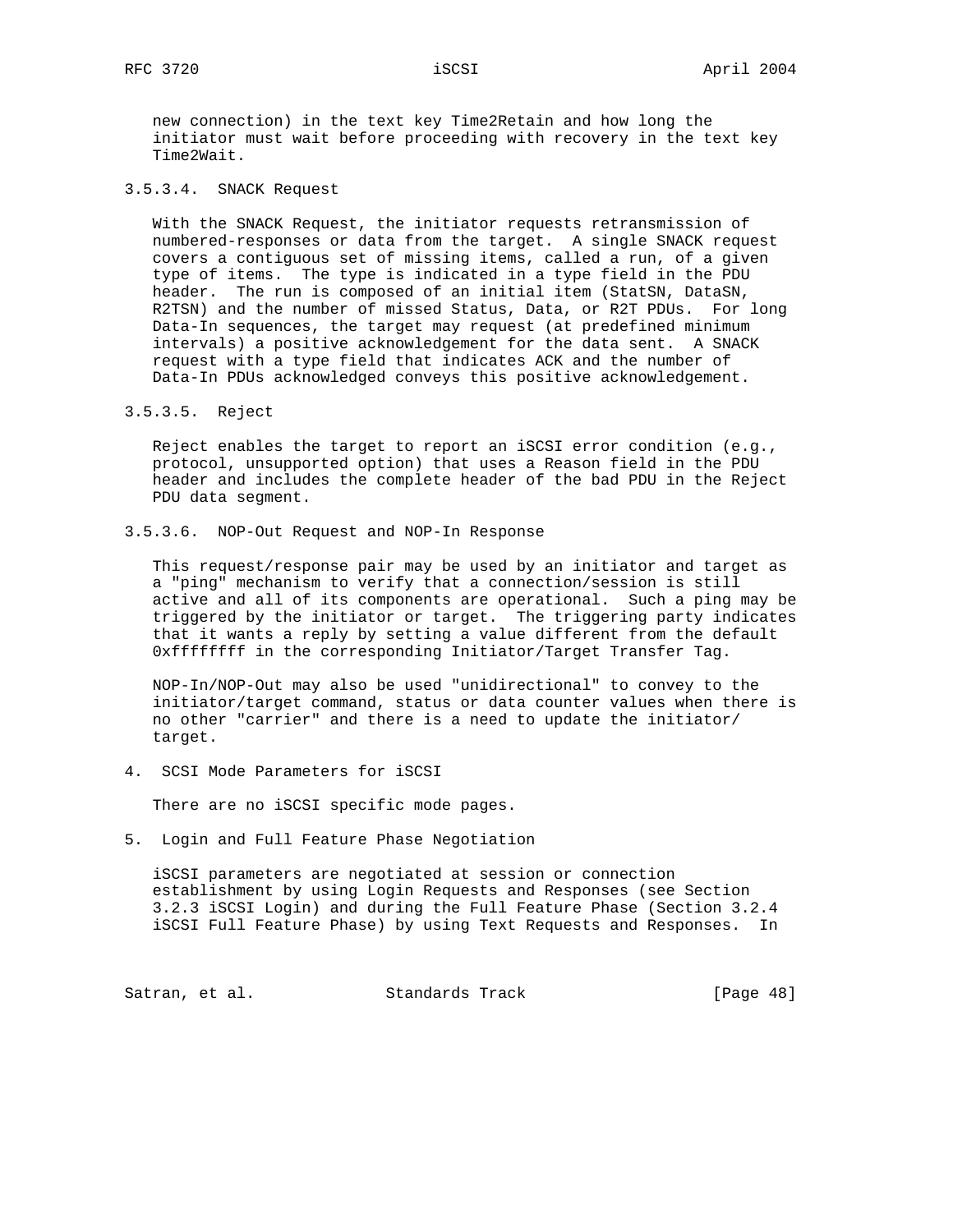new connection) in the text key Time2Retain and how long the initiator must wait before proceeding with recovery in the text key Time2Wait.

#### 3.5.3.4. SNACK Request

With the SNACK Request, the initiator requests retransmission of numbered-responses or data from the target. A single SNACK request covers a contiguous set of missing items, called a run, of a given type of items. The type is indicated in a type field in the PDU header. The run is composed of an initial item (StatSN, DataSN, R2TSN) and the number of missed Status, Data, or R2T PDUs. For long Data-In sequences, the target may request (at predefined minimum intervals) a positive acknowledgement for the data sent. A SNACK request with a type field that indicates ACK and the number of Data-In PDUs acknowledged conveys this positive acknowledgement.

#### 3.5.3.5. Reject

Reject enables the target to report an iSCSI error condition (e.g., protocol, unsupported option) that uses a Reason field in the PDU header and includes the complete header of the bad PDU in the Reject PDU data segment.

#### 3.5.3.6. NOP-Out Request and NOP-In Response

This request/response pair may be used by an initiator and target as a "ping" mechanism to verify that a connection/session is still active and all of its components are operational. Such a ping may be triggered by the initiator or target. The triggering party indicates that it wants a reply by setting a value different from the default 0xffffffff in the corresponding Initiator/Target Transfer Tag.

NOP-In/NOP-Out may also be used "unidirectional" to convey to the initiator/target command, status or data counter values when there is no other "carrier" and there is a need to update the initiator/ target.

## 4. SCSI Mode Parameters for iSCSI

There are no iSCSI specific mode pages.

## 5. Login and Full Feature Phase Negotiation

iSCSI parameters are negotiated at session or connection establishment by using Login Requests and Responses (see Section 3.2.3 iSCSI Login) and during the Full Feature Phase (Section 3.2.4 iSCSI Full Feature Phase) by using Text Requests and Responses. In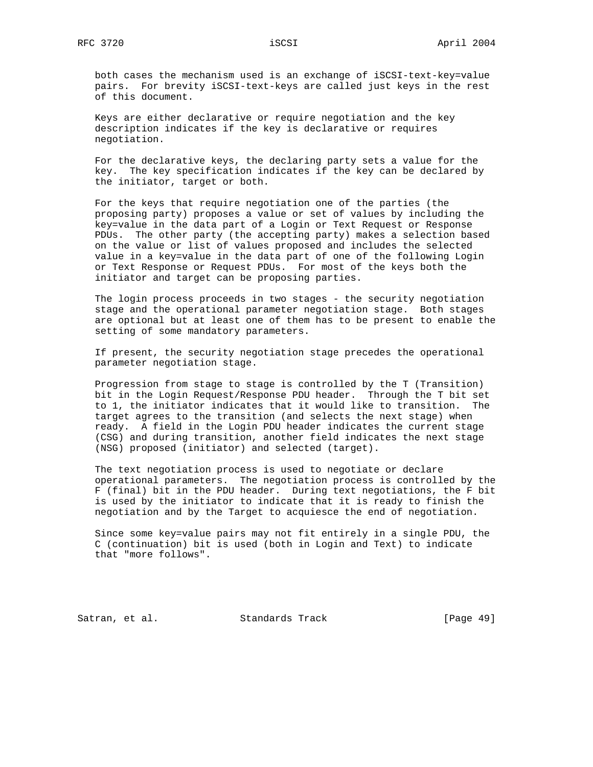both cases the mechanism used is an exchange of iSCSI-text-key=value pairs. For brevity iSCSI-text-keys are called just keys in the rest of this document.

Keys are either declarative or require negotiation and the key description indicates if the key is declarative or requires negotiation.

For the declarative keys, the declaring party sets a value for the key. The key specification indicates if the key can be declared by the initiator, target or both.

For the keys that require negotiation one of the parties (the proposing party) proposes a value or set of values by including the key=value in the data part of a Login or Text Request or Response PDUs. The other party (the accepting party) makes a selection based on the value or list of values proposed and includes the selected value in a key=value in the data part of one of the following Login or Text Response or Request PDUs. For most of the keys both the initiator and target can be proposing parties.

The login process proceeds in two stages - the security negotiation stage and the operational parameter negotiation stage. Both stages are optional but at least one of them has to be present to enable the setting of some mandatory parameters.

If present, the security negotiation stage precedes the operational parameter negotiation stage.

Progression from stage to stage is controlled by the T (Transition) bit in the Login Request/Response PDU header. Through the T bit set to 1, the initiator indicates that it would like to transition. The target agrees to the transition (and selects the next stage) when ready. A field in the Login PDU header indicates the current stage (CSG) and during transition, another field indicates the next stage (NSG) proposed (initiator) and selected (target).

The text negotiation process is used to negotiate or declare operational parameters. The negotiation process is controlled by the F (final) bit in the PDU header. During text negotiations, the F bit is used by the initiator to indicate that it is ready to finish the negotiation and by the Target to acquiesce the end of negotiation.

Since some key=value pairs may not fit entirely in a single PDU, the C (continuation) bit is used (both in Login and Text) to indicate that "more follows".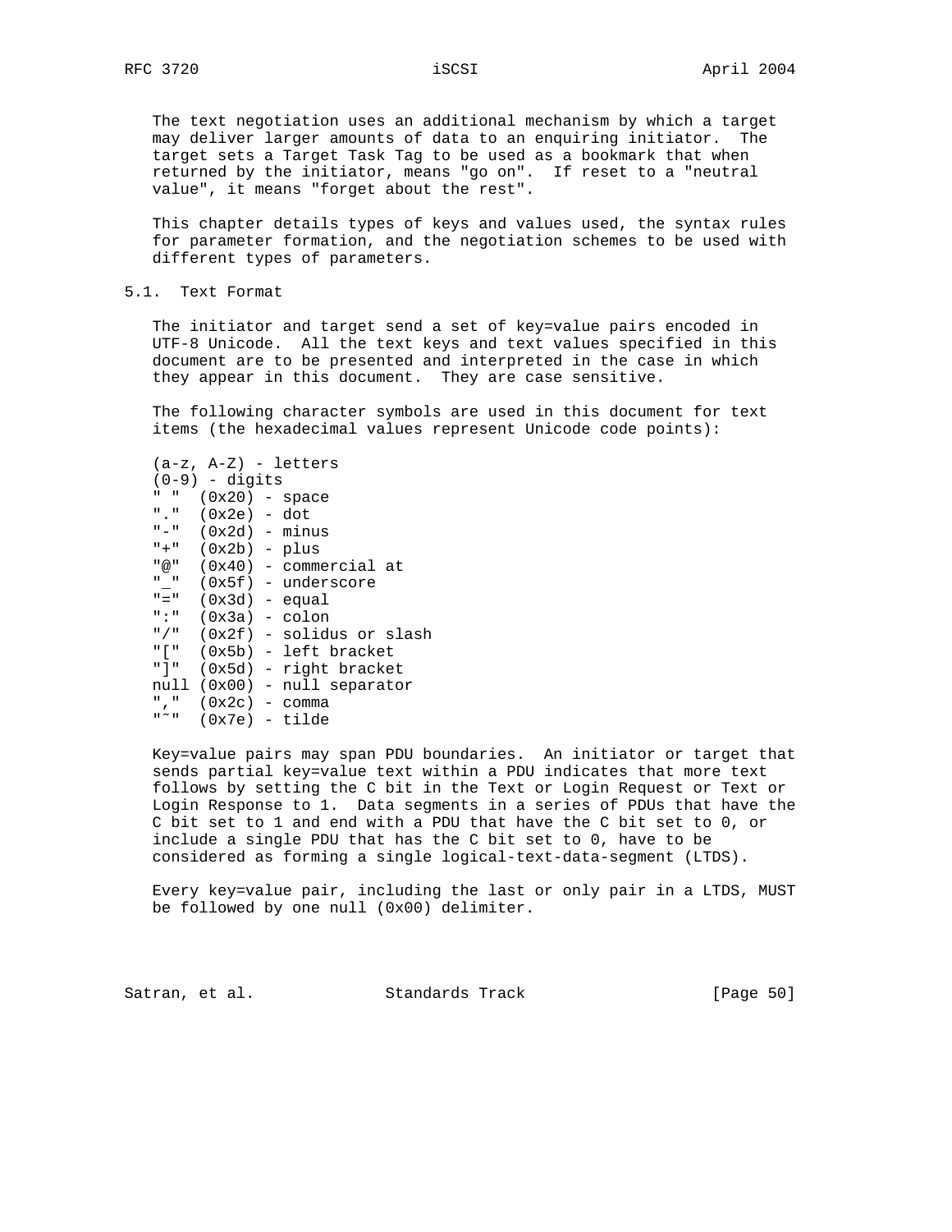The text negotiation uses an additional mechanism by which a target may deliver larger amounts of data to an enquiring initiator. The target sets a Target Task Tag to be used as a bookmark that when returned by the initiator, means "go on". If reset to a "neutral value", it means "forget about the rest".

This chapter details types of keys and values used, the syntax rules for parameter formation, and the negotiation schemes to be used with different types of parameters.

## 5.1. Text Format

The initiator and target send a set of key=value pairs encoded in UTF-8 Unicode. All the text keys and text values specified in this document are to be presented and interpreted in the case in which they appear in this document. They are case sensitive.

The following character symbols are used in this document for text items (the hexadecimal values represent Unicode code points):

```
(a-z, A-Z) - letters
(0-9) - digits
" "  (0x20) - space
"."  (0x2e) - dot
"-"  (0x2d) - minus
"+"  (0x2b) - plus
"@"  (0x40) - commercial at
"_"  (0x5f) - underscore
"="  (0x3d) - equal
":"  (0x3a) - colon
"/"  (0x2f) - solidus or slash
"["  (0x5b) - left bracket
"]"  (0x5d) - right bracket
null (0x00) - null separator
","  (0x2c) - comma
"~"  (0x7e) - tilde
```

Key=value pairs may span PDU boundaries. An initiator or target that sends partial key=value text within a PDU indicates that more text follows by setting the C bit in the Text or Login Request or Text or Login Response to 1. Data segments in a series of PDUs that have the C bit set to 1 and end with a PDU that have the C bit set to 0, or include a single PDU that has the C bit set to 0, have to be considered as forming a single logical-text-data-segment (LTDS).

Every key=value pair, including the last or only pair in a LTDS, MUST be followed by one null (0x00) delimiter.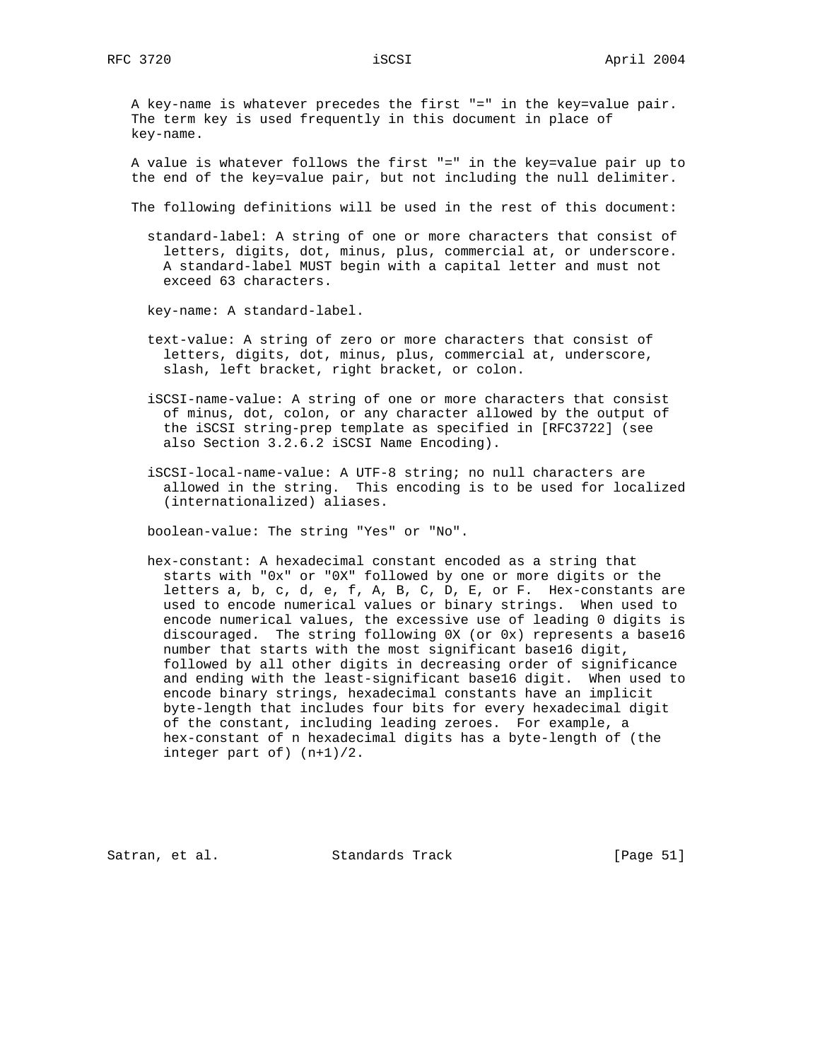A key-name is whatever precedes the first "=" in the key=value pair. The term key is used frequently in this document in place of key-name.

A value is whatever follows the first "=" in the key=value pair up to the end of the key=value pair, but not including the null delimiter.

The following definitions will be used in the rest of this document:

standard-label: A string of one or more characters that consist of letters, digits, dot, minus, plus, commercial at, or underscore. A standard-label MUST begin with a capital letter and must not exceed 63 characters.

key-name: A standard-label.

text-value: A string of zero or more characters that consist of letters, digits, dot, minus, plus, commercial at, underscore, slash, left bracket, right bracket, or colon.

iSCSI-name-value: A string of one or more characters that consist of minus, dot, colon, or any character allowed by the output of the iSCSI string-prep template as specified in [RFC3722] (see also Section 3.2.6.2 iSCSI Name Encoding).

iSCSI-local-name-value: A UTF-8 string; no null characters are allowed in the string. This encoding is to be used for localized (internationalized) aliases.

boolean-value: The string "Yes" or "No".

hex-constant: A hexadecimal constant encoded as a string that starts with "0x" or "0X" followed by one or more digits or the letters a, b, c, d, e, f, A, B, C, D, E, or F. Hex-constants are used to encode numerical values or binary strings. When used to encode numerical values, the excessive use of leading 0 digits is discouraged. The string following 0X (or 0x) represents a base16 number that starts with the most significant base16 digit, followed by all other digits in decreasing order of significance and ending with the least-significant base16 digit. When used to encode binary strings, hexadecimal constants have an implicit byte-length that includes four bits for every hexadecimal digit of the constant, including leading zeroes. For example, a hex-constant of n hexadecimal digits has a byte-length of (the integer part of) (n+1)/2.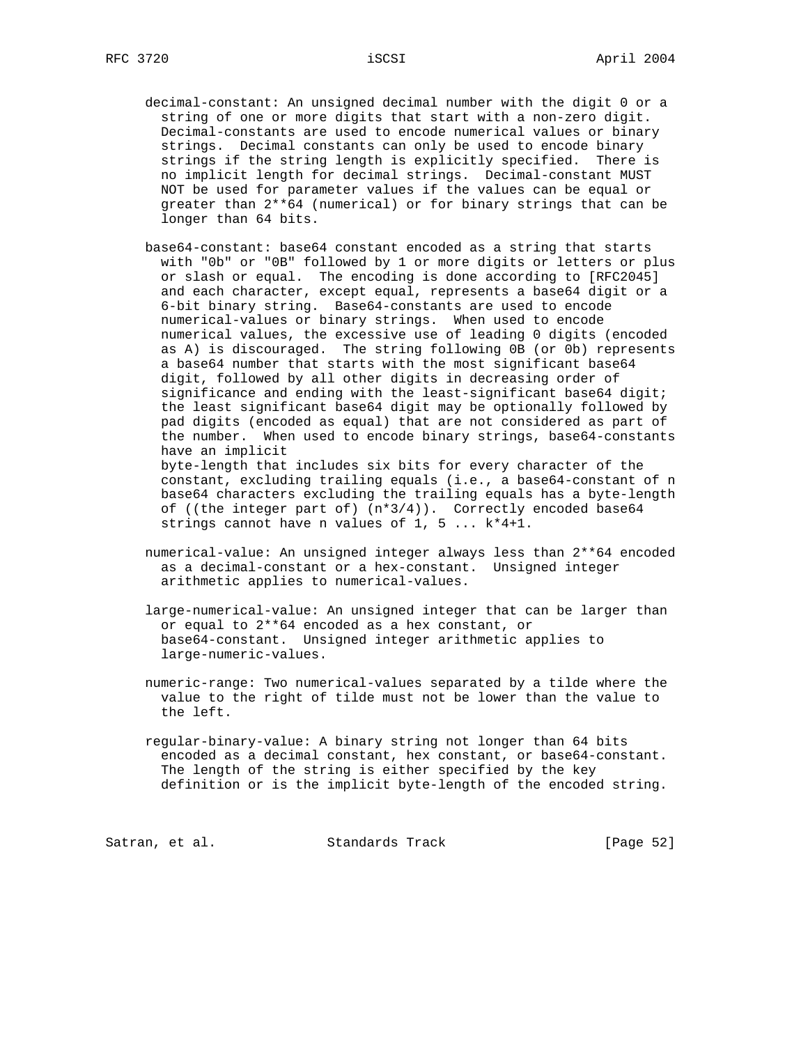decimal-constant: An unsigned decimal number with the digit 0 or a string of one or more digits that start with a non-zero digit. Decimal-constants are used to encode numerical values or binary strings. Decimal constants can only be used to encode binary strings if the string length is explicitly specified. There is no implicit length for decimal strings. Decimal-constant MUST NOT be used for parameter values if the values can be equal or greater than $2^{64}$ (numerical) or for binary strings that can be longer than 64 bits.

base64-constant: base64 constant encoded as a string that starts with "0b" or "0B" followed by 1 or more digits or letters or plus or slash or equal. The encoding is done according to [RFC2045] and each character, except equal, represents a base64 digit or a 6-bit binary string. Base64-constants are used to encode numerical-values or binary strings. When used to encode numerical values, the excessive use of leading 0 digits (encoded as A) is discouraged. The string following 0B (or 0b) represents a base64 number that starts with the most significant base64 digit, followed by all other digits in decreasing order of significance and ending with the least-significant base64 digit; the least significant base64 digit may be optionally followed by pad digits (encoded as equal) that are not considered as part of the number. When used to encode binary strings, base64-constants have an implicit byte-length that includes six bits for every character of the constant, excluding trailing equals (i.e., a base64-constant of n base64 characters excluding the trailing equals has a byte-length of ((the integer part of) $(n*3/4)$). Correctly encoded base64 strings cannot have n values of 1, 5 ... $k*4+1$.

numerical-value: An unsigned integer always less than $2^{64}$ encoded as a decimal-constant or a hex-constant. Unsigned integer arithmetic applies to numerical-values.

large-numerical-value: An unsigned integer that can be larger than or equal to $2^{64}$ encoded as a hex constant, or base64-constant. Unsigned integer arithmetic applies to large-numeric-values.

numeric-range: Two numerical-values separated by a tilde where the value to the right of tilde must not be lower than the value to the left.

regular-binary-value: A binary string not longer than 64 bits encoded as a decimal constant, hex constant, or base64-constant. The length of the string is either specified by the key definition or is the implicit byte-length of the encoded string.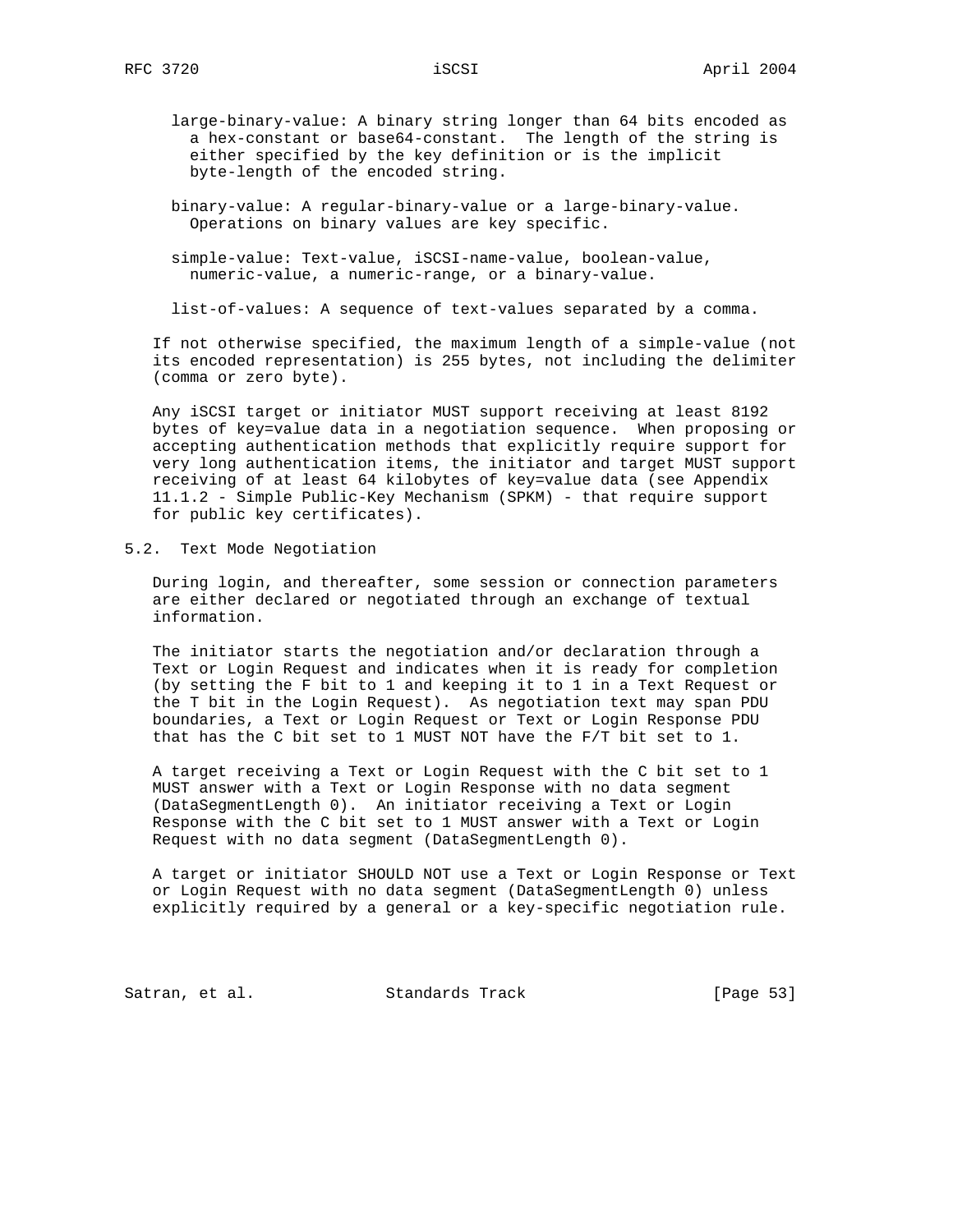large-binary-value: A binary string longer than 64 bits encoded as a hex-constant or base64-constant. The length of the string is either specified by the key definition or is the implicit byte-length of the encoded string.

binary-value: A regular-binary-value or a large-binary-value. Operations on binary values are key specific.

simple-value: Text-value, iSCSI-name-value, boolean-value, numeric-value, a numeric-range, or a binary-value.

list-of-values: A sequence of text-values separated by a comma.

If not otherwise specified, the maximum length of a simple-value (not its encoded representation) is 255 bytes, not including the delimiter (comma or zero byte).

Any iSCSI target or initiator MUST support receiving at least 8192 bytes of key=value data in a negotiation sequence. When proposing or accepting authentication methods that explicitly require support for very long authentication items, the initiator and target MUST support receiving of at least 64 kilobytes of key=value data (see Appendix 11.1.2 - Simple Public-Key Mechanism (SPKM) - that require support for public key certificates).

## 5.2. Text Mode Negotiation

During login, and thereafter, some session or connection parameters are either declared or negotiated through an exchange of textual information.

The initiator starts the negotiation and/or declaration through a Text or Login Request and indicates when it is ready for completion (by setting the F bit to 1 and keeping it to 1 in a Text Request or the T bit in the Login Request). As negotiation text may span PDU boundaries, a Text or Login Request or Text or Login Response PDU that has the C bit set to 1 MUST NOT have the F/T bit set to 1.

A target receiving a Text or Login Request with the C bit set to 1 MUST answer with a Text or Login Response with no data segment (DataSegmentLength 0). An initiator receiving a Text or Login Response with the C bit set to 1 MUST answer with a Text or Login Request with no data segment (DataSegmentLength 0).

A target or initiator SHOULD NOT use a Text or Login Response or Text or Login Request with no data segment (DataSegmentLength 0) unless explicitly required by a general or a key-specific negotiation rule.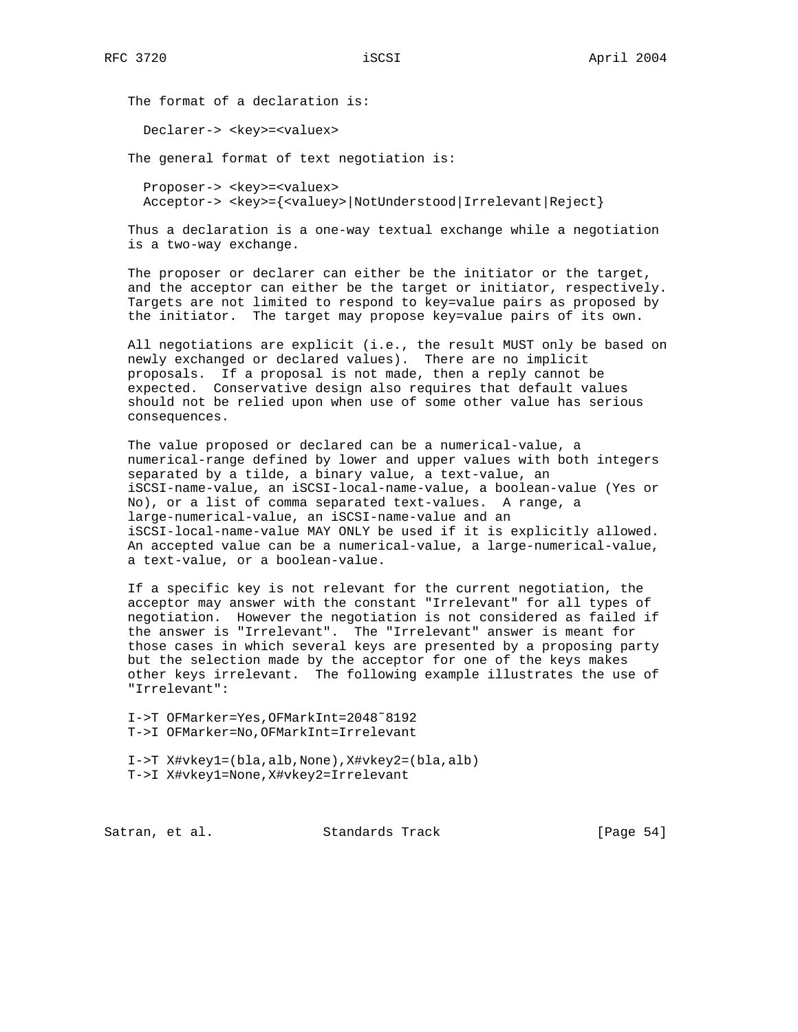The format of a declaration is:

```
Declarer-> <key>=<valuex>
```

The general format of text negotiation is:

```
Proposer-> <key>=<valuex>
Acceptor-> <key>={<valuey>|NotUnderstood|Irrelevant|Reject}
```

Thus a declaration is a one-way textual exchange while a negotiation is a two-way exchange.

The proposer or declarer can either be the initiator or the target, and the acceptor can either be the target or initiator, respectively. Targets are not limited to respond to key=value pairs as proposed by the initiator. The target may propose key=value pairs of its own.

All negotiations are explicit (i.e., the result MUST only be based on newly exchanged or declared values). There are no implicit proposals. If a proposal is not made, then a reply cannot be expected. Conservative design also requires that default values should not be relied upon when use of some other value has serious consequences.

The value proposed or declared can be a numerical-value, a numerical-range defined by lower and upper values with both integers separated by a tilde, a binary value, a text-value, an iSCSI-name-value, an iSCSI-local-name-value, a boolean-value (Yes or No), or a list of comma separated text-values. A range, a large-numerical-value, an iSCSI-name-value and an iSCSI-local-name-value MAY ONLY be used if it is explicitly allowed. An accepted value can be a numerical-value, a large-numerical-value, a text-value, or a boolean-value.

If a specific key is not relevant for the current negotiation, the acceptor may answer with the constant "Irrelevant" for all types of negotiation. However the negotiation is not considered as failed if the answer is "Irrelevant". The "Irrelevant" answer is meant for those cases in which several keys are presented by a proposing party but the selection made by the acceptor for one of the keys makes other keys irrelevant. The following example illustrates the use of "Irrelevant":

```
I->T OFMarker=Yes,OFMarkInt=2048~8192
T->I OFMarker=No,OFMarkInt=Irrelevant

I->T X#vkey1=(bla,alb,None),X#vkey2=(bla,alb)
T->I X#vkey1=None,X#vkey2=Irrelevant
```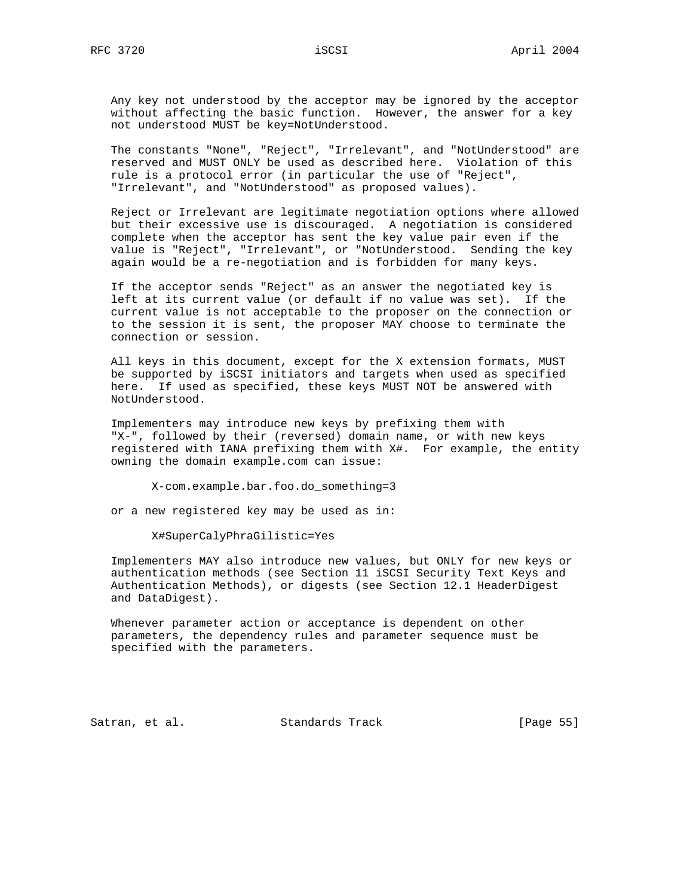Any key not understood by the acceptor may be ignored by the acceptor without affecting the basic function. However, the answer for a key not understood MUST be key=NotUnderstood.

The constants "None", "Reject", "Irrelevant", and "NotUnderstood" are reserved and MUST ONLY be used as described here. Violation of this rule is a protocol error (in particular the use of "Reject", "Irrelevant", and "NotUnderstood" as proposed values).

Reject or Irrelevant are legitimate negotiation options where allowed but their excessive use is discouraged. A negotiation is considered complete when the acceptor has sent the key value pair even if the value is "Reject", "Irrelevant", or "NotUnderstood. Sending the key again would be a re-negotiation and is forbidden for many keys.

If the acceptor sends "Reject" as an answer the negotiated key is left at its current value (or default if no value was set). If the current value is not acceptable to the proposer on the connection or to the session it is sent, the proposer MAY choose to terminate the connection or session.

All keys in this document, except for the X extension formats, MUST be supported by iSCSI initiators and targets when used as specified here. If used as specified, these keys MUST NOT be answered with NotUnderstood.

Implementers may introduce new keys by prefixing them with "X-", followed by their (reversed) domain name, or with new keys registered with IANA prefixing them with X#. For example, the entity owning the domain example.com can issue:

```
X-com.example.bar.foo.do_something=3
```

or a new registered key may be used as in:

```
X#SuperCalyPhraGilistic=Yes
```

Implementers MAY also introduce new values, but ONLY for new keys or authentication methods (see Section 11 iSCSI Security Text Keys and Authentication Methods), or digests (see Section 12.1 HeaderDigest and DataDigest).

Whenever parameter action or acceptance is dependent on other parameters, the dependency rules and parameter sequence must be specified with the parameters.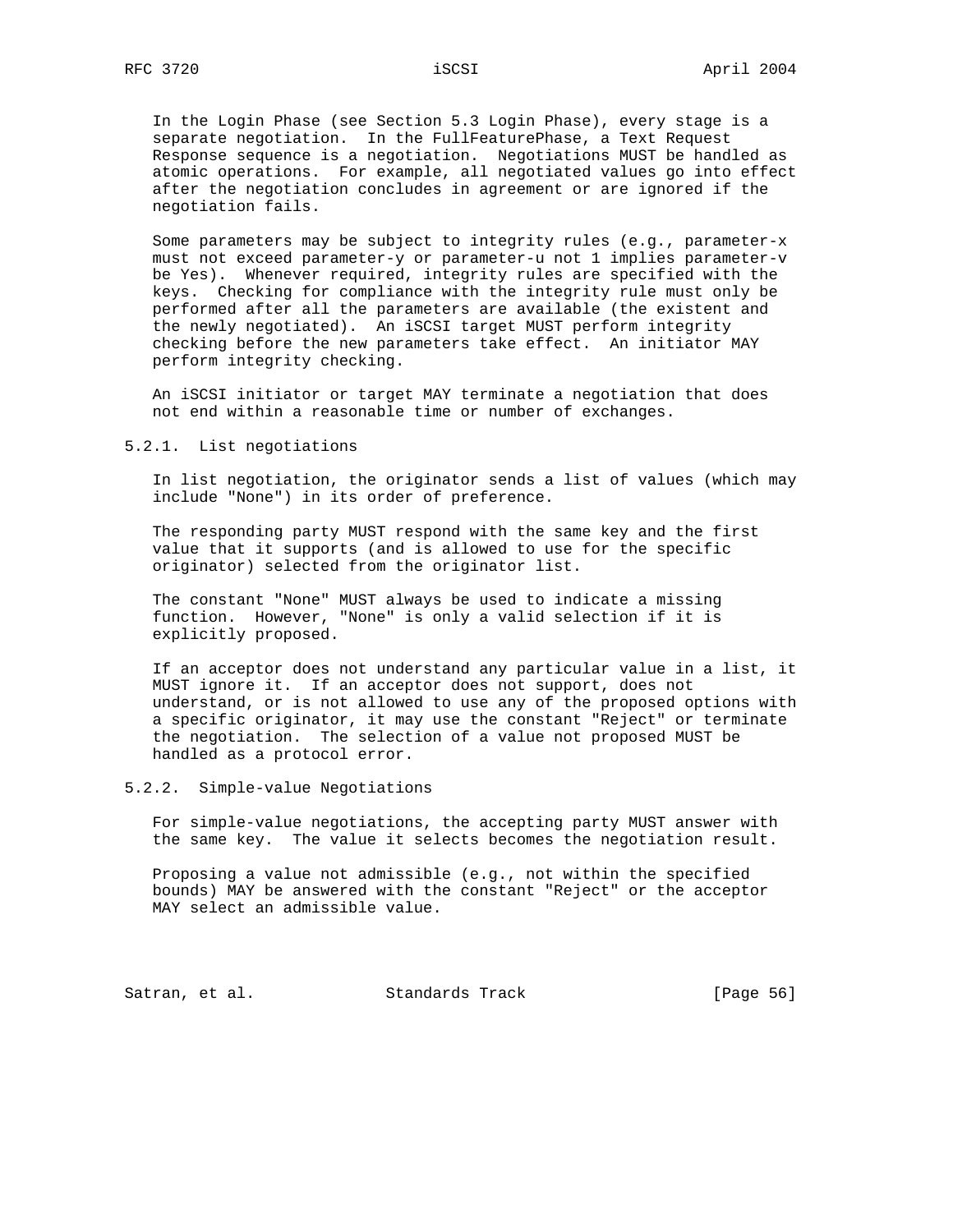In the Login Phase (see Section 5.3 Login Phase), every stage is a separate negotiation. In the FullFeaturePhase, a Text Request Response sequence is a negotiation. Negotiations MUST be handled as atomic operations. For example, all negotiated values go into effect after the negotiation concludes in agreement or are ignored if the negotiation fails.

Some parameters may be subject to integrity rules (e.g., parameter-x must not exceed parameter-y or parameter-u not 1 implies parameter-v be Yes). Whenever required, integrity rules are specified with the keys. Checking for compliance with the integrity rule must only be performed after all the parameters are available (the existent and the newly negotiated). An iSCSI target MUST perform integrity checking before the new parameters take effect. An initiator MAY perform integrity checking.

An iSCSI initiator or target MAY terminate a negotiation that does not end within a reasonable time or number of exchanges.

### 5.2.1. List negotiations

In list negotiation, the originator sends a list of values (which may include "None") in its order of preference.

The responding party MUST respond with the same key and the first value that it supports (and is allowed to use for the specific originator) selected from the originator list.

The constant "None" MUST always be used to indicate a missing function. However, "None" is only a valid selection if it is explicitly proposed.

If an acceptor does not understand any particular value in a list, it MUST ignore it. If an acceptor does not support, does not understand, or is not allowed to use any of the proposed options with a specific originator, it may use the constant "Reject" or terminate the negotiation. The selection of a value not proposed MUST be handled as a protocol error.

### 5.2.2. Simple-value Negotiations

For simple-value negotiations, the accepting party MUST answer with the same key. The value it selects becomes the negotiation result.

Proposing a value not admissible (e.g., not within the specified bounds) MAY be answered with the constant "Reject" or the acceptor MAY select an admissible value.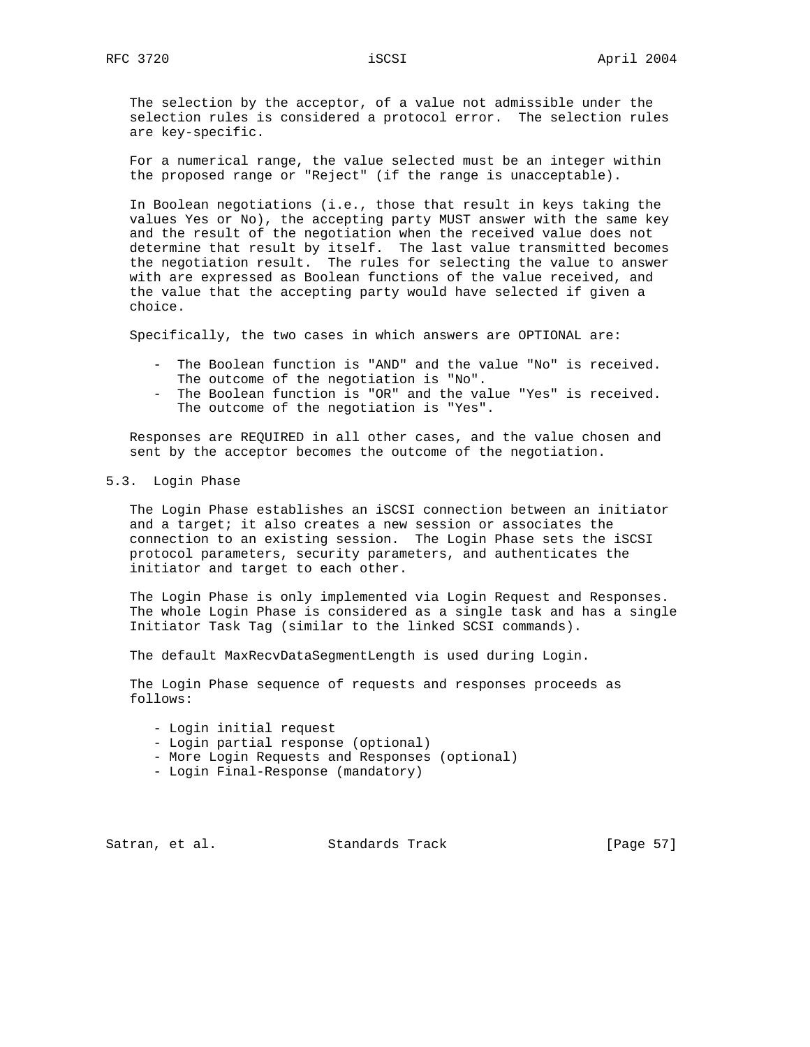The selection by the acceptor, of a value not admissible under the selection rules is considered a protocol error. The selection rules are key-specific.

For a numerical range, the value selected must be an integer within the proposed range or "Reject" (if the range is unacceptable).

In Boolean negotiations (i.e., those that result in keys taking the values Yes or No), the accepting party MUST answer with the same key and the result of the negotiation when the received value does not determine that result by itself. The last value transmitted becomes the negotiation result. The rules for selecting the value to answer with are expressed as Boolean functions of the value received, and the value that the accepting party would have selected if given a choice.

Specifically, the two cases in which answers are OPTIONAL are:

- The Boolean function is "AND" and the value "No" is received. The outcome of the negotiation is "No".
- The Boolean function is "OR" and the value "Yes" is received. The outcome of the negotiation is "Yes".

Responses are REQUIRED in all other cases, and the value chosen and sent by the acceptor becomes the outcome of the negotiation.

## 5.3. Login Phase

The Login Phase establishes an iSCSI connection between an initiator and a target; it also creates a new session or associates the connection to an existing session. The Login Phase sets the iSCSI protocol parameters, security parameters, and authenticates the initiator and target to each other.

The Login Phase is only implemented via Login Request and Responses. The whole Login Phase is considered as a single task and has a single Initiator Task Tag (similar to the linked SCSI commands).

The default MaxRecvDataSegmentLength is used during Login.

The Login Phase sequence of requests and responses proceeds as follows:

- Login initial request
- Login partial response (optional)
- More Login Requests and Responses (optional)
- Login Final-Response (mandatory)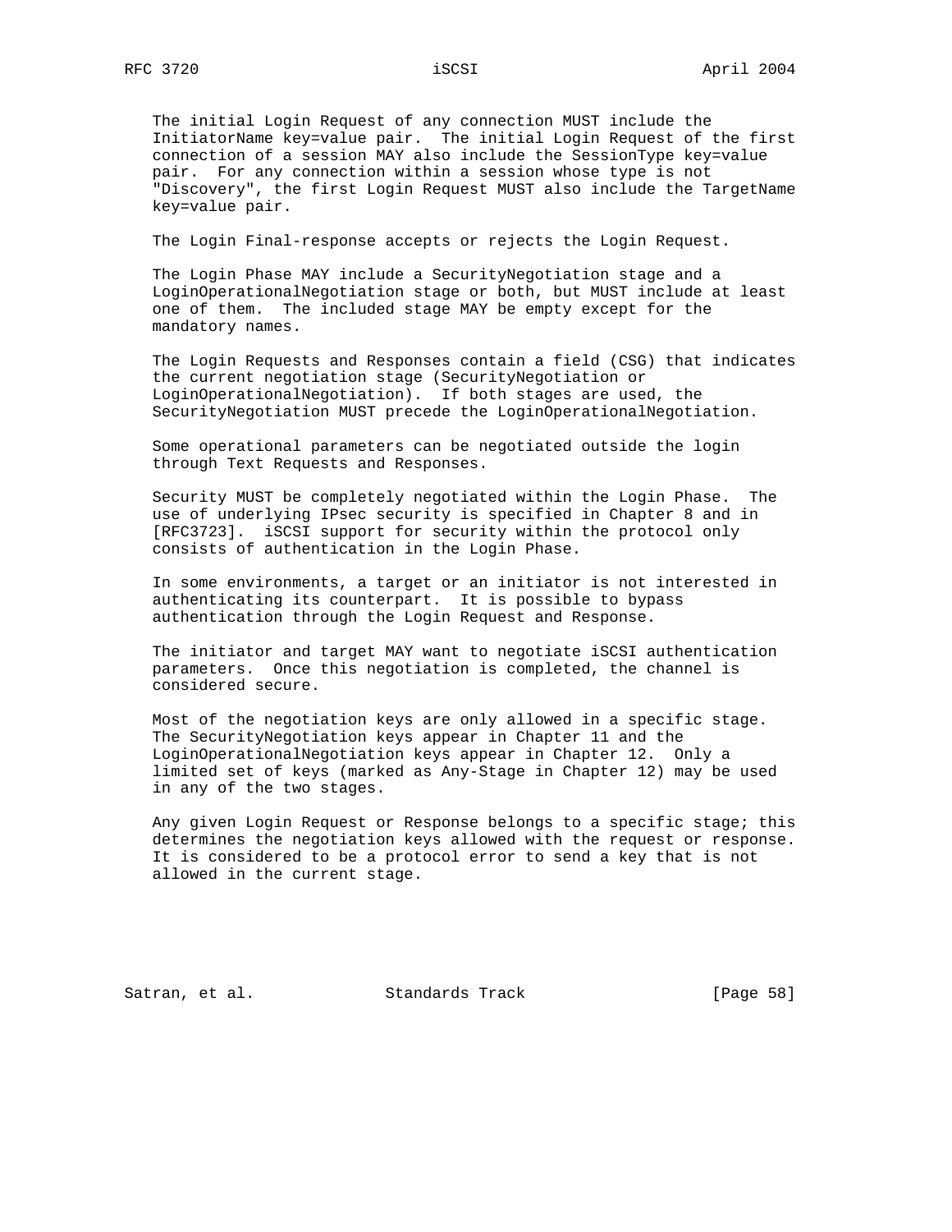The initial Login Request of any connection MUST include the InitiatorName key=value pair. The initial Login Request of the first connection of a session MAY also include the SessionType key=value pair. For any connection within a session whose type is not "Discovery", the first Login Request MUST also include the TargetName key=value pair.

The Login Final-response accepts or rejects the Login Request.

The Login Phase MAY include a SecurityNegotiation stage and a LoginOperationalNegotiation stage or both, but MUST include at least one of them. The included stage MAY be empty except for the mandatory names.

The Login Requests and Responses contain a field (CSG) that indicates the current negotiation stage (SecurityNegotiation or LoginOperationalNegotiation). If both stages are used, the SecurityNegotiation MUST precede the LoginOperationalNegotiation.

Some operational parameters can be negotiated outside the login through Text Requests and Responses.

Security MUST be completely negotiated within the Login Phase. The use of underlying IPsec security is specified in Chapter 8 and in [RFC3723]. iSCSI support for security within the protocol only consists of authentication in the Login Phase.

In some environments, a target or an initiator is not interested in authenticating its counterpart. It is possible to bypass authentication through the Login Request and Response.

The initiator and target MAY want to negotiate iSCSI authentication parameters. Once this negotiation is completed, the channel is considered secure.

Most of the negotiation keys are only allowed in a specific stage. The SecurityNegotiation keys appear in Chapter 11 and the LoginOperationalNegotiation keys appear in Chapter 12. Only a limited set of keys (marked as Any-Stage in Chapter 12) may be used in any of the two stages.

Any given Login Request or Response belongs to a specific stage; this determines the negotiation keys allowed with the request or response. It is considered to be a protocol error to send a key that is not allowed in the current stage.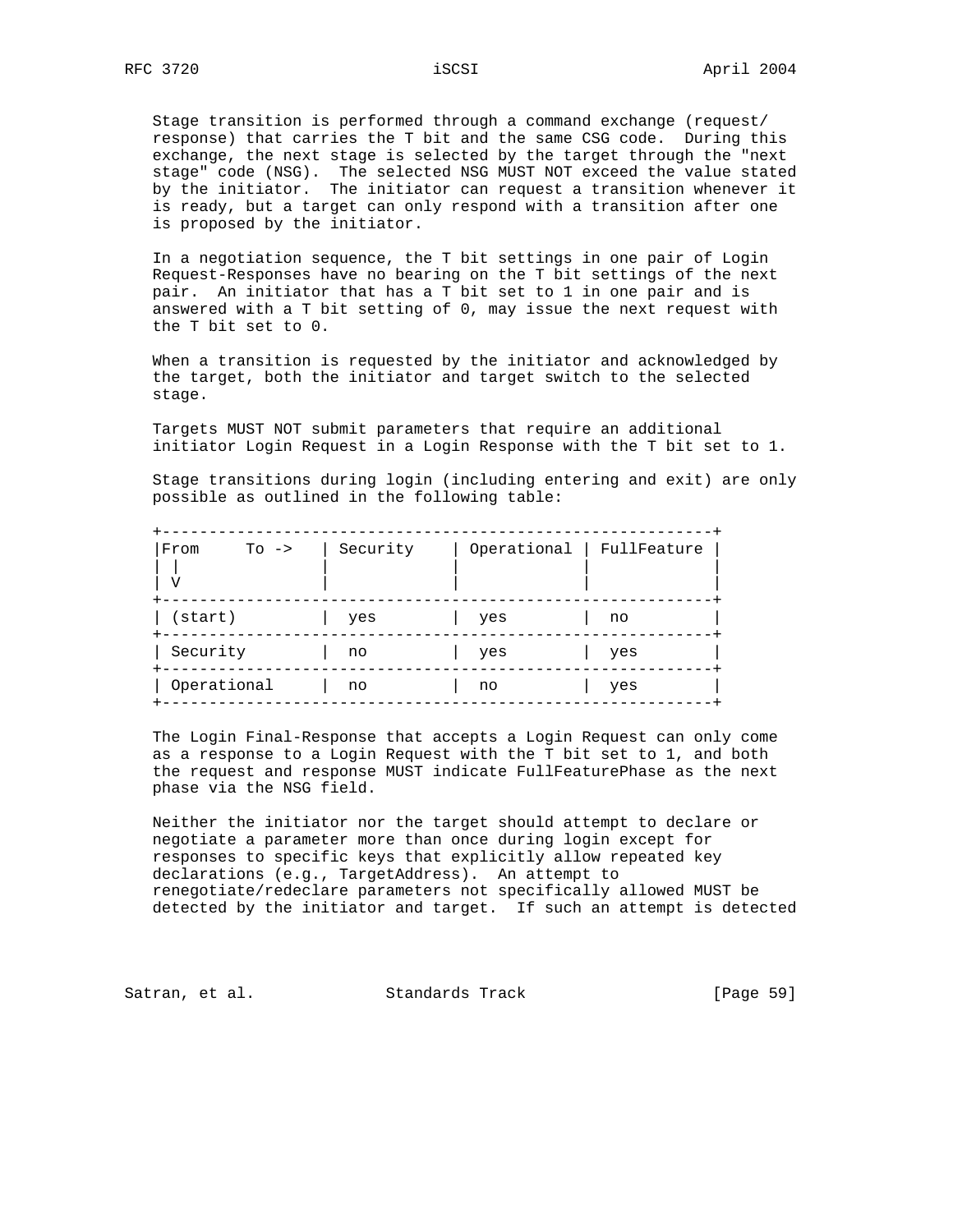Stage transition is performed through a command exchange (request/response) that carries the T bit and the same CSG code. During this exchange, the next stage is selected by the target through the "next stage" code (NSG). The selected NSG MUST NOT exceed the value stated by the initiator. The initiator can request a transition whenever it is ready, but a target can only respond with a transition after one is proposed by the initiator.

In a negotiation sequence, the T bit settings in one pair of Login Request-Responses have no bearing on the T bit settings of the next pair. An initiator that has a T bit set to 1 in one pair and is answered with a T bit setting of 0, may issue the next request with the T bit set to 0.

When a transition is requested by the initiator and acknowledged by the target, both the initiator and target switch to the selected stage.

Targets MUST NOT submit parameters that require an additional initiator Login Request in a Login Response with the T bit set to 1.

Stage transitions during login (including entering and exit) are only possible as outlined in the following table:

| From ↓ To -> | Security | Operational | FullFeature |
|---|---|---|---|
| (start) | yes | yes | no |
| Security | no | yes | yes |
| Operational | no | no | yes |

The Login Final-Response that accepts a Login Request can only come as a response to a Login Request with the T bit set to 1, and both the request and response MUST indicate FullFeaturePhase as the next phase via the NSG field.

Neither the initiator nor the target should attempt to declare or negotiate a parameter more than once during login except for responses to specific keys that explicitly allow repeated key declarations (e.g., TargetAddress). An attempt to renegotiate/redeclare parameters not specifically allowed MUST be detected by the initiator and target. If such an attempt is detected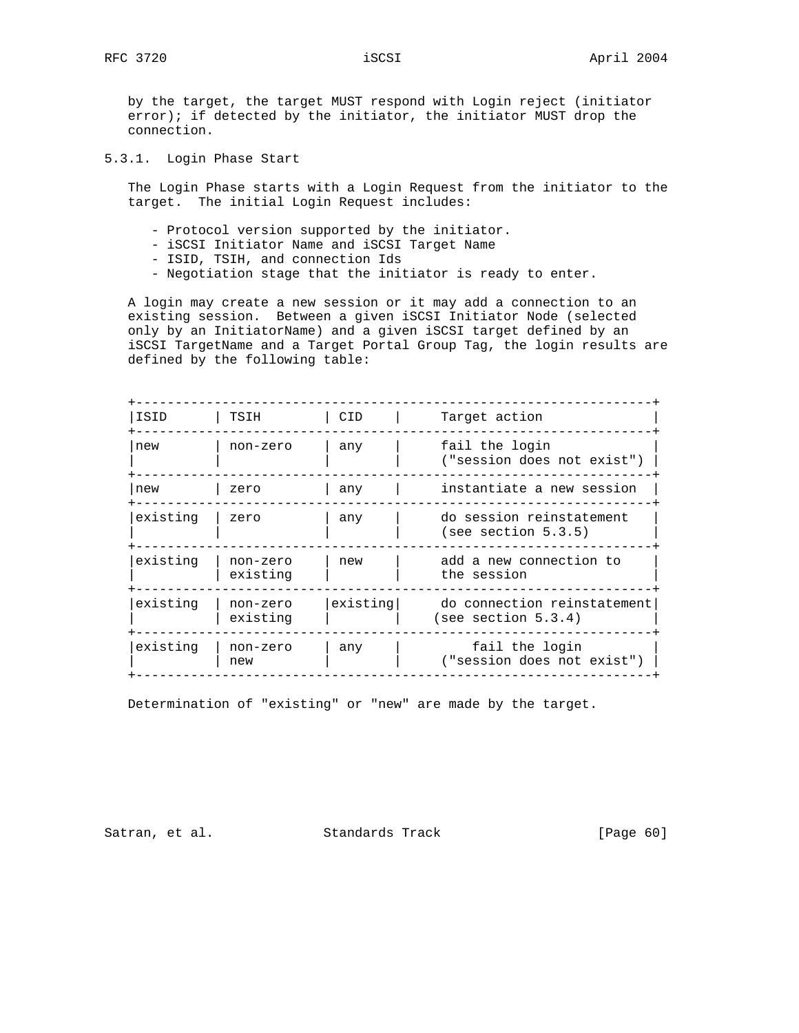by the target, the target MUST respond with Login reject (initiator error); if detected by the initiator, the initiator MUST drop the connection.

### 5.3.1. Login Phase Start

The Login Phase starts with a Login Request from the initiator to the target. The initial Login Request includes:

- Protocol version supported by the initiator.
- iSCSI Initiator Name and iSCSI Target Name
- ISID, TSIH, and connection Ids
- Negotiation stage that the initiator is ready to enter.

A login may create a new session or it may add a connection to an existing session. Between a given iSCSI Initiator Node (selected only by an InitiatorName) and a given iSCSI target defined by an iSCSI TargetName and a Target Portal Group Tag, the login results are defined by the following table:

| ISID | TSIH | CID | Target action |
|---|---|---|---|
| new | non-zero | any | fail the login ("session does not exist") |
| new | zero | any | instantiate a new session |
| existing | zero | any | do session reinstatement (see section 5.3.5) |
| existing | non-zero existing | new | add a new connection to the session |
| existing | non-zero existing | existing | do connection reinstatement (see section 5.3.4) |
| existing | non-zero new | any | fail the login ("session does not exist") |

Determination of "existing" or "new" are made by the target.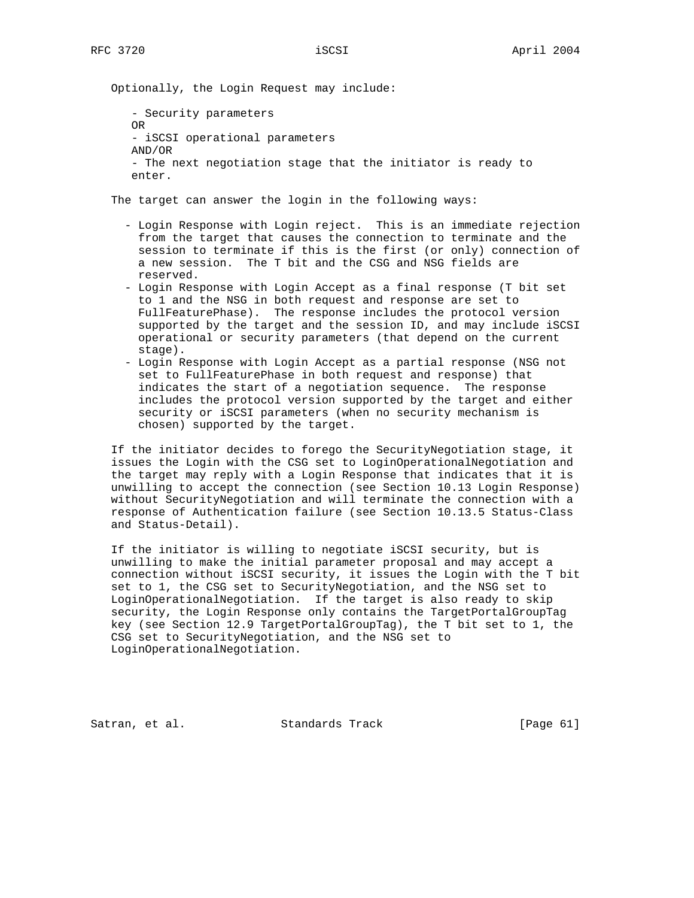Optionally, the Login Request may include:

- Security parameters
  OR
- iSCSI operational parameters
  AND/OR
- The next negotiation stage that the initiator is ready to enter.

The target can answer the login in the following ways:

- Login Response with Login reject. This is an immediate rejection from the target that causes the connection to terminate and the session to terminate if this is the first (or only) connection of a new session. The T bit and the CSG and NSG fields are reserved.
- Login Response with Login Accept as a final response (T bit set to 1 and the NSG in both request and response are set to FullFeaturePhase). The response includes the protocol version supported by the target and the session ID, and may include iSCSI operational or security parameters (that depend on the current stage).
- Login Response with Login Accept as a partial response (NSG not set to FullFeaturePhase in both request and response) that indicates the start of a negotiation sequence. The response includes the protocol version supported by the target and either security or iSCSI parameters (when no security mechanism is chosen) supported by the target.

If the initiator decides to forego the SecurityNegotiation stage, it issues the Login with the CSG set to LoginOperationalNegotiation and the target may reply with a Login Response that indicates that it is unwilling to accept the connection (see Section 10.13 Login Response) without SecurityNegotiation and will terminate the connection with a response of Authentication failure (see Section 10.13.5 Status-Class and Status-Detail).

If the initiator is willing to negotiate iSCSI security, but is unwilling to make the initial parameter proposal and may accept a connection without iSCSI security, it issues the Login with the T bit set to 1, the CSG set to SecurityNegotiation, and the NSG set to LoginOperationalNegotiation. If the target is also ready to skip security, the Login Response only contains the TargetPortalGroupTag key (see Section 12.9 TargetPortalGroupTag), the T bit set to 1, the CSG set to SecurityNegotiation, and the NSG set to LoginOperationalNegotiation.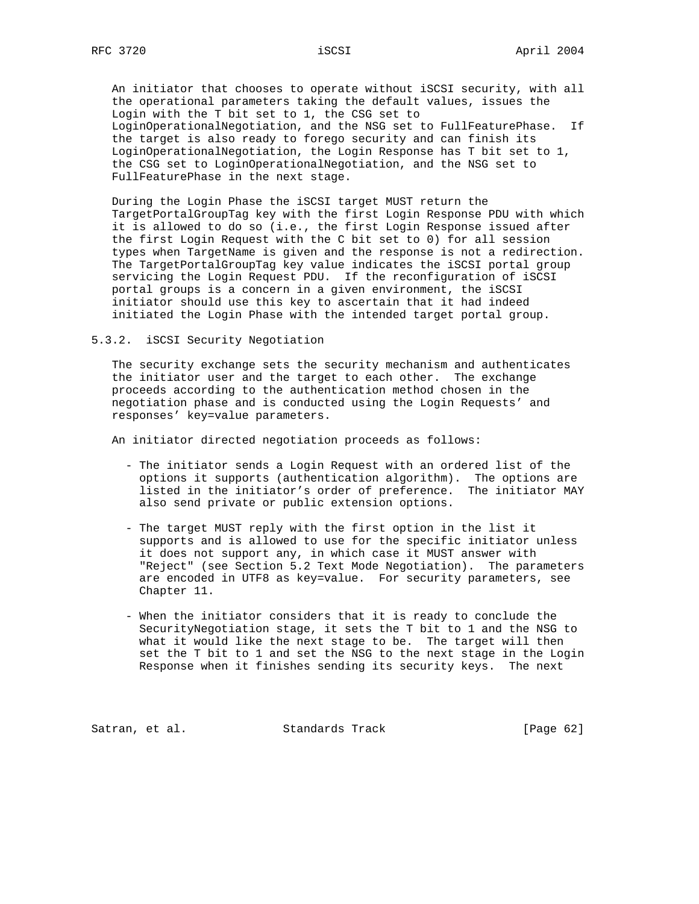An initiator that chooses to operate without iSCSI security, with all the operational parameters taking the default values, issues the Login with the T bit set to 1, the CSG set to LoginOperationalNegotiation, and the NSG set to FullFeaturePhase. If the target is also ready to forego security and can finish its LoginOperationalNegotiation, the Login Response has T bit set to 1, the CSG set to LoginOperationalNegotiation, and the NSG set to FullFeaturePhase in the next stage.

During the Login Phase the iSCSI target MUST return the TargetPortalGroupTag key with the first Login Response PDU with which it is allowed to do so (i.e., the first Login Response issued after the first Login Request with the C bit set to 0) for all session types when TargetName is given and the response is not a redirection. The TargetPortalGroupTag key value indicates the iSCSI portal group servicing the Login Request PDU. If the reconfiguration of iSCSI portal groups is a concern in a given environment, the iSCSI initiator should use this key to ascertain that it had indeed initiated the Login Phase with the intended target portal group.

### 5.3.2. iSCSI Security Negotiation

The security exchange sets the security mechanism and authenticates the initiator user and the target to each other. The exchange proceeds according to the authentication method chosen in the negotiation phase and is conducted using the Login Requests' and responses' key=value parameters.

An initiator directed negotiation proceeds as follows:

- The initiator sends a Login Request with an ordered list of the options it supports (authentication algorithm). The options are listed in the initiator's order of preference. The initiator MAY also send private or public extension options.

- The target MUST reply with the first option in the list it supports and is allowed to use for the specific initiator unless it does not support any, in which case it MUST answer with "Reject" (see Section 5.2 Text Mode Negotiation). The parameters are encoded in UTF8 as key=value. For security parameters, see Chapter 11.

- When the initiator considers that it is ready to conclude the SecurityNegotiation stage, it sets the T bit to 1 and the NSG to what it would like the next stage to be. The target will then set the T bit to 1 and set the NSG to the next stage in the Login Response when it finishes sending its security keys. The next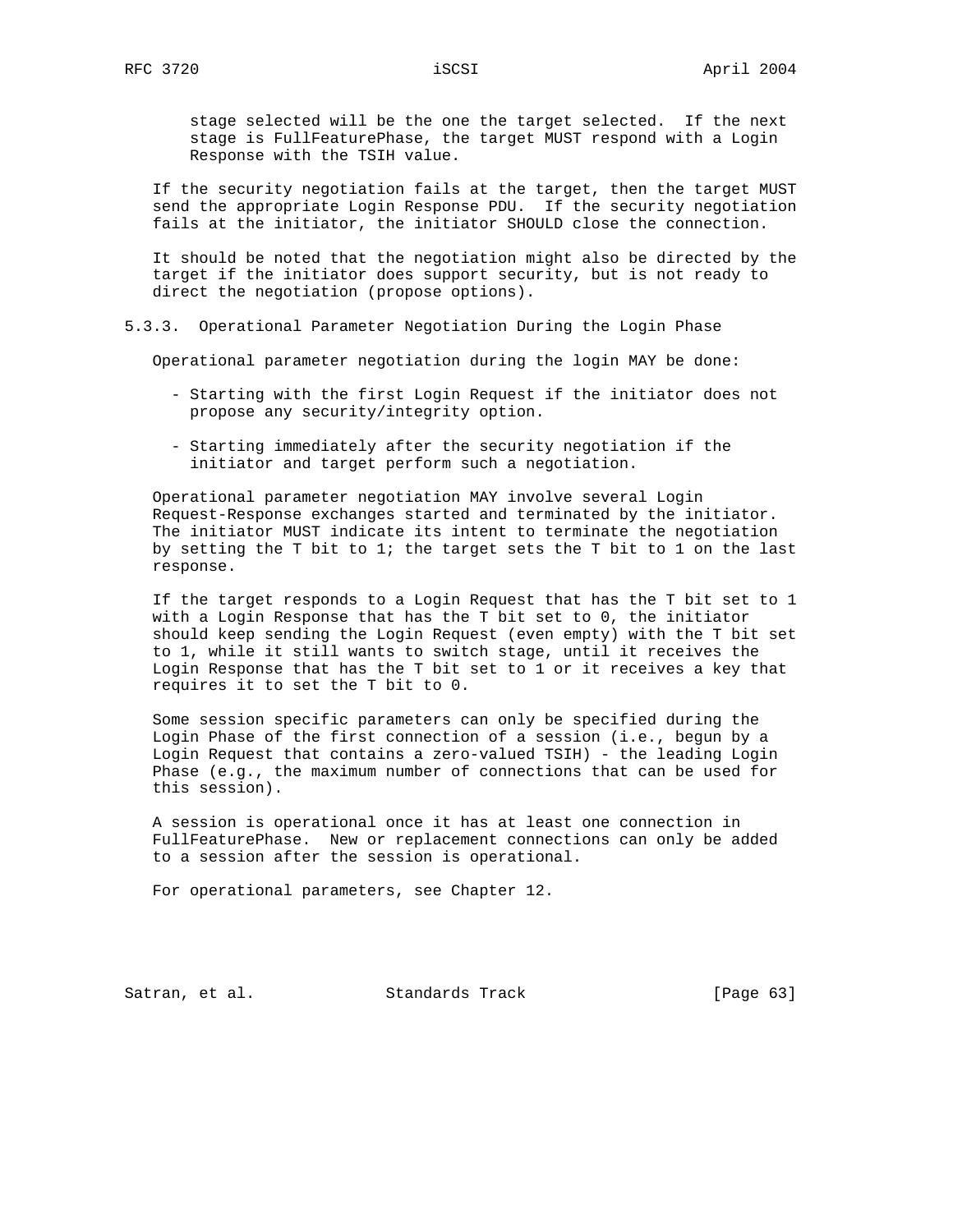stage selected will be the one the target selected. If the next stage is FullFeaturePhase, the target MUST respond with a Login Response with the TSIH value.

If the security negotiation fails at the target, then the target MUST send the appropriate Login Response PDU. If the security negotiation fails at the initiator, the initiator SHOULD close the connection.

It should be noted that the negotiation might also be directed by the target if the initiator does support security, but is not ready to direct the negotiation (propose options).

### 5.3.3. Operational Parameter Negotiation During the Login Phase

Operational parameter negotiation during the login MAY be done:

- Starting with the first Login Request if the initiator does not propose any security/integrity option.
- Starting immediately after the security negotiation if the initiator and target perform such a negotiation.

Operational parameter negotiation MAY involve several Login Request-Response exchanges started and terminated by the initiator. The initiator MUST indicate its intent to terminate the negotiation by setting the T bit to 1; the target sets the T bit to 1 on the last response.

If the target responds to a Login Request that has the T bit set to 1 with a Login Response that has the T bit set to 0, the initiator should keep sending the Login Request (even empty) with the T bit set to 1, while it still wants to switch stage, until it receives the Login Response that has the T bit set to 1 or it receives a key that requires it to set the T bit to 0.

Some session specific parameters can only be specified during the Login Phase of the first connection of a session (i.e., begun by a Login Request that contains a zero-valued TSIH) - the leading Login Phase (e.g., the maximum number of connections that can be used for this session).

A session is operational once it has at least one connection in FullFeaturePhase. New or replacement connections can only be added to a session after the session is operational.

For operational parameters, see Chapter 12.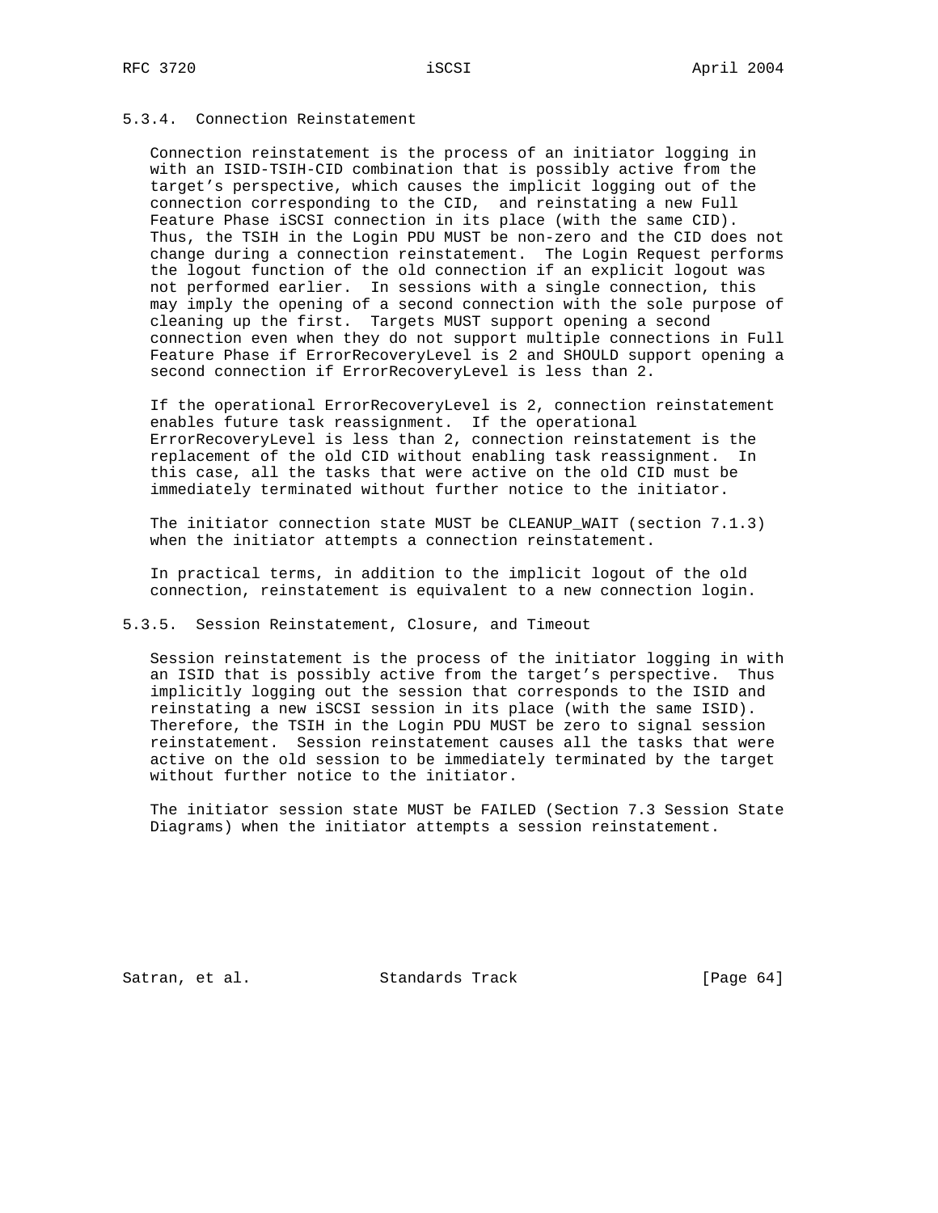### 5.3.4. Connection Reinstatement

Connection reinstatement is the process of an initiator logging in with an ISID-TSIH-CID combination that is possibly active from the target's perspective, which causes the implicit logging out of the connection corresponding to the CID, and reinstating a new Full Feature Phase iSCSI connection in its place (with the same CID). Thus, the TSIH in the Login PDU MUST be non-zero and the CID does not change during a connection reinstatement. The Login Request performs the logout function of the old connection if an explicit logout was not performed earlier. In sessions with a single connection, this may imply the opening of a second connection with the sole purpose of cleaning up the first. Targets MUST support opening a second connection even when they do not support multiple connections in Full Feature Phase if ErrorRecoveryLevel is 2 and SHOULD support opening a second connection if ErrorRecoveryLevel is less than 2.

If the operational ErrorRecoveryLevel is 2, connection reinstatement enables future task reassignment. If the operational ErrorRecoveryLevel is less than 2, connection reinstatement is the replacement of the old CID without enabling task reassignment. In this case, all the tasks that were active on the old CID must be immediately terminated without further notice to the initiator.

The initiator connection state MUST be CLEANUP_WAIT (section 7.1.3) when the initiator attempts a connection reinstatement.

In practical terms, in addition to the implicit logout of the old connection, reinstatement is equivalent to a new connection login.

### 5.3.5. Session Reinstatement, Closure, and Timeout

Session reinstatement is the process of the initiator logging in with an ISID that is possibly active from the target's perspective. Thus implicitly logging out the session that corresponds to the ISID and reinstating a new iSCSI session in its place (with the same ISID). Therefore, the TSIH in the Login PDU MUST be zero to signal session reinstatement. Session reinstatement causes all the tasks that were active on the old session to be immediately terminated by the target without further notice to the initiator.

The initiator session state MUST be FAILED (Section 7.3 Session State Diagrams) when the initiator attempts a session reinstatement.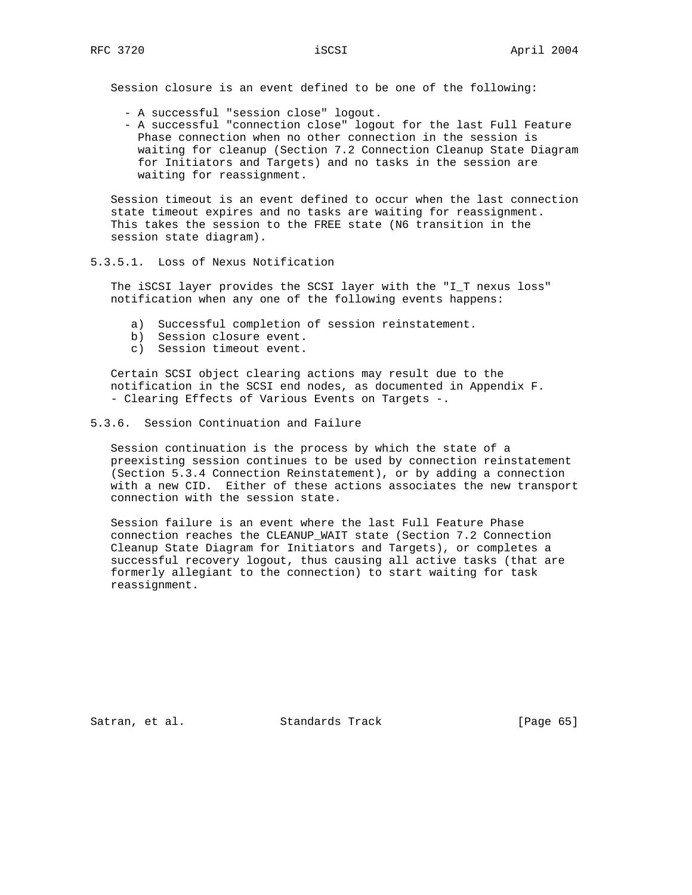Session closure is an event defined to be one of the following:

- A successful "session close" logout.
- A successful "connection close" logout for the last Full Feature Phase connection when no other connection in the session is waiting for cleanup (Section 7.2 Connection Cleanup State Diagram for Initiators and Targets) and no tasks in the session are waiting for reassignment.

Session timeout is an event defined to occur when the last connection state timeout expires and no tasks are waiting for reassignment. This takes the session to the FREE state (N6 transition in the session state diagram).

#### 5.3.5.1. Loss of Nexus Notification

The iSCSI layer provides the SCSI layer with the "I_T nexus loss" notification when any one of the following events happens:

a) Successful completion of session reinstatement.
b) Session closure event.
c) Session timeout event.

Certain SCSI object clearing actions may result due to the notification in the SCSI end nodes, as documented in Appendix F. - Clearing Effects of Various Events on Targets -.

### 5.3.6. Session Continuation and Failure

Session continuation is the process by which the state of a preexisting session continues to be used by connection reinstatement (Section 5.3.4 Connection Reinstatement), or by adding a connection with a new CID. Either of these actions associates the new transport connection with the session state.

Session failure is an event where the last Full Feature Phase connection reaches the CLEANUP_WAIT state (Section 7.2 Connection Cleanup State Diagram for Initiators and Targets), or completes a successful recovery logout, thus causing all active tasks (that are formerly allegiant to the connection) to start waiting for task reassignment.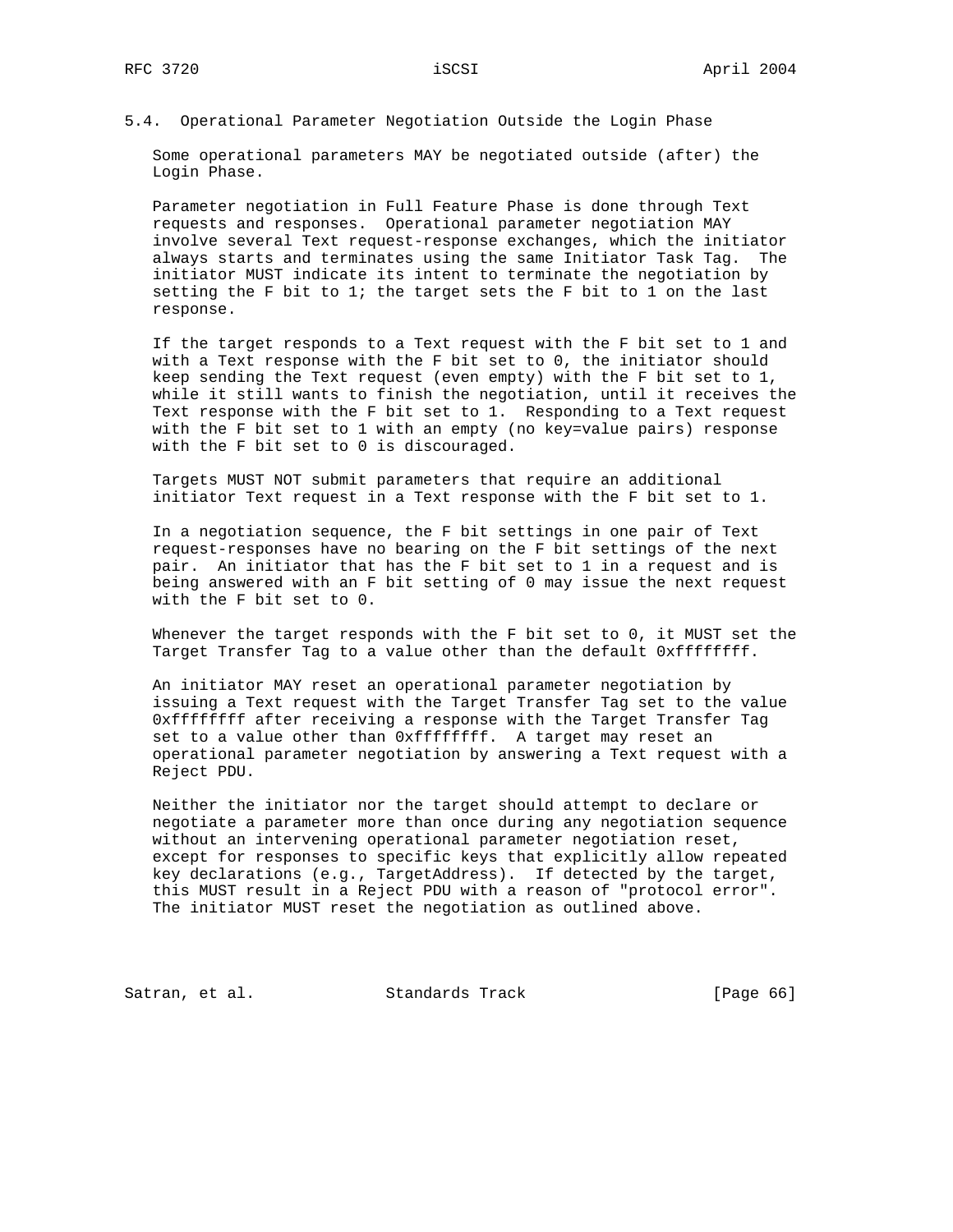## 5.4. Operational Parameter Negotiation Outside the Login Phase

Some operational parameters MAY be negotiated outside (after) the Login Phase.

Parameter negotiation in Full Feature Phase is done through Text requests and responses. Operational parameter negotiation MAY involve several Text request-response exchanges, which the initiator always starts and terminates using the same Initiator Task Tag. The initiator MUST indicate its intent to terminate the negotiation by setting the F bit to 1; the target sets the F bit to 1 on the last response.

If the target responds to a Text request with the F bit set to 1 and with a Text response with the F bit set to 0, the initiator should keep sending the Text request (even empty) with the F bit set to 1, while it still wants to finish the negotiation, until it receives the Text response with the F bit set to 1. Responding to a Text request with the F bit set to 1 with an empty (no key=value pairs) response with the F bit set to 0 is discouraged.

Targets MUST NOT submit parameters that require an additional initiator Text request in a Text response with the F bit set to 1.

In a negotiation sequence, the F bit settings in one pair of Text request-responses have no bearing on the F bit settings of the next pair. An initiator that has the F bit set to 1 in a request and is being answered with an F bit setting of 0 may issue the next request with the F bit set to 0.

Whenever the target responds with the F bit set to 0, it MUST set the Target Transfer Tag to a value other than the default 0xffffffff.

An initiator MAY reset an operational parameter negotiation by issuing a Text request with the Target Transfer Tag set to the value 0xffffffff after receiving a response with the Target Transfer Tag set to a value other than 0xffffffff. A target may reset an operational parameter negotiation by answering a Text request with a Reject PDU.

Neither the initiator nor the target should attempt to declare or negotiate a parameter more than once during any negotiation sequence without an intervening operational parameter negotiation reset, except for responses to specific keys that explicitly allow repeated key declarations (e.g., TargetAddress). If detected by the target, this MUST result in a Reject PDU with a reason of "protocol error". The initiator MUST reset the negotiation as outlined above.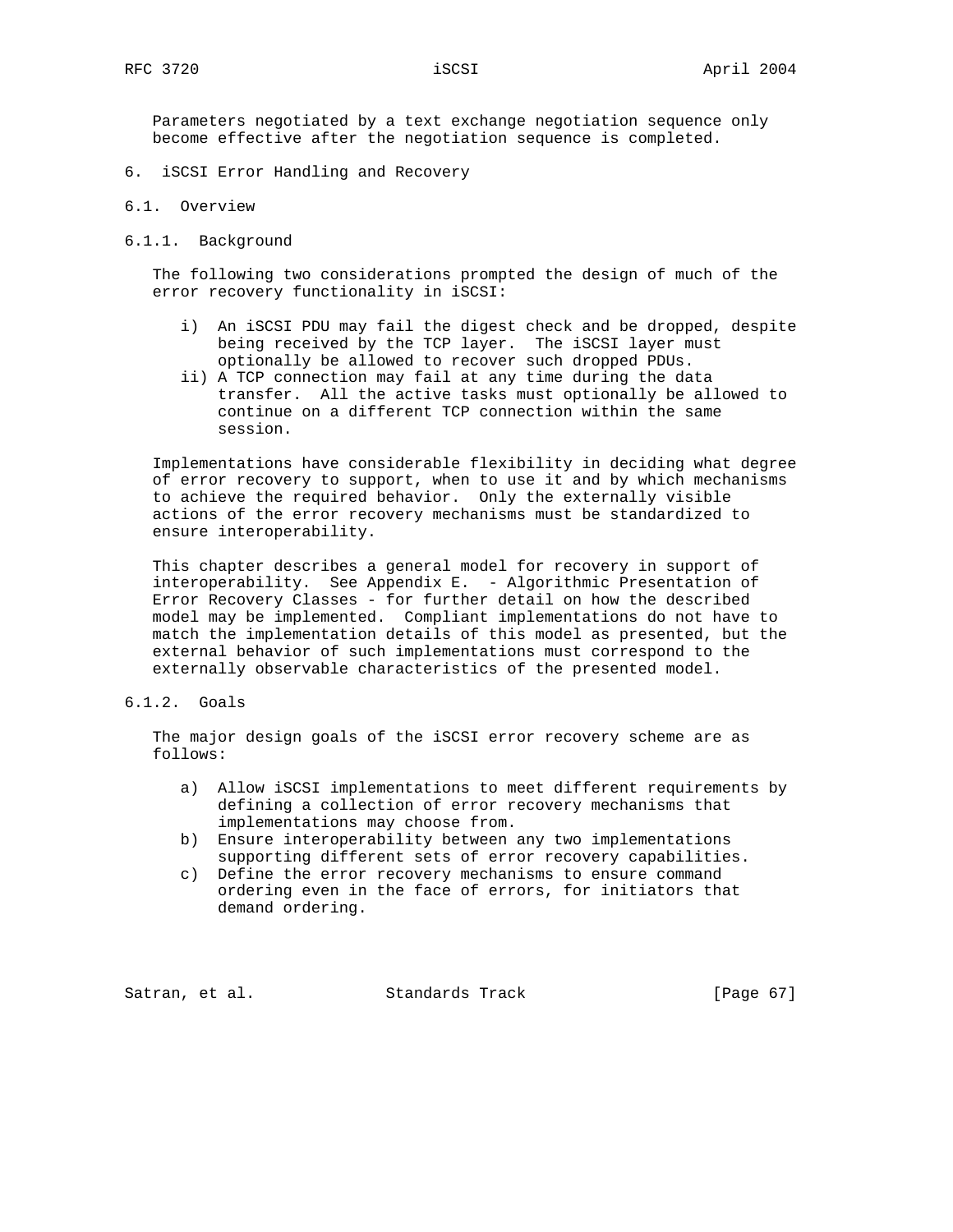Parameters negotiated by a text exchange negotiation sequence only become effective after the negotiation sequence is completed.

# 6. iSCSI Error Handling and Recovery

## 6.1. Overview

### 6.1.1. Background

The following two considerations prompted the design of much of the error recovery functionality in iSCSI:

i) An iSCSI PDU may fail the digest check and be dropped, despite being received by the TCP layer. The iSCSI layer must optionally be allowed to recover such dropped PDUs.

ii) A TCP connection may fail at any time during the data transfer. All the active tasks must optionally be allowed to continue on a different TCP connection within the same session.

Implementations have considerable flexibility in deciding what degree of error recovery to support, when to use it and by which mechanisms to achieve the required behavior. Only the externally visible actions of the error recovery mechanisms must be standardized to ensure interoperability.

This chapter describes a general model for recovery in support of interoperability. See Appendix E. - Algorithmic Presentation of Error Recovery Classes - for further detail on how the described model may be implemented. Compliant implementations do not have to match the implementation details of this model as presented, but the external behavior of such implementations must correspond to the externally observable characteristics of the presented model.

### 6.1.2. Goals

The major design goals of the iSCSI error recovery scheme are as follows:

a) Allow iSCSI implementations to meet different requirements by defining a collection of error recovery mechanisms that implementations may choose from.

b) Ensure interoperability between any two implementations supporting different sets of error recovery capabilities.

c) Define the error recovery mechanisms to ensure command ordering even in the face of errors, for initiators that demand ordering.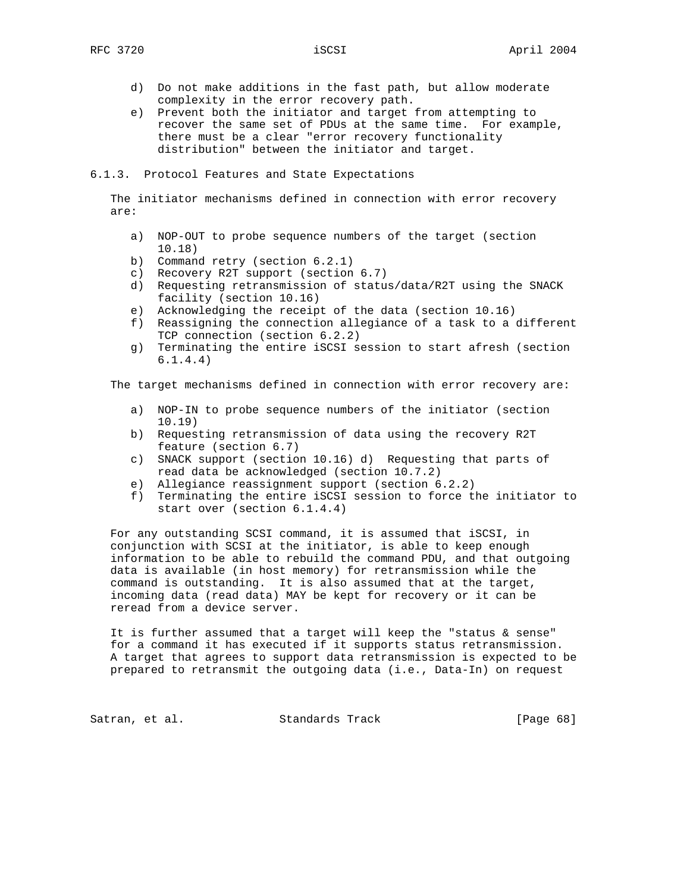d) Do not make additions in the fast path, but allow moderate complexity in the error recovery path.
e) Prevent both the initiator and target from attempting to recover the same set of PDUs at the same time. For example, there must be a clear "error recovery functionality distribution" between the initiator and target.

### 6.1.3. Protocol Features and State Expectations

The initiator mechanisms defined in connection with error recovery are:

a) NOP-OUT to probe sequence numbers of the target (section 10.18)
b) Command retry (section 6.2.1)
c) Recovery R2T support (section 6.7)
d) Requesting retransmission of status/data/R2T using the SNACK facility (section 10.16)
e) Acknowledging the receipt of the data (section 10.16)
f) Reassigning the connection allegiance of a task to a different TCP connection (section 6.2.2)
g) Terminating the entire iSCSI session to start afresh (section 6.1.4.4)

The target mechanisms defined in connection with error recovery are:

a) NOP-IN to probe sequence numbers of the initiator (section 10.19)
b) Requesting retransmission of data using the recovery R2T feature (section 6.7)
c) SNACK support (section 10.16) d) Requesting that parts of read data be acknowledged (section 10.7.2)
e) Allegiance reassignment support (section 6.2.2)
f) Terminating the entire iSCSI session to force the initiator to start over (section 6.1.4.4)

For any outstanding SCSI command, it is assumed that iSCSI, in conjunction with SCSI at the initiator, is able to keep enough information to be able to rebuild the command PDU, and that outgoing data is available (in host memory) for retransmission while the command is outstanding. It is also assumed that at the target, incoming data (read data) MAY be kept for recovery or it can be reread from a device server.

It is further assumed that a target will keep the "status & sense" for a command it has executed if it supports status retransmission. A target that agrees to support data retransmission is expected to be prepared to retransmit the outgoing data (i.e., Data-In) on request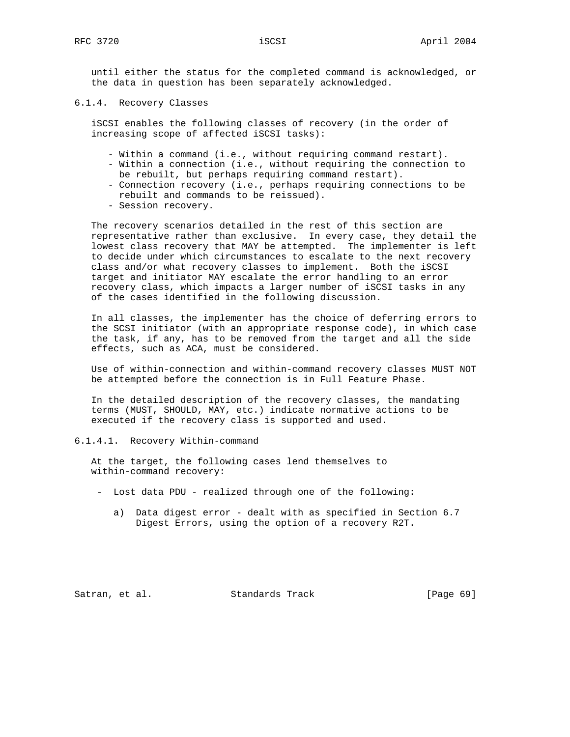until either the status for the completed command is acknowledged, or the data in question has been separately acknowledged.

#### 6.1.4. Recovery Classes

iSCSI enables the following classes of recovery (in the order of increasing scope of affected iSCSI tasks):

- Within a command (i.e., without requiring command restart).
- Within a connection (i.e., without requiring the connection to be rebuilt, but perhaps requiring command restart).
- Connection recovery (i.e., perhaps requiring connections to be rebuilt and commands to be reissued).
- Session recovery.

The recovery scenarios detailed in the rest of this section are representative rather than exclusive. In every case, they detail the lowest class recovery that MAY be attempted. The implementer is left to decide under which circumstances to escalate to the next recovery class and/or what recovery classes to implement. Both the iSCSI target and initiator MAY escalate the error handling to an error recovery class, which impacts a larger number of iSCSI tasks in any of the cases identified in the following discussion.

In all classes, the implementer has the choice of deferring errors to the SCSI initiator (with an appropriate response code), in which case the task, if any, has to be removed from the target and all the side effects, such as ACA, must be considered.

Use of within-connection and within-command recovery classes MUST NOT be attempted before the connection is in Full Feature Phase.

In the detailed description of the recovery classes, the mandating terms (MUST, SHOULD, MAY, etc.) indicate normative actions to be executed if the recovery class is supported and used.

##### 6.1.4.1. Recovery Within-command

At the target, the following cases lend themselves to within-command recovery:

- Lost data PDU - realized through one of the following:

  a) Data digest error - dealt with as specified in Section 6.7 Digest Errors, using the option of a recovery R2T.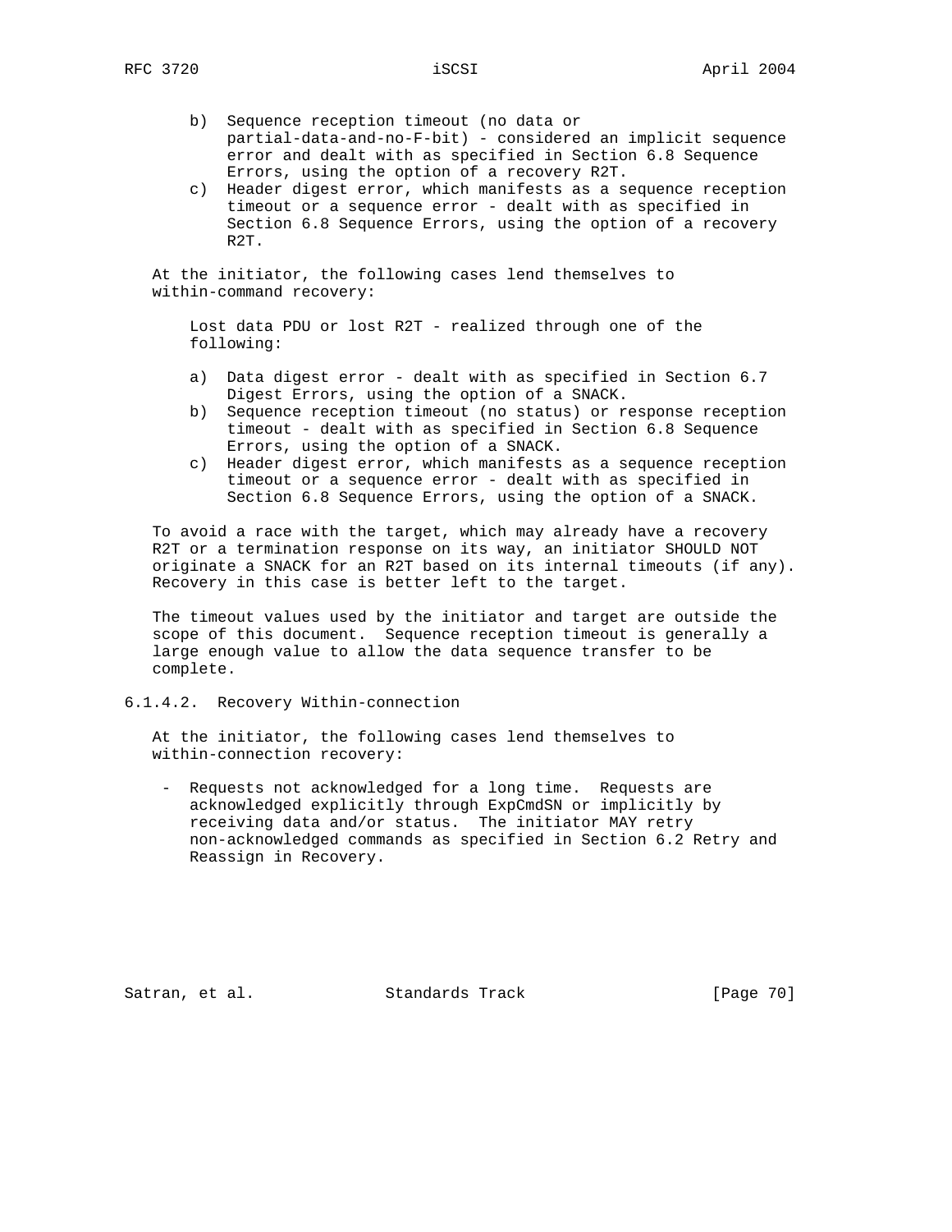b) Sequence reception timeout (no data or partial-data-and-no-F-bit) - considered an implicit sequence error and dealt with as specified in Section 6.8 Sequence Errors, using the option of a recovery R2T.

c) Header digest error, which manifests as a sequence reception timeout or a sequence error - dealt with as specified in Section 6.8 Sequence Errors, using the option of a recovery R2T.

At the initiator, the following cases lend themselves to within-command recovery:

Lost data PDU or lost R2T - realized through one of the following:

a) Data digest error - dealt with as specified in Section 6.7 Digest Errors, using the option of a SNACK.

b) Sequence reception timeout (no status) or response reception timeout - dealt with as specified in Section 6.8 Sequence Errors, using the option of a SNACK.

c) Header digest error, which manifests as a sequence reception timeout or a sequence error - dealt with as specified in Section 6.8 Sequence Errors, using the option of a SNACK.

To avoid a race with the target, which may already have a recovery R2T or a termination response on its way, an initiator SHOULD NOT originate a SNACK for an R2T based on its internal timeouts (if any). Recovery in this case is better left to the target.

The timeout values used by the initiator and target are outside the scope of this document. Sequence reception timeout is generally a large enough value to allow the data sequence transfer to be complete.

#### 6.1.4.2. Recovery Within-connection

At the initiator, the following cases lend themselves to within-connection recovery:

- Requests not acknowledged for a long time. Requests are acknowledged explicitly through ExpCmdSN or implicitly by receiving data and/or status. The initiator MAY retry non-acknowledged commands as specified in Section 6.2 Retry and Reassign in Recovery.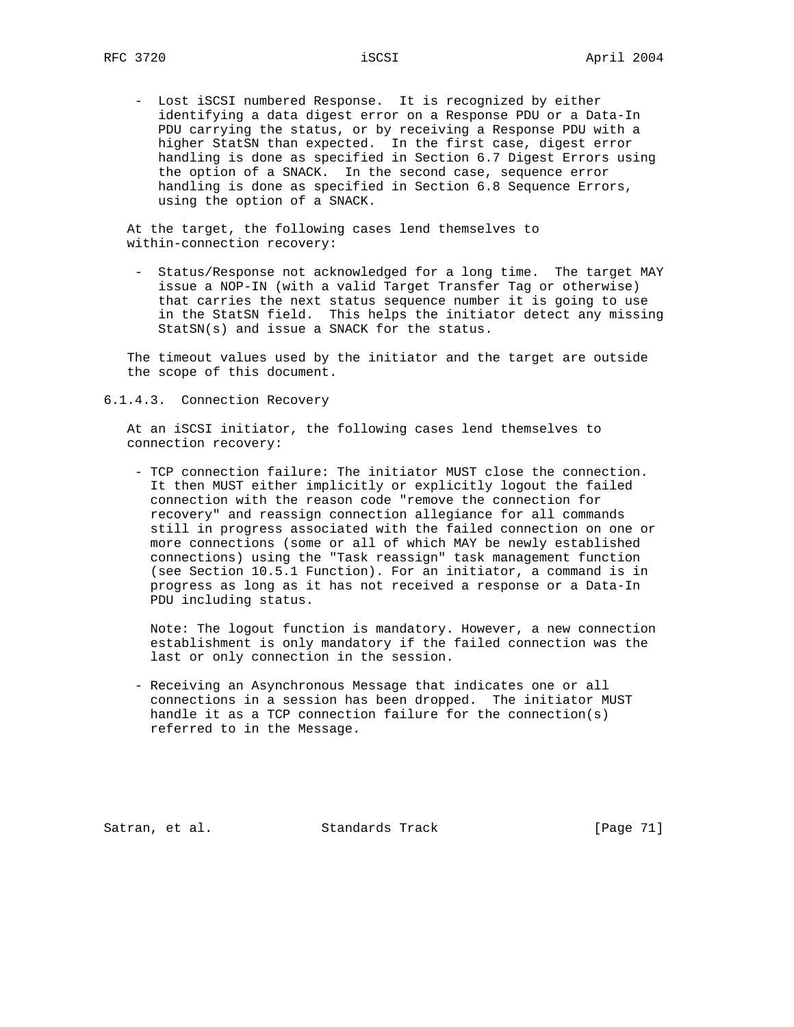- Lost iSCSI numbered Response. It is recognized by either identifying a data digest error on a Response PDU or a Data-In PDU carrying the status, or by receiving a Response PDU with a higher StatSN than expected. In the first case, digest error handling is done as specified in Section 6.7 Digest Errors using the option of a SNACK. In the second case, sequence error handling is done as specified in Section 6.8 Sequence Errors, using the option of a SNACK.

At the target, the following cases lend themselves to within-connection recovery:

- Status/Response not acknowledged for a long time. The target MAY issue a NOP-IN (with a valid Target Transfer Tag or otherwise) that carries the next status sequence number it is going to use in the StatSN field. This helps the initiator detect any missing StatSN(s) and issue a SNACK for the status.

The timeout values used by the initiator and the target are outside the scope of this document.

#### 6.1.4.3. Connection Recovery

At an iSCSI initiator, the following cases lend themselves to connection recovery:

- TCP connection failure: The initiator MUST close the connection. It then MUST either implicitly or explicitly logout the failed connection with the reason code "remove the connection for recovery" and reassign connection allegiance for all commands still in progress associated with the failed connection on one or more connections (some or all of which MAY be newly established connections) using the "Task reassign" task management function (see Section 10.5.1 Function). For an initiator, a command is in progress as long as it has not received a response or a Data-In PDU including status.

  Note: The logout function is mandatory. However, a new connection establishment is only mandatory if the failed connection was the last or only connection in the session.

- Receiving an Asynchronous Message that indicates one or all connections in a session has been dropped. The initiator MUST handle it as a TCP connection failure for the connection(s) referred to in the Message.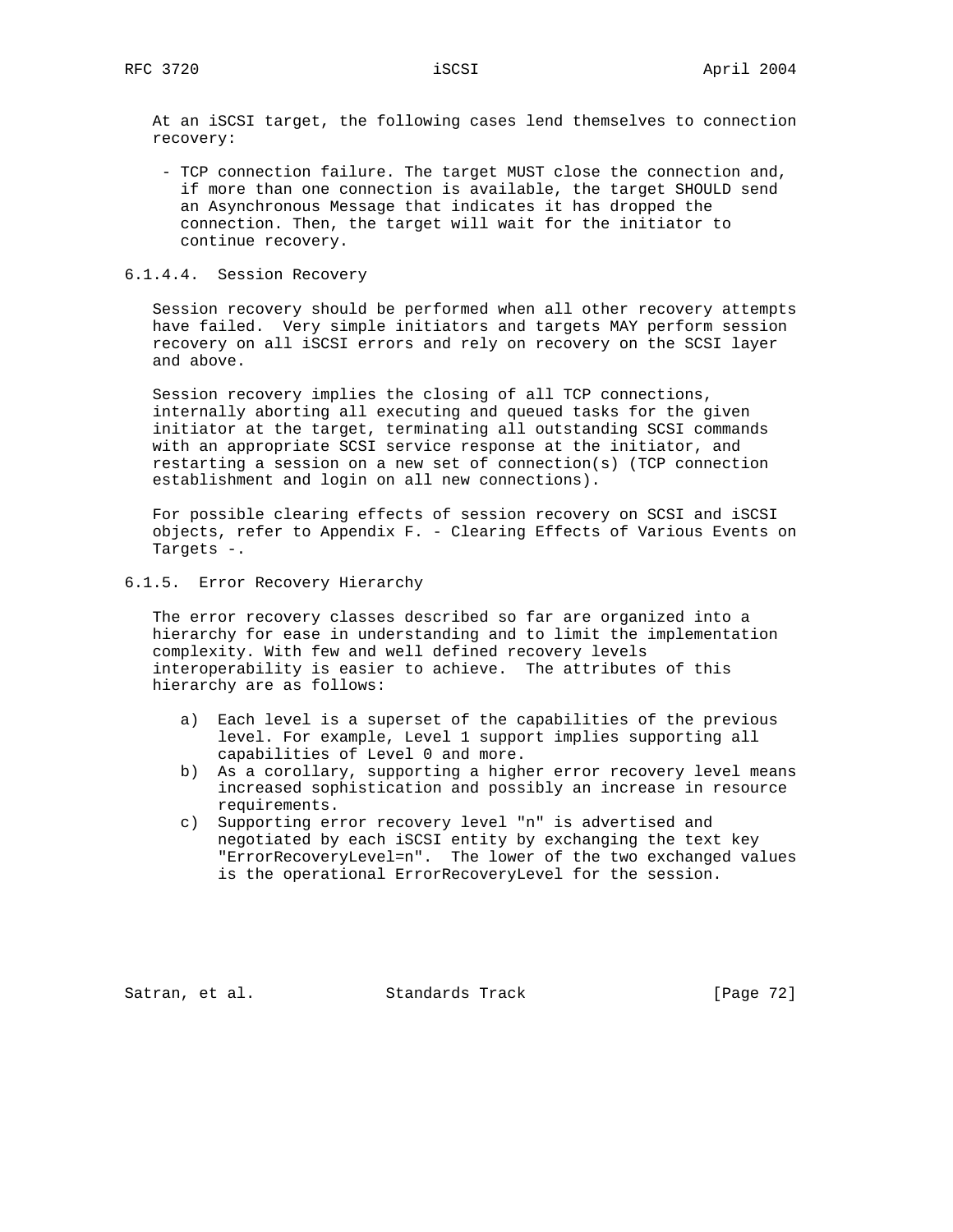At an iSCSI target, the following cases lend themselves to connection recovery:

- TCP connection failure. The target MUST close the connection and, if more than one connection is available, the target SHOULD send an Asynchronous Message that indicates it has dropped the connection. Then, the target will wait for the initiator to continue recovery.

#### 6.1.4.4. Session Recovery

Session recovery should be performed when all other recovery attempts have failed. Very simple initiators and targets MAY perform session recovery on all iSCSI errors and rely on recovery on the SCSI layer and above.

Session recovery implies the closing of all TCP connections, internally aborting all executing and queued tasks for the given initiator at the target, terminating all outstanding SCSI commands with an appropriate SCSI service response at the initiator, and restarting a session on a new set of connection(s) (TCP connection establishment and login on all new connections).

For possible clearing effects of session recovery on SCSI and iSCSI objects, refer to Appendix F. - Clearing Effects of Various Events on Targets -.

### 6.1.5. Error Recovery Hierarchy

The error recovery classes described so far are organized into a hierarchy for ease in understanding and to limit the implementation complexity. With few and well defined recovery levels interoperability is easier to achieve. The attributes of this hierarchy are as follows:

a) Each level is a superset of the capabilities of the previous level. For example, Level 1 support implies supporting all capabilities of Level 0 and more.
b) As a corollary, supporting a higher error recovery level means increased sophistication and possibly an increase in resource requirements.
c) Supporting error recovery level "n" is advertised and negotiated by each iSCSI entity by exchanging the text key "ErrorRecoveryLevel=n". The lower of the two exchanged values is the operational ErrorRecoveryLevel for the session.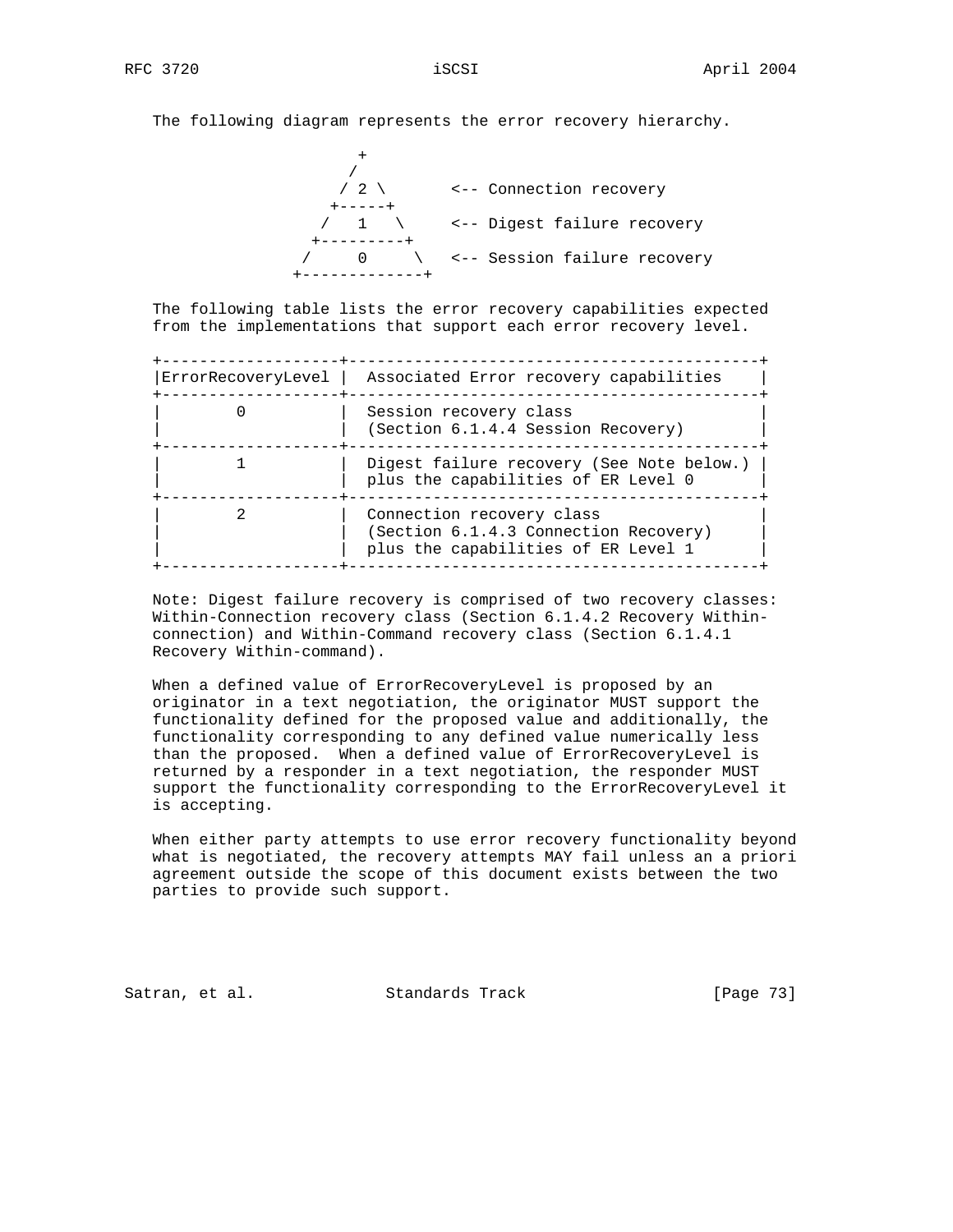The following diagram represents the error recovery hierarchy.

```
                 +
                /
               / 2 \       <-- Connection recovery
              +-----+
             /   1   \     <-- Digest failure recovery
            +---------+
           /     0     \   <-- Session failure recovery
          +-------------+
```

The following table lists the error recovery capabilities expected from the implementations that support each error recovery level.

| ErrorRecoveryLevel | Associated Error recovery capabilities |
|---|---|
| 0 | Session recovery class (Section 6.1.4.4 Session Recovery) |
| 1 | Digest failure recovery (See Note below.) plus the capabilities of ER Level 0 |
| 2 | Connection recovery class (Section 6.1.4.3 Connection Recovery) plus the capabilities of ER Level 1 |

Note: Digest failure recovery is comprised of two recovery classes: Within-Connection recovery class (Section 6.1.4.2 Recovery Within-connection) and Within-Command recovery class (Section 6.1.4.1 Recovery Within-command).

When a defined value of ErrorRecoveryLevel is proposed by an originator in a text negotiation, the originator MUST support the functionality defined for the proposed value and additionally, the functionality corresponding to any defined value numerically less than the proposed. When a defined value of ErrorRecoveryLevel is returned by a responder in a text negotiation, the responder MUST support the functionality corresponding to the ErrorRecoveryLevel it is accepting.

When either party attempts to use error recovery functionality beyond what is negotiated, the recovery attempts MAY fail unless an a priori agreement outside the scope of this document exists between the two parties to provide such support.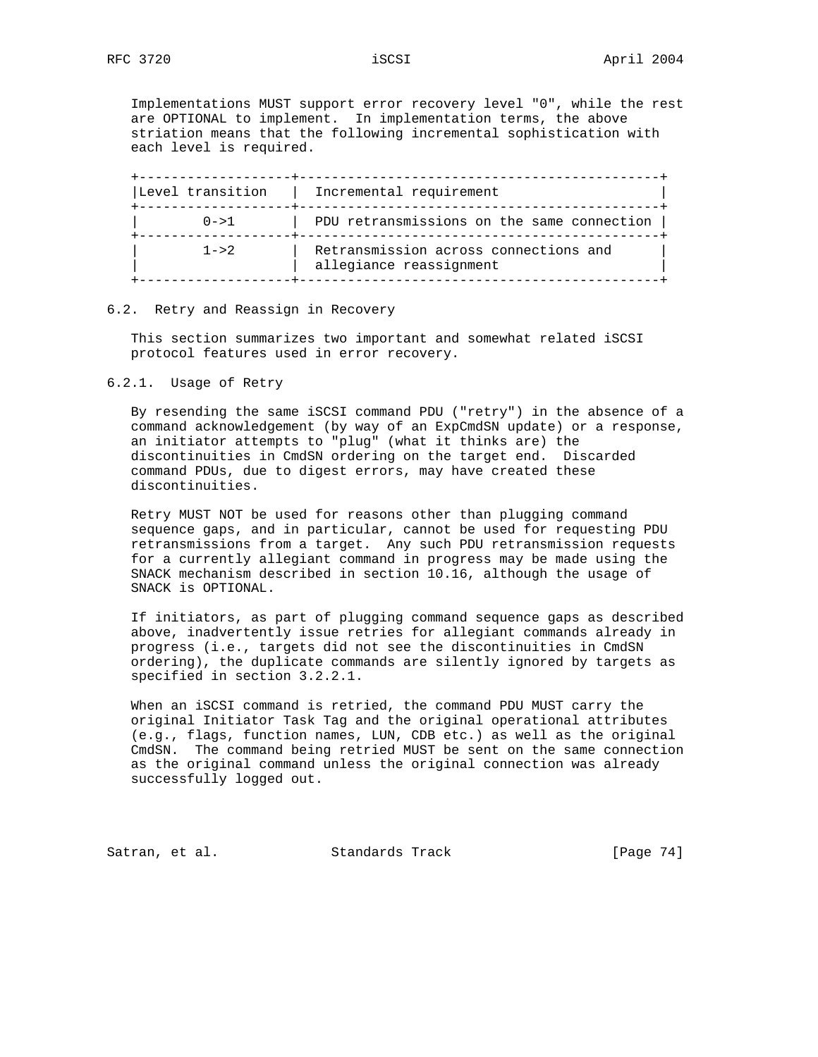Implementations MUST support error recovery level "0", while the rest are OPTIONAL to implement. In implementation terms, the above striation means that the following incremental sophistication with each level is required.

| Level transition | Incremental requirement |
| --- | --- |
| 0->1 | PDU retransmissions on the same connection |
| 1->2 | Retransmission across connections and allegiance reassignment |

## 6.2. Retry and Reassign in Recovery

This section summarizes two important and somewhat related iSCSI protocol features used in error recovery.

### 6.2.1. Usage of Retry

By resending the same iSCSI command PDU ("retry") in the absence of a command acknowledgement (by way of an ExpCmdSN update) or a response, an initiator attempts to "plug" (what it thinks are) the discontinuities in CmdSN ordering on the target end. Discarded command PDUs, due to digest errors, may have created these discontinuities.

Retry MUST NOT be used for reasons other than plugging command sequence gaps, and in particular, cannot be used for requesting PDU retransmissions from a target. Any such PDU retransmission requests for a currently allegiant command in progress may be made using the SNACK mechanism described in section 10.16, although the usage of SNACK is OPTIONAL.

If initiators, as part of plugging command sequence gaps as described above, inadvertently issue retries for allegiant commands already in progress (i.e., targets did not see the discontinuities in CmdSN ordering), the duplicate commands are silently ignored by targets as specified in section 3.2.2.1.

When an iSCSI command is retried, the command PDU MUST carry the original Initiator Task Tag and the original operational attributes (e.g., flags, function names, LUN, CDB etc.) as well as the original CmdSN. The command being retried MUST be sent on the same connection as the original command unless the original connection was already successfully logged out.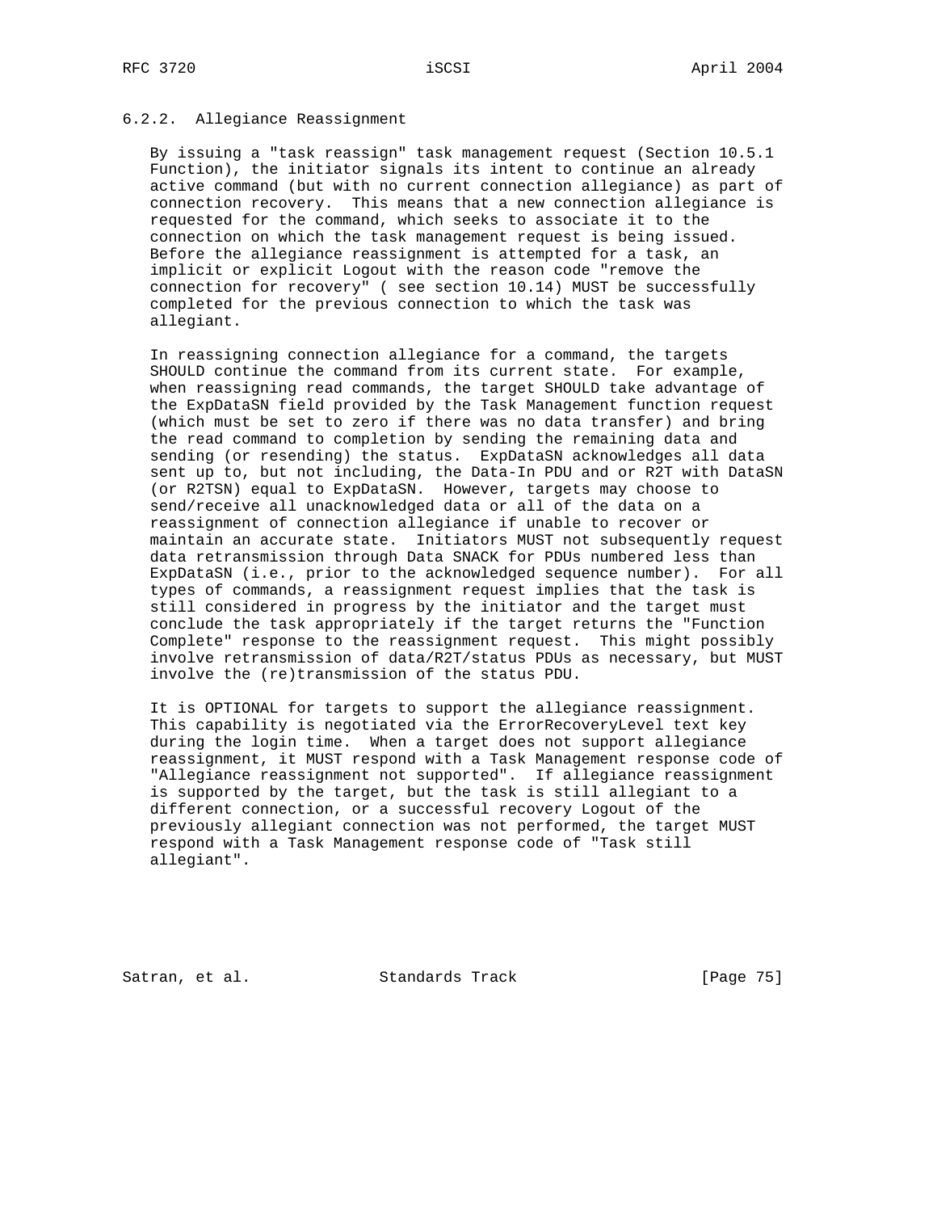### 6.2.2. Allegiance Reassignment

By issuing a "task reassign" task management request (Section 10.5.1 Function), the initiator signals its intent to continue an already active command (but with no current connection allegiance) as part of connection recovery. This means that a new connection allegiance is requested for the command, which seeks to associate it to the connection on which the task management request is being issued. Before the allegiance reassignment is attempted for a task, an implicit or explicit Logout with the reason code "remove the connection for recovery" ( see section 10.14) MUST be successfully completed for the previous connection to which the task was allegiant.

In reassigning connection allegiance for a command, the targets SHOULD continue the command from its current state. For example, when reassigning read commands, the target SHOULD take advantage of the ExpDataSN field provided by the Task Management function request (which must be set to zero if there was no data transfer) and bring the read command to completion by sending the remaining data and sending (or resending) the status. ExpDataSN acknowledges all data sent up to, but not including, the Data-In PDU and or R2T with DataSN (or R2TSN) equal to ExpDataSN. However, targets may choose to send/receive all unacknowledged data or all of the data on a reassignment of connection allegiance if unable to recover or maintain an accurate state. Initiators MUST not subsequently request data retransmission through Data SNACK for PDUs numbered less than ExpDataSN (i.e., prior to the acknowledged sequence number). For all types of commands, a reassignment request implies that the task is still considered in progress by the initiator and the target must conclude the task appropriately if the target returns the "Function Complete" response to the reassignment request. This might possibly involve retransmission of data/R2T/status PDUs as necessary, but MUST involve the (re)transmission of the status PDU.

It is OPTIONAL for targets to support the allegiance reassignment. This capability is negotiated via the ErrorRecoveryLevel text key during the login time. When a target does not support allegiance reassignment, it MUST respond with a Task Management response code of "Allegiance reassignment not supported". If allegiance reassignment is supported by the target, but the task is still allegiant to a different connection, or a successful recovery Logout of the previously allegiant connection was not performed, the target MUST respond with a Task Management response code of "Task still allegiant".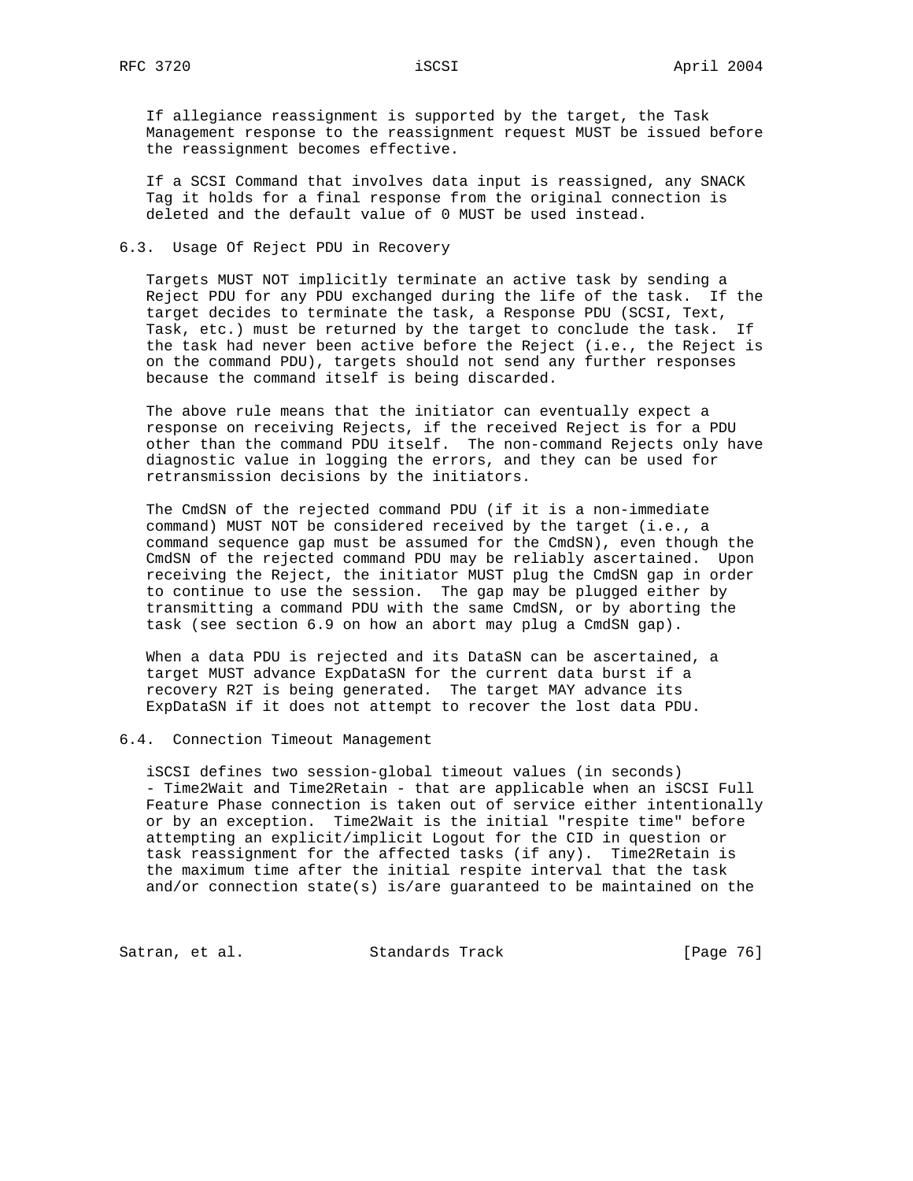If allegiance reassignment is supported by the target, the Task Management response to the reassignment request MUST be issued before the reassignment becomes effective.

If a SCSI Command that involves data input is reassigned, any SNACK Tag it holds for a final response from the original connection is deleted and the default value of 0 MUST be used instead.

## 6.3. Usage Of Reject PDU in Recovery

Targets MUST NOT implicitly terminate an active task by sending a Reject PDU for any PDU exchanged during the life of the task. If the target decides to terminate the task, a Response PDU (SCSI, Text, Task, etc.) must be returned by the target to conclude the task. If the task had never been active before the Reject (i.e., the Reject is on the command PDU), targets should not send any further responses because the command itself is being discarded.

The above rule means that the initiator can eventually expect a response on receiving Rejects, if the received Reject is for a PDU other than the command PDU itself. The non-command Rejects only have diagnostic value in logging the errors, and they can be used for retransmission decisions by the initiators.

The CmdSN of the rejected command PDU (if it is a non-immediate command) MUST NOT be considered received by the target (i.e., a command sequence gap must be assumed for the CmdSN), even though the CmdSN of the rejected command PDU may be reliably ascertained. Upon receiving the Reject, the initiator MUST plug the CmdSN gap in order to continue to use the session. The gap may be plugged either by transmitting a command PDU with the same CmdSN, or by aborting the task (see section 6.9 on how an abort may plug a CmdSN gap).

When a data PDU is rejected and its DataSN can be ascertained, a target MUST advance ExpDataSN for the current data burst if a recovery R2T is being generated. The target MAY advance its ExpDataSN if it does not attempt to recover the lost data PDU.

## 6.4. Connection Timeout Management

iSCSI defines two session-global timeout values (in seconds) - Time2Wait and Time2Retain - that are applicable when an iSCSI Full Feature Phase connection is taken out of service either intentionally or by an exception. Time2Wait is the initial "respite time" before attempting an explicit/implicit Logout for the CID in question or task reassignment for the affected tasks (if any). Time2Retain is the maximum time after the initial respite interval that the task and/or connection state(s) is/are guaranteed to be maintained on the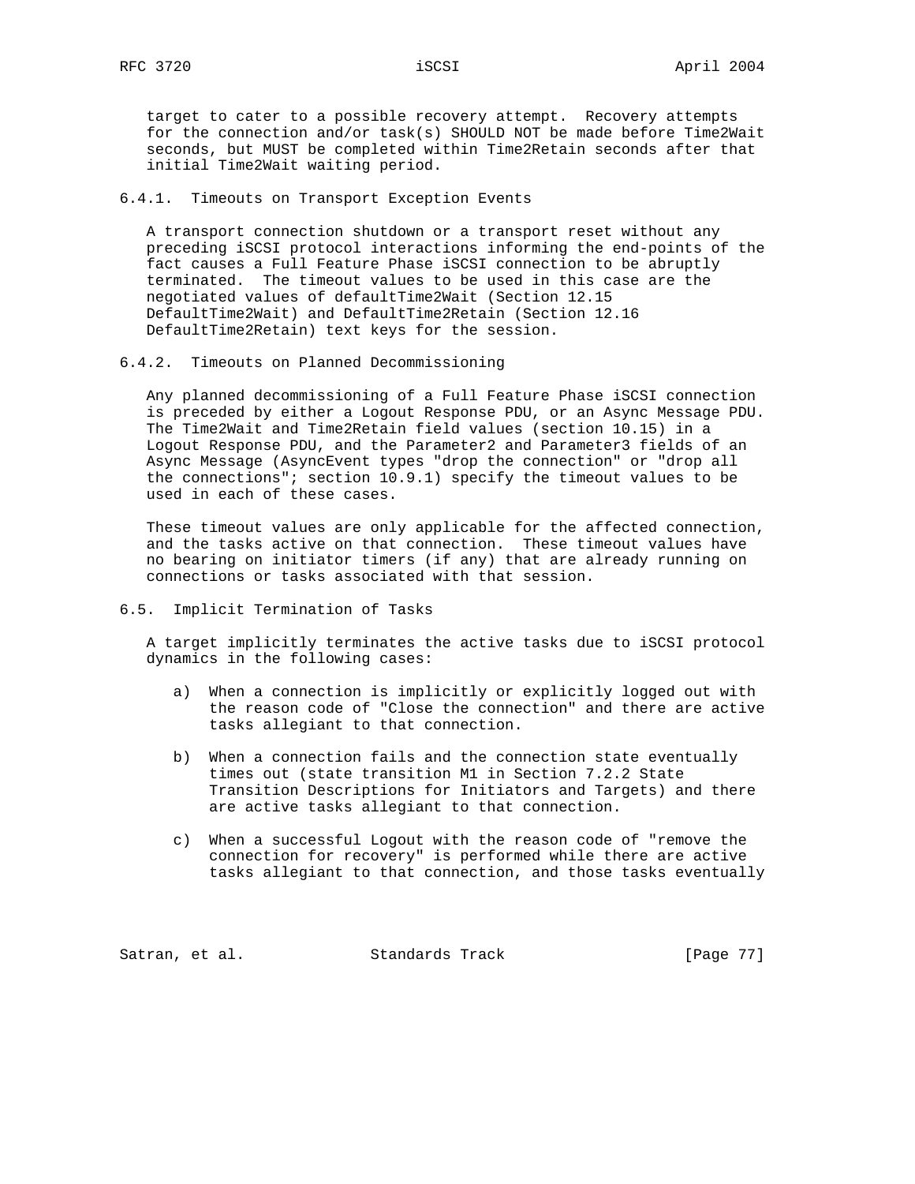target to cater to a possible recovery attempt. Recovery attempts for the connection and/or task(s) SHOULD NOT be made before Time2Wait seconds, but MUST be completed within Time2Retain seconds after that initial Time2Wait waiting period.

### 6.4.1. Timeouts on Transport Exception Events

A transport connection shutdown or a transport reset without any preceding iSCSI protocol interactions informing the end-points of the fact causes a Full Feature Phase iSCSI connection to be abruptly terminated. The timeout values to be used in this case are the negotiated values of defaultTime2Wait (Section 12.15 DefaultTime2Wait) and DefaultTime2Retain (Section 12.16 DefaultTime2Retain) text keys for the session.

### 6.4.2. Timeouts on Planned Decommissioning

Any planned decommissioning of a Full Feature Phase iSCSI connection is preceded by either a Logout Response PDU, or an Async Message PDU. The Time2Wait and Time2Retain field values (section 10.15) in a Logout Response PDU, and the Parameter2 and Parameter3 fields of an Async Message (AsyncEvent types "drop the connection" or "drop all the connections"; section 10.9.1) specify the timeout values to be used in each of these cases.

These timeout values are only applicable for the affected connection, and the tasks active on that connection. These timeout values have no bearing on initiator timers (if any) that are already running on connections or tasks associated with that session.

## 6.5. Implicit Termination of Tasks

A target implicitly terminates the active tasks due to iSCSI protocol dynamics in the following cases:

a) When a connection is implicitly or explicitly logged out with the reason code of "Close the connection" and there are active tasks allegiant to that connection.

b) When a connection fails and the connection state eventually times out (state transition M1 in Section 7.2.2 State Transition Descriptions for Initiators and Targets) and there are active tasks allegiant to that connection.

c) When a successful Logout with the reason code of "remove the connection for recovery" is performed while there are active tasks allegiant to that connection, and those tasks eventually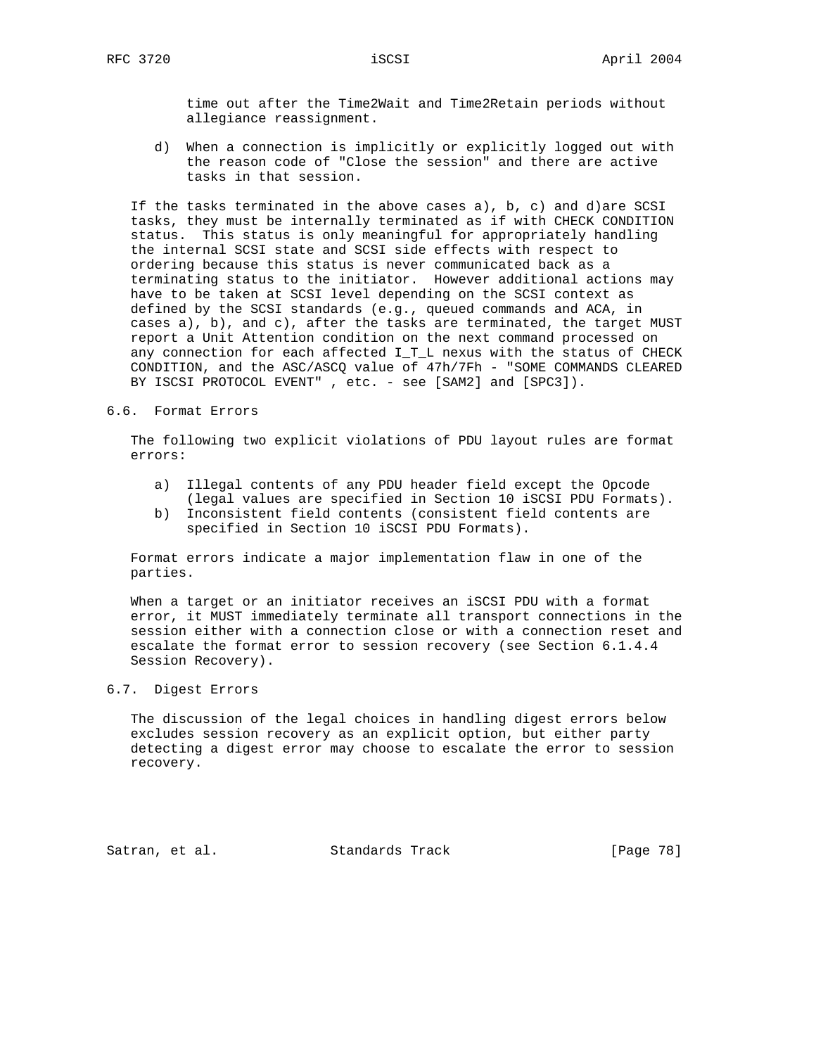time out after the Time2Wait and Time2Retain periods without allegiance reassignment.

d) When a connection is implicitly or explicitly logged out with the reason code of "Close the session" and there are active tasks in that session.

If the tasks terminated in the above cases a), b, c) and d)are SCSI tasks, they must be internally terminated as if with CHECK CONDITION status. This status is only meaningful for appropriately handling the internal SCSI state and SCSI side effects with respect to ordering because this status is never communicated back as a terminating status to the initiator. However additional actions may have to be taken at SCSI level depending on the SCSI context as defined by the SCSI standards (e.g., queued commands and ACA, in cases a), b), and c), after the tasks are terminated, the target MUST report a Unit Attention condition on the next command processed on any connection for each affected I_T_L nexus with the status of CHECK CONDITION, and the ASC/ASCQ value of 47h/7Fh - "SOME COMMANDS CLEARED BY ISCSI PROTOCOL EVENT" , etc. - see [SAM2] and [SPC3]).

## 6.6. Format Errors

The following two explicit violations of PDU layout rules are format errors:

a) Illegal contents of any PDU header field except the Opcode (legal values are specified in Section 10 iSCSI PDU Formats).
b) Inconsistent field contents (consistent field contents are specified in Section 10 iSCSI PDU Formats).

Format errors indicate a major implementation flaw in one of the parties.

When a target or an initiator receives an iSCSI PDU with a format error, it MUST immediately terminate all transport connections in the session either with a connection close or with a connection reset and escalate the format error to session recovery (see Section 6.1.4.4 Session Recovery).

## 6.7. Digest Errors

The discussion of the legal choices in handling digest errors below excludes session recovery as an explicit option, but either party detecting a digest error may choose to escalate the error to session recovery.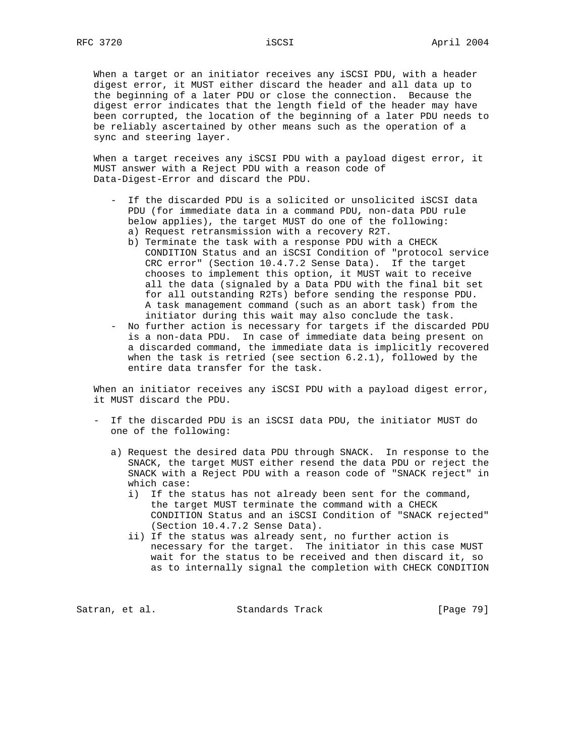When a target or an initiator receives any iSCSI PDU, with a header digest error, it MUST either discard the header and all data up to the beginning of a later PDU or close the connection. Because the digest error indicates that the length field of the header may have been corrupted, the location of the beginning of a later PDU needs to be reliably ascertained by other means such as the operation of a sync and steering layer.

When a target receives any iSCSI PDU with a payload digest error, it MUST answer with a Reject PDU with a reason code of Data-Digest-Error and discard the PDU.

- If the discarded PDU is a solicited or unsolicited iSCSI data PDU (for immediate data in a command PDU, non-data PDU rule below applies), the target MUST do one of the following:
  a) Request retransmission with a recovery R2T.
  b) Terminate the task with a response PDU with a CHECK CONDITION Status and an iSCSI Condition of "protocol service CRC error" (Section 10.4.7.2 Sense Data). If the target chooses to implement this option, it MUST wait to receive all the data (signaled by a Data PDU with the final bit set for all outstanding R2Ts) before sending the response PDU. A task management command (such as an abort task) from the initiator during this wait may also conclude the task.
- No further action is necessary for targets if the discarded PDU is a non-data PDU. In case of immediate data being present on a discarded command, the immediate data is implicitly recovered when the task is retried (see section 6.2.1), followed by the entire data transfer for the task.

When an initiator receives any iSCSI PDU with a payload digest error, it MUST discard the PDU.

- If the discarded PDU is an iSCSI data PDU, the initiator MUST do one of the following:

  a) Request the desired data PDU through SNACK. In response to the SNACK, the target MUST either resend the data PDU or reject the SNACK with a Reject PDU with a reason code of "SNACK reject" in which case:
     i) If the status has not already been sent for the command, the target MUST terminate the command with a CHECK CONDITION Status and an iSCSI Condition of "SNACK rejected" (Section 10.4.7.2 Sense Data).
     ii) If the status was already sent, no further action is necessary for the target. The initiator in this case MUST wait for the status to be received and then discard it, so as to internally signal the completion with CHECK CONDITION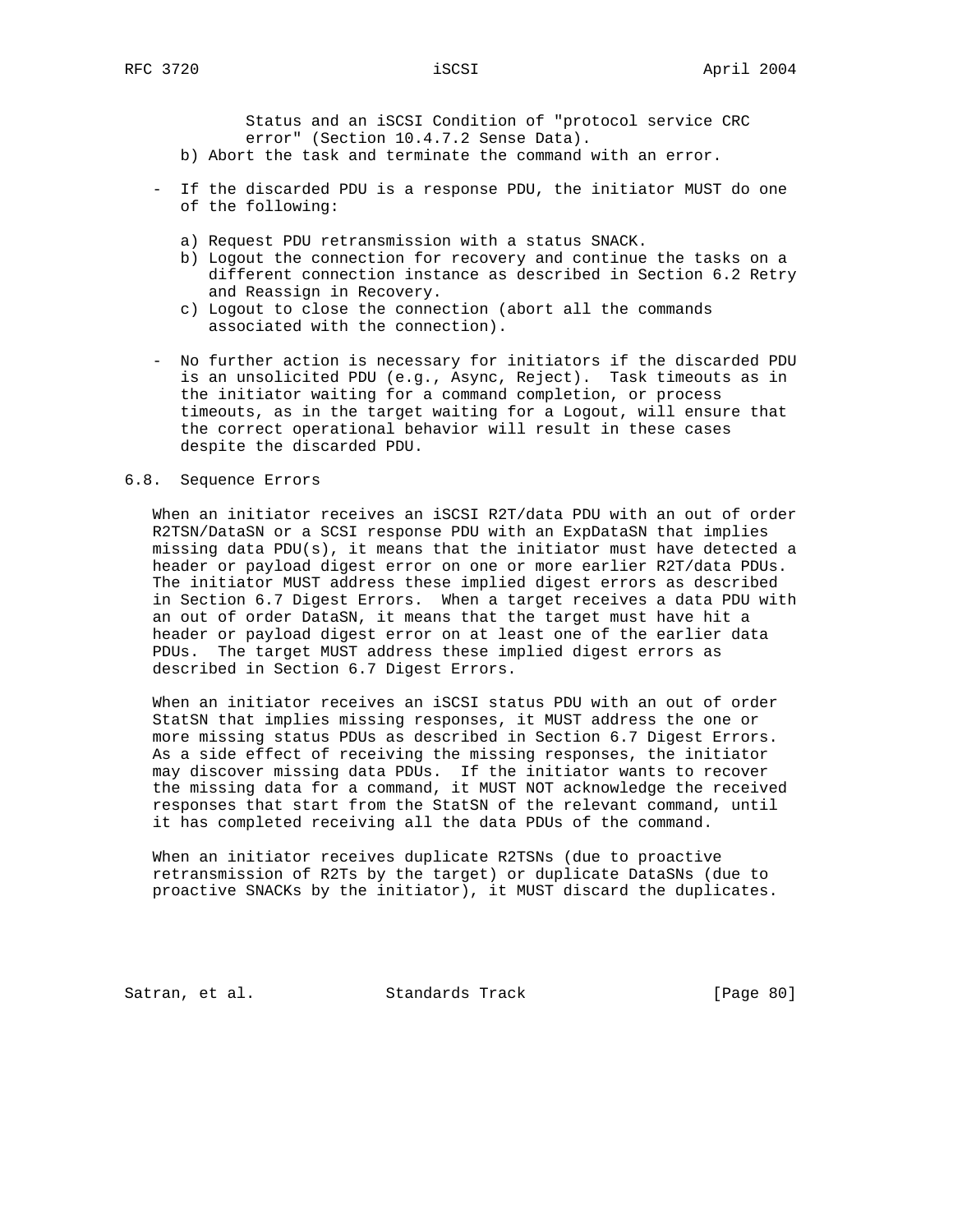Status and an iSCSI Condition of "protocol service CRC error" (Section 10.4.7.2 Sense Data).

b) Abort the task and terminate the command with an error.

- If the discarded PDU is a response PDU, the initiator MUST do one of the following:

  a) Request PDU retransmission with a status SNACK.
  b) Logout the connection for recovery and continue the tasks on a different connection instance as described in Section 6.2 Retry and Reassign in Recovery.
  c) Logout to close the connection (abort all the commands associated with the connection).

- No further action is necessary for initiators if the discarded PDU is an unsolicited PDU (e.g., Async, Reject). Task timeouts as in the initiator waiting for a command completion, or process timeouts, as in the target waiting for a Logout, will ensure that the correct operational behavior will result in these cases despite the discarded PDU.

## 6.8. Sequence Errors

When an initiator receives an iSCSI R2T/data PDU with an out of order R2TSN/DataSN or a SCSI response PDU with an ExpDataSN that implies missing data PDU(s), it means that the initiator must have detected a header or payload digest error on one or more earlier R2T/data PDUs. The initiator MUST address these implied digest errors as described in Section 6.7 Digest Errors. When a target receives a data PDU with an out of order DataSN, it means that the target must have hit a header or payload digest error on at least one of the earlier data PDUs. The target MUST address these implied digest errors as described in Section 6.7 Digest Errors.

When an initiator receives an iSCSI status PDU with an out of order StatSN that implies missing responses, it MUST address the one or more missing status PDUs as described in Section 6.7 Digest Errors. As a side effect of receiving the missing responses, the initiator may discover missing data PDUs. If the initiator wants to recover the missing data for a command, it MUST NOT acknowledge the received responses that start from the StatSN of the relevant command, until it has completed receiving all the data PDUs of the command.

When an initiator receives duplicate R2TSNs (due to proactive retransmission of R2Ts by the target) or duplicate DataSNs (due to proactive SNACKs by the initiator), it MUST discard the duplicates.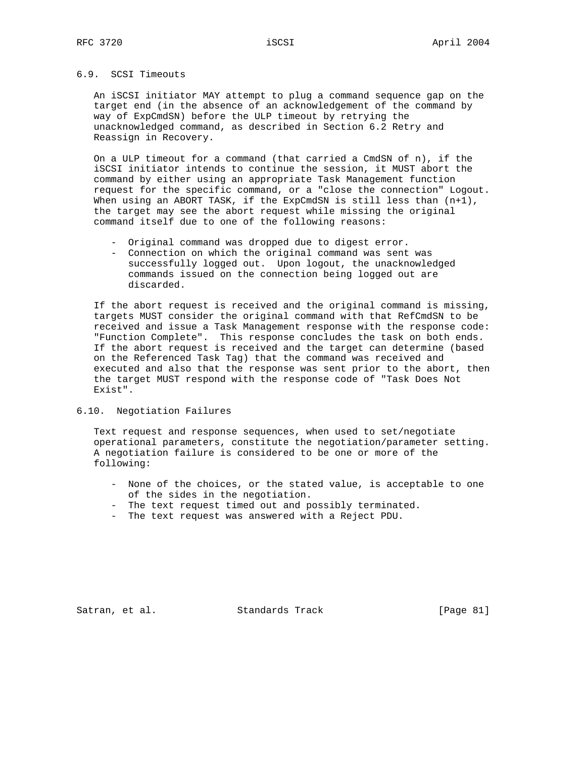## 6.9. SCSI Timeouts

An iSCSI initiator MAY attempt to plug a command sequence gap on the target end (in the absence of an acknowledgement of the command by way of ExpCmdSN) before the ULP timeout by retrying the unacknowledged command, as described in Section 6.2 Retry and Reassign in Recovery.

On a ULP timeout for a command (that carried a CmdSN of n), if the iSCSI initiator intends to continue the session, it MUST abort the command by either using an appropriate Task Management function request for the specific command, or a "close the connection" Logout. When using an ABORT TASK, if the ExpCmdSN is still less than (n+1), the target may see the abort request while missing the original command itself due to one of the following reasons:

- Original command was dropped due to digest error.
- Connection on which the original command was sent was successfully logged out. Upon logout, the unacknowledged commands issued on the connection being logged out are discarded.

If the abort request is received and the original command is missing, targets MUST consider the original command with that RefCmdSN to be received and issue a Task Management response with the response code: "Function Complete". This response concludes the task on both ends. If the abort request is received and the target can determine (based on the Referenced Task Tag) that the command was received and executed and also that the response was sent prior to the abort, then the target MUST respond with the response code of "Task Does Not Exist".

## 6.10. Negotiation Failures

Text request and response sequences, when used to set/negotiate operational parameters, constitute the negotiation/parameter setting. A negotiation failure is considered to be one or more of the following:

- None of the choices, or the stated value, is acceptable to one of the sides in the negotiation.
- The text request timed out and possibly terminated.
- The text request was answered with a Reject PDU.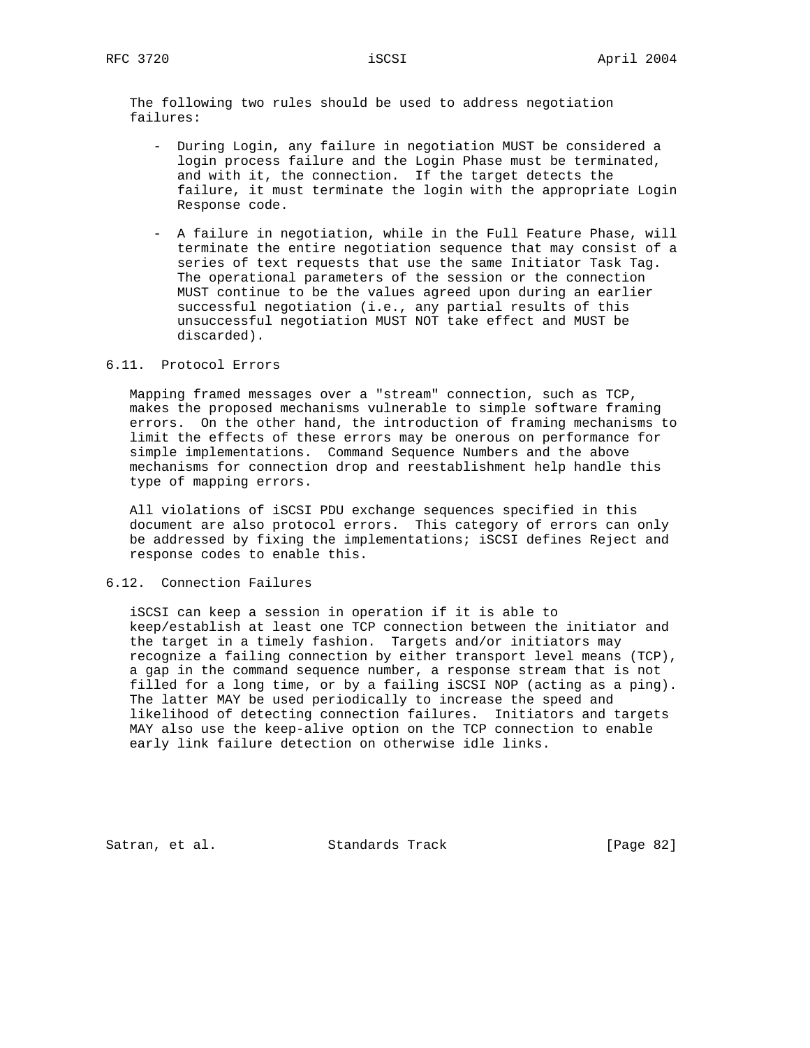The following two rules should be used to address negotiation failures:

- During Login, any failure in negotiation MUST be considered a login process failure and the Login Phase must be terminated, and with it, the connection. If the target detects the failure, it must terminate the login with the appropriate Login Response code.

- A failure in negotiation, while in the Full Feature Phase, will terminate the entire negotiation sequence that may consist of a series of text requests that use the same Initiator Task Tag. The operational parameters of the session or the connection MUST continue to be the values agreed upon during an earlier successful negotiation (i.e., any partial results of this unsuccessful negotiation MUST NOT take effect and MUST be discarded).

## 6.11. Protocol Errors

Mapping framed messages over a "stream" connection, such as TCP, makes the proposed mechanisms vulnerable to simple software framing errors. On the other hand, the introduction of framing mechanisms to limit the effects of these errors may be onerous on performance for simple implementations. Command Sequence Numbers and the above mechanisms for connection drop and reestablishment help handle this type of mapping errors.

All violations of iSCSI PDU exchange sequences specified in this document are also protocol errors. This category of errors can only be addressed by fixing the implementations; iSCSI defines Reject and response codes to enable this.

## 6.12. Connection Failures

iSCSI can keep a session in operation if it is able to keep/establish at least one TCP connection between the initiator and the target in a timely fashion. Targets and/or initiators may recognize a failing connection by either transport level means (TCP), a gap in the command sequence number, a response stream that is not filled for a long time, or by a failing iSCSI NOP (acting as a ping). The latter MAY be used periodically to increase the speed and likelihood of detecting connection failures. Initiators and targets MAY also use the keep-alive option on the TCP connection to enable early link failure detection on otherwise idle links.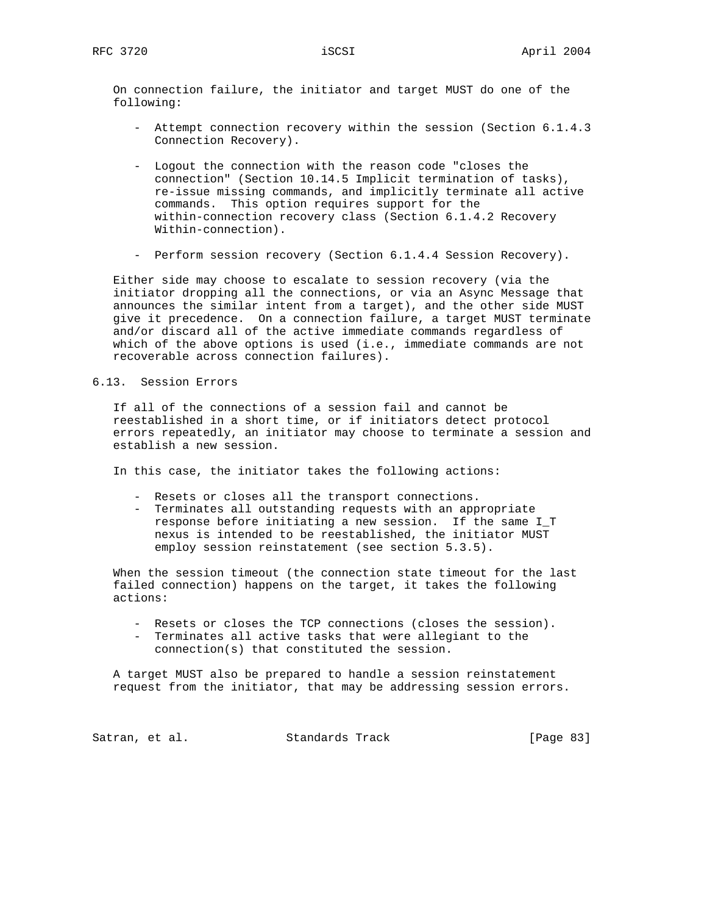On connection failure, the initiator and target MUST do one of the following:

- Attempt connection recovery within the session (Section 6.1.4.3 Connection Recovery).

- Logout the connection with the reason code "closes the connection" (Section 10.14.5 Implicit termination of tasks), re-issue missing commands, and implicitly terminate all active commands. This option requires support for the within-connection recovery class (Section 6.1.4.2 Recovery Within-connection).

- Perform session recovery (Section 6.1.4.4 Session Recovery).

Either side may choose to escalate to session recovery (via the initiator dropping all the connections, or via an Async Message that announces the similar intent from a target), and the other side MUST give it precedence. On a connection failure, a target MUST terminate and/or discard all of the active immediate commands regardless of which of the above options is used (i.e., immediate commands are not recoverable across connection failures).

## 6.13. Session Errors

If all of the connections of a session fail and cannot be reestablished in a short time, or if initiators detect protocol errors repeatedly, an initiator may choose to terminate a session and establish a new session.

In this case, the initiator takes the following actions:

- Resets or closes all the transport connections.
- Terminates all outstanding requests with an appropriate response before initiating a new session. If the same I_T nexus is intended to be reestablished, the initiator MUST employ session reinstatement (see section 5.3.5).

When the session timeout (the connection state timeout for the last failed connection) happens on the target, it takes the following actions:

- Resets or closes the TCP connections (closes the session).
- Terminates all active tasks that were allegiant to the connection(s) that constituted the session.

A target MUST also be prepared to handle a session reinstatement request from the initiator, that may be addressing session errors.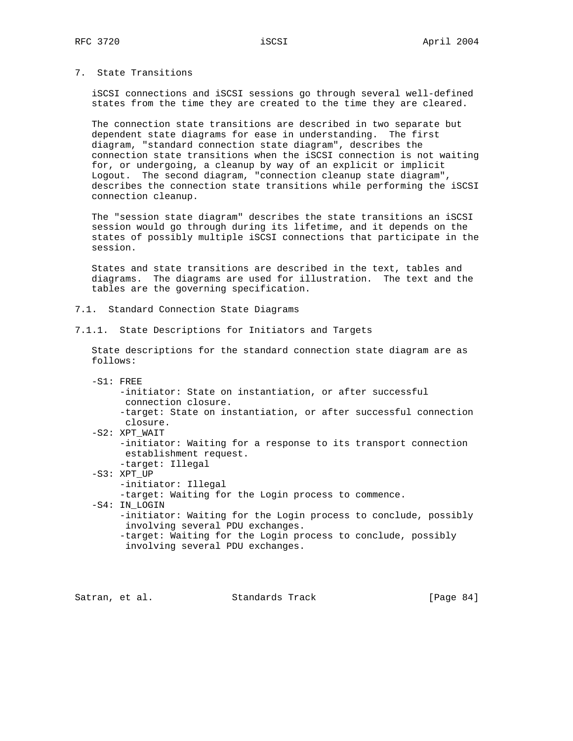# 7. State Transitions

iSCSI connections and iSCSI sessions go through several well-defined states from the time they are created to the time they are cleared.

The connection state transitions are described in two separate but dependent state diagrams for ease in understanding. The first diagram, "standard connection state diagram", describes the connection state transitions when the iSCSI connection is not waiting for, or undergoing, a cleanup by way of an explicit or implicit Logout. The second diagram, "connection cleanup state diagram", describes the connection state transitions while performing the iSCSI connection cleanup.

The "session state diagram" describes the state transitions an iSCSI session would go through during its lifetime, and it depends on the states of possibly multiple iSCSI connections that participate in the session.

States and state transitions are described in the text, tables and diagrams. The diagrams are used for illustration. The text and the tables are the governing specification.

## 7.1. Standard Connection State Diagrams

### 7.1.1. State Descriptions for Initiators and Targets

State descriptions for the standard connection state diagram are as follows:

- S1: FREE
  - initiator: State on instantiation, or after successful connection closure.
  - target: State on instantiation, or after successful connection closure.
- S2: XPT_WAIT
  - initiator: Waiting for a response to its transport connection establishment request.
  - target: Illegal
- S3: XPT_UP
  - initiator: Illegal
  - target: Waiting for the Login process to commence.
- S4: IN_LOGIN
  - initiator: Waiting for the Login process to conclude, possibly involving several PDU exchanges.
  - target: Waiting for the Login process to conclude, possibly involving several PDU exchanges.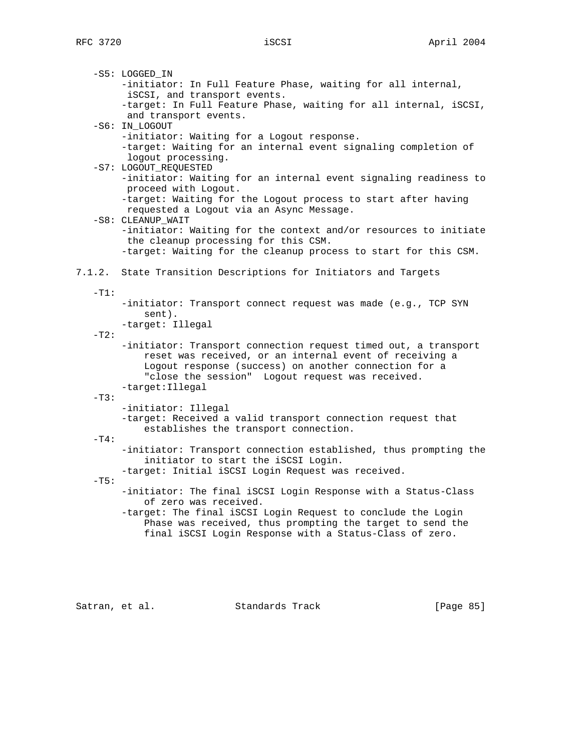- S5: LOGGED_IN
  - initiator: In Full Feature Phase, waiting for all internal, iSCSI, and transport events.
  - target: In Full Feature Phase, waiting for all internal, iSCSI, and transport events.
- S6: IN_LOGOUT
  - initiator: Waiting for a Logout response.
  - target: Waiting for an internal event signaling completion of logout processing.
- S7: LOGOUT_REQUESTED
  - initiator: Waiting for an internal event signaling readiness to proceed with Logout.
  - target: Waiting for the Logout process to start after having requested a Logout via an Async Message.
- S8: CLEANUP_WAIT
  - initiator: Waiting for the context and/or resources to initiate the cleanup processing for this CSM.
  - target: Waiting for the cleanup process to start for this CSM.

### 7.1.2. State Transition Descriptions for Initiators and Targets

- T1:
  - initiator: Transport connect request was made (e.g., TCP SYN sent).
  - target: Illegal
- T2:
  - initiator: Transport connection request timed out, a transport reset was received, or an internal event of receiving a Logout response (success) on another connection for a "close the session" Logout request was received.
  - target:Illegal
- T3:
  - initiator: Illegal
  - target: Received a valid transport connection request that establishes the transport connection.
- T4:
  - initiator: Transport connection established, thus prompting the initiator to start the iSCSI Login.
  - target: Initial iSCSI Login Request was received.
- T5:
  - initiator: The final iSCSI Login Response with a Status-Class of zero was received.
  - target: The final iSCSI Login Request to conclude the Login Phase was received, thus prompting the target to send the final iSCSI Login Response with a Status-Class of zero.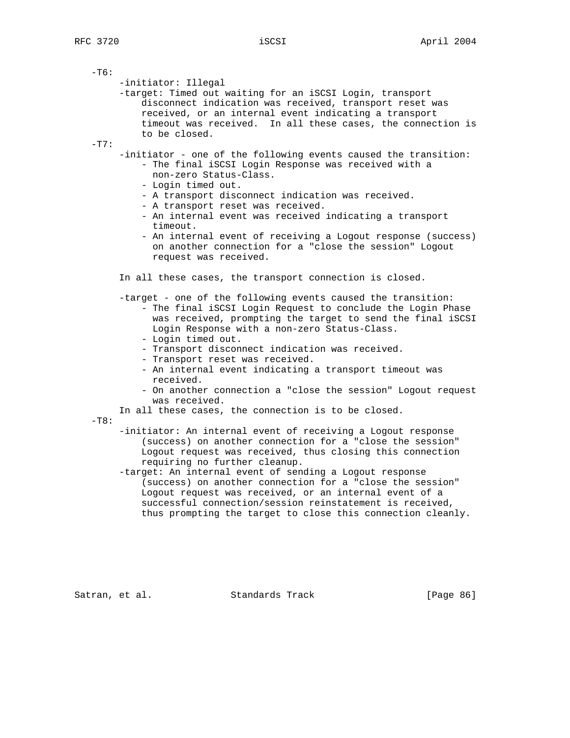-T6:

- -initiator: Illegal
- -target: Timed out waiting for an iSCSI Login, transport disconnect indication was received, transport reset was received, or an internal event indicating a transport timeout was received. In all these cases, the connection is to be closed.

-T7:

- -initiator - one of the following events caused the transition:
  - The final iSCSI Login Response was received with a non-zero Status-Class.
  - Login timed out.
  - A transport disconnect indication was received.
  - A transport reset was received.
  - An internal event was received indicating a transport timeout.
  - An internal event of receiving a Logout response (success) on another connection for a "close the session" Logout request was received.

  In all these cases, the transport connection is closed.

- -target - one of the following events caused the transition:
  - The final iSCSI Login Request to conclude the Login Phase was received, prompting the target to send the final iSCSI Login Response with a non-zero Status-Class.
  - Login timed out.
  - Transport disconnect indication was received.
  - Transport reset was received.
  - An internal event indicating a transport timeout was received.
  - On another connection a "close the session" Logout request was received.

  In all these cases, the connection is to be closed.

-T8:

- -initiator: An internal event of receiving a Logout response (success) on another connection for a "close the session" Logout request was received, thus closing this connection requiring no further cleanup.
- -target: An internal event of sending a Logout response (success) on another connection for a "close the session" Logout request was received, or an internal event of a successful connection/session reinstatement is received, thus prompting the target to close this connection cleanly.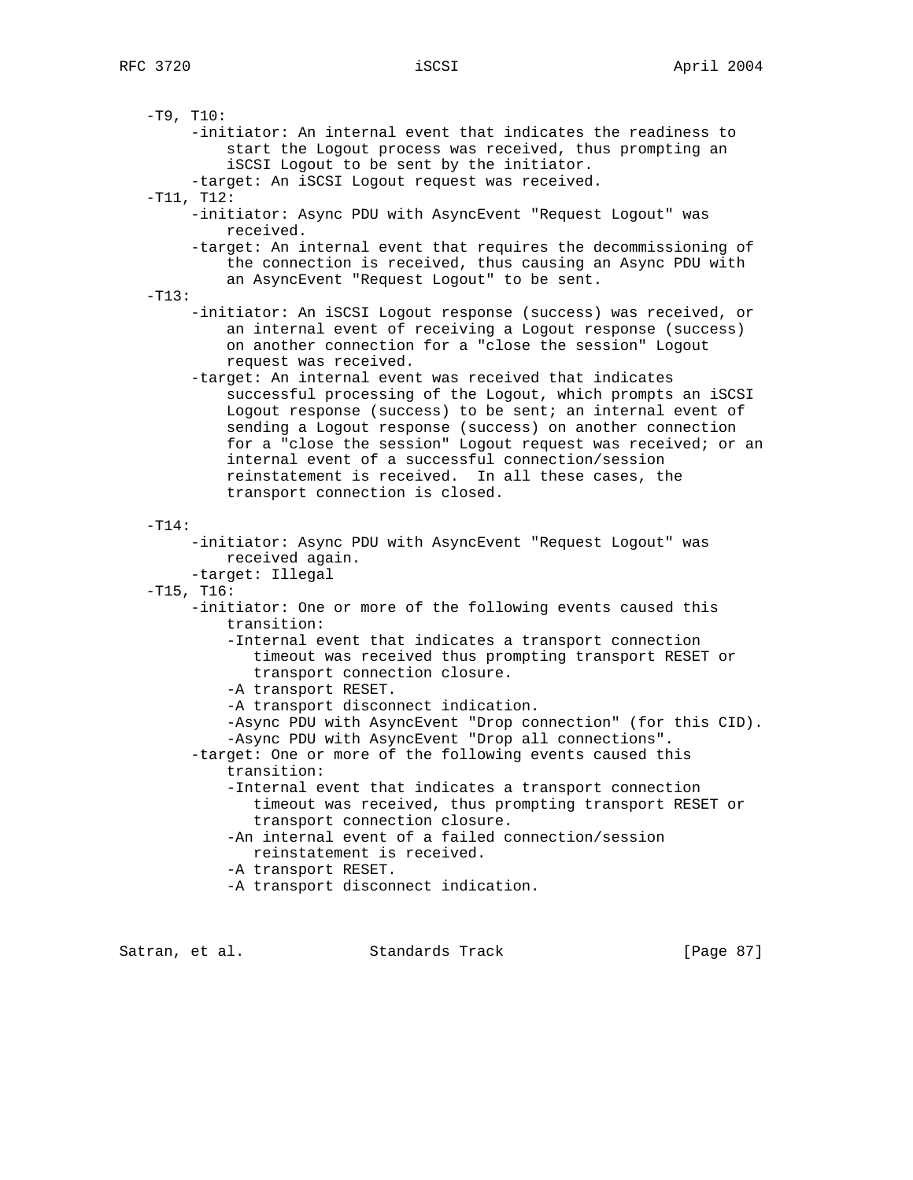-T9, T10:
- -initiator: An internal event that indicates the readiness to start the Logout process was received, thus prompting an iSCSI Logout to be sent by the initiator.
- -target: An iSCSI Logout request was received.

-T11, T12:
- -initiator: Async PDU with AsyncEvent "Request Logout" was received.
- -target: An internal event that requires the decommissioning of the connection is received, thus causing an Async PDU with an AsyncEvent "Request Logout" to be sent.

-T13:
- -initiator: An iSCSI Logout response (success) was received, or an internal event of receiving a Logout response (success) on another connection for a "close the session" Logout request was received.
- -target: An internal event was received that indicates successful processing of the Logout, which prompts an iSCSI Logout response (success) to be sent; an internal event of sending a Logout response (success) on another connection for a "close the session" Logout request was received; or an internal event of a successful connection/session reinstatement is received. In all these cases, the transport connection is closed.

-T14:
- -initiator: Async PDU with AsyncEvent "Request Logout" was received again.
- -target: Illegal

-T15, T16:
- -initiator: One or more of the following events caused this transition:
  - -Internal event that indicates a transport connection timeout was received thus prompting transport RESET or transport connection closure.
  - -A transport RESET.
  - -A transport disconnect indication.
  - -Async PDU with AsyncEvent "Drop connection" (for this CID).
  - -Async PDU with AsyncEvent "Drop all connections".
- -target: One or more of the following events caused this transition:
  - -Internal event that indicates a transport connection timeout was received, thus prompting transport RESET or transport connection closure.
  - -An internal event of a failed connection/session reinstatement is received.
  - -A transport RESET.
  - -A transport disconnect indication.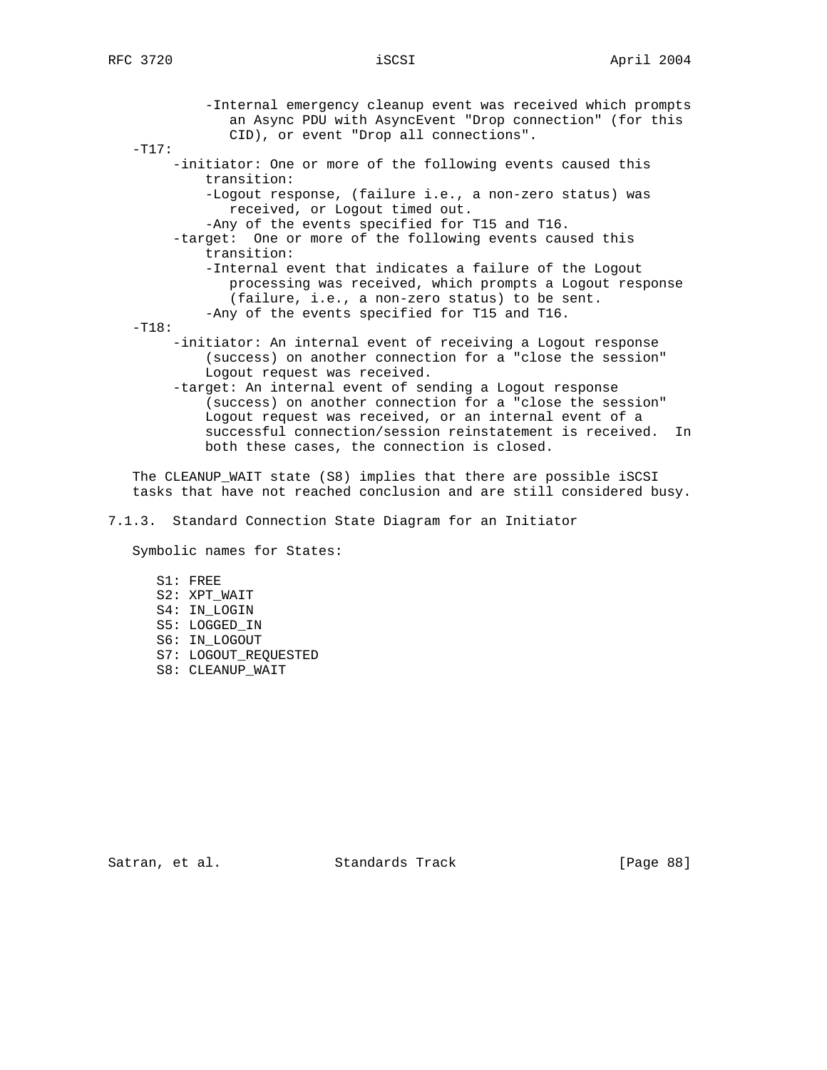-Internal emergency cleanup event was received which prompts an Async PDU with AsyncEvent "Drop connection" (for this CID), or event "Drop all connections".

- -T17:
  - -initiator: One or more of the following events caused this transition:
    - -Logout response, (failure i.e., a non-zero status) was received, or Logout timed out.
    - -Any of the events specified for T15 and T16.
  - -target: One or more of the following events caused this transition:
    - -Internal event that indicates a failure of the Logout processing was received, which prompts a Logout response (failure, i.e., a non-zero status) to be sent.
    - -Any of the events specified for T15 and T16.
- -T18:
  - -initiator: An internal event of receiving a Logout response (success) on another connection for a "close the session" Logout request was received.
  - -target: An internal event of sending a Logout response (success) on another connection for a "close the session" Logout request was received, or an internal event of a successful connection/session reinstatement is received. In both these cases, the connection is closed.

The CLEANUP_WAIT state (S8) implies that there are possible iSCSI tasks that have not reached conclusion and are still considered busy.

### 7.1.3. Standard Connection State Diagram for an Initiator

Symbolic names for States:

- S1: FREE
- S2: XPT_WAIT
- S4: IN_LOGIN
- S5: LOGGED_IN
- S6: IN_LOGOUT
- S7: LOGOUT_REQUESTED
- S8: CLEANUP_WAIT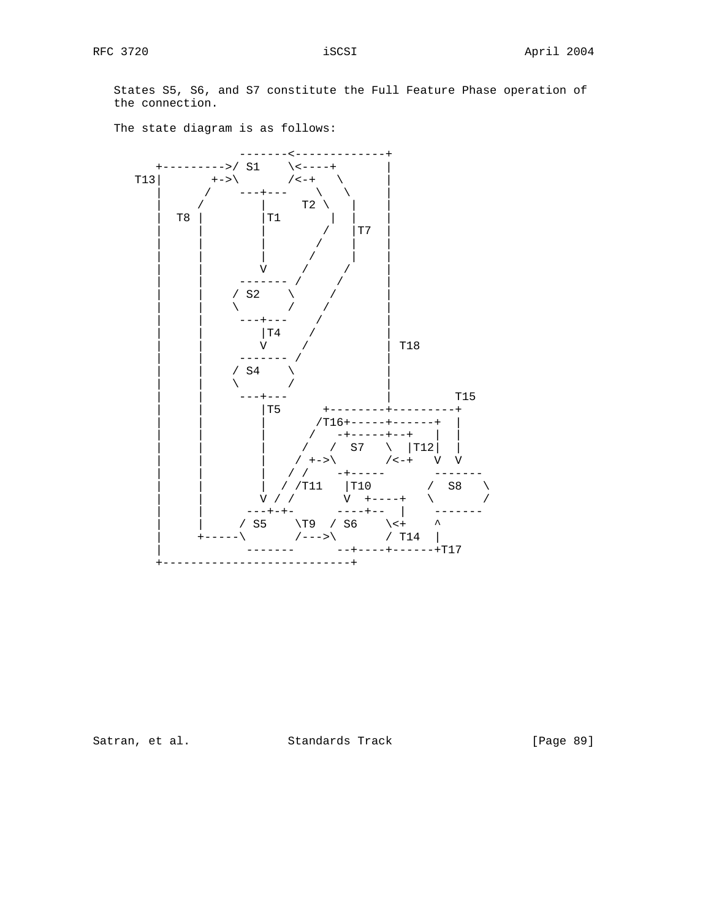States S5, S6, and S7 constitute the Full Feature Phase operation of the connection.

The state diagram is as follows:

```
               -------<-------------+
    +--------->/ S1    \<----+       |
 T13|       +->\       /<-+   \      |
    |      /    ---+---    \   \     |
    |     /        |     T2 \   |    |
    |  T8 |        |T1       |  |    |
    |     |        |        /   |T7  |
    |     |        |       /    |    |
    |     |        |      /     |    |
    |     |        V     /     /     |
    |     |     ------- /     /      |
    |     |    / S2    \     /       |
    |     |    \       /    /        |
    |     |     ---+---    /         |
    |     |        |T4    /          |
    |     |        V     /           | T18
    |     |     ------- /            |
    |     |    / S4    \             |
    |     |    \       /             |
    |     |     ---+---              |         T15
    |     |        |T5      +--------+---------+
    |     |        |       /T16+-----+------+  |
    |     |        |      /   -+-----+--+   |  |
    |     |        |     /   /  S7   \  |T12|  |
    |     |        |    / +->\       /<-+   V  V
    |     |        |   / /    -+-----       -------
    |     |        |  / /T11   |T10        /  S8   \
    |     |        V / /       V  +----+   \       /
    |     |      ---+-+-      ----+--  |    -------
    |     |     / S5    \T9  / S6    \<+    ^
    |     +-----\       /--->\       / T14  |
    |            -------      --+----+------+T17
    +---------------------------+
```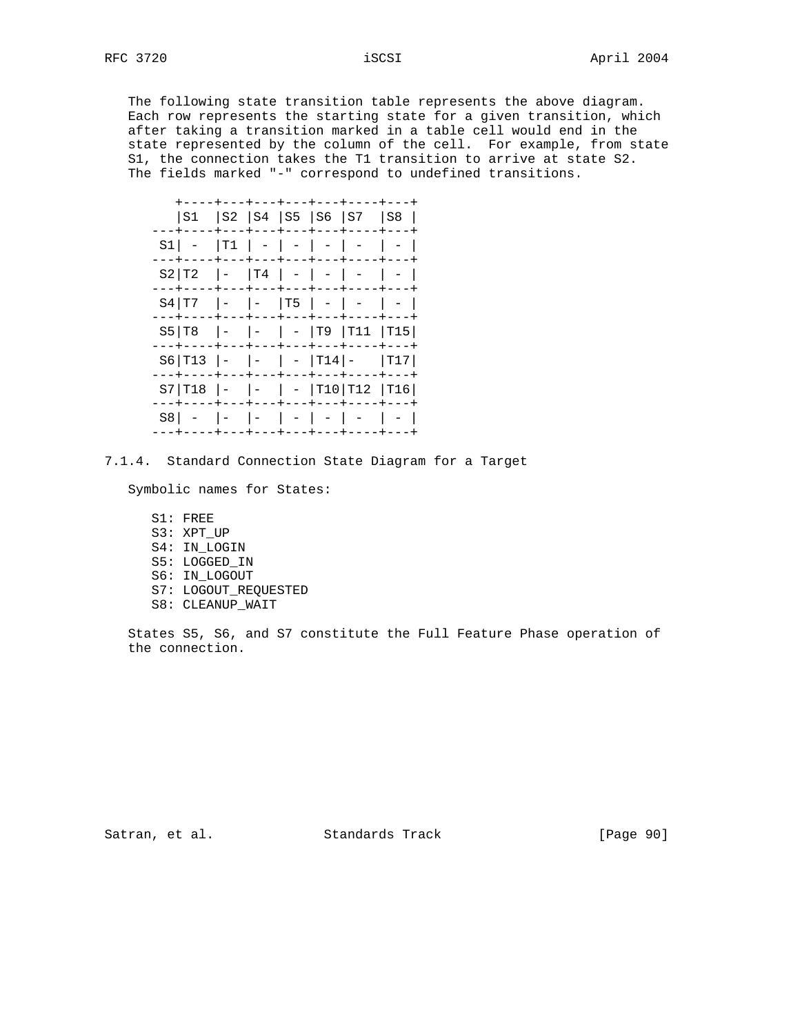The following state transition table represents the above diagram. Each row represents the starting state for a given transition, which after taking a transition marked in a table cell would end in the state represented by the column of the cell. For example, from state S1, the connection takes the T1 transition to arrive at state S2. The fields marked "-" correspond to undefined transitions.

| | S1 | S2 | S4 | S5 | S6 | S7 | S8 |
|---|---|---|---|---|---|---|---|
| S1 | - | T1 | - | - | - | - | - |
| S2 | T2 | - | T4 | - | - | - | - |
| S4 | T7 | - | - | T5 | - | - | - |
| S5 | T8 | - | - | - | T9 | T11 | T15 |
| S6 | T13 | - | - | - | T14 | - | T17 |
| S7 | T18 | - | - | - | T10 | T12 | T16 |
| S8 | - | - | - | - | - | - | - |

### 7.1.4. Standard Connection State Diagram for a Target

Symbolic names for States:

- S1: FREE
- S3: XPT_UP
- S4: IN_LOGIN
- S5: LOGGED_IN
- S6: IN_LOGOUT
- S7: LOGOUT_REQUESTED
- S8: CLEANUP_WAIT

States S5, S6, and S7 constitute the Full Feature Phase operation of the connection.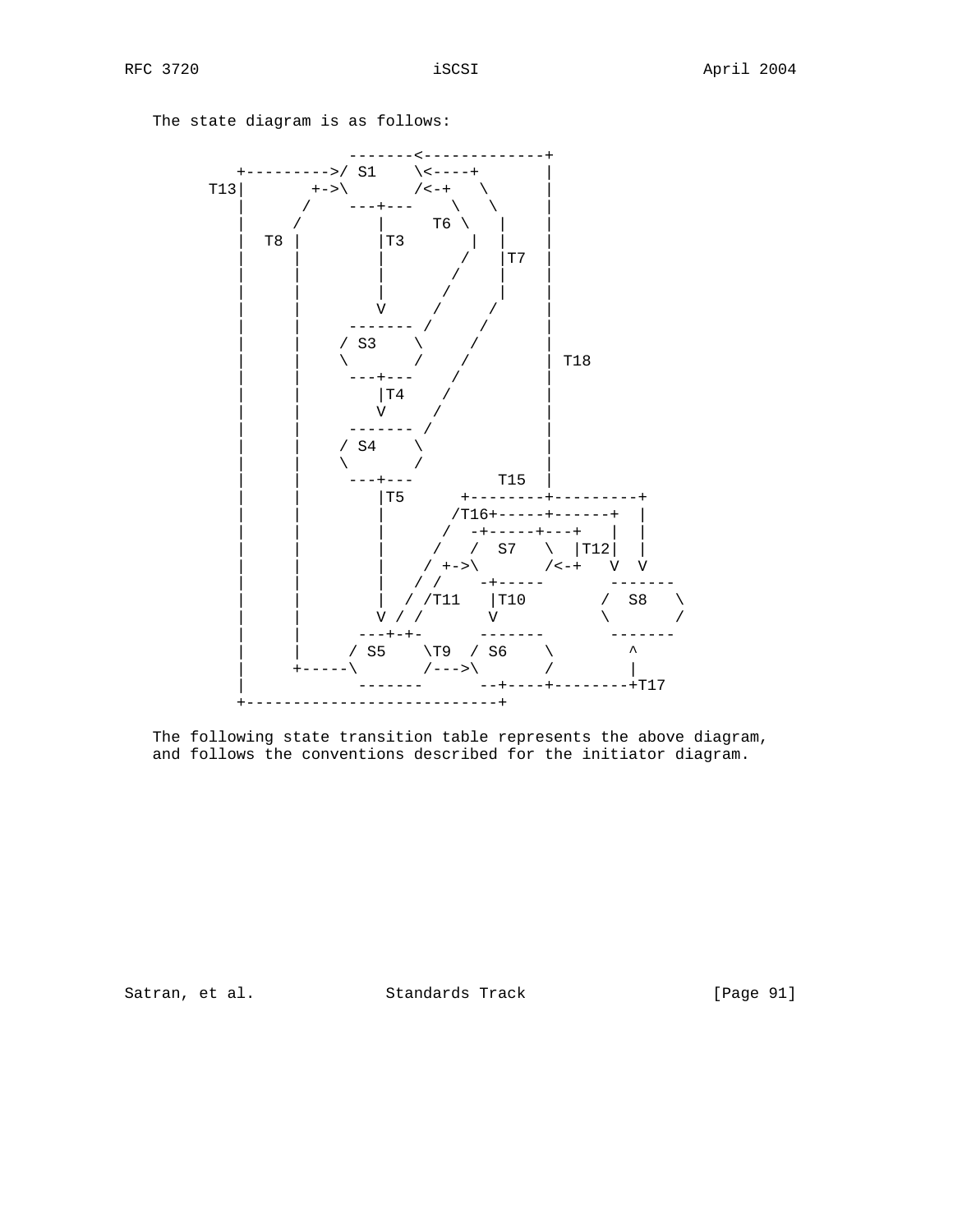The state diagram is as follows:

```
                    -------<-------------+
        +--------->/ S1    \<----+       |
     T13|       +->\       /<-+   \      |
        |      /    ---+---    \   \     |
        |     /        |     T6 \   |    |
        |  T8 |        |T3       |  |    |
        |     |        |        /   |T7  |
        |     |        |       /    |    |
        |     |        |      /     |    |
        |     |        V     /     /     |
        |     |     ------- /     /      |
        |     |    / S3    \     /       |
        |     |    \       /    /        | T18
        |     |     ---+---    /         |
        |     |        |T4    /          |
        |     |        V     /           |
        |     |     ------- /            |
        |     |    / S4    \             |
        |     |    \       /             |
        |     |     ---+---         T15  |
        |     |        |T5      +--------+---------+
        |     |        |       /T16+-----+------+  |
        |     |        |      /  -+-----+---+   |  |
        |     |        |     /   /  S7   \  |T12|  |
        |     |        |    / +->\       /<-+   V  V
        |     |        |   / /    -+-----       -------
        |     |        |  / /T11   |T10        /  S8   \
        |     |        V / /       V           \       /
        |     |      ---+-+-      -------       -------
        |     |     / S5    \T9  / S6    \        ^
        |     +-----\       /--->\       /        |
        |            -------      --+----+--------+T17
        +---------------------------+
```

The following state transition table represents the above diagram, and follows the conventions described for the initiator diagram.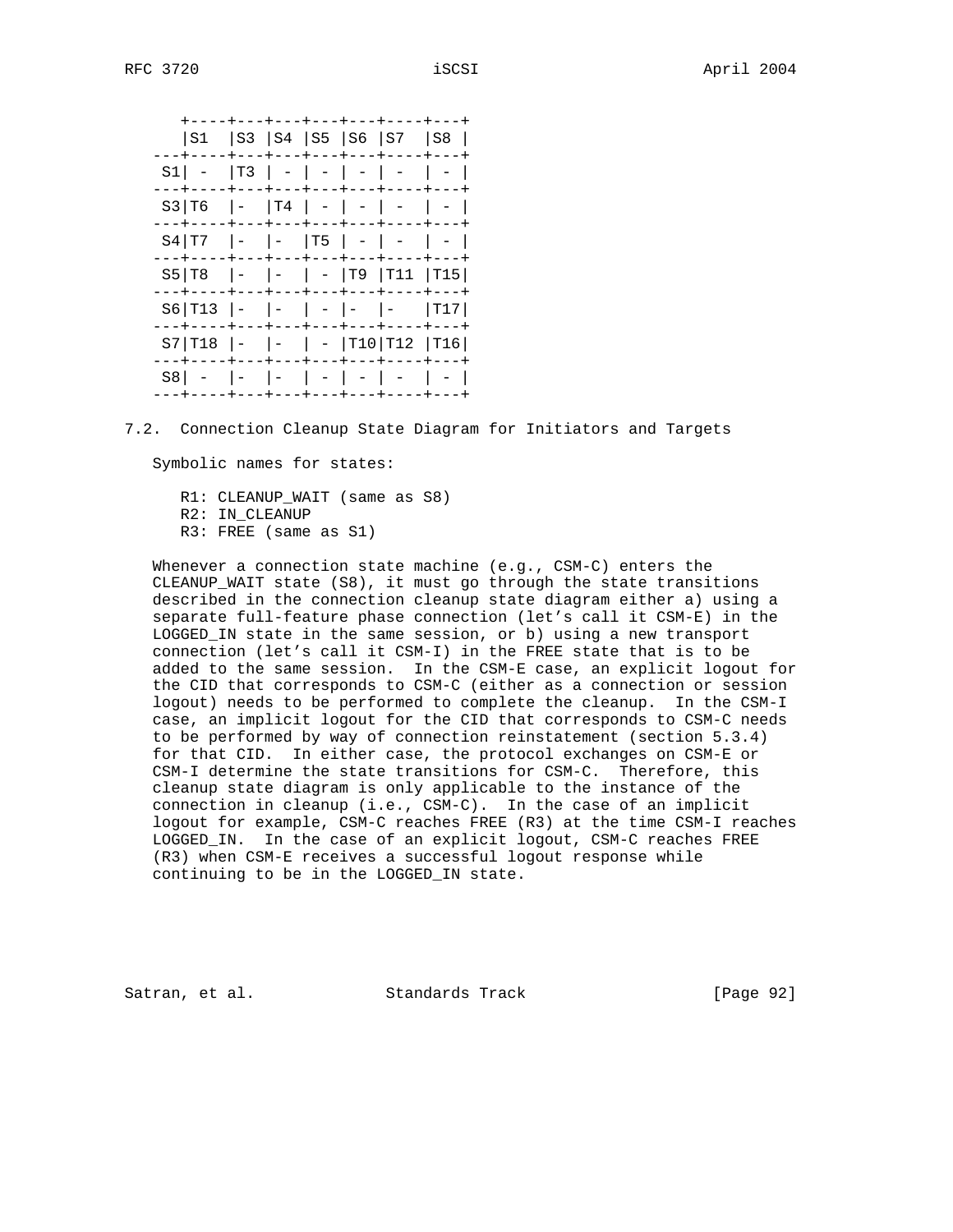|  | S1 | S3 | S4 | S5 | S6 | S7 | S8 |
|---|---|---|---|---|---|---|---|
| S1 | - | T3 | - | - | - | - | - |
| S3 | T6 | - | T4 | - | - | - | - |
| S4 | T7 | - | - | T5 | - | - | - |
| S5 | T8 | - | - | - | T9 | T11 | T15 |
| S6 | T13 | - | - | - | - | - | T17 |
| S7 | T18 | - | - | - | T10 | T12 | T16 |
| S8 | - | - | - | - | - | - | - |

## 7.2. Connection Cleanup State Diagram for Initiators and Targets

Symbolic names for states:

- R1: CLEANUP_WAIT (same as S8)
- R2: IN_CLEANUP
- R3: FREE (same as S1)

Whenever a connection state machine (e.g., CSM-C) enters the CLEANUP_WAIT state (S8), it must go through the state transitions described in the connection cleanup state diagram either a) using a separate full-feature phase connection (let's call it CSM-E) in the LOGGED_IN state in the same session, or b) using a new transport connection (let's call it CSM-I) in the FREE state that is to be added to the same session. In the CSM-E case, an explicit logout for the CID that corresponds to CSM-C (either as a connection or session logout) needs to be performed to complete the cleanup. In the CSM-I case, an implicit logout for the CID that corresponds to CSM-C needs to be performed by way of connection reinstatement (section 5.3.4) for that CID. In either case, the protocol exchanges on CSM-E or CSM-I determine the state transitions for CSM-C. Therefore, this cleanup state diagram is only applicable to the instance of the connection in cleanup (i.e., CSM-C). In the case of an implicit logout for example, CSM-C reaches FREE (R3) at the time CSM-I reaches LOGGED_IN. In the case of an explicit logout, CSM-C reaches FREE (R3) when CSM-E receives a successful logout response while continuing to be in the LOGGED_IN state.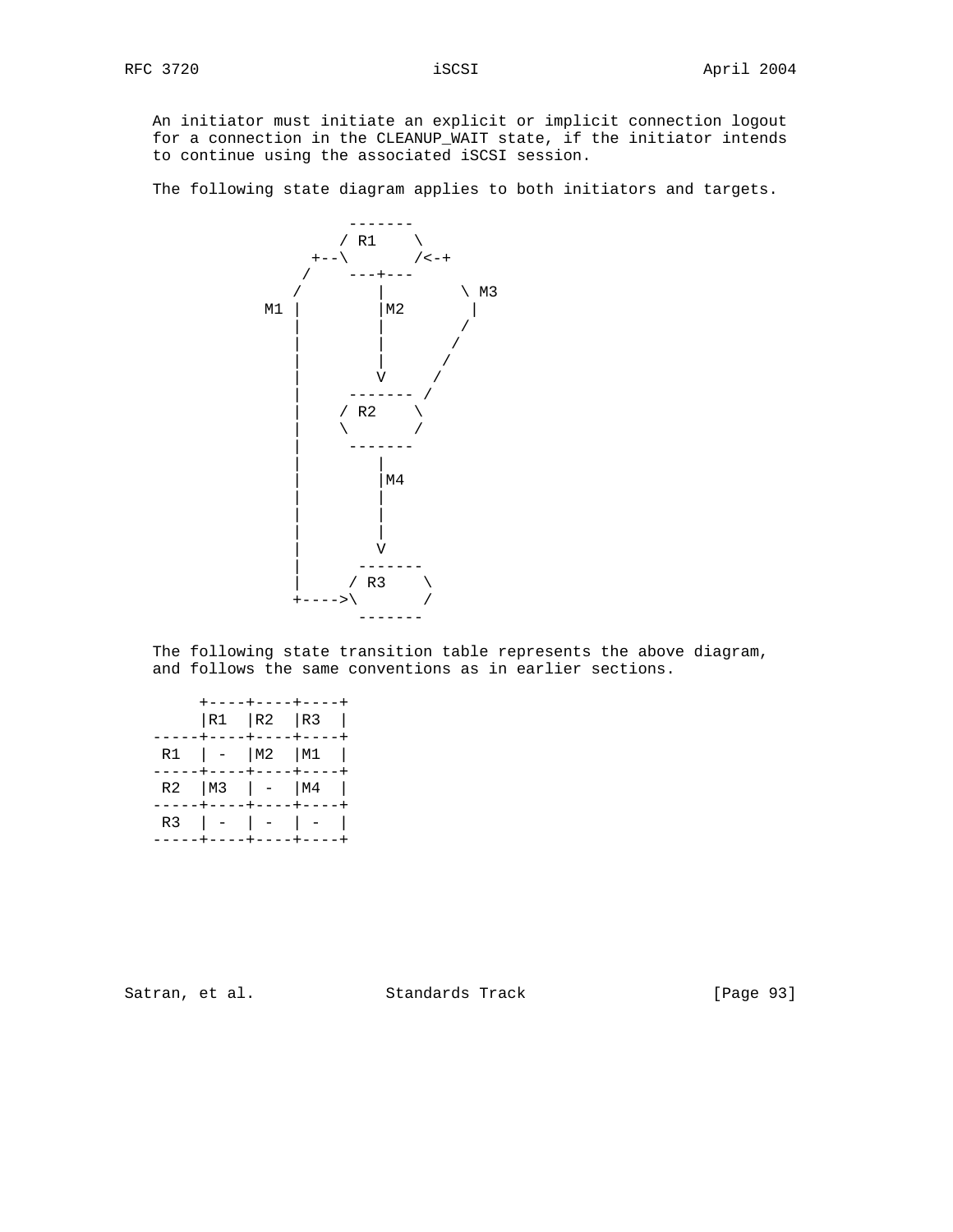An initiator must initiate an explicit or implicit connection logout for a connection in the CLEANUP_WAIT state, if the initiator intends to continue using the associated iSCSI session.

The following state diagram applies to both initiators and targets.

```
                    -------
                   / R1    \
                +--\       /<-+
               /    ---+---    \
              /        |        \ M3
          M1 |         |M2       |
             |         |        /
             |         |       /
             |         |      /
             |         V     /
             |      ------- /
             |     / R2    \
             |     \       /
             |      -------
             |         |
             |         |M4
             |         |
             |         |
             |         |
             |         V
             |       -------
             |      / R3    \
             +---->\       /
                     -------
```

The following state transition table represents the above diagram, and follows the same conventions as in earlier sections.

|    | R1 | R2 | R3 |
|----|----|----|----|
| R1 | -  | M2 | M1 |
| R2 | M3 | -  | M4 |
| R3 | -  | -  | -  |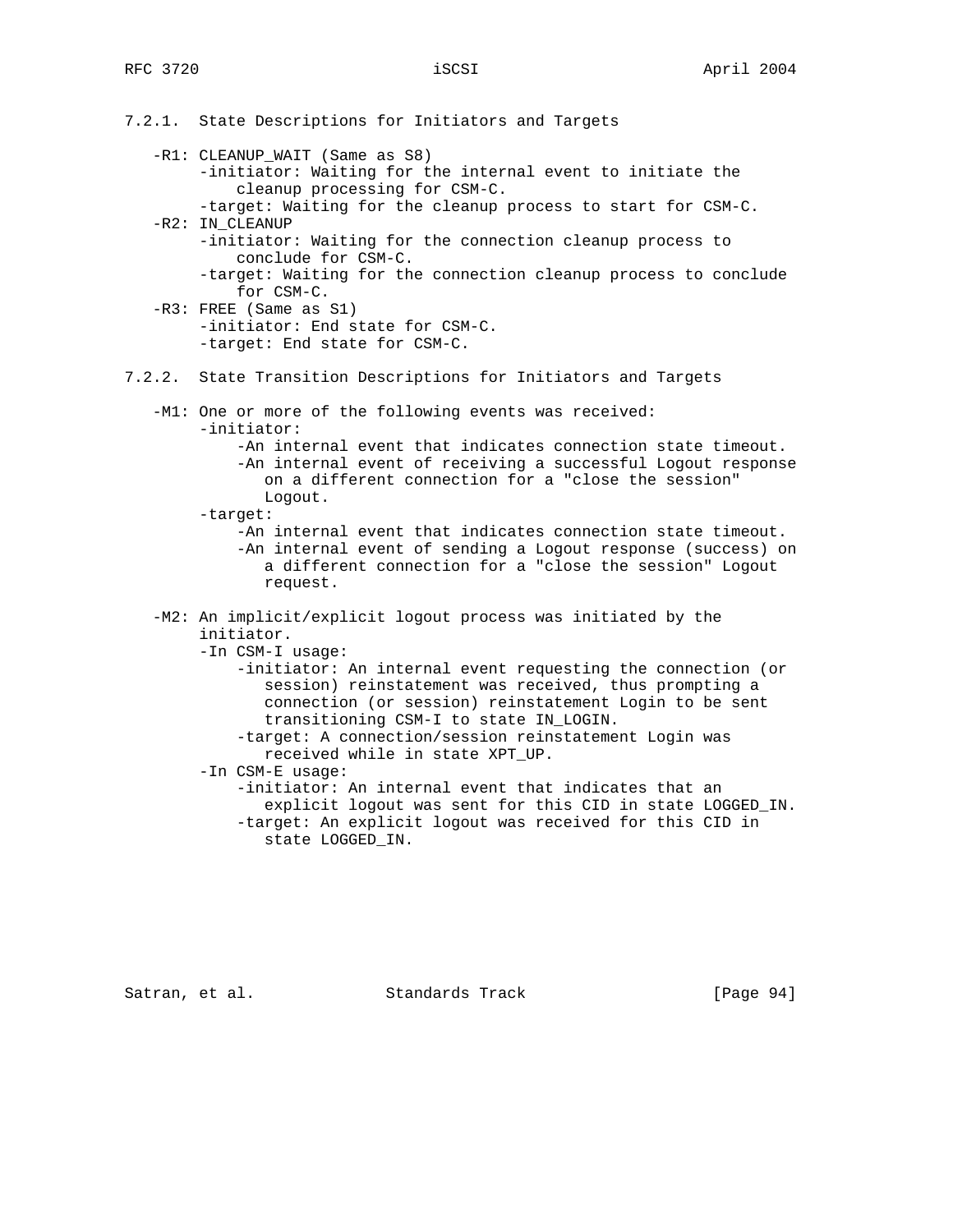### 7.2.1. State Descriptions for Initiators and Targets

- R1: CLEANUP_WAIT (Same as S8)
  - initiator: Waiting for the internal event to initiate the cleanup processing for CSM-C.
  - target: Waiting for the cleanup process to start for CSM-C.
- R2: IN_CLEANUP
  - initiator: Waiting for the connection cleanup process to conclude for CSM-C.
  - target: Waiting for the connection cleanup process to conclude for CSM-C.
- R3: FREE (Same as S1)
  - initiator: End state for CSM-C.
  - target: End state for CSM-C.

### 7.2.2. State Transition Descriptions for Initiators and Targets

- M1: One or more of the following events was received:
  - initiator:
    - An internal event that indicates connection state timeout.
    - An internal event of receiving a successful Logout response on a different connection for a "close the session" Logout.
  - target:
    - An internal event that indicates connection state timeout.
    - An internal event of sending a Logout response (success) on a different connection for a "close the session" Logout request.

- M2: An implicit/explicit logout process was initiated by the initiator.
  - In CSM-I usage:
    - initiator: An internal event requesting the connection (or session) reinstatement was received, thus prompting a connection (or session) reinstatement Login to be sent transitioning CSM-I to state IN_LOGIN.
    - target: A connection/session reinstatement Login was received while in state XPT_UP.
  - In CSM-E usage:
    - initiator: An internal event that indicates that an explicit logout was sent for this CID in state LOGGED_IN.
    - target: An explicit logout was received for this CID in state LOGGED_IN.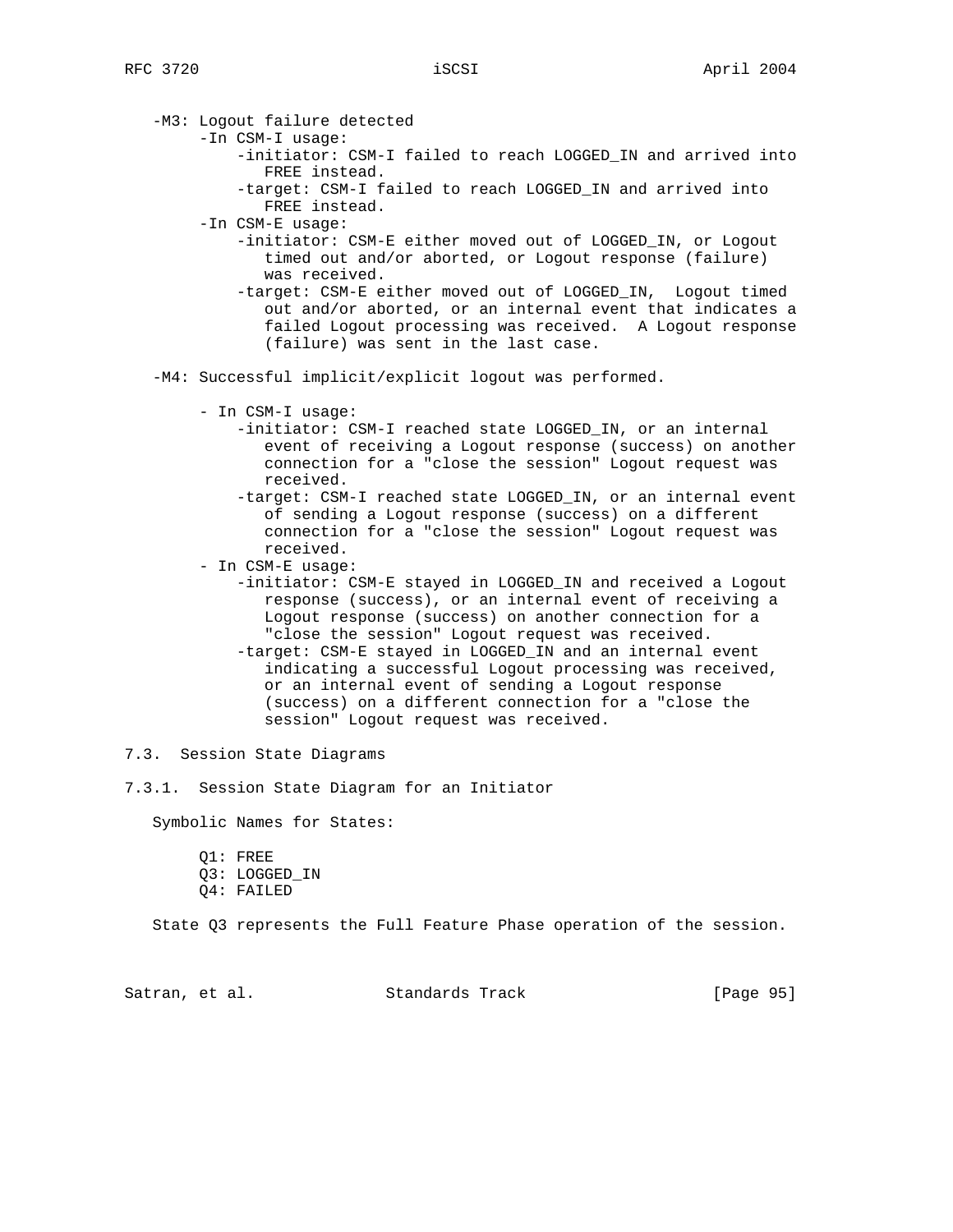-M3: Logout failure detected

- In CSM-I usage:
  - initiator: CSM-I failed to reach LOGGED_IN and arrived into FREE instead.
  - target: CSM-I failed to reach LOGGED_IN and arrived into FREE instead.
- In CSM-E usage:
  - initiator: CSM-E either moved out of LOGGED_IN, or Logout timed out and/or aborted, or Logout response (failure) was received.
  - target: CSM-E either moved out of LOGGED_IN, Logout timed out and/or aborted, or an internal event that indicates a failed Logout processing was received. A Logout response (failure) was sent in the last case.

-M4: Successful implicit/explicit logout was performed.

- In CSM-I usage:
  - initiator: CSM-I reached state LOGGED_IN, or an internal event of receiving a Logout response (success) on another connection for a "close the session" Logout request was received.
  - target: CSM-I reached state LOGGED_IN, or an internal event of sending a Logout response (success) on a different connection for a "close the session" Logout request was received.
- In CSM-E usage:
  - initiator: CSM-E stayed in LOGGED_IN and received a Logout response (success), or an internal event of receiving a Logout response (success) on another connection for a "close the session" Logout request was received.
  - target: CSM-E stayed in LOGGED_IN and an internal event indicating a successful Logout processing was received, or an internal event of sending a Logout response (success) on a different connection for a "close the session" Logout request was received.

## 7.3. Session State Diagrams

### 7.3.1. Session State Diagram for an Initiator

Symbolic Names for States:

Q1: FREE
Q3: LOGGED_IN
Q4: FAILED

State Q3 represents the Full Feature Phase operation of the session.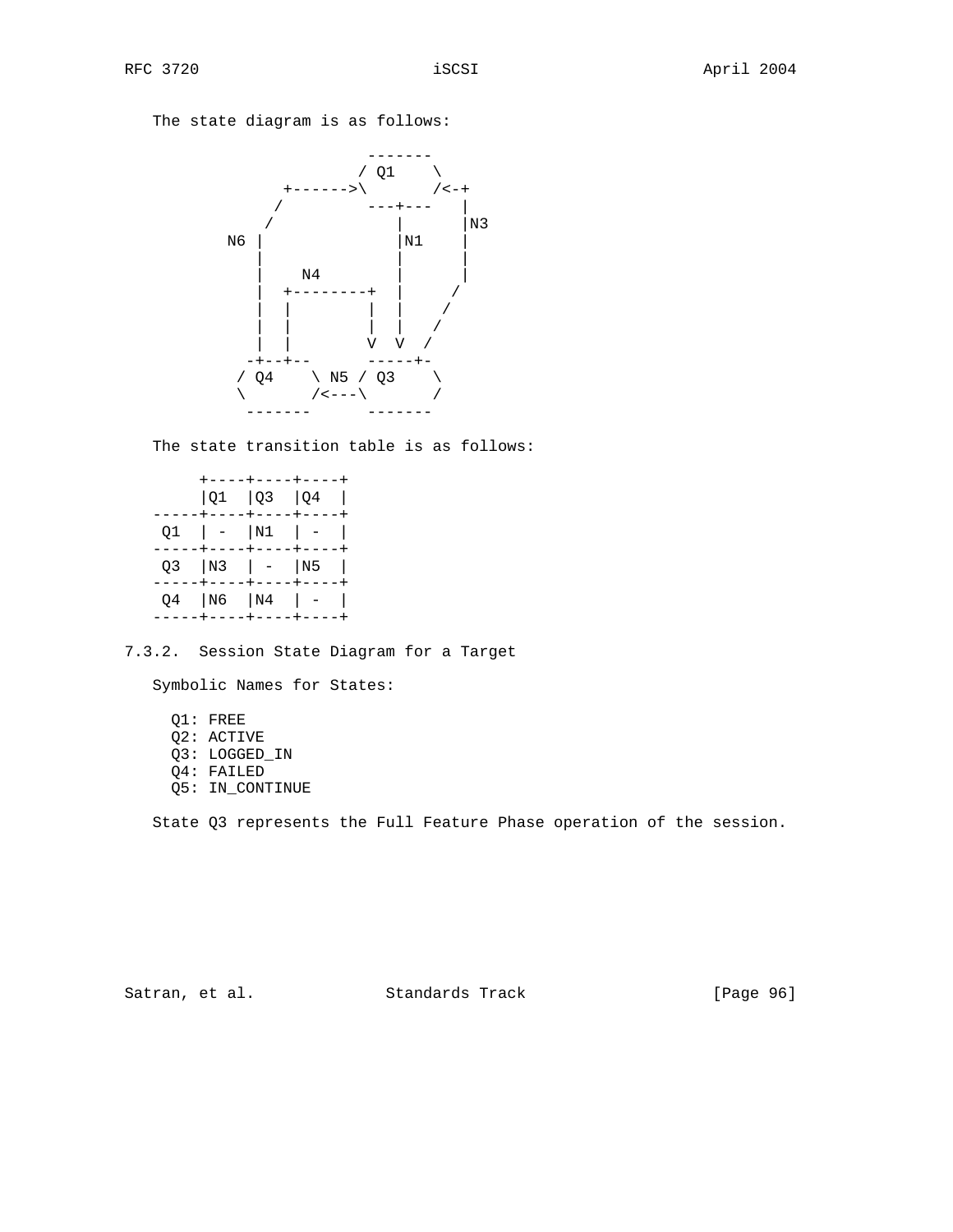The state diagram is as follows:

```
                     -------
                    / Q1    \
           +------>\       /<-+
          /         ---+---   |
         /             |      |N3
      N6 |             |N1    |
         |             |      |
         |    N4       |      |
         |  +--------+ |     /
         |  |        | |    /
         |  |        | |   /
         |  |        V V  /
        -+--+--       -----+-
       / Q4    \ N5 / Q3    \
       \       /<---\       /
        -------      -------
```

The state transition table is as follows:

```
     +----+----+----+
     |Q1  |Q3  |Q4  |
-----+----+----+----+
 Q1  | -  |N1  | -  |
-----+----+----+----+
 Q3  |N3  | -  |N5  |
-----+----+----+----+
 Q4  |N6  |N4  | -  |
-----+----+----+----+
```

### 7.3.2. Session State Diagram for a Target

Symbolic Names for States:

- Q1: FREE
- Q2: ACTIVE
- Q3: LOGGED_IN
- Q4: FAILED
- Q5: IN_CONTINUE

State Q3 represents the Full Feature Phase operation of the session.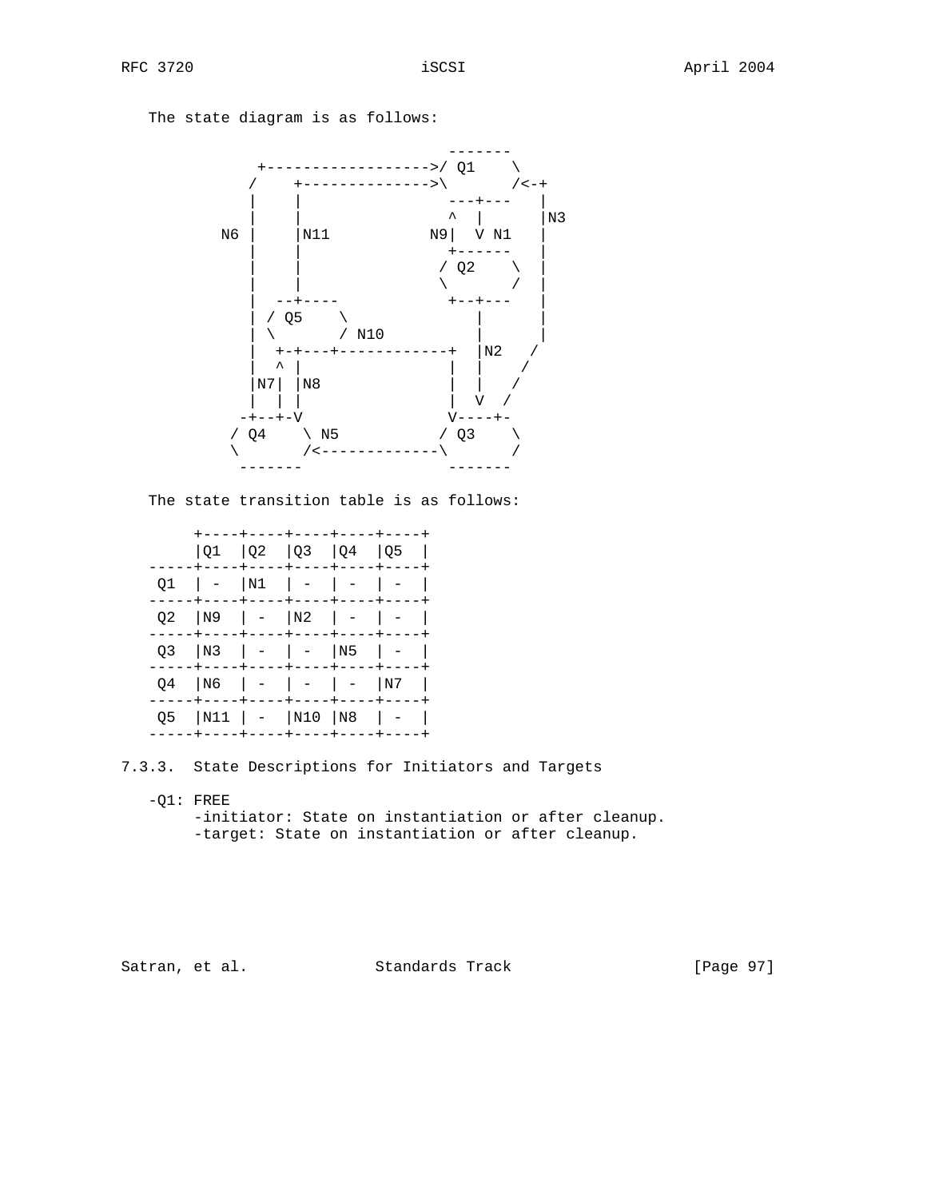The state diagram is as follows:

```
                                 -------
          +------------------>/ Q1    \
         /    +-------------->\       /<-+
        |     |                ---+---   |
        |     |                ^  |      |N3
     N6 |     |N11           N9|  V N1   |
        |     |                +------   |
        |     |               / Q2    \  |
        |     |               \       /  |
        |   --+----            +--+---   |
        | / Q5    \               |      |
        | \       / N10           |      |
        |  +-+---+------------+   |N2   /
        |  ^ |                |   |    /
        |N7| |N8              |   |   /
        |  | |                |   V  /
       -+--+-V                V----+-
      / Q4    \ N5           / Q3    \
      \       /<-------------\       /
       -------                -------
```

The state transition table is as follows:

|    | Q1  | Q2 | Q3  | Q4 | Q5 |
|----|-----|----|-----|----|----|
| Q1 | -   | N1 | -   | -  | -  |
| Q2 | N9  | -  | N2  | -  | -  |
| Q3 | N3  | -  | -   | N5 | -  |
| Q4 | N6  | -  | -   | -  | N7 |
| Q5 | N11 | -  | N10 | N8 | -  |

### 7.3.3. State Descriptions for Initiators and Targets

- -Q1: FREE
  - -initiator: State on instantiation or after cleanup.
  - -target: State on instantiation or after cleanup.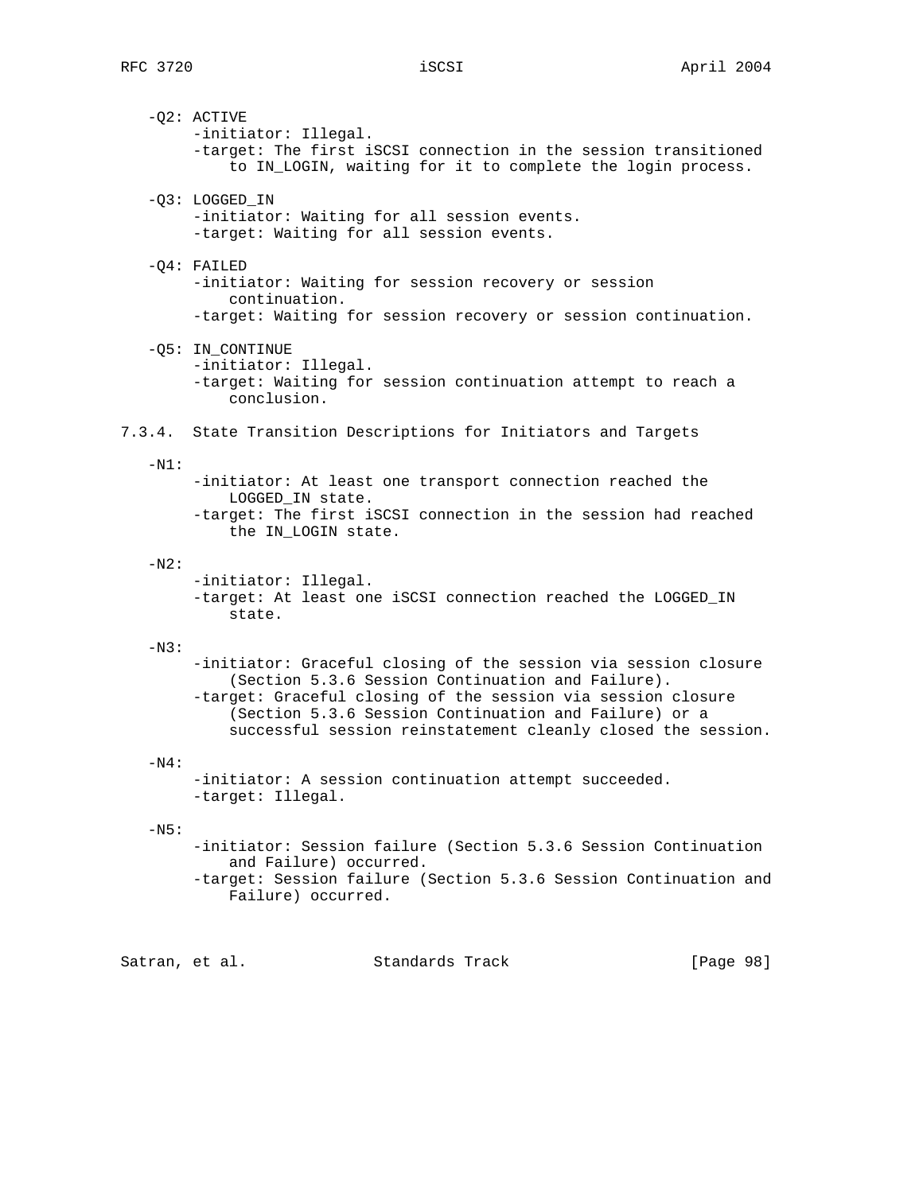- Q2: ACTIVE
  - initiator: Illegal.
  - target: The first iSCSI connection in the session transitioned to IN_LOGIN, waiting for it to complete the login process.

- Q3: LOGGED_IN
  - initiator: Waiting for all session events.
  - target: Waiting for all session events.

- Q4: FAILED
  - initiator: Waiting for session recovery or session continuation.
  - target: Waiting for session recovery or session continuation.

- Q5: IN_CONTINUE
  - initiator: Illegal.
  - target: Waiting for session continuation attempt to reach a conclusion.

### 7.3.4. State Transition Descriptions for Initiators and Targets

- N1:
  - initiator: At least one transport connection reached the LOGGED_IN state.
  - target: The first iSCSI connection in the session had reached the IN_LOGIN state.

- N2:
  - initiator: Illegal.
  - target: At least one iSCSI connection reached the LOGGED_IN state.

- N3:
  - initiator: Graceful closing of the session via session closure (Section 5.3.6 Session Continuation and Failure).
  - target: Graceful closing of the session via session closure (Section 5.3.6 Session Continuation and Failure) or a successful session reinstatement cleanly closed the session.

- N4:
  - initiator: A session continuation attempt succeeded.
  - target: Illegal.

- N5:
  - initiator: Session failure (Section 5.3.6 Session Continuation and Failure) occurred.
  - target: Session failure (Section 5.3.6 Session Continuation and Failure) occurred.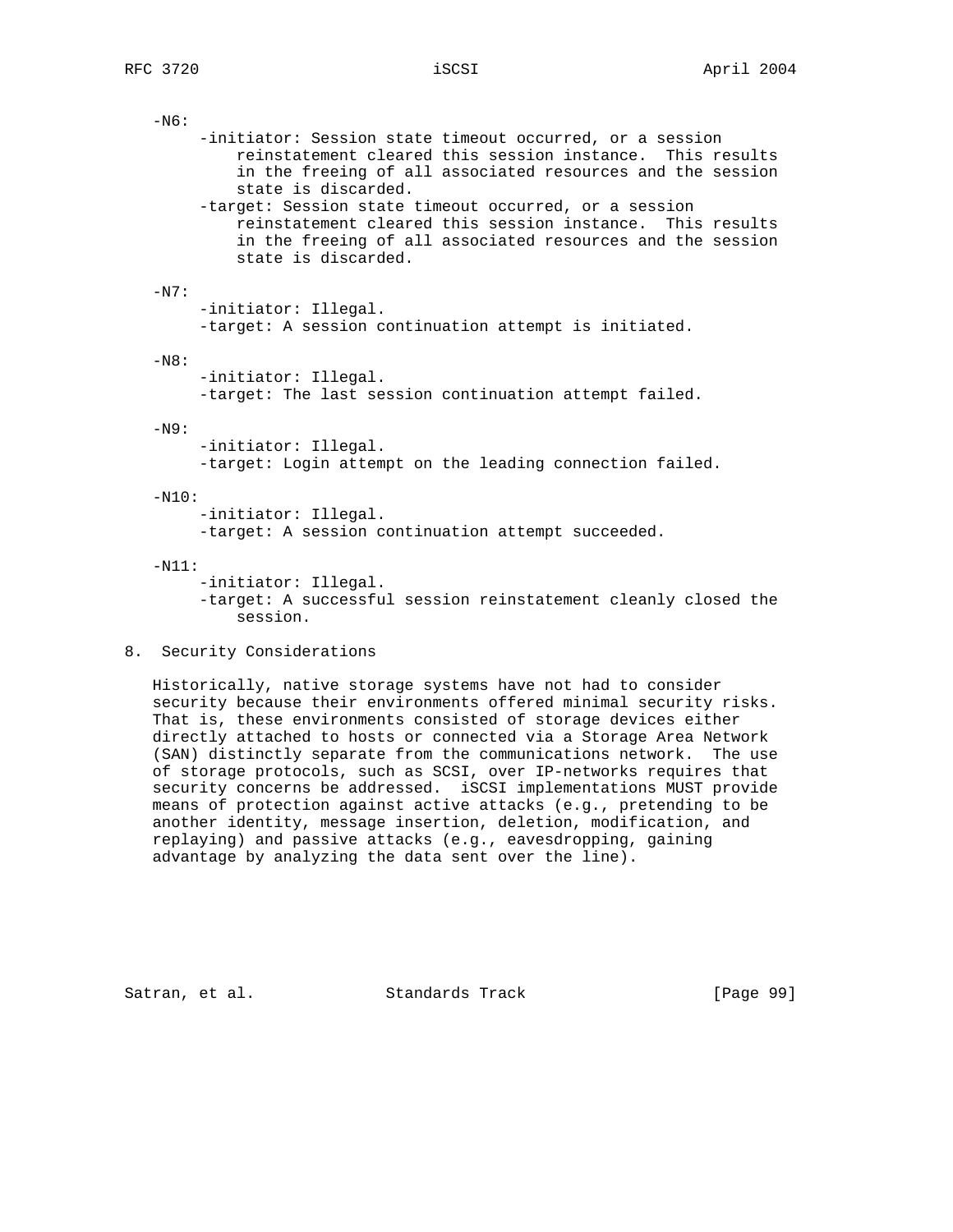-N6:

- -initiator: Session state timeout occurred, or a session reinstatement cleared this session instance. This results in the freeing of all associated resources and the session state is discarded.
- -target: Session state timeout occurred, or a session reinstatement cleared this session instance. This results in the freeing of all associated resources and the session state is discarded.

-N7:

- -initiator: Illegal.
- -target: A session continuation attempt is initiated.

-N8:

- -initiator: Illegal.
- -target: The last session continuation attempt failed.

-N9:

- -initiator: Illegal.
- -target: Login attempt on the leading connection failed.

-N10:

- -initiator: Illegal.
- -target: A session continuation attempt succeeded.

-N11:

- -initiator: Illegal.
- -target: A successful session reinstatement cleanly closed the session.

# 8. Security Considerations

Historically, native storage systems have not had to consider security because their environments offered minimal security risks. That is, these environments consisted of storage devices either directly attached to hosts or connected via a Storage Area Network (SAN) distinctly separate from the communications network. The use of storage protocols, such as SCSI, over IP-networks requires that security concerns be addressed. iSCSI implementations MUST provide means of protection against active attacks (e.g., pretending to be another identity, message insertion, deletion, modification, and replaying) and passive attacks (e.g., eavesdropping, gaining advantage by analyzing the data sent over the line).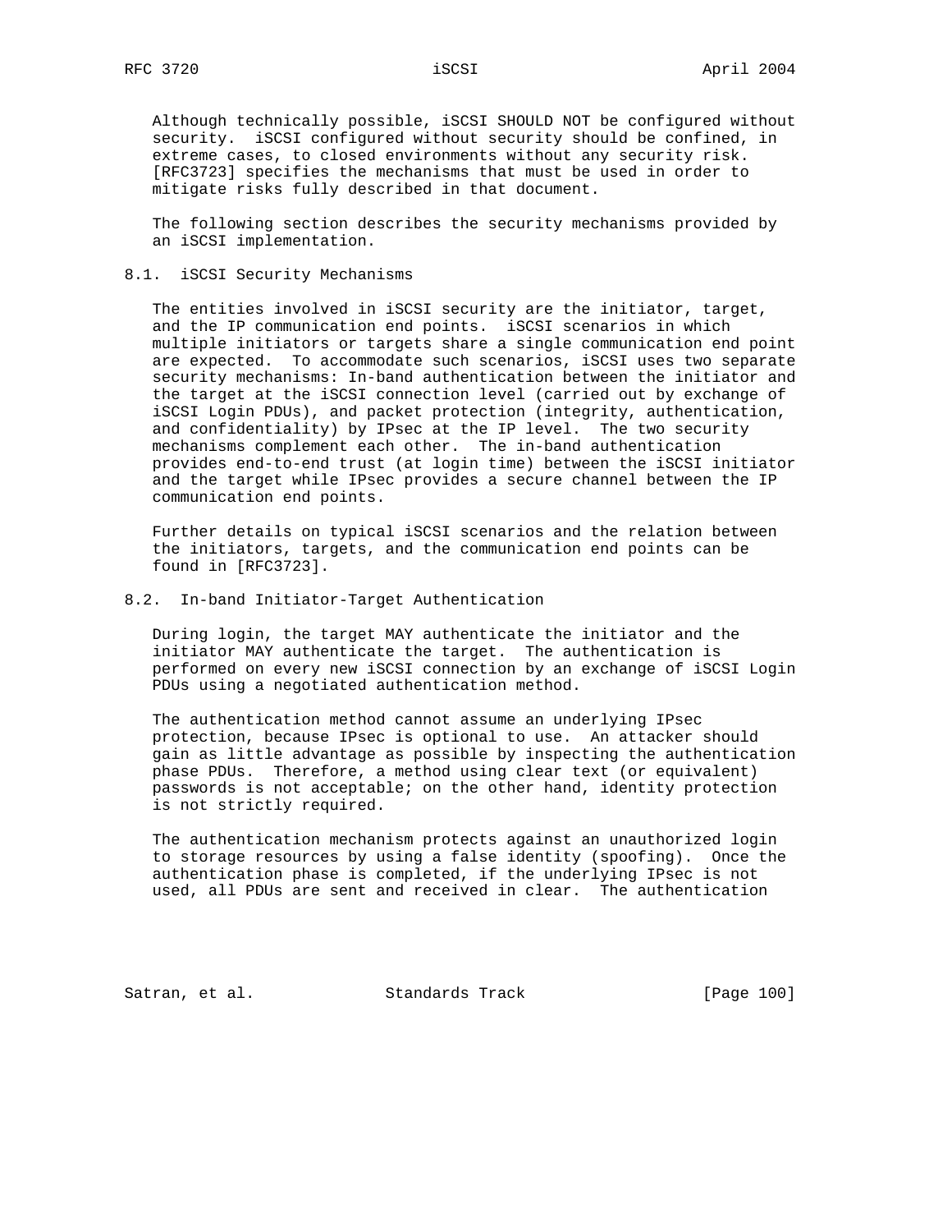Although technically possible, iSCSI SHOULD NOT be configured without security. iSCSI configured without security should be confined, in extreme cases, to closed environments without any security risk. [RFC3723] specifies the mechanisms that must be used in order to mitigate risks fully described in that document.

The following section describes the security mechanisms provided by an iSCSI implementation.

## 8.1. iSCSI Security Mechanisms

The entities involved in iSCSI security are the initiator, target, and the IP communication end points. iSCSI scenarios in which multiple initiators or targets share a single communication end point are expected. To accommodate such scenarios, iSCSI uses two separate security mechanisms: In-band authentication between the initiator and the target at the iSCSI connection level (carried out by exchange of iSCSI Login PDUs), and packet protection (integrity, authentication, and confidentiality) by IPsec at the IP level. The two security mechanisms complement each other. The in-band authentication provides end-to-end trust (at login time) between the iSCSI initiator and the target while IPsec provides a secure channel between the IP communication end points.

Further details on typical iSCSI scenarios and the relation between the initiators, targets, and the communication end points can be found in [RFC3723].

## 8.2. In-band Initiator-Target Authentication

During login, the target MAY authenticate the initiator and the initiator MAY authenticate the target. The authentication is performed on every new iSCSI connection by an exchange of iSCSI Login PDUs using a negotiated authentication method.

The authentication method cannot assume an underlying IPsec protection, because IPsec is optional to use. An attacker should gain as little advantage as possible by inspecting the authentication phase PDUs. Therefore, a method using clear text (or equivalent) passwords is not acceptable; on the other hand, identity protection is not strictly required.

The authentication mechanism protects against an unauthorized login to storage resources by using a false identity (spoofing). Once the authentication phase is completed, if the underlying IPsec is not used, all PDUs are sent and received in clear. The authentication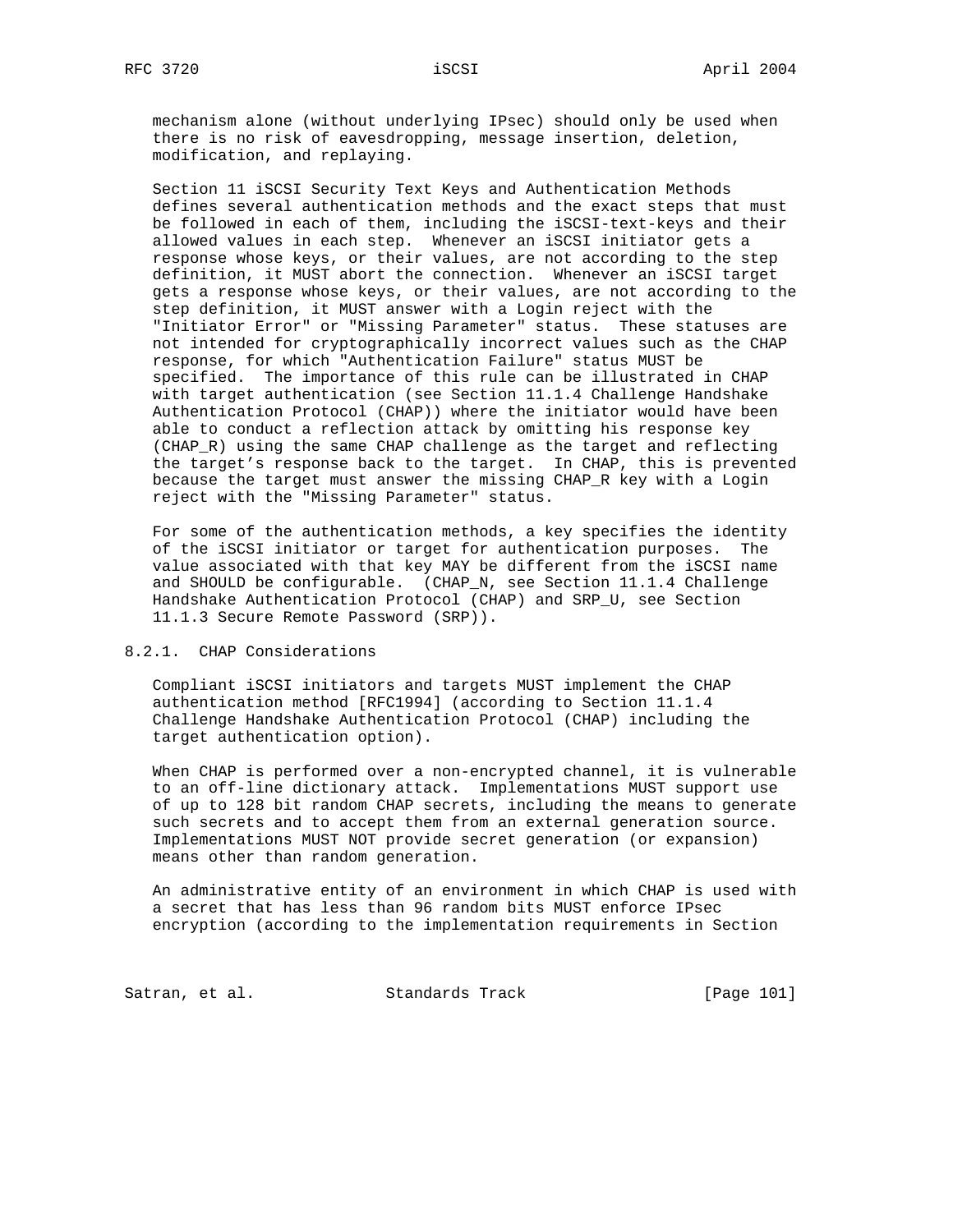mechanism alone (without underlying IPsec) should only be used when there is no risk of eavesdropping, message insertion, deletion, modification, and replaying.

Section 11 iSCSI Security Text Keys and Authentication Methods defines several authentication methods and the exact steps that must be followed in each of them, including the iSCSI-text-keys and their allowed values in each step. Whenever an iSCSI initiator gets a response whose keys, or their values, are not according to the step definition, it MUST abort the connection. Whenever an iSCSI target gets a response whose keys, or their values, are not according to the step definition, it MUST answer with a Login reject with the "Initiator Error" or "Missing Parameter" status. These statuses are not intended for cryptographically incorrect values such as the CHAP response, for which "Authentication Failure" status MUST be specified. The importance of this rule can be illustrated in CHAP with target authentication (see Section 11.1.4 Challenge Handshake Authentication Protocol (CHAP)) where the initiator would have been able to conduct a reflection attack by omitting his response key (CHAP_R) using the same CHAP challenge as the target and reflecting the target's response back to the target. In CHAP, this is prevented because the target must answer the missing CHAP_R key with a Login reject with the "Missing Parameter" status.

For some of the authentication methods, a key specifies the identity of the iSCSI initiator or target for authentication purposes. The value associated with that key MAY be different from the iSCSI name and SHOULD be configurable. (CHAP_N, see Section 11.1.4 Challenge Handshake Authentication Protocol (CHAP) and SRP_U, see Section 11.1.3 Secure Remote Password (SRP)).

### 8.2.1. CHAP Considerations

Compliant iSCSI initiators and targets MUST implement the CHAP authentication method [RFC1994] (according to Section 11.1.4 Challenge Handshake Authentication Protocol (CHAP) including the target authentication option).

When CHAP is performed over a non-encrypted channel, it is vulnerable to an off-line dictionary attack. Implementations MUST support use of up to 128 bit random CHAP secrets, including the means to generate such secrets and to accept them from an external generation source. Implementations MUST NOT provide secret generation (or expansion) means other than random generation.

An administrative entity of an environment in which CHAP is used with a secret that has less than 96 random bits MUST enforce IPsec encryption (according to the implementation requirements in Section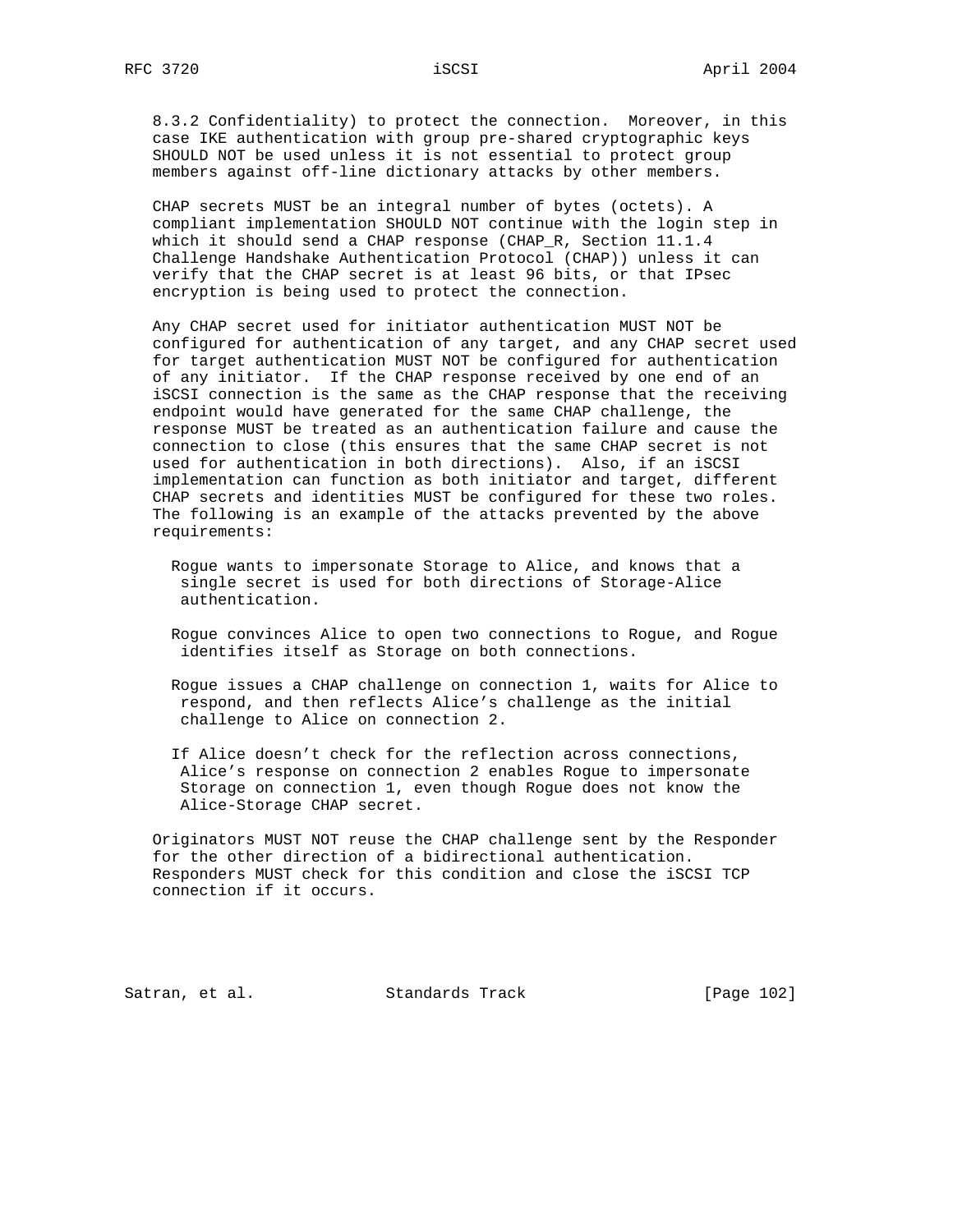8.3.2 Confidentiality) to protect the connection. Moreover, in this case IKE authentication with group pre-shared cryptographic keys SHOULD NOT be used unless it is not essential to protect group members against off-line dictionary attacks by other members.

CHAP secrets MUST be an integral number of bytes (octets). A compliant implementation SHOULD NOT continue with the login step in which it should send a CHAP response (CHAP_R, Section 11.1.4 Challenge Handshake Authentication Protocol (CHAP)) unless it can verify that the CHAP secret is at least 96 bits, or that IPsec encryption is being used to protect the connection.

Any CHAP secret used for initiator authentication MUST NOT be configured for authentication of any target, and any CHAP secret used for target authentication MUST NOT be configured for authentication of any initiator. If the CHAP response received by one end of an iSCSI connection is the same as the CHAP response that the receiving endpoint would have generated for the same CHAP challenge, the response MUST be treated as an authentication failure and cause the connection to close (this ensures that the same CHAP secret is not used for authentication in both directions). Also, if an iSCSI implementation can function as both initiator and target, different CHAP secrets and identities MUST be configured for these two roles. The following is an example of the attacks prevented by the above requirements:

Rogue wants to impersonate Storage to Alice, and knows that a single secret is used for both directions of Storage-Alice authentication.

Rogue convinces Alice to open two connections to Rogue, and Rogue identifies itself as Storage on both connections.

Rogue issues a CHAP challenge on connection 1, waits for Alice to respond, and then reflects Alice's challenge as the initial challenge to Alice on connection 2.

If Alice doesn't check for the reflection across connections, Alice's response on connection 2 enables Rogue to impersonate Storage on connection 1, even though Rogue does not know the Alice-Storage CHAP secret.

Originators MUST NOT reuse the CHAP challenge sent by the Responder for the other direction of a bidirectional authentication. Responders MUST check for this condition and close the iSCSI TCP connection if it occurs.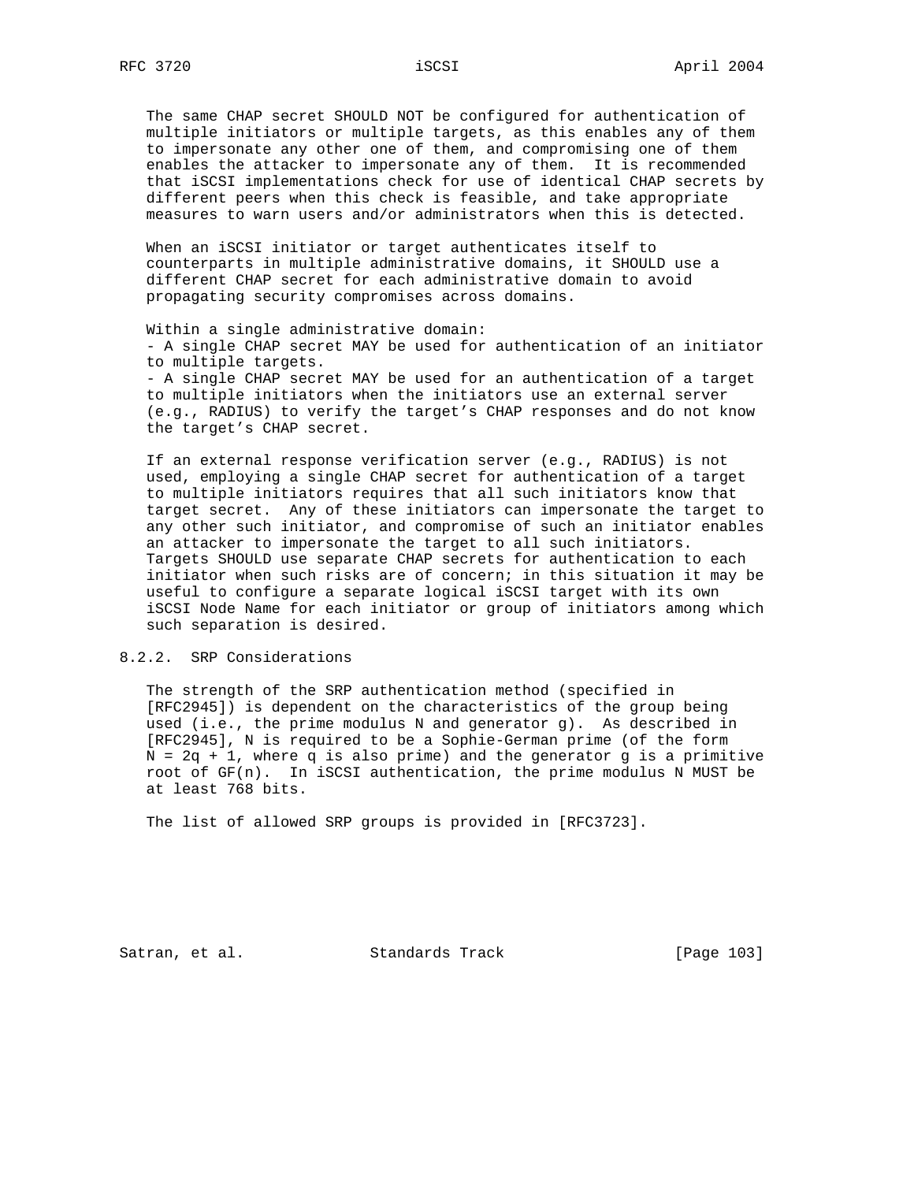The same CHAP secret SHOULD NOT be configured for authentication of multiple initiators or multiple targets, as this enables any of them to impersonate any other one of them, and compromising one of them enables the attacker to impersonate any of them. It is recommended that iSCSI implementations check for use of identical CHAP secrets by different peers when this check is feasible, and take appropriate measures to warn users and/or administrators when this is detected.

When an iSCSI initiator or target authenticates itself to counterparts in multiple administrative domains, it SHOULD use a different CHAP secret for each administrative domain to avoid propagating security compromises across domains.

Within a single administrative domain:

- A single CHAP secret MAY be used for authentication of an initiator to multiple targets.
- A single CHAP secret MAY be used for an authentication of a target to multiple initiators when the initiators use an external server (e.g., RADIUS) to verify the target's CHAP responses and do not know the target's CHAP secret.

If an external response verification server (e.g., RADIUS) is not used, employing a single CHAP secret for authentication of a target to multiple initiators requires that all such initiators know that target secret. Any of these initiators can impersonate the target to any other such initiator, and compromise of such an initiator enables an attacker to impersonate the target to all such initiators. Targets SHOULD use separate CHAP secrets for authentication to each initiator when such risks are of concern; in this situation it may be useful to configure a separate logical iSCSI target with its own iSCSI Node Name for each initiator or group of initiators among which such separation is desired.

### 8.2.2. SRP Considerations

The strength of the SRP authentication method (specified in [RFC2945]) is dependent on the characteristics of the group being used (i.e., the prime modulus N and generator g). As described in [RFC2945], N is required to be a Sophie-German prime (of the form $N = 2q + 1$, where q is also prime) and the generator g is a primitive root of GF(n). In iSCSI authentication, the prime modulus N MUST be at least 768 bits.

The list of allowed SRP groups is provided in [RFC3723].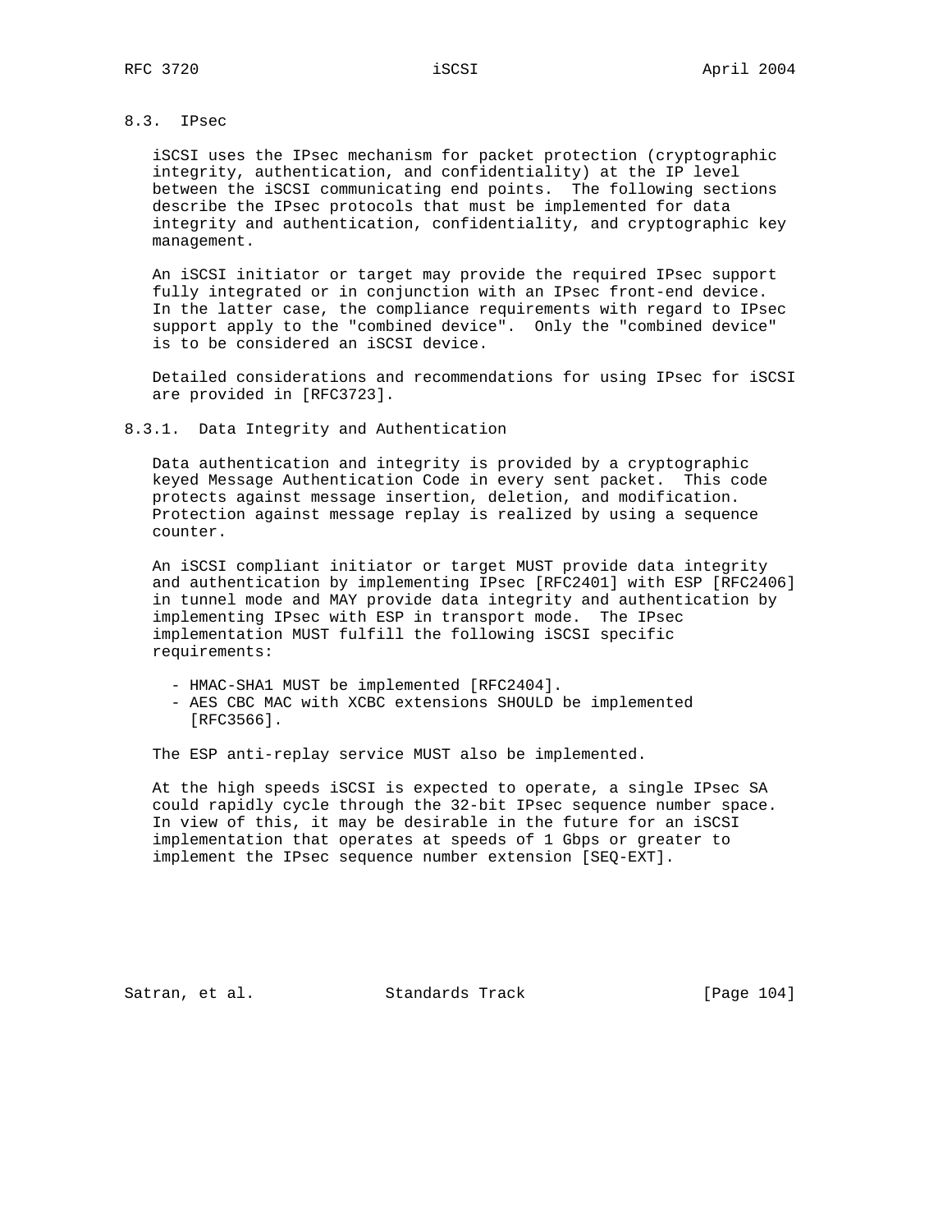## 8.3. IPsec

iSCSI uses the IPsec mechanism for packet protection (cryptographic integrity, authentication, and confidentiality) at the IP level between the iSCSI communicating end points. The following sections describe the IPsec protocols that must be implemented for data integrity and authentication, confidentiality, and cryptographic key management.

An iSCSI initiator or target may provide the required IPsec support fully integrated or in conjunction with an IPsec front-end device. In the latter case, the compliance requirements with regard to IPsec support apply to the "combined device". Only the "combined device" is to be considered an iSCSI device.

Detailed considerations and recommendations for using IPsec for iSCSI are provided in [RFC3723].

### 8.3.1. Data Integrity and Authentication

Data authentication and integrity is provided by a cryptographic keyed Message Authentication Code in every sent packet. This code protects against message insertion, deletion, and modification. Protection against message replay is realized by using a sequence counter.

An iSCSI compliant initiator or target MUST provide data integrity and authentication by implementing IPsec [RFC2401] with ESP [RFC2406] in tunnel mode and MAY provide data integrity and authentication by implementing IPsec with ESP in transport mode. The IPsec implementation MUST fulfill the following iSCSI specific requirements:

- HMAC-SHA1 MUST be implemented [RFC2404].
- AES CBC MAC with XCBC extensions SHOULD be implemented [RFC3566].

The ESP anti-replay service MUST also be implemented.

At the high speeds iSCSI is expected to operate, a single IPsec SA could rapidly cycle through the 32-bit IPsec sequence number space. In view of this, it may be desirable in the future for an iSCSI implementation that operates at speeds of 1 Gbps or greater to implement the IPsec sequence number extension [SEQ-EXT].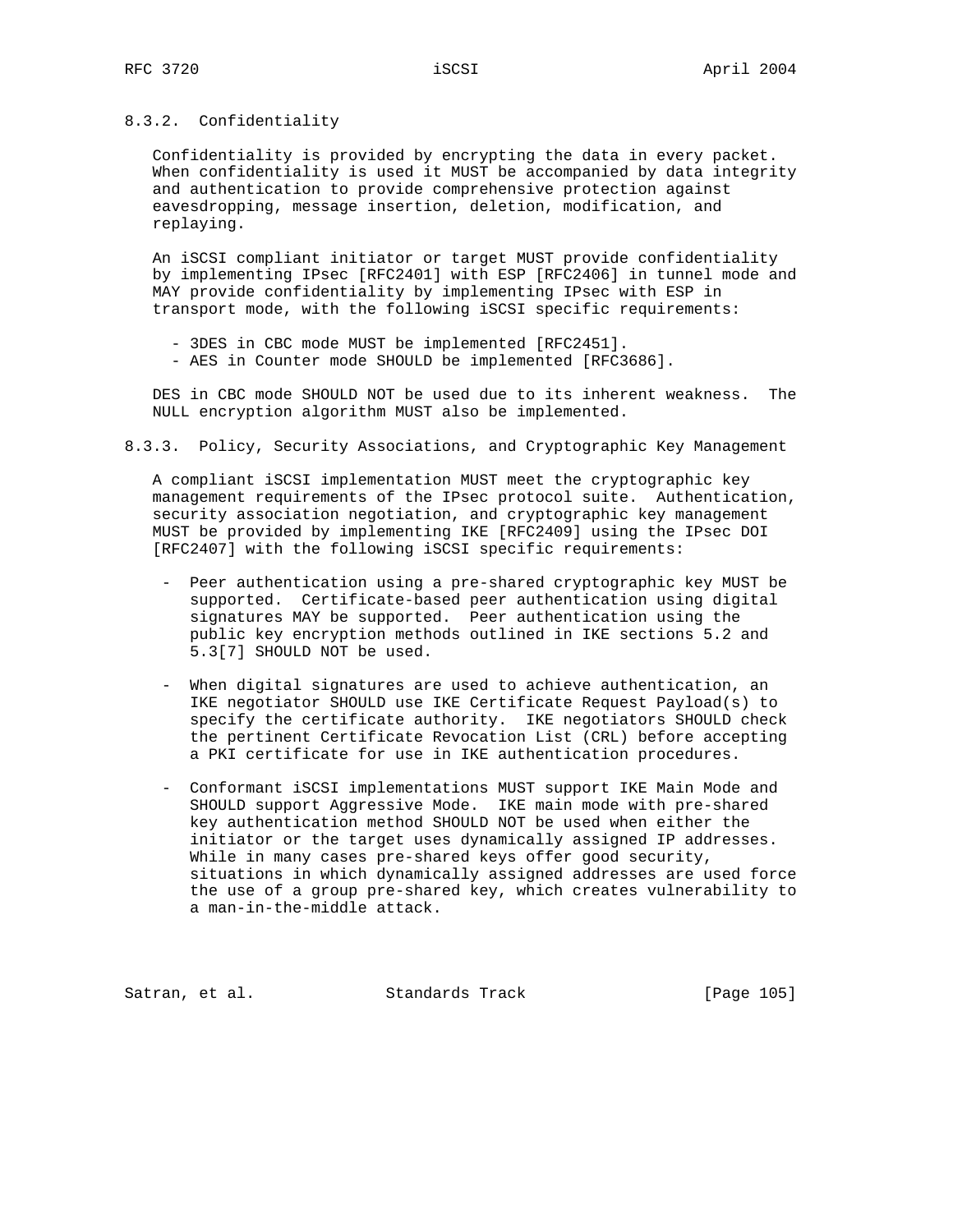### 8.3.2. Confidentiality

Confidentiality is provided by encrypting the data in every packet. When confidentiality is used it MUST be accompanied by data integrity and authentication to provide comprehensive protection against eavesdropping, message insertion, deletion, modification, and replaying.

An iSCSI compliant initiator or target MUST provide confidentiality by implementing IPsec [RFC2401] with ESP [RFC2406] in tunnel mode and MAY provide confidentiality by implementing IPsec with ESP in transport mode, with the following iSCSI specific requirements:

- 3DES in CBC mode MUST be implemented [RFC2451].
- AES in Counter mode SHOULD be implemented [RFC3686].

DES in CBC mode SHOULD NOT be used due to its inherent weakness. The NULL encryption algorithm MUST also be implemented.

### 8.3.3. Policy, Security Associations, and Cryptographic Key Management

A compliant iSCSI implementation MUST meet the cryptographic key management requirements of the IPsec protocol suite. Authentication, security association negotiation, and cryptographic key management MUST be provided by implementing IKE [RFC2409] using the IPsec DOI [RFC2407] with the following iSCSI specific requirements:

- Peer authentication using a pre-shared cryptographic key MUST be supported. Certificate-based peer authentication using digital signatures MAY be supported. Peer authentication using the public key encryption methods outlined in IKE sections 5.2 and 5.3[7] SHOULD NOT be used.

- When digital signatures are used to achieve authentication, an IKE negotiator SHOULD use IKE Certificate Request Payload(s) to specify the certificate authority. IKE negotiators SHOULD check the pertinent Certificate Revocation List (CRL) before accepting a PKI certificate for use in IKE authentication procedures.

- Conformant iSCSI implementations MUST support IKE Main Mode and SHOULD support Aggressive Mode. IKE main mode with pre-shared key authentication method SHOULD NOT be used when either the initiator or the target uses dynamically assigned IP addresses. While in many cases pre-shared keys offer good security, situations in which dynamically assigned addresses are used force the use of a group pre-shared key, which creates vulnerability to a man-in-the-middle attack.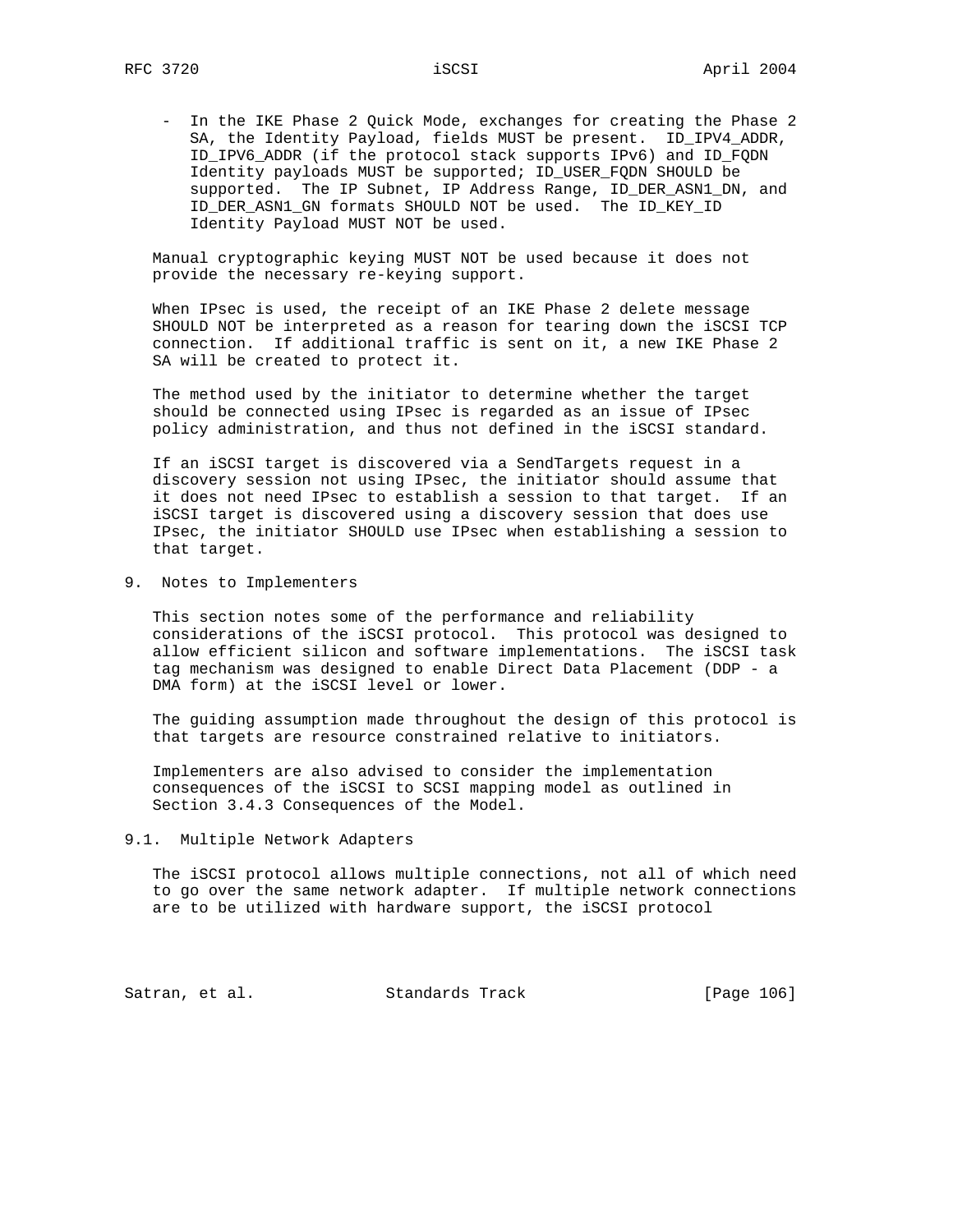- In the IKE Phase 2 Quick Mode, exchanges for creating the Phase 2 SA, the Identity Payload, fields MUST be present. ID_IPV4_ADDR, ID_IPV6_ADDR (if the protocol stack supports IPv6) and ID_FQDN Identity payloads MUST be supported; ID_USER_FQDN SHOULD be supported. The IP Subnet, IP Address Range, ID_DER_ASN1_DN, and ID_DER_ASN1_GN formats SHOULD NOT be used. The ID_KEY_ID Identity Payload MUST NOT be used.

Manual cryptographic keying MUST NOT be used because it does not provide the necessary re-keying support.

When IPsec is used, the receipt of an IKE Phase 2 delete message SHOULD NOT be interpreted as a reason for tearing down the iSCSI TCP connection. If additional traffic is sent on it, a new IKE Phase 2 SA will be created to protect it.

The method used by the initiator to determine whether the target should be connected using IPsec is regarded as an issue of IPsec policy administration, and thus not defined in the iSCSI standard.

If an iSCSI target is discovered via a SendTargets request in a discovery session not using IPsec, the initiator should assume that it does not need IPsec to establish a session to that target. If an iSCSI target is discovered using a discovery session that does use IPsec, the initiator SHOULD use IPsec when establishing a session to that target.

# 9. Notes to Implementers

This section notes some of the performance and reliability considerations of the iSCSI protocol. This protocol was designed to allow efficient silicon and software implementations. The iSCSI task tag mechanism was designed to enable Direct Data Placement (DDP - a DMA form) at the iSCSI level or lower.

The guiding assumption made throughout the design of this protocol is that targets are resource constrained relative to initiators.

Implementers are also advised to consider the implementation consequences of the iSCSI to SCSI mapping model as outlined in Section 3.4.3 Consequences of the Model.

## 9.1. Multiple Network Adapters

The iSCSI protocol allows multiple connections, not all of which need to go over the same network adapter. If multiple network connections are to be utilized with hardware support, the iSCSI protocol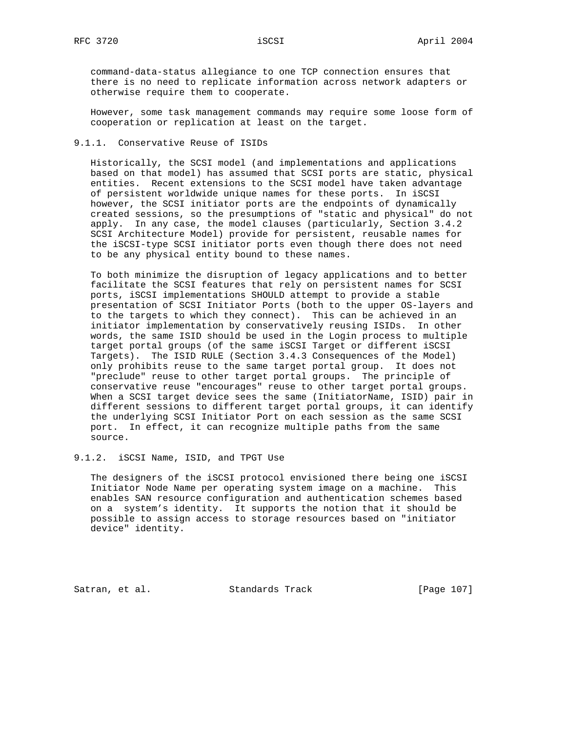command-data-status allegiance to one TCP connection ensures that there is no need to replicate information across network adapters or otherwise require them to cooperate.

However, some task management commands may require some loose form of cooperation or replication at least on the target.

### 9.1.1. Conservative Reuse of ISIDs

Historically, the SCSI model (and implementations and applications based on that model) has assumed that SCSI ports are static, physical entities. Recent extensions to the SCSI model have taken advantage of persistent worldwide unique names for these ports. In iSCSI however, the SCSI initiator ports are the endpoints of dynamically created sessions, so the presumptions of "static and physical" do not apply. In any case, the model clauses (particularly, Section 3.4.2 SCSI Architecture Model) provide for persistent, reusable names for the iSCSI-type SCSI initiator ports even though there does not need to be any physical entity bound to these names.

To both minimize the disruption of legacy applications and to better facilitate the SCSI features that rely on persistent names for SCSI ports, iSCSI implementations SHOULD attempt to provide a stable presentation of SCSI Initiator Ports (both to the upper OS-layers and to the targets to which they connect). This can be achieved in an initiator implementation by conservatively reusing ISIDs. In other words, the same ISID should be used in the Login process to multiple target portal groups (of the same iSCSI Target or different iSCSI Targets). The ISID RULE (Section 3.4.3 Consequences of the Model) only prohibits reuse to the same target portal group. It does not "preclude" reuse to other target portal groups. The principle of conservative reuse "encourages" reuse to other target portal groups. When a SCSI target device sees the same (InitiatorName, ISID) pair in different sessions to different target portal groups, it can identify the underlying SCSI Initiator Port on each session as the same SCSI port. In effect, it can recognize multiple paths from the same source.

### 9.1.2. iSCSI Name, ISID, and TPGT Use

The designers of the iSCSI protocol envisioned there being one iSCSI Initiator Node Name per operating system image on a machine. This enables SAN resource configuration and authentication schemes based on a system's identity. It supports the notion that it should be possible to assign access to storage resources based on "initiator device" identity.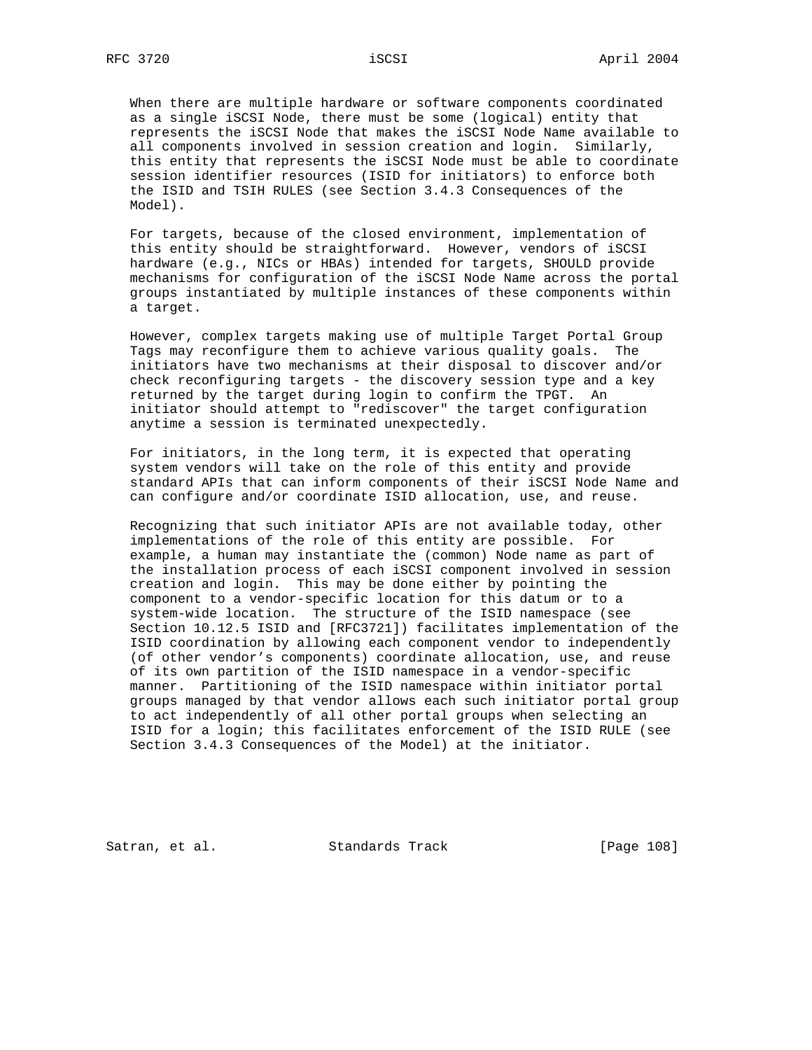When there are multiple hardware or software components coordinated as a single iSCSI Node, there must be some (logical) entity that represents the iSCSI Node that makes the iSCSI Node Name available to all components involved in session creation and login. Similarly, this entity that represents the iSCSI Node must be able to coordinate session identifier resources (ISID for initiators) to enforce both the ISID and TSIH RULES (see Section 3.4.3 Consequences of the Model).

For targets, because of the closed environment, implementation of this entity should be straightforward. However, vendors of iSCSI hardware (e.g., NICs or HBAs) intended for targets, SHOULD provide mechanisms for configuration of the iSCSI Node Name across the portal groups instantiated by multiple instances of these components within a target.

However, complex targets making use of multiple Target Portal Group Tags may reconfigure them to achieve various quality goals. The initiators have two mechanisms at their disposal to discover and/or check reconfiguring targets - the discovery session type and a key returned by the target during login to confirm the TPGT. An initiator should attempt to "rediscover" the target configuration anytime a session is terminated unexpectedly.

For initiators, in the long term, it is expected that operating system vendors will take on the role of this entity and provide standard APIs that can inform components of their iSCSI Node Name and can configure and/or coordinate ISID allocation, use, and reuse.

Recognizing that such initiator APIs are not available today, other implementations of the role of this entity are possible. For example, a human may instantiate the (common) Node name as part of the installation process of each iSCSI component involved in session creation and login. This may be done either by pointing the component to a vendor-specific location for this datum or to a system-wide location. The structure of the ISID namespace (see Section 10.12.5 ISID and [RFC3721]) facilitates implementation of the ISID coordination by allowing each component vendor to independently (of other vendor’s components) coordinate allocation, use, and reuse of its own partition of the ISID namespace in a vendor-specific manner. Partitioning of the ISID namespace within initiator portal groups managed by that vendor allows each such initiator portal group to act independently of all other portal groups when selecting an ISID for a login; this facilitates enforcement of the ISID RULE (see Section 3.4.3 Consequences of the Model) at the initiator.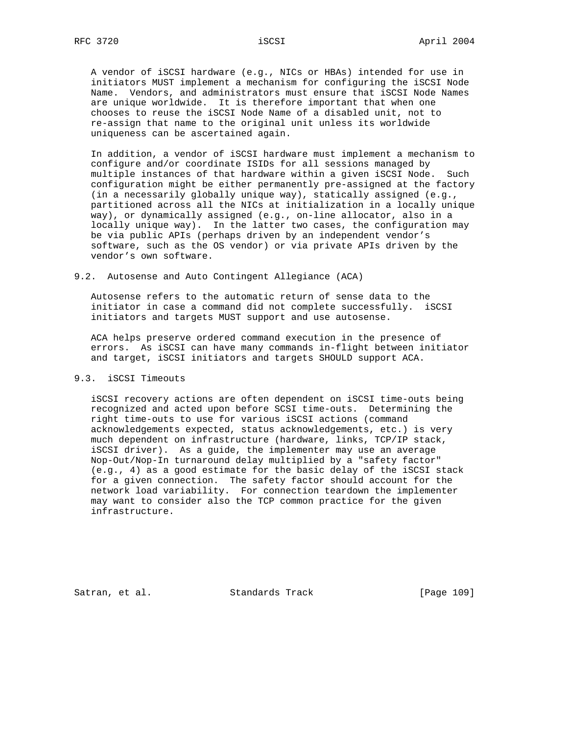A vendor of iSCSI hardware (e.g., NICs or HBAs) intended for use in initiators MUST implement a mechanism for configuring the iSCSI Node Name. Vendors, and administrators must ensure that iSCSI Node Names are unique worldwide. It is therefore important that when one chooses to reuse the iSCSI Node Name of a disabled unit, not to re-assign that name to the original unit unless its worldwide uniqueness can be ascertained again.

In addition, a vendor of iSCSI hardware must implement a mechanism to configure and/or coordinate ISIDs for all sessions managed by multiple instances of that hardware within a given iSCSI Node. Such configuration might be either permanently pre-assigned at the factory (in a necessarily globally unique way), statically assigned (e.g., partitioned across all the NICs at initialization in a locally unique way), or dynamically assigned (e.g., on-line allocator, also in a locally unique way). In the latter two cases, the configuration may be via public APIs (perhaps driven by an independent vendor's software, such as the OS vendor) or via private APIs driven by the vendor's own software.

## 9.2. Autosense and Auto Contingent Allegiance (ACA)

Autosense refers to the automatic return of sense data to the initiator in case a command did not complete successfully. iSCSI initiators and targets MUST support and use autosense.

ACA helps preserve ordered command execution in the presence of errors. As iSCSI can have many commands in-flight between initiator and target, iSCSI initiators and targets SHOULD support ACA.

## 9.3. iSCSI Timeouts

iSCSI recovery actions are often dependent on iSCSI time-outs being recognized and acted upon before SCSI time-outs. Determining the right time-outs to use for various iSCSI actions (command acknowledgements expected, status acknowledgements, etc.) is very much dependent on infrastructure (hardware, links, TCP/IP stack, iSCSI driver). As a guide, the implementer may use an average Nop-Out/Nop-In turnaround delay multiplied by a "safety factor" (e.g., 4) as a good estimate for the basic delay of the iSCSI stack for a given connection. The safety factor should account for the network load variability. For connection teardown the implementer may want to consider also the TCP common practice for the given infrastructure.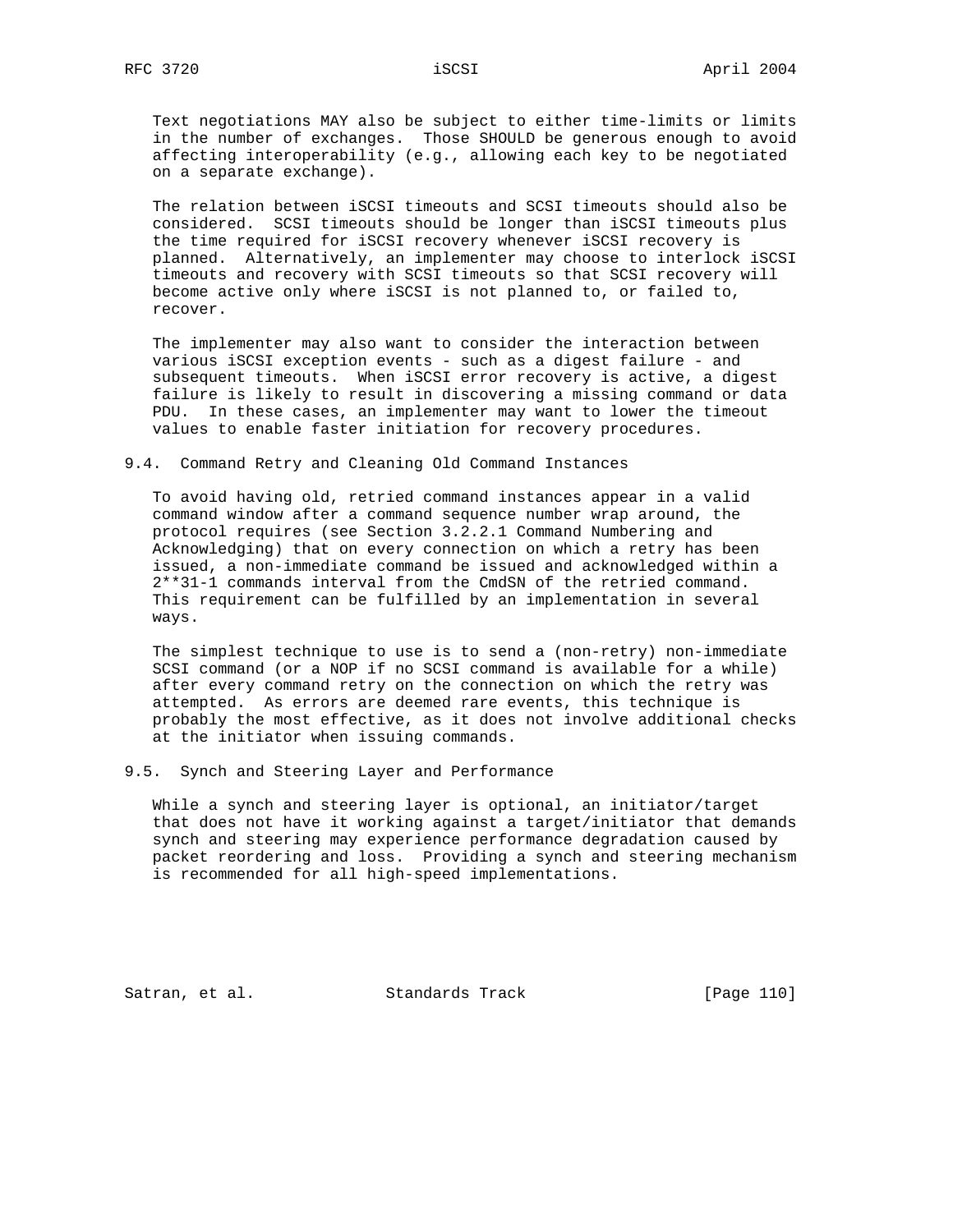Text negotiations MAY also be subject to either time-limits or limits in the number of exchanges. Those SHOULD be generous enough to avoid affecting interoperability (e.g., allowing each key to be negotiated on a separate exchange).

The relation between iSCSI timeouts and SCSI timeouts should also be considered. SCSI timeouts should be longer than iSCSI timeouts plus the time required for iSCSI recovery whenever iSCSI recovery is planned. Alternatively, an implementer may choose to interlock iSCSI timeouts and recovery with SCSI timeouts so that SCSI recovery will become active only where iSCSI is not planned to, or failed to, recover.

The implementer may also want to consider the interaction between various iSCSI exception events - such as a digest failure - and subsequent timeouts. When iSCSI error recovery is active, a digest failure is likely to result in discovering a missing command or data PDU. In these cases, an implementer may want to lower the timeout values to enable faster initiation for recovery procedures.

## 9.4. Command Retry and Cleaning Old Command Instances

To avoid having old, retried command instances appear in a valid command window after a command sequence number wrap around, the protocol requires (see Section 3.2.2.1 Command Numbering and Acknowledging) that on every connection on which a retry has been issued, a non-immediate command be issued and acknowledged within a 2**31-1 commands interval from the CmdSN of the retried command. This requirement can be fulfilled by an implementation in several ways.

The simplest technique to use is to send a (non-retry) non-immediate SCSI command (or a NOP if no SCSI command is available for a while) after every command retry on the connection on which the retry was attempted. As errors are deemed rare events, this technique is probably the most effective, as it does not involve additional checks at the initiator when issuing commands.

## 9.5. Synch and Steering Layer and Performance

While a synch and steering layer is optional, an initiator/target that does not have it working against a target/initiator that demands synch and steering may experience performance degradation caused by packet reordering and loss. Providing a synch and steering mechanism is recommended for all high-speed implementations.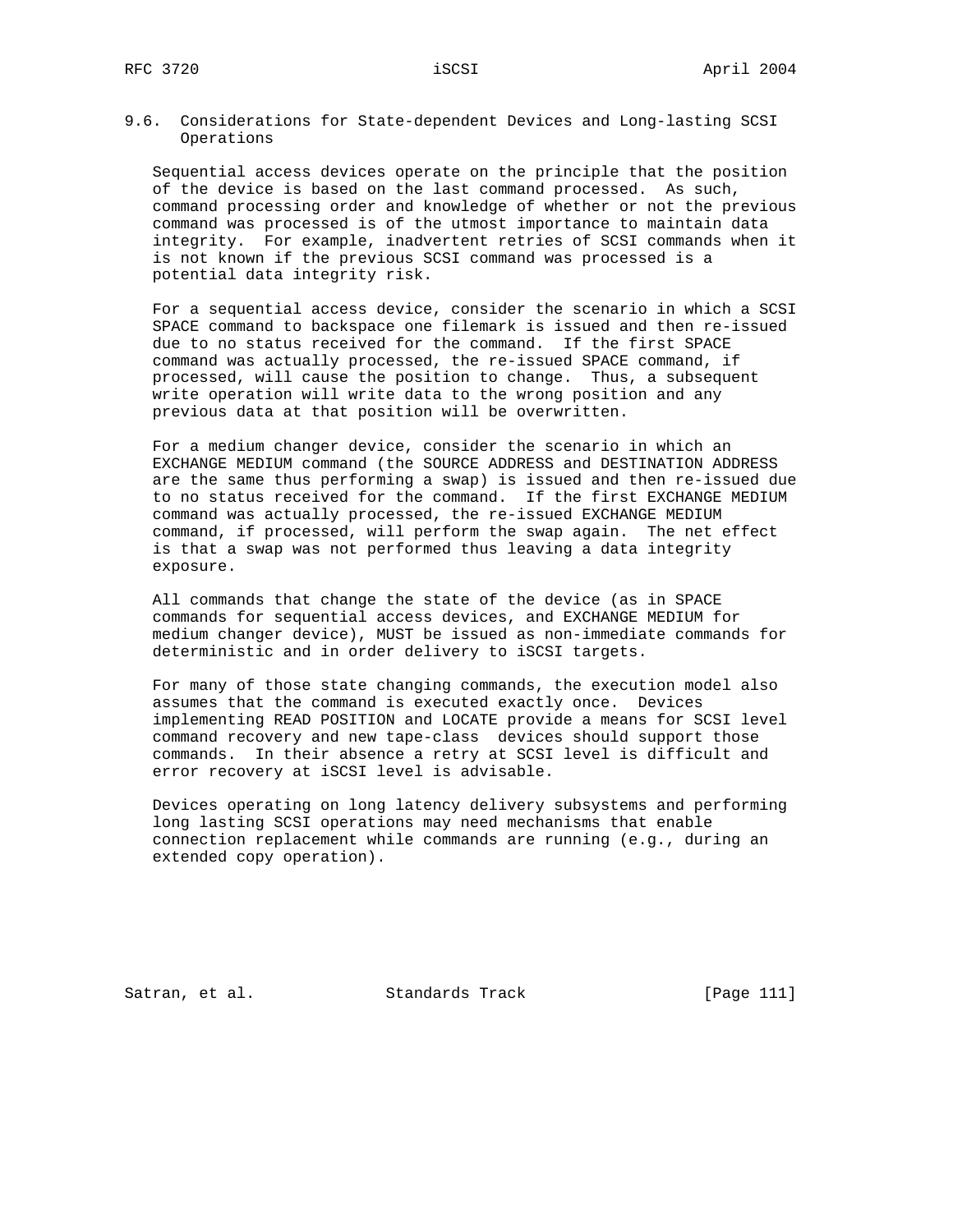## 9.6. Considerations for State-dependent Devices and Long-lasting SCSI Operations

Sequential access devices operate on the principle that the position of the device is based on the last command processed. As such, command processing order and knowledge of whether or not the previous command was processed is of the utmost importance to maintain data integrity. For example, inadvertent retries of SCSI commands when it is not known if the previous SCSI command was processed is a potential data integrity risk.

For a sequential access device, consider the scenario in which a SCSI SPACE command to backspace one filemark is issued and then re-issued due to no status received for the command. If the first SPACE command was actually processed, the re-issued SPACE command, if processed, will cause the position to change. Thus, a subsequent write operation will write data to the wrong position and any previous data at that position will be overwritten.

For a medium changer device, consider the scenario in which an EXCHANGE MEDIUM command (the SOURCE ADDRESS and DESTINATION ADDRESS are the same thus performing a swap) is issued and then re-issued due to no status received for the command. If the first EXCHANGE MEDIUM command was actually processed, the re-issued EXCHANGE MEDIUM command, if processed, will perform the swap again. The net effect is that a swap was not performed thus leaving a data integrity exposure.

All commands that change the state of the device (as in SPACE commands for sequential access devices, and EXCHANGE MEDIUM for medium changer device), MUST be issued as non-immediate commands for deterministic and in order delivery to iSCSI targets.

For many of those state changing commands, the execution model also assumes that the command is executed exactly once. Devices implementing READ POSITION and LOCATE provide a means for SCSI level command recovery and new tape-class devices should support those commands. In their absence a retry at SCSI level is difficult and error recovery at iSCSI level is advisable.

Devices operating on long latency delivery subsystems and performing long lasting SCSI operations may need mechanisms that enable connection replacement while commands are running (e.g., during an extended copy operation).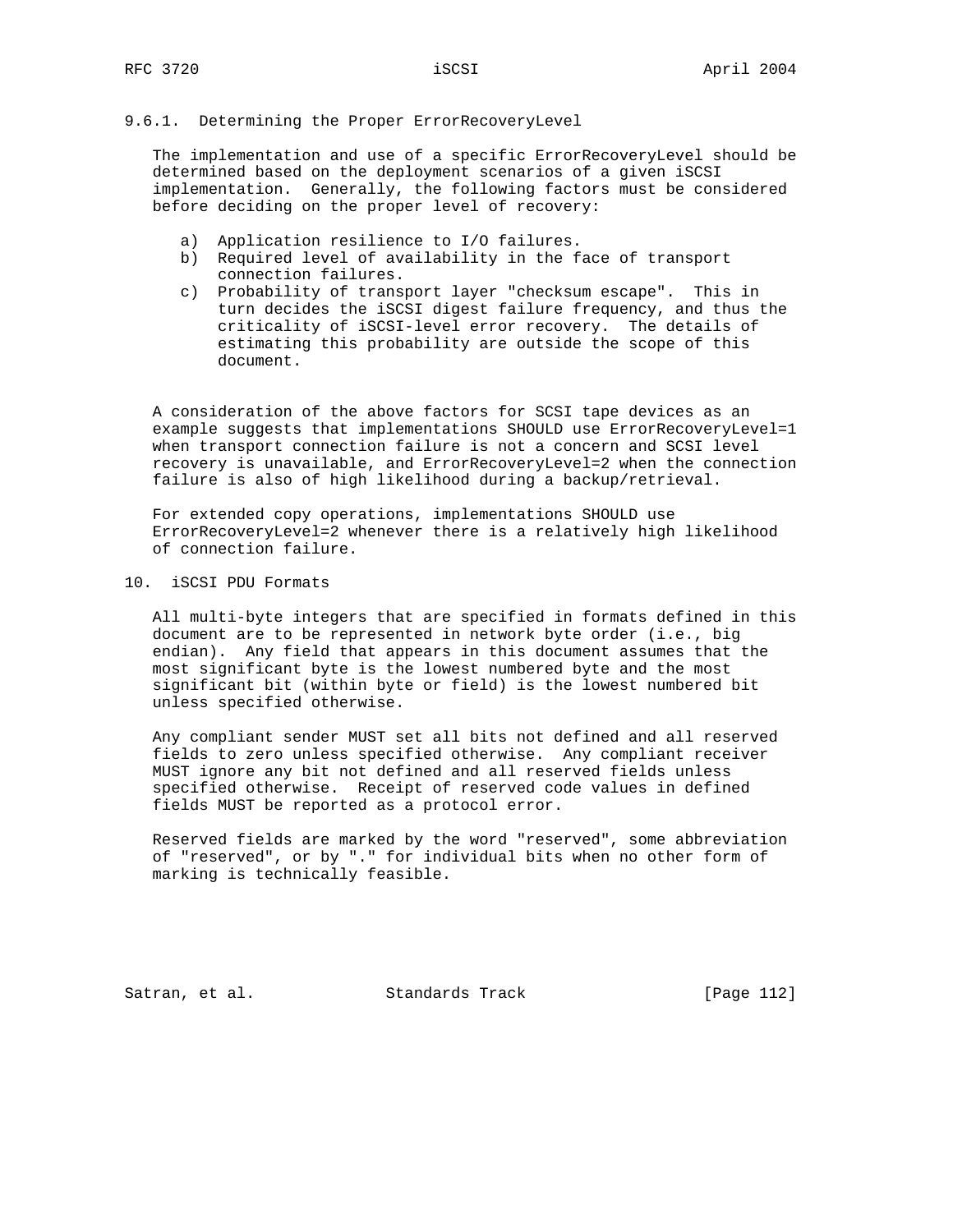### 9.6.1. Determining the Proper ErrorRecoveryLevel

The implementation and use of a specific ErrorRecoveryLevel should be determined based on the deployment scenarios of a given iSCSI implementation. Generally, the following factors must be considered before deciding on the proper level of recovery:

a) Application resilience to I/O failures.
b) Required level of availability in the face of transport connection failures.
c) Probability of transport layer "checksum escape". This in turn decides the iSCSI digest failure frequency, and thus the criticality of iSCSI-level error recovery. The details of estimating this probability are outside the scope of this document.

A consideration of the above factors for SCSI tape devices as an example suggests that implementations SHOULD use ErrorRecoveryLevel=1 when transport connection failure is not a concern and SCSI level recovery is unavailable, and ErrorRecoveryLevel=2 when the connection failure is also of high likelihood during a backup/retrieval.

For extended copy operations, implementations SHOULD use ErrorRecoveryLevel=2 whenever there is a relatively high likelihood of connection failure.

## 10. iSCSI PDU Formats

All multi-byte integers that are specified in formats defined in this document are to be represented in network byte order (i.e., big endian). Any field that appears in this document assumes that the most significant byte is the lowest numbered byte and the most significant bit (within byte or field) is the lowest numbered bit unless specified otherwise.

Any compliant sender MUST set all bits not defined and all reserved fields to zero unless specified otherwise. Any compliant receiver MUST ignore any bit not defined and all reserved fields unless specified otherwise. Receipt of reserved code values in defined fields MUST be reported as a protocol error.

Reserved fields are marked by the word "reserved", some abbreviation of "reserved", or by "." for individual bits when no other form of marking is technically feasible.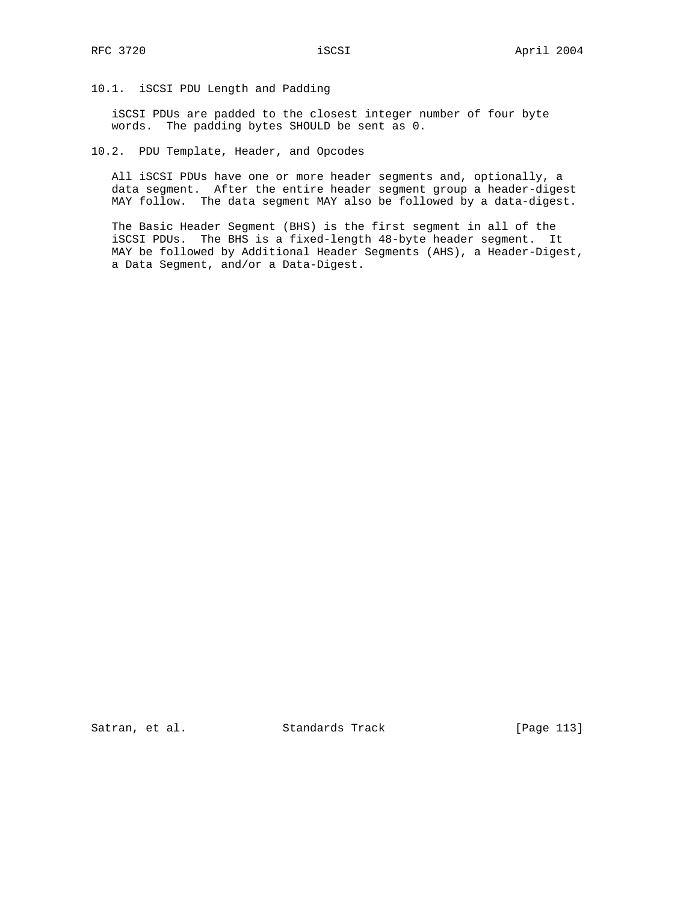## 10.1. iSCSI PDU Length and Padding

iSCSI PDUs are padded to the closest integer number of four byte words. The padding bytes SHOULD be sent as 0.

## 10.2. PDU Template, Header, and Opcodes

All iSCSI PDUs have one or more header segments and, optionally, a data segment. After the entire header segment group a header-digest MAY follow. The data segment MAY also be followed by a data-digest.

The Basic Header Segment (BHS) is the first segment in all of the iSCSI PDUs. The BHS is a fixed-length 48-byte header segment. It MAY be followed by Additional Header Segments (AHS), a Header-Digest, a Data Segment, and/or a Data-Digest.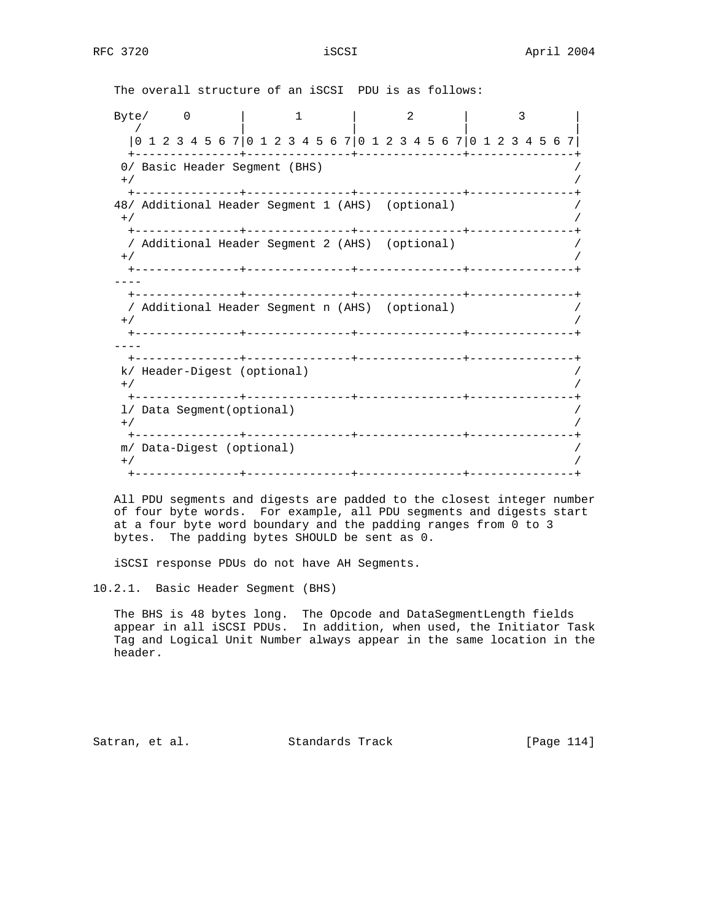The overall structure of an iSCSI PDU is as follows:

```
Byte/     0       |       1       |       2       |       3       |
   /              |               |               |               |
  |0 1 2 3 4 5 6 7|0 1 2 3 4 5 6 7|0 1 2 3 4 5 6 7|0 1 2 3 4 5 6 7|
  +---------------+---------------+---------------+---------------+
 0/ Basic Header Segment (BHS)                                    /
 +/                                                               /
  +---------------+---------------+---------------+---------------+
48/ Additional Header Segment 1 (AHS)  (optional)                 /
 +/                                                               /
  +---------------+---------------+---------------+---------------+
  / Additional Header Segment 2 (AHS)  (optional)                 /
 +/                                                               /
  +---------------+---------------+---------------+---------------+
----
  +---------------+---------------+---------------+---------------+
  / Additional Header Segment n (AHS)  (optional)                 /
 +/                                                               /
  +---------------+---------------+---------------+---------------+
----
  +---------------+---------------+---------------+---------------+
 k/ Header-Digest (optional)                                      /
 +/                                                               /
  +---------------+---------------+---------------+---------------+
 l/ Data Segment(optional)                                        /
 +/                                                               /
  +---------------+---------------+---------------+---------------+
 m/ Data-Digest (optional)                                        /
 +/                                                               /
  +---------------+---------------+---------------+---------------+
```

All PDU segments and digests are padded to the closest integer number of four byte words. For example, all PDU segments and digests start at a four byte word boundary and the padding ranges from 0 to 3 bytes. The padding bytes SHOULD be sent as 0.

iSCSI response PDUs do not have AH Segments.

### 10.2.1. Basic Header Segment (BHS)

The BHS is 48 bytes long. The Opcode and DataSegmentLength fields appear in all iSCSI PDUs. In addition, when used, the Initiator Task Tag and Logical Unit Number always appear in the same location in the header.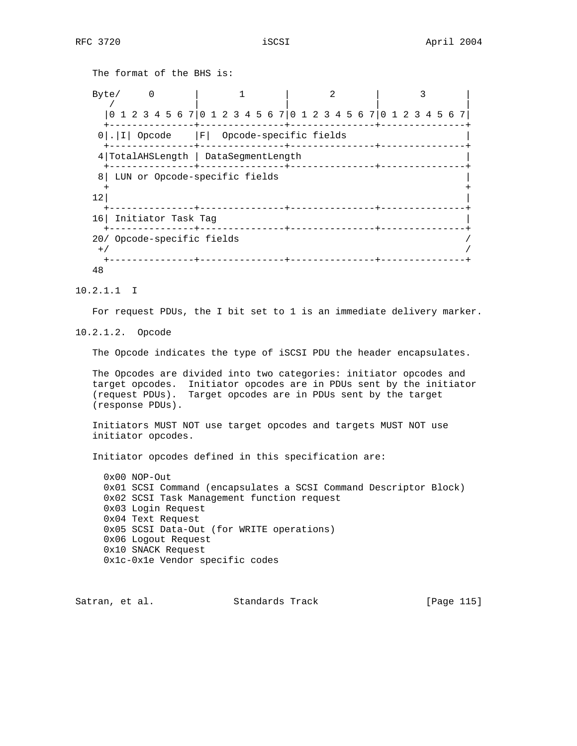The format of the BHS is:

```
Byte/     0       |       1       |       2       |       3       |
   /              |               |               |               |
  |0 1 2 3 4 5 6 7|0 1 2 3 4 5 6 7|0 1 2 3 4 5 6 7|0 1 2 3 4 5 6 7|
  +---------------+---------------+---------------+---------------+
 0|.|I| Opcode    |F|  Opcode-specific fields                     |
  +---------------+---------------+---------------+---------------+
 4|TotalAHSLength | DataSegmentLength                             |
  +---------------+---------------+---------------+---------------+
 8| LUN or Opcode-specific fields                                 |
  +                                                               +
12|                                                               |
  +---------------+---------------+---------------+---------------+
16| Initiator Task Tag                                            |
  +---------------+---------------+---------------+---------------+
20/ Opcode-specific fields                                        /
 +/                                                               /
  +---------------+---------------+---------------+---------------+
48
```

#### 10.2.1.1 I

For request PDUs, the I bit set to 1 is an immediate delivery marker.

#### 10.2.1.2. Opcode

The Opcode indicates the type of iSCSI PDU the header encapsulates.

The Opcodes are divided into two categories: initiator opcodes and target opcodes. Initiator opcodes are in PDUs sent by the initiator (request PDUs). Target opcodes are in PDUs sent by the target (response PDUs).

Initiators MUST NOT use target opcodes and targets MUST NOT use initiator opcodes.

Initiator opcodes defined in this specification are:

```
0x00 NOP-Out
0x01 SCSI Command (encapsulates a SCSI Command Descriptor Block)
0x02 SCSI Task Management function request
0x03 Login Request
0x04 Text Request
0x05 SCSI Data-Out (for WRITE operations)
0x06 Logout Request
0x10 SNACK Request
0x1c-0x1e Vendor specific codes
```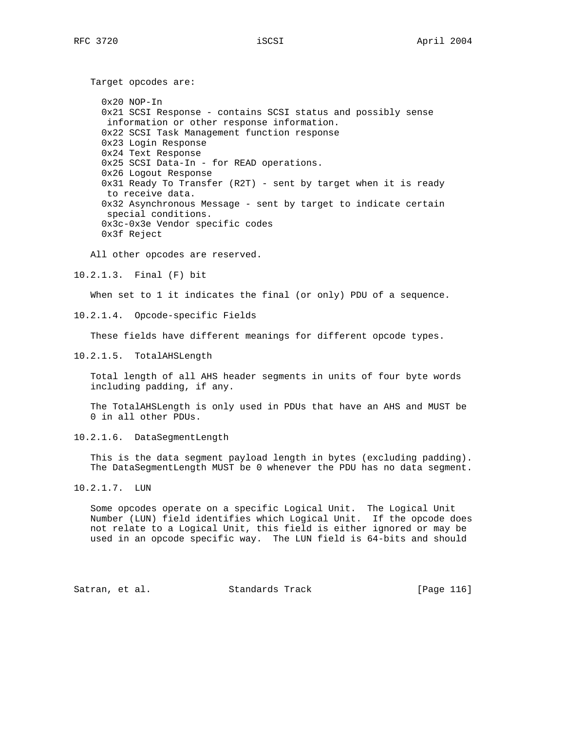Target opcodes are:

- 0x20 NOP-In
- 0x21 SCSI Response - contains SCSI status and possibly sense information or other response information.
- 0x22 SCSI Task Management function response
- 0x23 Login Response
- 0x24 Text Response
- 0x25 SCSI Data-In - for READ operations.
- 0x26 Logout Response
- 0x31 Ready To Transfer (R2T) - sent by target when it is ready to receive data.
- 0x32 Asynchronous Message - sent by target to indicate certain special conditions.
- 0x3c-0x3e Vendor specific codes
- 0x3f Reject

All other opcodes are reserved.

#### 10.2.1.3. Final (F) bit

When set to 1 it indicates the final (or only) PDU of a sequence.

#### 10.2.1.4. Opcode-specific Fields

These fields have different meanings for different opcode types.

#### 10.2.1.5. TotalAHSLength

Total length of all AHS header segments in units of four byte words including padding, if any.

The TotalAHSLength is only used in PDUs that have an AHS and MUST be 0 in all other PDUs.

#### 10.2.1.6. DataSegmentLength

This is the data segment payload length in bytes (excluding padding). The DataSegmentLength MUST be 0 whenever the PDU has no data segment.

#### 10.2.1.7. LUN

Some opcodes operate on a specific Logical Unit. The Logical Unit Number (LUN) field identifies which Logical Unit. If the opcode does not relate to a Logical Unit, this field is either ignored or may be used in an opcode specific way. The LUN field is 64-bits and should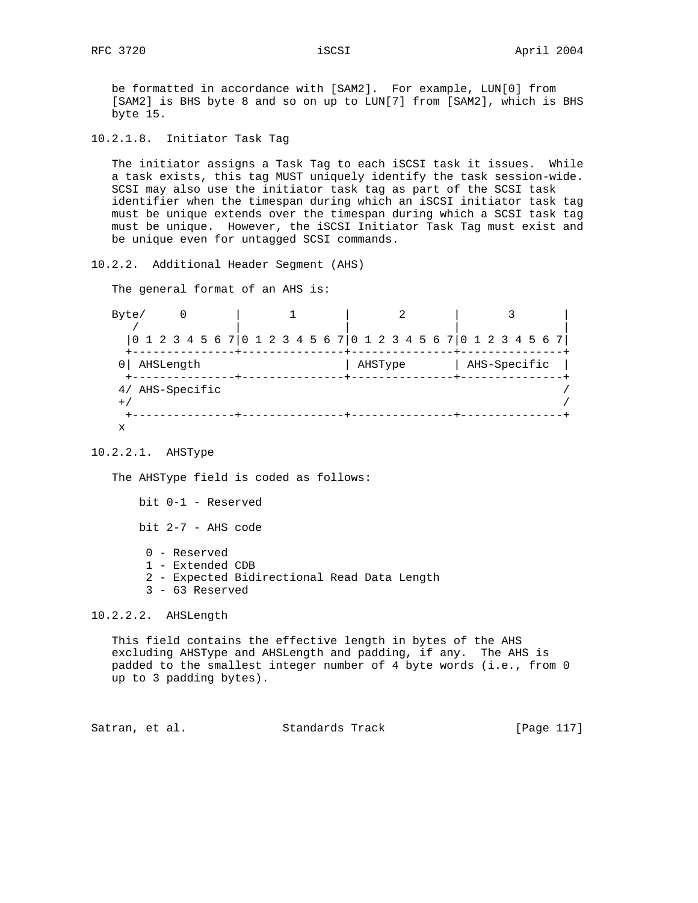be formatted in accordance with [SAM2]. For example, LUN[0] from [SAM2] is BHS byte 8 and so on up to LUN[7] from [SAM2], which is BHS byte 15.

#### 10.2.1.8. Initiator Task Tag

The initiator assigns a Task Tag to each iSCSI task it issues. While a task exists, this tag MUST uniquely identify the task session-wide. SCSI may also use the initiator task tag as part of the SCSI task identifier when the timespan during which an iSCSI initiator task tag must be unique extends over the timespan during which a SCSI task tag must be unique. However, the iSCSI Initiator Task Tag must exist and be unique even for untagged SCSI commands.

### 10.2.2. Additional Header Segment (AHS)

The general format of an AHS is:

```
Byte/     0       |       1       |       2       |       3       |
   /              |               |               |               |
  |0 1 2 3 4 5 6 7|0 1 2 3 4 5 6 7|0 1 2 3 4 5 6 7|0 1 2 3 4 5 6 7|
  +---------------+---------------+---------------+---------------+
 0| AHSLength                     | AHSType       | AHS-Specific  |
  +---------------+---------------+---------------+---------------+
 4/ AHS-Specific                                                  /
 +/                                                               /
  +---------------+---------------+---------------+---------------+
 x
```

#### 10.2.2.1. AHSType

The AHSType field is coded as follows:

bit 0-1 - Reserved

bit 2-7 - AHS code

0 - Reserved
1 - Extended CDB
2 - Expected Bidirectional Read Data Length
3 - 63 Reserved

#### 10.2.2.2. AHSLength

This field contains the effective length in bytes of the AHS excluding AHSType and AHSLength and padding, if any. The AHS is padded to the smallest integer number of 4 byte words (i.e., from 0 up to 3 padding bytes).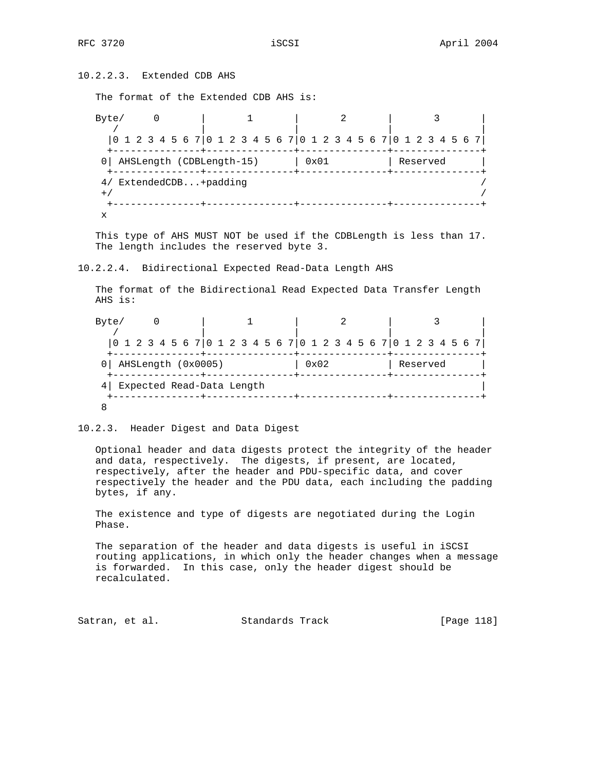#### 10.2.2.3. Extended CDB AHS

The format of the Extended CDB AHS is:

```
Byte/     0       |       1       |       2       |       3       |
   /              |               |               |               |
  |0 1 2 3 4 5 6 7|0 1 2 3 4 5 6 7|0 1 2 3 4 5 6 7|0 1 2 3 4 5 6 7|
  +---------------+---------------+---------------+---------------+
 0| AHSLength (CDBLength-15)      | 0x01          | Reserved      |
  +---------------+---------------+---------------+---------------+
 4/ ExtendedCDB...+padding                                        /
 +/                                                               /
  +---------------+---------------+---------------+---------------+
 x
```

This type of AHS MUST NOT be used if the CDBLength is less than 17. The length includes the reserved byte 3.

#### 10.2.2.4. Bidirectional Expected Read-Data Length AHS

The format of the Bidirectional Read Expected Data Transfer Length AHS is:

```
Byte/     0       |       1       |       2       |       3       |
   /              |               |               |               |
  |0 1 2 3 4 5 6 7|0 1 2 3 4 5 6 7|0 1 2 3 4 5 6 7|0 1 2 3 4 5 6 7|
  +---------------+---------------+---------------+---------------+
 0| AHSLength (0x0005)            | 0x02          | Reserved      |
  +---------------+---------------+---------------+---------------+
 4| Expected Read-Data Length                                     |
  +---------------+---------------+---------------+---------------+
 8
```

### 10.2.3. Header Digest and Data Digest

Optional header and data digests protect the integrity of the header and data, respectively. The digests, if present, are located, respectively, after the header and PDU-specific data, and cover respectively the header and the PDU data, each including the padding bytes, if any.

The existence and type of digests are negotiated during the Login Phase.

The separation of the header and data digests is useful in iSCSI routing applications, in which only the header changes when a message is forwarded. In this case, only the header digest should be recalculated.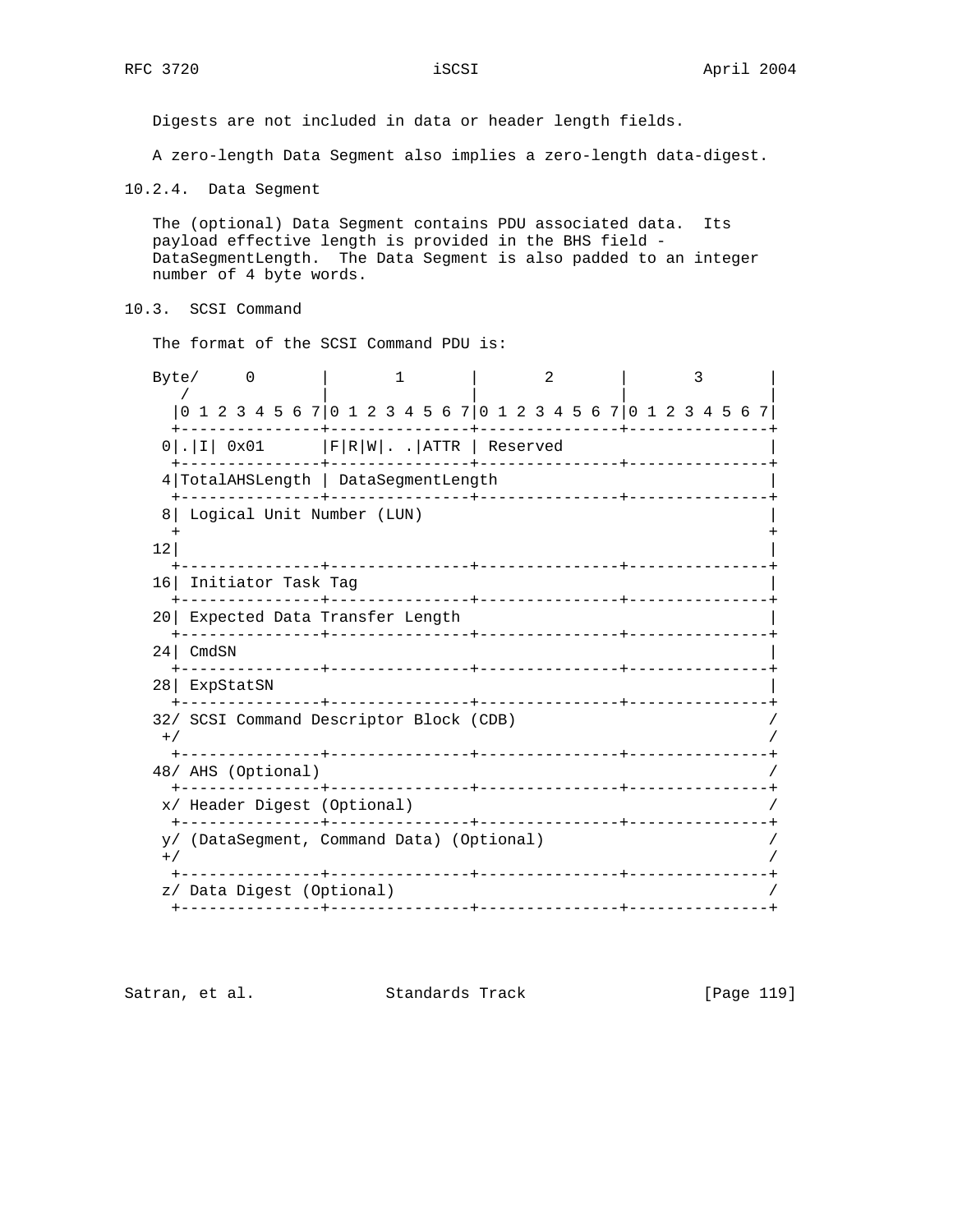Digests are not included in data or header length fields.

A zero-length Data Segment also implies a zero-length data-digest.

### 10.2.4. Data Segment

The (optional) Data Segment contains PDU associated data. Its payload effective length is provided in the BHS field - DataSegmentLength. The Data Segment is also padded to an integer number of 4 byte words.

## 10.3. SCSI Command

The format of the SCSI Command PDU is:

```
Byte/     0       |       1       |       2       |       3       |
   /              |               |               |               |
  |0 1 2 3 4 5 6 7|0 1 2 3 4 5 6 7|0 1 2 3 4 5 6 7|0 1 2 3 4 5 6 7|
  +---------------+---------------+---------------+---------------+
 0|.|I| 0x01      |F|R|W|. .|ATTR | Reserved                      |
  +---------------+---------------+---------------+---------------+
 4|TotalAHSLength | DataSegmentLength                             |
  +---------------+---------------+---------------+---------------+
 8| Logical Unit Number (LUN)                                     |
  +                                                               +
12|                                                               |
  +---------------+---------------+---------------+---------------+
16| Initiator Task Tag                                            |
  +---------------+---------------+---------------+---------------+
20| Expected Data Transfer Length                                 |
  +---------------+---------------+---------------+---------------+
24| CmdSN                                                         |
  +---------------+---------------+---------------+---------------+
28| ExpStatSN                                                     |
  +---------------+---------------+---------------+---------------+
32/ SCSI Command Descriptor Block (CDB)                           /
 +/                                                               /
  +---------------+---------------+---------------+---------------+
48/ AHS (Optional)                                                /
  +---------------+---------------+---------------+---------------+
 x/ Header Digest (Optional)                                      /
  +---------------+---------------+---------------+---------------+
 y/ (DataSegment, Command Data) (Optional)                        /
 +/                                                               /
  +---------------+---------------+---------------+---------------+
 z/ Data Digest (Optional)                                        /
  +---------------+---------------+---------------+---------------+
```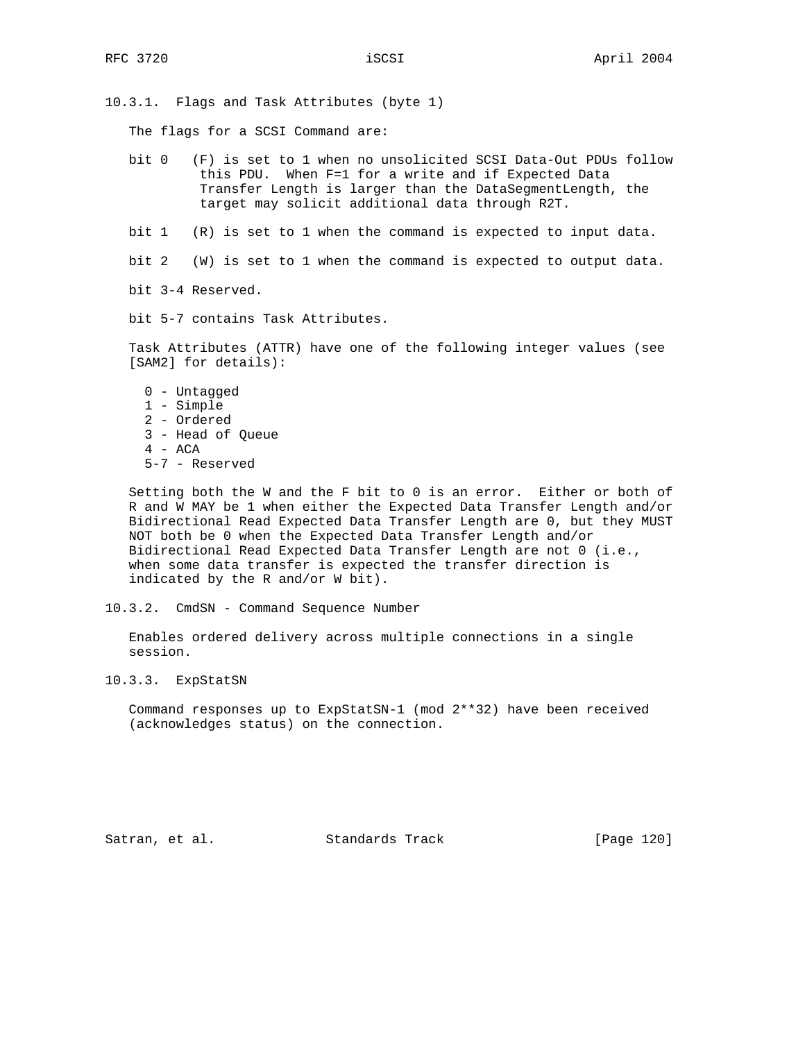### 10.3.1. Flags and Task Attributes (byte 1)

The flags for a SCSI Command are:

- bit 0 (F) is set to 1 when no unsolicited SCSI Data-Out PDUs follow this PDU. When F=1 for a write and if Expected Data Transfer Length is larger than the DataSegmentLength, the target may solicit additional data through R2T.
- bit 1 (R) is set to 1 when the command is expected to input data.
- bit 2 (W) is set to 1 when the command is expected to output data.
- bit 3-4 Reserved.
- bit 5-7 contains Task Attributes.

Task Attributes (ATTR) have one of the following integer values (see [SAM2] for details):

- 0 - Untagged
- 1 - Simple
- 2 - Ordered
- 3 - Head of Queue
- 4 - ACA
- 5-7 - Reserved

Setting both the W and the F bit to 0 is an error. Either or both of R and W MAY be 1 when either the Expected Data Transfer Length and/or Bidirectional Read Expected Data Transfer Length are 0, but they MUST NOT both be 0 when the Expected Data Transfer Length and/or Bidirectional Read Expected Data Transfer Length are not 0 (i.e., when some data transfer is expected the transfer direction is indicated by the R and/or W bit).

### 10.3.2. CmdSN - Command Sequence Number

Enables ordered delivery across multiple connections in a single session.

### 10.3.3. ExpStatSN

Command responses up to ExpStatSN-1 (mod 2**32) have been received (acknowledges status) on the connection.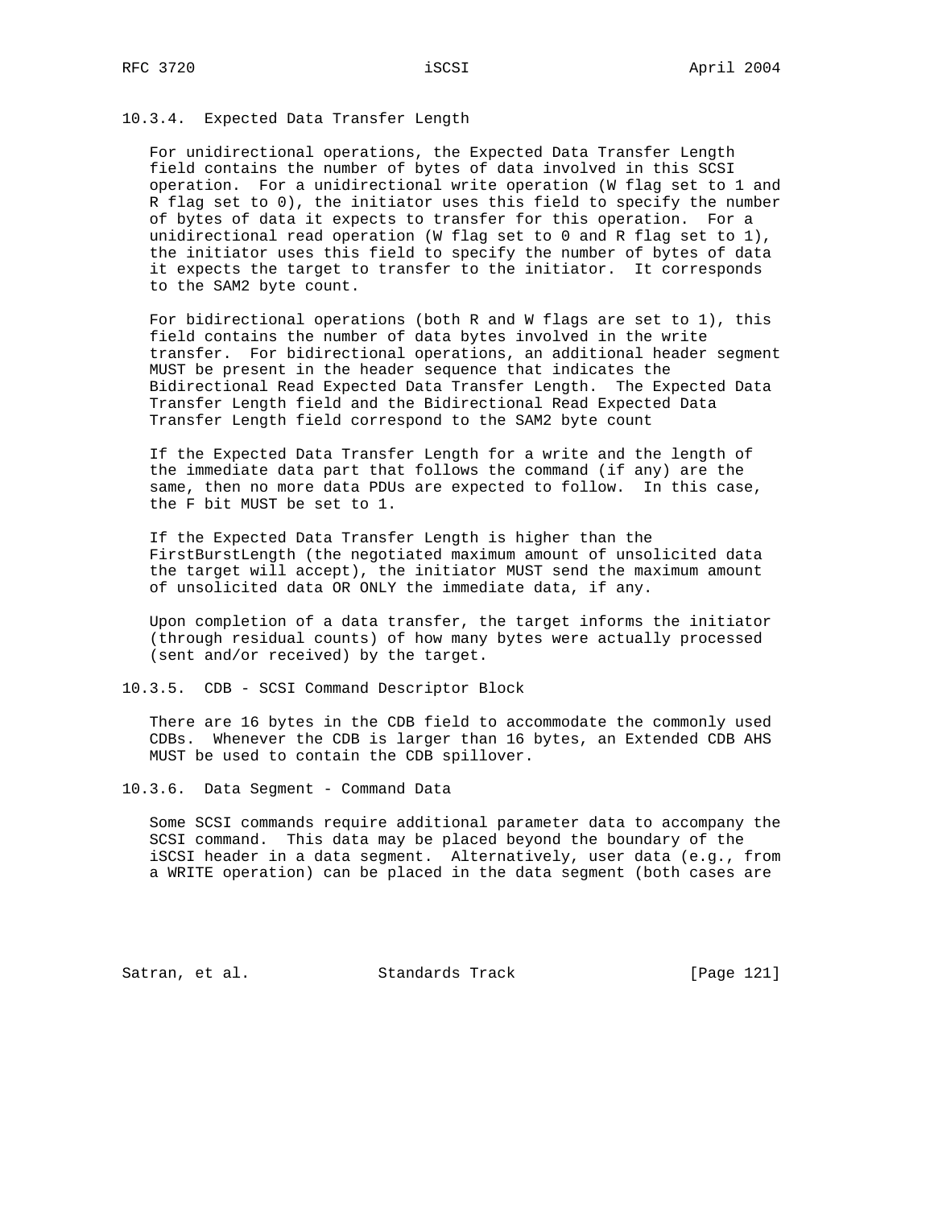### 10.3.4. Expected Data Transfer Length

For unidirectional operations, the Expected Data Transfer Length field contains the number of bytes of data involved in this SCSI operation. For a unidirectional write operation (W flag set to 1 and R flag set to 0), the initiator uses this field to specify the number of bytes of data it expects to transfer for this operation. For a unidirectional read operation (W flag set to 0 and R flag set to 1), the initiator uses this field to specify the number of bytes of data it expects the target to transfer to the initiator. It corresponds to the SAM2 byte count.

For bidirectional operations (both R and W flags are set to 1), this field contains the number of data bytes involved in the write transfer. For bidirectional operations, an additional header segment MUST be present in the header sequence that indicates the Bidirectional Read Expected Data Transfer Length. The Expected Data Transfer Length field and the Bidirectional Read Expected Data Transfer Length field correspond to the SAM2 byte count

If the Expected Data Transfer Length for a write and the length of the immediate data part that follows the command (if any) are the same, then no more data PDUs are expected to follow. In this case, the F bit MUST be set to 1.

If the Expected Data Transfer Length is higher than the FirstBurstLength (the negotiated maximum amount of unsolicited data the target will accept), the initiator MUST send the maximum amount of unsolicited data OR ONLY the immediate data, if any.

Upon completion of a data transfer, the target informs the initiator (through residual counts) of how many bytes were actually processed (sent and/or received) by the target.

### 10.3.5. CDB - SCSI Command Descriptor Block

There are 16 bytes in the CDB field to accommodate the commonly used CDBs. Whenever the CDB is larger than 16 bytes, an Extended CDB AHS MUST be used to contain the CDB spillover.

### 10.3.6. Data Segment - Command Data

Some SCSI commands require additional parameter data to accompany the SCSI command. This data may be placed beyond the boundary of the iSCSI header in a data segment. Alternatively, user data (e.g., from a WRITE operation) can be placed in the data segment (both cases are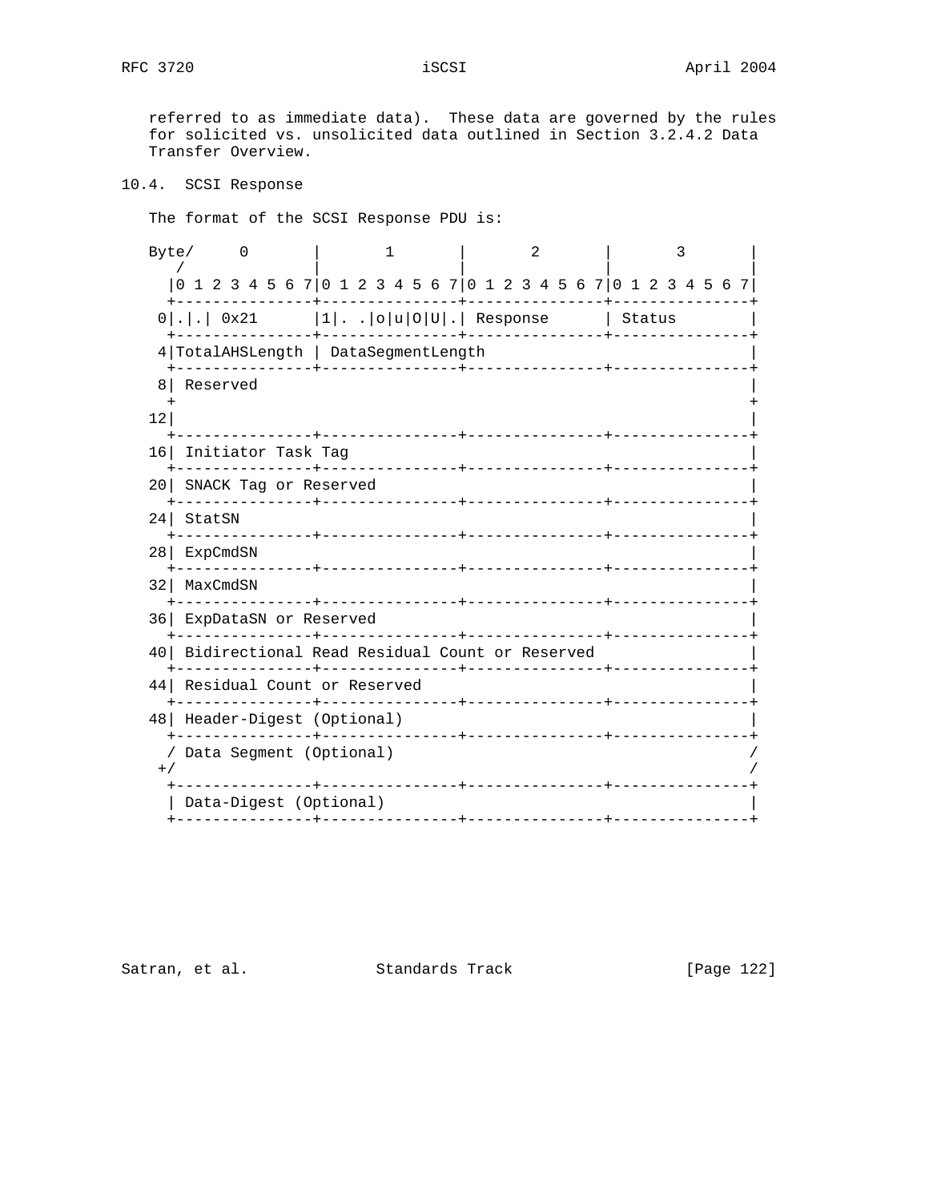referred to as immediate data).  These data are governed by the rules for solicited vs. unsolicited data outlined in Section 3.2.4.2 Data Transfer Overview.

## 10.4.  SCSI Response

The format of the SCSI Response PDU is:

```
Byte/     0       |       1       |       2       |       3       |
   /              |               |               |               |
  |0 1 2 3 4 5 6 7|0 1 2 3 4 5 6 7|0 1 2 3 4 5 6 7|0 1 2 3 4 5 6 7|
  +---------------+---------------+---------------+---------------+
 0|.|.| 0x21      |1|. .|o|u|O|U|.| Response      | Status        |
  +---------------+---------------+---------------+---------------+
 4|TotalAHSLength | DataSegmentLength                             |
  +---------------+---------------+---------------+---------------+
 8| Reserved                                                      |
  +                                                               +
12|                                                               |
  +---------------+---------------+---------------+---------------+
16| Initiator Task Tag                                            |
  +---------------+---------------+---------------+---------------+
20| SNACK Tag or Reserved                                         |
  +---------------+---------------+---------------+---------------+
24| StatSN                                                        |
  +---------------+---------------+---------------+---------------+
28| ExpCmdSN                                                      |
  +---------------+---------------+---------------+---------------+
32| MaxCmdSN                                                      |
  +---------------+---------------+---------------+---------------+
36| ExpDataSN or Reserved                                         |
  +---------------+---------------+---------------+---------------+
40| Bidirectional Read Residual Count or Reserved                 |
  +---------------+---------------+---------------+---------------+
44| Residual Count or Reserved                                    |
  +---------------+---------------+---------------+---------------+
48| Header-Digest (Optional)                                      |
  +---------------+---------------+---------------+---------------+
  / Data Segment (Optional)                                       /
 +/                                                               /
  +---------------+---------------+---------------+---------------+
  | Data-Digest (Optional)                                        |
  +---------------+---------------+---------------+---------------+
```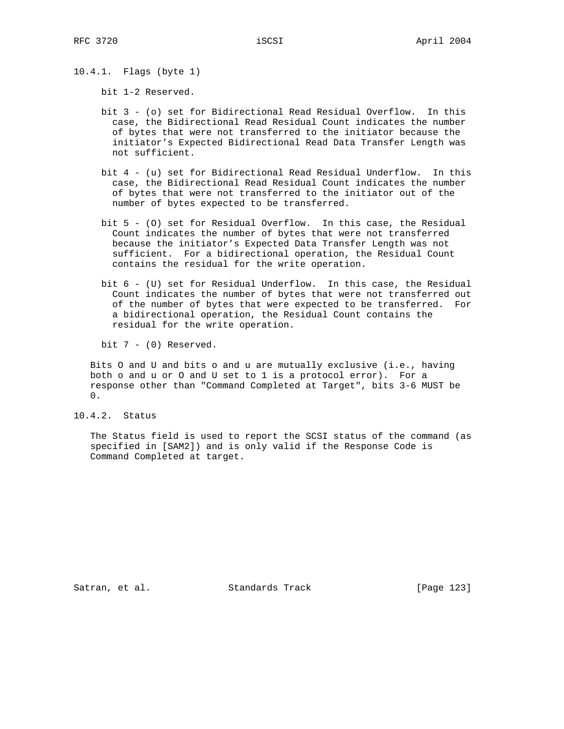### 10.4.1. Flags (byte 1)

bit 1-2 Reserved.

bit 3 - (o) set for Bidirectional Read Residual Overflow. In this case, the Bidirectional Read Residual Count indicates the number of bytes that were not transferred to the initiator because the initiator's Expected Bidirectional Read Data Transfer Length was not sufficient.

bit 4 - (u) set for Bidirectional Read Residual Underflow. In this case, the Bidirectional Read Residual Count indicates the number of bytes that were not transferred to the initiator out of the number of bytes expected to be transferred.

bit 5 - (O) set for Residual Overflow. In this case, the Residual Count indicates the number of bytes that were not transferred because the initiator's Expected Data Transfer Length was not sufficient. For a bidirectional operation, the Residual Count contains the residual for the write operation.

bit 6 - (U) set for Residual Underflow. In this case, the Residual Count indicates the number of bytes that were not transferred out of the number of bytes that were expected to be transferred. For a bidirectional operation, the Residual Count contains the residual for the write operation.

bit 7 - (0) Reserved.

Bits O and U and bits o and u are mutually exclusive (i.e., having both o and u or O and U set to 1 is a protocol error). For a response other than "Command Completed at Target", bits 3-6 MUST be 0.

### 10.4.2. Status

The Status field is used to report the SCSI status of the command (as specified in [SAM2]) and is only valid if the Response Code is Command Completed at target.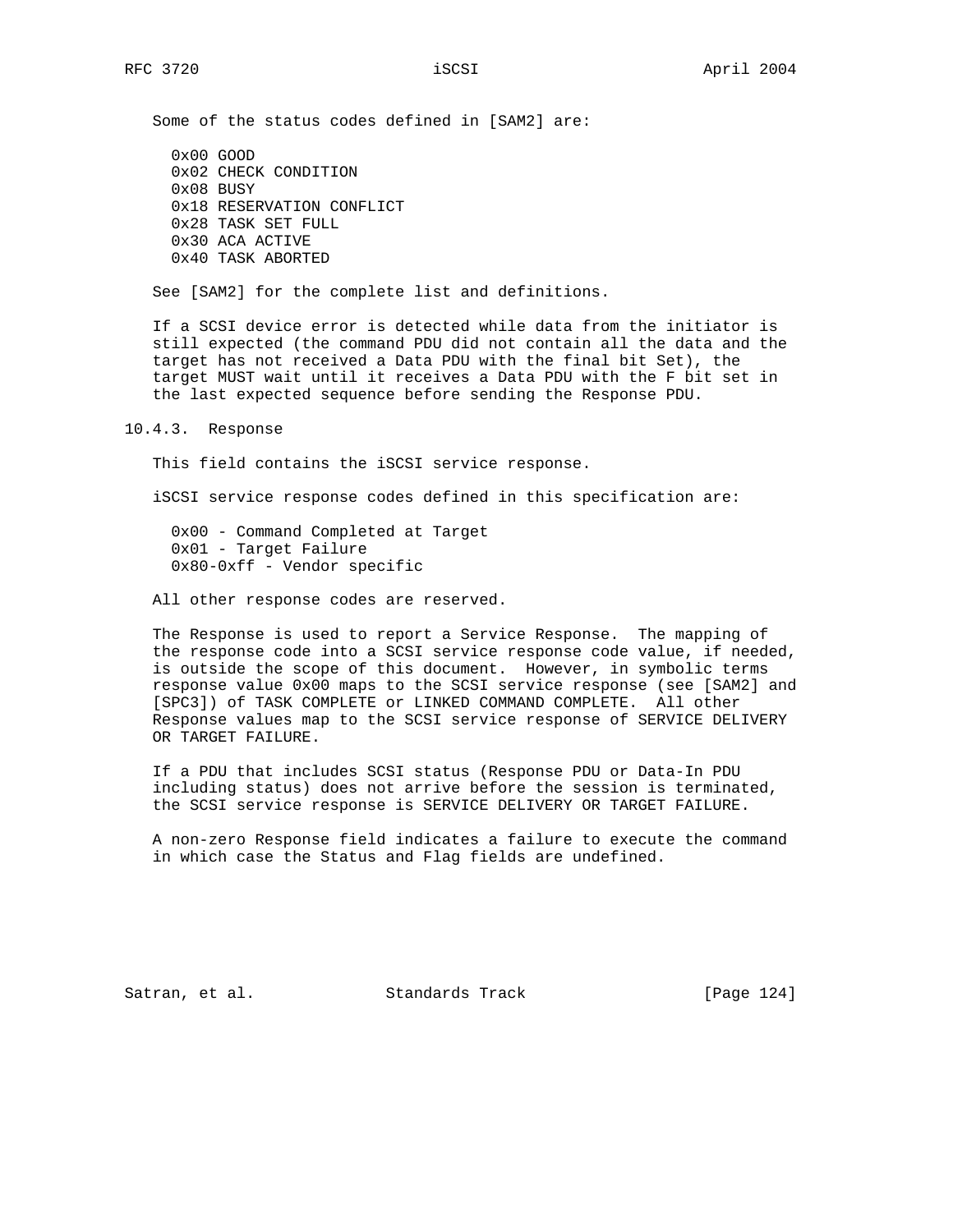Some of the status codes defined in [SAM2] are:

- 0x00 GOOD
- 0x02 CHECK CONDITION
- 0x08 BUSY
- 0x18 RESERVATION CONFLICT
- 0x28 TASK SET FULL
- 0x30 ACA ACTIVE
- 0x40 TASK ABORTED

See [SAM2] for the complete list and definitions.

If a SCSI device error is detected while data from the initiator is still expected (the command PDU did not contain all the data and the target has not received a Data PDU with the final bit Set), the target MUST wait until it receives a Data PDU with the F bit set in the last expected sequence before sending the Response PDU.

### 10.4.3. Response

This field contains the iSCSI service response.

iSCSI service response codes defined in this specification are:

- 0x00 - Command Completed at Target
- 0x01 - Target Failure
- 0x80-0xff - Vendor specific

All other response codes are reserved.

The Response is used to report a Service Response. The mapping of the response code into a SCSI service response code value, if needed, is outside the scope of this document. However, in symbolic terms response value 0x00 maps to the SCSI service response (see [SAM2] and [SPC3]) of TASK COMPLETE or LINKED COMMAND COMPLETE. All other Response values map to the SCSI service response of SERVICE DELIVERY OR TARGET FAILURE.

If a PDU that includes SCSI status (Response PDU or Data-In PDU including status) does not arrive before the session is terminated, the SCSI service response is SERVICE DELIVERY OR TARGET FAILURE.

A non-zero Response field indicates a failure to execute the command in which case the Status and Flag fields are undefined.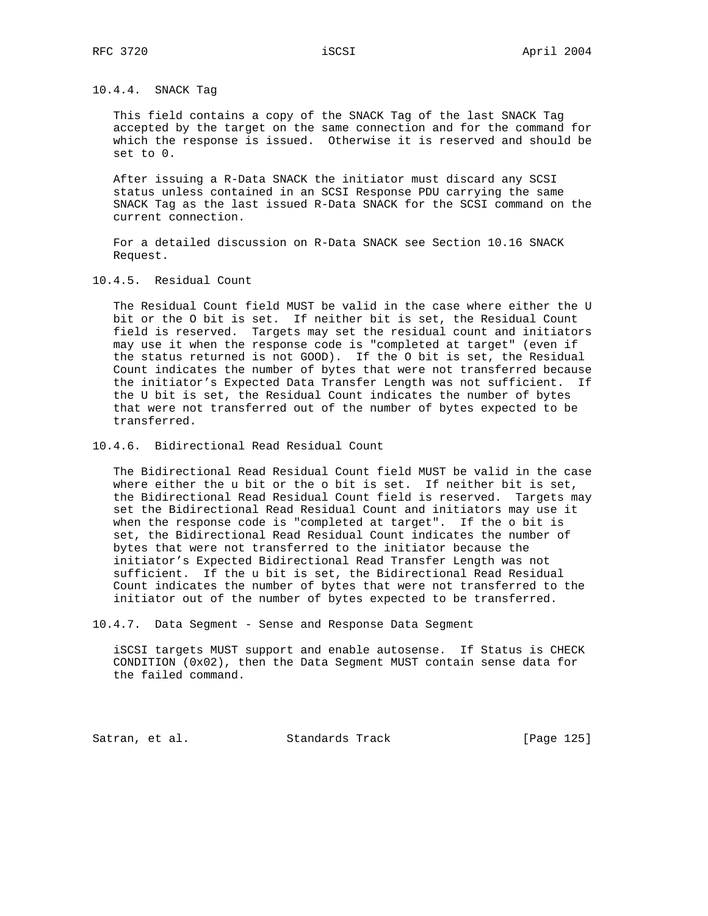#### 10.4.4. SNACK Tag

This field contains a copy of the SNACK Tag of the last SNACK Tag accepted by the target on the same connection and for the command for which the response is issued. Otherwise it is reserved and should be set to 0.

After issuing a R-Data SNACK the initiator must discard any SCSI status unless contained in an SCSI Response PDU carrying the same SNACK Tag as the last issued R-Data SNACK for the SCSI command on the current connection.

For a detailed discussion on R-Data SNACK see Section 10.16 SNACK Request.

#### 10.4.5. Residual Count

The Residual Count field MUST be valid in the case where either the U bit or the O bit is set. If neither bit is set, the Residual Count field is reserved. Targets may set the residual count and initiators may use it when the response code is "completed at target" (even if the status returned is not GOOD). If the O bit is set, the Residual Count indicates the number of bytes that were not transferred because the initiator's Expected Data Transfer Length was not sufficient. If the U bit is set, the Residual Count indicates the number of bytes that were not transferred out of the number of bytes expected to be transferred.

#### 10.4.6. Bidirectional Read Residual Count

The Bidirectional Read Residual Count field MUST be valid in the case where either the u bit or the o bit is set. If neither bit is set, the Bidirectional Read Residual Count field is reserved. Targets may set the Bidirectional Read Residual Count and initiators may use it when the response code is "completed at target". If the o bit is set, the Bidirectional Read Residual Count indicates the number of bytes that were not transferred to the initiator because the initiator's Expected Bidirectional Read Transfer Length was not sufficient. If the u bit is set, the Bidirectional Read Residual Count indicates the number of bytes that were not transferred to the initiator out of the number of bytes expected to be transferred.

#### 10.4.7. Data Segment - Sense and Response Data Segment

iSCSI targets MUST support and enable autosense. If Status is CHECK CONDITION (0x02), then the Data Segment MUST contain sense data for the failed command.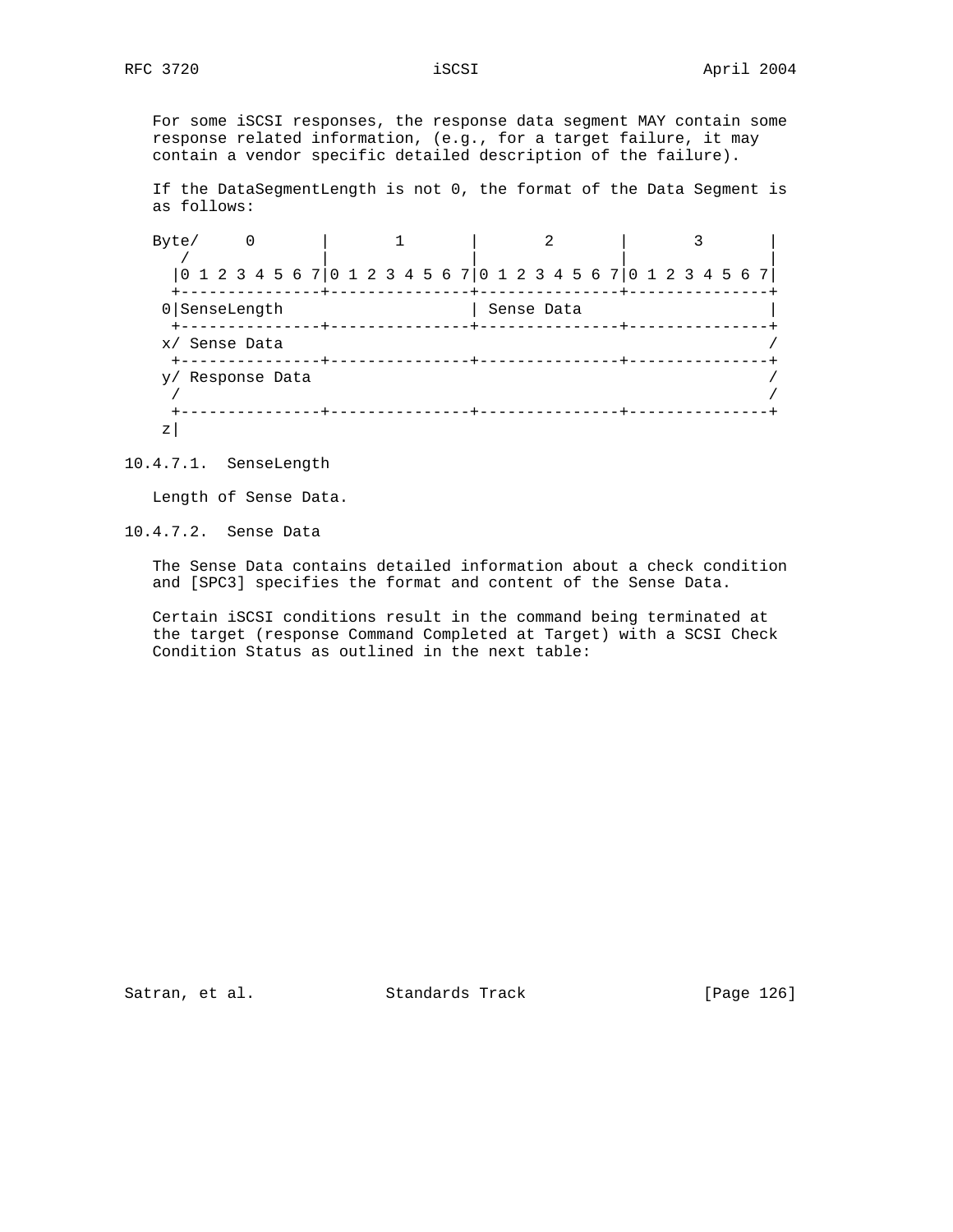For some iSCSI responses, the response data segment MAY contain some response related information, (e.g., for a target failure, it may contain a vendor specific detailed description of the failure).

If the DataSegmentLength is not 0, the format of the Data Segment is as follows:

```
Byte/     0       |       1       |       2       |       3       |
   /              |               |               |               |
  |0 1 2 3 4 5 6 7|0 1 2 3 4 5 6 7|0 1 2 3 4 5 6 7|0 1 2 3 4 5 6 7|
  +---------------+---------------+---------------+---------------+
 0|SenseLength                    | Sense Data                    |
  +---------------+---------------+---------------+---------------+
 x/ Sense Data                                                    /
  +---------------+---------------+---------------+---------------+
 y/ Response Data                                                 /
 /                                                                /
  +---------------+---------------+---------------+---------------+
 z|
```

### 10.4.7.1. SenseLength

Length of Sense Data.

### 10.4.7.2. Sense Data

The Sense Data contains detailed information about a check condition and [SPC3] specifies the format and content of the Sense Data.

Certain iSCSI conditions result in the command being terminated at the target (response Command Completed at Target) with a SCSI Check Condition Status as outlined in the next table: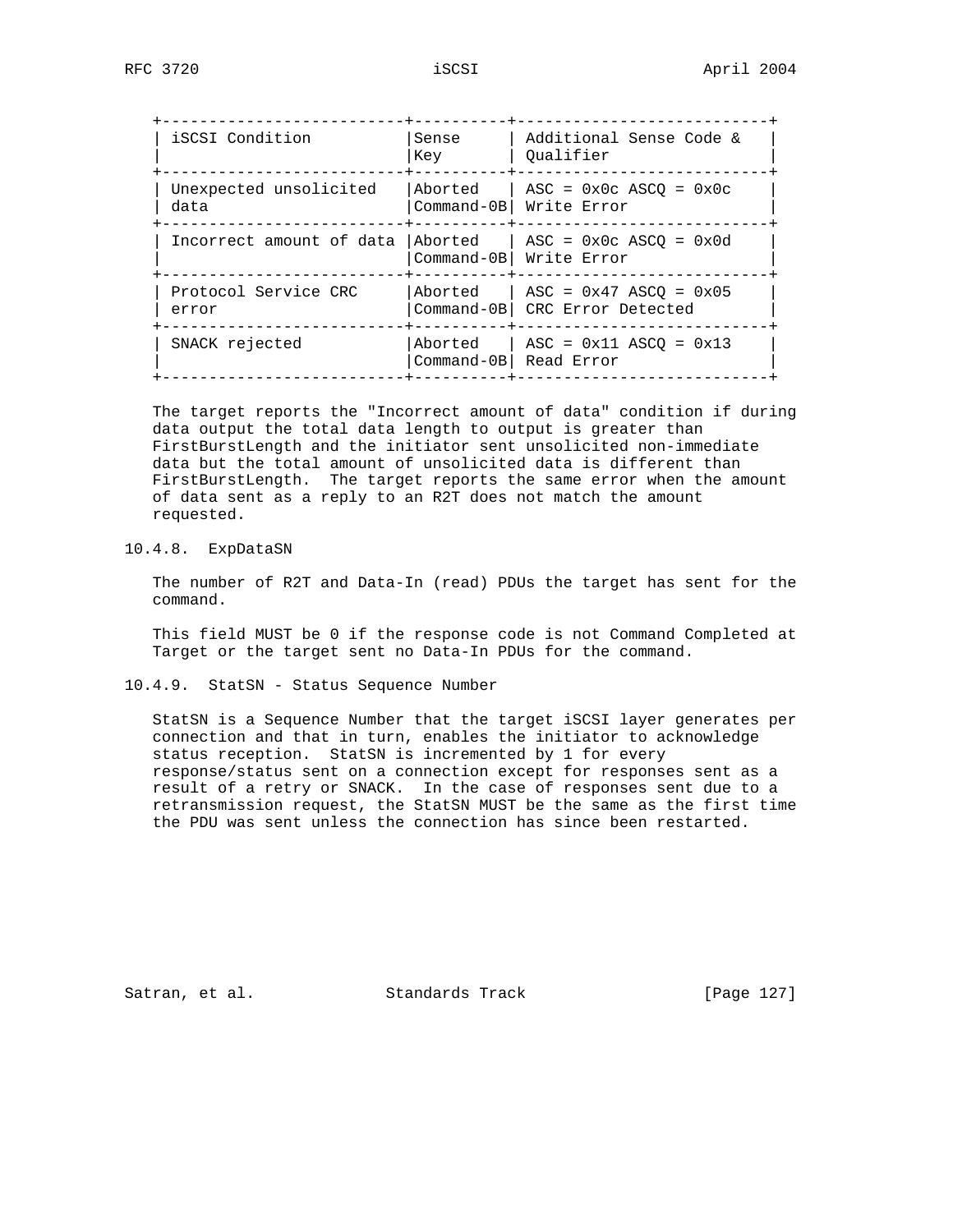| iSCSI Condition | Sense Key | Additional Sense Code & Qualifier |
|---|---|---|
| Unexpected unsolicited data | Aborted Command-0B | ASC = 0x0c ASCQ = 0x0c Write Error |
| Incorrect amount of data | Aborted Command-0B | ASC = 0x0c ASCQ = 0x0d Write Error |
| Protocol Service CRC error | Aborted Command-0B | ASC = 0x47 ASCQ = 0x05 CRC Error Detected |
| SNACK rejected | Aborted Command-0B | ASC = 0x11 ASCQ = 0x13 Read Error |

The target reports the "Incorrect amount of data" condition if during data output the total data length to output is greater than FirstBurstLength and the initiator sent unsolicited non-immediate data but the total amount of unsolicited data is different than FirstBurstLength. The target reports the same error when the amount of data sent as a reply to an R2T does not match the amount requested.

### 10.4.8. ExpDataSN

The number of R2T and Data-In (read) PDUs the target has sent for the command.

This field MUST be 0 if the response code is not Command Completed at Target or the target sent no Data-In PDUs for the command.

### 10.4.9. StatSN - Status Sequence Number

StatSN is a Sequence Number that the target iSCSI layer generates per connection and that in turn, enables the initiator to acknowledge status reception. StatSN is incremented by 1 for every response/status sent on a connection except for responses sent as a result of a retry or SNACK. In the case of responses sent due to a retransmission request, the StatSN MUST be the same as the first time the PDU was sent unless the connection has since been restarted.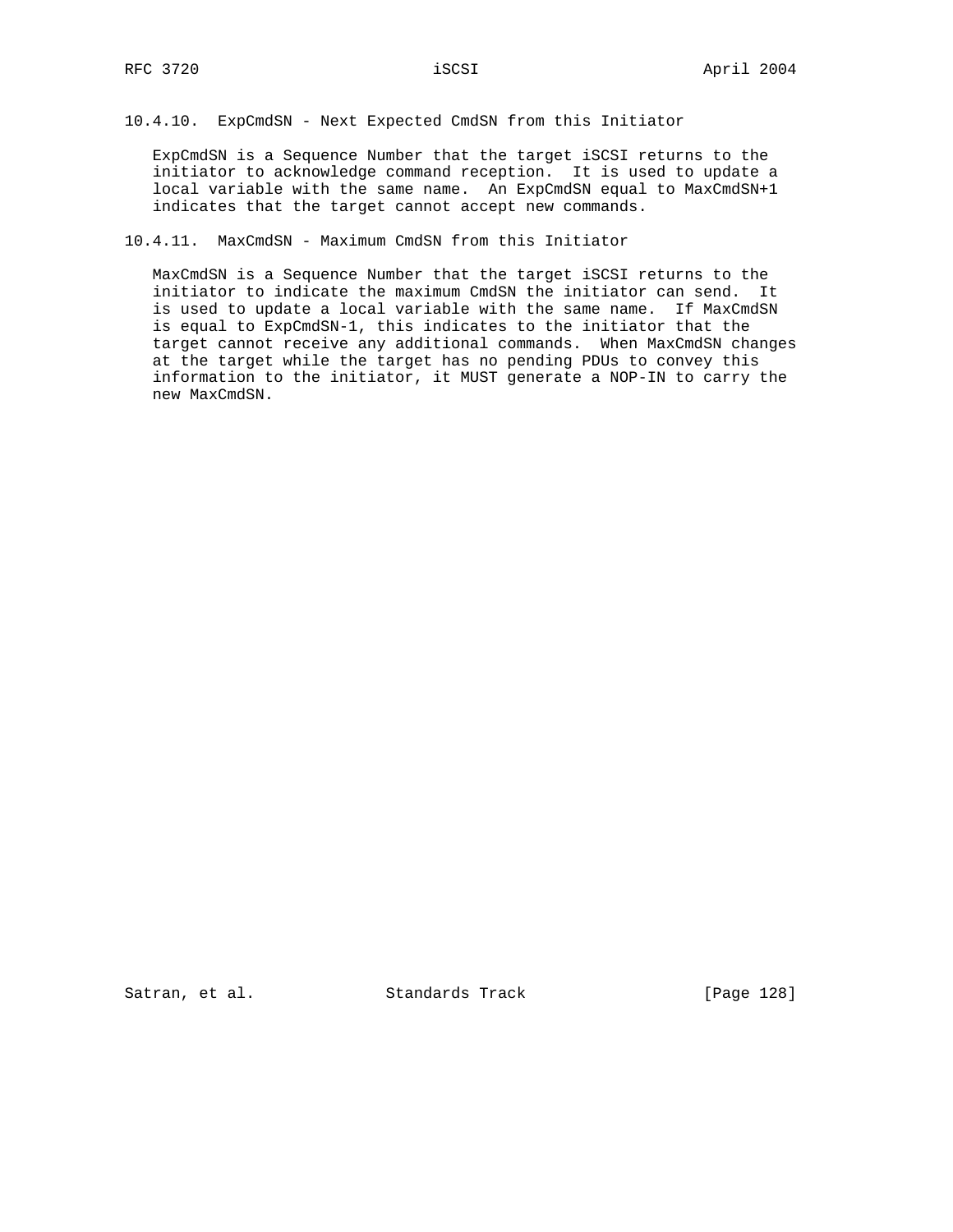### 10.4.10. ExpCmdSN - Next Expected CmdSN from this Initiator

ExpCmdSN is a Sequence Number that the target iSCSI returns to the initiator to acknowledge command reception. It is used to update a local variable with the same name. An ExpCmdSN equal to MaxCmdSN+1 indicates that the target cannot accept new commands.

### 10.4.11. MaxCmdSN - Maximum CmdSN from this Initiator

MaxCmdSN is a Sequence Number that the target iSCSI returns to the initiator to indicate the maximum CmdSN the initiator can send. It is used to update a local variable with the same name. If MaxCmdSN is equal to ExpCmdSN-1, this indicates to the initiator that the target cannot receive any additional commands. When MaxCmdSN changes at the target while the target has no pending PDUs to convey this information to the initiator, it MUST generate a NOP-IN to carry the new MaxCmdSN.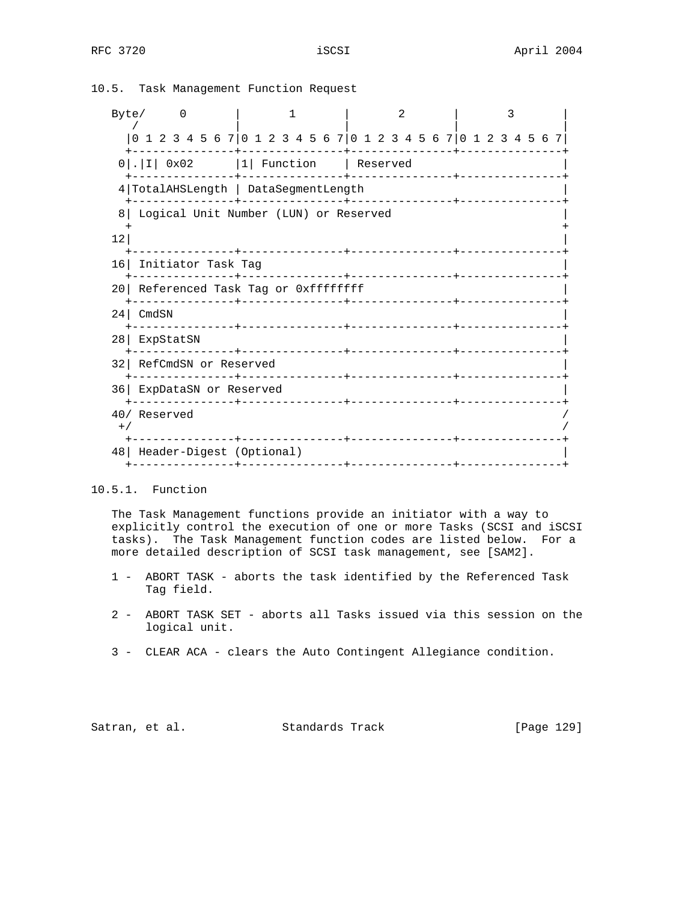### 10.5. Task Management Function Request

```
Byte/     0       |       1       |       2       |       3       |
   /              |               |               |               |
  |0 1 2 3 4 5 6 7|0 1 2 3 4 5 6 7|0 1 2 3 4 5 6 7|0 1 2 3 4 5 6 7|
  +---------------+---------------+---------------+---------------+
 0|.|I| 0x02      |1| Function    | Reserved                      |
  +---------------+---------------+---------------+---------------+
 4|TotalAHSLength | DataSegmentLength                             |
  +---------------+---------------+---------------+---------------+
 8| Logical Unit Number (LUN) or Reserved                         |
  +                                                               +
12|                                                               |
  +---------------+---------------+---------------+---------------+
16| Initiator Task Tag                                            |
  +---------------+---------------+---------------+---------------+
20| Referenced Task Tag or 0xffffffff                             |
  +---------------+---------------+---------------+---------------+
24| CmdSN                                                         |
  +---------------+---------------+---------------+---------------+
28| ExpStatSN                                                     |
  +---------------+---------------+---------------+---------------+
32| RefCmdSN or Reserved                                          |
  +---------------+---------------+---------------+---------------+
36| ExpDataSN or Reserved                                         |
  +---------------+---------------+---------------+---------------+
40/ Reserved                                                      /
 +/                                                               /
  +---------------+---------------+---------------+---------------+
48| Header-Digest (Optional)                                      |
  +---------------+---------------+---------------+---------------+
```

#### 10.5.1. Function

The Task Management functions provide an initiator with a way to explicitly control the execution of one or more Tasks (SCSI and iSCSI tasks). The Task Management function codes are listed below. For a more detailed description of SCSI task management, see [SAM2].

1 - ABORT TASK - aborts the task identified by the Referenced Task Tag field.

2 - ABORT TASK SET - aborts all Tasks issued via this session on the logical unit.

3 - CLEAR ACA - clears the Auto Contingent Allegiance condition.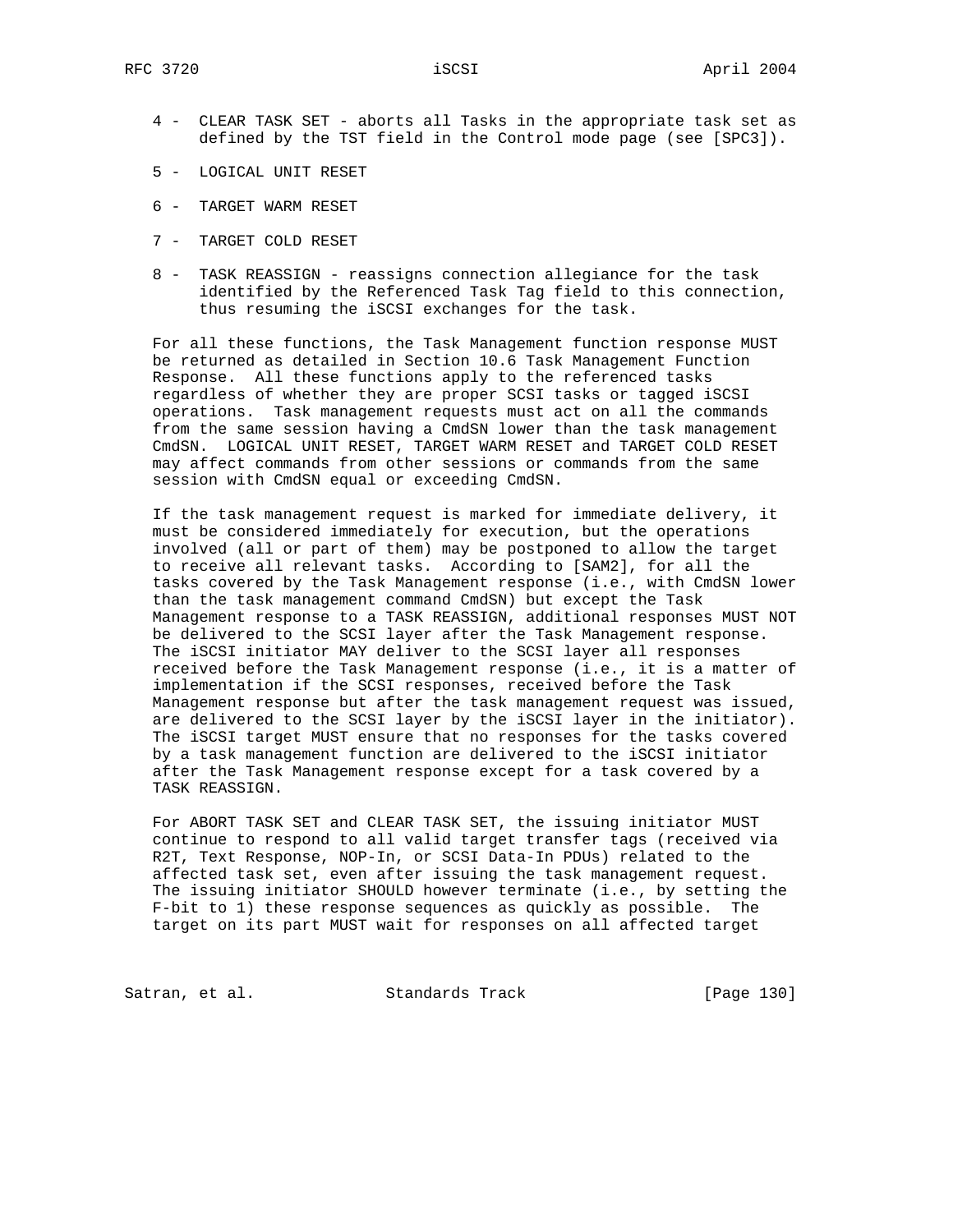4 - CLEAR TASK SET - aborts all Tasks in the appropriate task set as defined by the TST field in the Control mode page (see [SPC3]).

5 - LOGICAL UNIT RESET

6 - TARGET WARM RESET

7 - TARGET COLD RESET

8 - TASK REASSIGN - reassigns connection allegiance for the task identified by the Referenced Task Tag field to this connection, thus resuming the iSCSI exchanges for the task.

For all these functions, the Task Management function response MUST be returned as detailed in Section 10.6 Task Management Function Response. All these functions apply to the referenced tasks regardless of whether they are proper SCSI tasks or tagged iSCSI operations. Task management requests must act on all the commands from the same session having a CmdSN lower than the task management CmdSN. LOGICAL UNIT RESET, TARGET WARM RESET and TARGET COLD RESET may affect commands from other sessions or commands from the same session with CmdSN equal or exceeding CmdSN.

If the task management request is marked for immediate delivery, it must be considered immediately for execution, but the operations involved (all or part of them) may be postponed to allow the target to receive all relevant tasks. According to [SAM2], for all the tasks covered by the Task Management response (i.e., with CmdSN lower than the task management command CmdSN) but except the Task Management response to a TASK REASSIGN, additional responses MUST NOT be delivered to the SCSI layer after the Task Management response. The iSCSI initiator MAY deliver to the SCSI layer all responses received before the Task Management response (i.e., it is a matter of implementation if the SCSI responses, received before the Task Management response but after the task management request was issued, are delivered to the SCSI layer by the iSCSI layer in the initiator). The iSCSI target MUST ensure that no responses for the tasks covered by a task management function are delivered to the iSCSI initiator after the Task Management response except for a task covered by a TASK REASSIGN.

For ABORT TASK SET and CLEAR TASK SET, the issuing initiator MUST continue to respond to all valid target transfer tags (received via R2T, Text Response, NOP-In, or SCSI Data-In PDUs) related to the affected task set, even after issuing the task management request. The issuing initiator SHOULD however terminate (i.e., by setting the F-bit to 1) these response sequences as quickly as possible. The target on its part MUST wait for responses on all affected target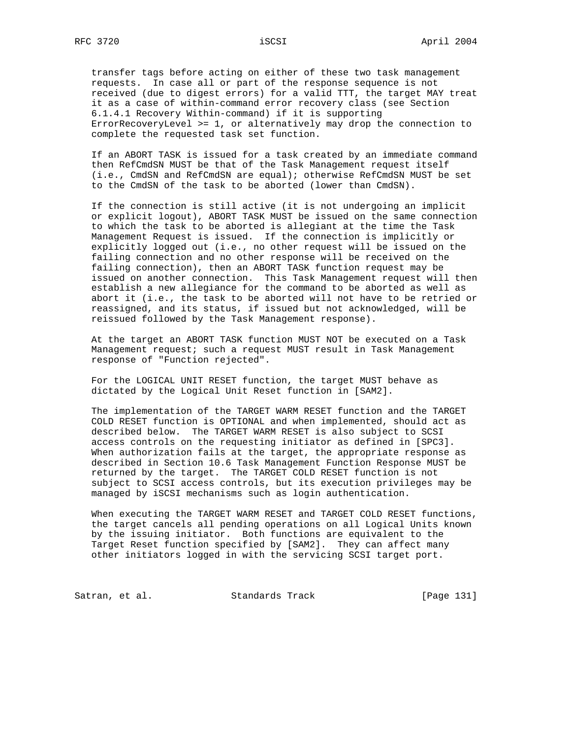transfer tags before acting on either of these two task management requests. In case all or part of the response sequence is not received (due to digest errors) for a valid TTT, the target MAY treat it as a case of within-command error recovery class (see Section 6.1.4.1 Recovery Within-command) if it is supporting ErrorRecoveryLevel >= 1, or alternatively may drop the connection to complete the requested task set function.

If an ABORT TASK is issued for a task created by an immediate command then RefCmdSN MUST be that of the Task Management request itself (i.e., CmdSN and RefCmdSN are equal); otherwise RefCmdSN MUST be set to the CmdSN of the task to be aborted (lower than CmdSN).

If the connection is still active (it is not undergoing an implicit or explicit logout), ABORT TASK MUST be issued on the same connection to which the task to be aborted is allegiant at the time the Task Management Request is issued. If the connection is implicitly or explicitly logged out (i.e., no other request will be issued on the failing connection and no other response will be received on the failing connection), then an ABORT TASK function request may be issued on another connection. This Task Management request will then establish a new allegiance for the command to be aborted as well as abort it (i.e., the task to be aborted will not have to be retried or reassigned, and its status, if issued but not acknowledged, will be reissued followed by the Task Management response).

At the target an ABORT TASK function MUST NOT be executed on a Task Management request; such a request MUST result in Task Management response of "Function rejected".

For the LOGICAL UNIT RESET function, the target MUST behave as dictated by the Logical Unit Reset function in [SAM2].

The implementation of the TARGET WARM RESET function and the TARGET COLD RESET function is OPTIONAL and when implemented, should act as described below. The TARGET WARM RESET is also subject to SCSI access controls on the requesting initiator as defined in [SPC3]. When authorization fails at the target, the appropriate response as described in Section 10.6 Task Management Function Response MUST be returned by the target. The TARGET COLD RESET function is not subject to SCSI access controls, but its execution privileges may be managed by iSCSI mechanisms such as login authentication.

When executing the TARGET WARM RESET and TARGET COLD RESET functions, the target cancels all pending operations on all Logical Units known by the issuing initiator. Both functions are equivalent to the Target Reset function specified by [SAM2]. They can affect many other initiators logged in with the servicing SCSI target port.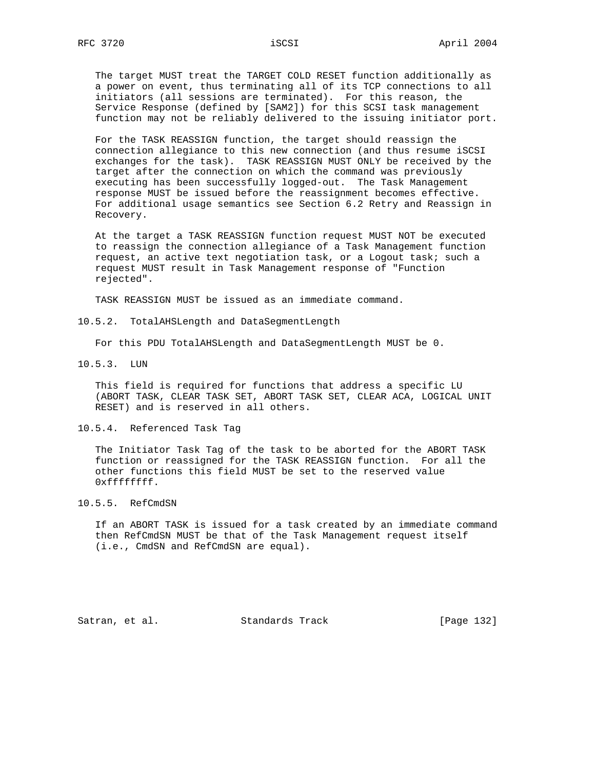The target MUST treat the TARGET COLD RESET function additionally as a power on event, thus terminating all of its TCP connections to all initiators (all sessions are terminated). For this reason, the Service Response (defined by [SAM2]) for this SCSI task management function may not be reliably delivered to the issuing initiator port.

For the TASK REASSIGN function, the target should reassign the connection allegiance to this new connection (and thus resume iSCSI exchanges for the task). TASK REASSIGN MUST ONLY be received by the target after the connection on which the command was previously executing has been successfully logged-out. The Task Management response MUST be issued before the reassignment becomes effective. For additional usage semantics see Section 6.2 Retry and Reassign in Recovery.

At the target a TASK REASSIGN function request MUST NOT be executed to reassign the connection allegiance of a Task Management function request, an active text negotiation task, or a Logout task; such a request MUST result in Task Management response of "Function rejected".

TASK REASSIGN MUST be issued as an immediate command.

### 10.5.2. TotalAHSLength and DataSegmentLength

For this PDU TotalAHSLength and DataSegmentLength MUST be 0.

### 10.5.3. LUN

This field is required for functions that address a specific LU (ABORT TASK, CLEAR TASK SET, ABORT TASK SET, CLEAR ACA, LOGICAL UNIT RESET) and is reserved in all others.

### 10.5.4. Referenced Task Tag

The Initiator Task Tag of the task to be aborted for the ABORT TASK function or reassigned for the TASK REASSIGN function. For all the other functions this field MUST be set to the reserved value 0xffffffff.

### 10.5.5. RefCmdSN

If an ABORT TASK is issued for a task created by an immediate command then RefCmdSN MUST be that of the Task Management request itself (i.e., CmdSN and RefCmdSN are equal).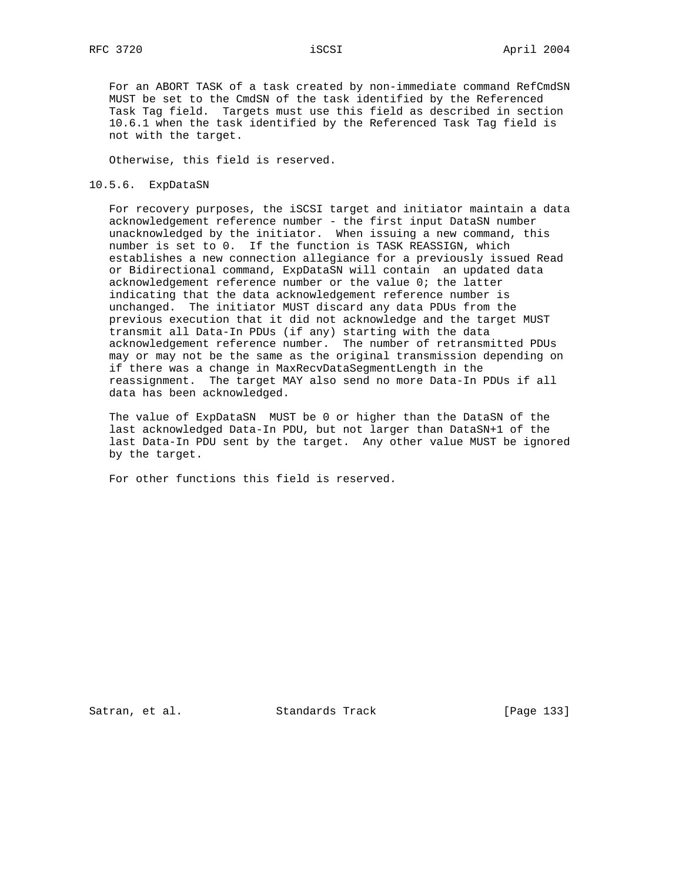For an ABORT TASK of a task created by non-immediate command RefCmdSN MUST be set to the CmdSN of the task identified by the Referenced Task Tag field. Targets must use this field as described in section 10.6.1 when the task identified by the Referenced Task Tag field is not with the target.

Otherwise, this field is reserved.

### 10.5.6. ExpDataSN

For recovery purposes, the iSCSI target and initiator maintain a data acknowledgement reference number - the first input DataSN number unacknowledged by the initiator. When issuing a new command, this number is set to 0. If the function is TASK REASSIGN, which establishes a new connection allegiance for a previously issued Read or Bidirectional command, ExpDataSN will contain an updated data acknowledgement reference number or the value 0; the latter indicating that the data acknowledgement reference number is unchanged. The initiator MUST discard any data PDUs from the previous execution that it did not acknowledge and the target MUST transmit all Data-In PDUs (if any) starting with the data acknowledgement reference number. The number of retransmitted PDUs may or may not be the same as the original transmission depending on if there was a change in MaxRecvDataSegmentLength in the reassignment. The target MAY also send no more Data-In PDUs if all data has been acknowledged.

The value of ExpDataSN MUST be 0 or higher than the DataSN of the last acknowledged Data-In PDU, but not larger than DataSN+1 of the last Data-In PDU sent by the target. Any other value MUST be ignored by the target.

For other functions this field is reserved.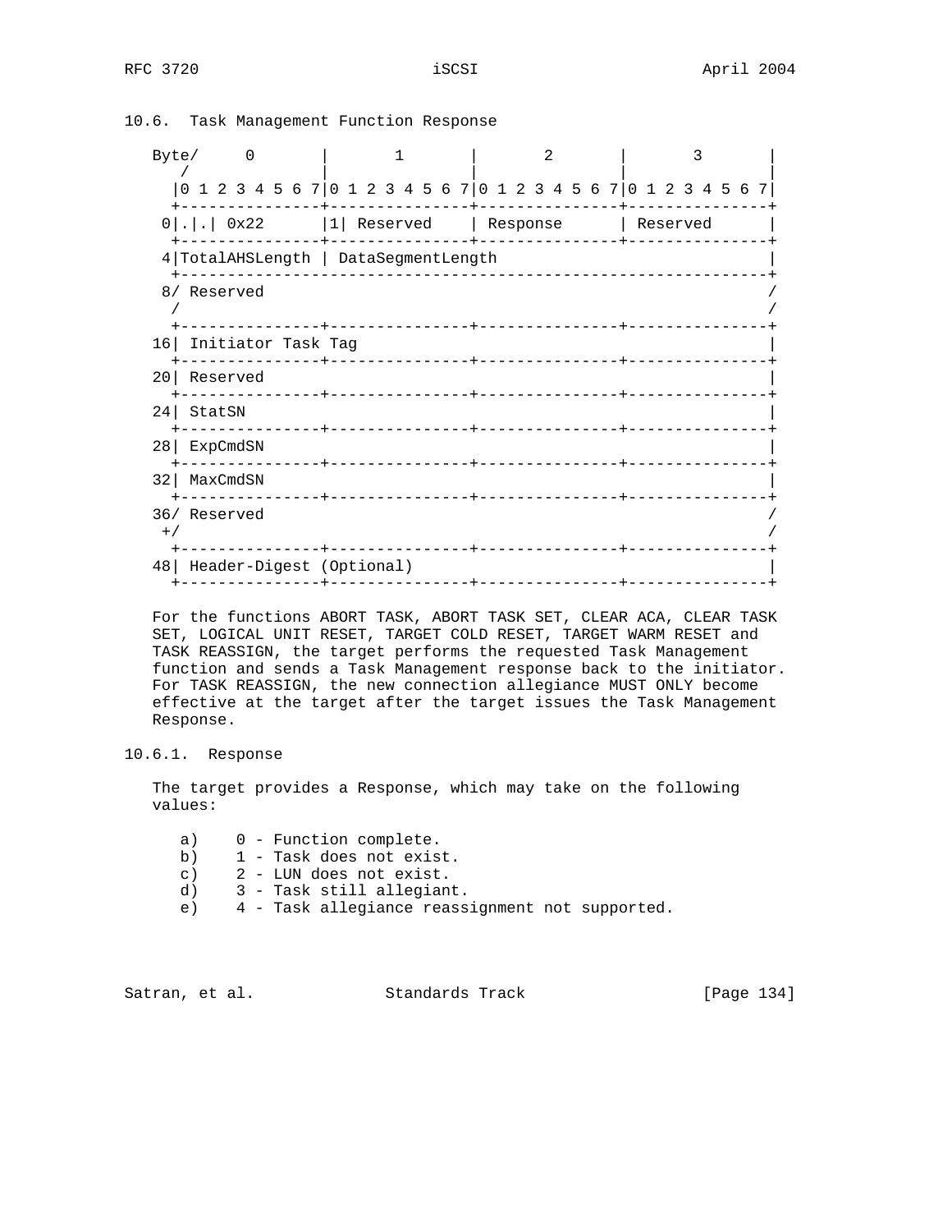## 10.6. Task Management Function Response

```
Byte/     0       |       1       |       2       |       3       |
   /              |               |               |               |
  |0 1 2 3 4 5 6 7|0 1 2 3 4 5 6 7|0 1 2 3 4 5 6 7|0 1 2 3 4 5 6 7|
  +---------------+---------------+---------------+---------------+
 0|.|.| 0x22      |1| Reserved    | Response      | Reserved      |
  +---------------+---------------+---------------+---------------+
 4|TotalAHSLength | DataSegmentLength                             |
  +---------------------------------------------------------------+
 8/ Reserved                                                      /
 /                                                                /
  +---------------+---------------+---------------+---------------+
16| Initiator Task Tag                                            |
  +---------------+---------------+---------------+---------------+
20| Reserved                                                      |
  +---------------+---------------+---------------+---------------+
24| StatSN                                                        |
  +---------------+---------------+---------------+---------------+
28| ExpCmdSN                                                      |
  +---------------+---------------+---------------+---------------+
32| MaxCmdSN                                                      |
  +---------------+---------------+---------------+---------------+
36/ Reserved                                                      /
 +/                                                               /
  +---------------+---------------+---------------+---------------+
48| Header-Digest (Optional)                                      |
  +---------------+---------------+---------------+---------------+
```

For the functions ABORT TASK, ABORT TASK SET, CLEAR ACA, CLEAR TASK SET, LOGICAL UNIT RESET, TARGET COLD RESET, TARGET WARM RESET and TASK REASSIGN, the target performs the requested Task Management function and sends a Task Management response back to the initiator. For TASK REASSIGN, the new connection allegiance MUST ONLY become effective at the target after the target issues the Task Management Response.

### 10.6.1. Response

The target provides a Response, which may take on the following values:

a) 0 - Function complete.
b) 1 - Task does not exist.
c) 2 - LUN does not exist.
d) 3 - Task still allegiant.
e) 4 - Task allegiance reassignment not supported.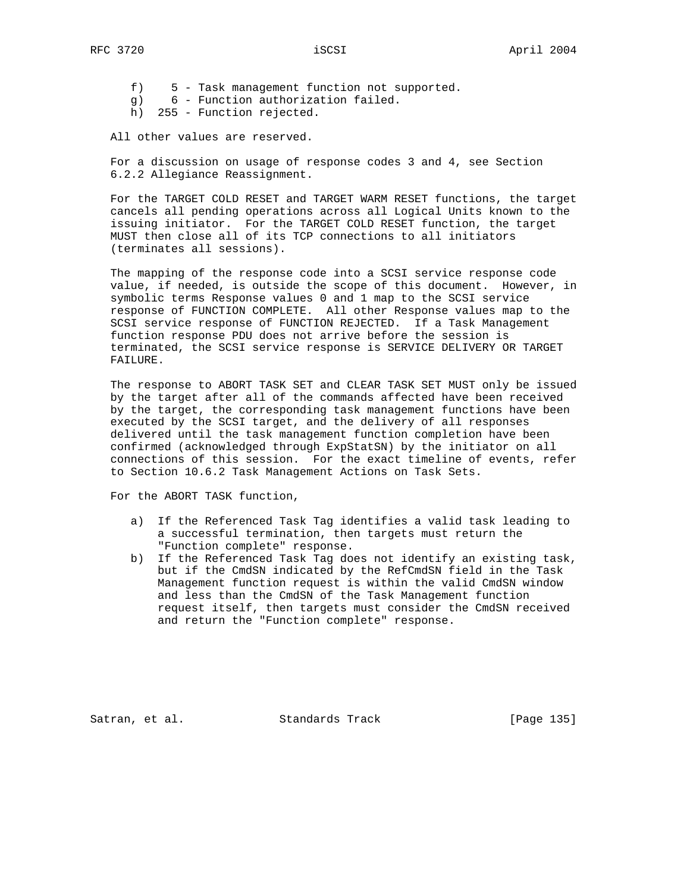f) 5 - Task management function not supported.
g) 6 - Function authorization failed.
h) 255 - Function rejected.

All other values are reserved.

For a discussion on usage of response codes 3 and 4, see Section 6.2.2 Allegiance Reassignment.

For the TARGET COLD RESET and TARGET WARM RESET functions, the target cancels all pending operations across all Logical Units known to the issuing initiator. For the TARGET COLD RESET function, the target MUST then close all of its TCP connections to all initiators (terminates all sessions).

The mapping of the response code into a SCSI service response code value, if needed, is outside the scope of this document. However, in symbolic terms Response values 0 and 1 map to the SCSI service response of FUNCTION COMPLETE. All other Response values map to the SCSI service response of FUNCTION REJECTED. If a Task Management function response PDU does not arrive before the session is terminated, the SCSI service response is SERVICE DELIVERY OR TARGET FAILURE.

The response to ABORT TASK SET and CLEAR TASK SET MUST only be issued by the target after all of the commands affected have been received by the target, the corresponding task management functions have been executed by the SCSI target, and the delivery of all responses delivered until the task management function completion have been confirmed (acknowledged through ExpStatSN) by the initiator on all connections of this session. For the exact timeline of events, refer to Section 10.6.2 Task Management Actions on Task Sets.

For the ABORT TASK function,

a) If the Referenced Task Tag identifies a valid task leading to a successful termination, then targets must return the "Function complete" response.
b) If the Referenced Task Tag does not identify an existing task, but if the CmdSN indicated by the RefCmdSN field in the Task Management function request is within the valid CmdSN window and less than the CmdSN of the Task Management function request itself, then targets must consider the CmdSN received and return the "Function complete" response.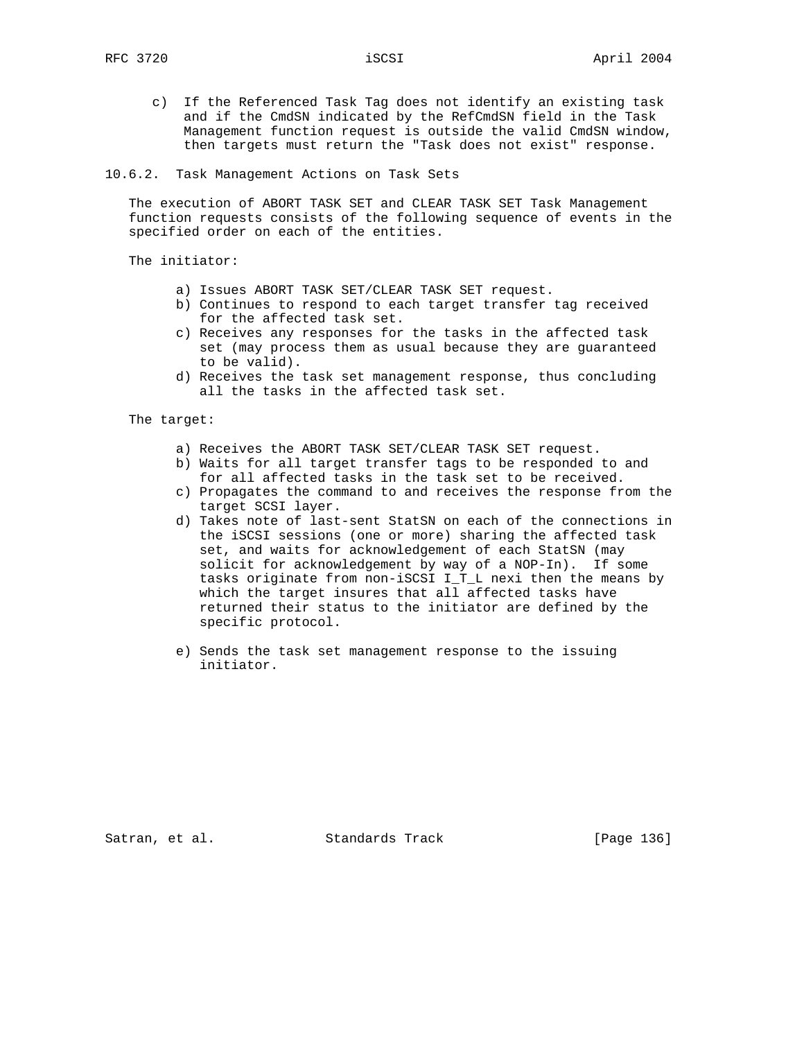c) If the Referenced Task Tag does not identify an existing task and if the CmdSN indicated by the RefCmdSN field in the Task Management function request is outside the valid CmdSN window, then targets must return the "Task does not exist" response.

### 10.6.2. Task Management Actions on Task Sets

The execution of ABORT TASK SET and CLEAR TASK SET Task Management function requests consists of the following sequence of events in the specified order on each of the entities.

The initiator:

a) Issues ABORT TASK SET/CLEAR TASK SET request.
b) Continues to respond to each target transfer tag received for the affected task set.
c) Receives any responses for the tasks in the affected task set (may process them as usual because they are guaranteed to be valid).
d) Receives the task set management response, thus concluding all the tasks in the affected task set.

The target:

a) Receives the ABORT TASK SET/CLEAR TASK SET request.
b) Waits for all target transfer tags to be responded to and for all affected tasks in the task set to be received.
c) Propagates the command to and receives the response from the target SCSI layer.
d) Takes note of last-sent StatSN on each of the connections in the iSCSI sessions (one or more) sharing the affected task set, and waits for acknowledgement of each StatSN (may solicit for acknowledgement by way of a NOP-In). If some tasks originate from non-iSCSI I_T_L nexi then the means by which the target insures that all affected tasks have returned their status to the initiator are defined by the specific protocol.
e) Sends the task set management response to the issuing initiator.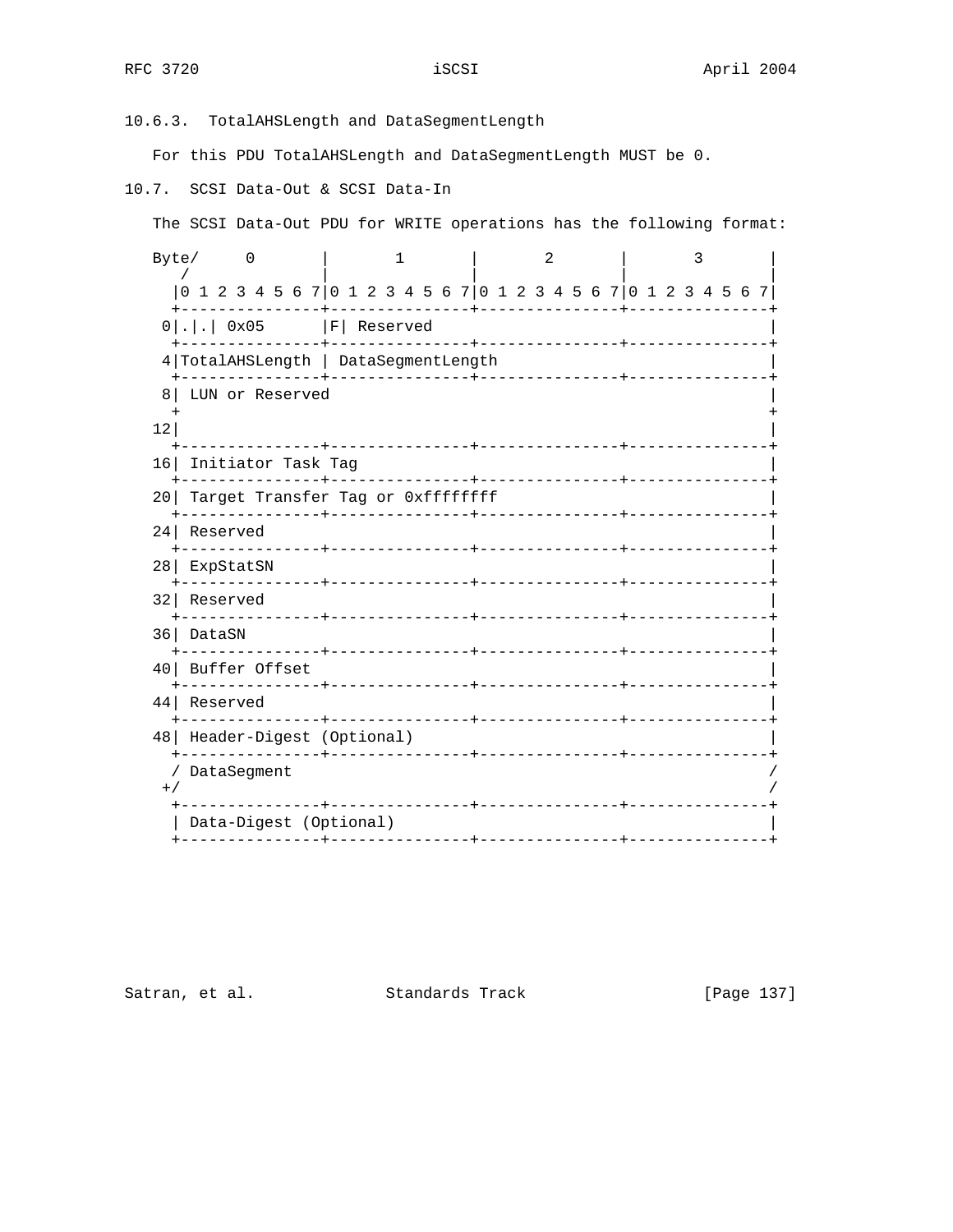### 10.6.3. TotalAHSLength and DataSegmentLength

For this PDU TotalAHSLength and DataSegmentLength MUST be 0.

## 10.7. SCSI Data-Out & SCSI Data-In

The SCSI Data-Out PDU for WRITE operations has the following format:

```
Byte/     0       |       1       |       2       |       3       |
   /              |               |               |               |
  |0 1 2 3 4 5 6 7|0 1 2 3 4 5 6 7|0 1 2 3 4 5 6 7|0 1 2 3 4 5 6 7|
  +---------------+---------------+---------------+---------------+
 0|.|.| 0x05      |F| Reserved                                    |
  +---------------+---------------+---------------+---------------+
 4|TotalAHSLength | DataSegmentLength                             |
  +---------------+---------------+---------------+---------------+
 8| LUN or Reserved                                               |
  +                                                               +
12|                                                               |
  +---------------+---------------+---------------+---------------+
16| Initiator Task Tag                                            |
  +---------------+---------------+---------------+---------------+
20| Target Transfer Tag or 0xffffffff                             |
  +---------------+---------------+---------------+---------------+
24| Reserved                                                      |
  +---------------+---------------+---------------+---------------+
28| ExpStatSN                                                     |
  +---------------+---------------+---------------+---------------+
32| Reserved                                                      |
  +---------------+---------------+---------------+---------------+
36| DataSN                                                        |
  +---------------+---------------+---------------+---------------+
40| Buffer Offset                                                 |
  +---------------+---------------+---------------+---------------+
44| Reserved                                                      |
  +---------------+---------------+---------------+---------------+
48| Header-Digest (Optional)                                      |
  +---------------+---------------+---------------+---------------+
  / DataSegment                                                   /
 +/                                                               /
  +---------------+---------------+---------------+---------------+
  | Data-Digest (Optional)                                        |
  +---------------+---------------+---------------+---------------+
```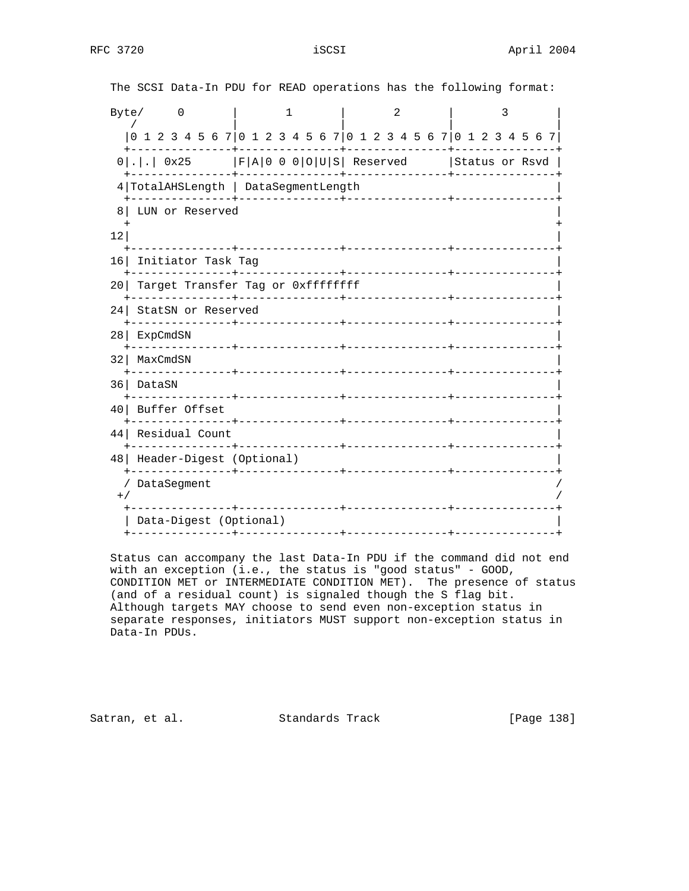The SCSI Data-In PDU for READ operations has the following format:

```
Byte/     0       |       1       |       2       |       3       |
   /              |               |               |               |
  |0 1 2 3 4 5 6 7|0 1 2 3 4 5 6 7|0 1 2 3 4 5 6 7|0 1 2 3 4 5 6 7|
  +---------------+---------------+---------------+---------------+
 0|.|.| 0x25      |F|A|0 0 0|O|U|S| Reserved      |Status or Rsvd |
  +---------------+---------------+---------------+---------------+
 4|TotalAHSLength | DataSegmentLength                             |
  +---------------+---------------+---------------+---------------+
 8| LUN or Reserved                                               |
  +                                                               +
12|                                                               |
  +---------------+---------------+---------------+---------------+
16| Initiator Task Tag                                            |
  +---------------+---------------+---------------+---------------+
20| Target Transfer Tag or 0xffffffff                             |
  +---------------+---------------+---------------+---------------+
24| StatSN or Reserved                                            |
  +---------------+---------------+---------------+---------------+
28| ExpCmdSN                                                      |
  +---------------+---------------+---------------+---------------+
32| MaxCmdSN                                                      |
  +---------------+---------------+---------------+---------------+
36| DataSN                                                        |
  +---------------+---------------+---------------+---------------+
40| Buffer Offset                                                 |
  +---------------+---------------+---------------+---------------+
44| Residual Count                                                |
  +---------------+---------------+---------------+---------------+
48| Header-Digest (Optional)                                      |
  +---------------+---------------+---------------+---------------+
  / DataSegment                                                   /
 +/                                                               /
  +---------------+---------------+---------------+---------------+
  | Data-Digest (Optional)                                        |
  +---------------+---------------+---------------+---------------+
```

Status can accompany the last Data-In PDU if the command did not end with an exception (i.e., the status is "good status" - GOOD, CONDITION MET or INTERMEDIATE CONDITION MET). The presence of status (and of a residual count) is signaled though the S flag bit. Although targets MAY choose to send even non-exception status in separate responses, initiators MUST support non-exception status in Data-In PDUs.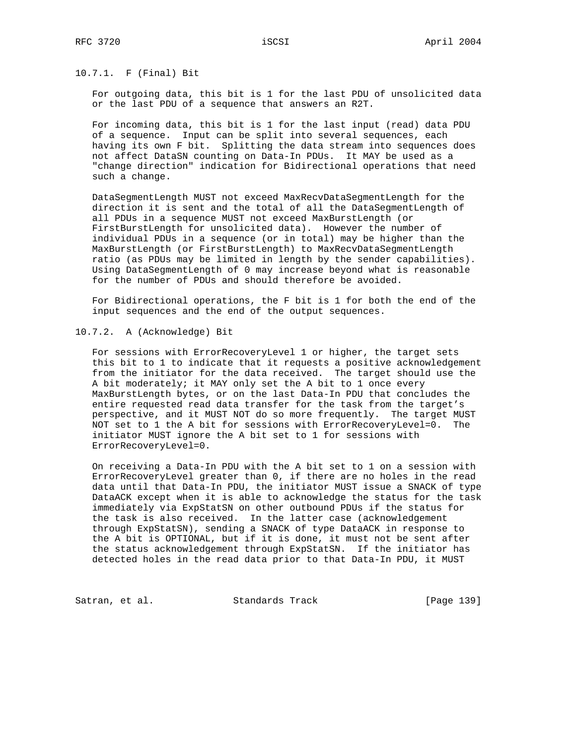### 10.7.1. F (Final) Bit

For outgoing data, this bit is 1 for the last PDU of unsolicited data or the last PDU of a sequence that answers an R2T.

For incoming data, this bit is 1 for the last input (read) data PDU of a sequence. Input can be split into several sequences, each having its own F bit. Splitting the data stream into sequences does not affect DataSN counting on Data-In PDUs. It MAY be used as a "change direction" indication for Bidirectional operations that need such a change.

DataSegmentLength MUST not exceed MaxRecvDataSegmentLength for the direction it is sent and the total of all the DataSegmentLength of all PDUs in a sequence MUST not exceed MaxBurstLength (or FirstBurstLength for unsolicited data). However the number of individual PDUs in a sequence (or in total) may be higher than the MaxBurstLength (or FirstBurstLength) to MaxRecvDataSegmentLength ratio (as PDUs may be limited in length by the sender capabilities). Using DataSegmentLength of 0 may increase beyond what is reasonable for the number of PDUs and should therefore be avoided.

For Bidirectional operations, the F bit is 1 for both the end of the input sequences and the end of the output sequences.

### 10.7.2. A (Acknowledge) Bit

For sessions with ErrorRecoveryLevel 1 or higher, the target sets this bit to 1 to indicate that it requests a positive acknowledgement from the initiator for the data received. The target should use the A bit moderately; it MAY only set the A bit to 1 once every MaxBurstLength bytes, or on the last Data-In PDU that concludes the entire requested read data transfer for the task from the target's perspective, and it MUST NOT do so more frequently. The target MUST NOT set to 1 the A bit for sessions with ErrorRecoveryLevel=0. The initiator MUST ignore the A bit set to 1 for sessions with ErrorRecoveryLevel=0.

On receiving a Data-In PDU with the A bit set to 1 on a session with ErrorRecoveryLevel greater than 0, if there are no holes in the read data until that Data-In PDU, the initiator MUST issue a SNACK of type DataACK except when it is able to acknowledge the status for the task immediately via ExpStatSN on other outbound PDUs if the status for the task is also received. In the latter case (acknowledgement through ExpStatSN), sending a SNACK of type DataACK in response to the A bit is OPTIONAL, but if it is done, it must not be sent after the status acknowledgement through ExpStatSN. If the initiator has detected holes in the read data prior to that Data-In PDU, it MUST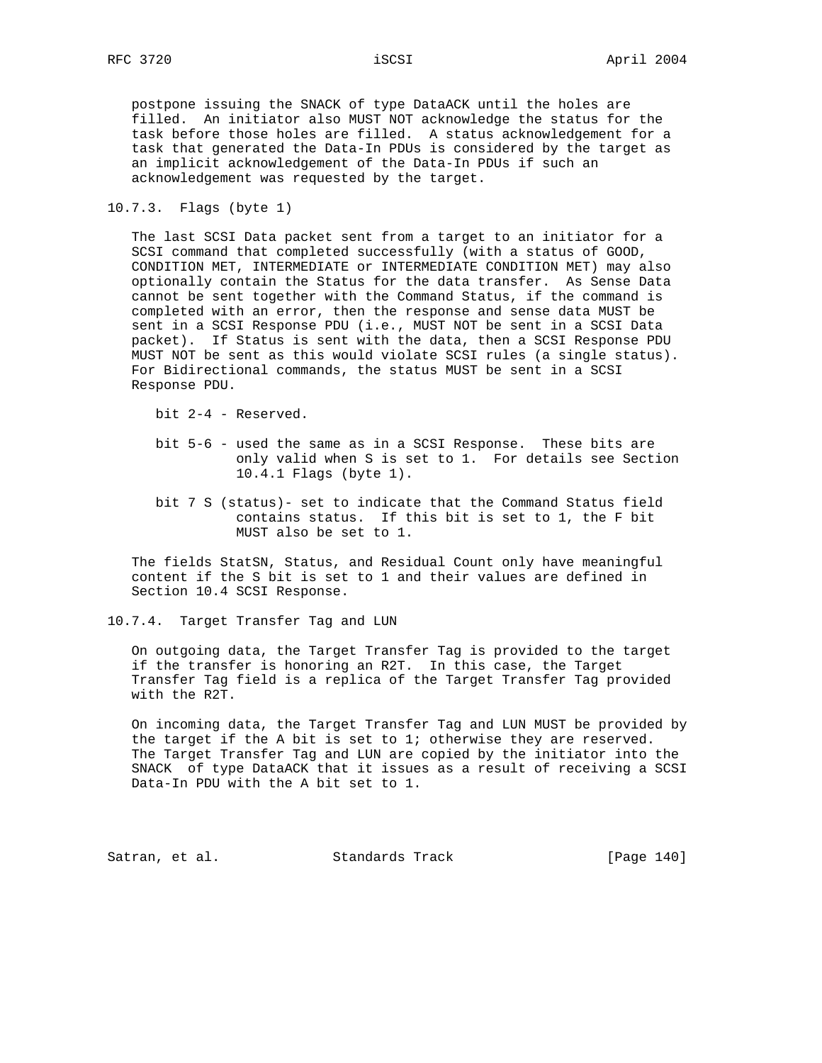postpone issuing the SNACK of type DataACK until the holes are filled. An initiator also MUST NOT acknowledge the status for the task before those holes are filled. A status acknowledgement for a task that generated the Data-In PDUs is considered by the target as an implicit acknowledgement of the Data-In PDUs if such an acknowledgement was requested by the target.

### 10.7.3. Flags (byte 1)

The last SCSI Data packet sent from a target to an initiator for a SCSI command that completed successfully (with a status of GOOD, CONDITION MET, INTERMEDIATE or INTERMEDIATE CONDITION MET) may also optionally contain the Status for the data transfer. As Sense Data cannot be sent together with the Command Status, if the command is completed with an error, then the response and sense data MUST be sent in a SCSI Response PDU (i.e., MUST NOT be sent in a SCSI Data packet). If Status is sent with the data, then a SCSI Response PDU MUST NOT be sent as this would violate SCSI rules (a single status). For Bidirectional commands, the status MUST be sent in a SCSI Response PDU.

- bit 2-4 - Reserved.
- bit 5-6 - used the same as in a SCSI Response. These bits are only valid when S is set to 1. For details see Section 10.4.1 Flags (byte 1).
- bit 7 S (status)- set to indicate that the Command Status field contains status. If this bit is set to 1, the F bit MUST also be set to 1.

The fields StatSN, Status, and Residual Count only have meaningful content if the S bit is set to 1 and their values are defined in Section 10.4 SCSI Response.

### 10.7.4. Target Transfer Tag and LUN

On outgoing data, the Target Transfer Tag is provided to the target if the transfer is honoring an R2T. In this case, the Target Transfer Tag field is a replica of the Target Transfer Tag provided with the R2T.

On incoming data, the Target Transfer Tag and LUN MUST be provided by the target if the A bit is set to 1; otherwise they are reserved. The Target Transfer Tag and LUN are copied by the initiator into the SNACK of type DataACK that it issues as a result of receiving a SCSI Data-In PDU with the A bit set to 1.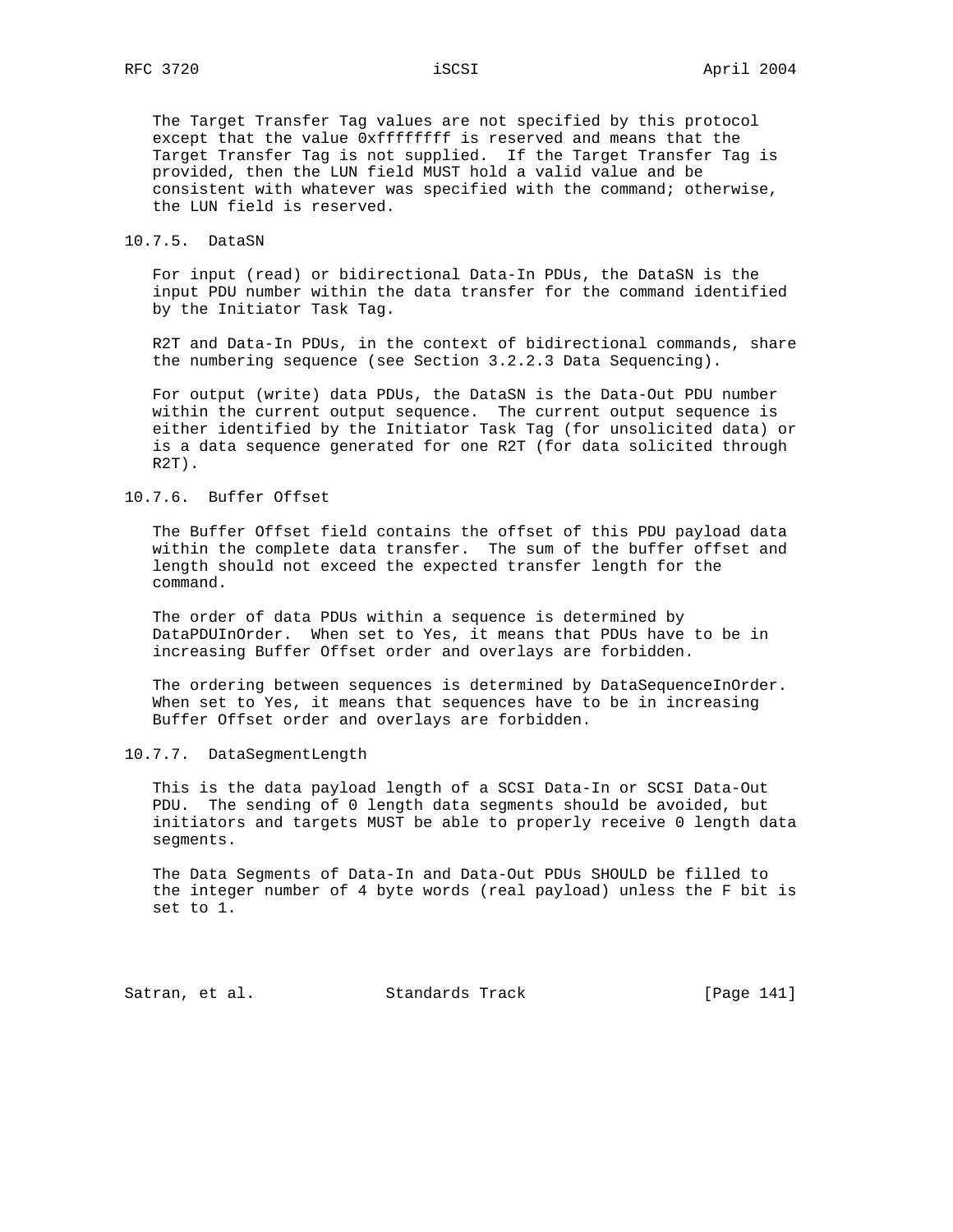The Target Transfer Tag values are not specified by this protocol except that the value 0xffffffff is reserved and means that the Target Transfer Tag is not supplied. If the Target Transfer Tag is provided, then the LUN field MUST hold a valid value and be consistent with whatever was specified with the command; otherwise, the LUN field is reserved.

### 10.7.5. DataSN

For input (read) or bidirectional Data-In PDUs, the DataSN is the input PDU number within the data transfer for the command identified by the Initiator Task Tag.

R2T and Data-In PDUs, in the context of bidirectional commands, share the numbering sequence (see Section 3.2.2.3 Data Sequencing).

For output (write) data PDUs, the DataSN is the Data-Out PDU number within the current output sequence. The current output sequence is either identified by the Initiator Task Tag (for unsolicited data) or is a data sequence generated for one R2T (for data solicited through R2T).

### 10.7.6. Buffer Offset

The Buffer Offset field contains the offset of this PDU payload data within the complete data transfer. The sum of the buffer offset and length should not exceed the expected transfer length for the command.

The order of data PDUs within a sequence is determined by DataPDUInOrder. When set to Yes, it means that PDUs have to be in increasing Buffer Offset order and overlays are forbidden.

The ordering between sequences is determined by DataSequenceInOrder. When set to Yes, it means that sequences have to be in increasing Buffer Offset order and overlays are forbidden.

### 10.7.7. DataSegmentLength

This is the data payload length of a SCSI Data-In or SCSI Data-Out PDU. The sending of 0 length data segments should be avoided, but initiators and targets MUST be able to properly receive 0 length data segments.

The Data Segments of Data-In and Data-Out PDUs SHOULD be filled to the integer number of 4 byte words (real payload) unless the F bit is set to 1.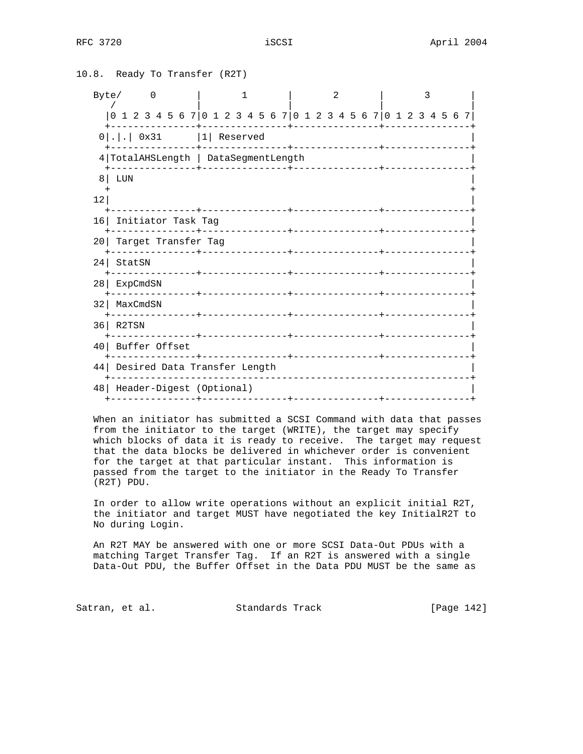## 10.8. Ready To Transfer (R2T)

```
Byte/     0       |       1       |       2       |       3       |
   /              |               |               |               |
  |0 1 2 3 4 5 6 7|0 1 2 3 4 5 6 7|0 1 2 3 4 5 6 7|0 1 2 3 4 5 6 7|
  +---------------+---------------+---------------+---------------+
 0|.|.| 0x31      |1| Reserved                                    |
  +---------------+---------------+---------------+---------------+
 4|TotalAHSLength | DataSegmentLength                             |
  +---------------+---------------+---------------+---------------+
 8| LUN                                                           |
  +                                                               +
12|                                                               |
  +---------------+---------------+---------------+---------------+
16| Initiator Task Tag                                            |
  +---------------+---------------+---------------+---------------+
20| Target Transfer Tag                                           |
  +---------------+---------------+---------------+---------------+
24| StatSN                                                        |
  +---------------+---------------+---------------+---------------+
28| ExpCmdSN                                                      |
  +---------------+---------------+---------------+---------------+
32| MaxCmdSN                                                      |
  +---------------+---------------+---------------+---------------+
36| R2TSN                                                         |
  +---------------+---------------+---------------+---------------+
40| Buffer Offset                                                 |
  +---------------+---------------+---------------+---------------+
44| Desired Data Transfer Length                                  |
  +---------------------------------------------------------------+
48| Header-Digest (Optional)                                      |
  +---------------+---------------+---------------+---------------+
```

When an initiator has submitted a SCSI Command with data that passes from the initiator to the target (WRITE), the target may specify which blocks of data it is ready to receive. The target may request that the data blocks be delivered in whichever order is convenient for the target at that particular instant. This information is passed from the target to the initiator in the Ready To Transfer (R2T) PDU.

In order to allow write operations without an explicit initial R2T, the initiator and target MUST have negotiated the key InitialR2T to No during Login.

An R2T MAY be answered with one or more SCSI Data-Out PDUs with a matching Target Transfer Tag. If an R2T is answered with a single Data-Out PDU, the Buffer Offset in the Data PDU MUST be the same as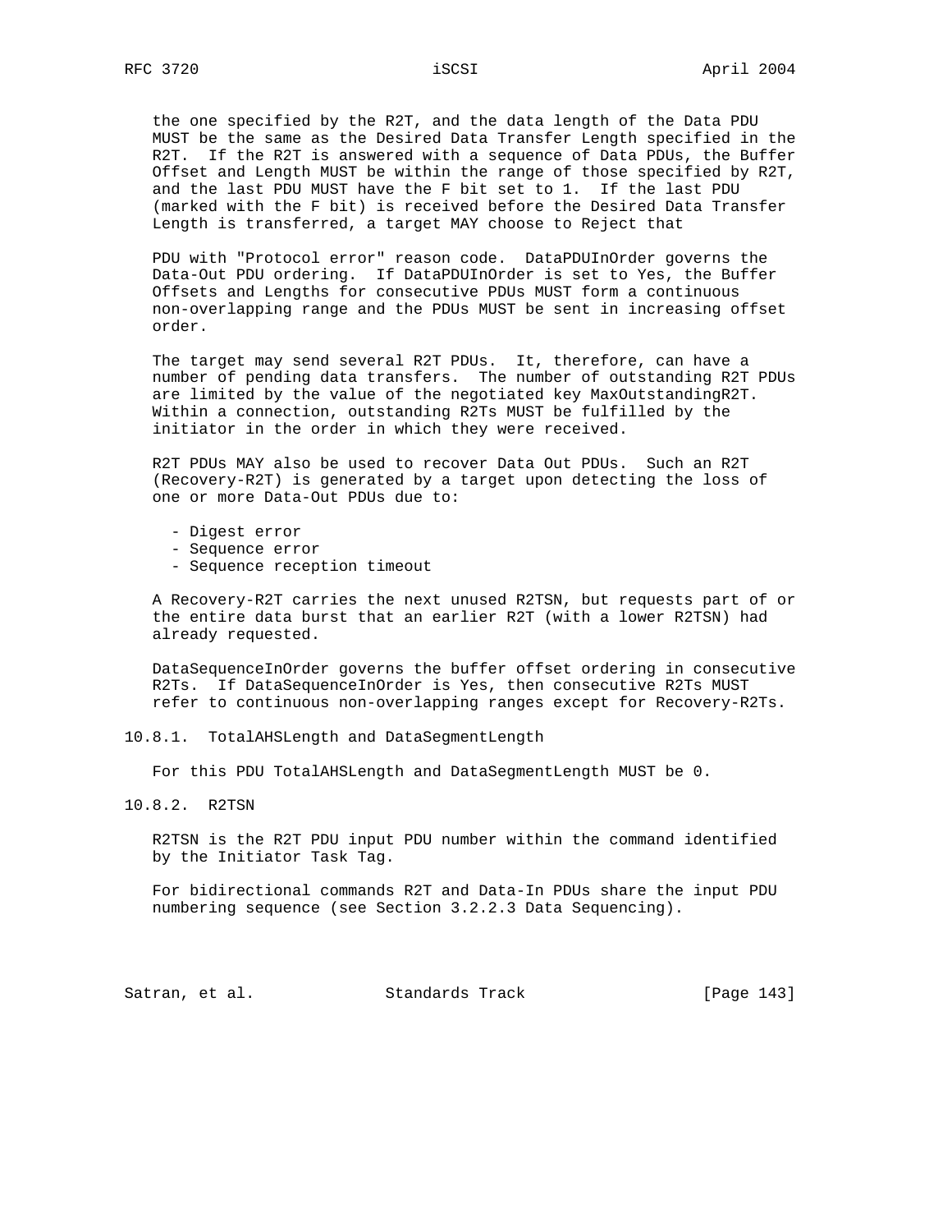the one specified by the R2T, and the data length of the Data PDU MUST be the same as the Desired Data Transfer Length specified in the R2T. If the R2T is answered with a sequence of Data PDUs, the Buffer Offset and Length MUST be within the range of those specified by R2T, and the last PDU MUST have the F bit set to 1. If the last PDU (marked with the F bit) is received before the Desired Data Transfer Length is transferred, a target MAY choose to Reject that

PDU with "Protocol error" reason code. DataPDUInOrder governs the Data-Out PDU ordering. If DataPDUInOrder is set to Yes, the Buffer Offsets and Lengths for consecutive PDUs MUST form a continuous non-overlapping range and the PDUs MUST be sent in increasing offset order.

The target may send several R2T PDUs. It, therefore, can have a number of pending data transfers. The number of outstanding R2T PDUs are limited by the value of the negotiated key MaxOutstandingR2T. Within a connection, outstanding R2Ts MUST be fulfilled by the initiator in the order in which they were received.

R2T PDUs MAY also be used to recover Data Out PDUs. Such an R2T (Recovery-R2T) is generated by a target upon detecting the loss of one or more Data-Out PDUs due to:

- Digest error
- Sequence error
- Sequence reception timeout

A Recovery-R2T carries the next unused R2TSN, but requests part of or the entire data burst that an earlier R2T (with a lower R2TSN) had already requested.

DataSequenceInOrder governs the buffer offset ordering in consecutive R2Ts. If DataSequenceInOrder is Yes, then consecutive R2Ts MUST refer to continuous non-overlapping ranges except for Recovery-R2Ts.

### 10.8.1. TotalAHSLength and DataSegmentLength

For this PDU TotalAHSLength and DataSegmentLength MUST be 0.

### 10.8.2. R2TSN

R2TSN is the R2T PDU input PDU number within the command identified by the Initiator Task Tag.

For bidirectional commands R2T and Data-In PDUs share the input PDU numbering sequence (see Section 3.2.2.3 Data Sequencing).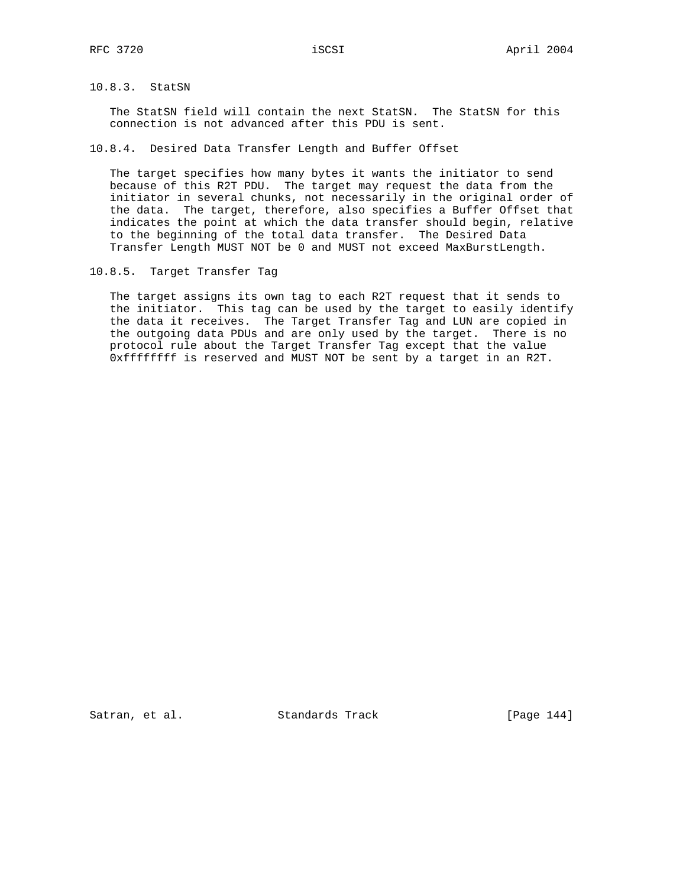### 10.8.3. StatSN

The StatSN field will contain the next StatSN. The StatSN for this connection is not advanced after this PDU is sent.

### 10.8.4. Desired Data Transfer Length and Buffer Offset

The target specifies how many bytes it wants the initiator to send because of this R2T PDU. The target may request the data from the initiator in several chunks, not necessarily in the original order of the data. The target, therefore, also specifies a Buffer Offset that indicates the point at which the data transfer should begin, relative to the beginning of the total data transfer. The Desired Data Transfer Length MUST NOT be 0 and MUST not exceed MaxBurstLength.

### 10.8.5. Target Transfer Tag

The target assigns its own tag to each R2T request that it sends to the initiator. This tag can be used by the target to easily identify the data it receives. The Target Transfer Tag and LUN are copied in the outgoing data PDUs and are only used by the target. There is no protocol rule about the Target Transfer Tag except that the value 0xffffffff is reserved and MUST NOT be sent by a target in an R2T.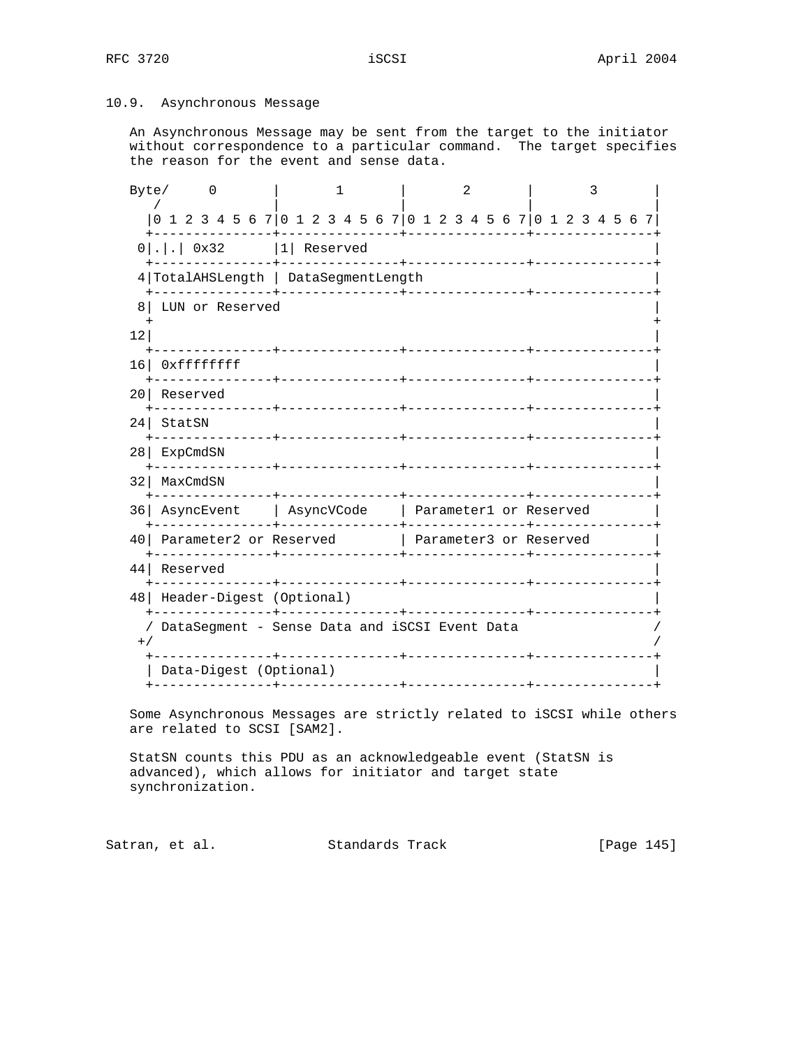## 10.9. Asynchronous Message

An Asynchronous Message may be sent from the target to the initiator without correspondence to a particular command. The target specifies the reason for the event and sense data.

```
Byte/     0       |       1       |       2       |       3       |
   /              |               |               |               |
  |0 1 2 3 4 5 6 7|0 1 2 3 4 5 6 7|0 1 2 3 4 5 6 7|0 1 2 3 4 5 6 7|
  +---------------+---------------+---------------+---------------+
 0|.|.| 0x32      |1| Reserved                                    |
  +---------------+---------------+---------------+---------------+
 4|TotalAHSLength | DataSegmentLength                             |
  +---------------+---------------+---------------+---------------+
 8| LUN or Reserved                                               |
  +                                                               +
12|                                                               |
  +---------------+---------------+---------------+---------------+
16| 0xffffffff                                                    |
  +---------------+---------------+---------------+---------------+
20| Reserved                                                      |
  +---------------+---------------+---------------+---------------+
24| StatSN                                                        |
  +---------------+---------------+---------------+---------------+
28| ExpCmdSN                                                      |
  +---------------+---------------+---------------+---------------+
32| MaxCmdSN                                                      |
  +---------------+---------------+---------------+---------------+
36| AsyncEvent    | AsyncVCode    | Parameter1 or Reserved        |
  +---------------+---------------+---------------+---------------+
40| Parameter2 or Reserved        | Parameter3 or Reserved        |
  +---------------+---------------+---------------+---------------+
44| Reserved                                                      |
  +---------------+---------------+---------------+---------------+
48| Header-Digest (Optional)                                      |
  +---------------+---------------+---------------+---------------+
  / DataSegment - Sense Data and iSCSI Event Data                 /
 +/                                                               /
  +---------------+---------------+---------------+---------------+
  | Data-Digest (Optional)                                        |
  +---------------+---------------+---------------+---------------+
```

Some Asynchronous Messages are strictly related to iSCSI while others are related to SCSI [SAM2].

StatSN counts this PDU as an acknowledgeable event (StatSN is advanced), which allows for initiator and target state synchronization.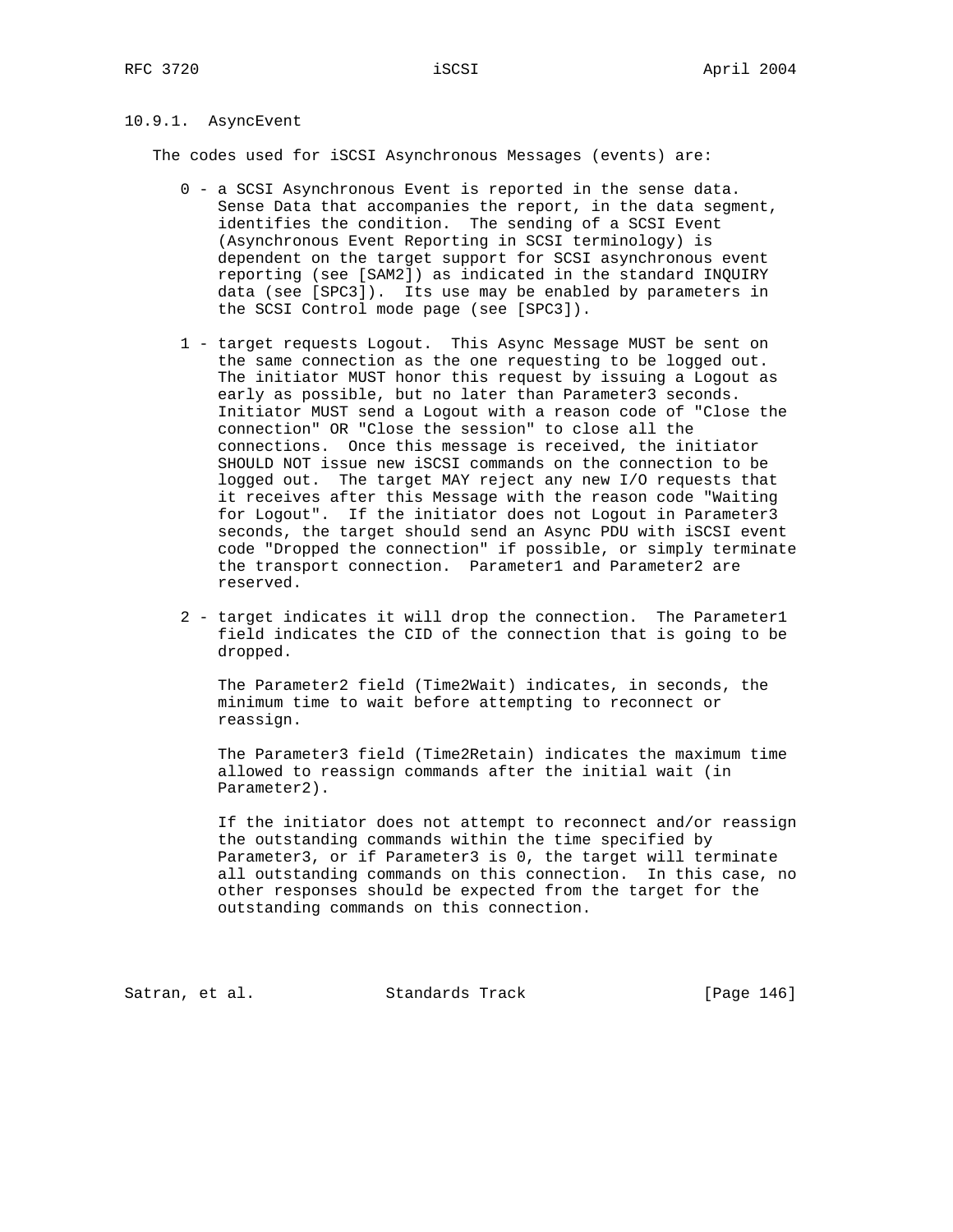### 10.9.1. AsyncEvent

The codes used for iSCSI Asynchronous Messages (events) are:

- 0 - a SCSI Asynchronous Event is reported in the sense data. Sense Data that accompanies the report, in the data segment, identifies the condition. The sending of a SCSI Event (Asynchronous Event Reporting in SCSI terminology) is dependent on the target support for SCSI asynchronous event reporting (see [SAM2]) as indicated in the standard INQUIRY data (see [SPC3]). Its use may be enabled by parameters in the SCSI Control mode page (see [SPC3]).

- 1 - target requests Logout. This Async Message MUST be sent on the same connection as the one requesting to be logged out. The initiator MUST honor this request by issuing a Logout as early as possible, but no later than Parameter3 seconds. Initiator MUST send a Logout with a reason code of "Close the connection" OR "Close the session" to close all the connections. Once this message is received, the initiator SHOULD NOT issue new iSCSI commands on the connection to be logged out. The target MAY reject any new I/O requests that it receives after this Message with the reason code "Waiting for Logout". If the initiator does not Logout in Parameter3 seconds, the target should send an Async PDU with iSCSI event code "Dropped the connection" if possible, or simply terminate the transport connection. Parameter1 and Parameter2 are reserved.

- 2 - target indicates it will drop the connection. The Parameter1 field indicates the CID of the connection that is going to be dropped.

  The Parameter2 field (Time2Wait) indicates, in seconds, the minimum time to wait before attempting to reconnect or reassign.

  The Parameter3 field (Time2Retain) indicates the maximum time allowed to reassign commands after the initial wait (in Parameter2).

  If the initiator does not attempt to reconnect and/or reassign the outstanding commands within the time specified by Parameter3, or if Parameter3 is 0, the target will terminate all outstanding commands on this connection. In this case, no other responses should be expected from the target for the outstanding commands on this connection.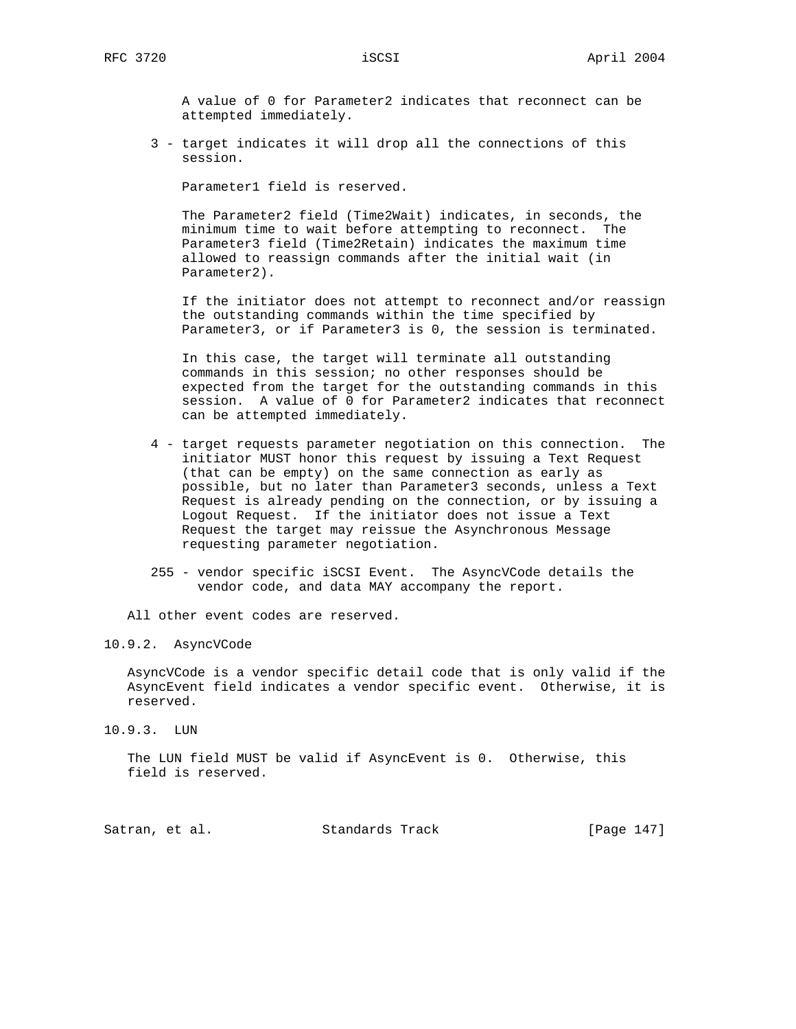A value of 0 for Parameter2 indicates that reconnect can be attempted immediately.

3 - target indicates it will drop all the connections of this session.

Parameter1 field is reserved.

The Parameter2 field (Time2Wait) indicates, in seconds, the minimum time to wait before attempting to reconnect. The Parameter3 field (Time2Retain) indicates the maximum time allowed to reassign commands after the initial wait (in Parameter2).

If the initiator does not attempt to reconnect and/or reassign the outstanding commands within the time specified by Parameter3, or if Parameter3 is 0, the session is terminated.

In this case, the target will terminate all outstanding commands in this session; no other responses should be expected from the target for the outstanding commands in this session. A value of 0 for Parameter2 indicates that reconnect can be attempted immediately.

4 - target requests parameter negotiation on this connection. The initiator MUST honor this request by issuing a Text Request (that can be empty) on the same connection as early as possible, but no later than Parameter3 seconds, unless a Text Request is already pending on the connection, or by issuing a Logout Request. If the initiator does not issue a Text Request the target may reissue the Asynchronous Message requesting parameter negotiation.

255 - vendor specific iSCSI Event. The AsyncVCode details the vendor code, and data MAY accompany the report.

All other event codes are reserved.

### 10.9.2. AsyncVCode

AsyncVCode is a vendor specific detail code that is only valid if the AsyncEvent field indicates a vendor specific event. Otherwise, it is reserved.

### 10.9.3. LUN

The LUN field MUST be valid if AsyncEvent is 0. Otherwise, this field is reserved.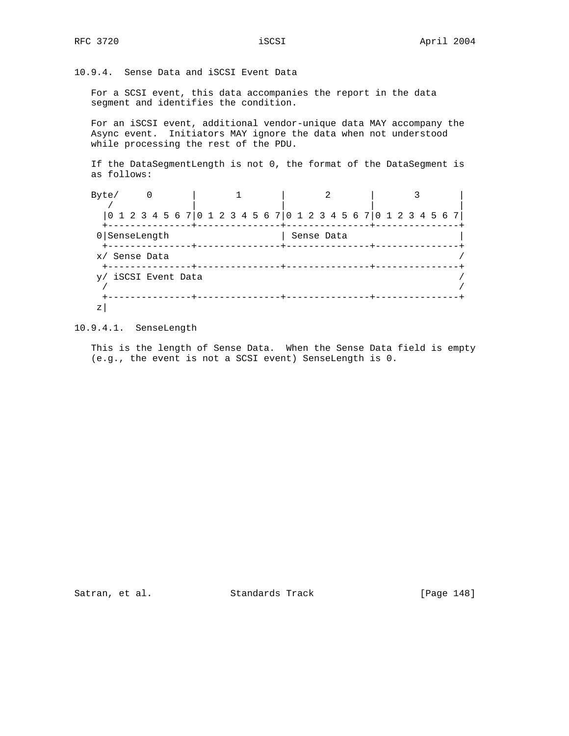### 10.9.4. Sense Data and iSCSI Event Data

For a SCSI event, this data accompanies the report in the data segment and identifies the condition.

For an iSCSI event, additional vendor-unique data MAY accompany the Async event. Initiators MAY ignore the data when not understood while processing the rest of the PDU.

If the DataSegmentLength is not 0, the format of the DataSegment is as follows:

```
Byte/     0       |       1       |       2       |       3       |
   /              |               |               |               |
  |0 1 2 3 4 5 6 7|0 1 2 3 4 5 6 7|0 1 2 3 4 5 6 7|0 1 2 3 4 5 6 7|
  +---------------+---------------+---------------+---------------+
 0|SenseLength                    | Sense Data                    |
  +---------------+---------------+---------------+---------------+
 x/ Sense Data                                                    /
  +---------------+---------------+---------------+---------------+
 y/ iSCSI Event Data                                              /
 /                                                                /
  +---------------+---------------+---------------+---------------+
 z|
```

#### 10.9.4.1. SenseLength

This is the length of Sense Data. When the Sense Data field is empty (e.g., the event is not a SCSI event) SenseLength is 0.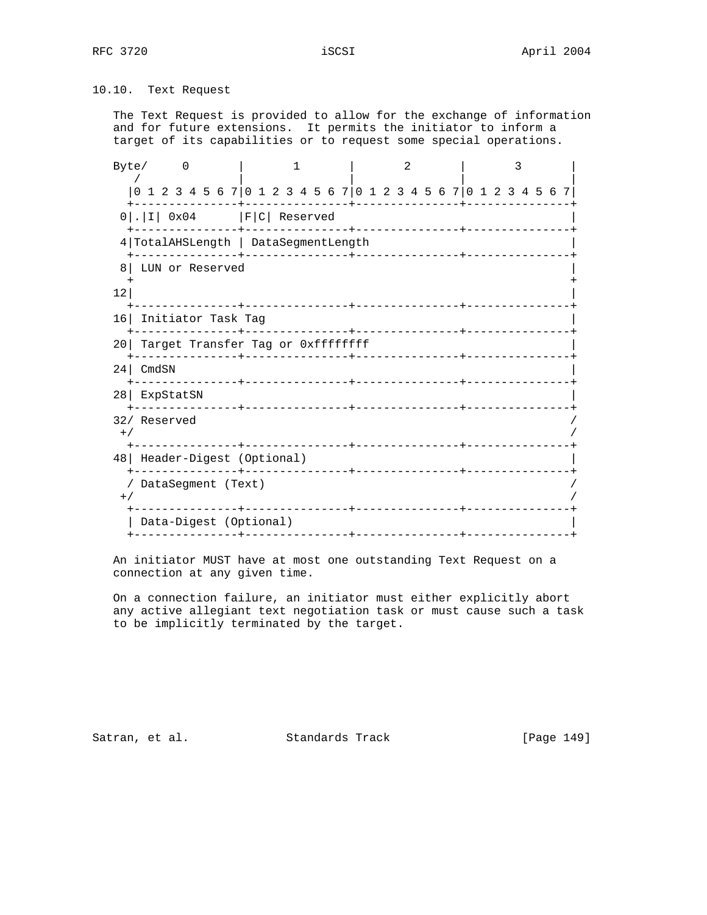## 10.10. Text Request

The Text Request is provided to allow for the exchange of information and for future extensions. It permits the initiator to inform a target of its capabilities or to request some special operations.

```
Byte/     0       |       1       |       2       |       3       |
   /              |               |               |               |
  |0 1 2 3 4 5 6 7|0 1 2 3 4 5 6 7|0 1 2 3 4 5 6 7|0 1 2 3 4 5 6 7|
  +---------------+---------------+---------------+---------------+
 0|.|I| 0x04      |F|C| Reserved                                  |
  +---------------+---------------+---------------+---------------+
 4|TotalAHSLength | DataSegmentLength                             |
  +---------------+---------------+---------------+---------------+
 8| LUN or Reserved                                               |
  +                                                               +
12|                                                               |
  +---------------+---------------+---------------+---------------+
16| Initiator Task Tag                                            |
  +---------------+---------------+---------------+---------------+
20| Target Transfer Tag or 0xffffffff                             |
  +---------------+---------------+---------------+---------------+
24| CmdSN                                                         |
  +---------------+---------------+---------------+---------------+
28| ExpStatSN                                                     |
  +---------------+---------------+---------------+---------------+
32/ Reserved                                                      /
 +/                                                               /
  +---------------+---------------+---------------+---------------+
48| Header-Digest (Optional)                                      |
  +---------------+---------------+---------------+---------------+
  / DataSegment (Text)                                            /
 +/                                                               /
  +---------------+---------------+---------------+---------------+
  | Data-Digest (Optional)                                        |
  +---------------+---------------+---------------+---------------+
```

An initiator MUST have at most one outstanding Text Request on a connection at any given time.

On a connection failure, an initiator must either explicitly abort any active allegiant text negotiation task or must cause such a task to be implicitly terminated by the target.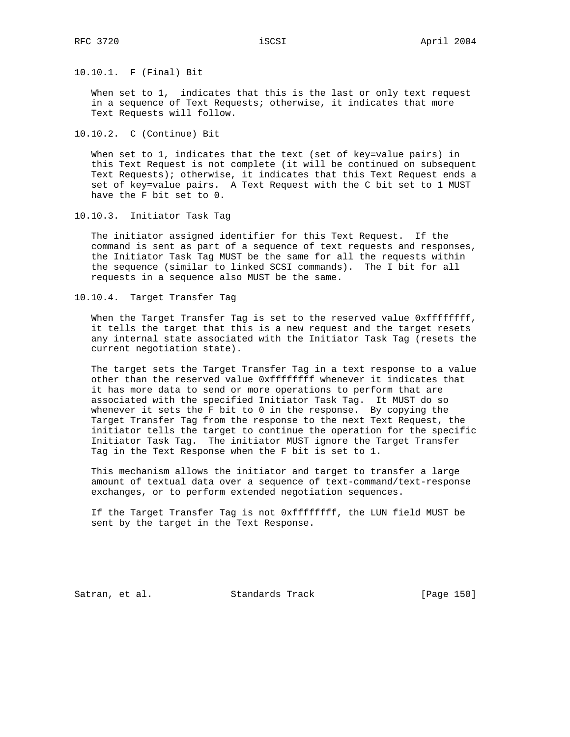### 10.10.1. F (Final) Bit

When set to 1, indicates that this is the last or only text request in a sequence of Text Requests; otherwise, it indicates that more Text Requests will follow.

### 10.10.2. C (Continue) Bit

When set to 1, indicates that the text (set of key=value pairs) in this Text Request is not complete (it will be continued on subsequent Text Requests); otherwise, it indicates that this Text Request ends a set of key=value pairs. A Text Request with the C bit set to 1 MUST have the F bit set to 0.

### 10.10.3. Initiator Task Tag

The initiator assigned identifier for this Text Request. If the command is sent as part of a sequence of text requests and responses, the Initiator Task Tag MUST be the same for all the requests within the sequence (similar to linked SCSI commands). The I bit for all requests in a sequence also MUST be the same.

### 10.10.4. Target Transfer Tag

When the Target Transfer Tag is set to the reserved value 0xffffffff, it tells the target that this is a new request and the target resets any internal state associated with the Initiator Task Tag (resets the current negotiation state).

The target sets the Target Transfer Tag in a text response to a value other than the reserved value 0xffffffff whenever it indicates that it has more data to send or more operations to perform that are associated with the specified Initiator Task Tag. It MUST do so whenever it sets the F bit to 0 in the response. By copying the Target Transfer Tag from the response to the next Text Request, the initiator tells the target to continue the operation for the specific Initiator Task Tag. The initiator MUST ignore the Target Transfer Tag in the Text Response when the F bit is set to 1.

This mechanism allows the initiator and target to transfer a large amount of textual data over a sequence of text-command/text-response exchanges, or to perform extended negotiation sequences.

If the Target Transfer Tag is not 0xffffffff, the LUN field MUST be sent by the target in the Text Response.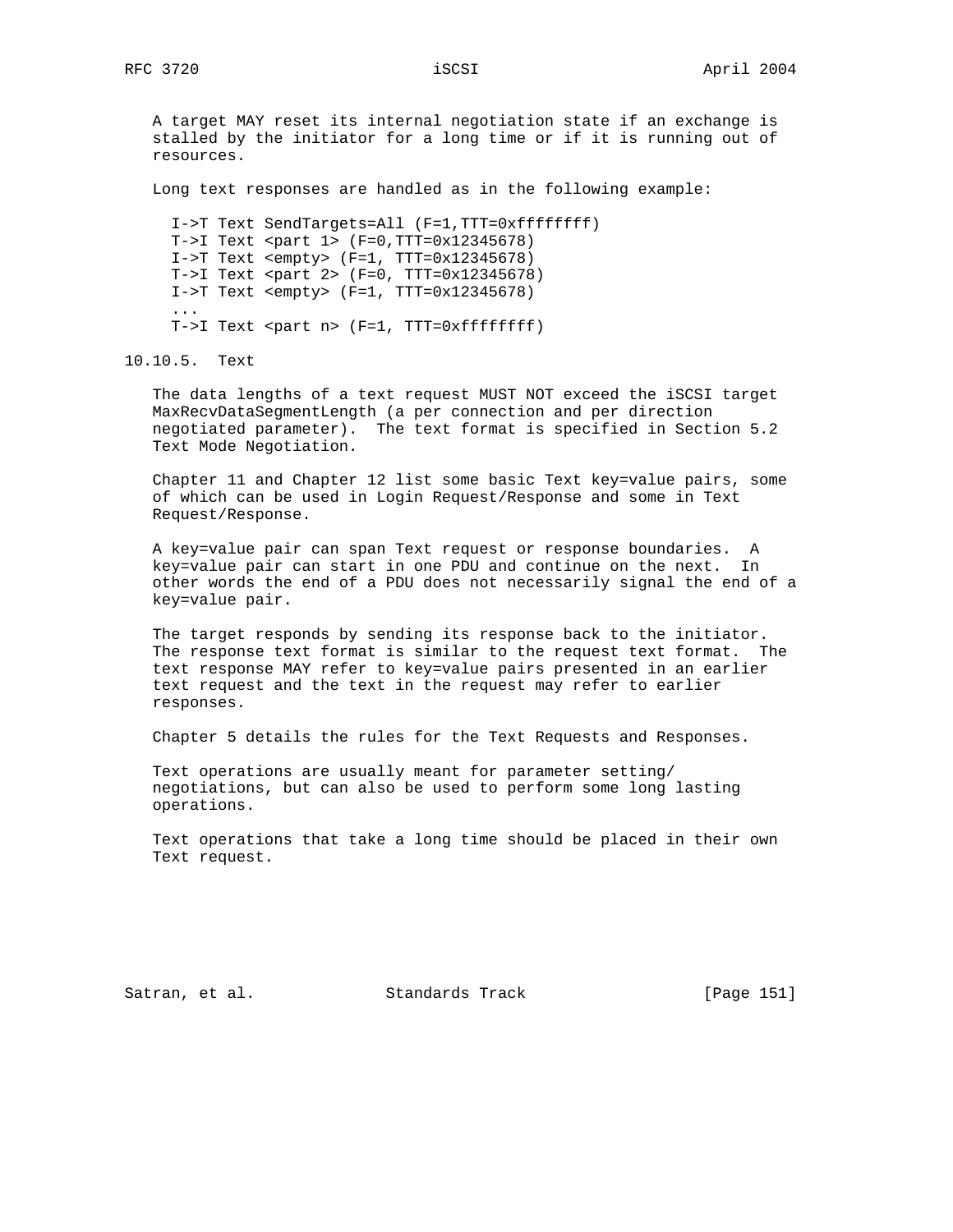A target MAY reset its internal negotiation state if an exchange is stalled by the initiator for a long time or if it is running out of resources.

Long text responses are handled as in the following example:

```
I->T Text SendTargets=All (F=1,TTT=0xffffffff)
T->I Text <part 1> (F=0,TTT=0x12345678)
I->T Text <empty> (F=1, TTT=0x12345678)
T->I Text <part 2> (F=0, TTT=0x12345678)
I->T Text <empty> (F=1, TTT=0x12345678)
...
T->I Text <part n> (F=1, TTT=0xffffffff)
```

### 10.10.5. Text

The data lengths of a text request MUST NOT exceed the iSCSI target MaxRecvDataSegmentLength (a per connection and per direction negotiated parameter). The text format is specified in Section 5.2 Text Mode Negotiation.

Chapter 11 and Chapter 12 list some basic Text key=value pairs, some of which can be used in Login Request/Response and some in Text Request/Response.

A key=value pair can span Text request or response boundaries. A key=value pair can start in one PDU and continue on the next. In other words the end of a PDU does not necessarily signal the end of a key=value pair.

The target responds by sending its response back to the initiator. The response text format is similar to the request text format. The text response MAY refer to key=value pairs presented in an earlier text request and the text in the request may refer to earlier responses.

Chapter 5 details the rules for the Text Requests and Responses.

Text operations are usually meant for parameter setting/ negotiations, but can also be used to perform some long lasting operations.

Text operations that take a long time should be placed in their own Text request.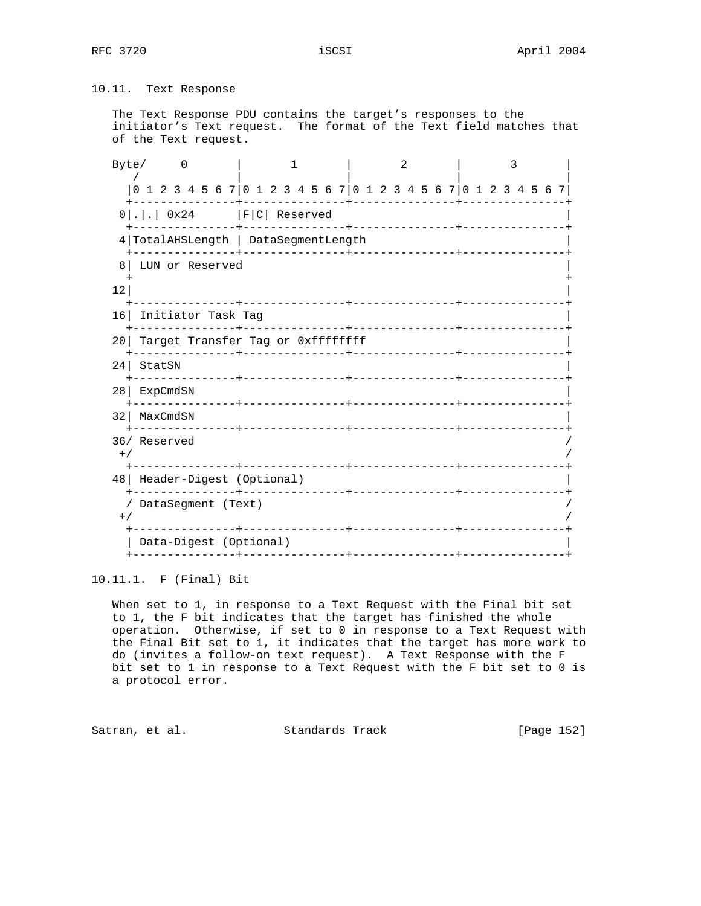## 10.11. Text Response

The Text Response PDU contains the target's responses to the initiator's Text request. The format of the Text field matches that of the Text request.

```
Byte/     0       |       1       |       2       |       3       |
   /              |               |               |               |
  |0 1 2 3 4 5 6 7|0 1 2 3 4 5 6 7|0 1 2 3 4 5 6 7|0 1 2 3 4 5 6 7|
  +---------------+---------------+---------------+---------------+
 0|.|.| 0x24      |F|C| Reserved                                  |
  +---------------+---------------+---------------+---------------+
 4|TotalAHSLength | DataSegmentLength                             |
  +---------------+---------------+---------------+---------------+
 8| LUN or Reserved                                               |
  +                                                               +
12|                                                               |
  +---------------+---------------+---------------+---------------+
16| Initiator Task Tag                                            |
  +---------------+---------------+---------------+---------------+
20| Target Transfer Tag or 0xffffffff                             |
  +---------------+---------------+---------------+---------------+
24| StatSN                                                        |
  +---------------+---------------+---------------+---------------+
28| ExpCmdSN                                                      |
  +---------------+---------------+---------------+---------------+
32| MaxCmdSN                                                      |
  +---------------+---------------+---------------+---------------+
36/ Reserved                                                      /
 +/                                                               /
  +---------------+---------------+---------------+---------------+
48| Header-Digest (Optional)                                      |
  +---------------+---------------+---------------+---------------+
  / DataSegment (Text)                                            /
 +/                                                               /
  +---------------+---------------+---------------+---------------+
  | Data-Digest (Optional)                                        |
  +---------------+---------------+---------------+---------------+
```

### 10.11.1. F (Final) Bit

When set to 1, in response to a Text Request with the Final bit set to 1, the F bit indicates that the target has finished the whole operation. Otherwise, if set to 0 in response to a Text Request with the Final Bit set to 1, it indicates that the target has more work to do (invites a follow-on text request). A Text Response with the F bit set to 1 in response to a Text Request with the F bit set to 0 is a protocol error.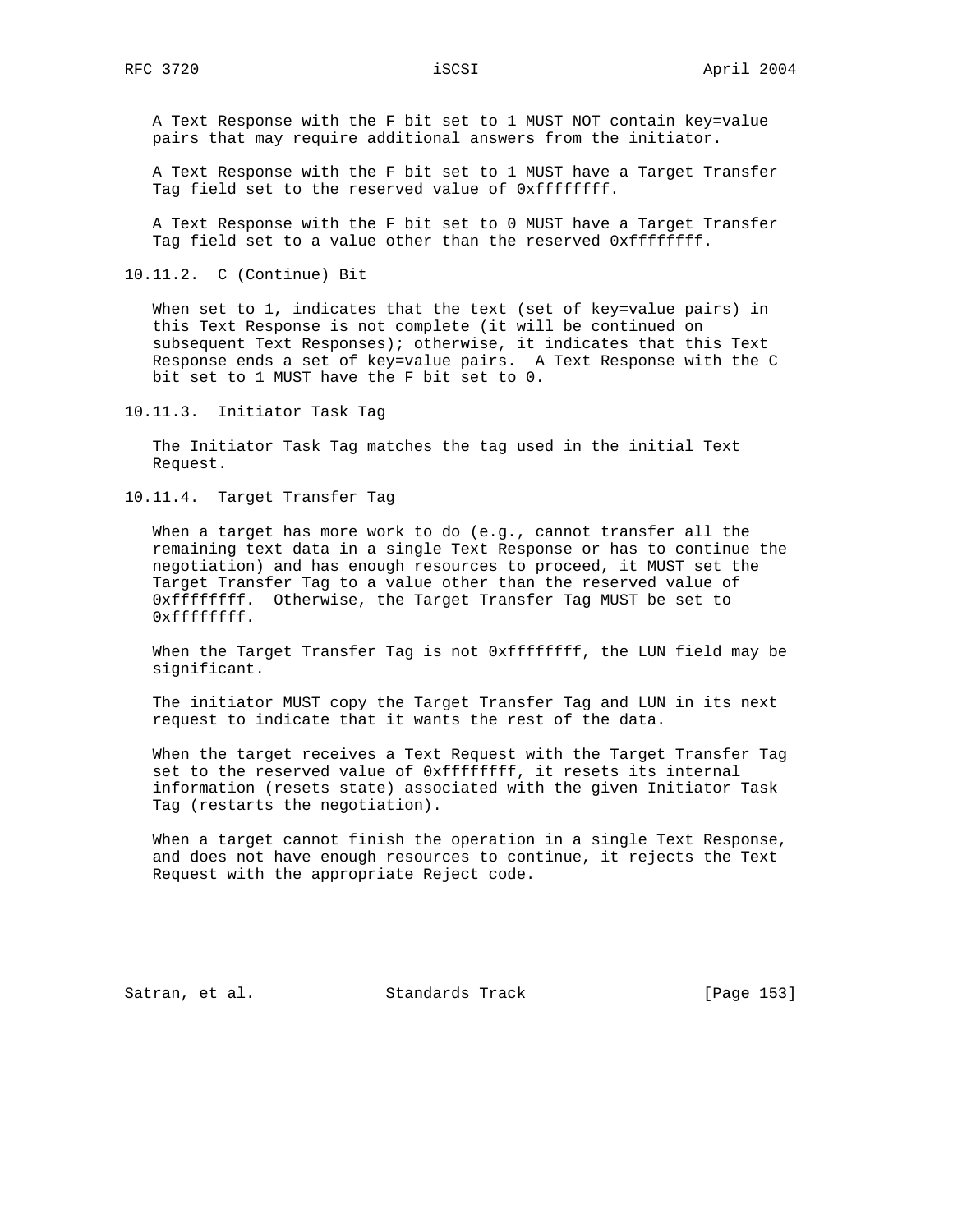A Text Response with the F bit set to 1 MUST NOT contain key=value pairs that may require additional answers from the initiator.

A Text Response with the F bit set to 1 MUST have a Target Transfer Tag field set to the reserved value of 0xffffffff.

A Text Response with the F bit set to 0 MUST have a Target Transfer Tag field set to a value other than the reserved 0xffffffff.

### 10.11.2. C (Continue) Bit

When set to 1, indicates that the text (set of key=value pairs) in this Text Response is not complete (it will be continued on subsequent Text Responses); otherwise, it indicates that this Text Response ends a set of key=value pairs. A Text Response with the C bit set to 1 MUST have the F bit set to 0.

### 10.11.3. Initiator Task Tag

The Initiator Task Tag matches the tag used in the initial Text Request.

### 10.11.4. Target Transfer Tag

When a target has more work to do (e.g., cannot transfer all the remaining text data in a single Text Response or has to continue the negotiation) and has enough resources to proceed, it MUST set the Target Transfer Tag to a value other than the reserved value of 0xffffffff. Otherwise, the Target Transfer Tag MUST be set to 0xffffffff.

When the Target Transfer Tag is not 0xffffffff, the LUN field may be significant.

The initiator MUST copy the Target Transfer Tag and LUN in its next request to indicate that it wants the rest of the data.

When the target receives a Text Request with the Target Transfer Tag set to the reserved value of 0xffffffff, it resets its internal information (resets state) associated with the given Initiator Task Tag (restarts the negotiation).

When a target cannot finish the operation in a single Text Response, and does not have enough resources to continue, it rejects the Text Request with the appropriate Reject code.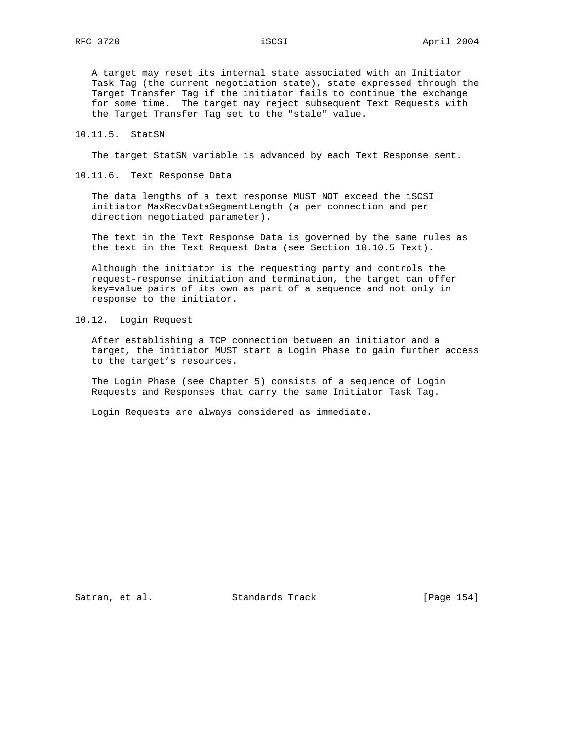A target may reset its internal state associated with an Initiator Task Tag (the current negotiation state), state expressed through the Target Transfer Tag if the initiator fails to continue the exchange for some time. The target may reject subsequent Text Requests with the Target Transfer Tag set to the "stale" value.

### 10.11.5. StatSN

The target StatSN variable is advanced by each Text Response sent.

### 10.11.6. Text Response Data

The data lengths of a text response MUST NOT exceed the iSCSI initiator MaxRecvDataSegmentLength (a per connection and per direction negotiated parameter).

The text in the Text Response Data is governed by the same rules as the text in the Text Request Data (see Section 10.10.5 Text).

Although the initiator is the requesting party and controls the request-response initiation and termination, the target can offer key=value pairs of its own as part of a sequence and not only in response to the initiator.

## 10.12. Login Request

After establishing a TCP connection between an initiator and a target, the initiator MUST start a Login Phase to gain further access to the target's resources.

The Login Phase (see Chapter 5) consists of a sequence of Login Requests and Responses that carry the same Initiator Task Tag.

Login Requests are always considered as immediate.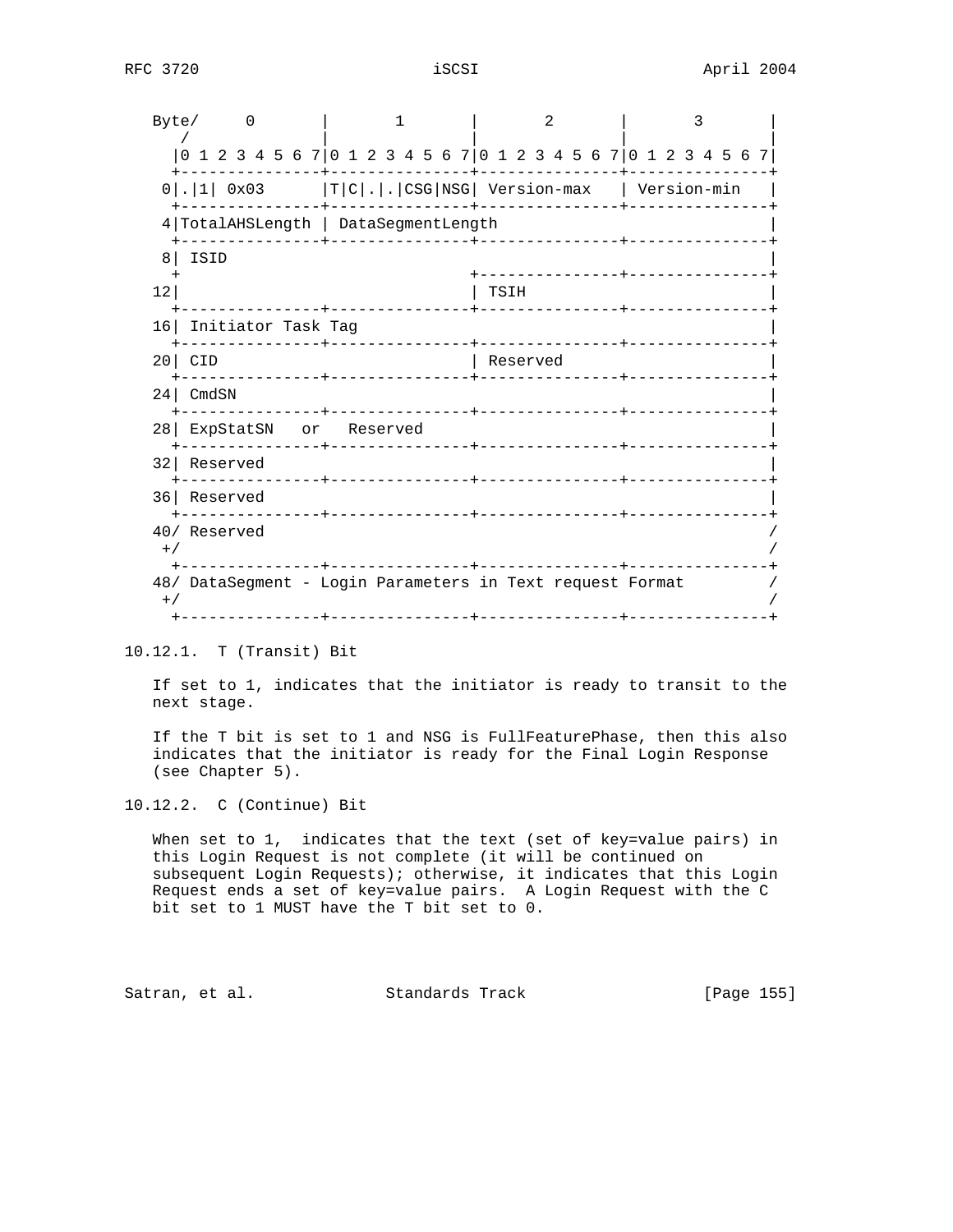```
   Byte/     0       |       1       |       2       |       3       |
      /              |               |               |               |
     |0 1 2 3 4 5 6 7|0 1 2 3 4 5 6 7|0 1 2 3 4 5 6 7|0 1 2 3 4 5 6 7|
     +---------------+---------------+---------------+---------------+
    0|.|1| 0x03      |T|C|.|.|CSG|NSG| Version-max   | Version-min   |
     +---------------+---------------+---------------+---------------+
    4|TotalAHSLength | DataSegmentLength                             |
     +---------------+---------------+---------------+---------------+
    8| ISID                                                          |
     +                               +---------------+---------------+
   12|                               | TSIH                          |
     +---------------+---------------+---------------+---------------+
   16| Initiator Task Tag                                            |
     +---------------+---------------+---------------+---------------+
   20| CID                           | Reserved                      |
     +---------------+---------------+---------------+---------------+
   24| CmdSN                                                         |
     +---------------+---------------+---------------+---------------+
   28| ExpStatSN   or   Reserved                                     |
     +---------------+---------------+---------------+---------------+
   32| Reserved                                                      |
     +---------------+---------------+---------------+---------------+
   36| Reserved                                                      |
     +---------------+---------------+---------------+---------------+
   40/ Reserved                                                      /
    +/                                                               /
     +---------------+---------------+---------------+---------------+
   48/ DataSegment - Login Parameters in Text request Format         /
    +/                                                               /
     +---------------+---------------+---------------+---------------+
```

### 10.12.1. T (Transit) Bit

If set to 1, indicates that the initiator is ready to transit to the next stage.

If the T bit is set to 1 and NSG is FullFeaturePhase, then this also indicates that the initiator is ready for the Final Login Response (see Chapter 5).

### 10.12.2. C (Continue) Bit

When set to 1, indicates that the text (set of key=value pairs) in this Login Request is not complete (it will be continued on subsequent Login Requests); otherwise, it indicates that this Login Request ends a set of key=value pairs. A Login Request with the C bit set to 1 MUST have the T bit set to 0.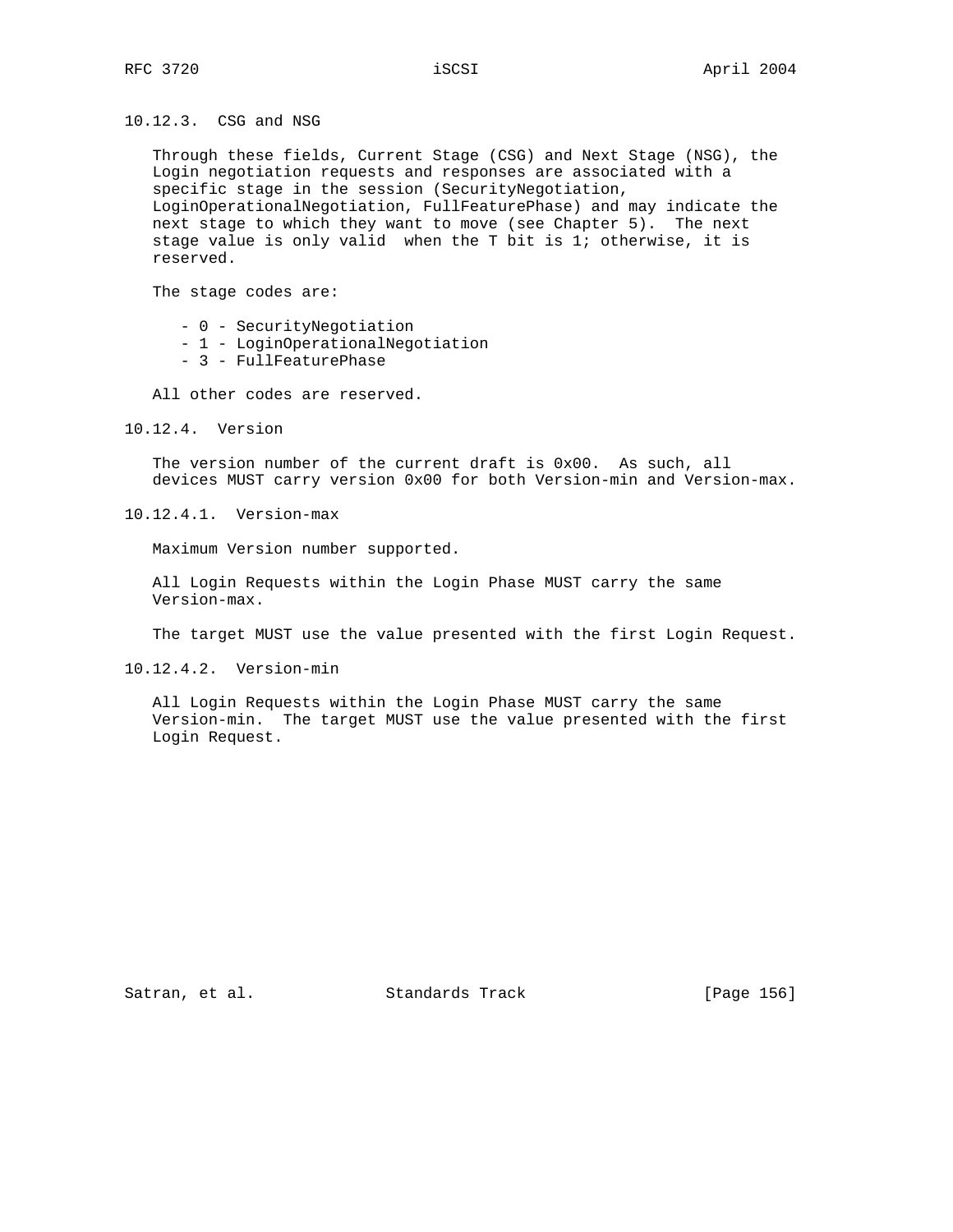#### 10.12.3. CSG and NSG

Through these fields, Current Stage (CSG) and Next Stage (NSG), the Login negotiation requests and responses are associated with a specific stage in the session (SecurityNegotiation, LoginOperationalNegotiation, FullFeaturePhase) and may indicate the next stage to which they want to move (see Chapter 5). The next stage value is only valid when the T bit is 1; otherwise, it is reserved.

The stage codes are:

- 0 - SecurityNegotiation
- 1 - LoginOperationalNegotiation
- 3 - FullFeaturePhase

All other codes are reserved.

#### 10.12.4. Version

The version number of the current draft is 0x00. As such, all devices MUST carry version 0x00 for both Version-min and Version-max.

##### 10.12.4.1. Version-max

Maximum Version number supported.

All Login Requests within the Login Phase MUST carry the same Version-max.

The target MUST use the value presented with the first Login Request.

##### 10.12.4.2. Version-min

All Login Requests within the Login Phase MUST carry the same Version-min. The target MUST use the value presented with the first Login Request.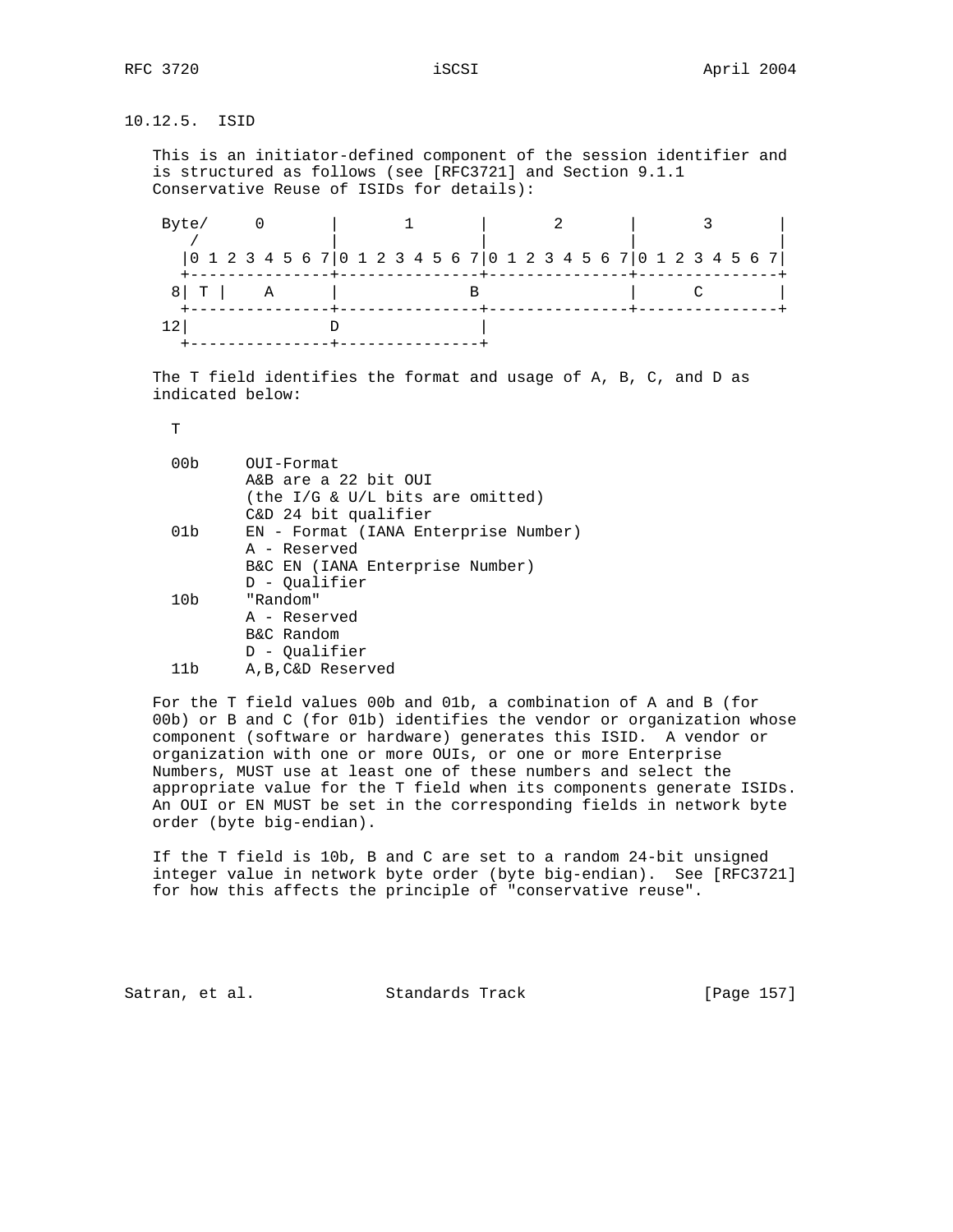### 10.12.5. ISID

This is an initiator-defined component of the session identifier and is structured as follows (see [RFC3721] and Section 9.1.1 Conservative Reuse of ISIDs for details):

```
 Byte/     0       |       1       |       2       |       3       |
    /              |               |               |               |
   |0 1 2 3 4 5 6 7|0 1 2 3 4 5 6 7|0 1 2 3 4 5 6 7|0 1 2 3 4 5 6 7|
   +---------------+---------------+---------------+---------------+
  8| T |    A      |              B                |      C        |
   +---------------+---------------+---------------+---------------+
 12|               D               |
   +---------------+---------------+
```

The T field identifies the format and usage of A, B, C, and D as indicated below:

```
  T

  00b     OUI-Format
          A&B are a 22 bit OUI
          (the I/G & U/L bits are omitted)
          C&D 24 bit qualifier
  01b     EN - Format (IANA Enterprise Number)
          A - Reserved
          B&C EN (IANA Enterprise Number)
          D - Qualifier
  10b     "Random"
          A - Reserved
          B&C Random
          D - Qualifier
  11b     A,B,C&D Reserved
```

For the T field values 00b and 01b, a combination of A and B (for 00b) or B and C (for 01b) identifies the vendor or organization whose component (software or hardware) generates this ISID. A vendor or organization with one or more OUIs, or one or more Enterprise Numbers, MUST use at least one of these numbers and select the appropriate value for the T field when its components generate ISIDs. An OUI or EN MUST be set in the corresponding fields in network byte order (byte big-endian).

If the T field is 10b, B and C are set to a random 24-bit unsigned integer value in network byte order (byte big-endian). See [RFC3721] for how this affects the principle of "conservative reuse".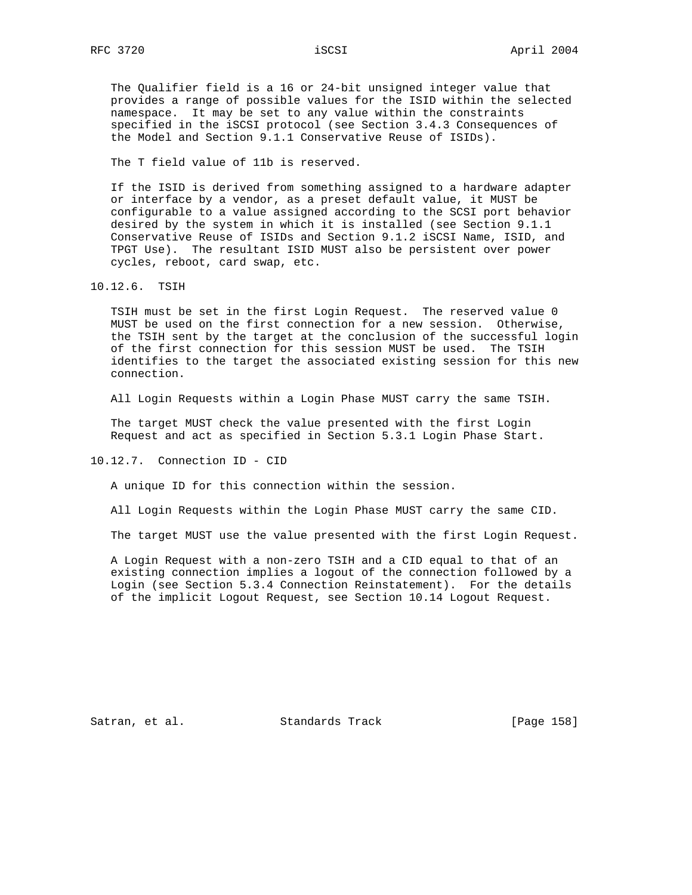The Qualifier field is a 16 or 24-bit unsigned integer value that provides a range of possible values for the ISID within the selected namespace. It may be set to any value within the constraints specified in the iSCSI protocol (see Section 3.4.3 Consequences of the Model and Section 9.1.1 Conservative Reuse of ISIDs).

The T field value of 11b is reserved.

If the ISID is derived from something assigned to a hardware adapter or interface by a vendor, as a preset default value, it MUST be configurable to a value assigned according to the SCSI port behavior desired by the system in which it is installed (see Section 9.1.1 Conservative Reuse of ISIDs and Section 9.1.2 iSCSI Name, ISID, and TPGT Use). The resultant ISID MUST also be persistent over power cycles, reboot, card swap, etc.

### 10.12.6. TSIH

TSIH must be set in the first Login Request. The reserved value 0 MUST be used on the first connection for a new session. Otherwise, the TSIH sent by the target at the conclusion of the successful login of the first connection for this session MUST be used. The TSIH identifies to the target the associated existing session for this new connection.

All Login Requests within a Login Phase MUST carry the same TSIH.

The target MUST check the value presented with the first Login Request and act as specified in Section 5.3.1 Login Phase Start.

### 10.12.7. Connection ID - CID

A unique ID for this connection within the session.

All Login Requests within the Login Phase MUST carry the same CID.

The target MUST use the value presented with the first Login Request.

A Login Request with a non-zero TSIH and a CID equal to that of an existing connection implies a logout of the connection followed by a Login (see Section 5.3.4 Connection Reinstatement). For the details of the implicit Logout Request, see Section 10.14 Logout Request.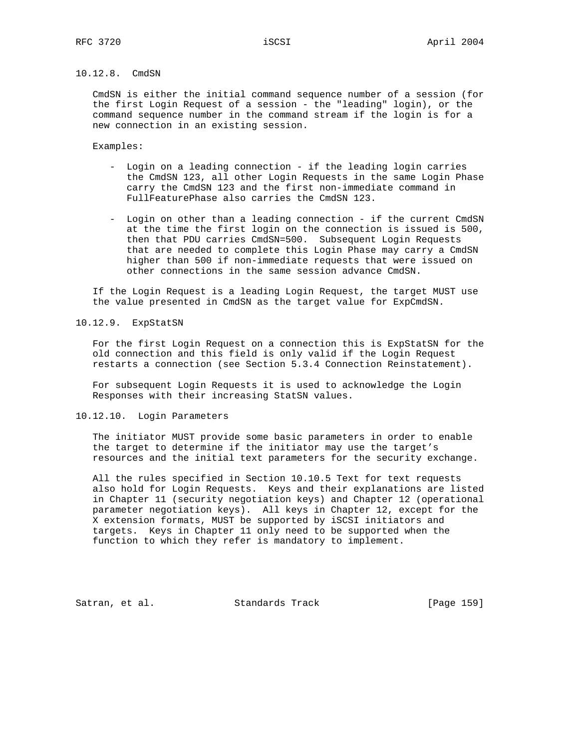#### 10.12.8. CmdSN

CmdSN is either the initial command sequence number of a session (for the first Login Request of a session - the "leading" login), or the command sequence number in the command stream if the login is for a new connection in an existing session.

Examples:

- Login on a leading connection - if the leading login carries the CmdSN 123, all other Login Requests in the same Login Phase carry the CmdSN 123 and the first non-immediate command in FullFeaturePhase also carries the CmdSN 123.

- Login on other than a leading connection - if the current CmdSN at the time the first login on the connection is issued is 500, then that PDU carries CmdSN=500. Subsequent Login Requests that are needed to complete this Login Phase may carry a CmdSN higher than 500 if non-immediate requests that were issued on other connections in the same session advance CmdSN.

If the Login Request is a leading Login Request, the target MUST use the value presented in CmdSN as the target value for ExpCmdSN.

#### 10.12.9. ExpStatSN

For the first Login Request on a connection this is ExpStatSN for the old connection and this field is only valid if the Login Request restarts a connection (see Section 5.3.4 Connection Reinstatement).

For subsequent Login Requests it is used to acknowledge the Login Responses with their increasing StatSN values.

#### 10.12.10. Login Parameters

The initiator MUST provide some basic parameters in order to enable the target to determine if the initiator may use the target's resources and the initial text parameters for the security exchange.

All the rules specified in Section 10.10.5 Text for text requests also hold for Login Requests. Keys and their explanations are listed in Chapter 11 (security negotiation keys) and Chapter 12 (operational parameter negotiation keys). All keys in Chapter 12, except for the X extension formats, MUST be supported by iSCSI initiators and targets. Keys in Chapter 11 only need to be supported when the function to which they refer is mandatory to implement.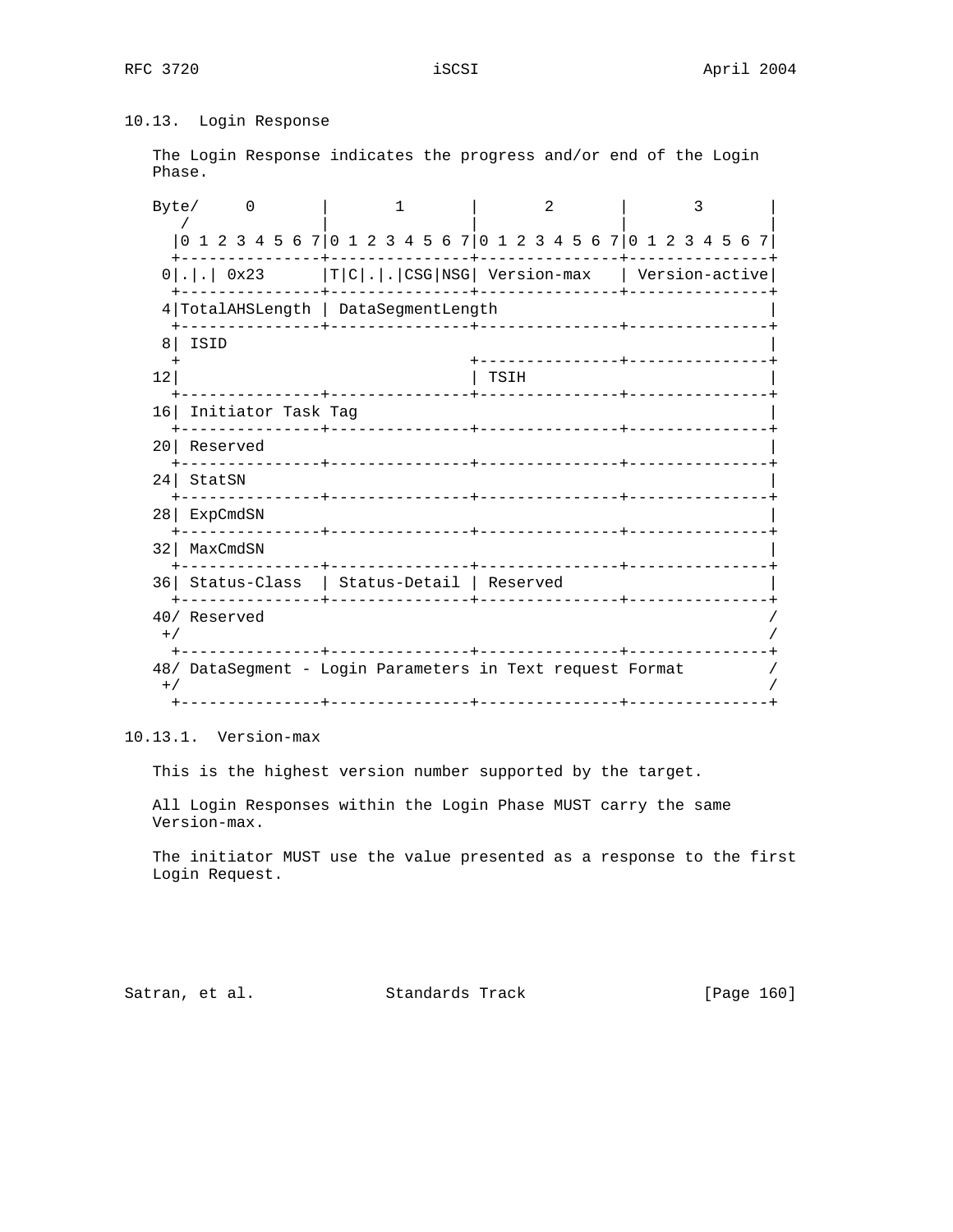## 10.13. Login Response

The Login Response indicates the progress and/or end of the Login Phase.

```
Byte/     0       |       1       |       2       |       3       |
   /              |               |               |               |
  |0 1 2 3 4 5 6 7|0 1 2 3 4 5 6 7|0 1 2 3 4 5 6 7|0 1 2 3 4 5 6 7|
  +---------------+---------------+---------------+---------------+
 0|.|.| 0x23      |T|C|.|.|CSG|NSG| Version-max   | Version-active|
  +---------------+---------------+---------------+---------------+
 4|TotalAHSLength | DataSegmentLength                             |
  +---------------+---------------+---------------+---------------+
 8| ISID                                                          |
  +                               +---------------+---------------+
12|                               | TSIH                          |
  +---------------+---------------+---------------+---------------+
16| Initiator Task Tag                                            |
  +---------------+---------------+---------------+---------------+
20| Reserved                                                      |
  +---------------+---------------+---------------+---------------+
24| StatSN                                                        |
  +---------------+---------------+---------------+---------------+
28| ExpCmdSN                                                      |
  +---------------+---------------+---------------+---------------+
32| MaxCmdSN                                                      |
  +---------------+---------------+---------------+---------------+
36| Status-Class  | Status-Detail | Reserved                      |
  +---------------+---------------+---------------+---------------+
40/ Reserved                                                      /
 +/                                                               /
  +---------------+---------------+---------------+---------------+
48/ DataSegment - Login Parameters in Text request Format         /
 +/                                                               /
  +---------------+---------------+---------------+---------------+
```

### 10.13.1. Version-max

This is the highest version number supported by the target.

All Login Responses within the Login Phase MUST carry the same Version-max.

The initiator MUST use the value presented as a response to the first Login Request.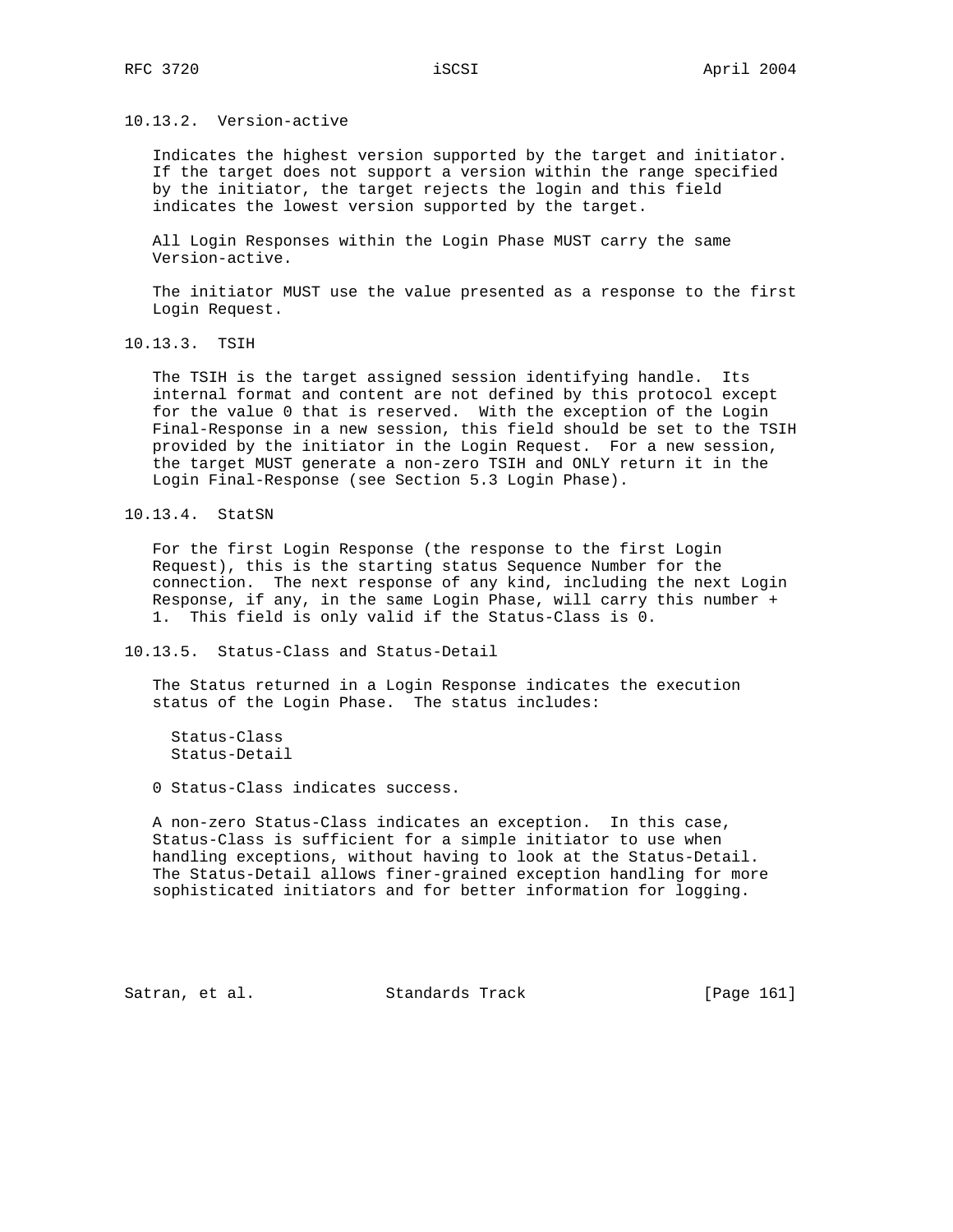### 10.13.2. Version-active

Indicates the highest version supported by the target and initiator. If the target does not support a version within the range specified by the initiator, the target rejects the login and this field indicates the lowest version supported by the target.

All Login Responses within the Login Phase MUST carry the same Version-active.

The initiator MUST use the value presented as a response to the first Login Request.

### 10.13.3. TSIH

The TSIH is the target assigned session identifying handle. Its internal format and content are not defined by this protocol except for the value 0 that is reserved. With the exception of the Login Final-Response in a new session, this field should be set to the TSIH provided by the initiator in the Login Request. For a new session, the target MUST generate a non-zero TSIH and ONLY return it in the Login Final-Response (see Section 5.3 Login Phase).

### 10.13.4. StatSN

For the first Login Response (the response to the first Login Request), this is the starting status Sequence Number for the connection. The next response of any kind, including the next Login Response, if any, in the same Login Phase, will carry this number + 1. This field is only valid if the Status-Class is 0.

### 10.13.5. Status-Class and Status-Detail

The Status returned in a Login Response indicates the execution status of the Login Phase. The status includes:

Status-Class
Status-Detail

0 Status-Class indicates success.

A non-zero Status-Class indicates an exception. In this case, Status-Class is sufficient for a simple initiator to use when handling exceptions, without having to look at the Status-Detail. The Status-Detail allows finer-grained exception handling for more sophisticated initiators and for better information for logging.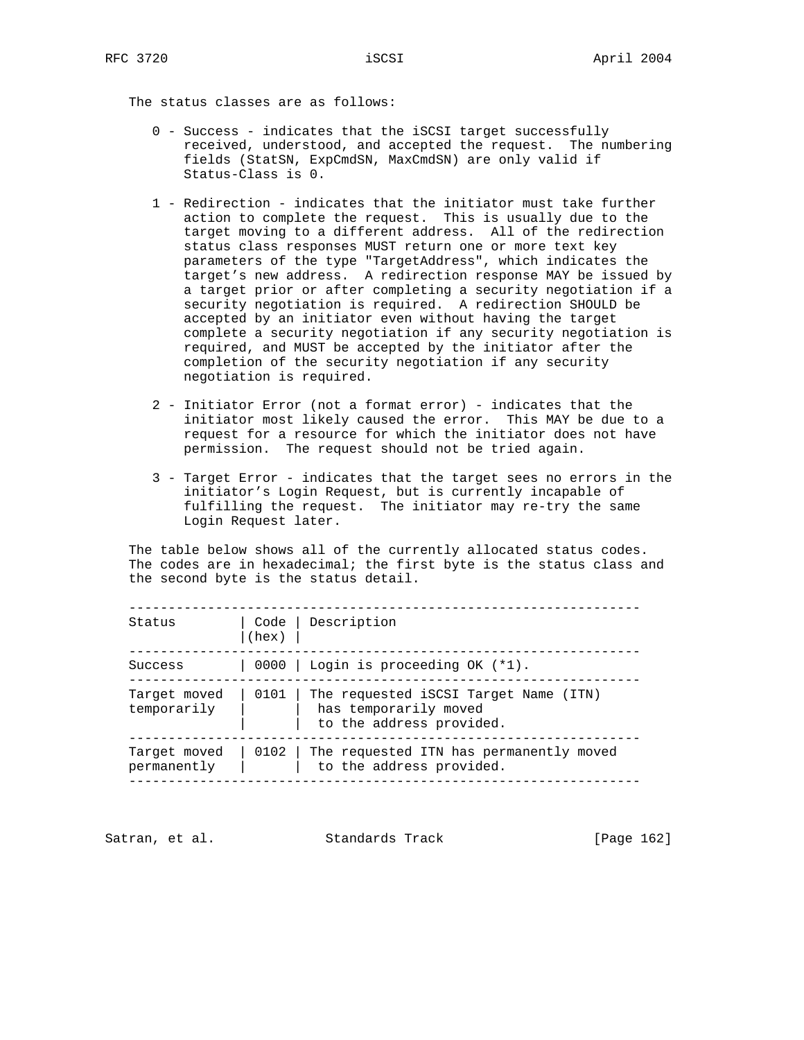The status classes are as follows:

0 - Success - indicates that the iSCSI target successfully received, understood, and accepted the request. The numbering fields (StatSN, ExpCmdSN, MaxCmdSN) are only valid if Status-Class is 0.

1 - Redirection - indicates that the initiator must take further action to complete the request. This is usually due to the target moving to a different address. All of the redirection status class responses MUST return one or more text key parameters of the type "TargetAddress", which indicates the target's new address. A redirection response MAY be issued by a target prior or after completing a security negotiation if a security negotiation is required. A redirection SHOULD be accepted by an initiator even without having the target complete a security negotiation if any security negotiation is required, and MUST be accepted by the initiator after the completion of the security negotiation if any security negotiation is required.

2 - Initiator Error (not a format error) - indicates that the initiator most likely caused the error. This MAY be due to a request for a resource for which the initiator does not have permission. The request should not be tried again.

3 - Target Error - indicates that the target sees no errors in the initiator's Login Request, but is currently incapable of fulfilling the request. The initiator may re-try the same Login Request later.

The table below shows all of the currently allocated status codes. The codes are in hexadecimal; the first byte is the status class and the second byte is the status detail.

| Status | Code (hex) | Description |
|---|---|---|
| Success | 0000 | Login is proceeding OK (*1). |
| Target moved temporarily | 0101 | The requested iSCSI Target Name (ITN) has temporarily moved to the address provided. |
| Target moved permanently | 0102 | The requested ITN has permanently moved to the address provided. |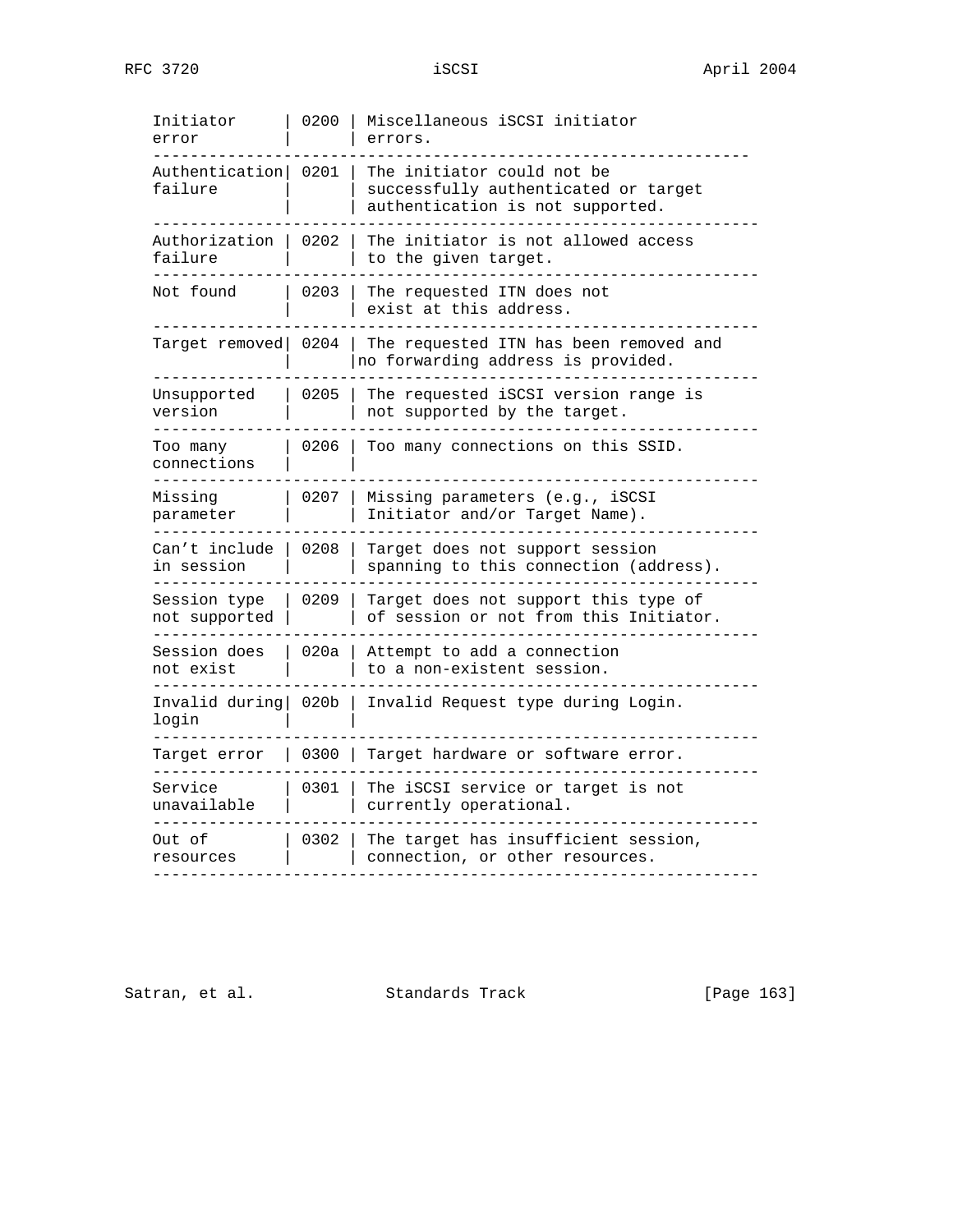| | | |
|---|---|---|
| Initiator error | 0200 | Miscellaneous iSCSI initiator errors. |
| Authentication failure | 0201 | The initiator could not be successfully authenticated or target authentication is not supported. |
| Authorization failure | 0202 | The initiator is not allowed access to the given target. |
| Not found | 0203 | The requested ITN does not exist at this address. |
| Target removed | 0204 | The requested ITN has been removed and no forwarding address is provided. |
| Unsupported version | 0205 | The requested iSCSI version range is not supported by the target. |
| Too many connections | 0206 | Too many connections on this SSID. |
| Missing parameter | 0207 | Missing parameters (e.g., iSCSI Initiator and/or Target Name). |
| Can't include in session | 0208 | Target does not support session spanning to this connection (address). |
| Session type not supported | 0209 | Target does not support this type of of session or not from this Initiator. |
| Session does not exist | 020a | Attempt to add a connection to a non-existent session. |
| Invalid during login | 020b | Invalid Request type during Login. |
| Target error | 0300 | Target hardware or software error. |
| Service unavailable | 0301 | The iSCSI service or target is not currently operational. |
| Out of resources | 0302 | The target has insufficient session, connection, or other resources. |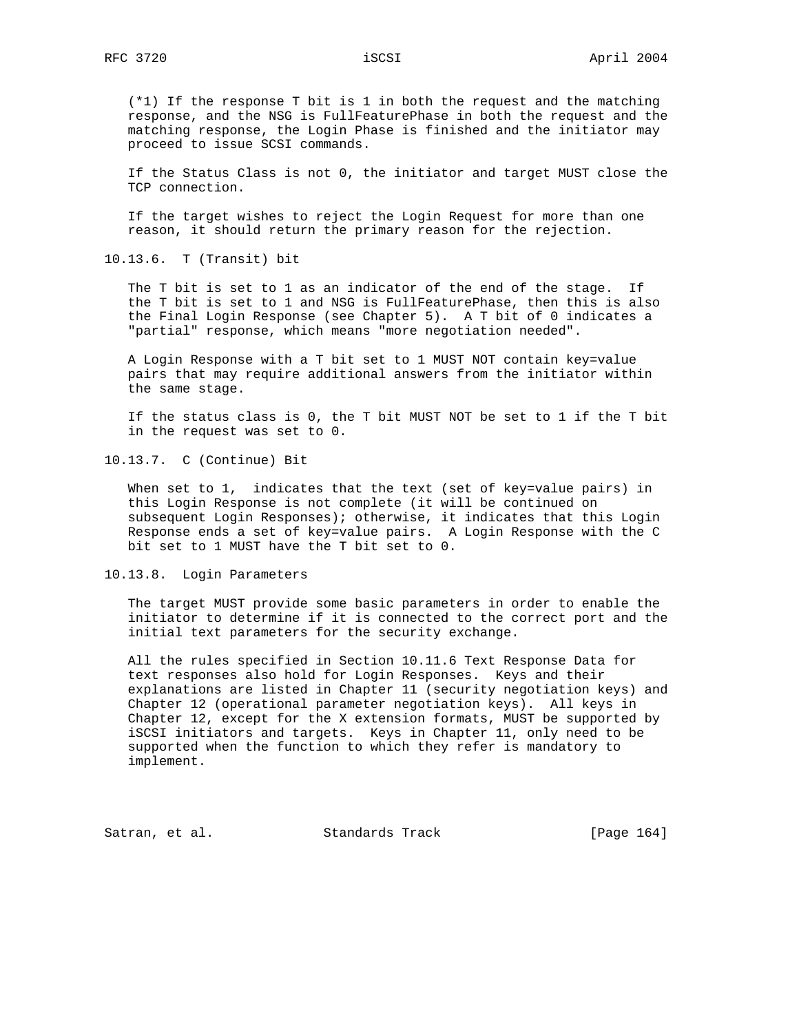(*1) If the response T bit is 1 in both the request and the matching response, and the NSG is FullFeaturePhase in both the request and the matching response, the Login Phase is finished and the initiator may proceed to issue SCSI commands.

If the Status Class is not 0, the initiator and target MUST close the TCP connection.

If the target wishes to reject the Login Request for more than one reason, it should return the primary reason for the rejection.

### 10.13.6. T (Transit) bit

The T bit is set to 1 as an indicator of the end of the stage. If the T bit is set to 1 and NSG is FullFeaturePhase, then this is also the Final Login Response (see Chapter 5). A T bit of 0 indicates a "partial" response, which means "more negotiation needed".

A Login Response with a T bit set to 1 MUST NOT contain key=value pairs that may require additional answers from the initiator within the same stage.

If the status class is 0, the T bit MUST NOT be set to 1 if the T bit in the request was set to 0.

### 10.13.7. C (Continue) Bit

When set to 1, indicates that the text (set of key=value pairs) in this Login Response is not complete (it will be continued on subsequent Login Responses); otherwise, it indicates that this Login Response ends a set of key=value pairs. A Login Response with the C bit set to 1 MUST have the T bit set to 0.

### 10.13.8. Login Parameters

The target MUST provide some basic parameters in order to enable the initiator to determine if it is connected to the correct port and the initial text parameters for the security exchange.

All the rules specified in Section 10.11.6 Text Response Data for text responses also hold for Login Responses. Keys and their explanations are listed in Chapter 11 (security negotiation keys) and Chapter 12 (operational parameter negotiation keys). All keys in Chapter 12, except for the X extension formats, MUST be supported by iSCSI initiators and targets. Keys in Chapter 11, only need to be supported when the function to which they refer is mandatory to implement.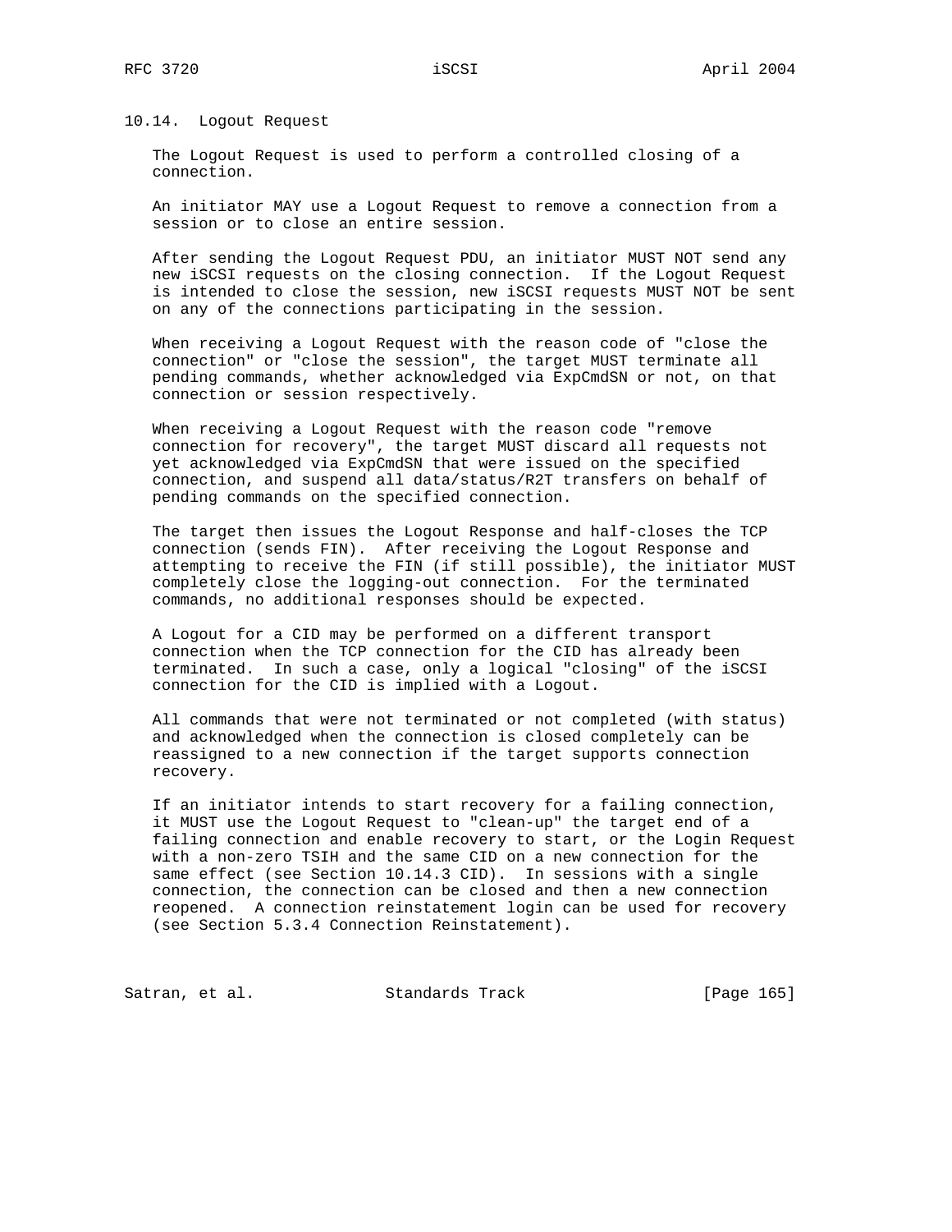## 10.14. Logout Request

The Logout Request is used to perform a controlled closing of a connection.

An initiator MAY use a Logout Request to remove a connection from a session or to close an entire session.

After sending the Logout Request PDU, an initiator MUST NOT send any new iSCSI requests on the closing connection. If the Logout Request is intended to close the session, new iSCSI requests MUST NOT be sent on any of the connections participating in the session.

When receiving a Logout Request with the reason code of "close the connection" or "close the session", the target MUST terminate all pending commands, whether acknowledged via ExpCmdSN or not, on that connection or session respectively.

When receiving a Logout Request with the reason code "remove connection for recovery", the target MUST discard all requests not yet acknowledged via ExpCmdSN that were issued on the specified connection, and suspend all data/status/R2T transfers on behalf of pending commands on the specified connection.

The target then issues the Logout Response and half-closes the TCP connection (sends FIN). After receiving the Logout Response and attempting to receive the FIN (if still possible), the initiator MUST completely close the logging-out connection. For the terminated commands, no additional responses should be expected.

A Logout for a CID may be performed on a different transport connection when the TCP connection for the CID has already been terminated. In such a case, only a logical "closing" of the iSCSI connection for the CID is implied with a Logout.

All commands that were not terminated or not completed (with status) and acknowledged when the connection is closed completely can be reassigned to a new connection if the target supports connection recovery.

If an initiator intends to start recovery for a failing connection, it MUST use the Logout Request to "clean-up" the target end of a failing connection and enable recovery to start, or the Login Request with a non-zero TSIH and the same CID on a new connection for the same effect (see Section 10.14.3 CID). In sessions with a single connection, the connection can be closed and then a new connection reopened. A connection reinstatement login can be used for recovery (see Section 5.3.4 Connection Reinstatement).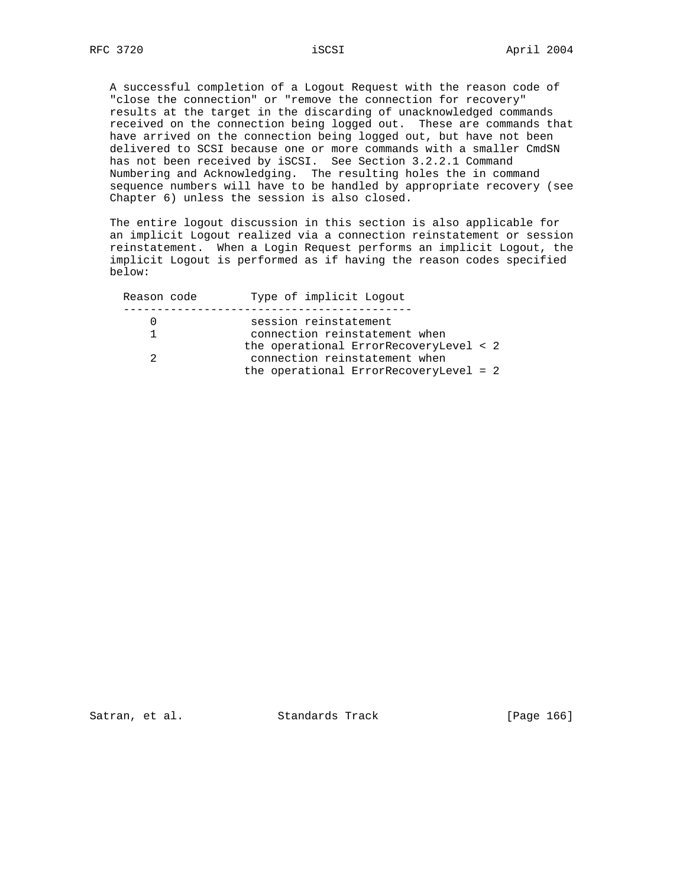A successful completion of a Logout Request with the reason code of "close the connection" or "remove the connection for recovery" results at the target in the discarding of unacknowledged commands received on the connection being logged out. These are commands that have arrived on the connection being logged out, but have not been delivered to SCSI because one or more commands with a smaller CmdSN has not been received by iSCSI. See Section 3.2.2.1 Command Numbering and Acknowledging. The resulting holes the in command sequence numbers will have to be handled by appropriate recovery (see Chapter 6) unless the session is also closed.

The entire logout discussion in this section is also applicable for an implicit Logout realized via a connection reinstatement or session reinstatement. When a Login Request performs an implicit Logout, the implicit Logout is performed as if having the reason codes specified below:

| Reason code | Type of implicit Logout |
|---|---|
| 0 | session reinstatement |
| 1 | connection reinstatement when the operational ErrorRecoveryLevel < 2 |
| 2 | connection reinstatement when the operational ErrorRecoveryLevel = 2 |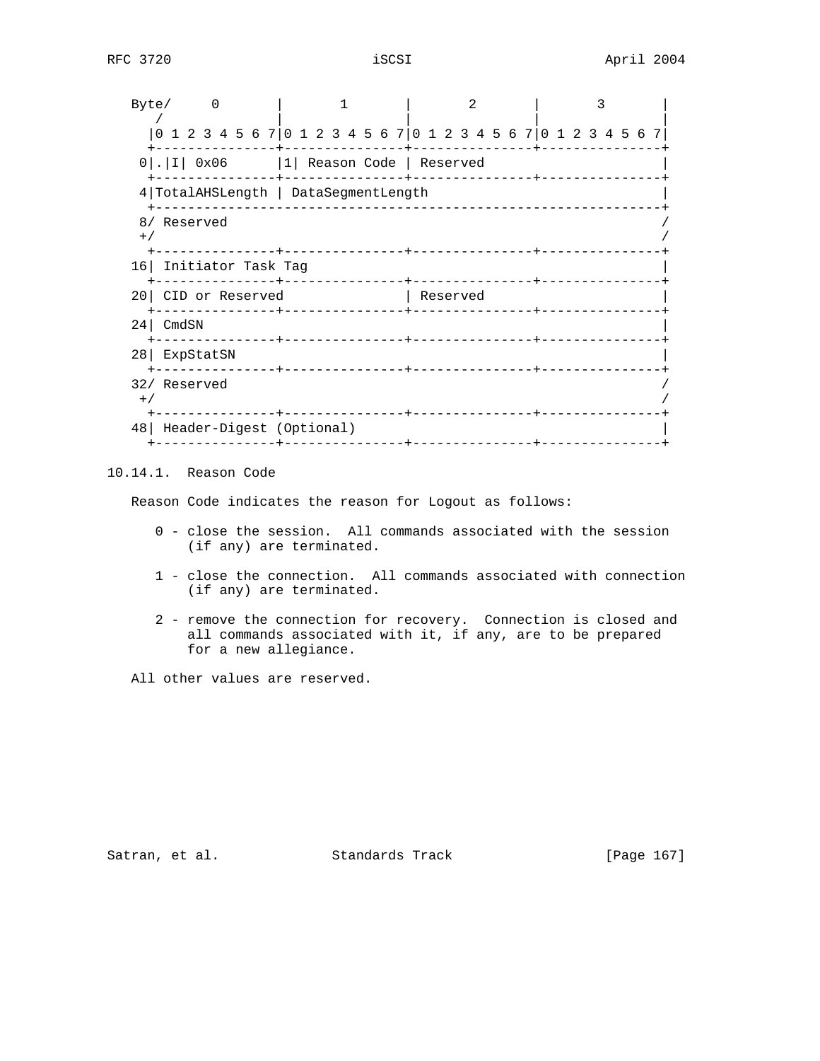```
   Byte/     0       |       1       |       2       |       3       |
      /              |               |               |               |
     |0 1 2 3 4 5 6 7|0 1 2 3 4 5 6 7|0 1 2 3 4 5 6 7|0 1 2 3 4 5 6 7|
     +---------------+---------------+---------------+---------------+
    0|.|I| 0x06      |1| Reason Code | Reserved                      |
     +---------------+---------------+---------------+---------------+
    4|TotalAHSLength | DataSegmentLength                             |
     +---------------------------------------------------------------+
    8/ Reserved                                                      /
    +/                                                               /
     +---------------+---------------+---------------+---------------+
   16| Initiator Task Tag                                            |
     +---------------+---------------+---------------+---------------+
   20| CID or Reserved               | Reserved                      |
     +---------------+---------------+---------------+---------------+
   24| CmdSN                                                         |
     +---------------+---------------+---------------+---------------+
   28| ExpStatSN                                                     |
     +---------------+---------------+---------------+---------------+
   32/ Reserved                                                      /
    +/                                                               /
     +---------------+---------------+---------------+---------------+
   48| Header-Digest (Optional)                                      |
     +---------------+---------------+---------------+---------------+
```

### 10.14.1. Reason Code

Reason Code indicates the reason for Logout as follows:

0 - close the session. All commands associated with the session (if any) are terminated.

1 - close the connection. All commands associated with connection (if any) are terminated.

2 - remove the connection for recovery. Connection is closed and all commands associated with it, if any, are to be prepared for a new allegiance.

All other values are reserved.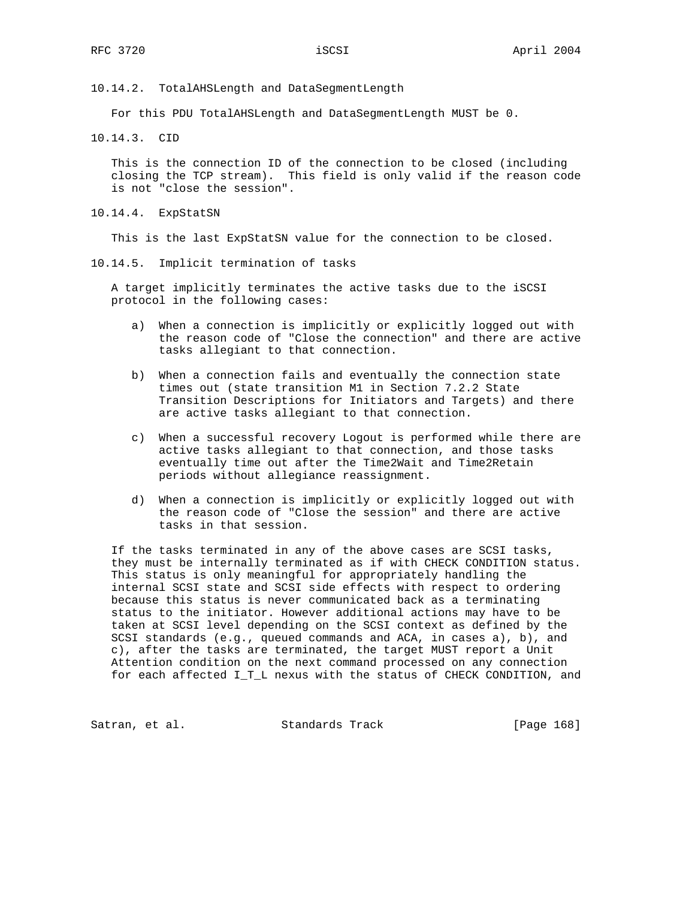### 10.14.2. TotalAHSLength and DataSegmentLength

For this PDU TotalAHSLength and DataSegmentLength MUST be 0.

### 10.14.3. CID

This is the connection ID of the connection to be closed (including closing the TCP stream). This field is only valid if the reason code is not "close the session".

### 10.14.4. ExpStatSN

This is the last ExpStatSN value for the connection to be closed.

### 10.14.5. Implicit termination of tasks

A target implicitly terminates the active tasks due to the iSCSI protocol in the following cases:

a) When a connection is implicitly or explicitly logged out with the reason code of "Close the connection" and there are active tasks allegiant to that connection.

b) When a connection fails and eventually the connection state times out (state transition M1 in Section 7.2.2 State Transition Descriptions for Initiators and Targets) and there are active tasks allegiant to that connection.

c) When a successful recovery Logout is performed while there are active tasks allegiant to that connection, and those tasks eventually time out after the Time2Wait and Time2Retain periods without allegiance reassignment.

d) When a connection is implicitly or explicitly logged out with the reason code of "Close the session" and there are active tasks in that session.

If the tasks terminated in any of the above cases are SCSI tasks, they must be internally terminated as if with CHECK CONDITION status. This status is only meaningful for appropriately handling the internal SCSI state and SCSI side effects with respect to ordering because this status is never communicated back as a terminating status to the initiator. However additional actions may have to be taken at SCSI level depending on the SCSI context as defined by the SCSI standards (e.g., queued commands and ACA, in cases a), b), and c), after the tasks are terminated, the target MUST report a Unit Attention condition on the next command processed on any connection for each affected I_T_L nexus with the status of CHECK CONDITION, and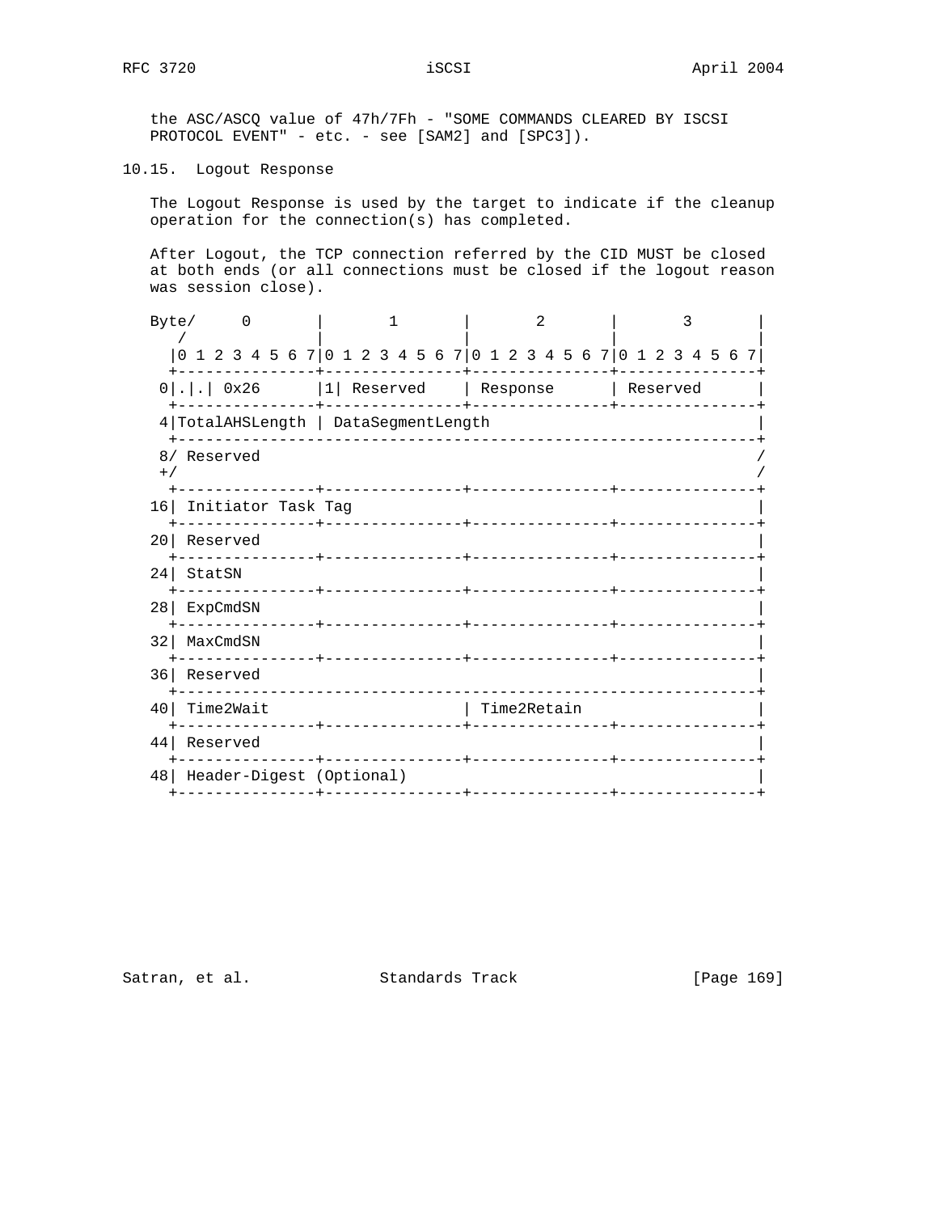the ASC/ASCQ value of 47h/7Fh - "SOME COMMANDS CLEARED BY ISCSI PROTOCOL EVENT" - etc. - see [SAM2] and [SPC3]).

## 10.15. Logout Response

The Logout Response is used by the target to indicate if the cleanup operation for the connection(s) has completed.

After Logout, the TCP connection referred by the CID MUST be closed at both ends (or all connections must be closed if the logout reason was session close).

```
Byte/     0       |       1       |       2       |       3       |
   /              |               |               |               |
  |0 1 2 3 4 5 6 7|0 1 2 3 4 5 6 7|0 1 2 3 4 5 6 7|0 1 2 3 4 5 6 7|
  +---------------+---------------+---------------+---------------+
 0|.|.| 0x26      |1| Reserved    | Response      | Reserved      |
  +---------------+---------------+---------------+---------------+
 4|TotalAHSLength | DataSegmentLength                             |
  +---------------------------------------------------------------+
 8/ Reserved                                                      /
 +/                                                               /
  +---------------+---------------+---------------+---------------+
16| Initiator Task Tag                                            |
  +---------------+---------------+---------------+---------------+
20| Reserved                                                      |
  +---------------+---------------+---------------+---------------+
24| StatSN                                                        |
  +---------------+---------------+---------------+---------------+
28| ExpCmdSN                                                      |
  +---------------+---------------+---------------+---------------+
32| MaxCmdSN                                                      |
  +---------------+---------------+---------------+---------------+
36| Reserved                                                      |
  +---------------------------------------------------------------+
40| Time2Wait                     | Time2Retain                   |
  +---------------+---------------+---------------+---------------+
44| Reserved                                                      |
  +---------------+---------------+---------------+---------------+
48| Header-Digest (Optional)                                      |
  +---------------+---------------+---------------+---------------+
```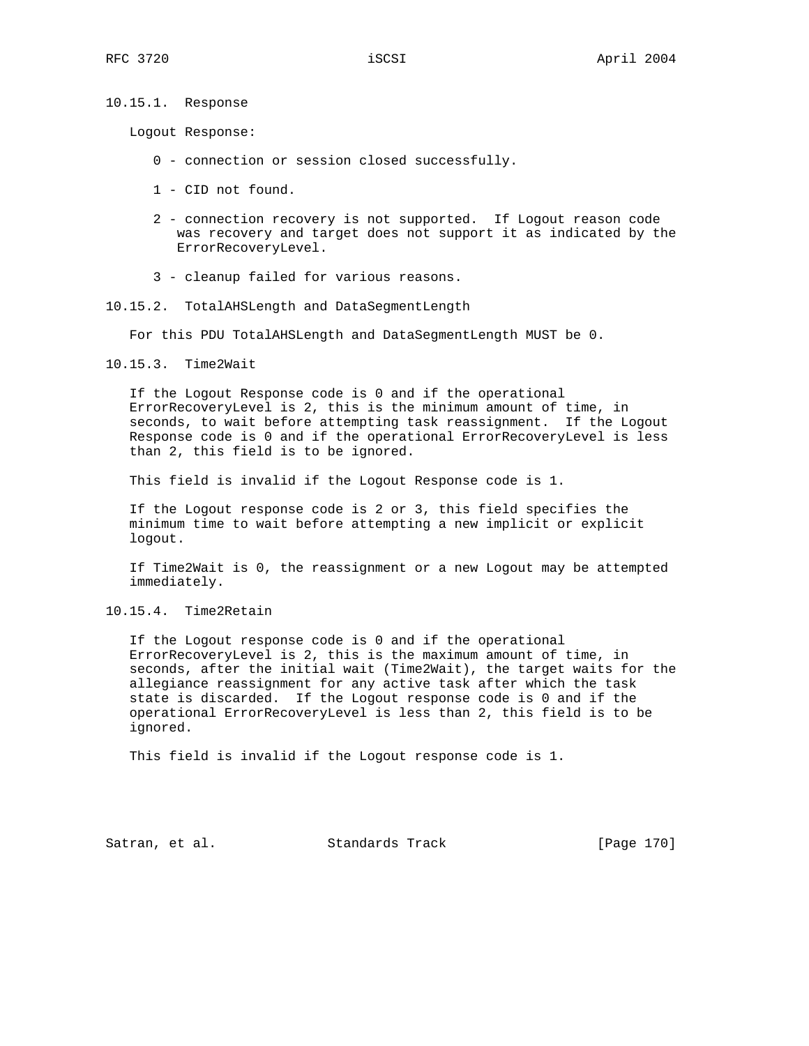### 10.15.1. Response

Logout Response:

- 0 - connection or session closed successfully.
- 1 - CID not found.
- 2 - connection recovery is not supported. If Logout reason code was recovery and target does not support it as indicated by the ErrorRecoveryLevel.
- 3 - cleanup failed for various reasons.

### 10.15.2. TotalAHSLength and DataSegmentLength

For this PDU TotalAHSLength and DataSegmentLength MUST be 0.

### 10.15.3. Time2Wait

If the Logout Response code is 0 and if the operational ErrorRecoveryLevel is 2, this is the minimum amount of time, in seconds, to wait before attempting task reassignment. If the Logout Response code is 0 and if the operational ErrorRecoveryLevel is less than 2, this field is to be ignored.

This field is invalid if the Logout Response code is 1.

If the Logout response code is 2 or 3, this field specifies the minimum time to wait before attempting a new implicit or explicit logout.

If Time2Wait is 0, the reassignment or a new Logout may be attempted immediately.

### 10.15.4. Time2Retain

If the Logout response code is 0 and if the operational ErrorRecoveryLevel is 2, this is the maximum amount of time, in seconds, after the initial wait (Time2Wait), the target waits for the allegiance reassignment for any active task after which the task state is discarded. If the Logout response code is 0 and if the operational ErrorRecoveryLevel is less than 2, this field is to be ignored.

This field is invalid if the Logout response code is 1.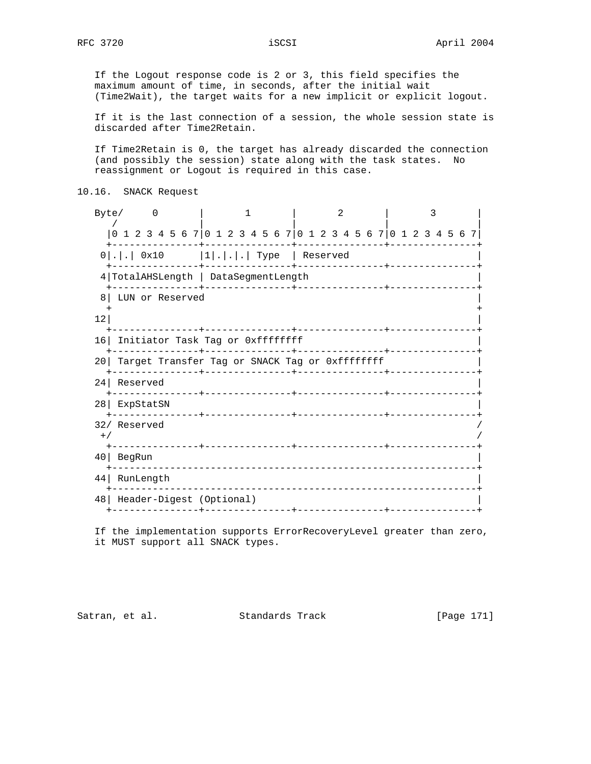If the Logout response code is 2 or 3, this field specifies the maximum amount of time, in seconds, after the initial wait (Time2Wait), the target waits for a new implicit or explicit logout.

If it is the last connection of a session, the whole session state is discarded after Time2Retain.

If Time2Retain is 0, the target has already discarded the connection (and possibly the session) state along with the task states. No reassignment or Logout is required in this case.

## 10.16. SNACK Request

```
Byte/     0       |       1       |       2       |       3       |
   /              |               |               |               |
  |0 1 2 3 4 5 6 7|0 1 2 3 4 5 6 7|0 1 2 3 4 5 6 7|0 1 2 3 4 5 6 7|
  +---------------+---------------+---------------+---------------+
 0|.|.| 0x10      |1|.|.|.| Type  | Reserved                      |
  +---------------+---------------+---------------+---------------+
 4|TotalAHSLength | DataSegmentLength                             |
  +---------------+---------------+---------------+---------------+
 8| LUN or Reserved                                               |
  +                                                               +
12|                                                               |
  +---------------+---------------+---------------+---------------+
16| Initiator Task Tag or 0xffffffff                              |
  +---------------+---------------+---------------+---------------+
20| Target Transfer Tag or SNACK Tag or 0xffffffff                |
  +---------------+---------------+---------------+---------------+
24| Reserved                                                      |
  +---------------+---------------+---------------+---------------+
28| ExpStatSN                                                     |
  +---------------+---------------+---------------+---------------+
32/ Reserved                                                      /
 +/                                                               /
  +---------------+---------------+---------------+---------------+
40| BegRun                                                        |
  +---------------------------------------------------------------+
44| RunLength                                                     |
  +---------------------------------------------------------------+
48| Header-Digest (Optional)                                      |
  +---------------+---------------+---------------+---------------+
```

If the implementation supports ErrorRecoveryLevel greater than zero, it MUST support all SNACK types.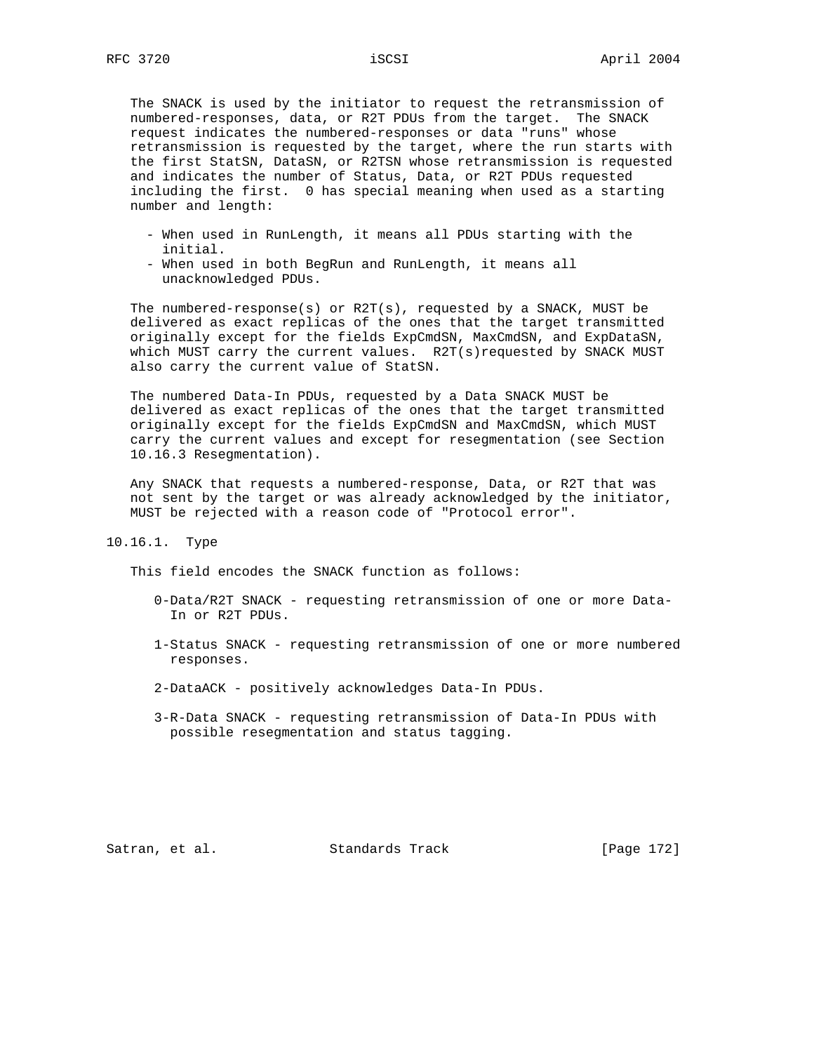The SNACK is used by the initiator to request the retransmission of numbered-responses, data, or R2T PDUs from the target. The SNACK request indicates the numbered-responses or data "runs" whose retransmission is requested by the target, where the run starts with the first StatSN, DataSN, or R2TSN whose retransmission is requested and indicates the number of Status, Data, or R2T PDUs requested including the first. 0 has special meaning when used as a starting number and length:

- When used in RunLength, it means all PDUs starting with the initial.
- When used in both BegRun and RunLength, it means all unacknowledged PDUs.

The numbered-response(s) or R2T(s), requested by a SNACK, MUST be delivered as exact replicas of the ones that the target transmitted originally except for the fields ExpCmdSN, MaxCmdSN, and ExpDataSN, which MUST carry the current values. R2T(s)requested by SNACK MUST also carry the current value of StatSN.

The numbered Data-In PDUs, requested by a Data SNACK MUST be delivered as exact replicas of the ones that the target transmitted originally except for the fields ExpCmdSN and MaxCmdSN, which MUST carry the current values and except for resegmentation (see Section 10.16.3 Resegmentation).

Any SNACK that requests a numbered-response, Data, or R2T that was not sent by the target or was already acknowledged by the initiator, MUST be rejected with a reason code of "Protocol error".

### 10.16.1. Type

This field encodes the SNACK function as follows:

0-Data/R2T SNACK - requesting retransmission of one or more Data-In or R2T PDUs.

1-Status SNACK - requesting retransmission of one or more numbered responses.

2-DataACK - positively acknowledges Data-In PDUs.

3-R-Data SNACK - requesting retransmission of Data-In PDUs with possible resegmentation and status tagging.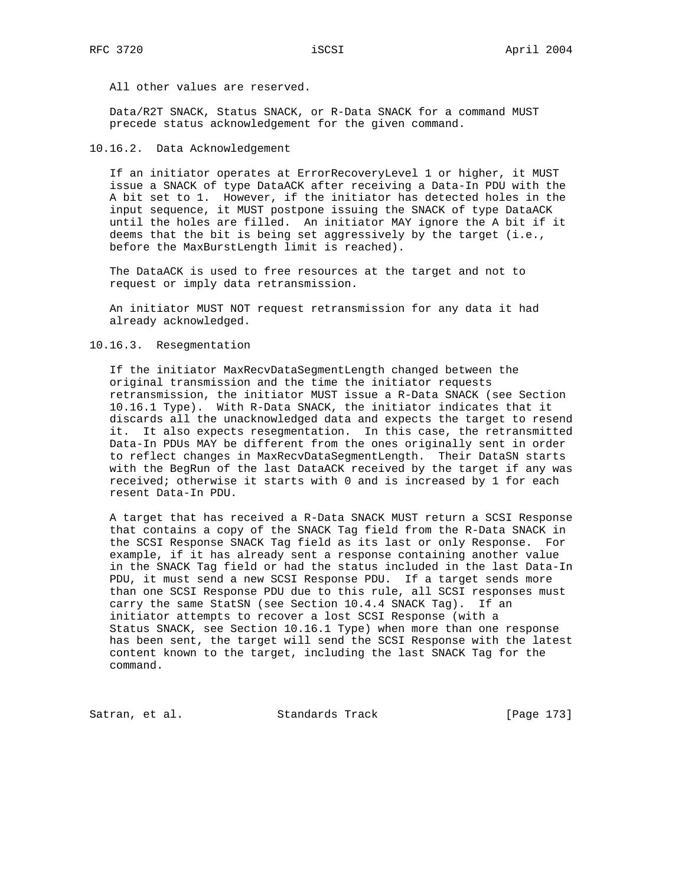All other values are reserved.

Data/R2T SNACK, Status SNACK, or R-Data SNACK for a command MUST precede status acknowledgement for the given command.

### 10.16.2. Data Acknowledgement

If an initiator operates at ErrorRecoveryLevel 1 or higher, it MUST issue a SNACK of type DataACK after receiving a Data-In PDU with the A bit set to 1. However, if the initiator has detected holes in the input sequence, it MUST postpone issuing the SNACK of type DataACK until the holes are filled. An initiator MAY ignore the A bit if it deems that the bit is being set aggressively by the target (i.e., before the MaxBurstLength limit is reached).

The DataACK is used to free resources at the target and not to request or imply data retransmission.

An initiator MUST NOT request retransmission for any data it had already acknowledged.

### 10.16.3. Resegmentation

If the initiator MaxRecvDataSegmentLength changed between the original transmission and the time the initiator requests retransmission, the initiator MUST issue a R-Data SNACK (see Section 10.16.1 Type). With R-Data SNACK, the initiator indicates that it discards all the unacknowledged data and expects the target to resend it. It also expects resegmentation. In this case, the retransmitted Data-In PDUs MAY be different from the ones originally sent in order to reflect changes in MaxRecvDataSegmentLength. Their DataSN starts with the BegRun of the last DataACK received by the target if any was received; otherwise it starts with 0 and is increased by 1 for each resent Data-In PDU.

A target that has received a R-Data SNACK MUST return a SCSI Response that contains a copy of the SNACK Tag field from the R-Data SNACK in the SCSI Response SNACK Tag field as its last or only Response. For example, if it has already sent a response containing another value in the SNACK Tag field or had the status included in the last Data-In PDU, it must send a new SCSI Response PDU. If a target sends more than one SCSI Response PDU due to this rule, all SCSI responses must carry the same StatSN (see Section 10.4.4 SNACK Tag). If an initiator attempts to recover a lost SCSI Response (with a Status SNACK, see Section 10.16.1 Type) when more than one response has been sent, the target will send the SCSI Response with the latest content known to the target, including the last SNACK Tag for the command.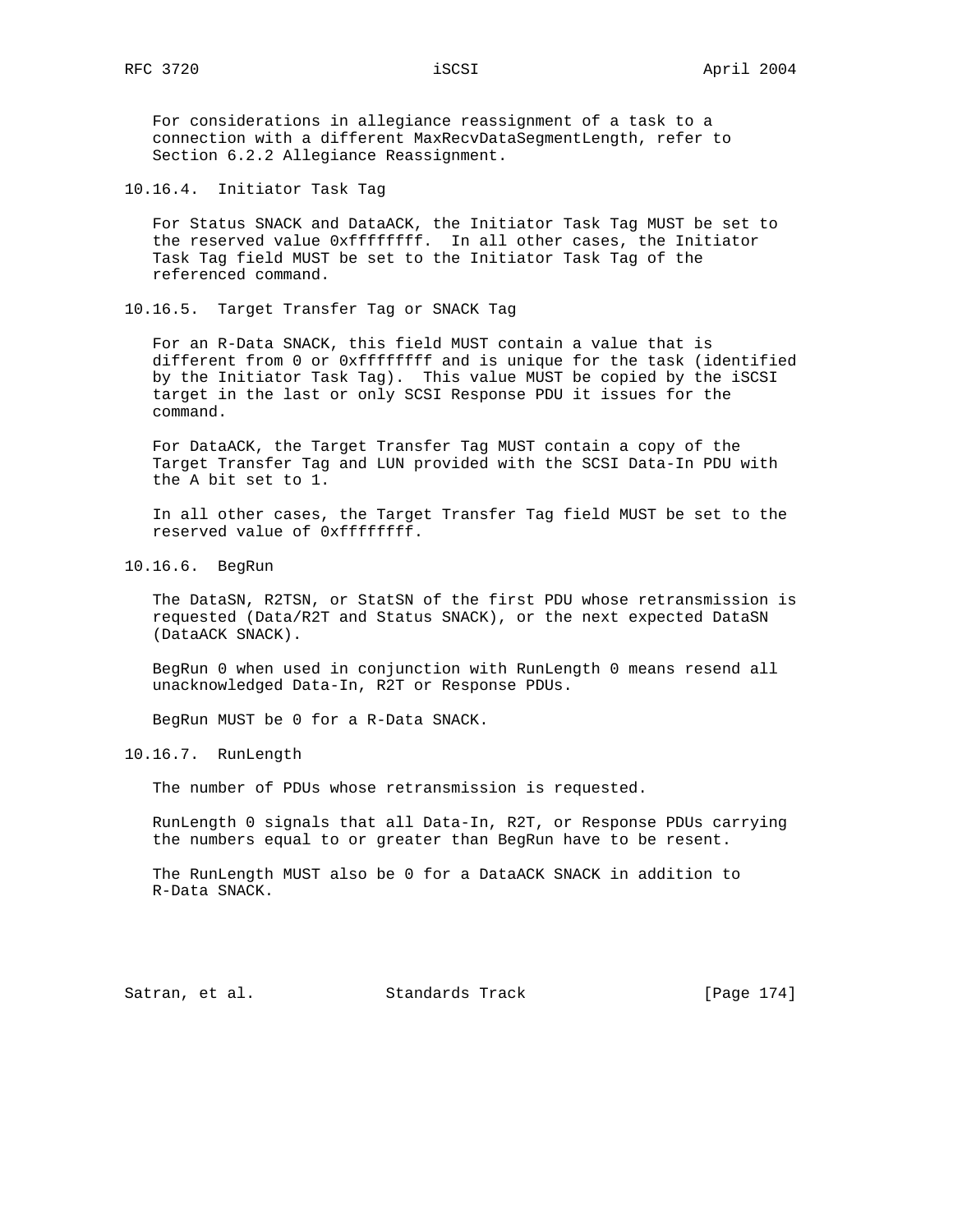For considerations in allegiance reassignment of a task to a connection with a different MaxRecvDataSegmentLength, refer to Section 6.2.2 Allegiance Reassignment.

### 10.16.4. Initiator Task Tag

For Status SNACK and DataACK, the Initiator Task Tag MUST be set to the reserved value 0xffffffff. In all other cases, the Initiator Task Tag field MUST be set to the Initiator Task Tag of the referenced command.

### 10.16.5. Target Transfer Tag or SNACK Tag

For an R-Data SNACK, this field MUST contain a value that is different from 0 or 0xffffffff and is unique for the task (identified by the Initiator Task Tag). This value MUST be copied by the iSCSI target in the last or only SCSI Response PDU it issues for the command.

For DataACK, the Target Transfer Tag MUST contain a copy of the Target Transfer Tag and LUN provided with the SCSI Data-In PDU with the A bit set to 1.

In all other cases, the Target Transfer Tag field MUST be set to the reserved value of 0xffffffff.

### 10.16.6. BegRun

The DataSN, R2TSN, or StatSN of the first PDU whose retransmission is requested (Data/R2T and Status SNACK), or the next expected DataSN (DataACK SNACK).

BegRun 0 when used in conjunction with RunLength 0 means resend all unacknowledged Data-In, R2T or Response PDUs.

BegRun MUST be 0 for a R-Data SNACK.

### 10.16.7. RunLength

The number of PDUs whose retransmission is requested.

RunLength 0 signals that all Data-In, R2T, or Response PDUs carrying the numbers equal to or greater than BegRun have to be resent.

The RunLength MUST also be 0 for a DataACK SNACK in addition to R-Data SNACK.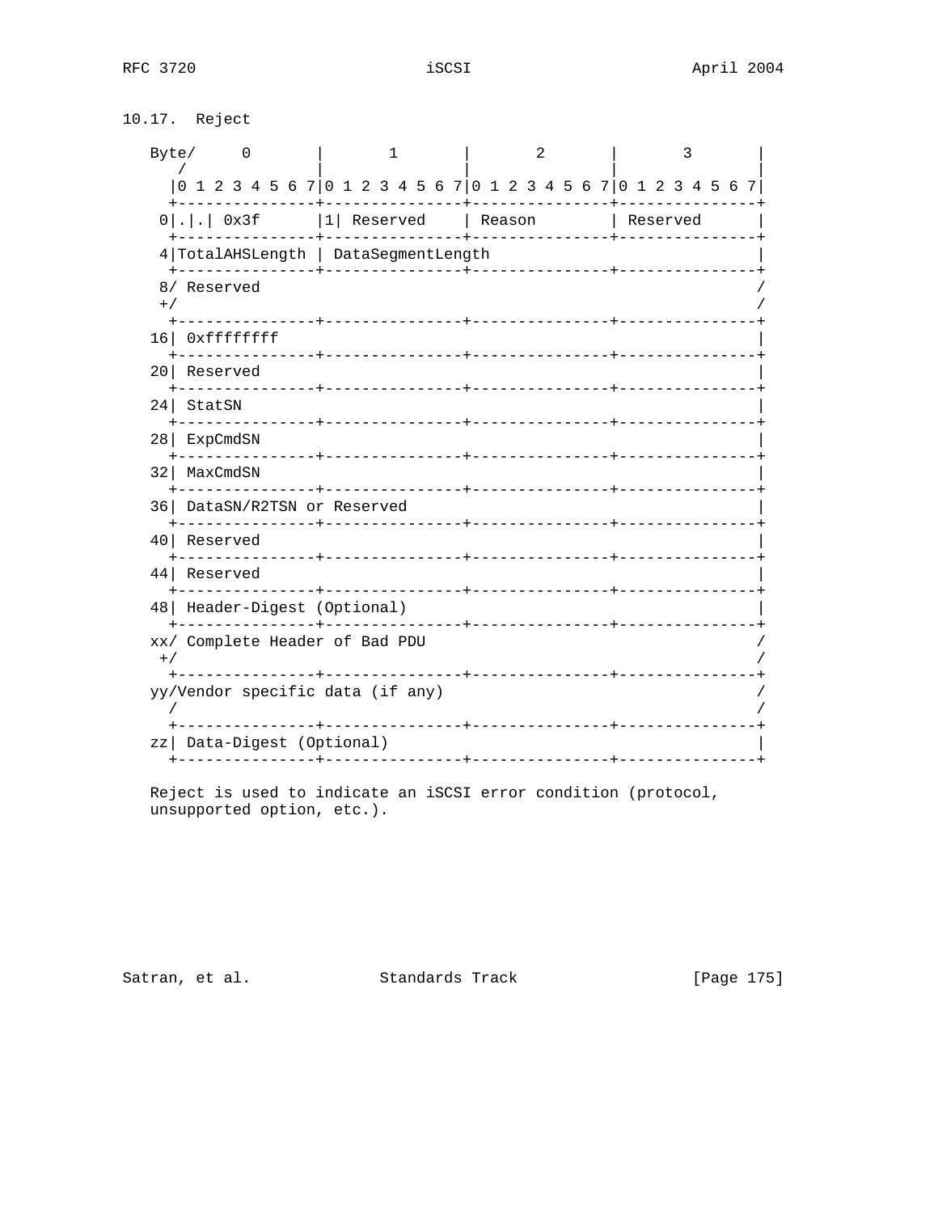### 10.17. Reject

```
Byte/     0       |       1       |       2       |       3       |
   /              |               |               |               |
  |0 1 2 3 4 5 6 7|0 1 2 3 4 5 6 7|0 1 2 3 4 5 6 7|0 1 2 3 4 5 6 7|
  +---------------+---------------+---------------+---------------+
 0|.|.| 0x3f      |1| Reserved    | Reason        | Reserved      |
  +---------------+---------------+---------------+---------------+
 4|TotalAHSLength | DataSegmentLength                             |
  +---------------+---------------+---------------+---------------+
 8/ Reserved                                                      /
 +/                                                               /
  +---------------+---------------+---------------+---------------+
16| 0xffffffff                                                    |
  +---------------+---------------+---------------+---------------+
20| Reserved                                                      |
  +---------------+---------------+---------------+---------------+
24| StatSN                                                        |
  +---------------+---------------+---------------+---------------+
28| ExpCmdSN                                                      |
  +---------------+---------------+---------------+---------------+
32| MaxCmdSN                                                      |
  +---------------+---------------+---------------+---------------+
36| DataSN/R2TSN or Reserved                                      |
  +---------------+---------------+---------------+---------------+
40| Reserved                                                      |
  +---------------+---------------+---------------+---------------+
44| Reserved                                                      |
  +---------------+---------------+---------------+---------------+
48| Header-Digest (Optional)                                      |
  +---------------+---------------+---------------+---------------+
xx/ Complete Header of Bad PDU                                    /
 +/                                                               /
  +---------------+---------------+---------------+---------------+
yy/Vendor specific data (if any)                                  /
  /                                                               /
  +---------------+---------------+---------------+---------------+
zz| Data-Digest (Optional)                                        |
  +---------------+---------------+---------------+---------------+
```

Reject is used to indicate an iSCSI error condition (protocol, unsupported option, etc.).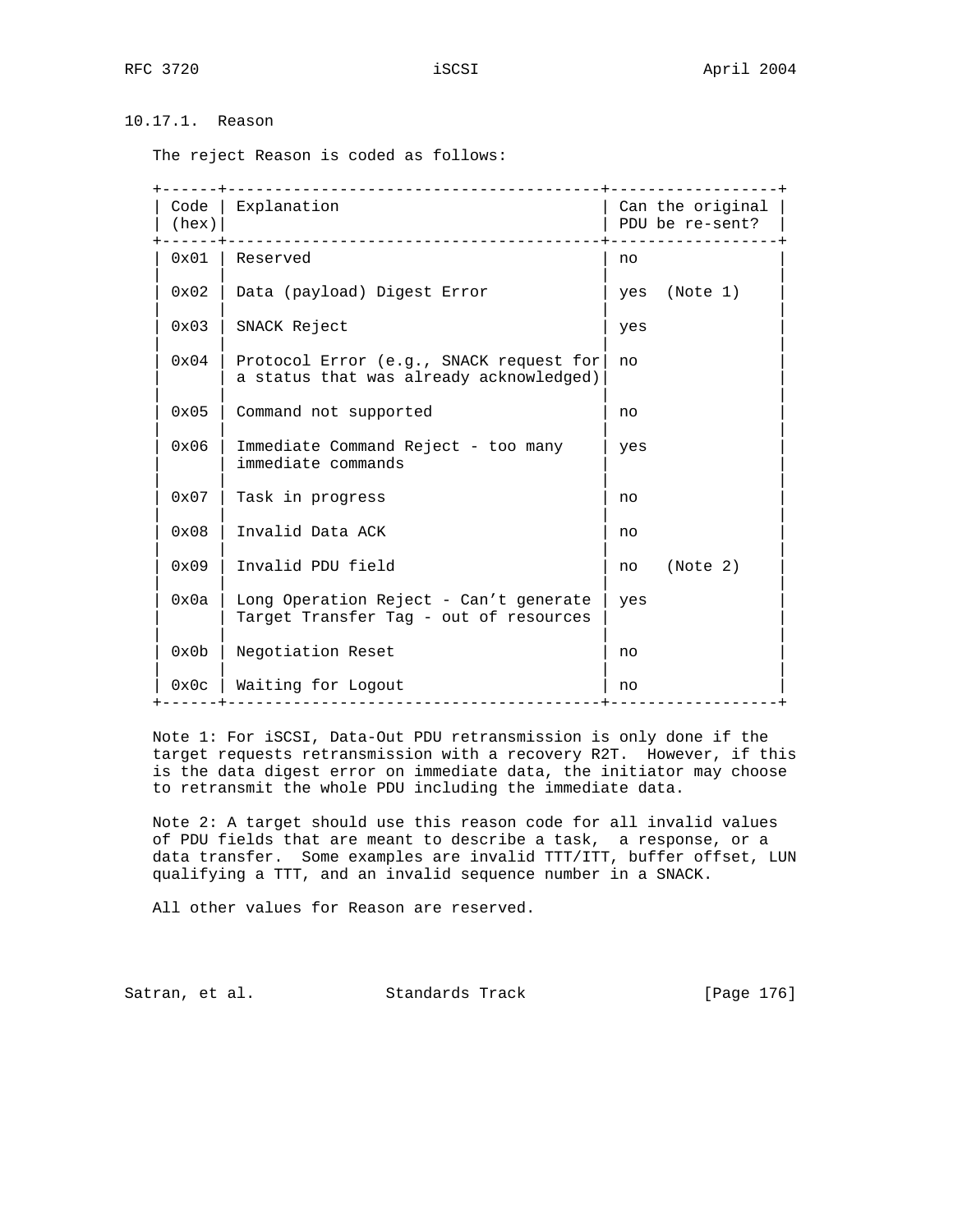### 10.17.1. Reason

The reject Reason is coded as follows:

| Code (hex) | Explanation | Can the original PDU be re-sent? |
|---|---|---|
| 0x01 | Reserved | no |
| 0x02 | Data (payload) Digest Error | yes (Note 1) |
| 0x03 | SNACK Reject | yes |
| 0x04 | Protocol Error (e.g., SNACK request for a status that was already acknowledged) | no |
| 0x05 | Command not supported | no |
| 0x06 | Immediate Command Reject - too many immediate commands | yes |
| 0x07 | Task in progress | no |
| 0x08 | Invalid Data ACK | no |
| 0x09 | Invalid PDU field | no (Note 2) |
| 0x0a | Long Operation Reject - Can't generate Target Transfer Tag - out of resources | yes |
| 0x0b | Negotiation Reset | no |
| 0x0c | Waiting for Logout | no |

Note 1: For iSCSI, Data-Out PDU retransmission is only done if the target requests retransmission with a recovery R2T. However, if this is the data digest error on immediate data, the initiator may choose to retransmit the whole PDU including the immediate data.

Note 2: A target should use this reason code for all invalid values of PDU fields that are meant to describe a task, a response, or a data transfer. Some examples are invalid TTT/ITT, buffer offset, LUN qualifying a TTT, and an invalid sequence number in a SNACK.

All other values for Reason are reserved.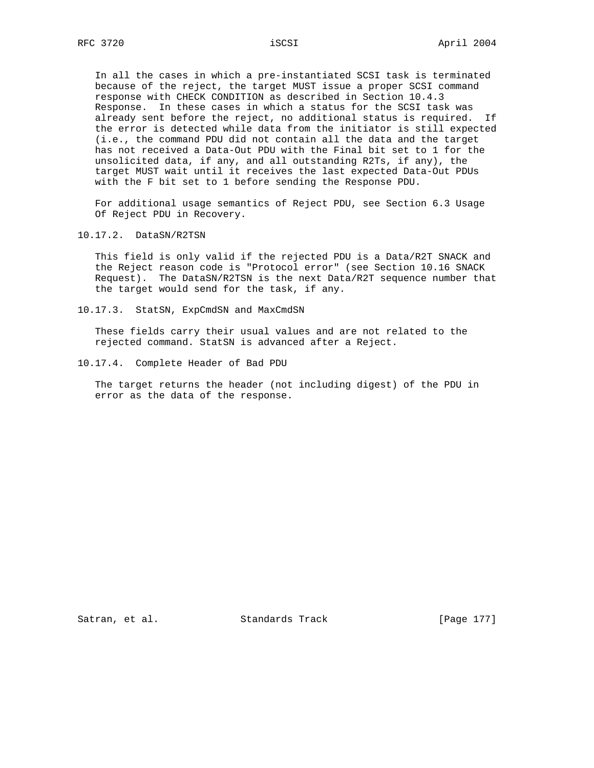In all the cases in which a pre-instantiated SCSI task is terminated because of the reject, the target MUST issue a proper SCSI command response with CHECK CONDITION as described in Section 10.4.3 Response. In these cases in which a status for the SCSI task was already sent before the reject, no additional status is required. If the error is detected while data from the initiator is still expected (i.e., the command PDU did not contain all the data and the target has not received a Data-Out PDU with the Final bit set to 1 for the unsolicited data, if any, and all outstanding R2Ts, if any), the target MUST wait until it receives the last expected Data-Out PDUs with the F bit set to 1 before sending the Response PDU.

For additional usage semantics of Reject PDU, see Section 6.3 Usage Of Reject PDU in Recovery.

### 10.17.2. DataSN/R2TSN

This field is only valid if the rejected PDU is a Data/R2T SNACK and the Reject reason code is "Protocol error" (see Section 10.16 SNACK Request). The DataSN/R2TSN is the next Data/R2T sequence number that the target would send for the task, if any.

### 10.17.3. StatSN, ExpCmdSN and MaxCmdSN

These fields carry their usual values and are not related to the rejected command. StatSN is advanced after a Reject.

### 10.17.4. Complete Header of Bad PDU

The target returns the header (not including digest) of the PDU in error as the data of the response.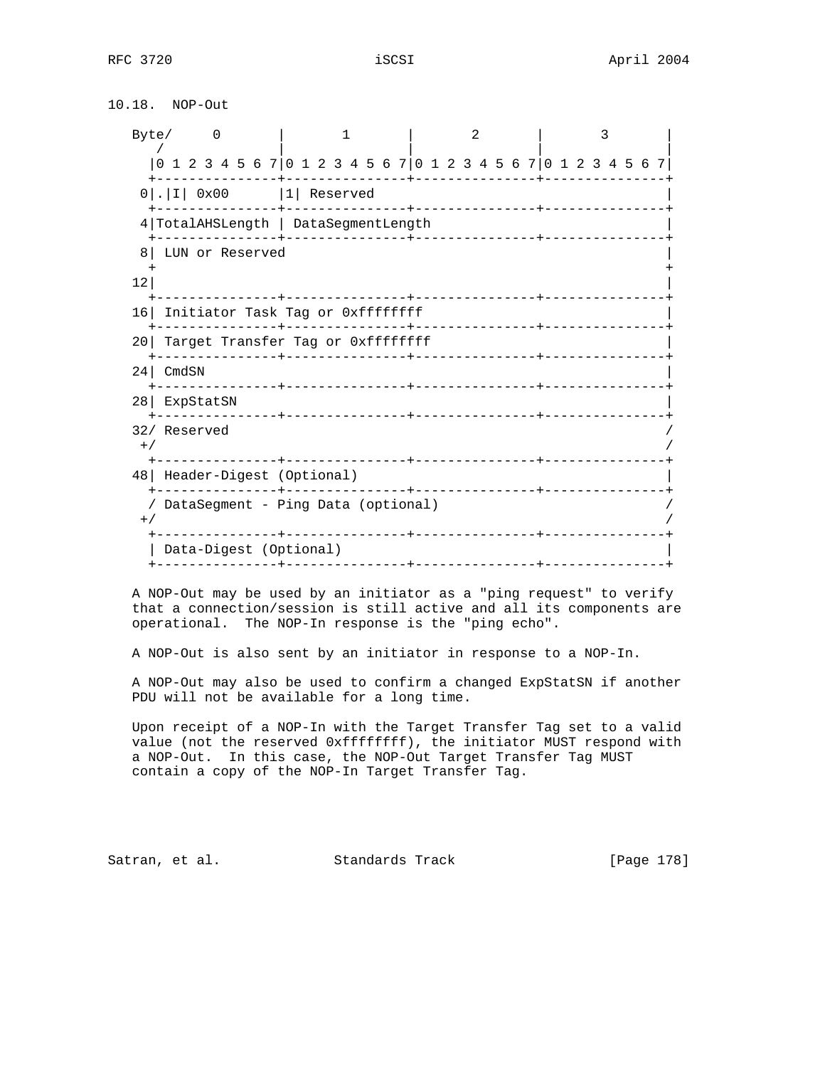## 10.18. NOP-Out

```
Byte/     0       |       1       |       2       |       3       |
   /              |               |               |               |
  |0 1 2 3 4 5 6 7|0 1 2 3 4 5 6 7|0 1 2 3 4 5 6 7|0 1 2 3 4 5 6 7|
  +---------------+---------------+---------------+---------------+
 0|.|I| 0x00      |1| Reserved                                    |
  +---------------+---------------+---------------+---------------+
 4|TotalAHSLength | DataSegmentLength                             |
  +---------------+---------------+---------------+---------------+
 8| LUN or Reserved                                               |
  +                                                               +
12|                                                               |
  +---------------+---------------+---------------+---------------+
16| Initiator Task Tag or 0xffffffff                              |
  +---------------+---------------+---------------+---------------+
20| Target Transfer Tag or 0xffffffff                             |
  +---------------+---------------+---------------+---------------+
24| CmdSN                                                         |
  +---------------+---------------+---------------+---------------+
28| ExpStatSN                                                     |
  +---------------+---------------+---------------+---------------+
32/ Reserved                                                      /
 +/                                                               /
  +---------------+---------------+---------------+---------------+
48| Header-Digest (Optional)                                      |
  +---------------+---------------+---------------+---------------+
  / DataSegment - Ping Data (optional)                            /
 +/                                                               /
  +---------------+---------------+---------------+---------------+
  | Data-Digest (Optional)                                        |
  +---------------+---------------+---------------+---------------+
```

A NOP-Out may be used by an initiator as a "ping request" to verify that a connection/session is still active and all its components are operational. The NOP-In response is the "ping echo".

A NOP-Out is also sent by an initiator in response to a NOP-In.

A NOP-Out may also be used to confirm a changed ExpStatSN if another PDU will not be available for a long time.

Upon receipt of a NOP-In with the Target Transfer Tag set to a valid value (not the reserved 0xffffffff), the initiator MUST respond with a NOP-Out. In this case, the NOP-Out Target Transfer Tag MUST contain a copy of the NOP-In Target Transfer Tag.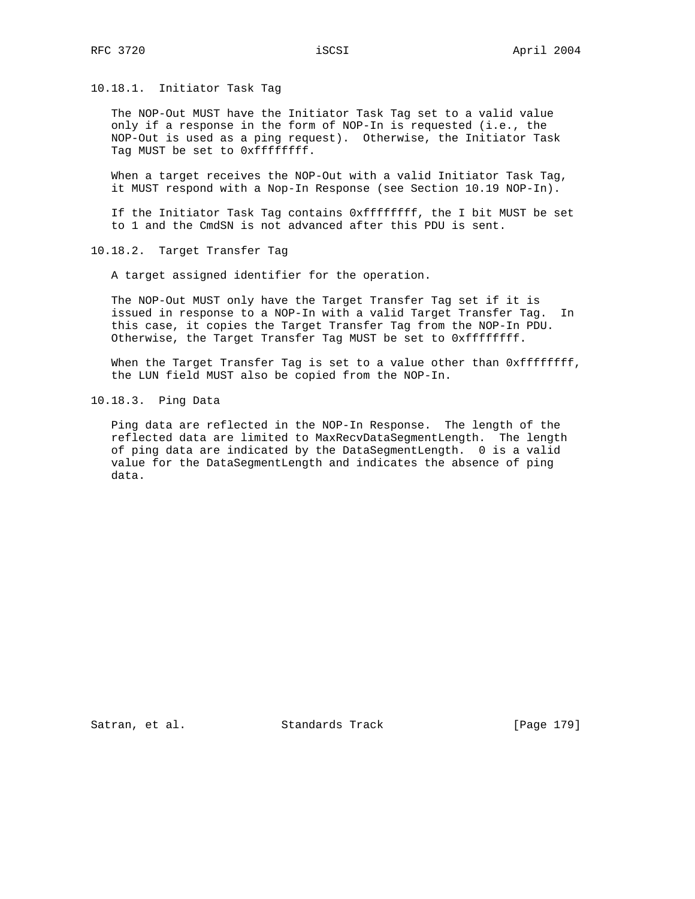### 10.18.1. Initiator Task Tag

The NOP-Out MUST have the Initiator Task Tag set to a valid value only if a response in the form of NOP-In is requested (i.e., the NOP-Out is used as a ping request). Otherwise, the Initiator Task Tag MUST be set to 0xffffffff.

When a target receives the NOP-Out with a valid Initiator Task Tag, it MUST respond with a Nop-In Response (see Section 10.19 NOP-In).

If the Initiator Task Tag contains 0xffffffff, the I bit MUST be set to 1 and the CmdSN is not advanced after this PDU is sent.

### 10.18.2. Target Transfer Tag

A target assigned identifier for the operation.

The NOP-Out MUST only have the Target Transfer Tag set if it is issued in response to a NOP-In with a valid Target Transfer Tag. In this case, it copies the Target Transfer Tag from the NOP-In PDU. Otherwise, the Target Transfer Tag MUST be set to 0xffffffff.

When the Target Transfer Tag is set to a value other than 0xffffffff, the LUN field MUST also be copied from the NOP-In.

### 10.18.3. Ping Data

Ping data are reflected in the NOP-In Response. The length of the reflected data are limited to MaxRecvDataSegmentLength. The length of ping data are indicated by the DataSegmentLength. 0 is a valid value for the DataSegmentLength and indicates the absence of ping data.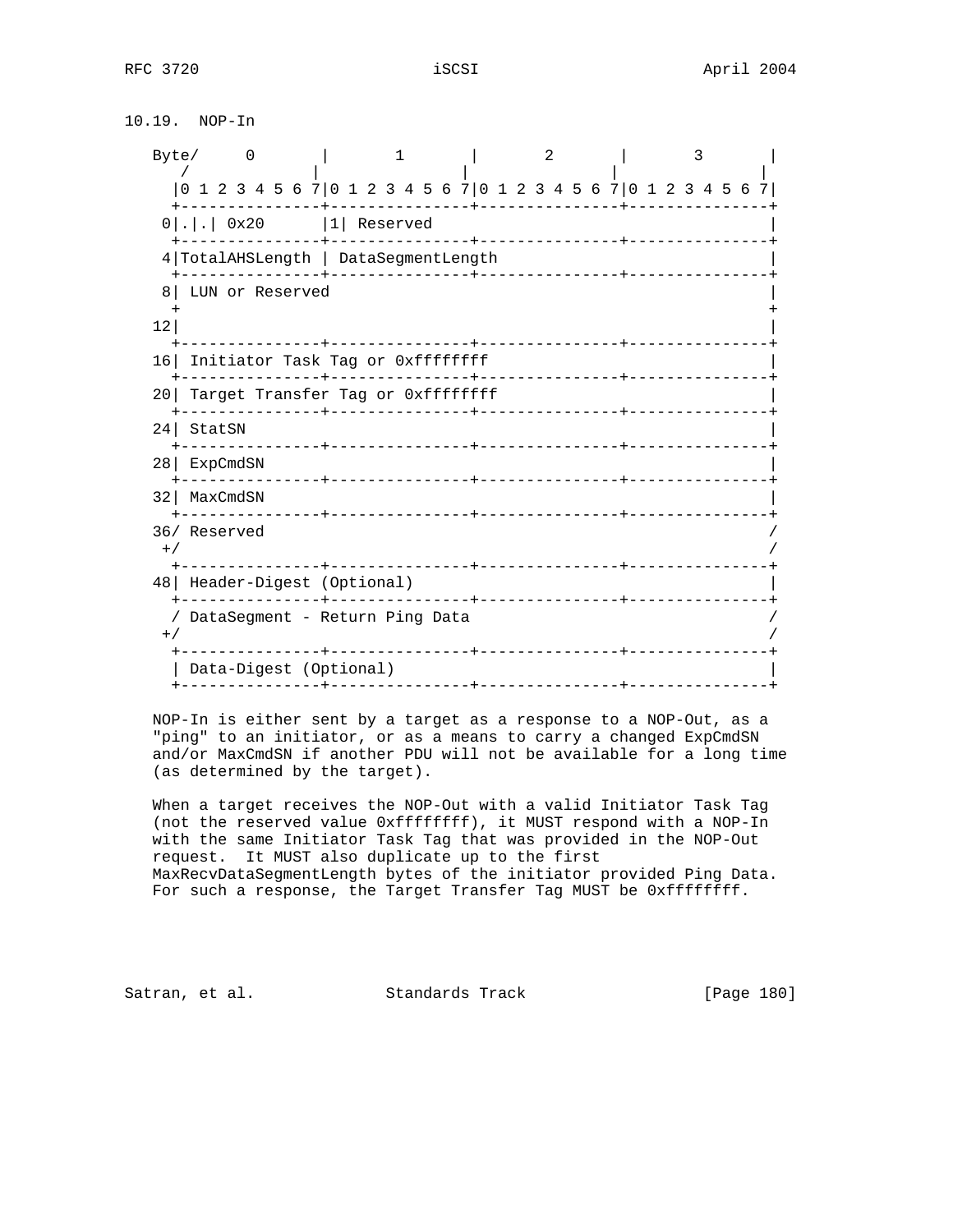## 10.19. NOP-In

```
Byte/     0       |       1       |       2       |       3       |
   /              |               |               |               |
  |0 1 2 3 4 5 6 7|0 1 2 3 4 5 6 7|0 1 2 3 4 5 6 7|0 1 2 3 4 5 6 7|
  +---------------+---------------+---------------+---------------+
 0|.|.| 0x20      |1| Reserved                                    |
  +---------------+---------------+---------------+---------------+
 4|TotalAHSLength | DataSegmentLength                             |
  +---------------+---------------+---------------+---------------+
 8| LUN or Reserved                                               |
  +                                                               +
12|                                                               |
  +---------------+---------------+---------------+---------------+
16| Initiator Task Tag or 0xffffffff                              |
  +---------------+---------------+---------------+---------------+
20| Target Transfer Tag or 0xffffffff                             |
  +---------------+---------------+---------------+---------------+
24| StatSN                                                        |
  +---------------+---------------+---------------+---------------+
28| ExpCmdSN                                                      |
  +---------------+---------------+---------------+---------------+
32| MaxCmdSN                                                      |
  +---------------+---------------+---------------+---------------+
36/ Reserved                                                      /
 +/                                                               /
  +---------------+---------------+---------------+---------------+
48| Header-Digest (Optional)                                      |
  +---------------+---------------+---------------+---------------+
  / DataSegment - Return Ping Data                                /
 +/                                                               /
  +---------------+---------------+---------------+---------------+
  | Data-Digest (Optional)                                        |
  +---------------+---------------+---------------+---------------+
```

NOP-In is either sent by a target as a response to a NOP-Out, as a "ping" to an initiator, or as a means to carry a changed ExpCmdSN and/or MaxCmdSN if another PDU will not be available for a long time (as determined by the target).

When a target receives the NOP-Out with a valid Initiator Task Tag (not the reserved value 0xffffffff), it MUST respond with a NOP-In with the same Initiator Task Tag that was provided in the NOP-Out request. It MUST also duplicate up to the first MaxRecvDataSegmentLength bytes of the initiator provided Ping Data. For such a response, the Target Transfer Tag MUST be 0xffffffff.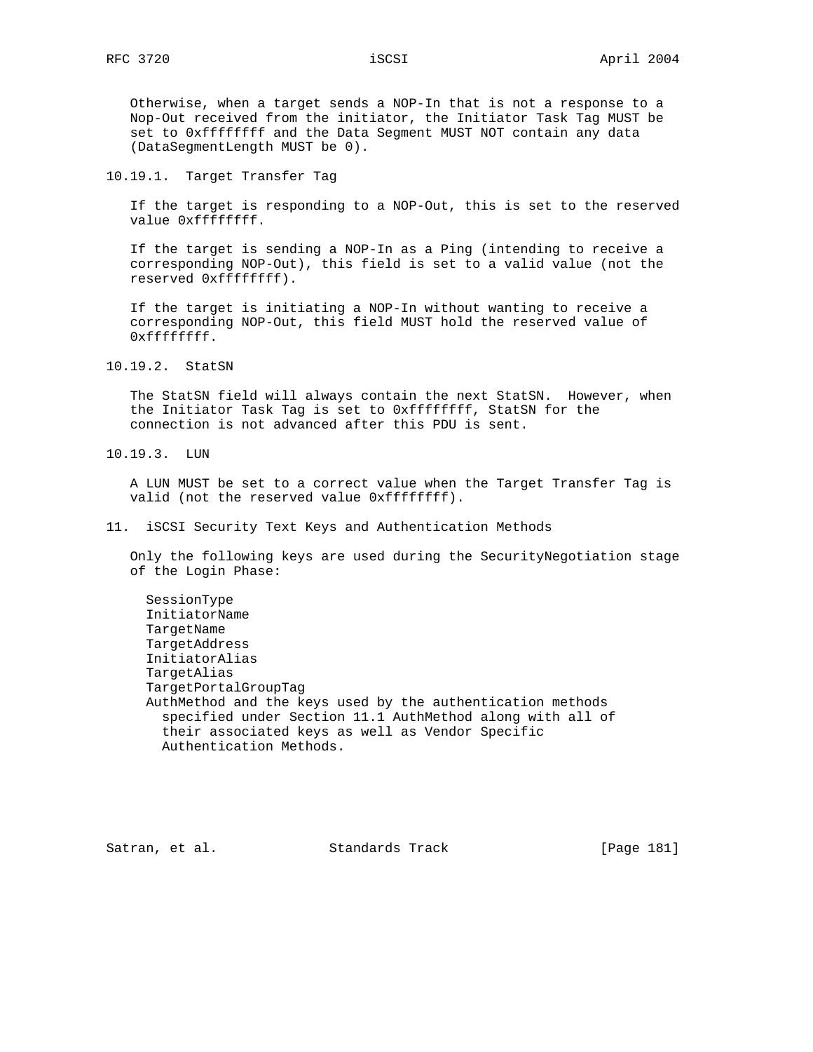Otherwise, when a target sends a NOP-In that is not a response to a Nop-Out received from the initiator, the Initiator Task Tag MUST be set to 0xffffffff and the Data Segment MUST NOT contain any data (DataSegmentLength MUST be 0).

### 10.19.1. Target Transfer Tag

If the target is responding to a NOP-Out, this is set to the reserved value 0xffffffff.

If the target is sending a NOP-In as a Ping (intending to receive a corresponding NOP-Out), this field is set to a valid value (not the reserved 0xffffffff).

If the target is initiating a NOP-In without wanting to receive a corresponding NOP-Out, this field MUST hold the reserved value of 0xffffffff.

### 10.19.2. StatSN

The StatSN field will always contain the next StatSN. However, when the Initiator Task Tag is set to 0xffffffff, StatSN for the connection is not advanced after this PDU is sent.

### 10.19.3. LUN

A LUN MUST be set to a correct value when the Target Transfer Tag is valid (not the reserved value 0xffffffff).

## 11. iSCSI Security Text Keys and Authentication Methods

Only the following keys are used during the SecurityNegotiation stage of the Login Phase:

```
SessionType
InitiatorName
TargetName
TargetAddress
InitiatorAlias
TargetAlias
TargetPortalGroupTag
AuthMethod and the keys used by the authentication methods
  specified under Section 11.1 AuthMethod along with all of
  their associated keys as well as Vendor Specific
  Authentication Methods.
```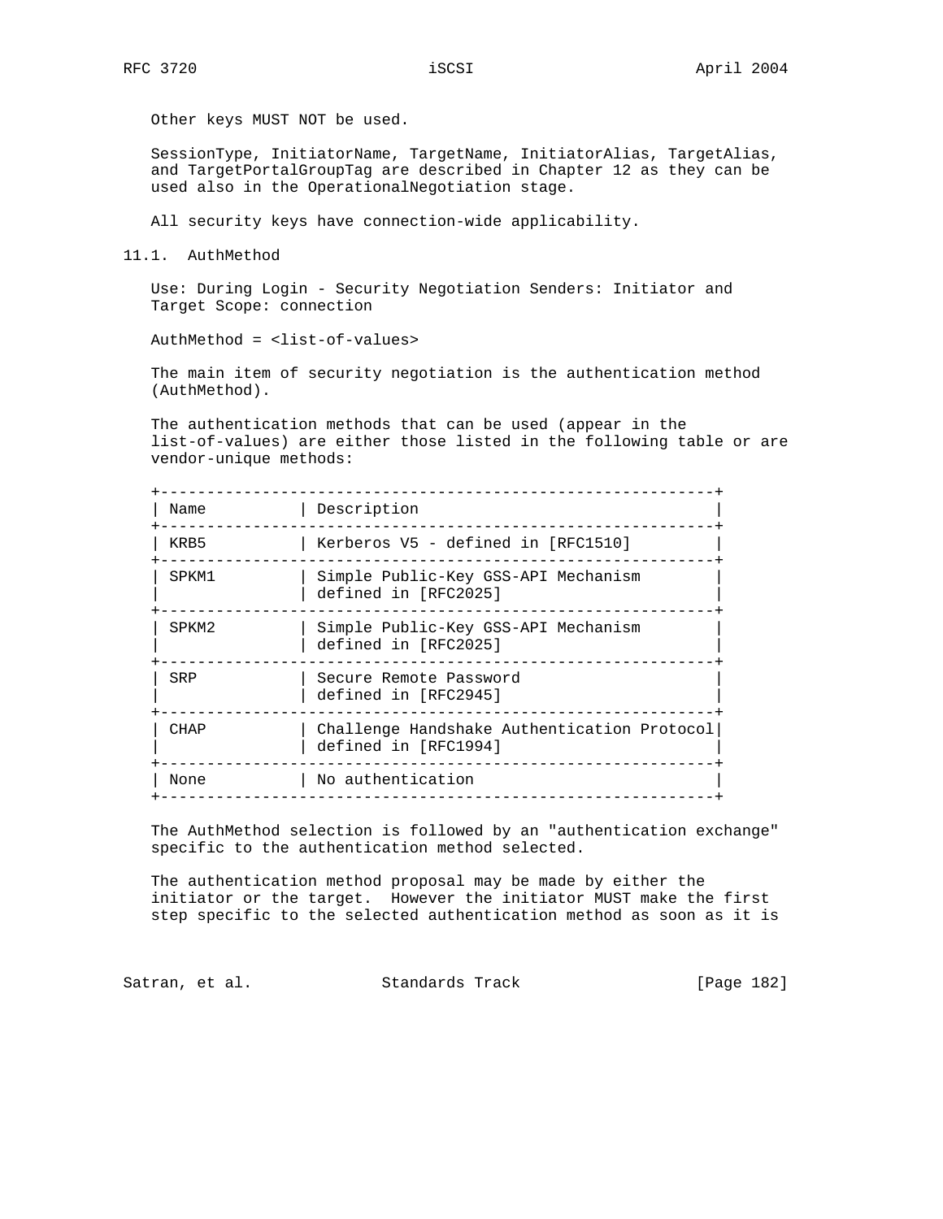Other keys MUST NOT be used.

SessionType, InitiatorName, TargetName, InitiatorAlias, TargetAlias, and TargetPortalGroupTag are described in Chapter 12 as they can be used also in the OperationalNegotiation stage.

All security keys have connection-wide applicability.

## 11.1. AuthMethod

Use: During Login - Security Negotiation Senders: Initiator and Target Scope: connection

AuthMethod = <list-of-values>

The main item of security negotiation is the authentication method (AuthMethod).

The authentication methods that can be used (appear in the list-of-values) are either those listed in the following table or are vendor-unique methods:

| Name | Description |
|---|---|
| KRB5 | Kerberos V5 - defined in [RFC1510] |
| SPKM1 | Simple Public-Key GSS-API Mechanism defined in [RFC2025] |
| SPKM2 | Simple Public-Key GSS-API Mechanism defined in [RFC2025] |
| SRP | Secure Remote Password defined in [RFC2945] |
| CHAP | Challenge Handshake Authentication Protocol defined in [RFC1994] |
| None | No authentication |

The AuthMethod selection is followed by an "authentication exchange" specific to the authentication method selected.

The authentication method proposal may be made by either the initiator or the target. However the initiator MUST make the first step specific to the selected authentication method as soon as it is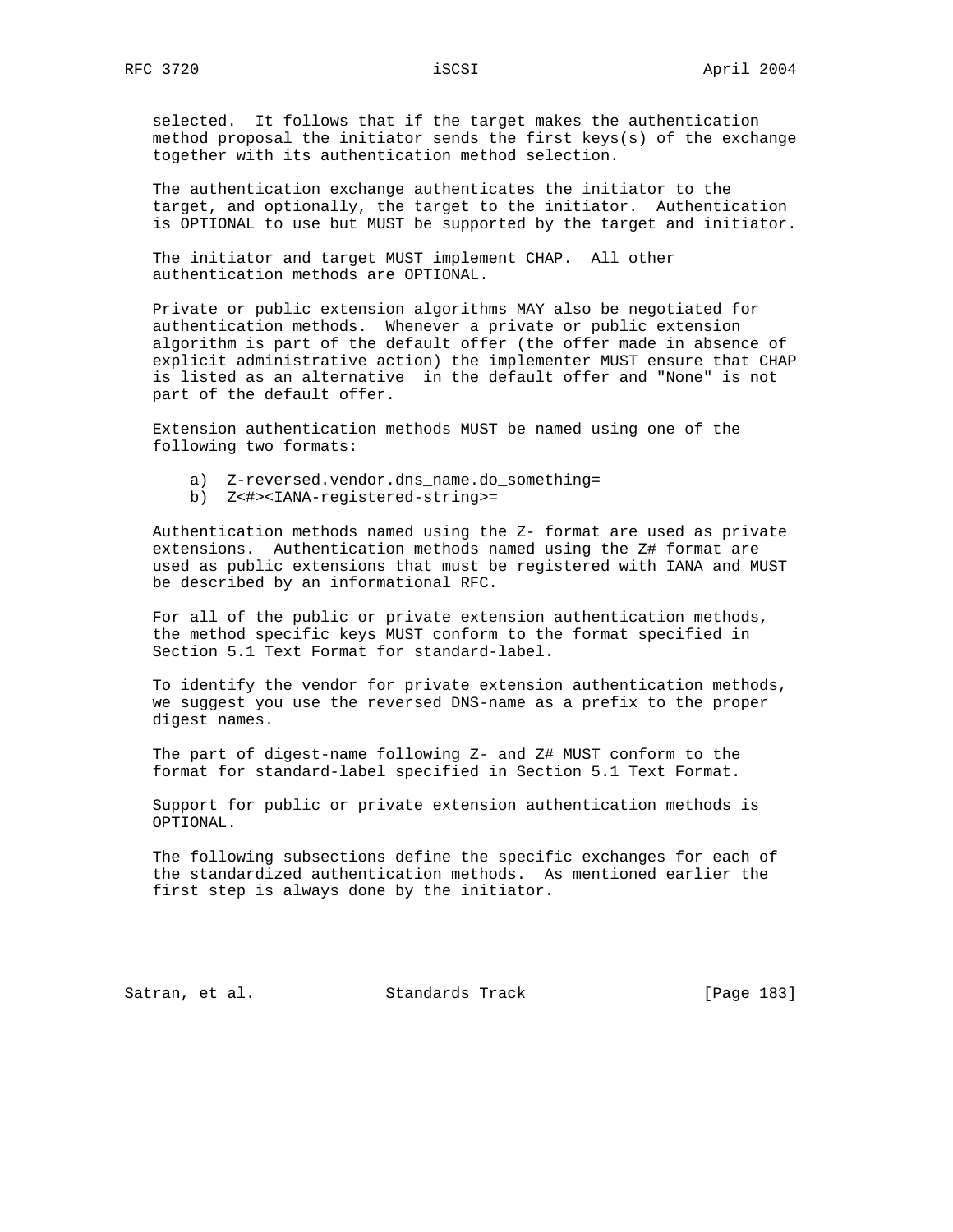selected. It follows that if the target makes the authentication method proposal the initiator sends the first keys(s) of the exchange together with its authentication method selection.

The authentication exchange authenticates the initiator to the target, and optionally, the target to the initiator. Authentication is OPTIONAL to use but MUST be supported by the target and initiator.

The initiator and target MUST implement CHAP. All other authentication methods are OPTIONAL.

Private or public extension algorithms MAY also be negotiated for authentication methods. Whenever a private or public extension algorithm is part of the default offer (the offer made in absence of explicit administrative action) the implementer MUST ensure that CHAP is listed as an alternative in the default offer and "None" is not part of the default offer.

Extension authentication methods MUST be named using one of the following two formats:

a) Z-reversed.vendor.dns_name.do_something=
b) Z<#><IANA-registered-string>=

Authentication methods named using the Z- format are used as private extensions. Authentication methods named using the Z# format are used as public extensions that must be registered with IANA and MUST be described by an informational RFC.

For all of the public or private extension authentication methods, the method specific keys MUST conform to the format specified in Section 5.1 Text Format for standard-label.

To identify the vendor for private extension authentication methods, we suggest you use the reversed DNS-name as a prefix to the proper digest names.

The part of digest-name following Z- and Z# MUST conform to the format for standard-label specified in Section 5.1 Text Format.

Support for public or private extension authentication methods is OPTIONAL.

The following subsections define the specific exchanges for each of the standardized authentication methods. As mentioned earlier the first step is always done by the initiator.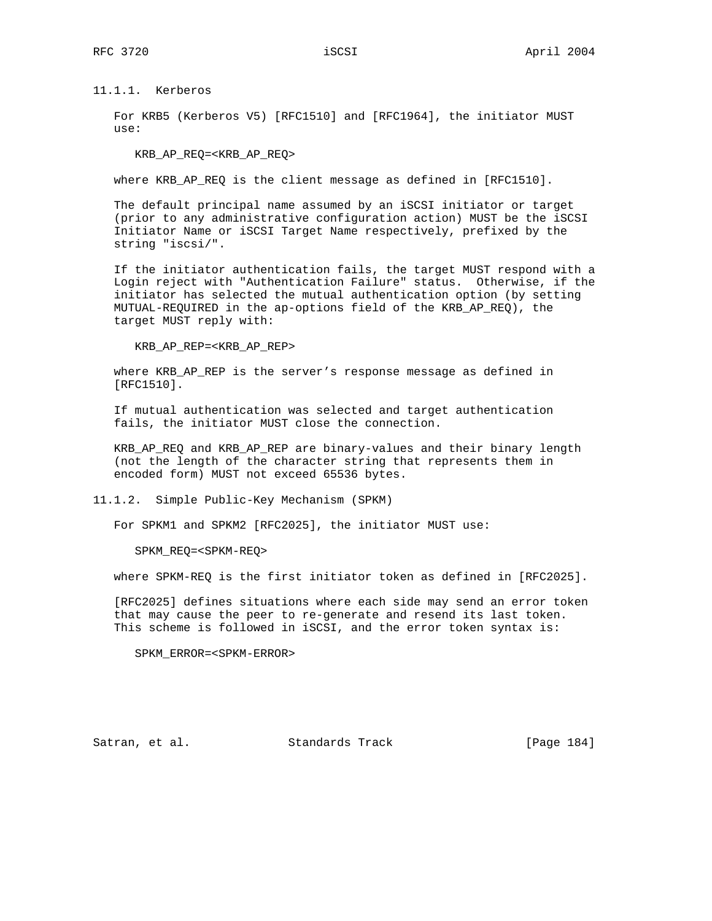#### 11.1.1. Kerberos

For KRB5 (Kerberos V5) [RFC1510] and [RFC1964], the initiator MUST use:

```
KRB_AP_REQ=<KRB_AP_REQ>
```

where KRB_AP_REQ is the client message as defined in [RFC1510].

The default principal name assumed by an iSCSI initiator or target (prior to any administrative configuration action) MUST be the iSCSI Initiator Name or iSCSI Target Name respectively, prefixed by the string "iscsi/".

If the initiator authentication fails, the target MUST respond with a Login reject with "Authentication Failure" status. Otherwise, if the initiator has selected the mutual authentication option (by setting MUTUAL-REQUIRED in the ap-options field of the KRB_AP_REQ), the target MUST reply with:

```
KRB_AP_REP=<KRB_AP_REP>
```

where KRB_AP_REP is the server's response message as defined in [RFC1510].

If mutual authentication was selected and target authentication fails, the initiator MUST close the connection.

KRB_AP_REQ and KRB_AP_REP are binary-values and their binary length (not the length of the character string that represents them in encoded form) MUST not exceed 65536 bytes.

#### 11.1.2. Simple Public-Key Mechanism (SPKM)

For SPKM1 and SPKM2 [RFC2025], the initiator MUST use:

```
SPKM_REQ=<SPKM-REQ>
```

where SPKM-REQ is the first initiator token as defined in [RFC2025].

[RFC2025] defines situations where each side may send an error token that may cause the peer to re-generate and resend its last token. This scheme is followed in iSCSI, and the error token syntax is:

```
SPKM_ERROR=<SPKM-ERROR>
```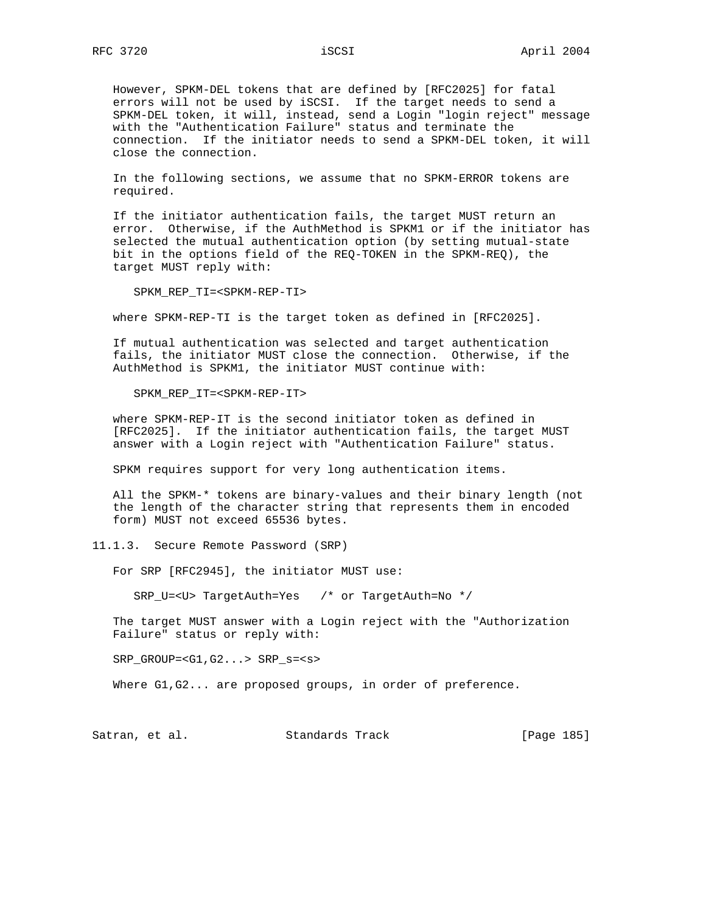However, SPKM-DEL tokens that are defined by [RFC2025] for fatal errors will not be used by iSCSI. If the target needs to send a SPKM-DEL token, it will, instead, send a Login "login reject" message with the "Authentication Failure" status and terminate the connection. If the initiator needs to send a SPKM-DEL token, it will close the connection.

In the following sections, we assume that no SPKM-ERROR tokens are required.

If the initiator authentication fails, the target MUST return an error. Otherwise, if the AuthMethod is SPKM1 or if the initiator has selected the mutual authentication option (by setting mutual-state bit in the options field of the REQ-TOKEN in the SPKM-REQ), the target MUST reply with:

```
SPKM_REP_TI=<SPKM-REP-TI>
```

where SPKM-REP-TI is the target token as defined in [RFC2025].

If mutual authentication was selected and target authentication fails, the initiator MUST close the connection. Otherwise, if the AuthMethod is SPKM1, the initiator MUST continue with:

```
SPKM_REP_IT=<SPKM-REP-IT>
```

where SPKM-REP-IT is the second initiator token as defined in [RFC2025]. If the initiator authentication fails, the target MUST answer with a Login reject with "Authentication Failure" status.

SPKM requires support for very long authentication items.

All the SPKM-* tokens are binary-values and their binary length (not the length of the character string that represents them in encoded form) MUST not exceed 65536 bytes.

### 11.1.3. Secure Remote Password (SRP)

For SRP [RFC2945], the initiator MUST use:

```
SRP_U=<U> TargetAuth=Yes   /* or TargetAuth=No */
```

The target MUST answer with a Login reject with the "Authorization Failure" status or reply with:

```
SRP_GROUP=<G1,G2...> SRP_s=<s>
```

Where G1,G2... are proposed groups, in order of preference.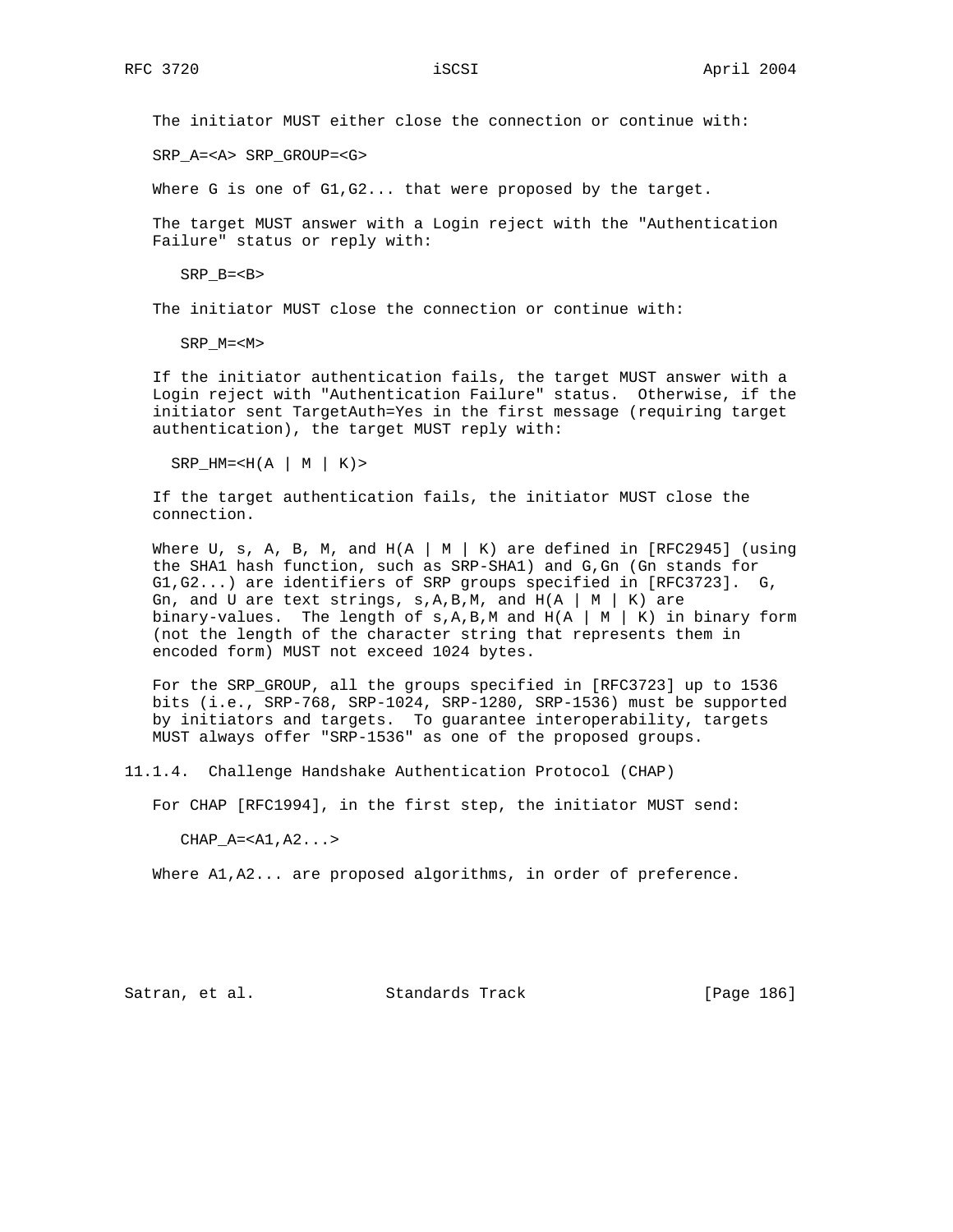The initiator MUST either close the connection or continue with:

```
SRP_A=<A> SRP_GROUP=<G>
```

Where G is one of G1,G2... that were proposed by the target.

The target MUST answer with a Login reject with the "Authentication Failure" status or reply with:

```
SRP_B=<B>
```

The initiator MUST close the connection or continue with:

```
SRP_M=<M>
```

If the initiator authentication fails, the target MUST answer with a Login reject with "Authentication Failure" status. Otherwise, if the initiator sent TargetAuth=Yes in the first message (requiring target authentication), the target MUST reply with:

```
SRP_HM=<H(A | M | K)>
```

If the target authentication fails, the initiator MUST close the connection.

Where U, s, A, B, M, and H(A | M | K) are defined in [RFC2945] (using the SHA1 hash function, such as SRP-SHA1) and G,Gn (Gn stands for G1,G2...) are identifiers of SRP groups specified in [RFC3723]. G, Gn, and U are text strings, s,A,B,M, and H(A | M | K) are binary-values. The length of s,A,B,M and H(A | M | K) in binary form (not the length of the character string that represents them in encoded form) MUST not exceed 1024 bytes.

For the SRP_GROUP, all the groups specified in [RFC3723] up to 1536 bits (i.e., SRP-768, SRP-1024, SRP-1280, SRP-1536) must be supported by initiators and targets. To guarantee interoperability, targets MUST always offer "SRP-1536" as one of the proposed groups.

### 11.1.4. Challenge Handshake Authentication Protocol (CHAP)

For CHAP [RFC1994], in the first step, the initiator MUST send:

```
CHAP_A=<A1,A2...>
```

Where A1,A2... are proposed algorithms, in order of preference.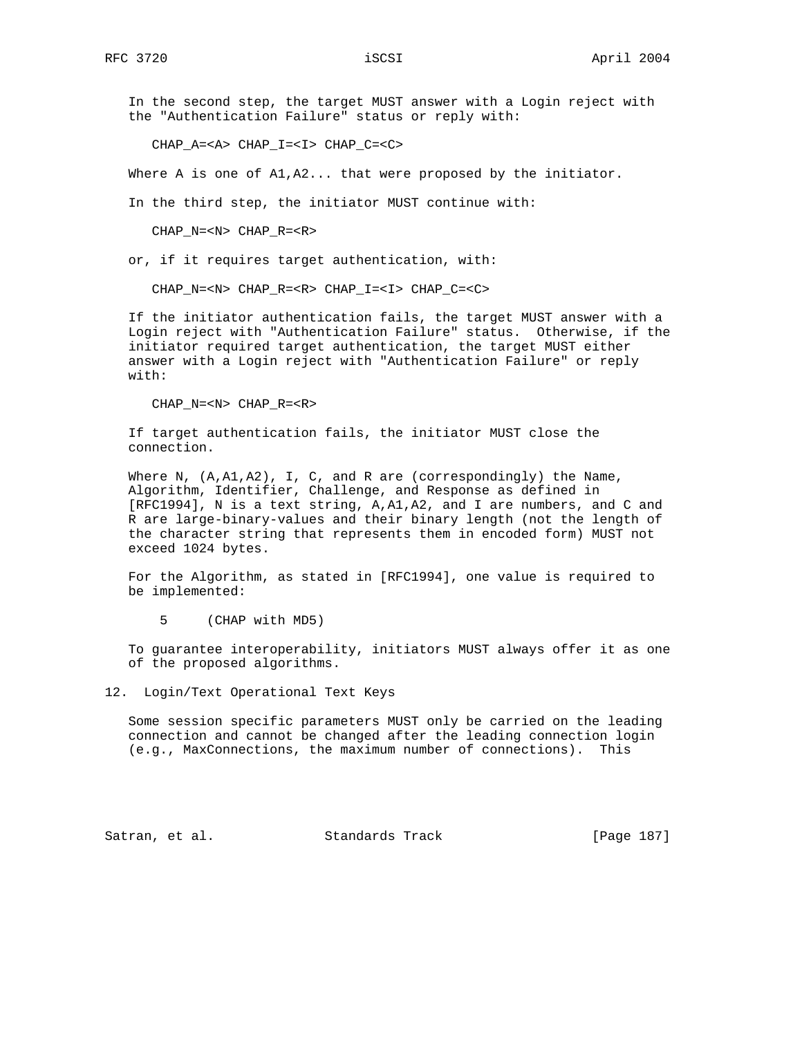In the second step, the target MUST answer with a Login reject with the "Authentication Failure" status or reply with:

```
CHAP_A=<A> CHAP_I=<I> CHAP_C=<C>
```

Where A is one of A1,A2... that were proposed by the initiator.

In the third step, the initiator MUST continue with:

```
CHAP_N=<N> CHAP_R=<R>
```

or, if it requires target authentication, with:

```
CHAP_N=<N> CHAP_R=<R> CHAP_I=<I> CHAP_C=<C>
```

If the initiator authentication fails, the target MUST answer with a Login reject with "Authentication Failure" status. Otherwise, if the initiator required target authentication, the target MUST either answer with a Login reject with "Authentication Failure" or reply with:

```
CHAP_N=<N> CHAP_R=<R>
```

If target authentication fails, the initiator MUST close the connection.

Where N, (A,A1,A2), I, C, and R are (correspondingly) the Name, Algorithm, Identifier, Challenge, and Response as defined in [RFC1994], N is a text string, A,A1,A2, and I are numbers, and C and R are large-binary-values and their binary length (not the length of the character string that represents them in encoded form) MUST not exceed 1024 bytes.

For the Algorithm, as stated in [RFC1994], one value is required to be implemented:

```
5     (CHAP with MD5)
```

To guarantee interoperability, initiators MUST always offer it as one of the proposed algorithms.

# 12. Login/Text Operational Text Keys

Some session specific parameters MUST only be carried on the leading connection and cannot be changed after the leading connection login (e.g., MaxConnections, the maximum number of connections). This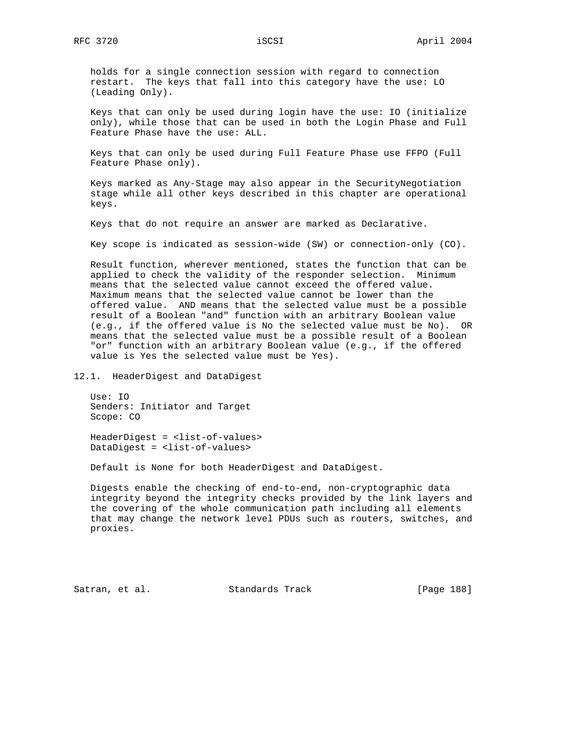holds for a single connection session with regard to connection restart. The keys that fall into this category have the use: LO (Leading Only).

Keys that can only be used during login have the use: IO (initialize only), while those that can be used in both the Login Phase and Full Feature Phase have the use: ALL.

Keys that can only be used during Full Feature Phase use FFPO (Full Feature Phase only).

Keys marked as Any-Stage may also appear in the SecurityNegotiation stage while all other keys described in this chapter are operational keys.

Keys that do not require an answer are marked as Declarative.

Key scope is indicated as session-wide (SW) or connection-only (CO).

Result function, wherever mentioned, states the function that can be applied to check the validity of the responder selection. Minimum means that the selected value cannot exceed the offered value. Maximum means that the selected value cannot be lower than the offered value. AND means that the selected value must be a possible result of a Boolean "and" function with an arbitrary Boolean value (e.g., if the offered value is No the selected value must be No). OR means that the selected value must be a possible result of a Boolean "or" function with an arbitrary Boolean value (e.g., if the offered value is Yes the selected value must be Yes).

## 12.1. HeaderDigest and DataDigest

Use: IO
Senders: Initiator and Target
Scope: CO

HeaderDigest = <list-of-values>
DataDigest = <list-of-values>

Default is None for both HeaderDigest and DataDigest.

Digests enable the checking of end-to-end, non-cryptographic data integrity beyond the integrity checks provided by the link layers and the covering of the whole communication path including all elements that may change the network level PDUs such as routers, switches, and proxies.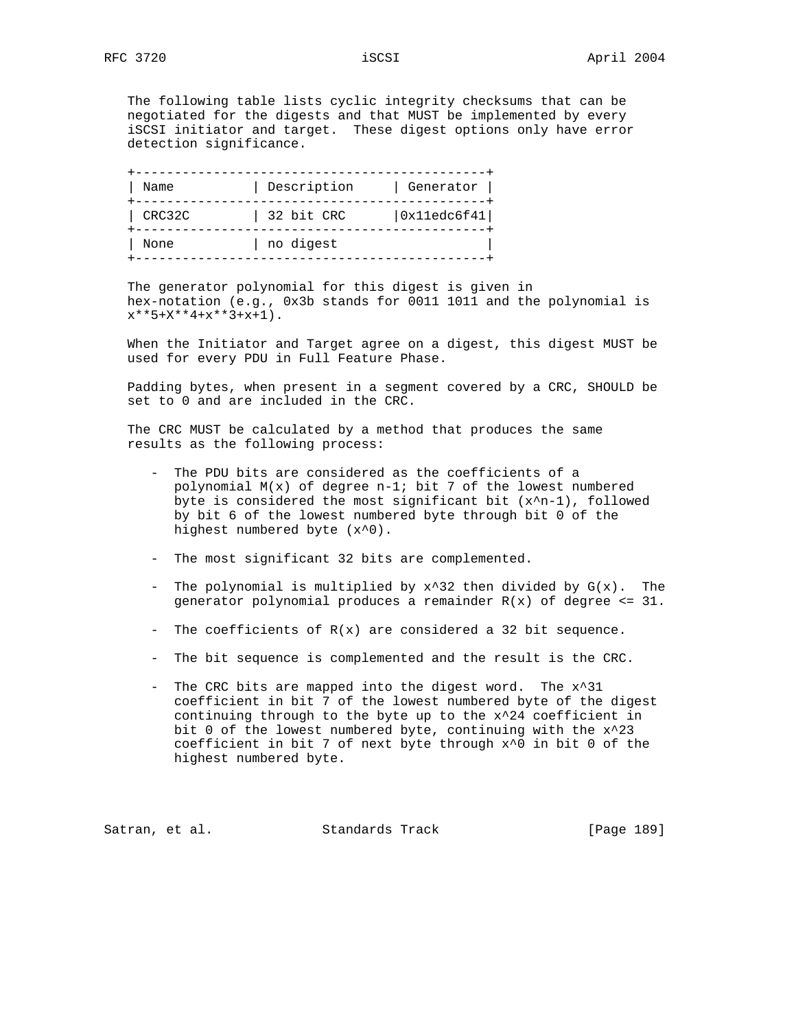The following table lists cyclic integrity checksums that can be negotiated for the digests and that MUST be implemented by every iSCSI initiator and target. These digest options only have error detection significance.

| Name | Description | Generator |
| --- | --- | --- |
| CRC32C | 32 bit CRC | 0x11edc6f41 |
| None | no digest | |

The generator polynomial for this digest is given in hex-notation (e.g., 0x3b stands for 0011 1011 and the polynomial is x**5+X**4+x**3+x+1).

When the Initiator and Target agree on a digest, this digest MUST be used for every PDU in Full Feature Phase.

Padding bytes, when present in a segment covered by a CRC, SHOULD be set to 0 and are included in the CRC.

The CRC MUST be calculated by a method that produces the same results as the following process:

- The PDU bits are considered as the coefficients of a polynomial M(x) of degree n-1; bit 7 of the lowest numbered byte is considered the most significant bit (x^n-1), followed by bit 6 of the lowest numbered byte through bit 0 of the highest numbered byte (x^0).
- The most significant 32 bits are complemented.
- The polynomial is multiplied by x^32 then divided by G(x). The generator polynomial produces a remainder R(x) of degree <= 31.
- The coefficients of R(x) are considered a 32 bit sequence.
- The bit sequence is complemented and the result is the CRC.
- The CRC bits are mapped into the digest word. The x^31 coefficient in bit 7 of the lowest numbered byte of the digest continuing through to the byte up to the x^24 coefficient in bit 0 of the lowest numbered byte, continuing with the x^23 coefficient in bit 7 of next byte through x^0 in bit 0 of the highest numbered byte.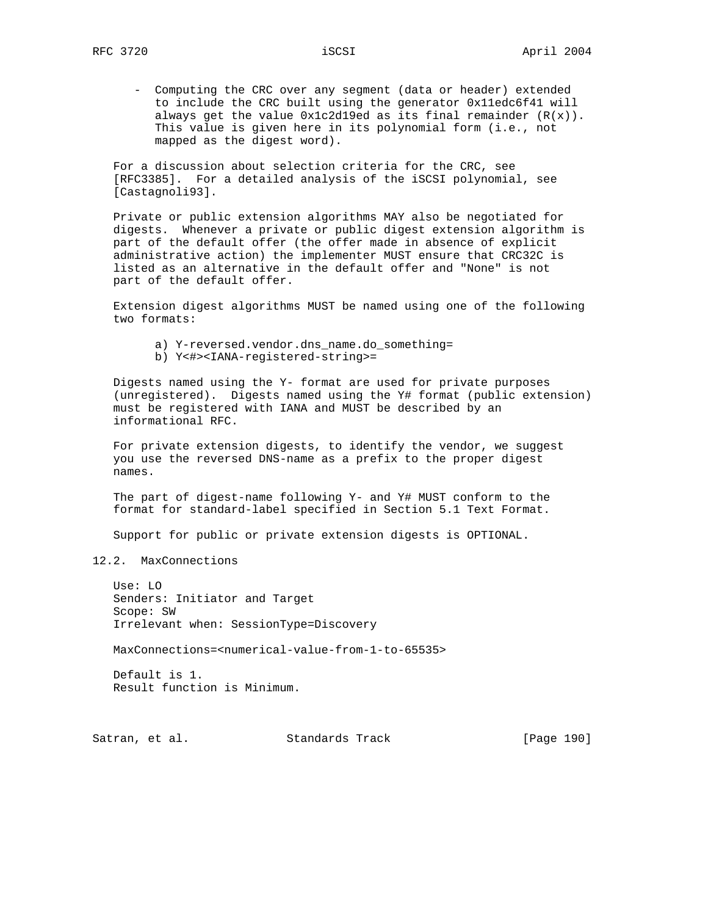- Computing the CRC over any segment (data or header) extended to include the CRC built using the generator 0x11edc6f41 will always get the value 0x1c2d19ed as its final remainder (R(x)). This value is given here in its polynomial form (i.e., not mapped as the digest word).

For a discussion about selection criteria for the CRC, see [RFC3385]. For a detailed analysis of the iSCSI polynomial, see [Castagnoli93].

Private or public extension algorithms MAY also be negotiated for digests. Whenever a private or public digest extension algorithm is part of the default offer (the offer made in absence of explicit administrative action) the implementer MUST ensure that CRC32C is listed as an alternative in the default offer and "None" is not part of the default offer.

Extension digest algorithms MUST be named using one of the following two formats:

```
a) Y-reversed.vendor.dns_name.do_something=
b) Y<#><IANA-registered-string>=
```

Digests named using the Y- format are used for private purposes (unregistered). Digests named using the Y# format (public extension) must be registered with IANA and MUST be described by an informational RFC.

For private extension digests, to identify the vendor, we suggest you use the reversed DNS-name as a prefix to the proper digest names.

The part of digest-name following Y- and Y# MUST conform to the format for standard-label specified in Section 5.1 Text Format.

Support for public or private extension digests is OPTIONAL.

## 12.2. MaxConnections

Use: LO
Senders: Initiator and Target
Scope: SW
Irrelevant when: SessionType=Discovery

MaxConnections=<numerical-value-from-1-to-65535>

Default is 1.
Result function is Minimum.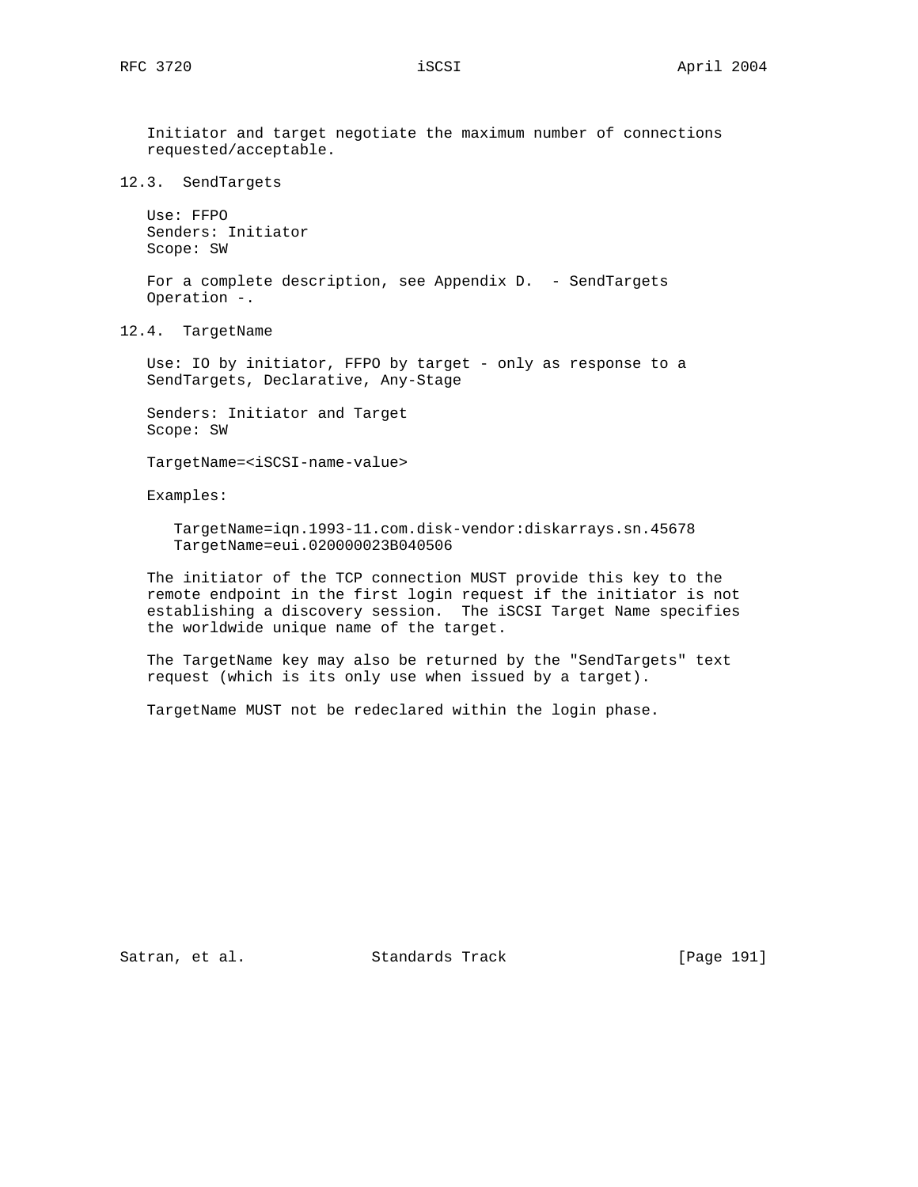Initiator and target negotiate the maximum number of connections requested/acceptable.

## 12.3. SendTargets

Use: FFPO
Senders: Initiator
Scope: SW

For a complete description, see Appendix D. - SendTargets Operation -.

## 12.4. TargetName

Use: IO by initiator, FFPO by target - only as response to a SendTargets, Declarative, Any-Stage

Senders: Initiator and Target
Scope: SW

TargetName=<iSCSI-name-value>

Examples:

```
TargetName=iqn.1993-11.com.disk-vendor:diskarrays.sn.45678
TargetName=eui.020000023B040506
```

The initiator of the TCP connection MUST provide this key to the remote endpoint in the first login request if the initiator is not establishing a discovery session. The iSCSI Target Name specifies the worldwide unique name of the target.

The TargetName key may also be returned by the "SendTargets" text request (which is its only use when issued by a target).

TargetName MUST not be redeclared within the login phase.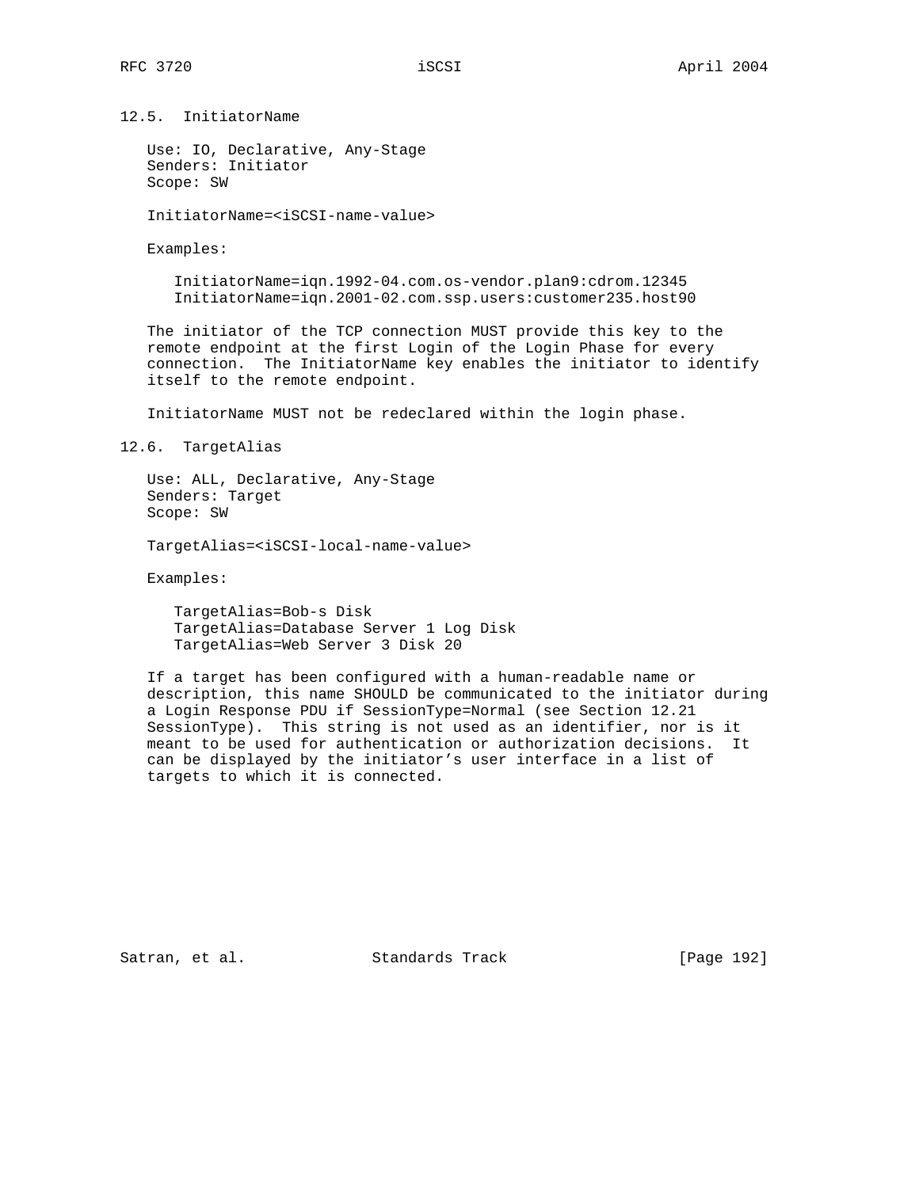## 12.5. InitiatorName

Use: IO, Declarative, Any-Stage
Senders: Initiator
Scope: SW

InitiatorName=<iSCSI-name-value>

Examples:

```
InitiatorName=iqn.1992-04.com.os-vendor.plan9:cdrom.12345
InitiatorName=iqn.2001-02.com.ssp.users:customer235.host90
```

The initiator of the TCP connection MUST provide this key to the remote endpoint at the first Login of the Login Phase for every connection. The InitiatorName key enables the initiator to identify itself to the remote endpoint.

InitiatorName MUST not be redeclared within the login phase.

## 12.6. TargetAlias

Use: ALL, Declarative, Any-Stage
Senders: Target
Scope: SW

TargetAlias=<iSCSI-local-name-value>

Examples:

```
TargetAlias=Bob-s Disk
TargetAlias=Database Server 1 Log Disk
TargetAlias=Web Server 3 Disk 20
```

If a target has been configured with a human-readable name or description, this name SHOULD be communicated to the initiator during a Login Response PDU if SessionType=Normal (see Section 12.21 SessionType). This string is not used as an identifier, nor is it meant to be used for authentication or authorization decisions. It can be displayed by the initiator's user interface in a list of targets to which it is connected.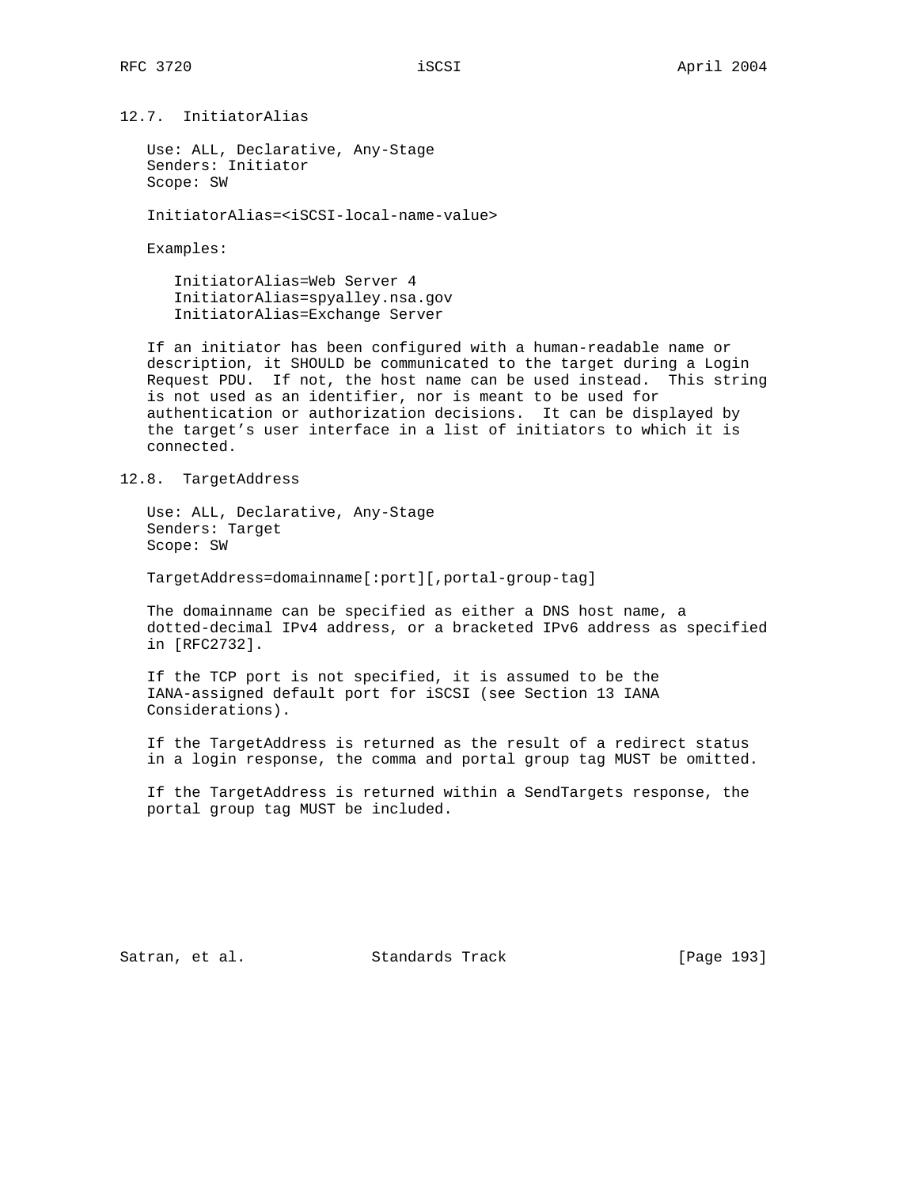### 12.7. InitiatorAlias

Use: ALL, Declarative, Any-Stage
Senders: Initiator
Scope: SW

InitiatorAlias=<iSCSI-local-name-value>

Examples:

```
InitiatorAlias=Web Server 4
InitiatorAlias=spyalley.nsa.gov
InitiatorAlias=Exchange Server
```

If an initiator has been configured with a human-readable name or description, it SHOULD be communicated to the target during a Login Request PDU. If not, the host name can be used instead. This string is not used as an identifier, nor is meant to be used for authentication or authorization decisions. It can be displayed by the target's user interface in a list of initiators to which it is connected.

### 12.8. TargetAddress

Use: ALL, Declarative, Any-Stage
Senders: Target
Scope: SW

TargetAddress=domainname[:port][,portal-group-tag]

The domainname can be specified as either a DNS host name, a dotted-decimal IPv4 address, or a bracketed IPv6 address as specified in [RFC2732].

If the TCP port is not specified, it is assumed to be the IANA-assigned default port for iSCSI (see Section 13 IANA Considerations).

If the TargetAddress is returned as the result of a redirect status in a login response, the comma and portal group tag MUST be omitted.

If the TargetAddress is returned within a SendTargets response, the portal group tag MUST be included.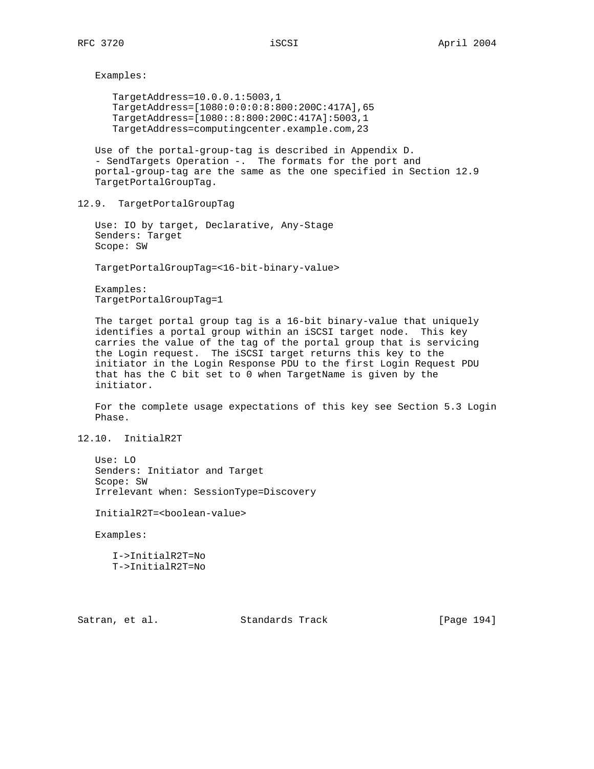Examples:

```
TargetAddress=10.0.0.1:5003,1
TargetAddress=[1080:0:0:0:8:800:200C:417A],65
TargetAddress=[1080::8:800:200C:417A]:5003,1
TargetAddress=computingcenter.example.com,23
```

Use of the portal-group-tag is described in Appendix D. - SendTargets Operation -. The formats for the port and portal-group-tag are the same as the one specified in Section 12.9 TargetPortalGroupTag.

## 12.9. TargetPortalGroupTag

Use: IO by target, Declarative, Any-Stage
Senders: Target
Scope: SW

TargetPortalGroupTag=<16-bit-binary-value>

Examples:
TargetPortalGroupTag=1

The target portal group tag is a 16-bit binary-value that uniquely identifies a portal group within an iSCSI target node. This key carries the value of the tag of the portal group that is servicing the Login request. The iSCSI target returns this key to the initiator in the Login Response PDU to the first Login Request PDU that has the C bit set to 0 when TargetName is given by the initiator.

For the complete usage expectations of this key see Section 5.3 Login Phase.

## 12.10. InitialR2T

Use: LO
Senders: Initiator and Target
Scope: SW
Irrelevant when: SessionType=Discovery

InitialR2T=<boolean-value>

Examples:

```
I->InitialR2T=No
T->InitialR2T=No
```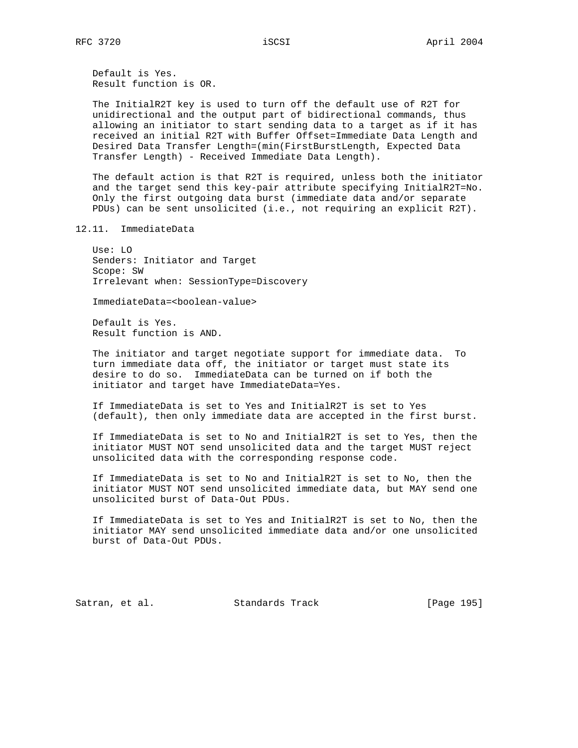Default is Yes.
Result function is OR.

The InitialR2T key is used to turn off the default use of R2T for unidirectional and the output part of bidirectional commands, thus allowing an initiator to start sending data to a target as if it has received an initial R2T with Buffer Offset=Immediate Data Length and Desired Data Transfer Length=(min(FirstBurstLength, Expected Data Transfer Length) - Received Immediate Data Length).

The default action is that R2T is required, unless both the initiator and the target send this key-pair attribute specifying InitialR2T=No. Only the first outgoing data burst (immediate data and/or separate PDUs) can be sent unsolicited (i.e., not requiring an explicit R2T).

## 12.11. ImmediateData

Use: LO
Senders: Initiator and Target
Scope: SW
Irrelevant when: SessionType=Discovery

ImmediateData=<boolean-value>

Default is Yes.
Result function is AND.

The initiator and target negotiate support for immediate data. To turn immediate data off, the initiator or target must state its desire to do so. ImmediateData can be turned on if both the initiator and target have ImmediateData=Yes.

If ImmediateData is set to Yes and InitialR2T is set to Yes (default), then only immediate data are accepted in the first burst.

If ImmediateData is set to No and InitialR2T is set to Yes, then the initiator MUST NOT send unsolicited data and the target MUST reject unsolicited data with the corresponding response code.

If ImmediateData is set to No and InitialR2T is set to No, then the initiator MUST NOT send unsolicited immediate data, but MAY send one unsolicited burst of Data-Out PDUs.

If ImmediateData is set to Yes and InitialR2T is set to No, then the initiator MAY send unsolicited immediate data and/or one unsolicited burst of Data-Out PDUs.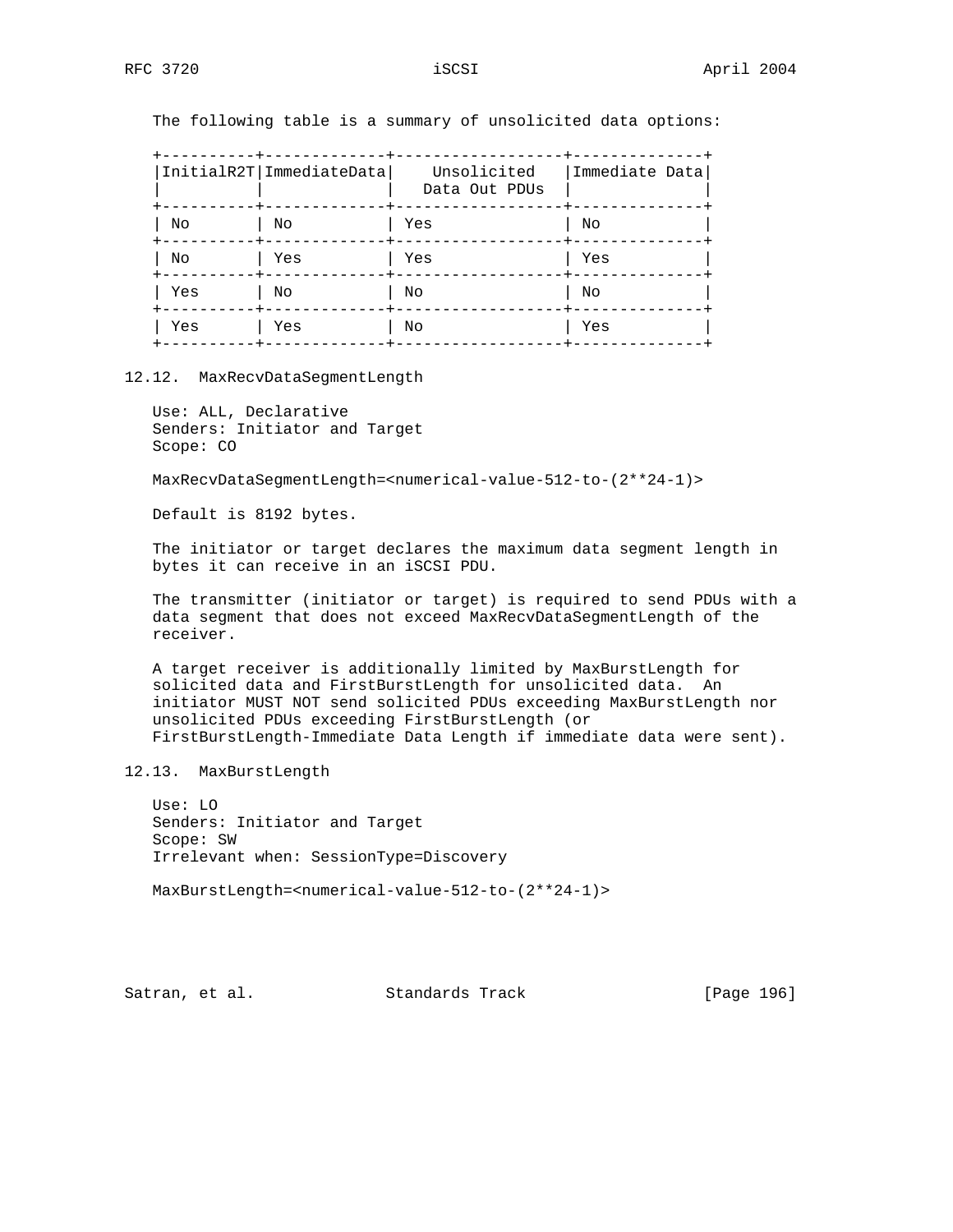The following table is a summary of unsolicited data options:

| InitialR2T | ImmediateData | Unsolicited Data Out PDUs | Immediate Data |
|---|---|---|---|
| No | No | Yes | No |
| No | Yes | Yes | Yes |
| Yes | No | No | No |
| Yes | Yes | No | Yes |

## 12.12. MaxRecvDataSegmentLength

Use: ALL, Declarative
Senders: Initiator and Target
Scope: CO

MaxRecvDataSegmentLength=<numerical-value-512-to-(2**24-1)>

Default is 8192 bytes.

The initiator or target declares the maximum data segment length in bytes it can receive in an iSCSI PDU.

The transmitter (initiator or target) is required to send PDUs with a data segment that does not exceed MaxRecvDataSegmentLength of the receiver.

A target receiver is additionally limited by MaxBurstLength for solicited data and FirstBurstLength for unsolicited data. An initiator MUST NOT send solicited PDUs exceeding MaxBurstLength nor unsolicited PDUs exceeding FirstBurstLength (or FirstBurstLength-Immediate Data Length if immediate data were sent).

## 12.13. MaxBurstLength

Use: LO
Senders: Initiator and Target
Scope: SW
Irrelevant when: SessionType=Discovery

MaxBurstLength=<numerical-value-512-to-(2**24-1)>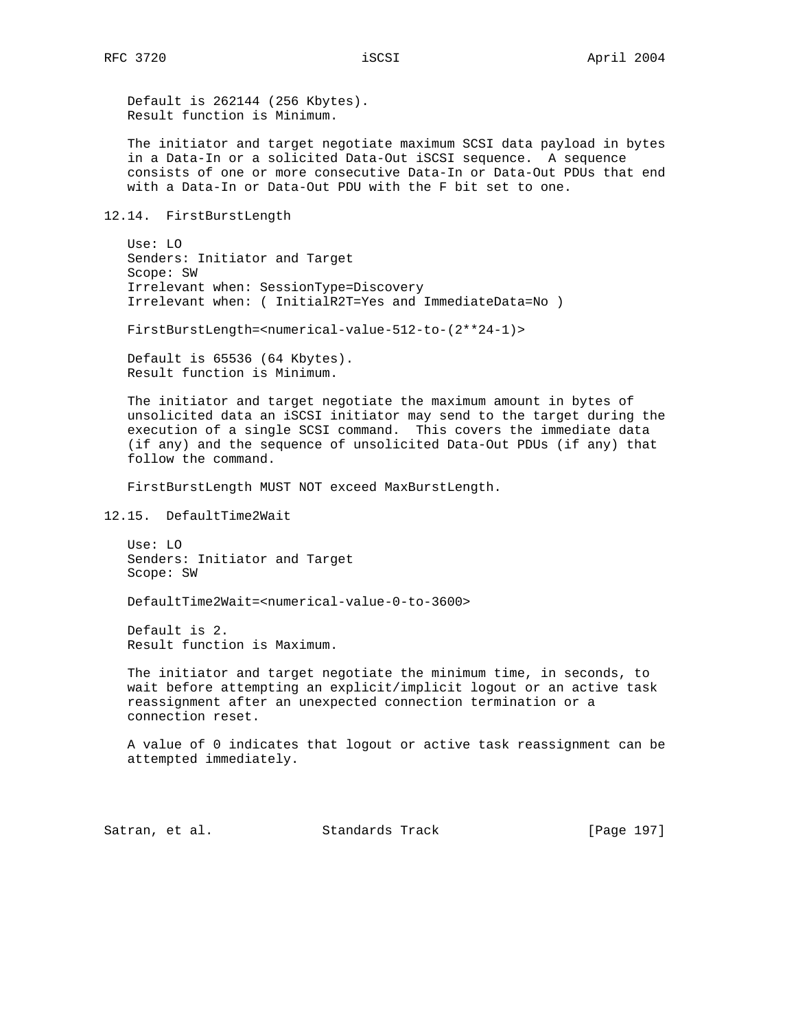Default is 262144 (256 Kbytes).
Result function is Minimum.

The initiator and target negotiate maximum SCSI data payload in bytes in a Data-In or a solicited Data-Out iSCSI sequence. A sequence consists of one or more consecutive Data-In or Data-Out PDUs that end with a Data-In or Data-Out PDU with the F bit set to one.

## 12.14. FirstBurstLength

Use: LO
Senders: Initiator and Target
Scope: SW
Irrelevant when: SessionType=Discovery
Irrelevant when: ( InitialR2T=Yes and ImmediateData=No )

```
FirstBurstLength=<numerical-value-512-to-(2**24-1)>
```

Default is 65536 (64 Kbytes).
Result function is Minimum.

The initiator and target negotiate the maximum amount in bytes of unsolicited data an iSCSI initiator may send to the target during the execution of a single SCSI command. This covers the immediate data (if any) and the sequence of unsolicited Data-Out PDUs (if any) that follow the command.

FirstBurstLength MUST NOT exceed MaxBurstLength.

## 12.15. DefaultTime2Wait

Use: LO
Senders: Initiator and Target
Scope: SW

```
DefaultTime2Wait=<numerical-value-0-to-3600>
```

Default is 2.
Result function is Maximum.

The initiator and target negotiate the minimum time, in seconds, to wait before attempting an explicit/implicit logout or an active task reassignment after an unexpected connection termination or a connection reset.

A value of 0 indicates that logout or active task reassignment can be attempted immediately.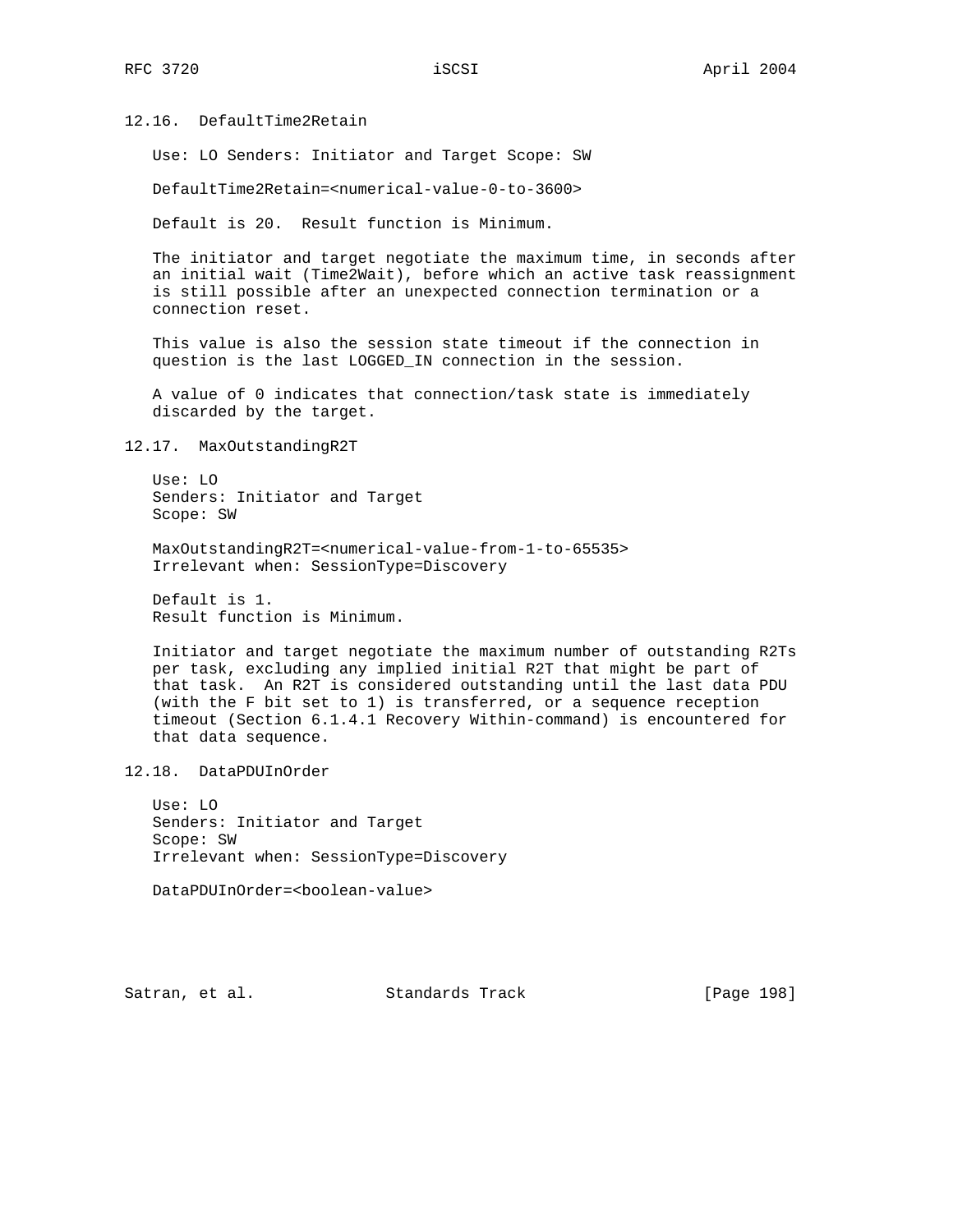### 12.16. DefaultTime2Retain

Use: LO Senders: Initiator and Target Scope: SW

DefaultTime2Retain=<numerical-value-0-to-3600>

Default is 20. Result function is Minimum.

The initiator and target negotiate the maximum time, in seconds after an initial wait (Time2Wait), before which an active task reassignment is still possible after an unexpected connection termination or a connection reset.

This value is also the session state timeout if the connection in question is the last LOGGED_IN connection in the session.

A value of 0 indicates that connection/task state is immediately discarded by the target.

### 12.17. MaxOutstandingR2T

Use: LO
Senders: Initiator and Target
Scope: SW

MaxOutstandingR2T=<numerical-value-from-1-to-65535>
Irrelevant when: SessionType=Discovery

Default is 1.
Result function is Minimum.

Initiator and target negotiate the maximum number of outstanding R2Ts per task, excluding any implied initial R2T that might be part of that task. An R2T is considered outstanding until the last data PDU (with the F bit set to 1) is transferred, or a sequence reception timeout (Section 6.1.4.1 Recovery Within-command) is encountered for that data sequence.

### 12.18. DataPDUInOrder

Use: LO
Senders: Initiator and Target
Scope: SW
Irrelevant when: SessionType=Discovery

DataPDUInOrder=<boolean-value>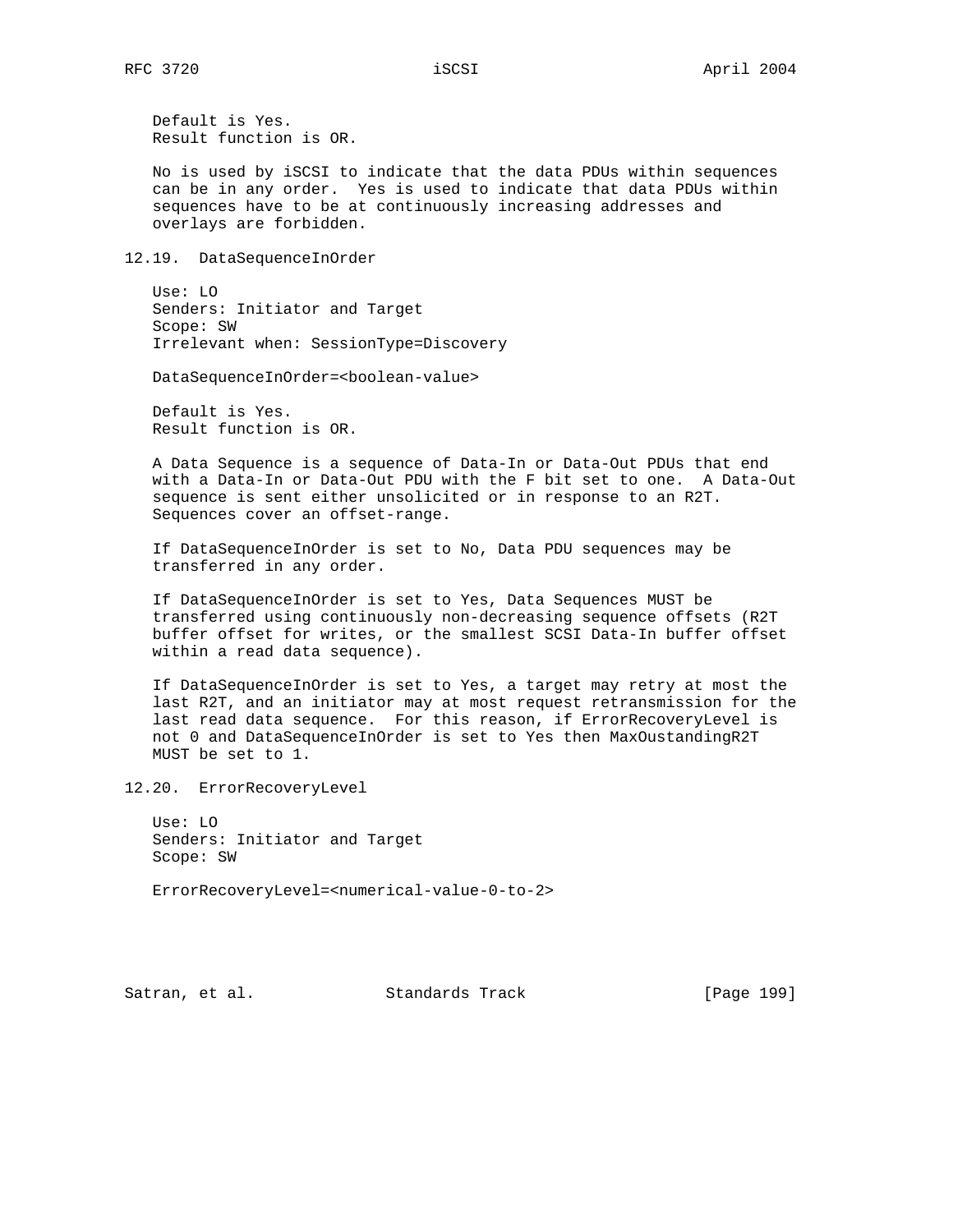Default is Yes.
Result function is OR.

No is used by iSCSI to indicate that the data PDUs within sequences can be in any order. Yes is used to indicate that data PDUs within sequences have to be at continuously increasing addresses and overlays are forbidden.

## 12.19. DataSequenceInOrder

Use: LO
Senders: Initiator and Target
Scope: SW
Irrelevant when: SessionType=Discovery

DataSequenceInOrder=<boolean-value>

Default is Yes.
Result function is OR.

A Data Sequence is a sequence of Data-In or Data-Out PDUs that end with a Data-In or Data-Out PDU with the F bit set to one. A Data-Out sequence is sent either unsolicited or in response to an R2T. Sequences cover an offset-range.

If DataSequenceInOrder is set to No, Data PDU sequences may be transferred in any order.

If DataSequenceInOrder is set to Yes, Data Sequences MUST be transferred using continuously non-decreasing sequence offsets (R2T buffer offset for writes, or the smallest SCSI Data-In buffer offset within a read data sequence).

If DataSequenceInOrder is set to Yes, a target may retry at most the last R2T, and an initiator may at most request retransmission for the last read data sequence. For this reason, if ErrorRecoveryLevel is not 0 and DataSequenceInOrder is set to Yes then MaxOustandingR2T MUST be set to 1.

## 12.20. ErrorRecoveryLevel

Use: LO
Senders: Initiator and Target
Scope: SW

ErrorRecoveryLevel=<numerical-value-0-to-2>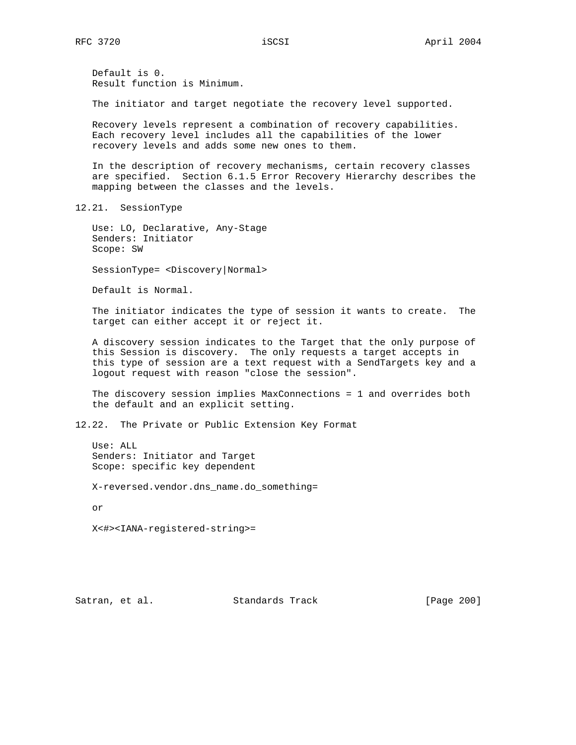Default is 0.
Result function is Minimum.

The initiator and target negotiate the recovery level supported.

Recovery levels represent a combination of recovery capabilities. Each recovery level includes all the capabilities of the lower recovery levels and adds some new ones to them.

In the description of recovery mechanisms, certain recovery classes are specified. Section 6.1.5 Error Recovery Hierarchy describes the mapping between the classes and the levels.

## 12.21. SessionType

Use: LO, Declarative, Any-Stage
Senders: Initiator
Scope: SW

SessionType= <Discovery|Normal>

Default is Normal.

The initiator indicates the type of session it wants to create. The target can either accept it or reject it.

A discovery session indicates to the Target that the only purpose of this Session is discovery. The only requests a target accepts in this type of session are a text request with a SendTargets key and a logout request with reason "close the session".

The discovery session implies MaxConnections = 1 and overrides both the default and an explicit setting.

## 12.22. The Private or Public Extension Key Format

Use: ALL
Senders: Initiator and Target
Scope: specific key dependent

X-reversed.vendor.dns_name.do_something=

or

X<#><IANA-registered-string>=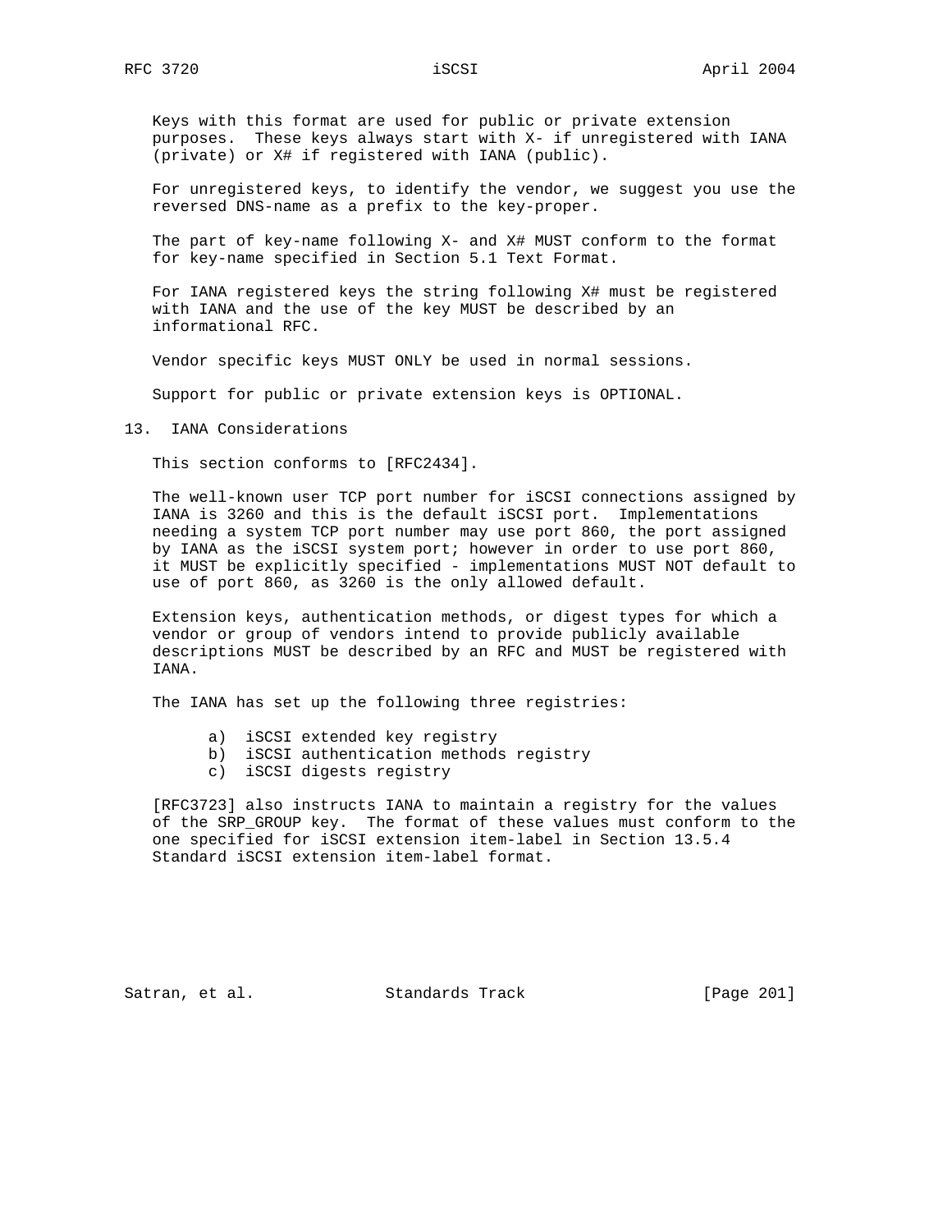Keys with this format are used for public or private extension purposes. These keys always start with X- if unregistered with IANA (private) or X# if registered with IANA (public).

For unregistered keys, to identify the vendor, we suggest you use the reversed DNS-name as a prefix to the key-proper.

The part of key-name following X- and X# MUST conform to the format for key-name specified in Section 5.1 Text Format.

For IANA registered keys the string following X# must be registered with IANA and the use of the key MUST be described by an informational RFC.

Vendor specific keys MUST ONLY be used in normal sessions.

Support for public or private extension keys is OPTIONAL.

## 13. IANA Considerations

This section conforms to [RFC2434].

The well-known user TCP port number for iSCSI connections assigned by IANA is 3260 and this is the default iSCSI port. Implementations needing a system TCP port number may use port 860, the port assigned by IANA as the iSCSI system port; however in order to use port 860, it MUST be explicitly specified - implementations MUST NOT default to use of port 860, as 3260 is the only allowed default.

Extension keys, authentication methods, or digest types for which a vendor or group of vendors intend to provide publicly available descriptions MUST be described by an RFC and MUST be registered with IANA.

The IANA has set up the following three registries:

a) iSCSI extended key registry
b) iSCSI authentication methods registry
c) iSCSI digests registry

[RFC3723] also instructs IANA to maintain a registry for the values of the SRP_GROUP key. The format of these values must conform to the one specified for iSCSI extension item-label in Section 13.5.4 Standard iSCSI extension item-label format.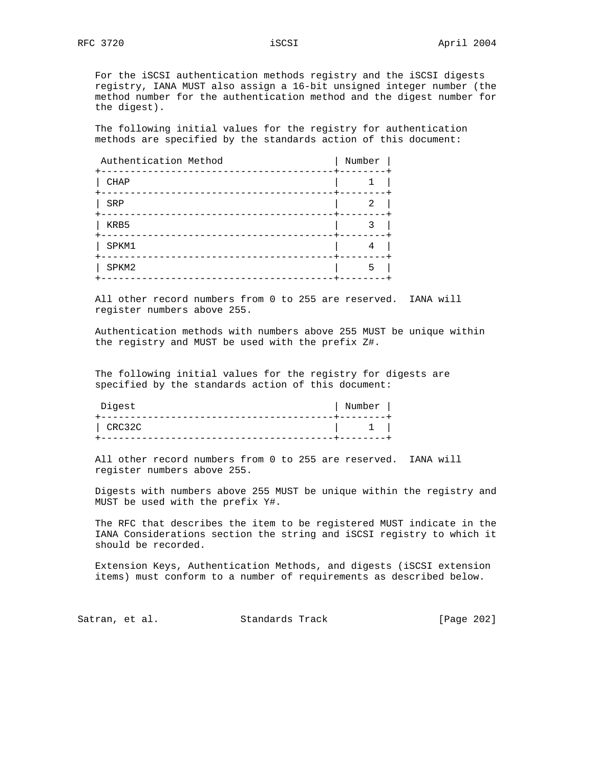For the iSCSI authentication methods registry and the iSCSI digests registry, IANA MUST also assign a 16-bit unsigned integer number (the method number for the authentication method and the digest number for the digest).

The following initial values for the registry for authentication methods are specified by the standards action of this document:

| Authentication Method | Number |
|---|---|
| CHAP | 1 |
| SRP | 2 |
| KRB5 | 3 |
| SPKM1 | 4 |
| SPKM2 | 5 |

All other record numbers from 0 to 255 are reserved. IANA will register numbers above 255.

Authentication methods with numbers above 255 MUST be unique within the registry and MUST be used with the prefix Z#.

The following initial values for the registry for digests are specified by the standards action of this document:

| Digest | Number |
|---|---|
| CRC32C | 1 |

All other record numbers from 0 to 255 are reserved. IANA will register numbers above 255.

Digests with numbers above 255 MUST be unique within the registry and MUST be used with the prefix Y#.

The RFC that describes the item to be registered MUST indicate in the IANA Considerations section the string and iSCSI registry to which it should be recorded.

Extension Keys, Authentication Methods, and digests (iSCSI extension items) must conform to a number of requirements as described below.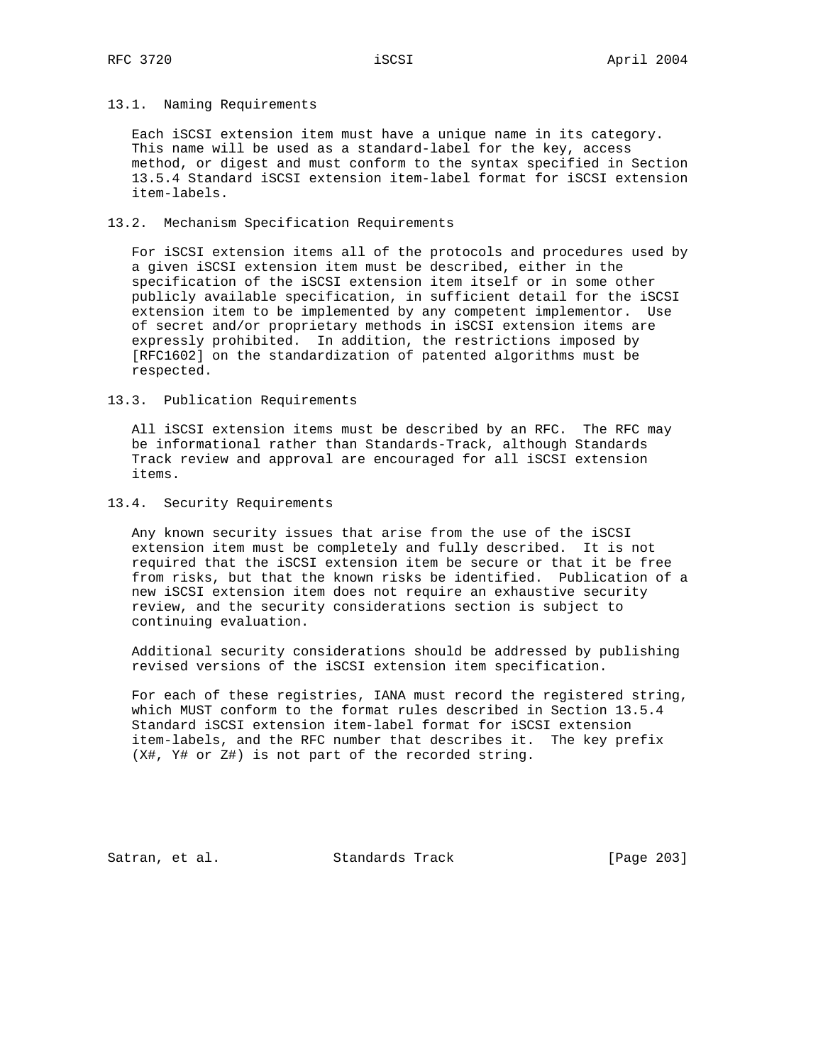### 13.1. Naming Requirements

Each iSCSI extension item must have a unique name in its category. This name will be used as a standard-label for the key, access method, or digest and must conform to the syntax specified in Section 13.5.4 Standard iSCSI extension item-label format for iSCSI extension item-labels.

### 13.2. Mechanism Specification Requirements

For iSCSI extension items all of the protocols and procedures used by a given iSCSI extension item must be described, either in the specification of the iSCSI extension item itself or in some other publicly available specification, in sufficient detail for the iSCSI extension item to be implemented by any competent implementor. Use of secret and/or proprietary methods in iSCSI extension items are expressly prohibited. In addition, the restrictions imposed by [RFC1602] on the standardization of patented algorithms must be respected.

### 13.3. Publication Requirements

All iSCSI extension items must be described by an RFC. The RFC may be informational rather than Standards-Track, although Standards Track review and approval are encouraged for all iSCSI extension items.

### 13.4. Security Requirements

Any known security issues that arise from the use of the iSCSI extension item must be completely and fully described. It is not required that the iSCSI extension item be secure or that it be free from risks, but that the known risks be identified. Publication of a new iSCSI extension item does not require an exhaustive security review, and the security considerations section is subject to continuing evaluation.

Additional security considerations should be addressed by publishing revised versions of the iSCSI extension item specification.

For each of these registries, IANA must record the registered string, which MUST conform to the format rules described in Section 13.5.4 Standard iSCSI extension item-label format for iSCSI extension item-labels, and the RFC number that describes it. The key prefix (X#, Y# or Z#) is not part of the recorded string.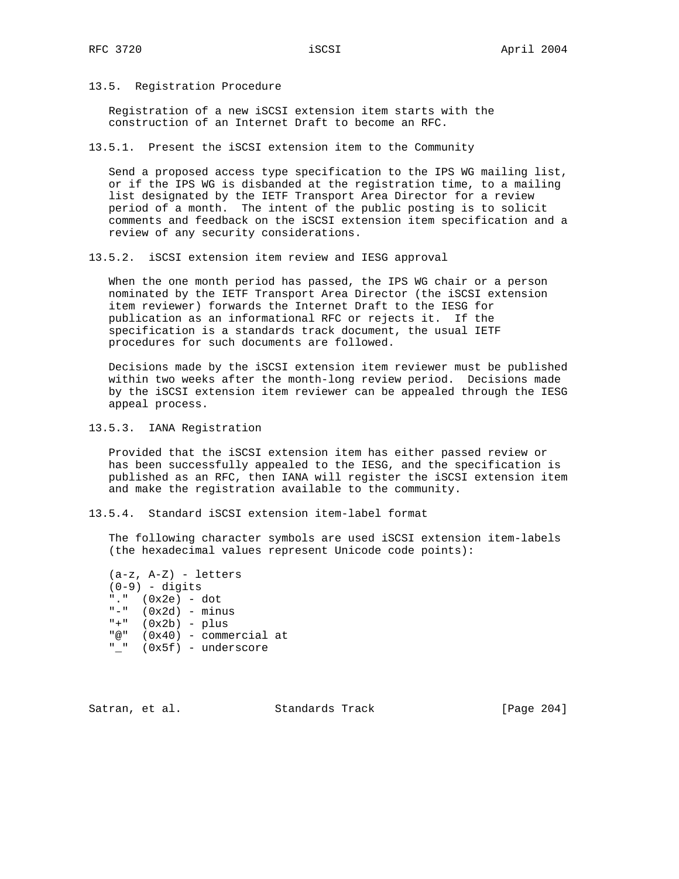## 13.5. Registration Procedure

Registration of a new iSCSI extension item starts with the construction of an Internet Draft to become an RFC.

### 13.5.1. Present the iSCSI extension item to the Community

Send a proposed access type specification to the IPS WG mailing list, or if the IPS WG is disbanded at the registration time, to a mailing list designated by the IETF Transport Area Director for a review period of a month. The intent of the public posting is to solicit comments and feedback on the iSCSI extension item specification and a review of any security considerations.

### 13.5.2. iSCSI extension item review and IESG approval

When the one month period has passed, the IPS WG chair or a person nominated by the IETF Transport Area Director (the iSCSI extension item reviewer) forwards the Internet Draft to the IESG for publication as an informational RFC or rejects it. If the specification is a standards track document, the usual IETF procedures for such documents are followed.

Decisions made by the iSCSI extension item reviewer must be published within two weeks after the month-long review period. Decisions made by the iSCSI extension item reviewer can be appealed through the IESG appeal process.

### 13.5.3. IANA Registration

Provided that the iSCSI extension item has either passed review or has been successfully appealed to the IESG, and the specification is published as an RFC, then IANA will register the iSCSI extension item and make the registration available to the community.

### 13.5.4. Standard iSCSI extension item-label format

The following character symbols are used iSCSI extension item-labels (the hexadecimal values represent Unicode code points):

```
(a-z, A-Z) - letters
(0-9) - digits
"."  (0x2e) - dot
"-"  (0x2d) - minus
"+"  (0x2b) - plus
"@"  (0x40) - commercial at
"_"  (0x5f) - underscore
```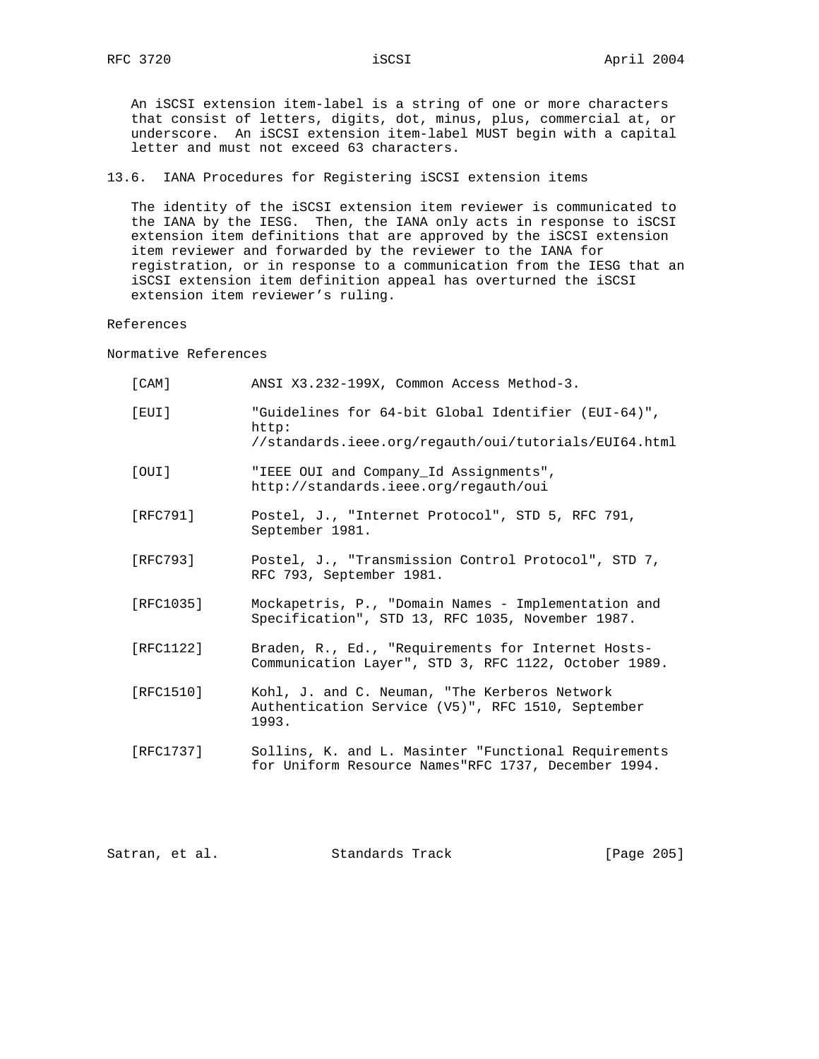An iSCSI extension item-label is a string of one or more characters that consist of letters, digits, dot, minus, plus, commercial at, or underscore. An iSCSI extension item-label MUST begin with a capital letter and must not exceed 63 characters.

## 13.6. IANA Procedures for Registering iSCSI extension items

The identity of the iSCSI extension item reviewer is communicated to the IANA by the IESG. Then, the IANA only acts in response to iSCSI extension item definitions that are approved by the iSCSI extension item reviewer and forwarded by the reviewer to the IANA for registration, or in response to a communication from the IESG that an iSCSI extension item definition appeal has overturned the iSCSI extension item reviewer's ruling.

# References

## Normative References

[CAM] ANSI X3.232-199X, Common Access Method-3.

[EUI] "Guidelines for 64-bit Global Identifier (EUI-64)", http://standards.ieee.org/regauth/oui/tutorials/EUI64.html

[OUI] "IEEE OUI and Company_Id Assignments", http://standards.ieee.org/regauth/oui

[RFC791] Postel, J., "Internet Protocol", STD 5, RFC 791, September 1981.

[RFC793] Postel, J., "Transmission Control Protocol", STD 7, RFC 793, September 1981.

[RFC1035] Mockapetris, P., "Domain Names - Implementation and Specification", STD 13, RFC 1035, November 1987.

[RFC1122] Braden, R., Ed., "Requirements for Internet Hosts-Communication Layer", STD 3, RFC 1122, October 1989.

[RFC1510] Kohl, J. and C. Neuman, "The Kerberos Network Authentication Service (V5)", RFC 1510, September 1993.

[RFC1737] Sollins, K. and L. Masinter "Functional Requirements for Uniform Resource Names"RFC 1737, December 1994.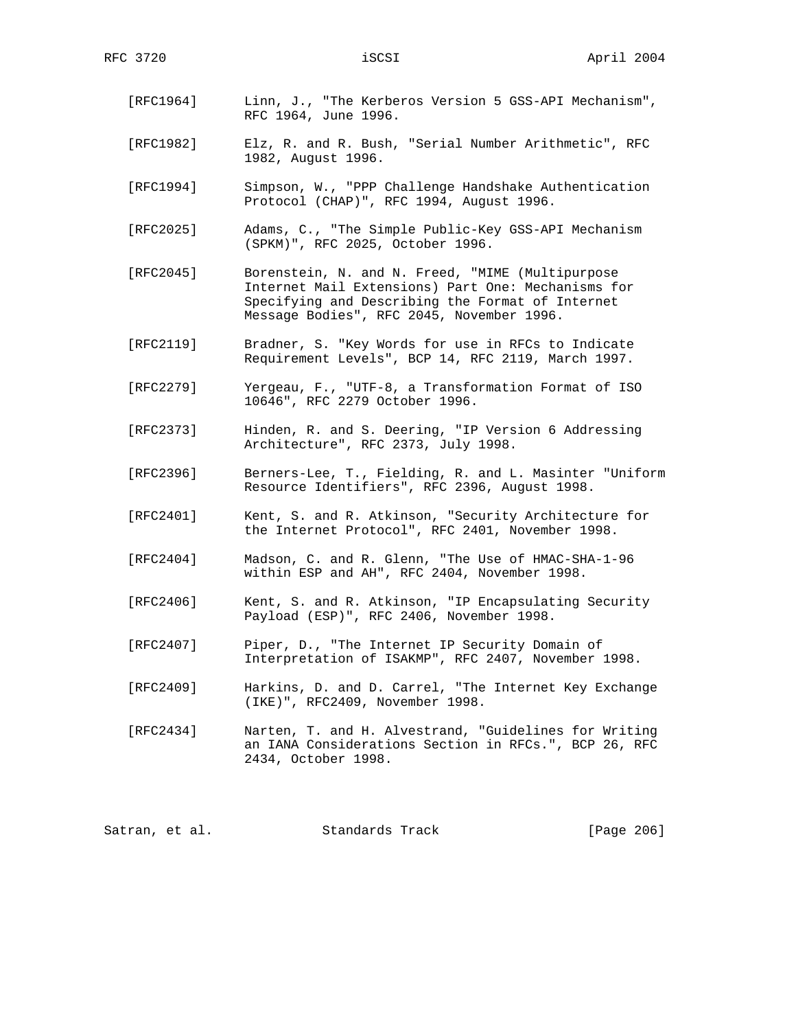[RFC1964] Linn, J., "The Kerberos Version 5 GSS-API Mechanism", RFC 1964, June 1996.

[RFC1982] Elz, R. and R. Bush, "Serial Number Arithmetic", RFC 1982, August 1996.

[RFC1994] Simpson, W., "PPP Challenge Handshake Authentication Protocol (CHAP)", RFC 1994, August 1996.

[RFC2025] Adams, C., "The Simple Public-Key GSS-API Mechanism (SPKM)", RFC 2025, October 1996.

[RFC2045] Borenstein, N. and N. Freed, "MIME (Multipurpose Internet Mail Extensions) Part One: Mechanisms for Specifying and Describing the Format of Internet Message Bodies", RFC 2045, November 1996.

[RFC2119] Bradner, S. "Key Words for use in RFCs to Indicate Requirement Levels", BCP 14, RFC 2119, March 1997.

[RFC2279] Yergeau, F., "UTF-8, a Transformation Format of ISO 10646", RFC 2279 October 1996.

[RFC2373] Hinden, R. and S. Deering, "IP Version 6 Addressing Architecture", RFC 2373, July 1998.

[RFC2396] Berners-Lee, T., Fielding, R. and L. Masinter "Uniform Resource Identifiers", RFC 2396, August 1998.

[RFC2401] Kent, S. and R. Atkinson, "Security Architecture for the Internet Protocol", RFC 2401, November 1998.

[RFC2404] Madson, C. and R. Glenn, "The Use of HMAC-SHA-1-96 within ESP and AH", RFC 2404, November 1998.

[RFC2406] Kent, S. and R. Atkinson, "IP Encapsulating Security Payload (ESP)", RFC 2406, November 1998.

[RFC2407] Piper, D., "The Internet IP Security Domain of Interpretation of ISAKMP", RFC 2407, November 1998.

[RFC2409] Harkins, D. and D. Carrel, "The Internet Key Exchange (IKE)", RFC2409, November 1998.

[RFC2434] Narten, T. and H. Alvestrand, "Guidelines for Writing an IANA Considerations Section in RFCs.", BCP 26, RFC 2434, October 1998.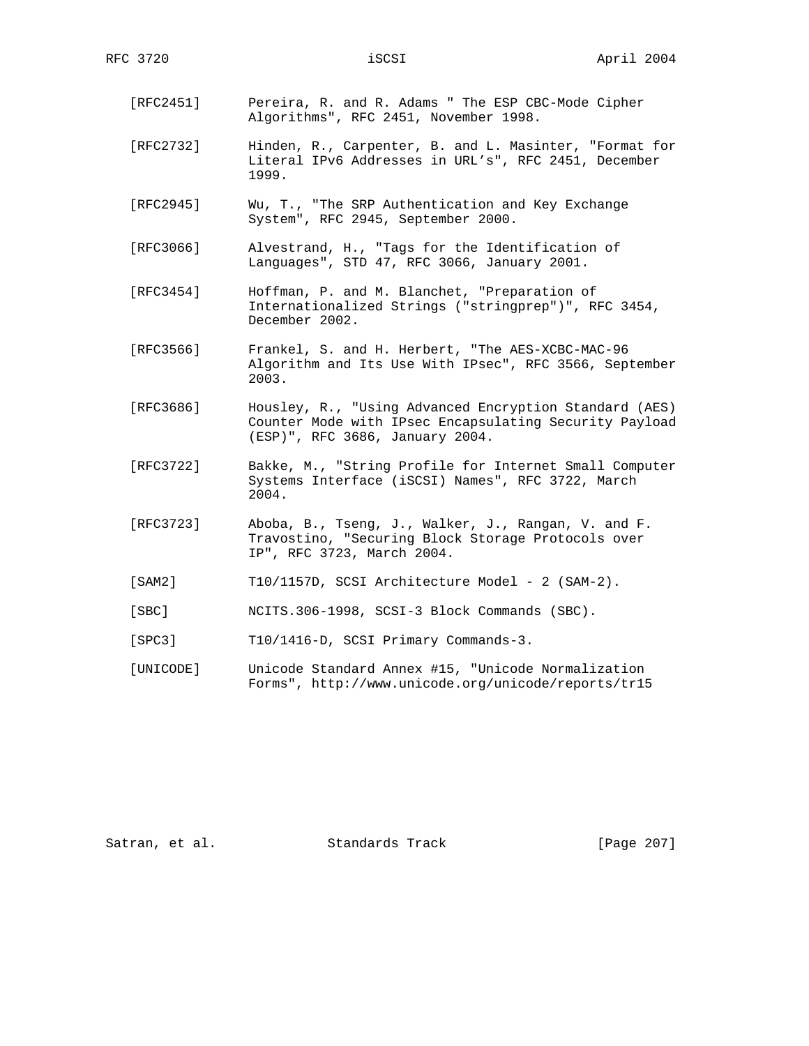[RFC2451] Pereira, R. and R. Adams " The ESP CBC-Mode Cipher Algorithms", RFC 2451, November 1998.

[RFC2732] Hinden, R., Carpenter, B. and L. Masinter, "Format for Literal IPv6 Addresses in URL's", RFC 2451, December 1999.

[RFC2945] Wu, T., "The SRP Authentication and Key Exchange System", RFC 2945, September 2000.

[RFC3066] Alvestrand, H., "Tags for the Identification of Languages", STD 47, RFC 3066, January 2001.

[RFC3454] Hoffman, P. and M. Blanchet, "Preparation of Internationalized Strings ("stringprep")", RFC 3454, December 2002.

[RFC3566] Frankel, S. and H. Herbert, "The AES-XCBC-MAC-96 Algorithm and Its Use With IPsec", RFC 3566, September 2003.

[RFC3686] Housley, R., "Using Advanced Encryption Standard (AES) Counter Mode with IPsec Encapsulating Security Payload (ESP)", RFC 3686, January 2004.

[RFC3722] Bakke, M., "String Profile for Internet Small Computer Systems Interface (iSCSI) Names", RFC 3722, March 2004.

[RFC3723] Aboba, B., Tseng, J., Walker, J., Rangan, V. and F. Travostino, "Securing Block Storage Protocols over IP", RFC 3723, March 2004.

[SAM2] T10/1157D, SCSI Architecture Model - 2 (SAM-2).

[SBC] NCITS.306-1998, SCSI-3 Block Commands (SBC).

[SPC3] T10/1416-D, SCSI Primary Commands-3.

[UNICODE] Unicode Standard Annex #15, "Unicode Normalization Forms", http://www.unicode.org/unicode/reports/tr15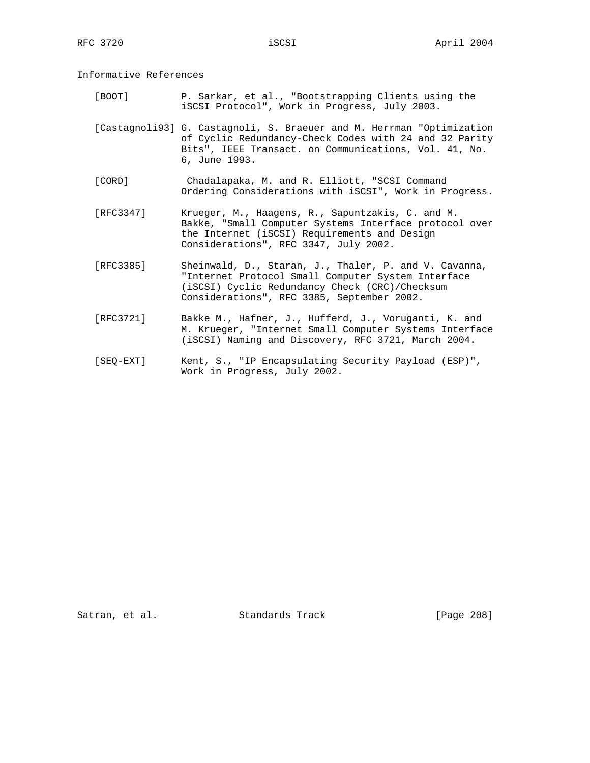## Informative References

[BOOT] P. Sarkar, et al., "Bootstrapping Clients using the iSCSI Protocol", Work in Progress, July 2003.

[Castagnoli93] G. Castagnoli, S. Braeuer and M. Herrman "Optimization of Cyclic Redundancy-Check Codes with 24 and 32 Parity Bits", IEEE Transact. on Communications, Vol. 41, No. 6, June 1993.

[CORD] Chadalapaka, M. and R. Elliott, "SCSI Command Ordering Considerations with iSCSI", Work in Progress.

[RFC3347] Krueger, M., Haagens, R., Sapuntzakis, C. and M. Bakke, "Small Computer Systems Interface protocol over the Internet (iSCSI) Requirements and Design Considerations", RFC 3347, July 2002.

[RFC3385] Sheinwald, D., Staran, J., Thaler, P. and V. Cavanna, "Internet Protocol Small Computer System Interface (iSCSI) Cyclic Redundancy Check (CRC)/Checksum Considerations", RFC 3385, September 2002.

[RFC3721] Bakke M., Hafner, J., Hufferd, J., Voruganti, K. and M. Krueger, "Internet Small Computer Systems Interface (iSCSI) Naming and Discovery, RFC 3721, March 2004.

[SEQ-EXT] Kent, S., "IP Encapsulating Security Payload (ESP)", Work in Progress, July 2002.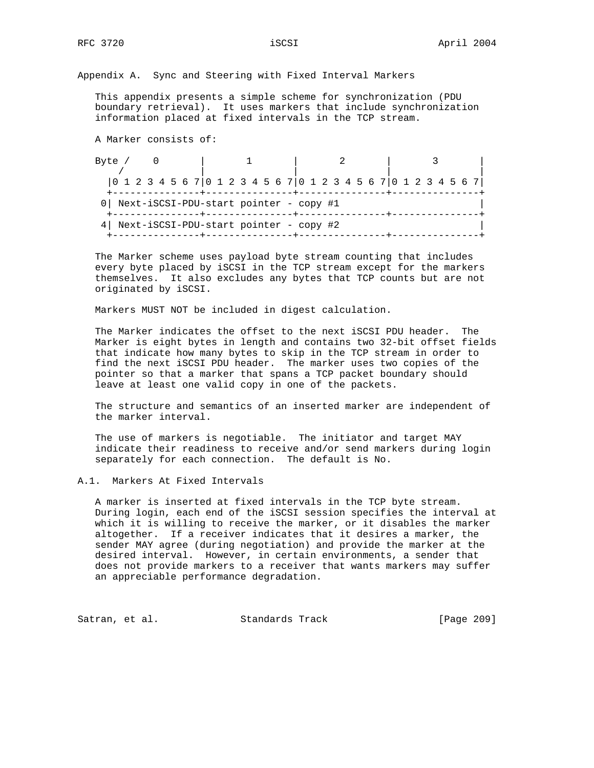## Appendix A. Sync and Steering with Fixed Interval Markers

This appendix presents a simple scheme for synchronization (PDU boundary retrieval). It uses markers that include synchronization information placed at fixed intervals in the TCP stream.

A Marker consists of:

```
Byte /    0       |       1       |       2       |       3       |
    /             |               |               |               |
   |0 1 2 3 4 5 6 7|0 1 2 3 4 5 6 7|0 1 2 3 4 5 6 7|0 1 2 3 4 5 6 7|
   +---------------+---------------+---------------+---------------+
  0| Next-iSCSI-PDU-start pointer - copy #1                        |
   +---------------+---------------+---------------+---------------+
  4| Next-iSCSI-PDU-start pointer - copy #2                        |
   +---------------+---------------+---------------+---------------+
```

The Marker scheme uses payload byte stream counting that includes every byte placed by iSCSI in the TCP stream except for the markers themselves. It also excludes any bytes that TCP counts but are not originated by iSCSI.

Markers MUST NOT be included in digest calculation.

The Marker indicates the offset to the next iSCSI PDU header. The Marker is eight bytes in length and contains two 32-bit offset fields that indicate how many bytes to skip in the TCP stream in order to find the next iSCSI PDU header. The marker uses two copies of the pointer so that a marker that spans a TCP packet boundary should leave at least one valid copy in one of the packets.

The structure and semantics of an inserted marker are independent of the marker interval.

The use of markers is negotiable. The initiator and target MAY indicate their readiness to receive and/or send markers during login separately for each connection. The default is No.

### A.1. Markers At Fixed Intervals

A marker is inserted at fixed intervals in the TCP byte stream. During login, each end of the iSCSI session specifies the interval at which it is willing to receive the marker, or it disables the marker altogether. If a receiver indicates that it desires a marker, the sender MAY agree (during negotiation) and provide the marker at the desired interval. However, in certain environments, a sender that does not provide markers to a receiver that wants markers may suffer an appreciable performance degradation.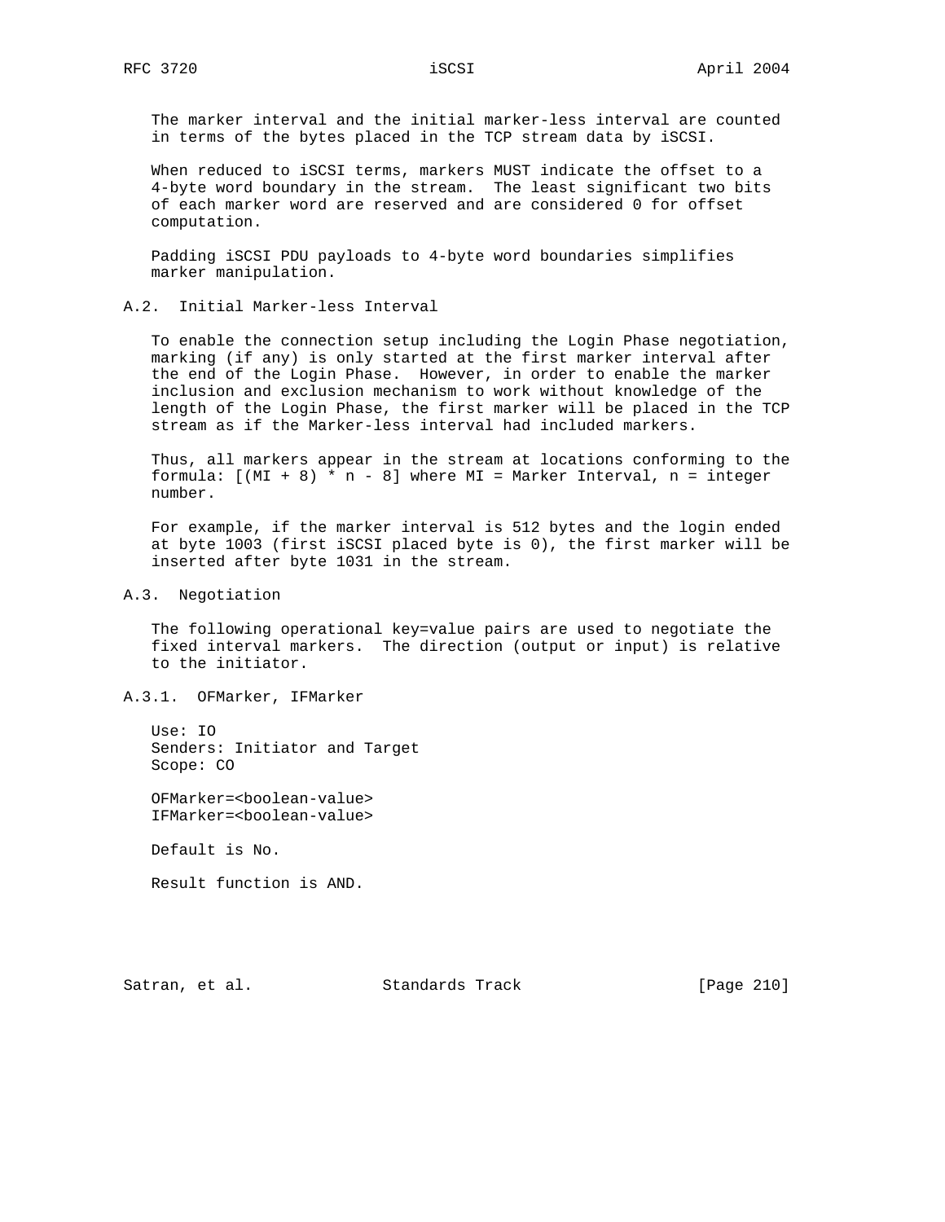The marker interval and the initial marker-less interval are counted in terms of the bytes placed in the TCP stream data by iSCSI.

When reduced to iSCSI terms, markers MUST indicate the offset to a 4-byte word boundary in the stream. The least significant two bits of each marker word are reserved and are considered 0 for offset computation.

Padding iSCSI PDU payloads to 4-byte word boundaries simplifies marker manipulation.

### A.2. Initial Marker-less Interval

To enable the connection setup including the Login Phase negotiation, marking (if any) is only started at the first marker interval after the end of the Login Phase. However, in order to enable the marker inclusion and exclusion mechanism to work without knowledge of the length of the Login Phase, the first marker will be placed in the TCP stream as if the Marker-less interval had included markers.

Thus, all markers appear in the stream at locations conforming to the formula: [(MI + 8) * n - 8] where MI = Marker Interval, n = integer number.

For example, if the marker interval is 512 bytes and the login ended at byte 1003 (first iSCSI placed byte is 0), the first marker will be inserted after byte 1031 in the stream.

### A.3. Negotiation

The following operational key=value pairs are used to negotiate the fixed interval markers. The direction (output or input) is relative to the initiator.

#### A.3.1. OFMarker, IFMarker

Use: IO
Senders: Initiator and Target
Scope: CO

OFMarker=<boolean-value>
IFMarker=<boolean-value>

Default is No.

Result function is AND.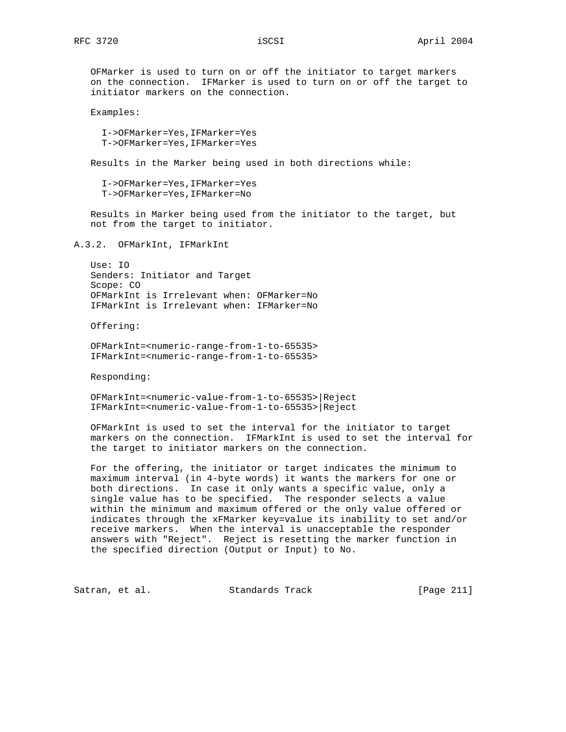OFMarker is used to turn on or off the initiator to target markers on the connection. IFMarker is used to turn on or off the target to initiator markers on the connection.

Examples:

```
I->OFMarker=Yes,IFMarker=Yes
T->OFMarker=Yes,IFMarker=Yes
```

Results in the Marker being used in both directions while:

```
I->OFMarker=Yes,IFMarker=Yes
T->OFMarker=Yes,IFMarker=No
```

Results in Marker being used from the initiator to the target, but not from the target to initiator.

### A.3.2. OFMarkInt, IFMarkInt

Use: IO
Senders: Initiator and Target
Scope: CO
OFMarkInt is Irrelevant when: OFMarker=No
IFMarkInt is Irrelevant when: IFMarker=No

Offering:

```
OFMarkInt=<numeric-range-from-1-to-65535>
IFMarkInt=<numeric-range-from-1-to-65535>
```

Responding:

```
OFMarkInt=<numeric-value-from-1-to-65535>|Reject
IFMarkInt=<numeric-value-from-1-to-65535>|Reject
```

OFMarkInt is used to set the interval for the initiator to target markers on the connection. IFMarkInt is used to set the interval for the target to initiator markers on the connection.

For the offering, the initiator or target indicates the minimum to maximum interval (in 4-byte words) it wants the markers for one or both directions. In case it only wants a specific value, only a single value has to be specified. The responder selects a value within the minimum and maximum offered or the only value offered or indicates through the xFMarker key=value its inability to set and/or receive markers. When the interval is unacceptable the responder answers with "Reject". Reject is resetting the marker function in the specified direction (Output or Input) to No.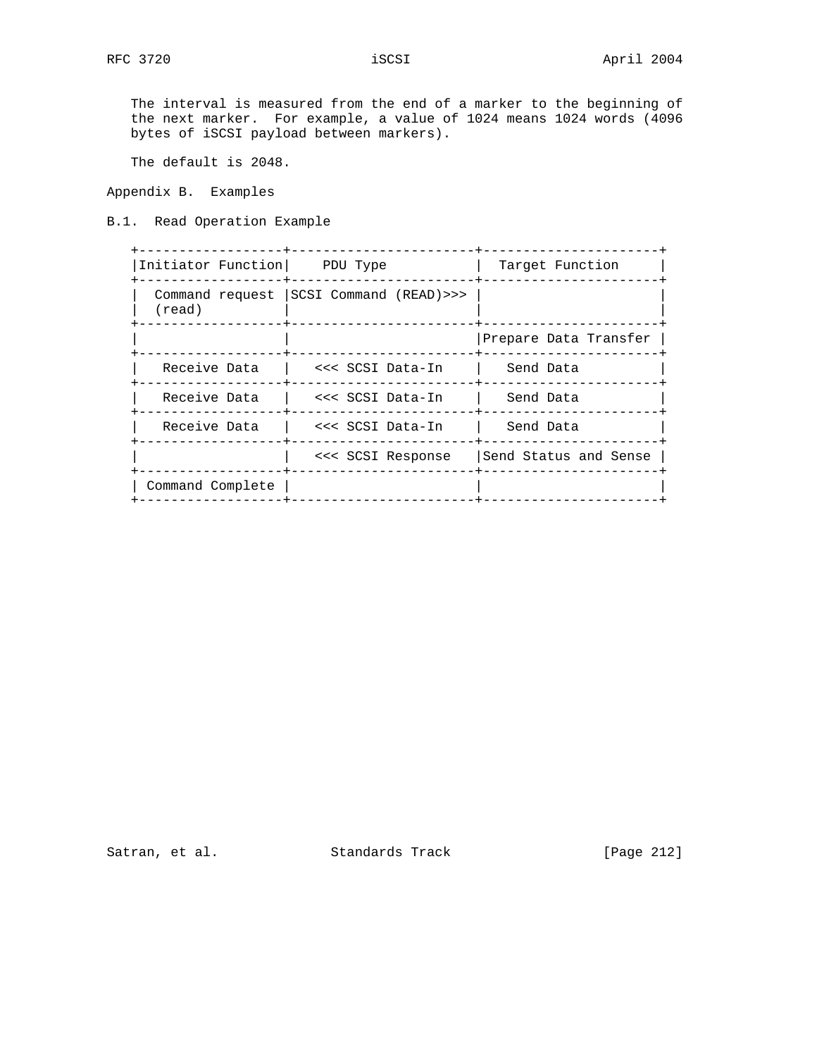The interval is measured from the end of a marker to the beginning of the next marker. For example, a value of 1024 means 1024 words (4096 bytes of iSCSI payload between markers).

The default is 2048.

# Appendix B. Examples

## B.1. Read Operation Example

| Initiator Function | PDU Type | Target Function |
|---|---|---|
| Command request (read) | SCSI Command (READ)>>> | |
| | | Prepare Data Transfer |
| Receive Data | <<< SCSI Data-In | Send Data |
| Receive Data | <<< SCSI Data-In | Send Data |
| Receive Data | <<< SCSI Data-In | Send Data |
| | <<< SCSI Response | Send Status and Sense |
| Command Complete | | |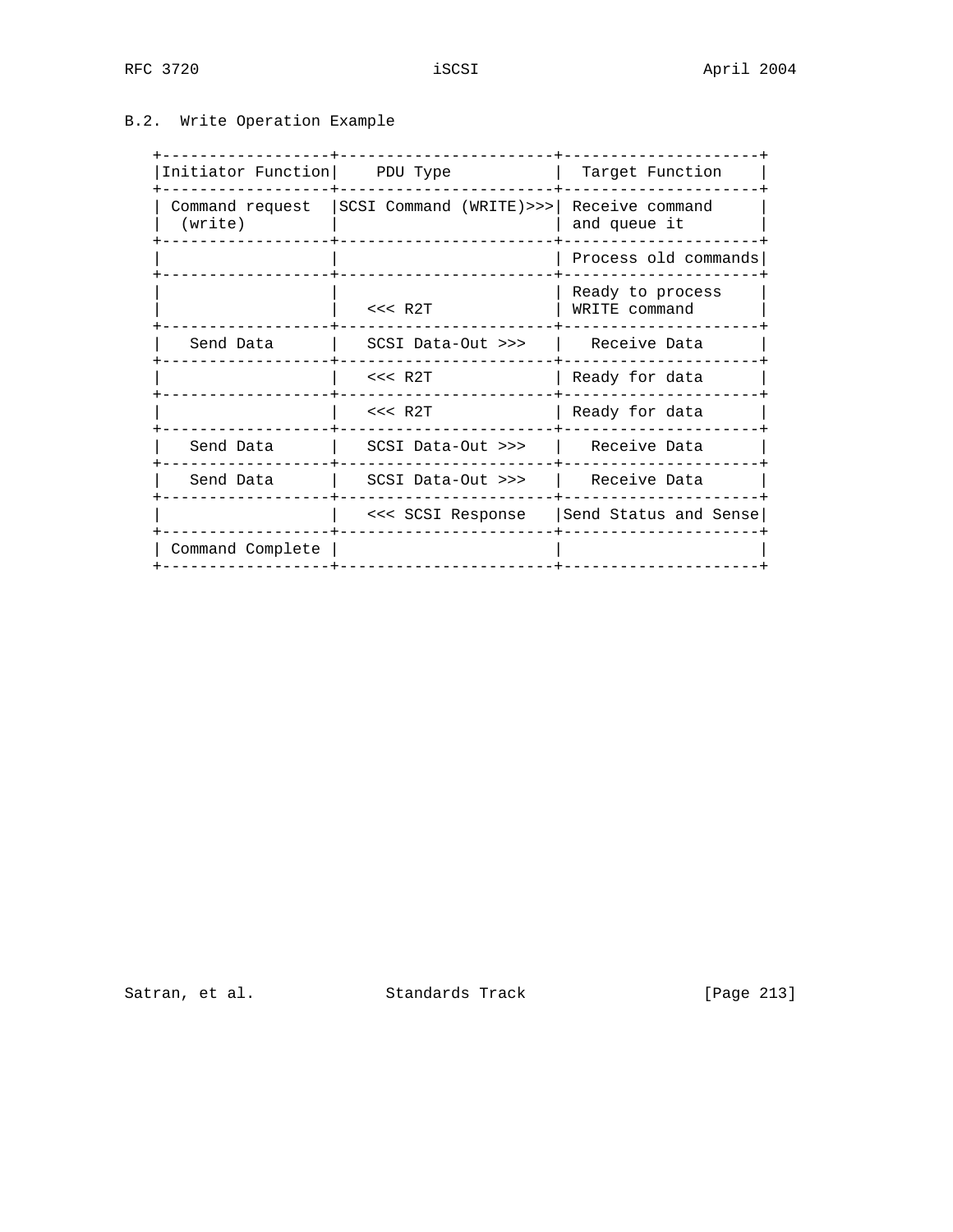## B.2. Write Operation Example

| Initiator Function | PDU Type | Target Function |
|---|---|---|
| Command request (write) | SCSI Command (WRITE)>>> | Receive command and queue it |
| | | Process old commands |
| | <<< R2T | Ready to process WRITE command |
| Send Data | SCSI Data-Out >>> | Receive Data |
| | <<< R2T | Ready for data |
| | <<< R2T | Ready for data |
| Send Data | SCSI Data-Out >>> | Receive Data |
| Send Data | SCSI Data-Out >>> | Receive Data |
| | <<< SCSI Response | Send Status and Sense |
| Command Complete | | |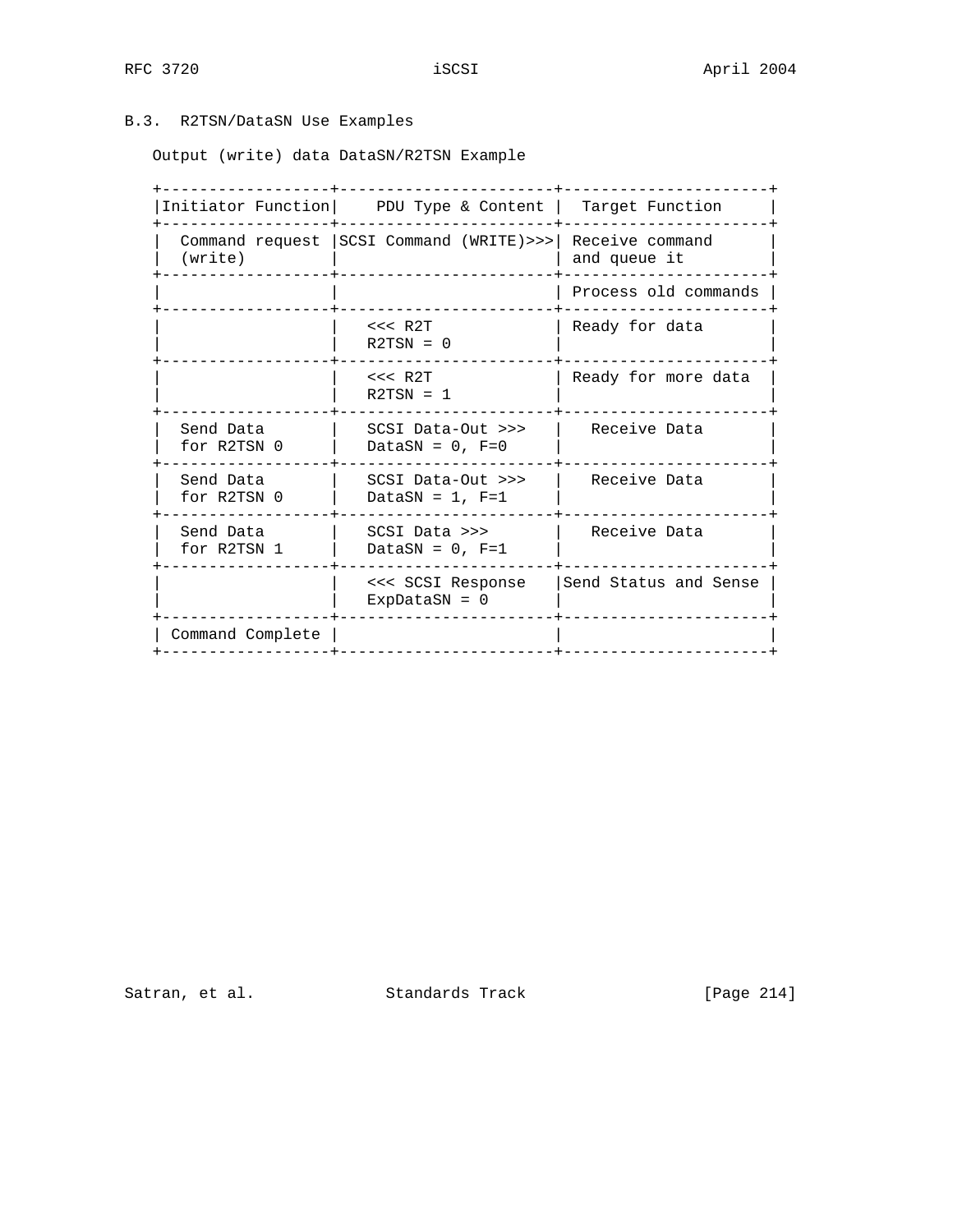### B.3. R2TSN/DataSN Use Examples

Output (write) data DataSN/R2TSN Example

| Initiator Function | PDU Type & Content | Target Function |
|---|---|---|
| Command request (write) | SCSI Command (WRITE)>>> | Receive command and queue it |
| | | Process old commands |
| | <<< R2T R2TSN = 0 | Ready for data |
| | <<< R2T R2TSN = 1 | Ready for more data |
| Send Data for R2TSN 0 | SCSI Data-Out >>> DataSN = 0, F=0 | Receive Data |
| Send Data for R2TSN 0 | SCSI Data-Out >>> DataSN = 1, F=1 | Receive Data |
| Send Data for R2TSN 1 | SCSI Data >>> DataSN = 0, F=1 | Receive Data |
| | <<< SCSI Response ExpDataSN = 0 | Send Status and Sense |
| Command Complete | | |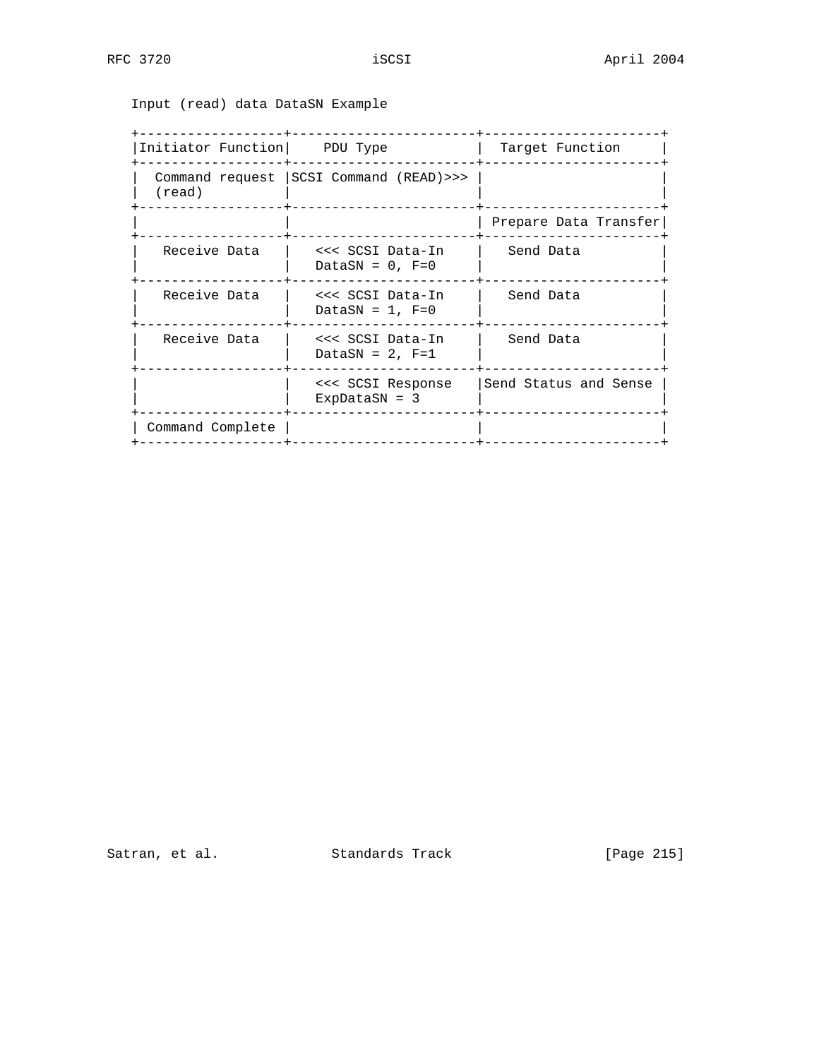Input (read) data DataSN Example

| Initiator Function | PDU Type | Target Function |
| --- | --- | --- |
| Command request (read) | SCSI Command (READ)>>> | |
| | | Prepare Data Transfer |
| Receive Data | <<< SCSI Data-In DataSN = 0, F=0 | Send Data |
| Receive Data | <<< SCSI Data-In DataSN = 1, F=0 | Send Data |
| Receive Data | <<< SCSI Data-In DataSN = 2, F=1 | Send Data |
| | <<< SCSI Response ExpDataSN = 3 | Send Status and Sense |
| Command Complete | | |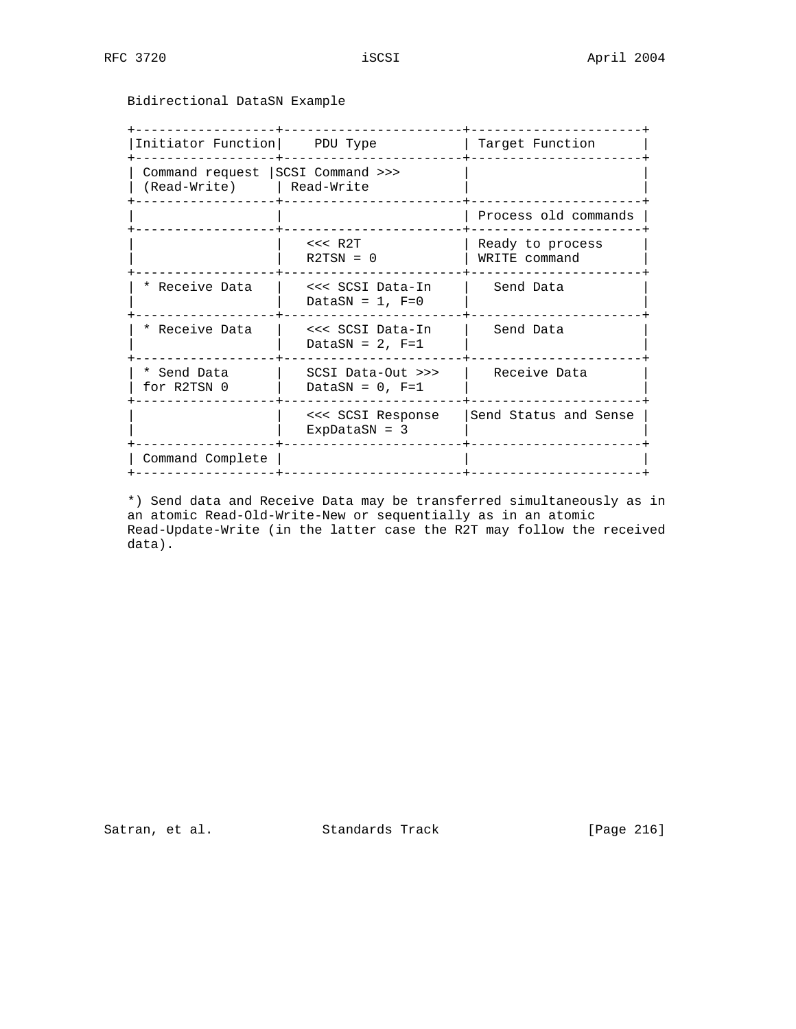Bidirectional DataSN Example

| Initiator Function | PDU Type | Target Function |
| --- | --- | --- |
| Command request (Read-Write) | SCSI Command >>> Read-Write | |
| | | Process old commands |
| | <<< R2T R2TSN = 0 | Ready to process WRITE command |
| * Receive Data | <<< SCSI Data-In DataSN = 1, F=0 | Send Data |
| * Receive Data | <<< SCSI Data-In DataSN = 2, F=1 | Send Data |
| * Send Data for R2TSN 0 | SCSI Data-Out >>> DataSN = 0, F=1 | Receive Data |
| | <<< SCSI Response ExpDataSN = 3 | Send Status and Sense |
| Command Complete | | |

*) Send data and Receive Data may be transferred simultaneously as in an atomic Read-Old-Write-New or sequentially as in an atomic Read-Update-Write (in the latter case the R2T may follow the received data).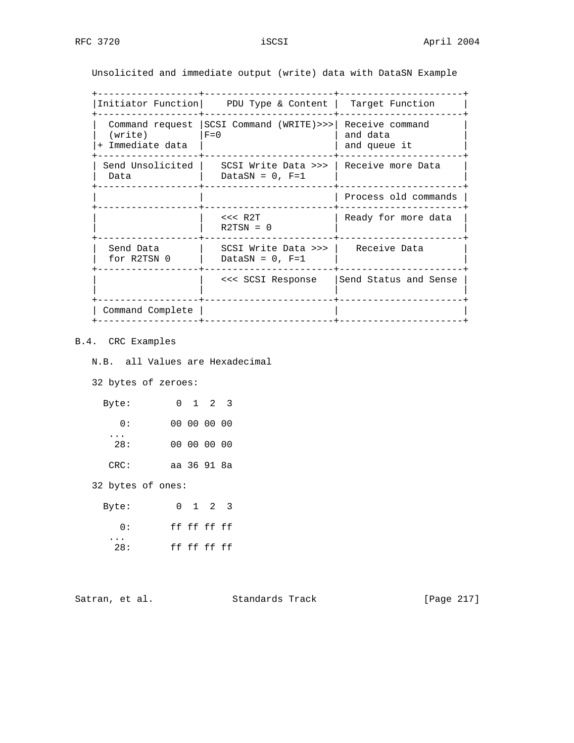Unsolicited and immediate output (write) data with DataSN Example

| Initiator Function | PDU Type & Content | Target Function |
|---|---|---|
| Command request (write) + Immediate data | SCSI Command (WRITE)>>> F=0 | Receive command and data and queue it |
| Send Unsolicited Data | SCSI Write Data >>> DataSN = 0, F=1 | Receive more Data |
| | | Process old commands |
| | <<< R2T R2TSN = 0 | Ready for more data |
| Send Data for R2TSN 0 | SCSI Write Data >>> DataSN = 0, F=1 | Receive Data |
| | <<< SCSI Response | Send Status and Sense |
| Command Complete | | |

## B.4. CRC Examples

N.B. all Values are Hexadecimal

32 bytes of zeroes:

```
  Byte:        0  1  2  3

     0:       00 00 00 00
    ...
    28:       00 00 00 00

   CRC:       aa 36 91 8a
```

32 bytes of ones:

```
  Byte:        0  1  2  3

     0:       ff ff ff ff
    ...
    28:       ff ff ff ff
```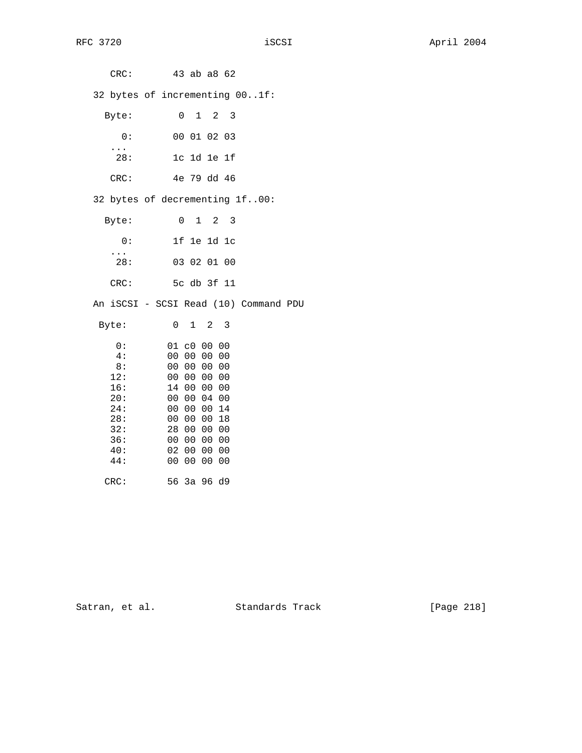```
     CRC:       43 ab a8 62
```

32 bytes of incrementing 00..1f:

```
    Byte:        0  1  2  3

       0:       00 01 02 03
     ...
      28:       1c 1d 1e 1f

     CRC:       4e 79 dd 46
```

32 bytes of decrementing 1f..00:

```
    Byte:        0  1  2  3

       0:       1f 1e 1d 1c
     ...
      28:       03 02 01 00

     CRC:       5c db 3f 11
```

An iSCSI - SCSI Read (10) Command PDU

```
   Byte:        0  1  2  3

      0:       01 c0 00 00
      4:       00 00 00 00
      8:       00 00 00 00
     12:       00 00 00 00
     16:       14 00 00 00
     20:       00 00 04 00
     24:       00 00 00 14
     28:       00 00 00 18
     32:       28 00 00 00
     36:       00 00 00 00
     40:       02 00 00 00
     44:       00 00 00 00

    CRC:       56 3a 96 d9
```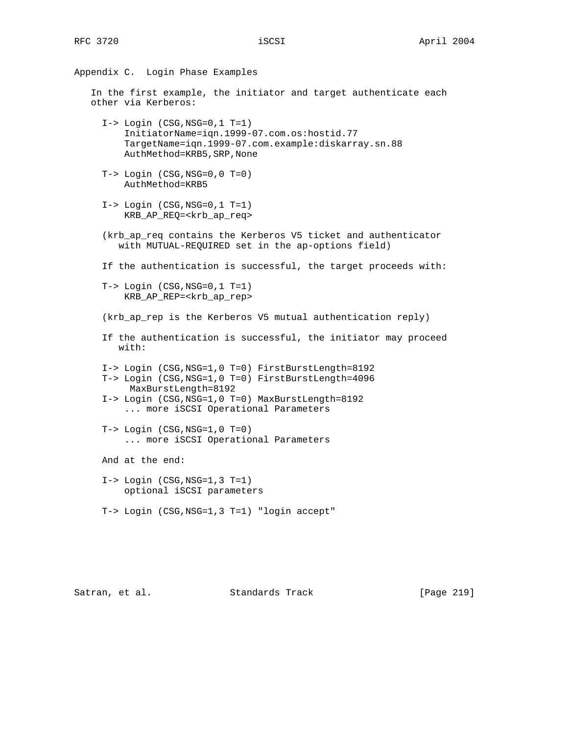## Appendix C. Login Phase Examples

In the first example, the initiator and target authenticate each other via Kerberos:

```
I-> Login (CSG,NSG=0,1 T=1)
    InitiatorName=iqn.1999-07.com.os:hostid.77
    TargetName=iqn.1999-07.com.example:diskarray.sn.88
    AuthMethod=KRB5,SRP,None

T-> Login (CSG,NSG=0,0 T=0)
    AuthMethod=KRB5

I-> Login (CSG,NSG=0,1 T=1)
    KRB_AP_REQ=<krb_ap_req>

(krb_ap_req contains the Kerberos V5 ticket and authenticator
   with MUTUAL-REQUIRED set in the ap-options field)

If the authentication is successful, the target proceeds with:

T-> Login (CSG,NSG=0,1 T=1)
    KRB_AP_REP=<krb_ap_rep>

(krb_ap_rep is the Kerberos V5 mutual authentication reply)

If the authentication is successful, the initiator may proceed
   with:

I-> Login (CSG,NSG=1,0 T=0) FirstBurstLength=8192
T-> Login (CSG,NSG=1,0 T=0) FirstBurstLength=4096
     MaxBurstLength=8192
I-> Login (CSG,NSG=1,0 T=0) MaxBurstLength=8192
    ... more iSCSI Operational Parameters

T-> Login (CSG,NSG=1,0 T=0)
    ... more iSCSI Operational Parameters

And at the end:

I-> Login (CSG,NSG=1,3 T=1)
    optional iSCSI parameters

T-> Login (CSG,NSG=1,3 T=1) "login accept"
```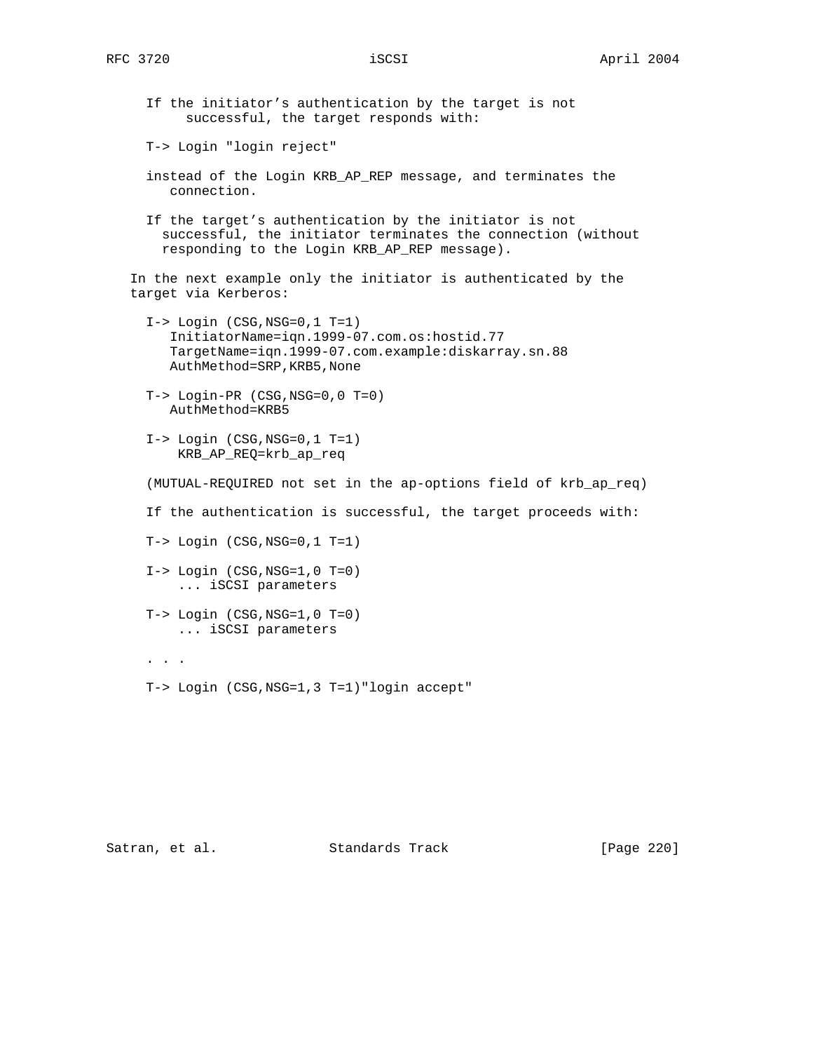If the initiator's authentication by the target is not successful, the target responds with:

```
T-> Login "login reject"
```

instead of the Login KRB_AP_REP message, and terminates the connection.

If the target's authentication by the initiator is not successful, the initiator terminates the connection (without responding to the Login KRB_AP_REP message).

In the next example only the initiator is authenticated by the target via Kerberos:

```
I-> Login (CSG,NSG=0,1 T=1)
    InitiatorName=iqn.1999-07.com.os:hostid.77
    TargetName=iqn.1999-07.com.example:diskarray.sn.88
    AuthMethod=SRP,KRB5,None

T-> Login-PR (CSG,NSG=0,0 T=0)
    AuthMethod=KRB5

I-> Login (CSG,NSG=0,1 T=1)
     KRB_AP_REQ=krb_ap_req
```

(MUTUAL-REQUIRED not set in the ap-options field of krb_ap_req)

If the authentication is successful, the target proceeds with:

```
T-> Login (CSG,NSG=0,1 T=1)

I-> Login (CSG,NSG=1,0 T=0)
     ... iSCSI parameters

T-> Login (CSG,NSG=1,0 T=0)
     ... iSCSI parameters

. . .

T-> Login (CSG,NSG=1,3 T=1)"login accept"
```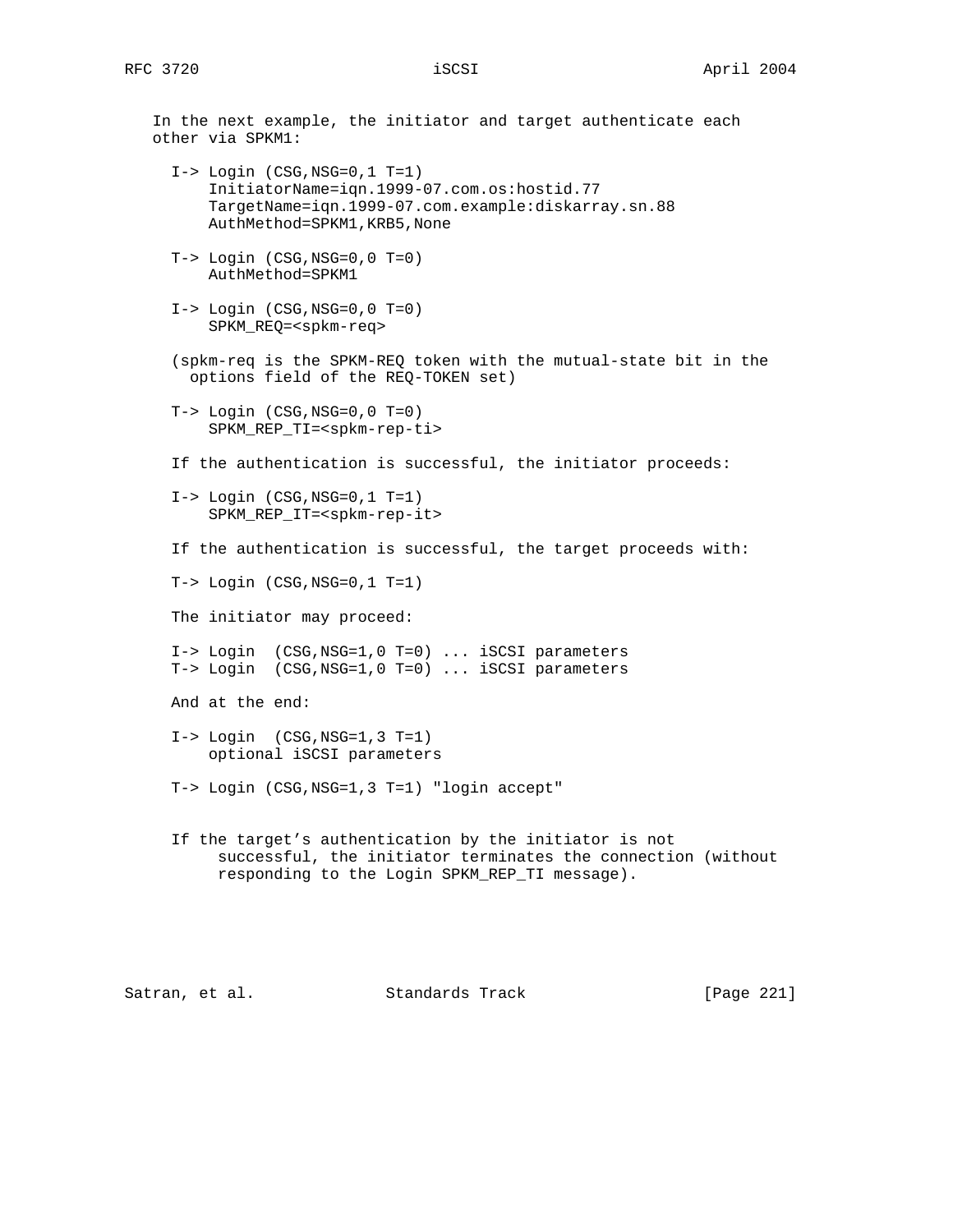In the next example, the initiator and target authenticate each other via SPKM1:

```
I-> Login (CSG,NSG=0,1 T=1)
    InitiatorName=iqn.1999-07.com.os:hostid.77
    TargetName=iqn.1999-07.com.example:diskarray.sn.88
    AuthMethod=SPKM1,KRB5,None

T-> Login (CSG,NSG=0,0 T=0)
    AuthMethod=SPKM1

I-> Login (CSG,NSG=0,0 T=0)
    SPKM_REQ=<spkm-req>
```

(spkm-req is the SPKM-REQ token with the mutual-state bit in the options field of the REQ-TOKEN set)

```
T-> Login (CSG,NSG=0,0 T=0)
    SPKM_REP_TI=<spkm-rep-ti>
```

If the authentication is successful, the initiator proceeds:

```
I-> Login (CSG,NSG=0,1 T=1)
    SPKM_REP_IT=<spkm-rep-it>
```

If the authentication is successful, the target proceeds with:

```
T-> Login (CSG,NSG=0,1 T=1)
```

The initiator may proceed:

```
I-> Login  (CSG,NSG=1,0 T=0) ... iSCSI parameters
T-> Login  (CSG,NSG=1,0 T=0) ... iSCSI parameters
```

And at the end:

```
I-> Login  (CSG,NSG=1,3 T=1)
    optional iSCSI parameters

T-> Login (CSG,NSG=1,3 T=1) "login accept"
```

If the target’s authentication by the initiator is not successful, the initiator terminates the connection (without responding to the Login SPKM_REP_TI message).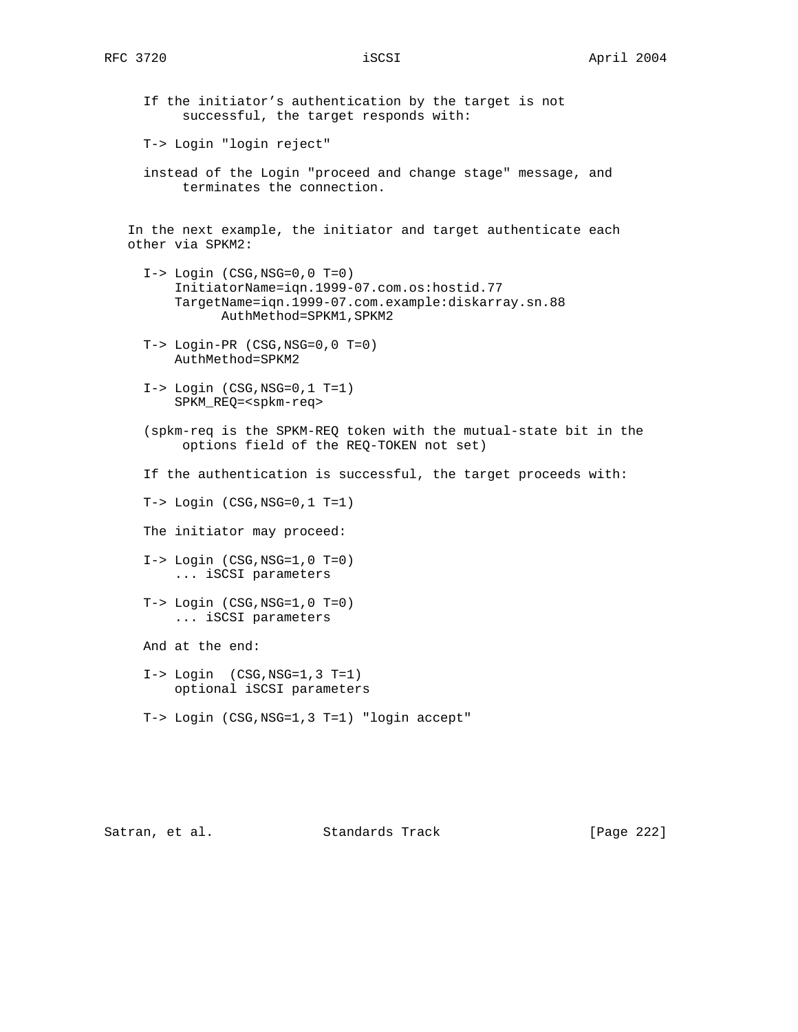If the initiator’s authentication by the target is not successful, the target responds with:

```
T-> Login "login reject"
```

instead of the Login "proceed and change stage" message, and terminates the connection.

In the next example, the initiator and target authenticate each other via SPKM2:

```
I-> Login (CSG,NSG=0,0 T=0)
    InitiatorName=iqn.1999-07.com.os:hostid.77
    TargetName=iqn.1999-07.com.example:diskarray.sn.88
          AuthMethod=SPKM1,SPKM2

T-> Login-PR (CSG,NSG=0,0 T=0)
    AuthMethod=SPKM2

I-> Login (CSG,NSG=0,1 T=1)
    SPKM_REQ=<spkm-req>
```

(spkm-req is the SPKM-REQ token with the mutual-state bit in the options field of the REQ-TOKEN not set)

If the authentication is successful, the target proceeds with:

```
T-> Login (CSG,NSG=0,1 T=1)
```

The initiator may proceed:

```
I-> Login (CSG,NSG=1,0 T=0)
    ... iSCSI parameters

T-> Login (CSG,NSG=1,0 T=0)
    ... iSCSI parameters
```

And at the end:

```
I-> Login  (CSG,NSG=1,3 T=1)
    optional iSCSI parameters

T-> Login (CSG,NSG=1,3 T=1) "login accept"
```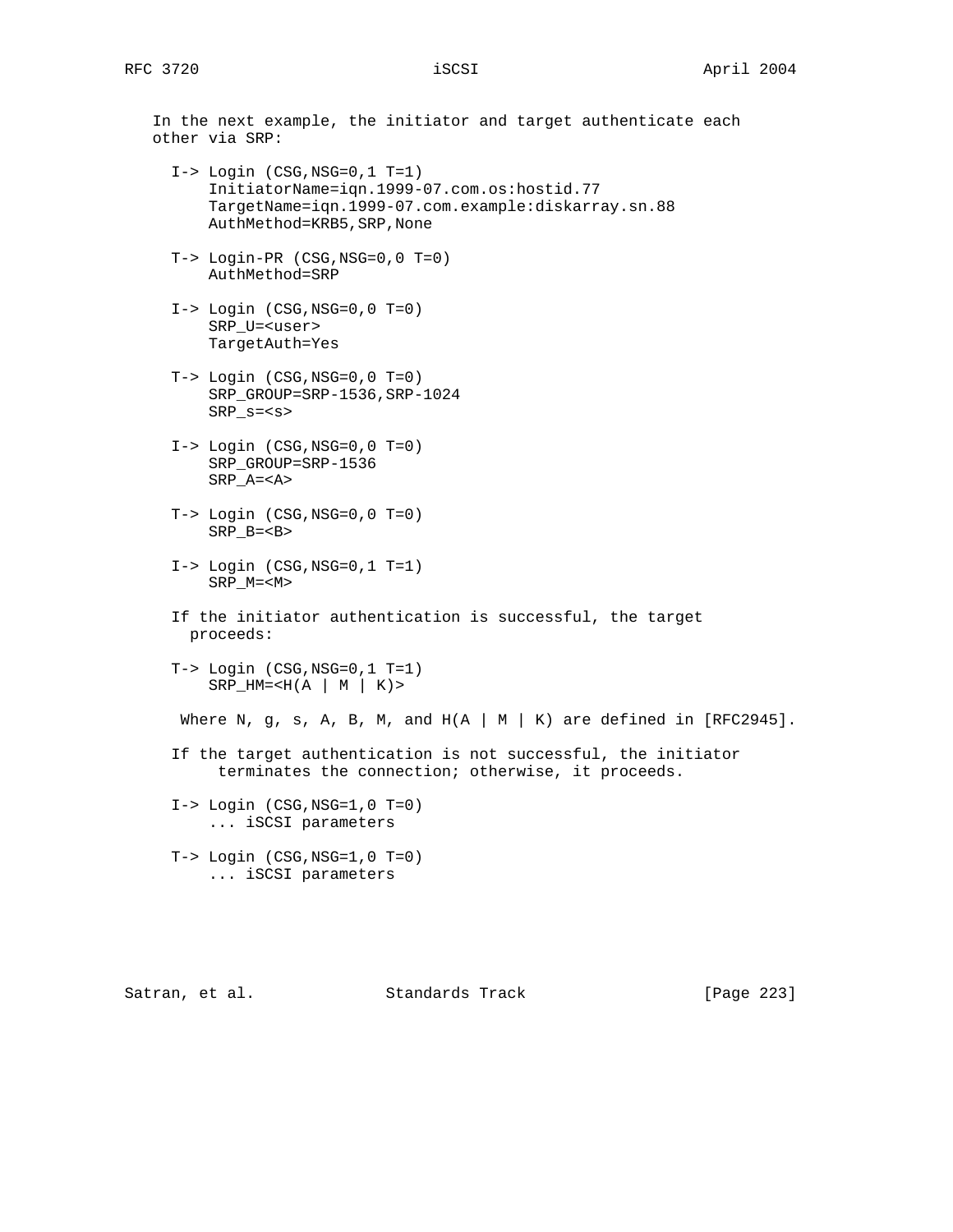In the next example, the initiator and target authenticate each other via SRP:

```
I-> Login (CSG,NSG=0,1 T=1)
    InitiatorName=iqn.1999-07.com.os:hostid.77
    TargetName=iqn.1999-07.com.example:diskarray.sn.88
    AuthMethod=KRB5,SRP,None

T-> Login-PR (CSG,NSG=0,0 T=0)
    AuthMethod=SRP

I-> Login (CSG,NSG=0,0 T=0)
    SRP_U=<user>
    TargetAuth=Yes

T-> Login (CSG,NSG=0,0 T=0)
    SRP_GROUP=SRP-1536,SRP-1024
    SRP_s=<s>

I-> Login (CSG,NSG=0,0 T=0)
    SRP_GROUP=SRP-1536
    SRP_A=<A>

T-> Login (CSG,NSG=0,0 T=0)
    SRP_B=<B>

I-> Login (CSG,NSG=0,1 T=1)
    SRP_M=<M>
```

If the initiator authentication is successful, the target proceeds:

```
T-> Login (CSG,NSG=0,1 T=1)
    SRP_HM=<H(A | M | K)>
```

Where N, g, s, A, B, M, and H(A | M | K) are defined in [RFC2945].

If the target authentication is not successful, the initiator terminates the connection; otherwise, it proceeds.

```
I-> Login (CSG,NSG=1,0 T=0)
    ... iSCSI parameters

T-> Login (CSG,NSG=1,0 T=0)
    ... iSCSI parameters
```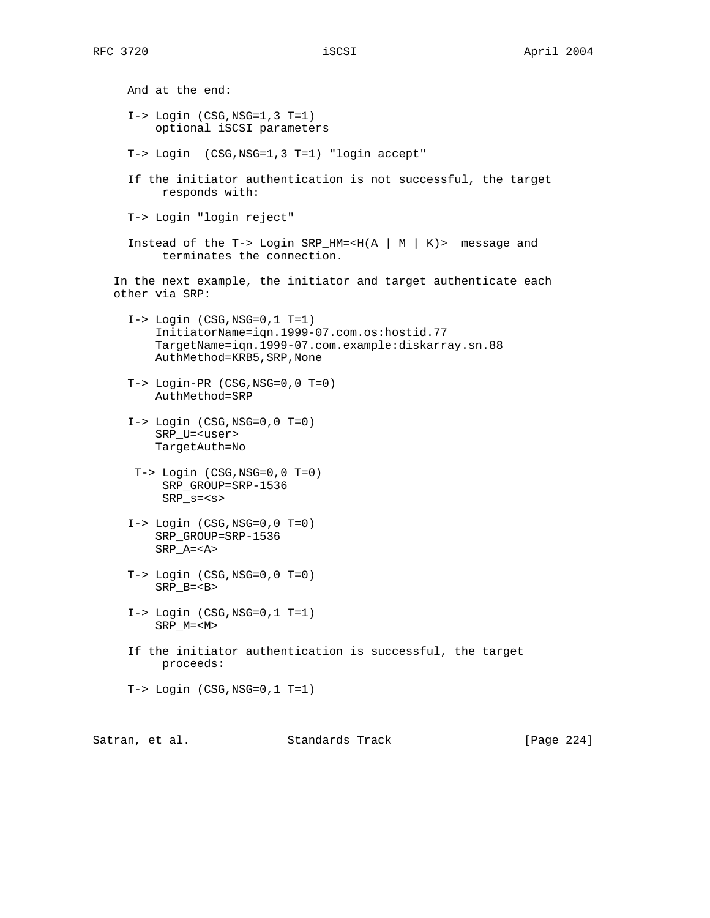And at the end:

```
I-> Login (CSG,NSG=1,3 T=1)
    optional iSCSI parameters

T-> Login  (CSG,NSG=1,3 T=1) "login accept"
```

If the initiator authentication is not successful, the target responds with:

```
T-> Login "login reject"
```

Instead of the T-> Login SRP_HM=<H(A | M | K)>  message and terminates the connection.

In the next example, the initiator and target authenticate each other via SRP:

```
I-> Login (CSG,NSG=0,1 T=1)
    InitiatorName=iqn.1999-07.com.os:hostid.77
    TargetName=iqn.1999-07.com.example:diskarray.sn.88
    AuthMethod=KRB5,SRP,None

T-> Login-PR (CSG,NSG=0,0 T=0)
    AuthMethod=SRP

I-> Login (CSG,NSG=0,0 T=0)
    SRP_U=<user>
    TargetAuth=No

 T-> Login (CSG,NSG=0,0 T=0)
     SRP_GROUP=SRP-1536
     SRP_s=<s>

I-> Login (CSG,NSG=0,0 T=0)
    SRP_GROUP=SRP-1536
    SRP_A=<A>

T-> Login (CSG,NSG=0,0 T=0)
    SRP_B=<B>

I-> Login (CSG,NSG=0,1 T=1)
    SRP_M=<M>
```

If the initiator authentication is successful, the target proceeds:

```
T-> Login (CSG,NSG=0,1 T=1)
```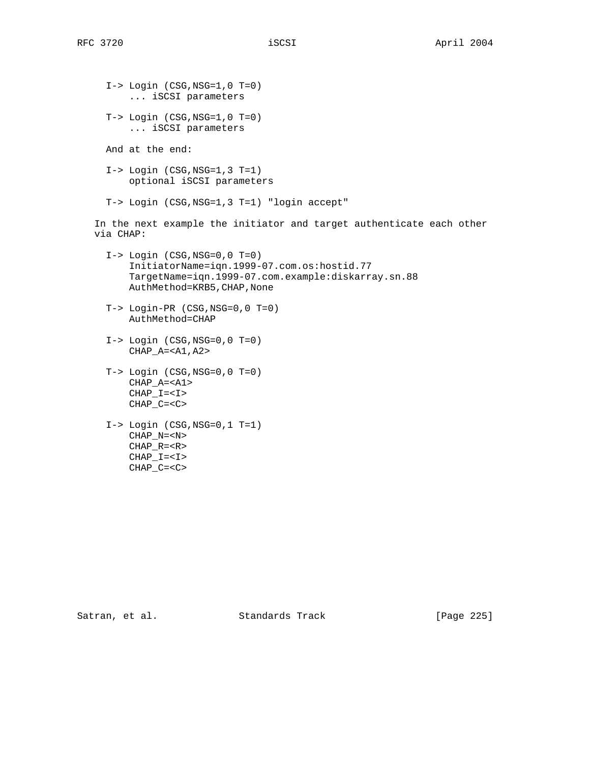```
I-> Login (CSG,NSG=1,0 T=0)
    ... iSCSI parameters

T-> Login (CSG,NSG=1,0 T=0)
    ... iSCSI parameters
```

And at the end:

```
I-> Login (CSG,NSG=1,3 T=1)
    optional iSCSI parameters

T-> Login (CSG,NSG=1,3 T=1) "login accept"
```

In the next example the initiator and target authenticate each other via CHAP:

```
I-> Login (CSG,NSG=0,0 T=0)
    InitiatorName=iqn.1999-07.com.os:hostid.77
    TargetName=iqn.1999-07.com.example:diskarray.sn.88
    AuthMethod=KRB5,CHAP,None

T-> Login-PR (CSG,NSG=0,0 T=0)
    AuthMethod=CHAP

I-> Login (CSG,NSG=0,0 T=0)
    CHAP_A=<A1,A2>

T-> Login (CSG,NSG=0,0 T=0)
    CHAP_A=<A1>
    CHAP_I=<I>
    CHAP_C=<C>

I-> Login (CSG,NSG=0,1 T=1)
    CHAP_N=<N>
    CHAP_R=<R>
    CHAP_I=<I>
    CHAP_C=<C>
```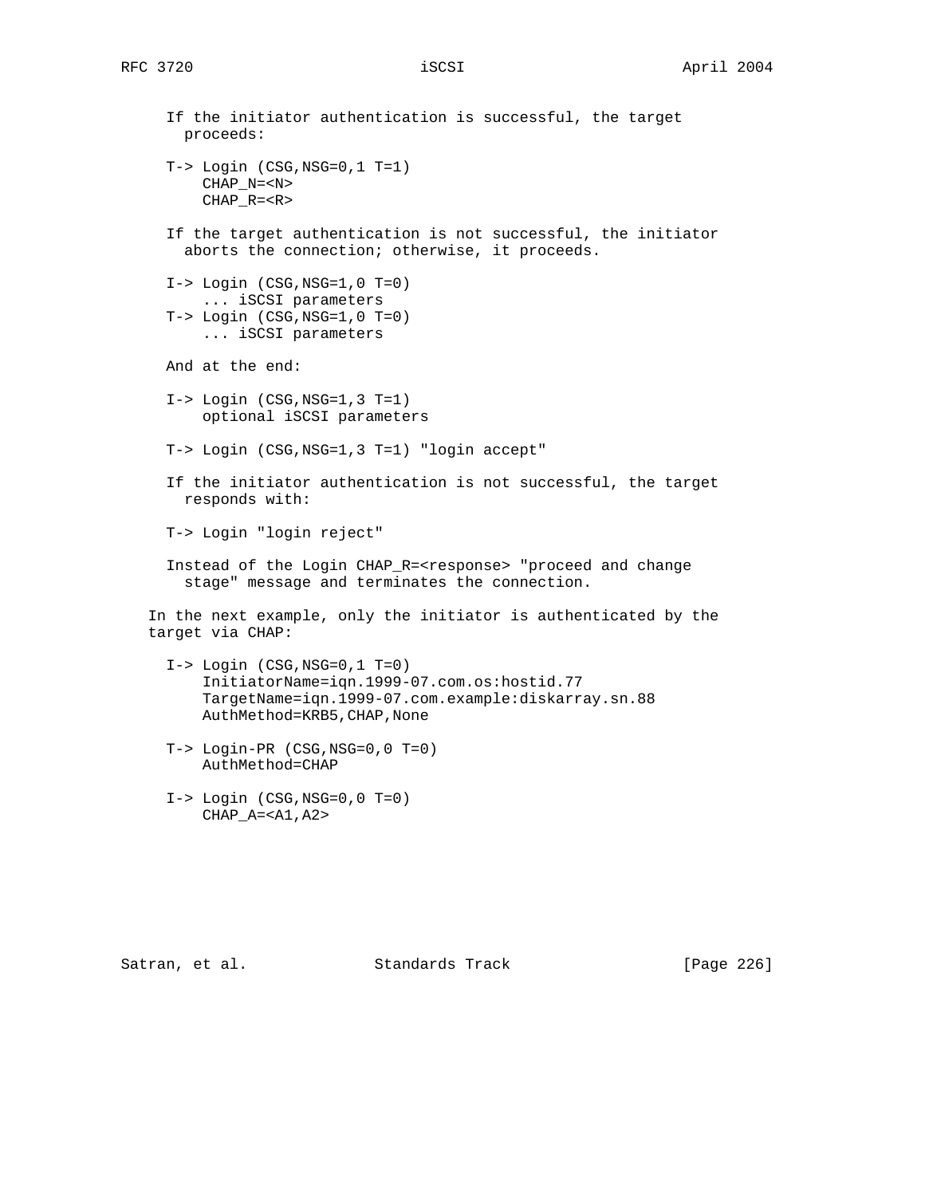If the initiator authentication is successful, the target proceeds:

```
T-> Login (CSG,NSG=0,1 T=1)
    CHAP_N=<N>
    CHAP_R=<R>
```

If the target authentication is not successful, the initiator aborts the connection; otherwise, it proceeds.

```
I-> Login (CSG,NSG=1,0 T=0)
    ... iSCSI parameters
T-> Login (CSG,NSG=1,0 T=0)
    ... iSCSI parameters
```

And at the end:

```
I-> Login (CSG,NSG=1,3 T=1)
    optional iSCSI parameters

T-> Login (CSG,NSG=1,3 T=1) "login accept"
```

If the initiator authentication is not successful, the target responds with:

```
T-> Login "login reject"
```

Instead of the Login CHAP_R=<response> "proceed and change stage" message and terminates the connection.

In the next example, only the initiator is authenticated by the target via CHAP:

```
I-> Login (CSG,NSG=0,1 T=0)
    InitiatorName=iqn.1999-07.com.os:hostid.77
    TargetName=iqn.1999-07.com.example:diskarray.sn.88
    AuthMethod=KRB5,CHAP,None

T-> Login-PR (CSG,NSG=0,0 T=0)
    AuthMethod=CHAP

I-> Login (CSG,NSG=0,0 T=0)
    CHAP_A=<A1,A2>
```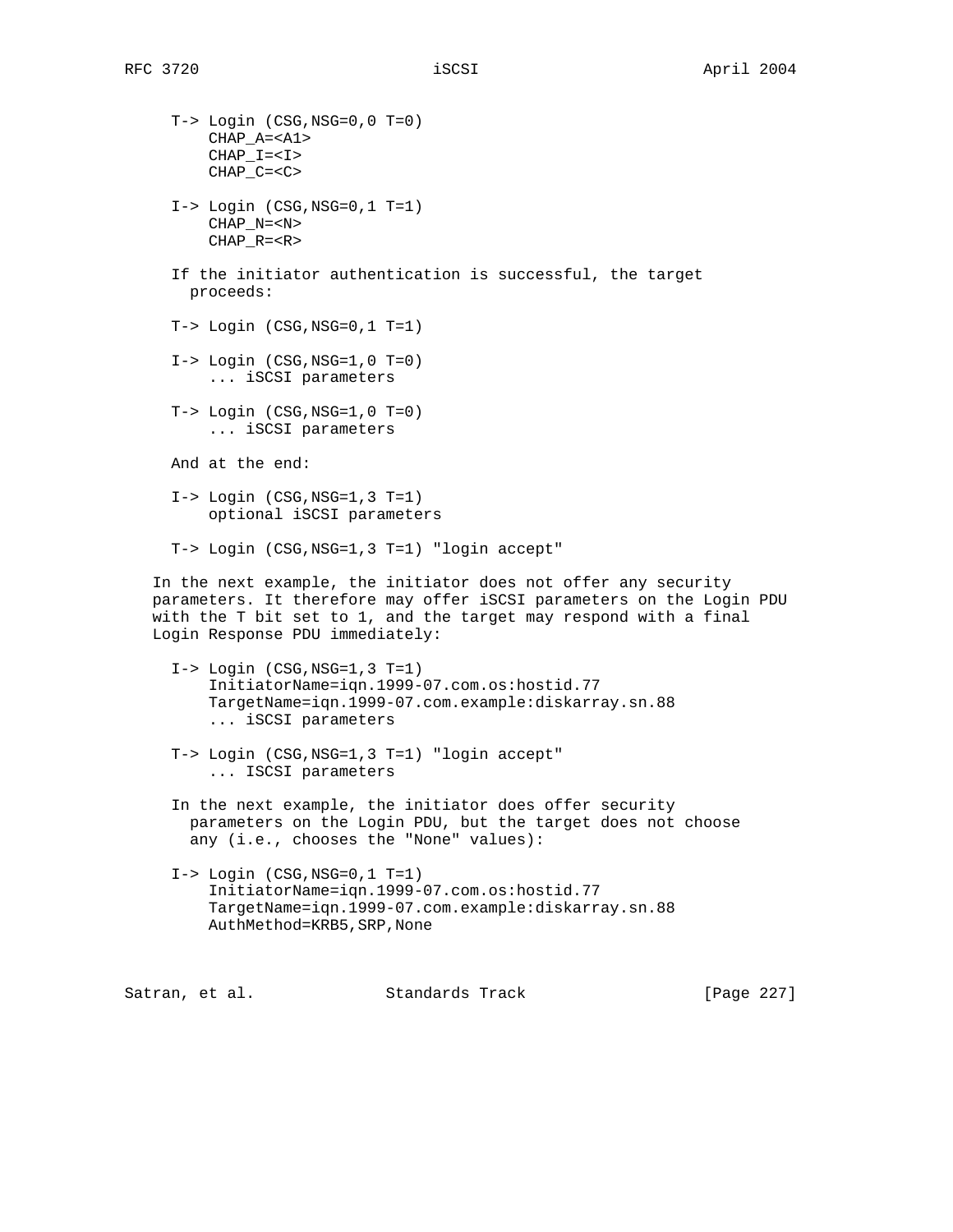```
T-> Login (CSG,NSG=0,0 T=0)
    CHAP_A=<A1>
    CHAP_I=<I>
    CHAP_C=<C>

I-> Login (CSG,NSG=0,1 T=1)
    CHAP_N=<N>
    CHAP_R=<R>
```

If the initiator authentication is successful, the target proceeds:

```
T-> Login (CSG,NSG=0,1 T=1)

I-> Login (CSG,NSG=1,0 T=0)
    ... iSCSI parameters

T-> Login (CSG,NSG=1,0 T=0)
    ... iSCSI parameters
```

And at the end:

```
I-> Login (CSG,NSG=1,3 T=1)
    optional iSCSI parameters

T-> Login (CSG,NSG=1,3 T=1) "login accept"
```

In the next example, the initiator does not offer any security parameters. It therefore may offer iSCSI parameters on the Login PDU with the T bit set to 1, and the target may respond with a final Login Response PDU immediately:

```
I-> Login (CSG,NSG=1,3 T=1)
    InitiatorName=iqn.1999-07.com.os:hostid.77
    TargetName=iqn.1999-07.com.example:diskarray.sn.88
    ... iSCSI parameters

T-> Login (CSG,NSG=1,3 T=1) "login accept"
    ... ISCSI parameters
```

In the next example, the initiator does offer security parameters on the Login PDU, but the target does not choose any (i.e., chooses the "None" values):

```
I-> Login (CSG,NSG=0,1 T=1)
    InitiatorName=iqn.1999-07.com.os:hostid.77
    TargetName=iqn.1999-07.com.example:diskarray.sn.88
    AuthMethod=KRB5,SRP,None
```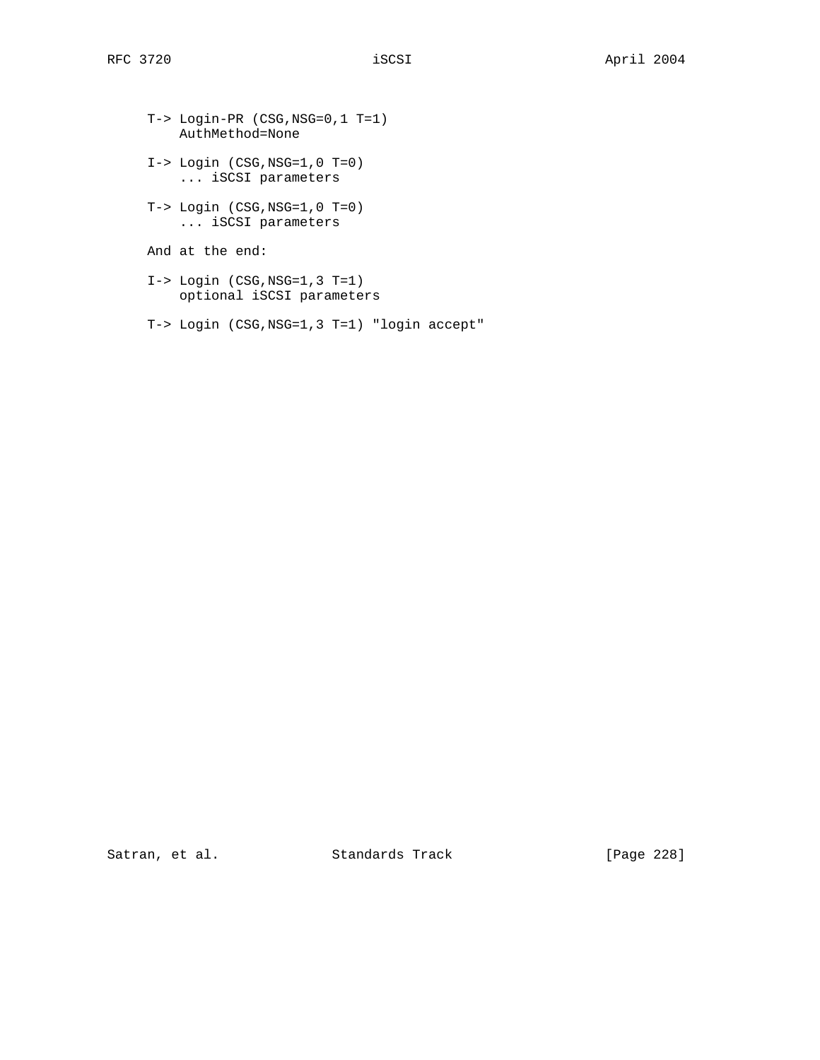```
T-> Login-PR (CSG,NSG=0,1 T=1)
    AuthMethod=None

I-> Login (CSG,NSG=1,0 T=0)
    ... iSCSI parameters

T-> Login (CSG,NSG=1,0 T=0)
    ... iSCSI parameters
```

And at the end:

```
I-> Login (CSG,NSG=1,3 T=1)
    optional iSCSI parameters

T-> Login (CSG,NSG=1,3 T=1) "login accept"
```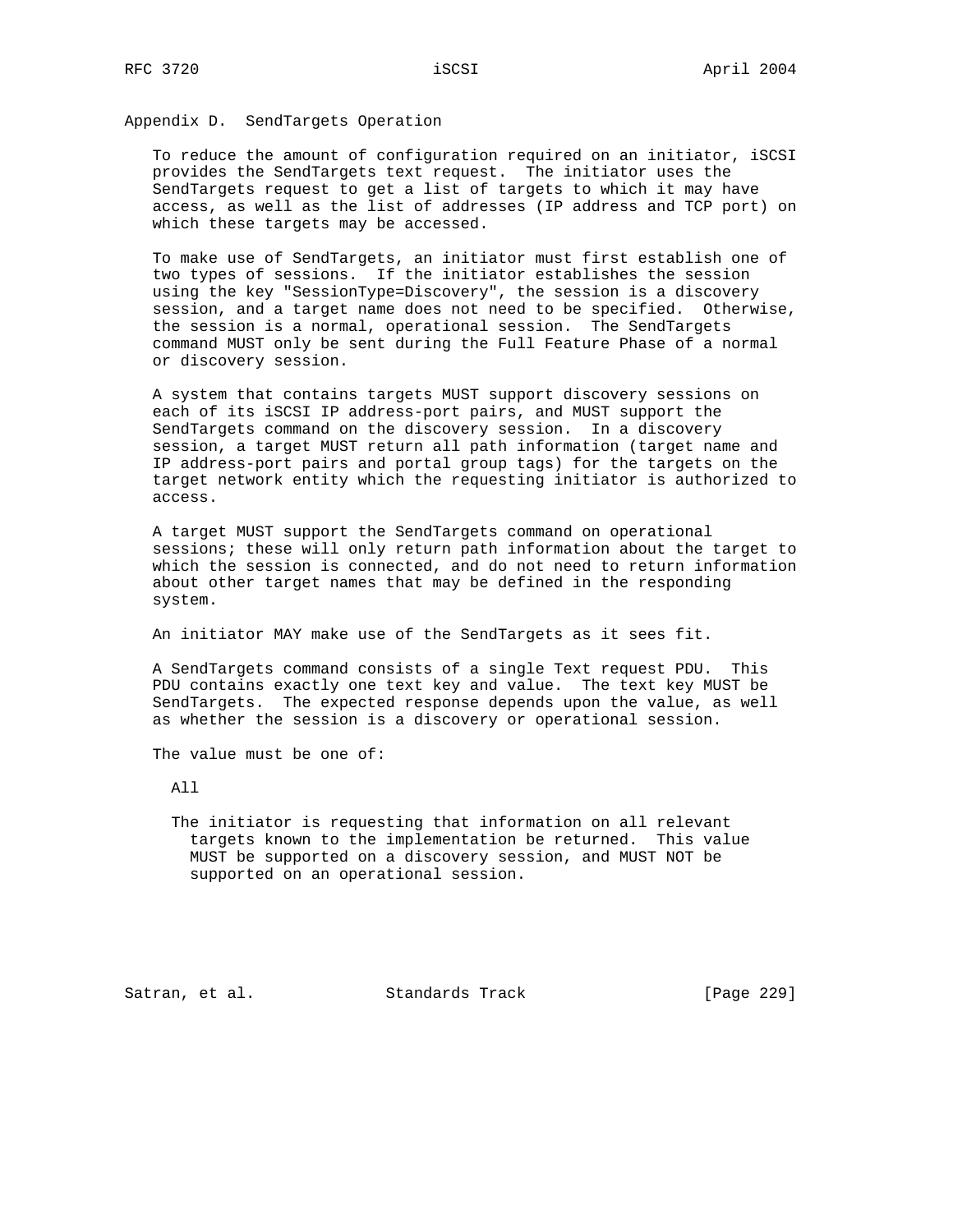# Appendix D. SendTargets Operation

To reduce the amount of configuration required on an initiator, iSCSI provides the SendTargets text request. The initiator uses the SendTargets request to get a list of targets to which it may have access, as well as the list of addresses (IP address and TCP port) on which these targets may be accessed.

To make use of SendTargets, an initiator must first establish one of two types of sessions. If the initiator establishes the session using the key "SessionType=Discovery", the session is a discovery session, and a target name does not need to be specified. Otherwise, the session is a normal, operational session. The SendTargets command MUST only be sent during the Full Feature Phase of a normal or discovery session.

A system that contains targets MUST support discovery sessions on each of its iSCSI IP address-port pairs, and MUST support the SendTargets command on the discovery session. In a discovery session, a target MUST return all path information (target name and IP address-port pairs and portal group tags) for the targets on the target network entity which the requesting initiator is authorized to access.

A target MUST support the SendTargets command on operational sessions; these will only return path information about the target to which the session is connected, and do not need to return information about other target names that may be defined in the responding system.

An initiator MAY make use of the SendTargets as it sees fit.

A SendTargets command consists of a single Text request PDU. This PDU contains exactly one text key and value. The text key MUST be SendTargets. The expected response depends upon the value, as well as whether the session is a discovery or operational session.

The value must be one of:

All

The initiator is requesting that information on all relevant targets known to the implementation be returned. This value MUST be supported on a discovery session, and MUST NOT be supported on an operational session.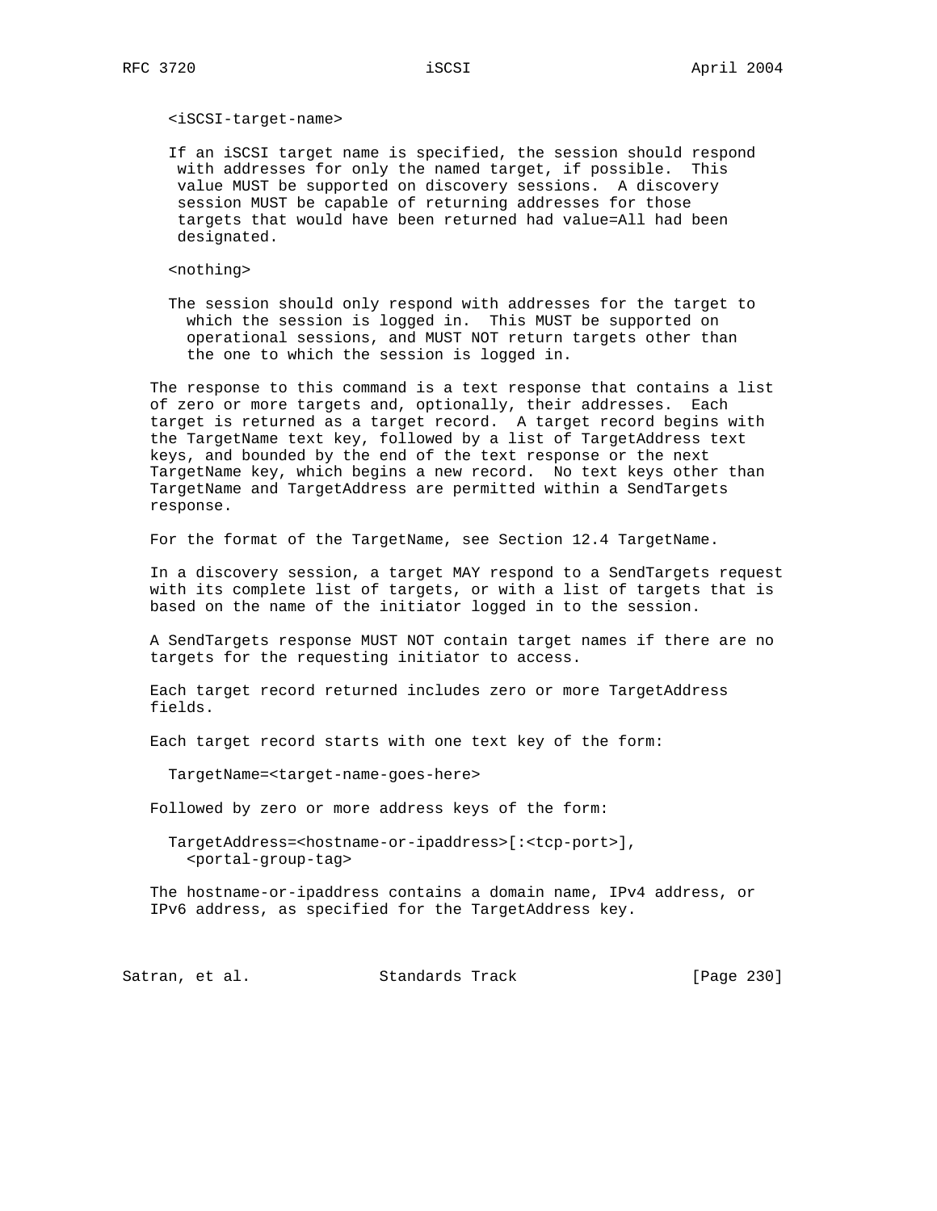<iSCSI-target-name>

If an iSCSI target name is specified, the session should respond with addresses for only the named target, if possible. This value MUST be supported on discovery sessions. A discovery session MUST be capable of returning addresses for those targets that would have been returned had value=All had been designated.

<nothing>

The session should only respond with addresses for the target to which the session is logged in. This MUST be supported on operational sessions, and MUST NOT return targets other than the one to which the session is logged in.

The response to this command is a text response that contains a list of zero or more targets and, optionally, their addresses. Each target is returned as a target record. A target record begins with the TargetName text key, followed by a list of TargetAddress text keys, and bounded by the end of the text response or the next TargetName key, which begins a new record. No text keys other than TargetName and TargetAddress are permitted within a SendTargets response.

For the format of the TargetName, see Section 12.4 TargetName.

In a discovery session, a target MAY respond to a SendTargets request with its complete list of targets, or with a list of targets that is based on the name of the initiator logged in to the session.

A SendTargets response MUST NOT contain target names if there are no targets for the requesting initiator to access.

Each target record returned includes zero or more TargetAddress fields.

Each target record starts with one text key of the form:

```
TargetName=<target-name-goes-here>
```

Followed by zero or more address keys of the form:

```
TargetAddress=<hostname-or-ipaddress>[:<tcp-port>],
  <portal-group-tag>
```

The hostname-or-ipaddress contains a domain name, IPv4 address, or IPv6 address, as specified for the TargetAddress key.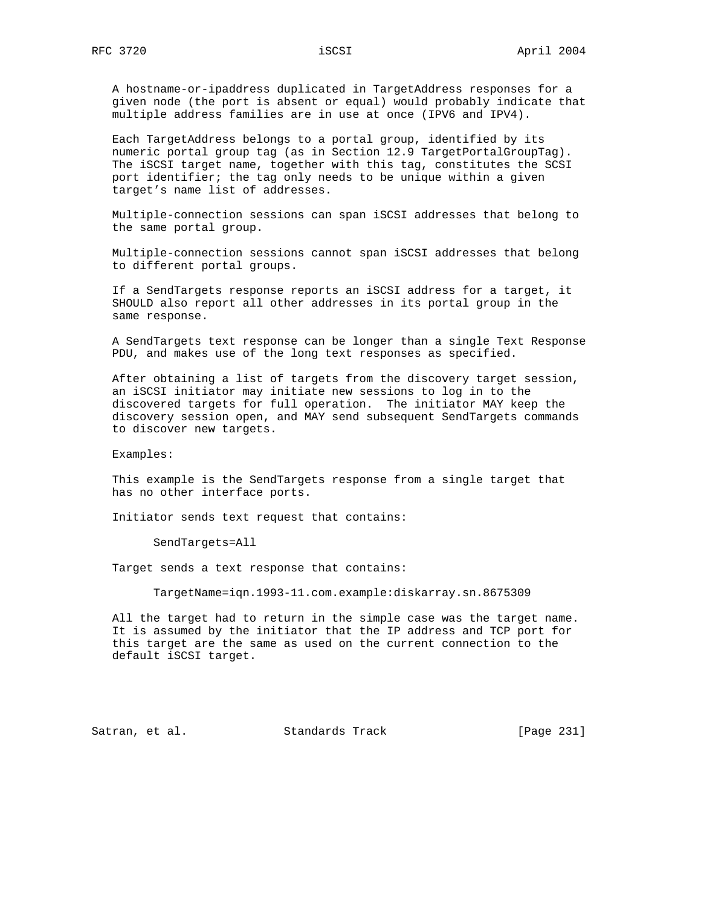A hostname-or-ipaddress duplicated in TargetAddress responses for a given node (the port is absent or equal) would probably indicate that multiple address families are in use at once (IPV6 and IPV4).

Each TargetAddress belongs to a portal group, identified by its numeric portal group tag (as in Section 12.9 TargetPortalGroupTag). The iSCSI target name, together with this tag, constitutes the SCSI port identifier; the tag only needs to be unique within a given target's name list of addresses.

Multiple-connection sessions can span iSCSI addresses that belong to the same portal group.

Multiple-connection sessions cannot span iSCSI addresses that belong to different portal groups.

If a SendTargets response reports an iSCSI address for a target, it SHOULD also report all other addresses in its portal group in the same response.

A SendTargets text response can be longer than a single Text Response PDU, and makes use of the long text responses as specified.

After obtaining a list of targets from the discovery target session, an iSCSI initiator may initiate new sessions to log in to the discovered targets for full operation. The initiator MAY keep the discovery session open, and MAY send subsequent SendTargets commands to discover new targets.

Examples:

This example is the SendTargets response from a single target that has no other interface ports.

Initiator sends text request that contains:

```
SendTargets=All
```

Target sends a text response that contains:

```
TargetName=iqn.1993-11.com.example:diskarray.sn.8675309
```

All the target had to return in the simple case was the target name. It is assumed by the initiator that the IP address and TCP port for this target are the same as used on the current connection to the default iSCSI target.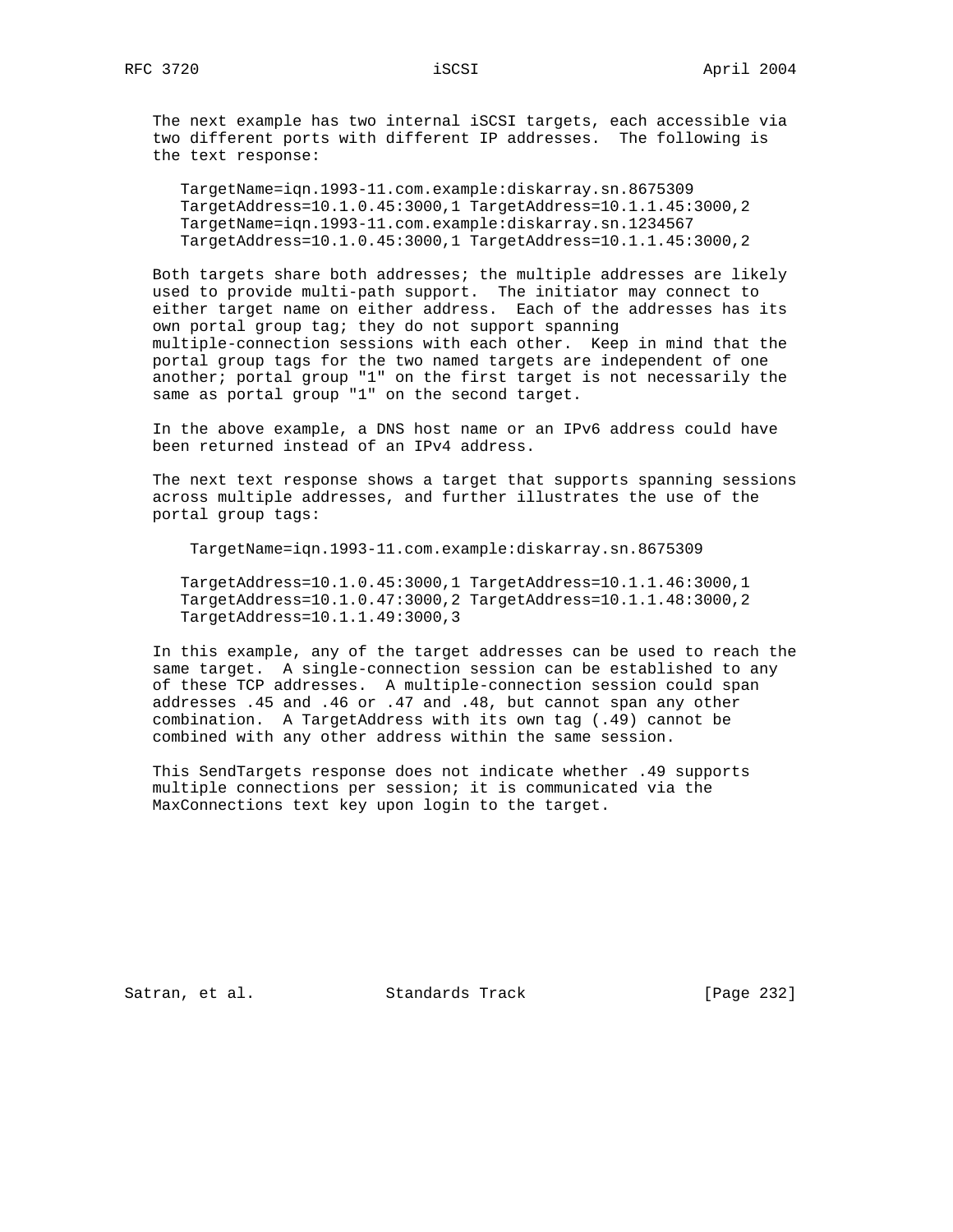The next example has two internal iSCSI targets, each accessible via two different ports with different IP addresses. The following is the text response:

```
TargetName=iqn.1993-11.com.example:diskarray.sn.8675309
TargetAddress=10.1.0.45:3000,1 TargetAddress=10.1.1.45:3000,2
TargetName=iqn.1993-11.com.example:diskarray.sn.1234567
TargetAddress=10.1.0.45:3000,1 TargetAddress=10.1.1.45:3000,2
```

Both targets share both addresses; the multiple addresses are likely used to provide multi-path support. The initiator may connect to either target name on either address. Each of the addresses has its own portal group tag; they do not support spanning multiple-connection sessions with each other. Keep in mind that the portal group tags for the two named targets are independent of one another; portal group "1" on the first target is not necessarily the same as portal group "1" on the second target.

In the above example, a DNS host name or an IPv6 address could have been returned instead of an IPv4 address.

The next text response shows a target that supports spanning sessions across multiple addresses, and further illustrates the use of the portal group tags:

```
 TargetName=iqn.1993-11.com.example:diskarray.sn.8675309

TargetAddress=10.1.0.45:3000,1 TargetAddress=10.1.1.46:3000,1
TargetAddress=10.1.0.47:3000,2 TargetAddress=10.1.1.48:3000,2
TargetAddress=10.1.1.49:3000,3
```

In this example, any of the target addresses can be used to reach the same target. A single-connection session can be established to any of these TCP addresses. A multiple-connection session could span addresses .45 and .46 or .47 and .48, but cannot span any other combination. A TargetAddress with its own tag (.49) cannot be combined with any other address within the same session.

This SendTargets response does not indicate whether .49 supports multiple connections per session; it is communicated via the MaxConnections text key upon login to the target.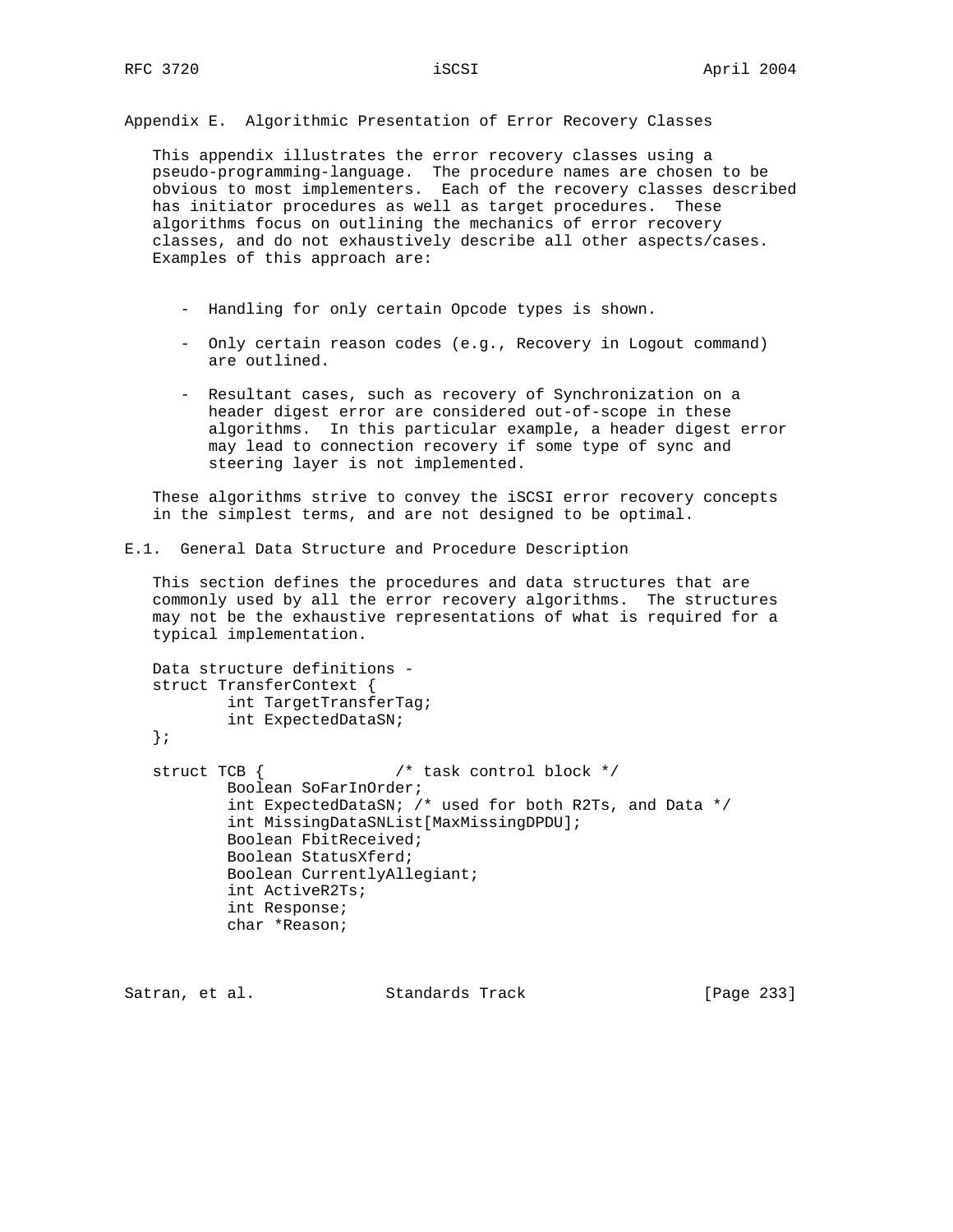# Appendix E. Algorithmic Presentation of Error Recovery Classes

This appendix illustrates the error recovery classes using a pseudo-programming-language. The procedure names are chosen to be obvious to most implementers. Each of the recovery classes described has initiator procedures as well as target procedures. These algorithms focus on outlining the mechanics of error recovery classes, and do not exhaustively describe all other aspects/cases. Examples of this approach are:

- Handling for only certain Opcode types is shown.
- Only certain reason codes (e.g., Recovery in Logout command) are outlined.
- Resultant cases, such as recovery of Synchronization on a header digest error are considered out-of-scope in these algorithms. In this particular example, a header digest error may lead to connection recovery if some type of sync and steering layer is not implemented.

These algorithms strive to convey the iSCSI error recovery concepts in the simplest terms, and are not designed to be optimal.

## E.1. General Data Structure and Procedure Description

This section defines the procedures and data structures that are commonly used by all the error recovery algorithms. The structures may not be the exhaustive representations of what is required for a typical implementation.

```
Data structure definitions -
struct TransferContext {
        int TargetTransferTag;
        int ExpectedDataSN;
};

struct TCB {              /* task control block */
        Boolean SoFarInOrder;
        int ExpectedDataSN; /* used for both R2Ts, and Data */
        int MissingDataSNList[MaxMissingDPDU];
        Boolean FbitReceived;
        Boolean StatusXferd;
        Boolean CurrentlyAllegiant;
        int ActiveR2Ts;
        int Response;
        char *Reason;
```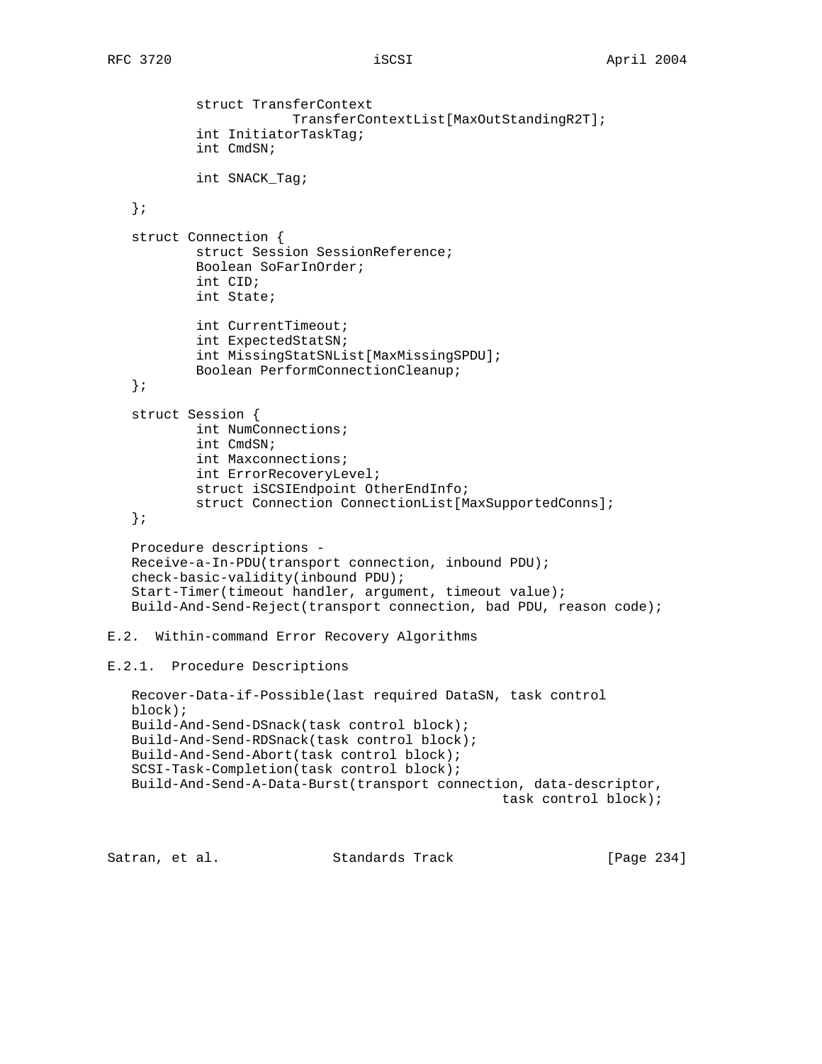```
        struct TransferContext
                    TransferContextList[MaxOutStandingR2T];
        int InitiatorTaskTag;
        int CmdSN;

        int SNACK_Tag;

};

struct Connection {
        struct Session SessionReference;
        Boolean SoFarInOrder;
        int CID;
        int State;

        int CurrentTimeout;
        int ExpectedStatSN;
        int MissingStatSNList[MaxMissingSPDU];
        Boolean PerformConnectionCleanup;
};

struct Session {
        int NumConnections;
        int CmdSN;
        int Maxconnections;
        int ErrorRecoveryLevel;
        struct iSCSIEndpoint OtherEndInfo;
        struct Connection ConnectionList[MaxSupportedConns];
};
```

Procedure descriptions -

```
Receive-a-In-PDU(transport connection, inbound PDU);
check-basic-validity(inbound PDU);
Start-Timer(timeout handler, argument, timeout value);
Build-And-Send-Reject(transport connection, bad PDU, reason code);
```

## E.2. Within-command Error Recovery Algorithms

### E.2.1. Procedure Descriptions

```
Recover-Data-if-Possible(last required DataSN, task control
block);
Build-And-Send-DSnack(task control block);
Build-And-Send-RDSnack(task control block);
Build-And-Send-Abort(task control block);
SCSI-Task-Completion(task control block);
Build-And-Send-A-Data-Burst(transport connection, data-descriptor,
                                              task control block);
```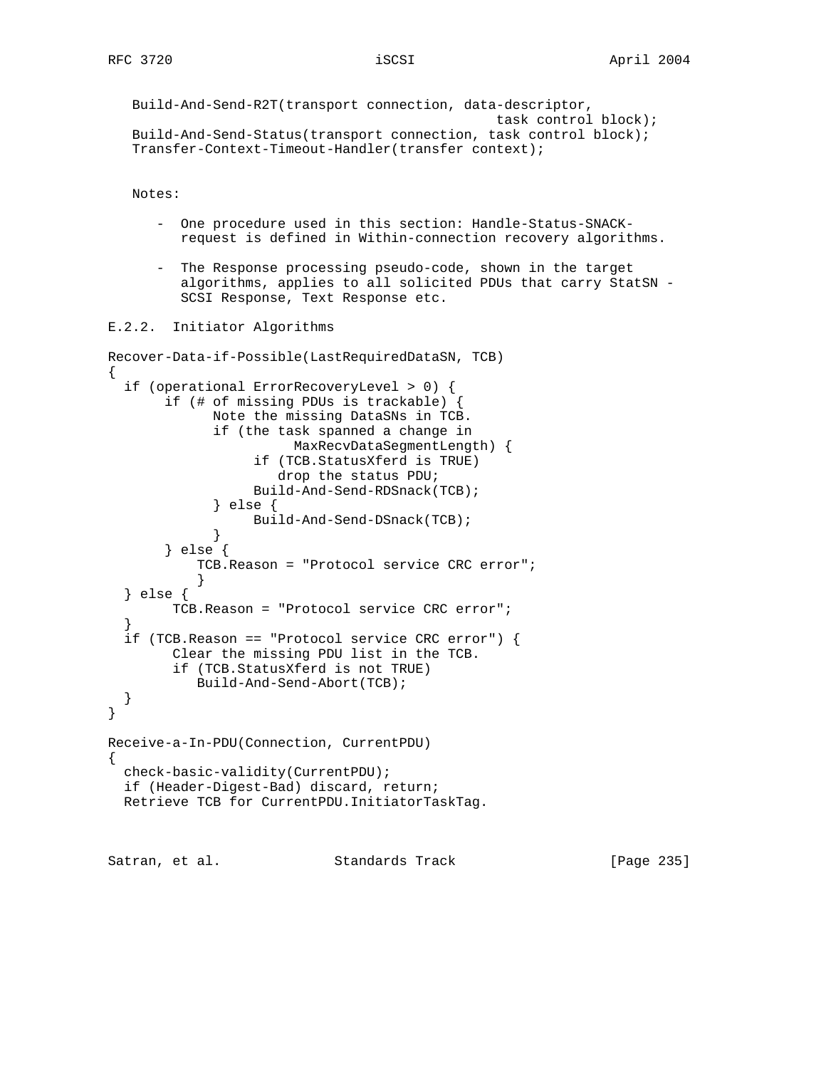```
   Build-And-Send-R2T(transport connection, data-descriptor,
                                             task control block);
   Build-And-Send-Status(transport connection, task control block);
   Transfer-Context-Timeout-Handler(transfer context);
```

Notes:

- One procedure used in this section: Handle-Status-SNACK-request is defined in Within-connection recovery algorithms.

- The Response processing pseudo-code, shown in the target algorithms, applies to all solicited PDUs that carry StatSN - SCSI Response, Text Response etc.

### E.2.2. Initiator Algorithms

```
Recover-Data-if-Possible(LastRequiredDataSN, TCB)
{
  if (operational ErrorRecoveryLevel > 0) {
       if (# of missing PDUs is trackable) {
             Note the missing DataSNs in TCB.
             if (the task spanned a change in
                         MaxRecvDataSegmentLength) {
                  if (TCB.StatusXferd is TRUE)
                     drop the status PDU;
                  Build-And-Send-RDSnack(TCB);
             } else {
                  Build-And-Send-DSnack(TCB);
             }
       } else {
           TCB.Reason = "Protocol service CRC error";
           }
  } else {
        TCB.Reason = "Protocol service CRC error";
  }
  if (TCB.Reason == "Protocol service CRC error") {
        Clear the missing PDU list in the TCB.
        if (TCB.StatusXferd is not TRUE)
           Build-And-Send-Abort(TCB);
  }
}

Receive-a-In-PDU(Connection, CurrentPDU)
{
  check-basic-validity(CurrentPDU);
  if (Header-Digest-Bad) discard, return;
  Retrieve TCB for CurrentPDU.InitiatorTaskTag.
```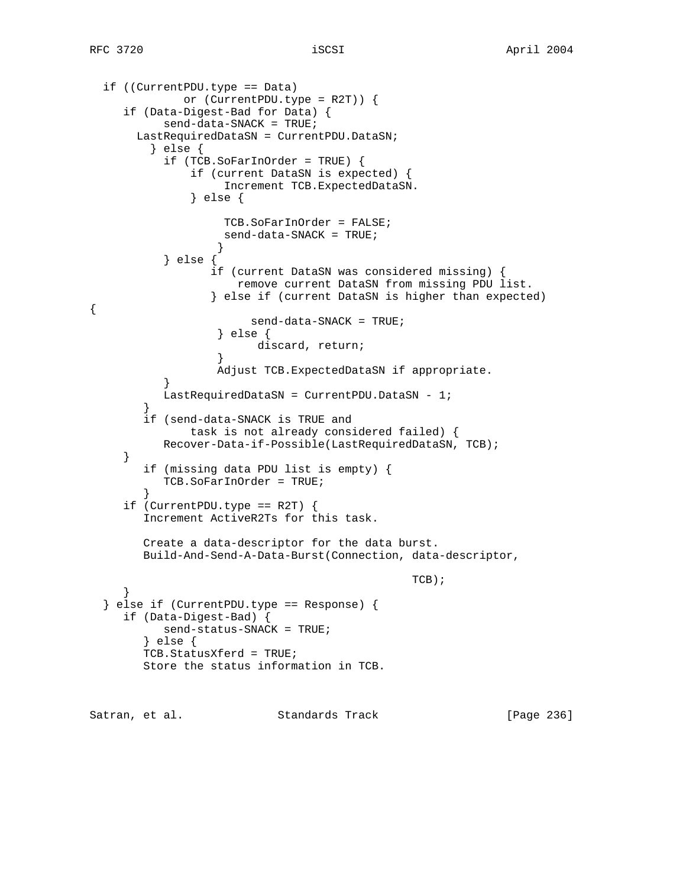```
  if ((CurrentPDU.type == Data)
            or (CurrentPDU.type = R2T)) {
     if (Data-Digest-Bad for Data) {
          send-data-SNACK = TRUE;
       LastRequiredDataSN = CurrentPDU.DataSN;
         } else {
          if (TCB.SoFarInOrder = TRUE) {
              if (current DataSN is expected) {
                   Increment TCB.ExpectedDataSN.
              } else {

                   TCB.SoFarInOrder = FALSE;
                   send-data-SNACK = TRUE;
                  }
          } else {
                 if (current DataSN was considered missing) {
                     remove current DataSN from missing PDU list.
                 } else if (current DataSN is higher than expected)
{
                       send-data-SNACK = TRUE;
                  } else {
                        discard, return;
                  }
                  Adjust TCB.ExpectedDataSN if appropriate.
          }
          LastRequiredDataSN = CurrentPDU.DataSN - 1;
       }
       if (send-data-SNACK is TRUE and
              task is not already considered failed) {
          Recover-Data-if-Possible(LastRequiredDataSN, TCB);
     }
       if (missing data PDU list is empty) {
          TCB.SoFarInOrder = TRUE;
       }
     if (CurrentPDU.type == R2T) {
        Increment ActiveR2Ts for this task.

        Create a data-descriptor for the data burst.
        Build-And-Send-A-Data-Burst(Connection, data-descriptor,

                                                  TCB);
     }
  } else if (CurrentPDU.type == Response) {
     if (Data-Digest-Bad) {
          send-status-SNACK = TRUE;
       } else {
       TCB.StatusXferd = TRUE;
       Store the status information in TCB.
```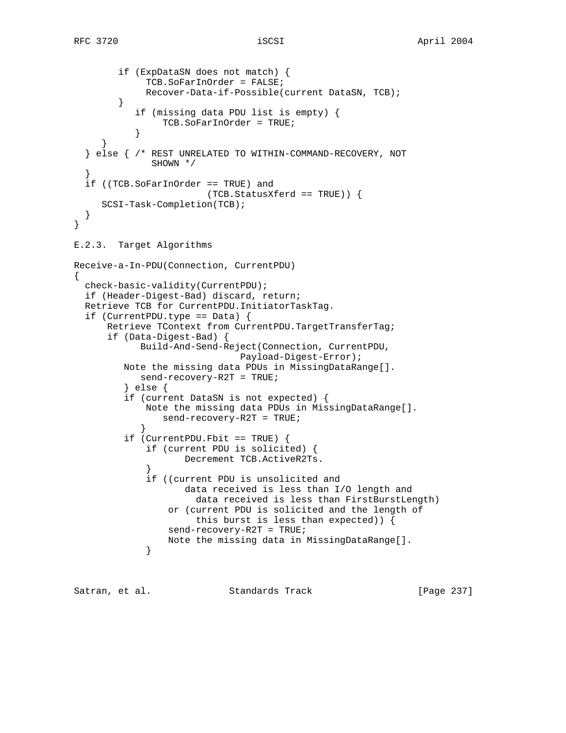```
        if (ExpDataSN does not match) {
             TCB.SoFarInOrder = FALSE;
             Recover-Data-if-Possible(current DataSN, TCB);
        }
           if (missing data PDU list is empty) {
               TCB.SoFarInOrder = TRUE;
           }
     }
  } else { /* REST UNRELATED TO WITHIN-COMMAND-RECOVERY, NOT
              SHOWN */
  }
  if ((TCB.SoFarInOrder == TRUE) and
                        (TCB.StatusXferd == TRUE)) {
     SCSI-Task-Completion(TCB);
  }
}
```

E.2.3. Target Algorithms

```
Receive-a-In-PDU(Connection, CurrentPDU)
{
  check-basic-validity(CurrentPDU);
  if (Header-Digest-Bad) discard, return;
  Retrieve TCB for CurrentPDU.InitiatorTaskTag.
  if (CurrentPDU.type == Data) {
      Retrieve TContext from CurrentPDU.TargetTransferTag;
      if (Data-Digest-Bad) {
            Build-And-Send-Reject(Connection, CurrentPDU,
                               Payload-Digest-Error);
         Note the missing data PDUs in MissingDataRange[].
            send-recovery-R2T = TRUE;
         } else {
         if (current DataSN is not expected) {
             Note the missing data PDUs in MissingDataRange[].
                send-recovery-R2T = TRUE;
            }
         if (CurrentPDU.Fbit == TRUE) {
             if (current PDU is solicited) {
                    Decrement TCB.ActiveR2Ts.
             }
             if ((current PDU is unsolicited and
                    data received is less than I/O length and
                      data received is less than FirstBurstLength)
                 or (current PDU is solicited and the length of
                      this burst is less than expected)) {
                 send-recovery-R2T = TRUE;
                 Note the missing data in MissingDataRange[].
             }
```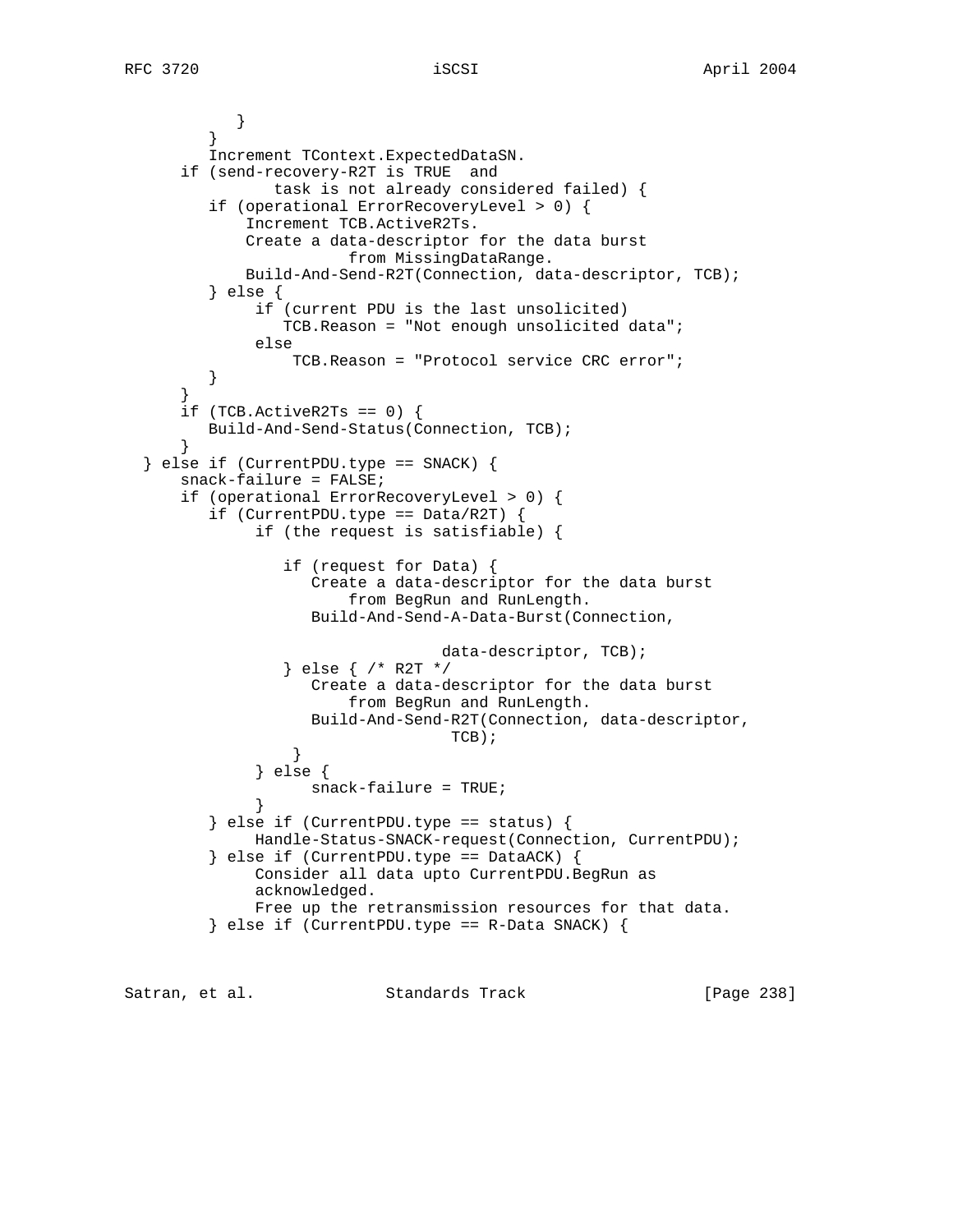```
            }
         }
         Increment TContext.ExpectedDataSN.
      if (send-recovery-R2T is TRUE  and
               task is not already considered failed) {
         if (operational ErrorRecoveryLevel > 0) {
             Increment TCB.ActiveR2Ts.
             Create a data-descriptor for the data burst
                        from MissingDataRange.
             Build-And-Send-R2T(Connection, data-descriptor, TCB);
         } else {
              if (current PDU is the last unsolicited)
                 TCB.Reason = "Not enough unsolicited data";
              else
                  TCB.Reason = "Protocol service CRC error";
         }
      }
      if (TCB.ActiveR2Ts == 0) {
         Build-And-Send-Status(Connection, TCB);
      }
  } else if (CurrentPDU.type == SNACK) {
      snack-failure = FALSE;
      if (operational ErrorRecoveryLevel > 0) {
         if (CurrentPDU.type == Data/R2T) {
              if (the request is satisfiable) {

                 if (request for Data) {
                    Create a data-descriptor for the data burst
                        from BegRun and RunLength.
                    Build-And-Send-A-Data-Burst(Connection,

                                  data-descriptor, TCB);
                 } else { /* R2T */
                    Create a data-descriptor for the data burst
                        from BegRun and RunLength.
                    Build-And-Send-R2T(Connection, data-descriptor,
                                   TCB);
                  }
              } else {
                    snack-failure = TRUE;
              }
         } else if (CurrentPDU.type == status) {
              Handle-Status-SNACK-request(Connection, CurrentPDU);
         } else if (CurrentPDU.type == DataACK) {
              Consider all data upto CurrentPDU.BegRun as
              acknowledged.
              Free up the retransmission resources for that data.
         } else if (CurrentPDU.type == R-Data SNACK) {
```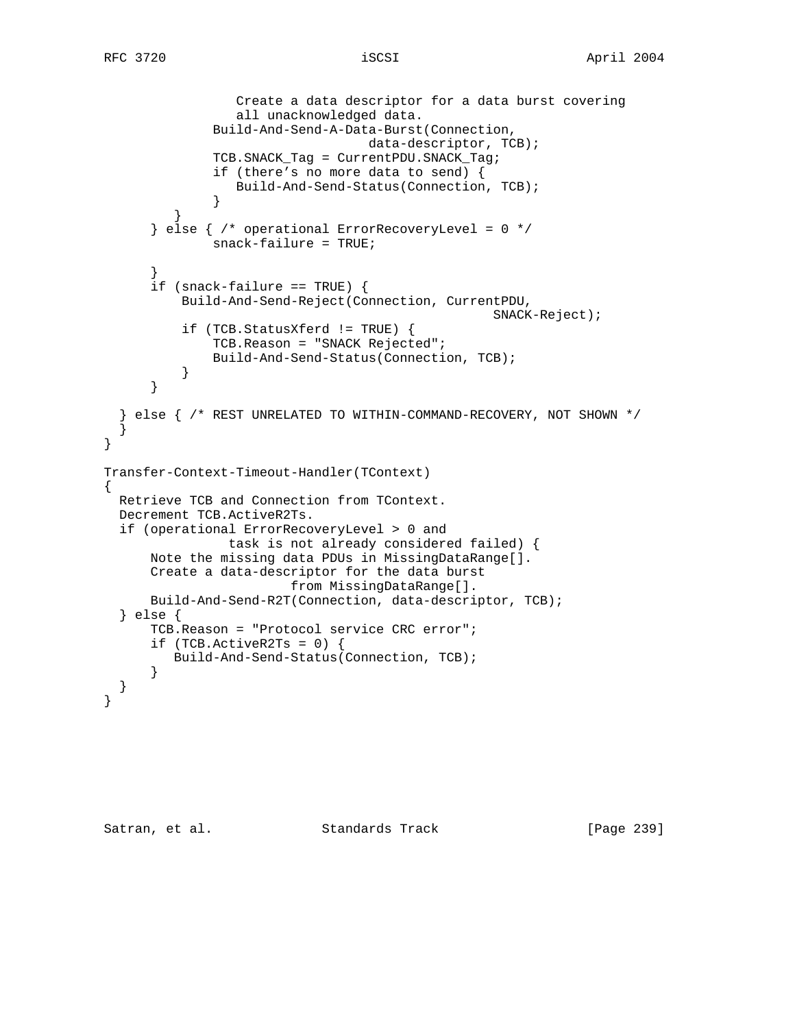```
                 Create a data descriptor for a data burst covering
                 all unacknowledged data.
              Build-And-Send-A-Data-Burst(Connection,
                                   data-descriptor, TCB);
              TCB.SNACK_Tag = CurrentPDU.SNACK_Tag;
              if (there's no more data to send) {
                 Build-And-Send-Status(Connection, TCB);
              }
         }
      } else { /* operational ErrorRecoveryLevel = 0 */
              snack-failure = TRUE;

      }
      if (snack-failure == TRUE) {
          Build-And-Send-Reject(Connection, CurrentPDU,
                                                  SNACK-Reject);
          if (TCB.StatusXferd != TRUE) {
              TCB.Reason = "SNACK Rejected";
              Build-And-Send-Status(Connection, TCB);
          }
      }

  } else { /* REST UNRELATED TO WITHIN-COMMAND-RECOVERY, NOT SHOWN */
  }
}

Transfer-Context-Timeout-Handler(TContext)
{
  Retrieve TCB and Connection from TContext.
  Decrement TCB.ActiveR2Ts.
  if (operational ErrorRecoveryLevel > 0 and
               task is not already considered failed) {
      Note the missing data PDUs in MissingDataRange[].
      Create a data-descriptor for the data burst
                        from MissingDataRange[].
      Build-And-Send-R2T(Connection, data-descriptor, TCB);
  } else {
      TCB.Reason = "Protocol service CRC error";
      if (TCB.ActiveR2Ts = 0) {
         Build-And-Send-Status(Connection, TCB);
      }
  }
}
```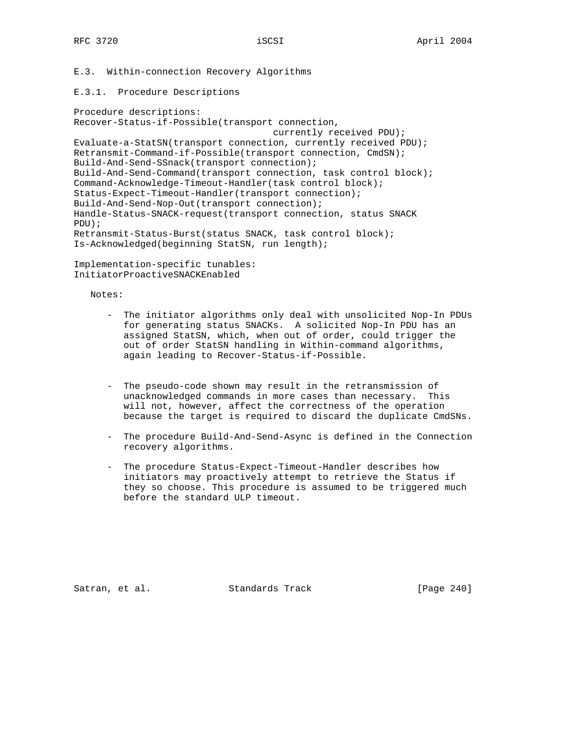## E.3. Within-connection Recovery Algorithms

### E.3.1. Procedure Descriptions

Procedure descriptions:

```
Recover-Status-if-Possible(transport connection,
                                    currently received PDU);
Evaluate-a-StatSN(transport connection, currently received PDU);
Retransmit-Command-if-Possible(transport connection, CmdSN);
Build-And-Send-SSnack(transport connection);
Build-And-Send-Command(transport connection, task control block);
Command-Acknowledge-Timeout-Handler(task control block);
Status-Expect-Timeout-Handler(transport connection);
Build-And-Send-Nop-Out(transport connection);
Handle-Status-SNACK-request(transport connection, status SNACK
PDU);
Retransmit-Status-Burst(status SNACK, task control block);
Is-Acknowledged(beginning StatSN, run length);
```

Implementation-specific tunables:
InitiatorProactiveSNACKEnabled

Notes:

- The initiator algorithms only deal with unsolicited Nop-In PDUs for generating status SNACKs. A solicited Nop-In PDU has an assigned StatSN, which, when out of order, could trigger the out of order StatSN handling in Within-command algorithms, again leading to Recover-Status-if-Possible.

- The pseudo-code shown may result in the retransmission of unacknowledged commands in more cases than necessary. This will not, however, affect the correctness of the operation because the target is required to discard the duplicate CmdSNs.

- The procedure Build-And-Send-Async is defined in the Connection recovery algorithms.

- The procedure Status-Expect-Timeout-Handler describes how initiators may proactively attempt to retrieve the Status if they so choose. This procedure is assumed to be triggered much before the standard ULP timeout.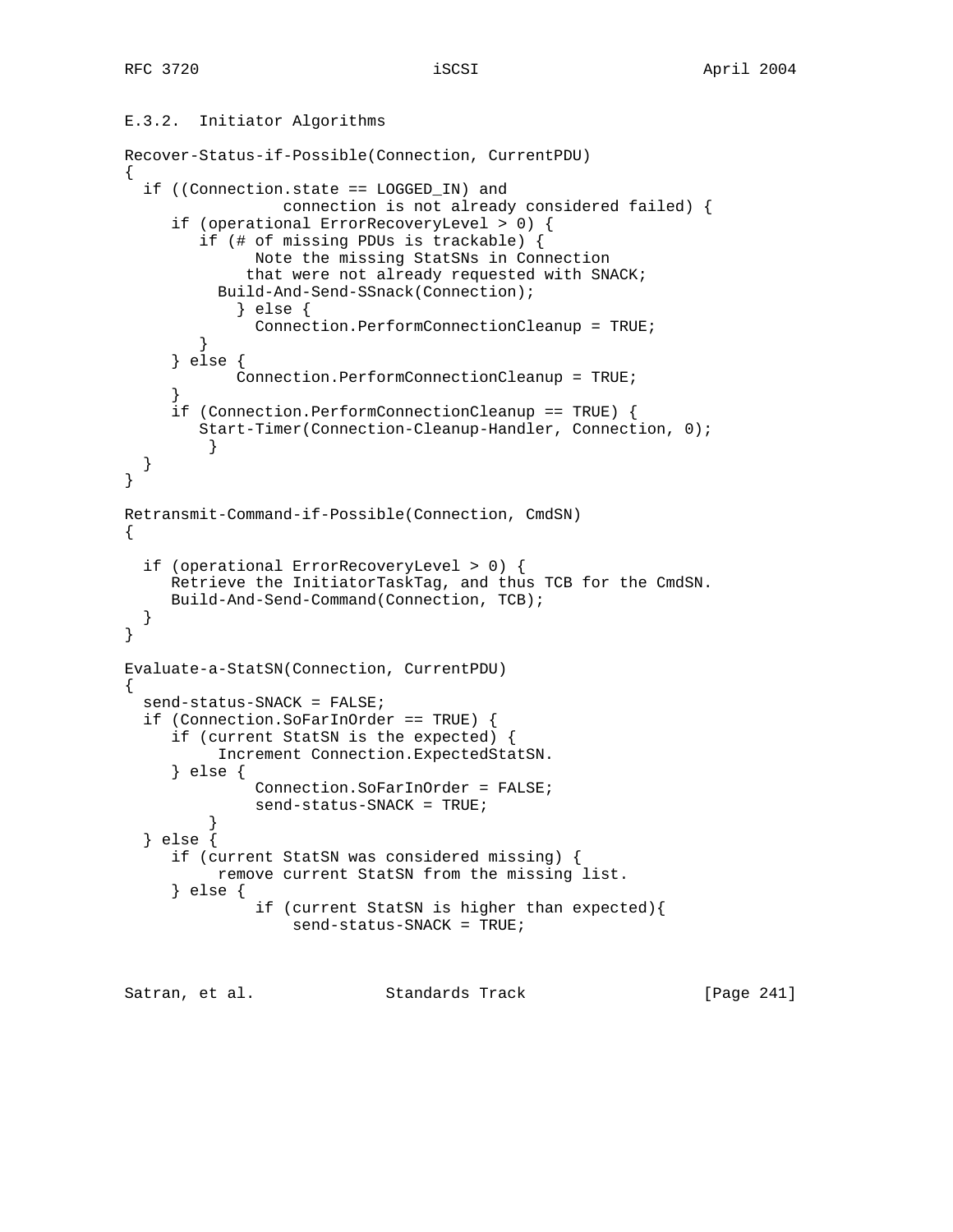E.3.2. Initiator Algorithms

```
Recover-Status-if-Possible(Connection, CurrentPDU)
{
  if ((Connection.state == LOGGED_IN) and
                connection is not already considered failed) {
     if (operational ErrorRecoveryLevel > 0) {
        if (# of missing PDUs is trackable) {
              Note the missing StatSNs in Connection
             that were not already requested with SNACK;
          Build-And-Send-SSnack(Connection);
            } else {
              Connection.PerformConnectionCleanup = TRUE;
        }
     } else {
            Connection.PerformConnectionCleanup = TRUE;
     }
     if (Connection.PerformConnectionCleanup == TRUE) {
        Start-Timer(Connection-Cleanup-Handler, Connection, 0);
         }
  }
}

Retransmit-Command-if-Possible(Connection, CmdSN)
{

  if (operational ErrorRecoveryLevel > 0) {
     Retrieve the InitiatorTaskTag, and thus TCB for the CmdSN.
     Build-And-Send-Command(Connection, TCB);
  }
}

Evaluate-a-StatSN(Connection, CurrentPDU)
{
  send-status-SNACK = FALSE;
  if (Connection.SoFarInOrder == TRUE) {
     if (current StatSN is the expected) {
          Increment Connection.ExpectedStatSN.
     } else {
              Connection.SoFarInOrder = FALSE;
              send-status-SNACK = TRUE;
         }
  } else {
     if (current StatSN was considered missing) {
          remove current StatSN from the missing list.
     } else {
              if (current StatSN is higher than expected){
                  send-status-SNACK = TRUE;
```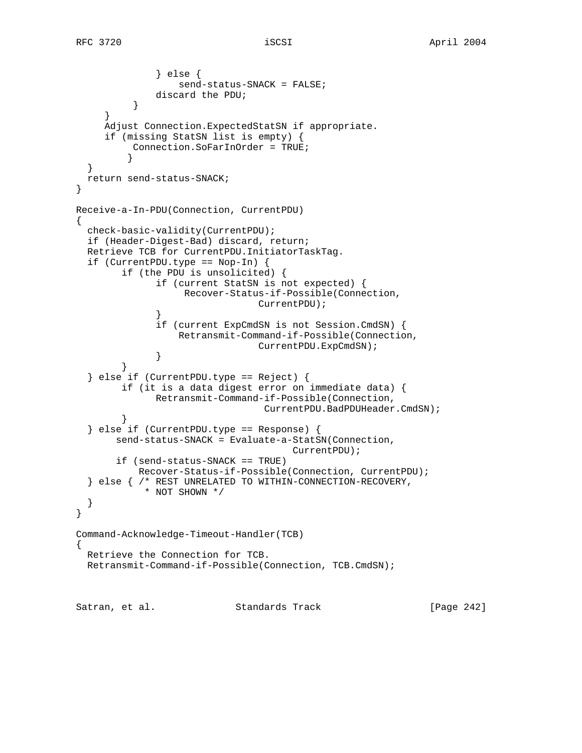```
              } else {
                  send-status-SNACK = FALSE;
              discard the PDU;
          }
      }
      Adjust Connection.ExpectedStatSN if appropriate.
      if (missing StatSN list is empty) {
           Connection.SoFarInOrder = TRUE;
          }
  }
  return send-status-SNACK;
}

Receive-a-In-PDU(Connection, CurrentPDU)
{
  check-basic-validity(CurrentPDU);
  if (Header-Digest-Bad) discard, return;
  Retrieve TCB for CurrentPDU.InitiatorTaskTag.
  if (CurrentPDU.type == Nop-In) {
        if (the PDU is unsolicited) {
              if (current StatSN is not expected) {
                   Recover-Status-if-Possible(Connection,
                                CurrentPDU);
              }
              if (current ExpCmdSN is not Session.CmdSN) {
                  Retransmit-Command-if-Possible(Connection,
                                CurrentPDU.ExpCmdSN);
              }
        }
  } else if (CurrentPDU.type == Reject) {
        if (it is a data digest error on immediate data) {
              Retransmit-Command-if-Possible(Connection,
                                 CurrentPDU.BadPDUHeader.CmdSN);
        }
  } else if (CurrentPDU.type == Response) {
       send-status-SNACK = Evaluate-a-StatSN(Connection,
                                      CurrentPDU);
       if (send-status-SNACK == TRUE)
           Recover-Status-if-Possible(Connection, CurrentPDU);
  } else { /* REST UNRELATED TO WITHIN-CONNECTION-RECOVERY,
            * NOT SHOWN */
  }
}

Command-Acknowledge-Timeout-Handler(TCB)
{
  Retrieve the Connection for TCB.
  Retransmit-Command-if-Possible(Connection, TCB.CmdSN);
```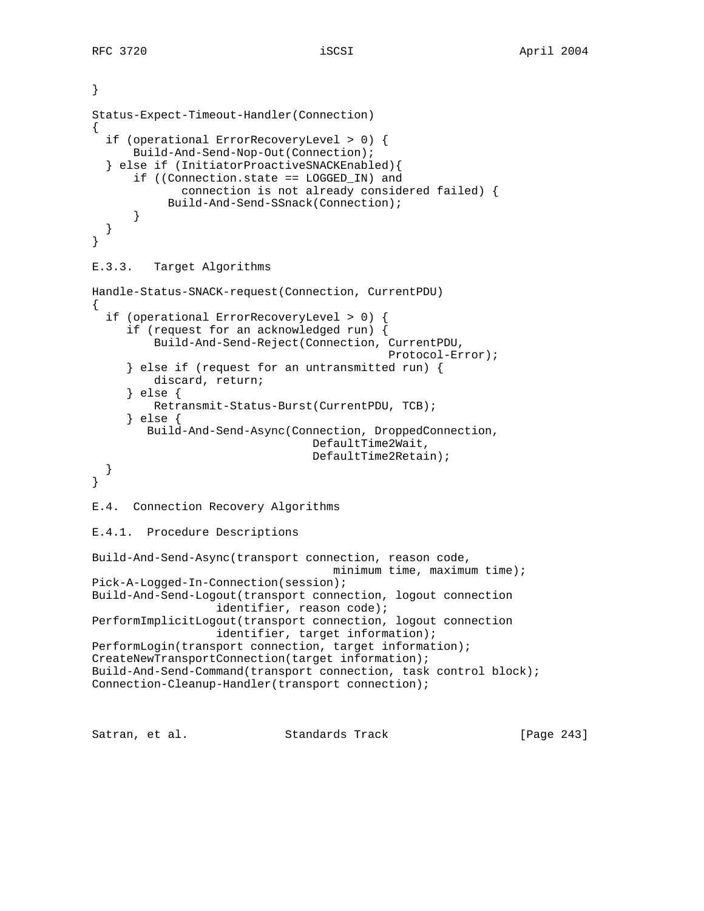```
}

Status-Expect-Timeout-Handler(Connection)
{
  if (operational ErrorRecoveryLevel > 0) {
      Build-And-Send-Nop-Out(Connection);
  } else if (InitiatorProactiveSNACKEnabled){
      if ((Connection.state == LOGGED_IN) and
             connection is not already considered failed) {
           Build-And-Send-SSnack(Connection);
      }
  }
}
```

E.3.3. Target Algorithms

```
Handle-Status-SNACK-request(Connection, CurrentPDU)
{
  if (operational ErrorRecoveryLevel > 0) {
     if (request for an acknowledged run) {
         Build-And-Send-Reject(Connection, CurrentPDU,
                                          Protocol-Error);
     } else if (request for an untransmitted run) {
         discard, return;
     } else {
         Retransmit-Status-Burst(CurrentPDU, TCB);
     } else {
        Build-And-Send-Async(Connection, DroppedConnection,
                                DefaultTime2Wait,
                                DefaultTime2Retain);
  }
}
```

E.4. Connection Recovery Algorithms

E.4.1. Procedure Descriptions

```
Build-And-Send-Async(transport connection, reason code,
                                   minimum time, maximum time);
Pick-A-Logged-In-Connection(session);
Build-And-Send-Logout(transport connection, logout connection
                  identifier, reason code);
PerformImplicitLogout(transport connection, logout connection
                  identifier, target information);
PerformLogin(transport connection, target information);
CreateNewTransportConnection(target information);
Build-And-Send-Command(transport connection, task control block);
Connection-Cleanup-Handler(transport connection);
```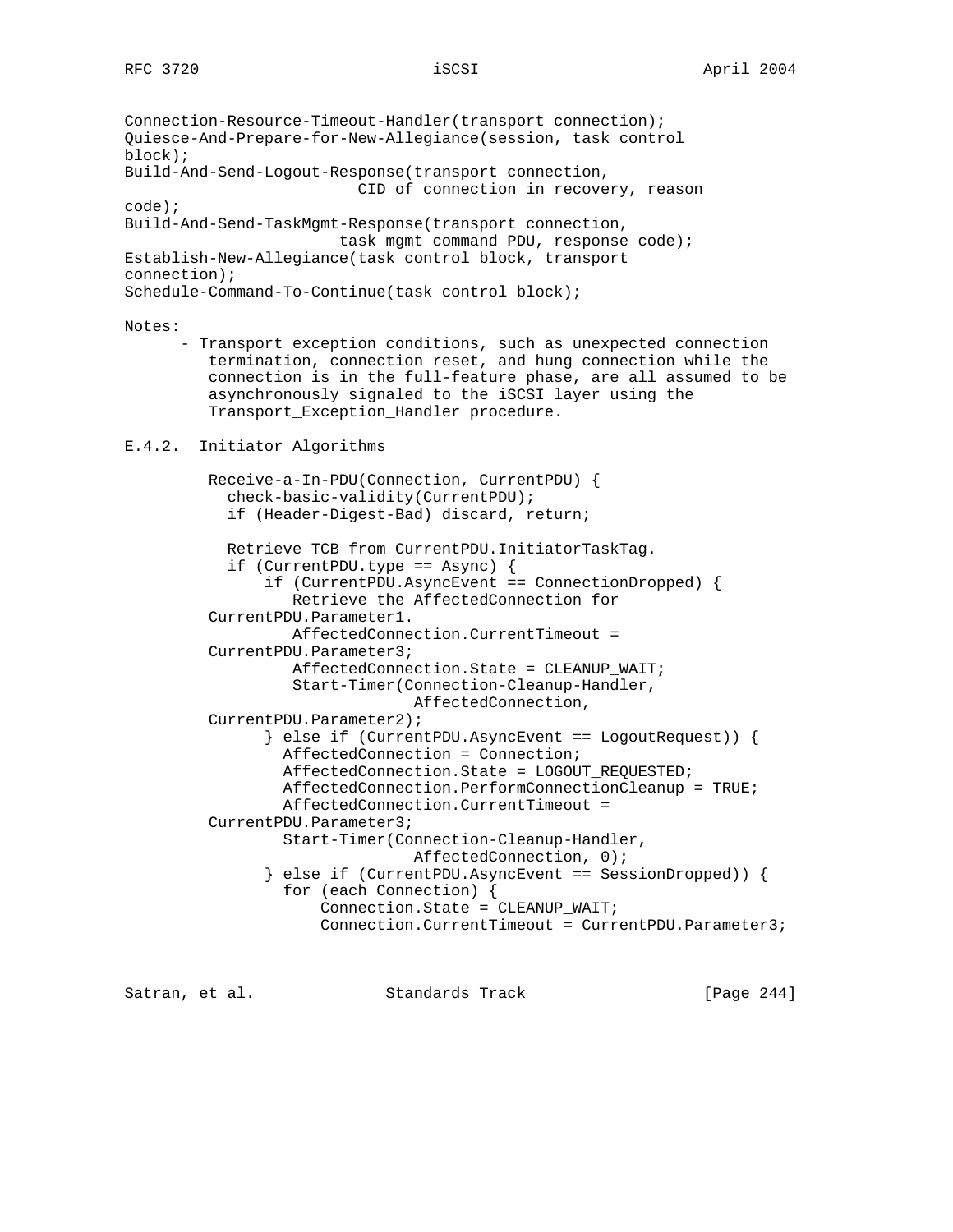```
Connection-Resource-Timeout-Handler(transport connection);
Quiesce-And-Prepare-for-New-Allegiance(session, task control
block);
Build-And-Send-Logout-Response(transport connection,
                         CID of connection in recovery, reason
code);
Build-And-Send-TaskMgmt-Response(transport connection,
                       task mgmt command PDU, response code);
Establish-New-Allegiance(task control block, transport
connection);
Schedule-Command-To-Continue(task control block);
```

Notes:

- Transport exception conditions, such as unexpected connection termination, connection reset, and hung connection while the connection is in the full-feature phase, are all assumed to be asynchronously signaled to the iSCSI layer using the Transport_Exception_Handler procedure.

### E.4.2. Initiator Algorithms

```
         Receive-a-In-PDU(Connection, CurrentPDU) {
           check-basic-validity(CurrentPDU);
           if (Header-Digest-Bad) discard, return;

           Retrieve TCB from CurrentPDU.InitiatorTaskTag.
           if (CurrentPDU.type == Async) {
               if (CurrentPDU.AsyncEvent == ConnectionDropped) {
                  Retrieve the AffectedConnection for
         CurrentPDU.Parameter1.
                  AffectedConnection.CurrentTimeout =
         CurrentPDU.Parameter3;
                  AffectedConnection.State = CLEANUP_WAIT;
                  Start-Timer(Connection-Cleanup-Handler,
                               AffectedConnection,
         CurrentPDU.Parameter2);
               } else if (CurrentPDU.AsyncEvent == LogoutRequest)) {
                 AffectedConnection = Connection;
                 AffectedConnection.State = LOGOUT_REQUESTED;
                 AffectedConnection.PerformConnectionCleanup = TRUE;
                 AffectedConnection.CurrentTimeout =
         CurrentPDU.Parameter3;
                 Start-Timer(Connection-Cleanup-Handler,
                               AffectedConnection, 0);
               } else if (CurrentPDU.AsyncEvent == SessionDropped)) {
                 for (each Connection) {
                     Connection.State = CLEANUP_WAIT;
                     Connection.CurrentTimeout = CurrentPDU.Parameter3;
```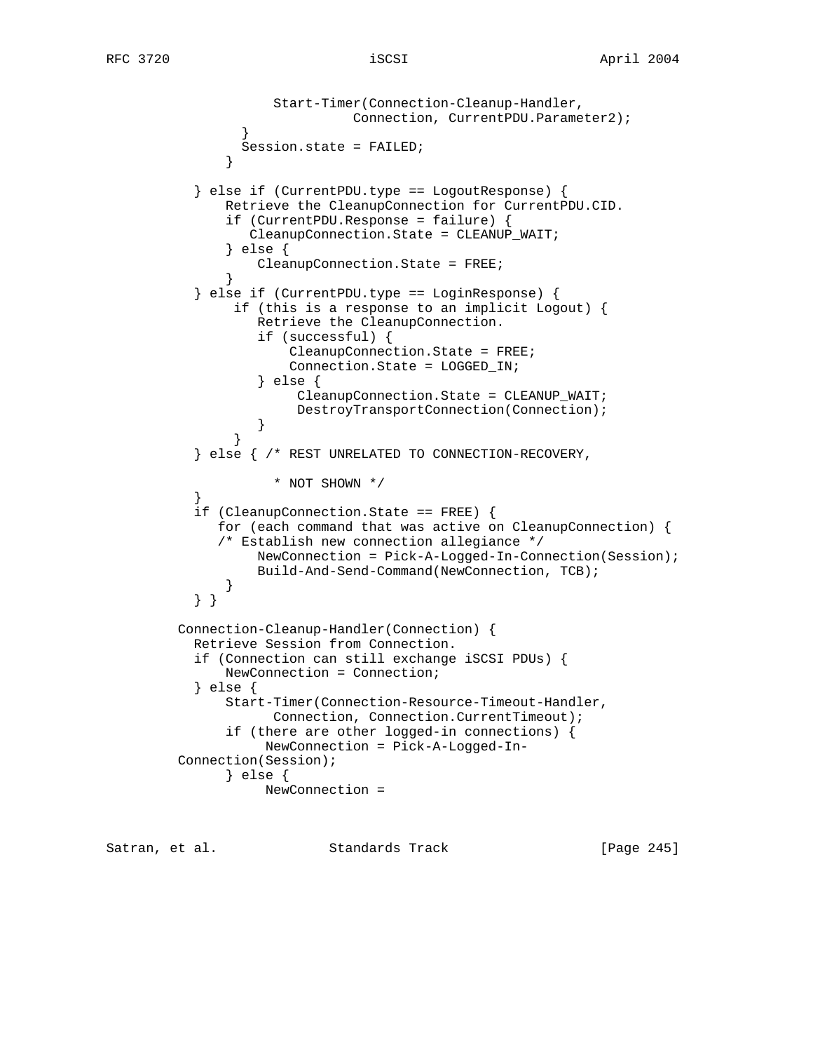```
                  Start-Timer(Connection-Cleanup-Handler,
                            Connection, CurrentPDU.Parameter2);
              }
              Session.state = FAILED;
            }

        } else if (CurrentPDU.type == LogoutResponse) {
            Retrieve the CleanupConnection for CurrentPDU.CID.
            if (CurrentPDU.Response = failure) {
               CleanupConnection.State = CLEANUP_WAIT;
            } else {
                CleanupConnection.State = FREE;
            }
        } else if (CurrentPDU.type == LoginResponse) {
             if (this is a response to an implicit Logout) {
                Retrieve the CleanupConnection.
                if (successful) {
                    CleanupConnection.State = FREE;
                    Connection.State = LOGGED_IN;
                } else {
                     CleanupConnection.State = CLEANUP_WAIT;
                     DestroyTransportConnection(Connection);
                }
             }
        } else { /* REST UNRELATED TO CONNECTION-RECOVERY,

                   * NOT SHOWN */
        }
        if (CleanupConnection.State == FREE) {
           for (each command that was active on CleanupConnection) {
           /* Establish new connection allegiance */
                NewConnection = Pick-A-Logged-In-Connection(Session);
                Build-And-Send-Command(NewConnection, TCB);
            }
        } }

      Connection-Cleanup-Handler(Connection) {
        Retrieve Session from Connection.
        if (Connection can still exchange iSCSI PDUs) {
            NewConnection = Connection;
        } else {
            Start-Timer(Connection-Resource-Timeout-Handler,
                  Connection, Connection.CurrentTimeout);
            if (there are other logged-in connections) {
                 NewConnection = Pick-A-Logged-In-
      Connection(Session);
            } else {
                 NewConnection =
```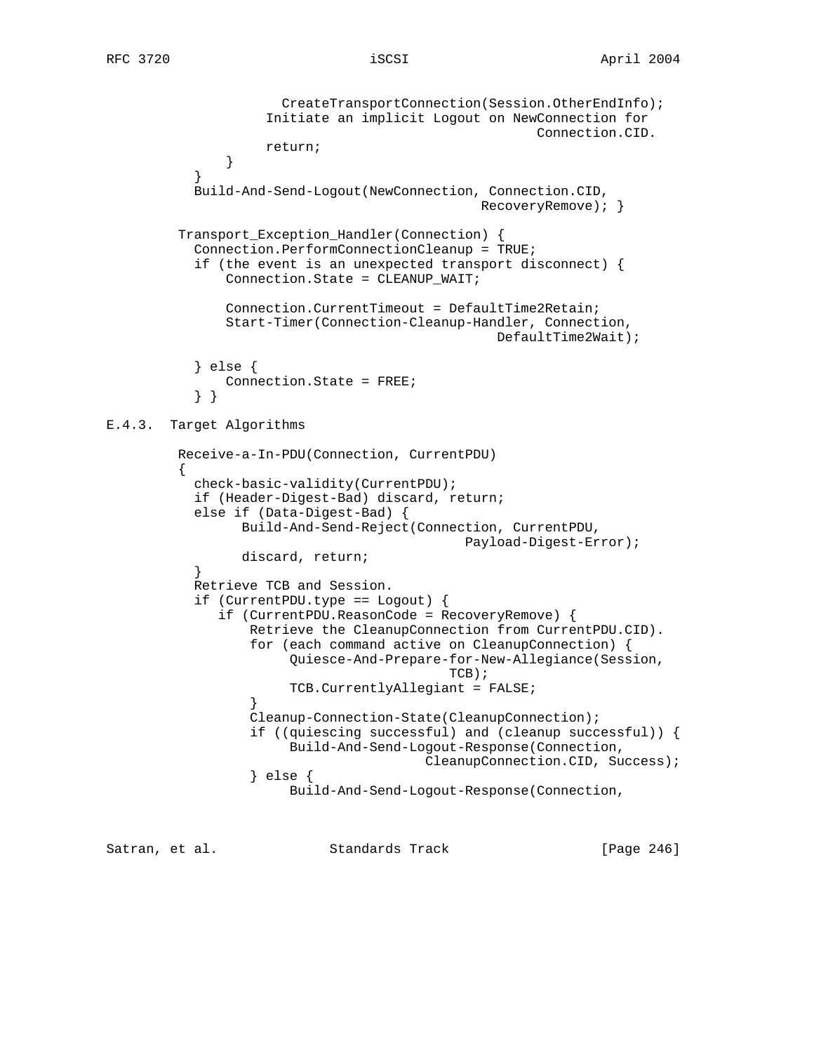```
                    CreateTransportConnection(Session.OtherEndInfo);
                  Initiate an implicit Logout on NewConnection for
                                                  Connection.CID.
                  return;
              }
          }
          Build-And-Send-Logout(NewConnection, Connection.CID,
                                              RecoveryRemove); }

        Transport_Exception_Handler(Connection) {
          Connection.PerformConnectionCleanup = TRUE;
          if (the event is an unexpected transport disconnect) {
              Connection.State = CLEANUP_WAIT;

              Connection.CurrentTimeout = DefaultTime2Retain;
              Start-Timer(Connection-Cleanup-Handler, Connection,
                                                DefaultTime2Wait);

          } else {
              Connection.State = FREE;
          } }
```

E.4.3. Target Algorithms

```
        Receive-a-In-PDU(Connection, CurrentPDU)
        {
          check-basic-validity(CurrentPDU);
          if (Header-Digest-Bad) discard, return;
          else if (Data-Digest-Bad) {
                Build-And-Send-Reject(Connection, CurrentPDU,
                                          Payload-Digest-Error);
                discard, return;
          }
          Retrieve TCB and Session.
          if (CurrentPDU.type == Logout) {
             if (CurrentPDU.ReasonCode = RecoveryRemove) {
                 Retrieve the CleanupConnection from CurrentPDU.CID).
                 for (each command active on CleanupConnection) {
                      Quiesce-And-Prepare-for-New-Allegiance(Session,
                                          TCB);
                      TCB.CurrentlyAllegiant = FALSE;
                 }
                 Cleanup-Connection-State(CleanupConnection);
                 if ((quiescing successful) and (cleanup successful)) {
                      Build-And-Send-Logout-Response(Connection,
                                   CleanupConnection.CID, Success);
                 } else {
                      Build-And-Send-Logout-Response(Connection,
```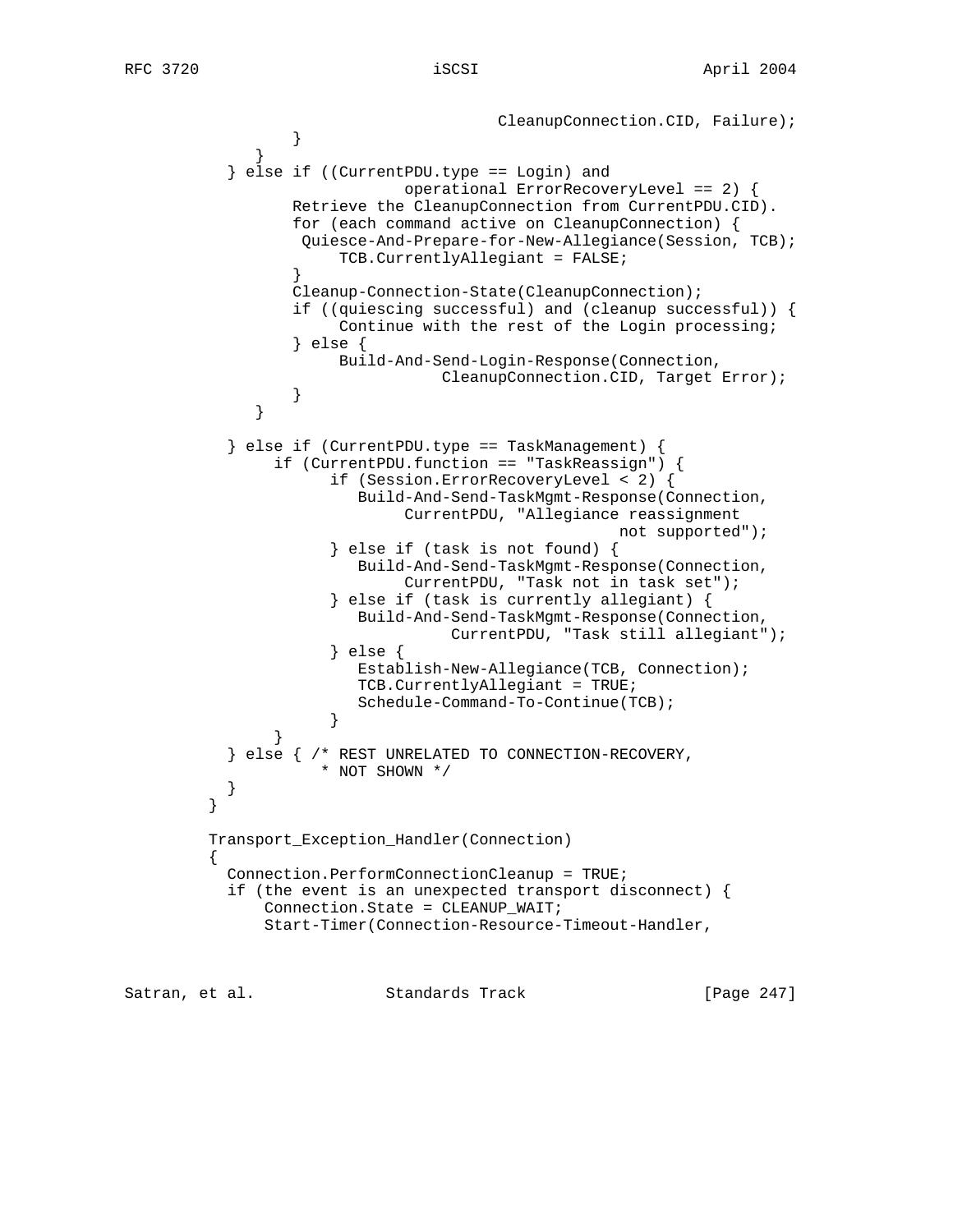```
                                   CleanupConnection.CID, Failure);
              }
           }
         } else if ((CurrentPDU.type == Login) and
                         operational ErrorRecoveryLevel == 2) {
              Retrieve the CleanupConnection from CurrentPDU.CID).
              for (each command active on CleanupConnection) {
               Quiesce-And-Prepare-for-New-Allegiance(Session, TCB);
                   TCB.CurrentlyAllegiant = FALSE;
              }
              Cleanup-Connection-State(CleanupConnection);
              if ((quiescing successful) and (cleanup successful)) {
                   Continue with the rest of the Login processing;
              } else {
                   Build-And-Send-Login-Response(Connection,
                              CleanupConnection.CID, Target Error);
              }
           }

         } else if (CurrentPDU.type == TaskManagement) {
              if (CurrentPDU.function == "TaskReassign") {
                    if (Session.ErrorRecoveryLevel < 2) {
                       Build-And-Send-TaskMgmt-Response(Connection,
                            CurrentPDU, "Allegiance reassignment
                                               not supported");
                    } else if (task is not found) {
                       Build-And-Send-TaskMgmt-Response(Connection,
                            CurrentPDU, "Task not in task set");
                    } else if (task is currently allegiant) {
                       Build-And-Send-TaskMgmt-Response(Connection,
                               CurrentPDU, "Task still allegiant");
                    } else {
                       Establish-New-Allegiance(TCB, Connection);
                       TCB.CurrentlyAllegiant = TRUE;
                       Schedule-Command-To-Continue(TCB);
                    }
              }
         } else { /* REST UNRELATED TO CONNECTION-RECOVERY,
                   * NOT SHOWN */
         }
       }

       Transport_Exception_Handler(Connection)
       {
         Connection.PerformConnectionCleanup = TRUE;
         if (the event is an unexpected transport disconnect) {
             Connection.State = CLEANUP_WAIT;
             Start-Timer(Connection-Resource-Timeout-Handler,
```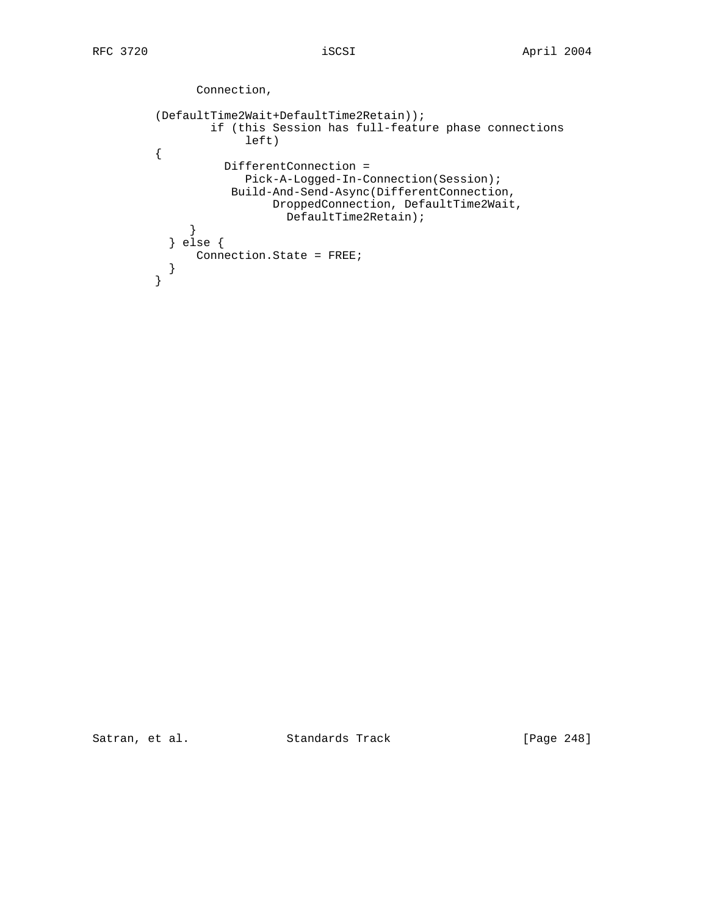```
              Connection,

        (DefaultTime2Wait+DefaultTime2Retain));
               if (this Session has full-feature phase connections
                    left)
        {
                 DifferentConnection =
                    Pick-A-Logged-In-Connection(Session);
                  Build-And-Send-Async(DifferentConnection,
                        DroppedConnection, DefaultTime2Wait,
                          DefaultTime2Retain);
            }
          } else {
              Connection.State = FREE;
          }
        }
```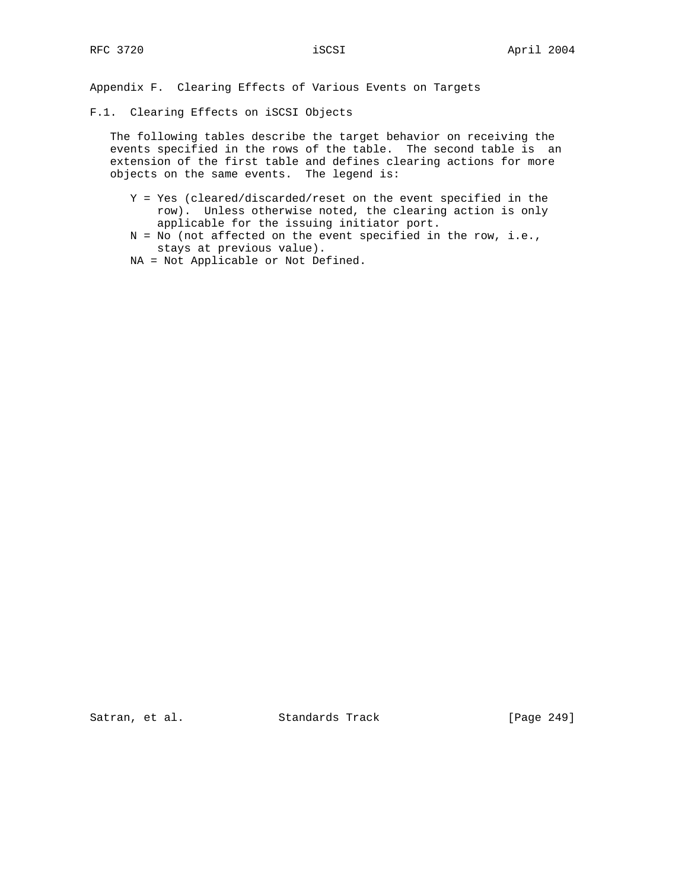# Appendix F. Clearing Effects of Various Events on Targets

## F.1. Clearing Effects on iSCSI Objects

The following tables describe the target behavior on receiving the events specified in the rows of the table. The second table is an extension of the first table and defines clearing actions for more objects on the same events. The legend is:

- Y = Yes (cleared/discarded/reset on the event specified in the row). Unless otherwise noted, the clearing action is only applicable for the issuing initiator port.
- N = No (not affected on the event specified in the row, i.e., stays at previous value).
- NA = Not Applicable or Not Defined.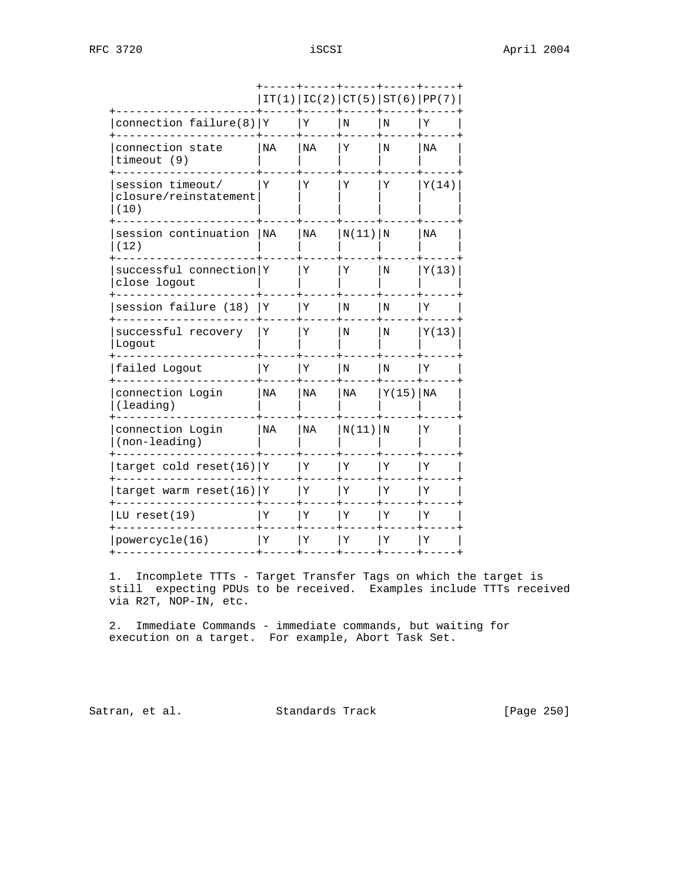| | IT(1) | IC(2) | CT(5) | ST(6) | PP(7) |
|---|---|---|---|---|---|
| connection failure(8) | Y | Y | N | N | Y |
| connection state timeout (9) | NA | NA | Y | N | NA |
| session timeout/ closure/reinstatement (10) | Y | Y | Y | Y | Y(14) |
| session continuation (12) | NA | NA | N(11) | N | NA |
| successful connection close logout | Y | Y | Y | N | Y(13) |
| session failure (18) | Y | Y | N | N | Y |
| successful recovery Logout | Y | Y | N | N | Y(13) |
| failed Logout | Y | Y | N | N | Y |
| connection Login (leading) | NA | NA | NA | Y(15) | NA |
| connection Login (non-leading) | NA | NA | N(11) | N | Y |
| target cold reset(16) | Y | Y | Y | Y | Y |
| target warm reset(16) | Y | Y | Y | Y | Y |
| LU reset(19) | Y | Y | Y | Y | Y |
| powercycle(16) | Y | Y | Y | Y | Y |

1. Incomplete TTTs - Target Transfer Tags on which the target is still expecting PDUs to be received. Examples include TTTs received via R2T, NOP-IN, etc.

2. Immediate Commands - immediate commands, but waiting for execution on a target. For example, Abort Task Set.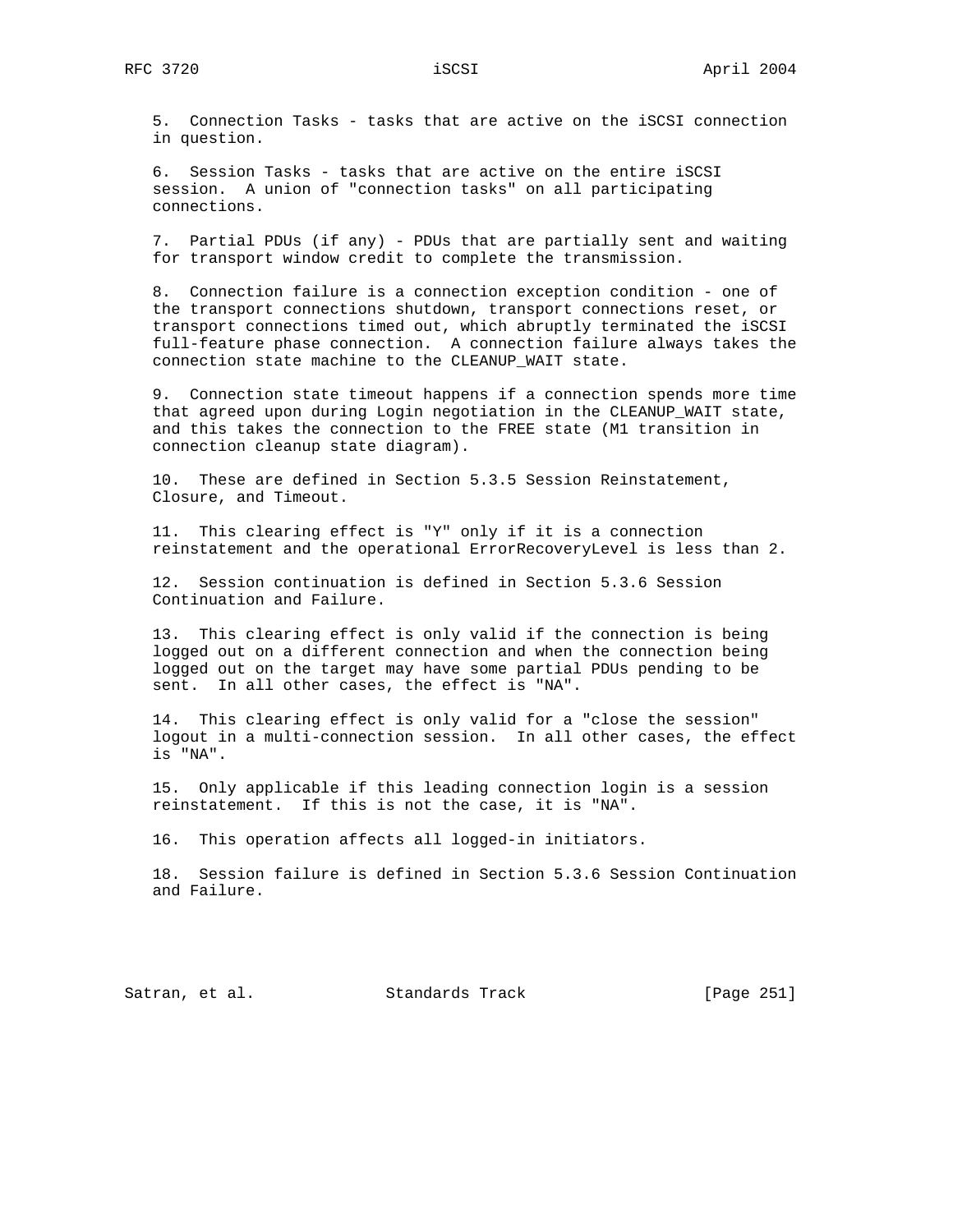5. Connection Tasks - tasks that are active on the iSCSI connection in question.

6. Session Tasks - tasks that are active on the entire iSCSI session. A union of "connection tasks" on all participating connections.

7. Partial PDUs (if any) - PDUs that are partially sent and waiting for transport window credit to complete the transmission.

8. Connection failure is a connection exception condition - one of the transport connections shutdown, transport connections reset, or transport connections timed out, which abruptly terminated the iSCSI full-feature phase connection. A connection failure always takes the connection state machine to the CLEANUP_WAIT state.

9. Connection state timeout happens if a connection spends more time that agreed upon during Login negotiation in the CLEANUP_WAIT state, and this takes the connection to the FREE state (M1 transition in connection cleanup state diagram).

10. These are defined in Section 5.3.5 Session Reinstatement, Closure, and Timeout.

11. This clearing effect is "Y" only if it is a connection reinstatement and the operational ErrorRecoveryLevel is less than 2.

12. Session continuation is defined in Section 5.3.6 Session Continuation and Failure.

13. This clearing effect is only valid if the connection is being logged out on a different connection and when the connection being logged out on the target may have some partial PDUs pending to be sent. In all other cases, the effect is "NA".

14. This clearing effect is only valid for a "close the session" logout in a multi-connection session. In all other cases, the effect is "NA".

15. Only applicable if this leading connection login is a session reinstatement. If this is not the case, it is "NA".

16. This operation affects all logged-in initiators.

18. Session failure is defined in Section 5.3.6 Session Continuation and Failure.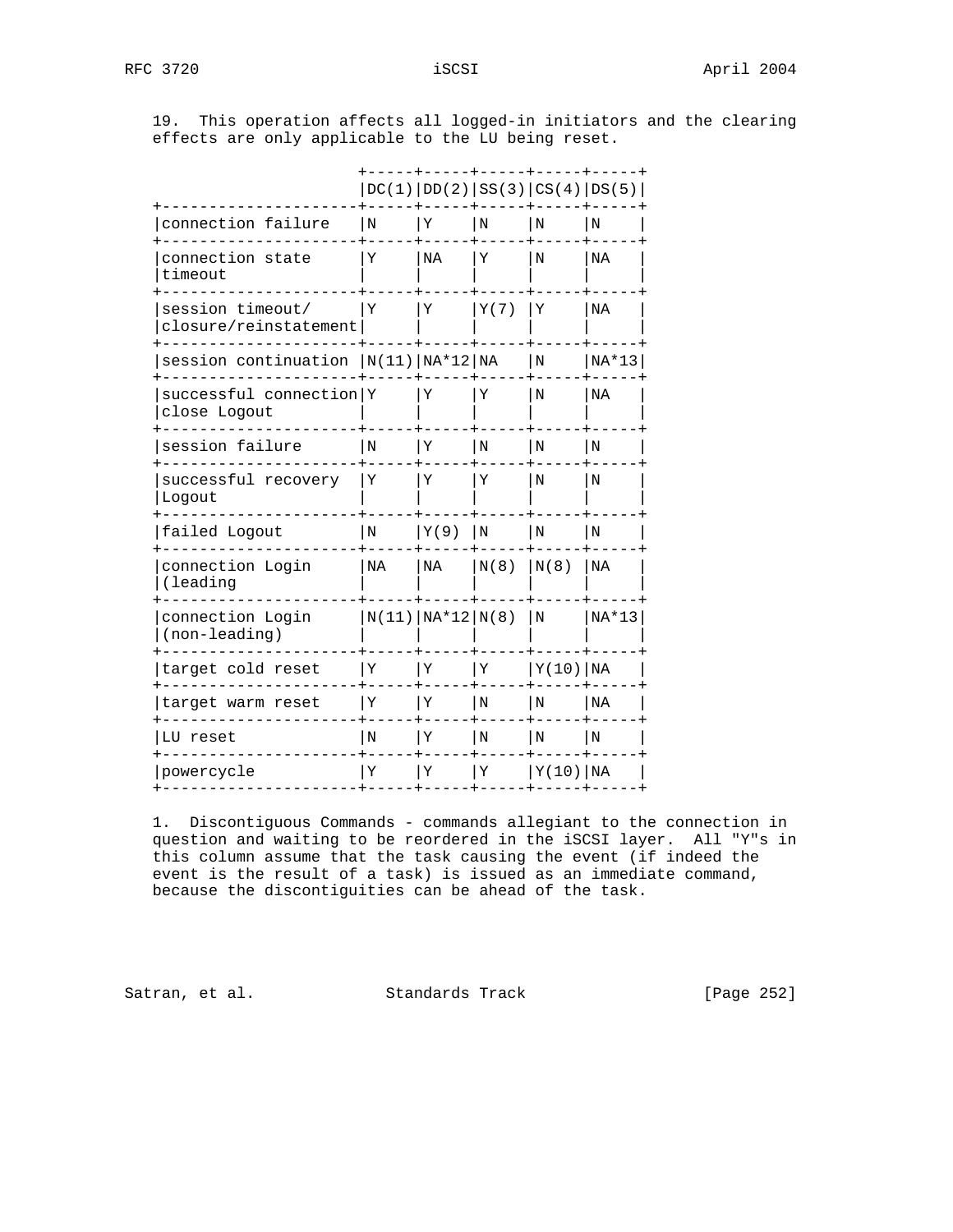19. This operation affects all logged-in initiators and the clearing effects are only applicable to the LU being reset.

| | DC(1) | DD(2) | SS(3) | CS(4) | DS(5) |
|---|---|---|---|---|---|
| connection failure | N | Y | N | N | N |
| connection state timeout | Y | NA | Y | N | NA |
| session timeout/ closure/reinstatement | Y | Y | Y(7) | Y | NA |
| session continuation | N(11) | NA*12 | NA | N | NA*13 |
| successful connection close Logout | Y | Y | Y | N | NA |
| session failure | N | Y | N | N | N |
| successful recovery Logout | Y | Y | Y | N | N |
| failed Logout | N | Y(9) | N | N | N |
| connection Login (leading | NA | NA | N(8) | N(8) | NA |
| connection Login (non-leading) | N(11) | NA*12 | N(8) | N | NA*13 |
| target cold reset | Y | Y | Y | Y(10) | NA |
| target warm reset | Y | Y | N | N | NA |
| LU reset | N | Y | N | N | N |
| powercycle | Y | Y | Y | Y(10) | NA |

1. Discontiguous Commands - commands allegiant to the connection in question and waiting to be reordered in the iSCSI layer. All "Y"s in this column assume that the task causing the event (if indeed the event is the result of a task) is issued as an immediate command, because the discontiguities can be ahead of the task.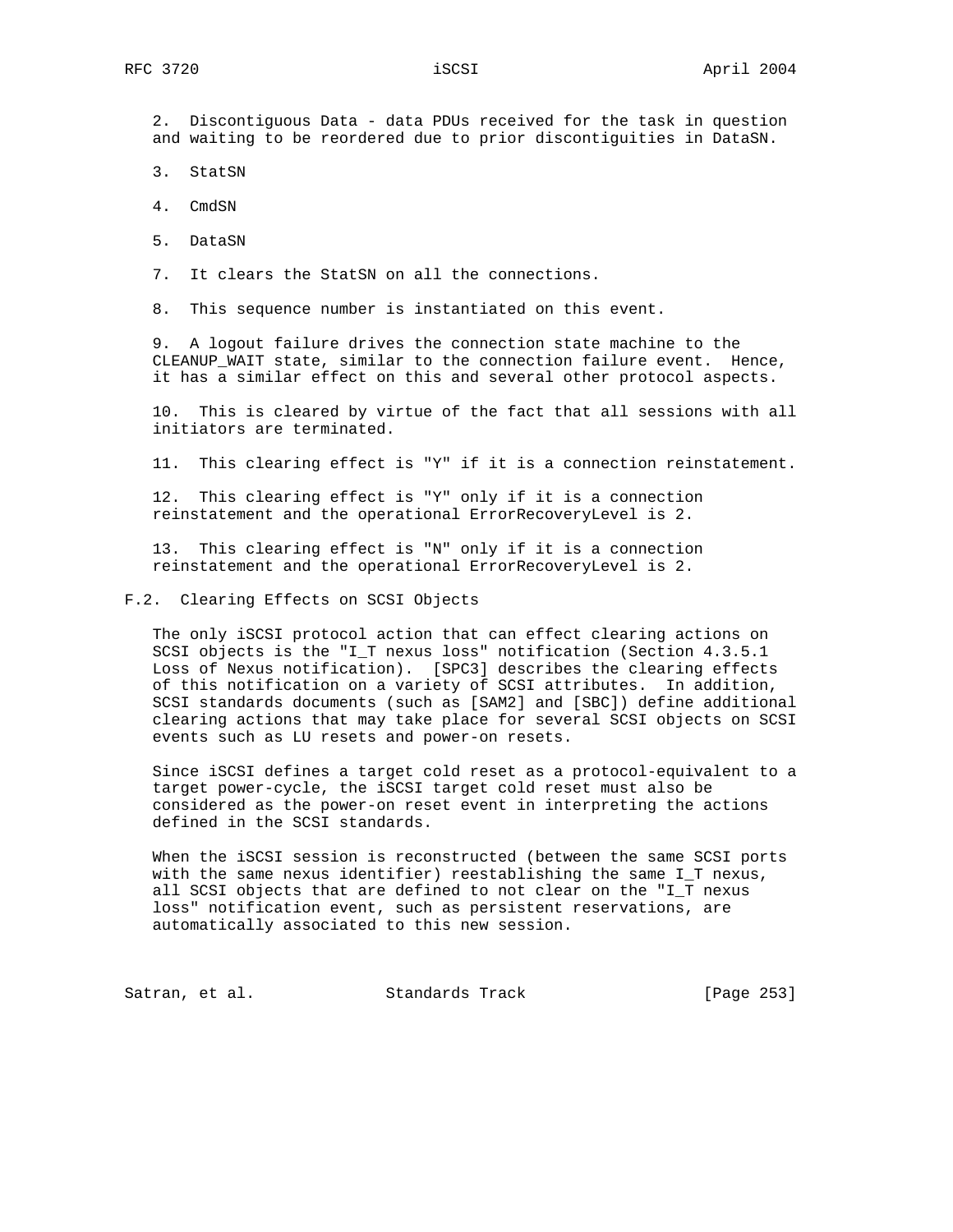2. Discontiguous Data - data PDUs received for the task in question and waiting to be reordered due to prior discontiguities in DataSN.

3. StatSN

4. CmdSN

5. DataSN

7. It clears the StatSN on all the connections.

8. This sequence number is instantiated on this event.

9. A logout failure drives the connection state machine to the CLEANUP_WAIT state, similar to the connection failure event. Hence, it has a similar effect on this and several other protocol aspects.

10. This is cleared by virtue of the fact that all sessions with all initiators are terminated.

11. This clearing effect is "Y" if it is a connection reinstatement.

12. This clearing effect is "Y" only if it is a connection reinstatement and the operational ErrorRecoveryLevel is 2.

13. This clearing effect is "N" only if it is a connection reinstatement and the operational ErrorRecoveryLevel is 2.

## F.2. Clearing Effects on SCSI Objects

The only iSCSI protocol action that can effect clearing actions on SCSI objects is the "I_T nexus loss" notification (Section 4.3.5.1 Loss of Nexus notification). [SPC3] describes the clearing effects of this notification on a variety of SCSI attributes. In addition, SCSI standards documents (such as [SAM2] and [SBC]) define additional clearing actions that may take place for several SCSI objects on SCSI events such as LU resets and power-on resets.

Since iSCSI defines a target cold reset as a protocol-equivalent to a target power-cycle, the iSCSI target cold reset must also be considered as the power-on reset event in interpreting the actions defined in the SCSI standards.

When the iSCSI session is reconstructed (between the same SCSI ports with the same nexus identifier) reestablishing the same I_T nexus, all SCSI objects that are defined to not clear on the "I_T nexus loss" notification event, such as persistent reservations, are automatically associated to this new session.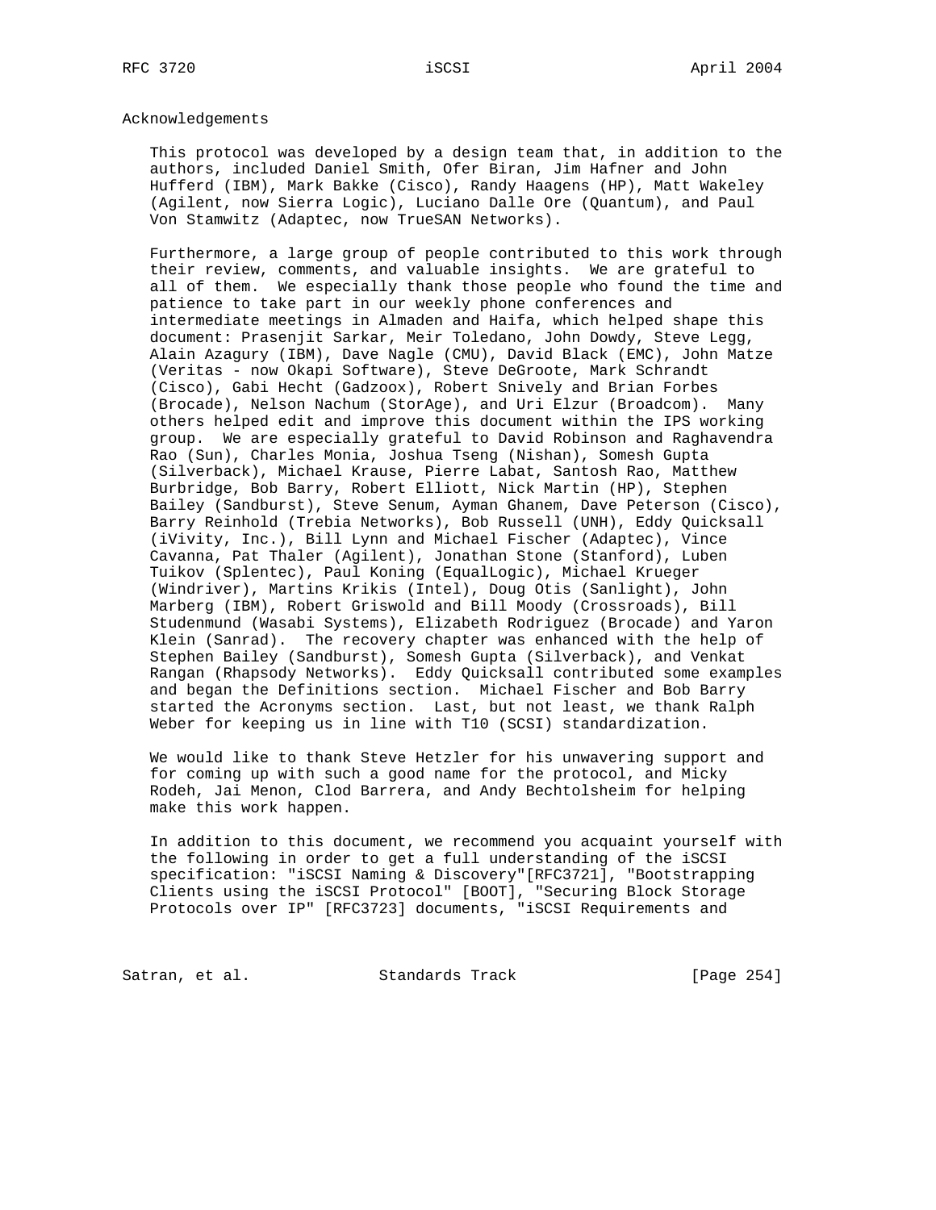## Acknowledgements

This protocol was developed by a design team that, in addition to the authors, included Daniel Smith, Ofer Biran, Jim Hafner and John Hufferd (IBM), Mark Bakke (Cisco), Randy Haagens (HP), Matt Wakeley (Agilent, now Sierra Logic), Luciano Dalle Ore (Quantum), and Paul Von Stamwitz (Adaptec, now TrueSAN Networks).

Furthermore, a large group of people contributed to this work through their review, comments, and valuable insights. We are grateful to all of them. We especially thank those people who found the time and patience to take part in our weekly phone conferences and intermediate meetings in Almaden and Haifa, which helped shape this document: Prasenjit Sarkar, Meir Toledano, John Dowdy, Steve Legg, Alain Azagury (IBM), Dave Nagle (CMU), David Black (EMC), John Matze (Veritas - now Okapi Software), Steve DeGroote, Mark Schrandt (Cisco), Gabi Hecht (Gadzoox), Robert Snively and Brian Forbes (Brocade), Nelson Nachum (StorAge), and Uri Elzur (Broadcom). Many others helped edit and improve this document within the IPS working group. We are especially grateful to David Robinson and Raghavendra Rao (Sun), Charles Monia, Joshua Tseng (Nishan), Somesh Gupta (Silverback), Michael Krause, Pierre Labat, Santosh Rao, Matthew Burbridge, Bob Barry, Robert Elliott, Nick Martin (HP), Stephen Bailey (Sandburst), Steve Senum, Ayman Ghanem, Dave Peterson (Cisco), Barry Reinhold (Trebia Networks), Bob Russell (UNH), Eddy Quicksall (iVivity, Inc.), Bill Lynn and Michael Fischer (Adaptec), Vince Cavanna, Pat Thaler (Agilent), Jonathan Stone (Stanford), Luben Tuikov (Splentec), Paul Koning (EqualLogic), Michael Krueger (Windriver), Martins Krikis (Intel), Doug Otis (Sanlight), John Marberg (IBM), Robert Griswold and Bill Moody (Crossroads), Bill Studenmund (Wasabi Systems), Elizabeth Rodriguez (Brocade) and Yaron Klein (Sanrad). The recovery chapter was enhanced with the help of Stephen Bailey (Sandburst), Somesh Gupta (Silverback), and Venkat Rangan (Rhapsody Networks). Eddy Quicksall contributed some examples and began the Definitions section. Michael Fischer and Bob Barry started the Acronyms section. Last, but not least, we thank Ralph Weber for keeping us in line with T10 (SCSI) standardization.

We would like to thank Steve Hetzler for his unwavering support and for coming up with such a good name for the protocol, and Micky Rodeh, Jai Menon, Clod Barrera, and Andy Bechtolsheim for helping make this work happen.

In addition to this document, we recommend you acquaint yourself with the following in order to get a full understanding of the iSCSI specification: "iSCSI Naming & Discovery"[RFC3721], "Bootstrapping Clients using the iSCSI Protocol" [BOOT], "Securing Block Storage Protocols over IP" [RFC3723] documents, "iSCSI Requirements and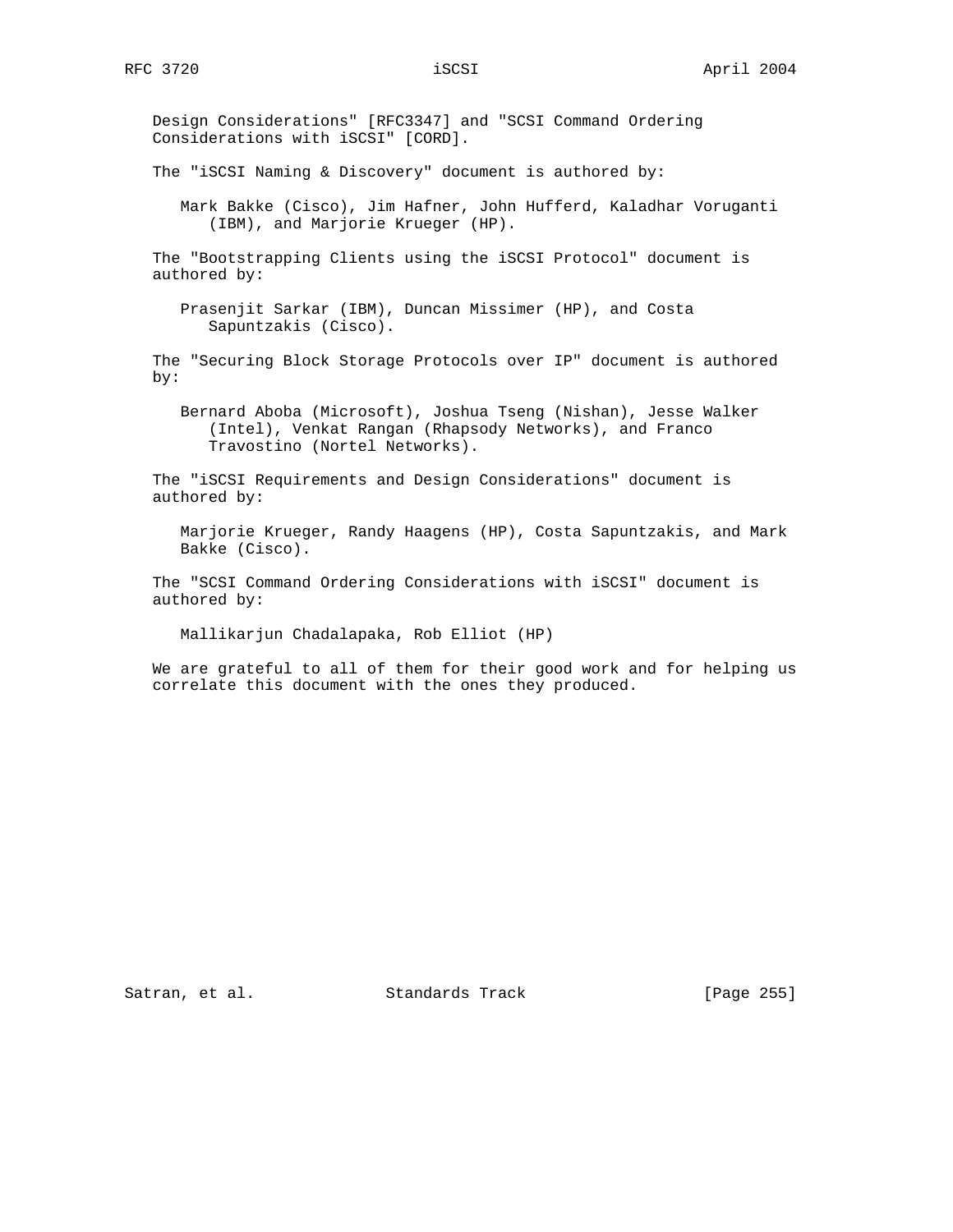Design Considerations" [RFC3347] and "SCSI Command Ordering Considerations with iSCSI" [CORD].

The "iSCSI Naming & Discovery" document is authored by:

Mark Bakke (Cisco), Jim Hafner, John Hufferd, Kaladhar Voruganti (IBM), and Marjorie Krueger (HP).

The "Bootstrapping Clients using the iSCSI Protocol" document is authored by:

Prasenjit Sarkar (IBM), Duncan Missimer (HP), and Costa Sapuntzakis (Cisco).

The "Securing Block Storage Protocols over IP" document is authored by:

Bernard Aboba (Microsoft), Joshua Tseng (Nishan), Jesse Walker (Intel), Venkat Rangan (Rhapsody Networks), and Franco Travostino (Nortel Networks).

The "iSCSI Requirements and Design Considerations" document is authored by:

Marjorie Krueger, Randy Haagens (HP), Costa Sapuntzakis, and Mark Bakke (Cisco).

The "SCSI Command Ordering Considerations with iSCSI" document is authored by:

Mallikarjun Chadalapaka, Rob Elliot (HP)

We are grateful to all of them for their good work and for helping us correlate this document with the ones they produced.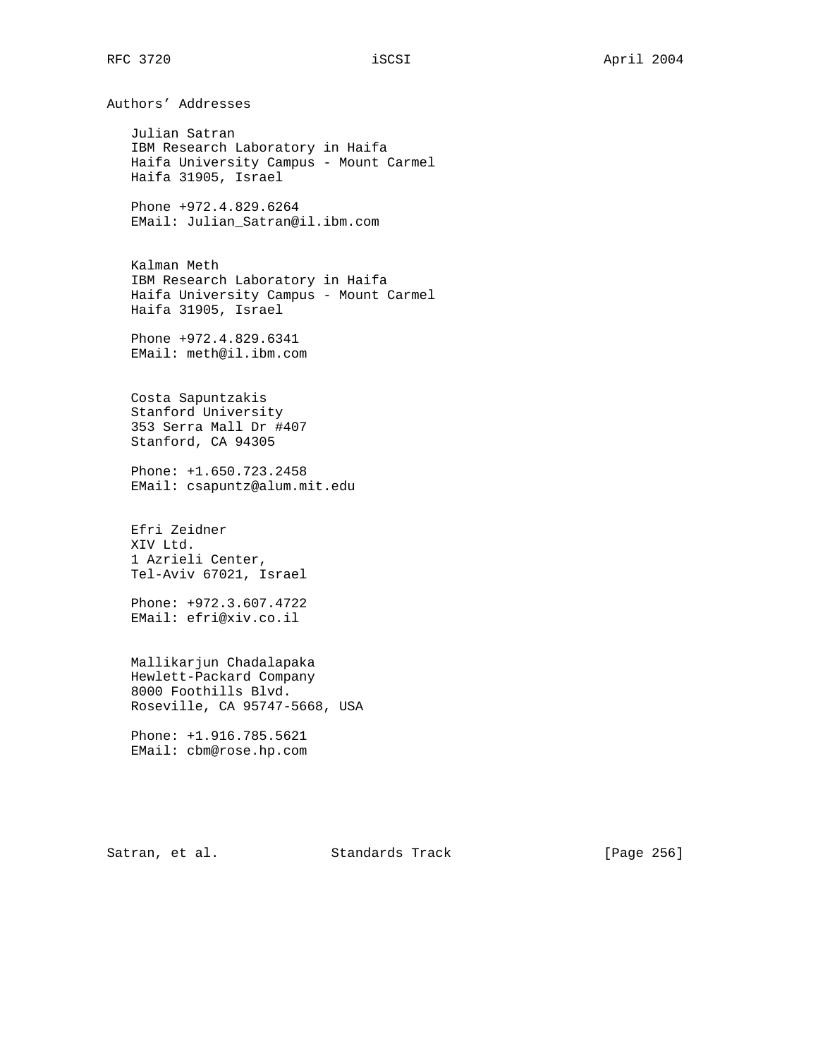## Authors' Addresses

Julian Satran
IBM Research Laboratory in Haifa
Haifa University Campus - Mount Carmel
Haifa 31905, Israel

Phone +972.4.829.6264
EMail: Julian_Satran@il.ibm.com

Kalman Meth
IBM Research Laboratory in Haifa
Haifa University Campus - Mount Carmel
Haifa 31905, Israel

Phone +972.4.829.6341
EMail: meth@il.ibm.com

Costa Sapuntzakis
Stanford University
353 Serra Mall Dr #407
Stanford, CA 94305

Phone: +1.650.723.2458
EMail: csapuntz@alum.mit.edu

Efri Zeidner
XIV Ltd.
1 Azrieli Center,
Tel-Aviv 67021, Israel

Phone: +972.3.607.4722
EMail: efri@xiv.co.il

Mallikarjun Chadalapaka
Hewlett-Packard Company
8000 Foothills Blvd.
Roseville, CA 95747-5668, USA

Phone: +1.916.785.5621
EMail: cbm@rose.hp.com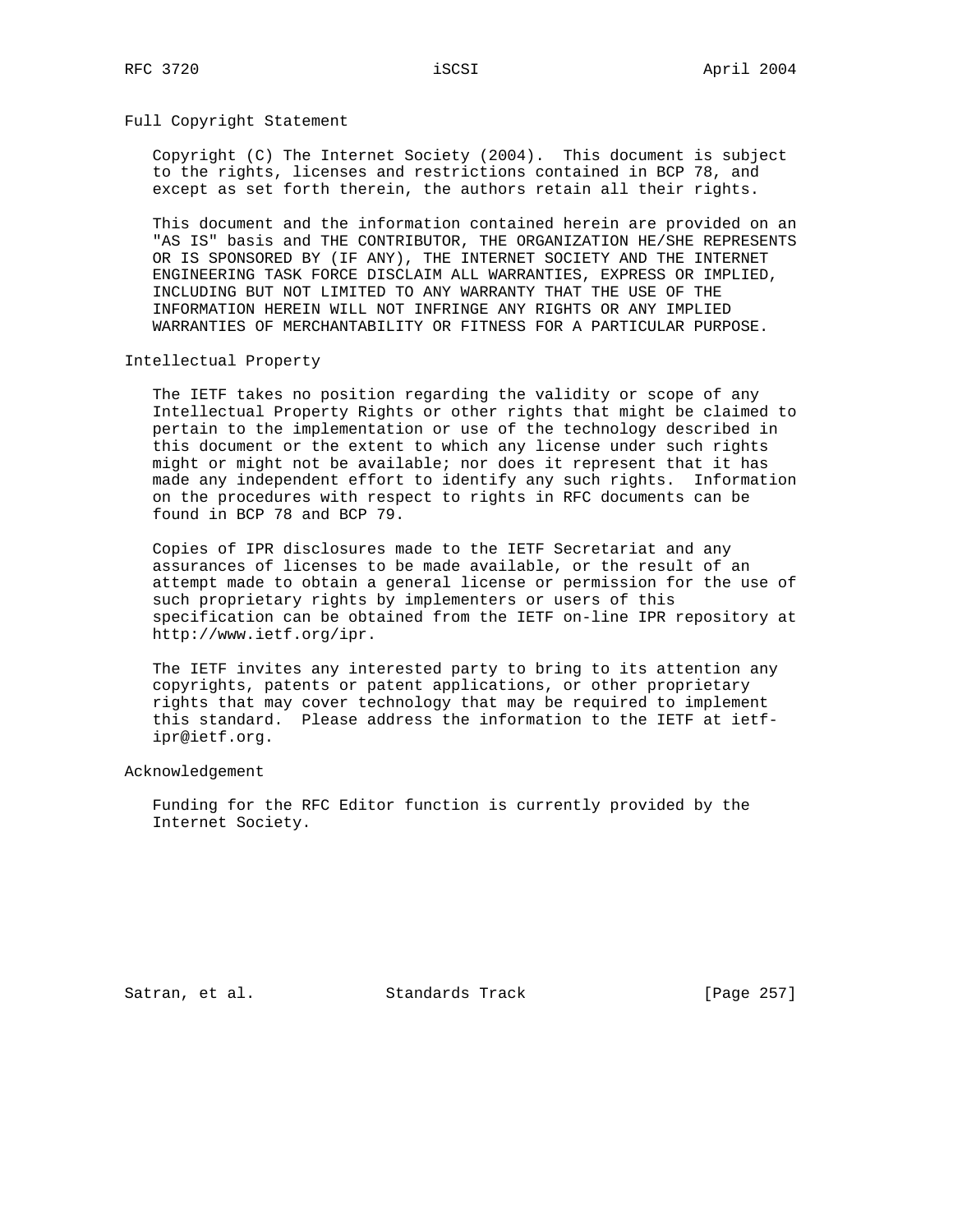## Full Copyright Statement

Copyright (C) The Internet Society (2004). This document is subject to the rights, licenses and restrictions contained in BCP 78, and except as set forth therein, the authors retain all their rights.

This document and the information contained herein are provided on an "AS IS" basis and THE CONTRIBUTOR, THE ORGANIZATION HE/SHE REPRESENTS OR IS SPONSORED BY (IF ANY), THE INTERNET SOCIETY AND THE INTERNET ENGINEERING TASK FORCE DISCLAIM ALL WARRANTIES, EXPRESS OR IMPLIED, INCLUDING BUT NOT LIMITED TO ANY WARRANTY THAT THE USE OF THE INFORMATION HEREIN WILL NOT INFRINGE ANY RIGHTS OR ANY IMPLIED WARRANTIES OF MERCHANTABILITY OR FITNESS FOR A PARTICULAR PURPOSE.

## Intellectual Property

The IETF takes no position regarding the validity or scope of any Intellectual Property Rights or other rights that might be claimed to pertain to the implementation or use of the technology described in this document or the extent to which any license under such rights might or might not be available; nor does it represent that it has made any independent effort to identify any such rights. Information on the procedures with respect to rights in RFC documents can be found in BCP 78 and BCP 79.

Copies of IPR disclosures made to the IETF Secretariat and any assurances of licenses to be made available, or the result of an attempt made to obtain a general license or permission for the use of such proprietary rights by implementers or users of this specification can be obtained from the IETF on-line IPR repository at http://www.ietf.org/ipr.

The IETF invites any interested party to bring to its attention any copyrights, patents or patent applications, or other proprietary rights that may cover technology that may be required to implement this standard. Please address the information to the IETF at ietf-ipr@ietf.org.

## Acknowledgement

Funding for the RFC Editor function is currently provided by the Internet Society.